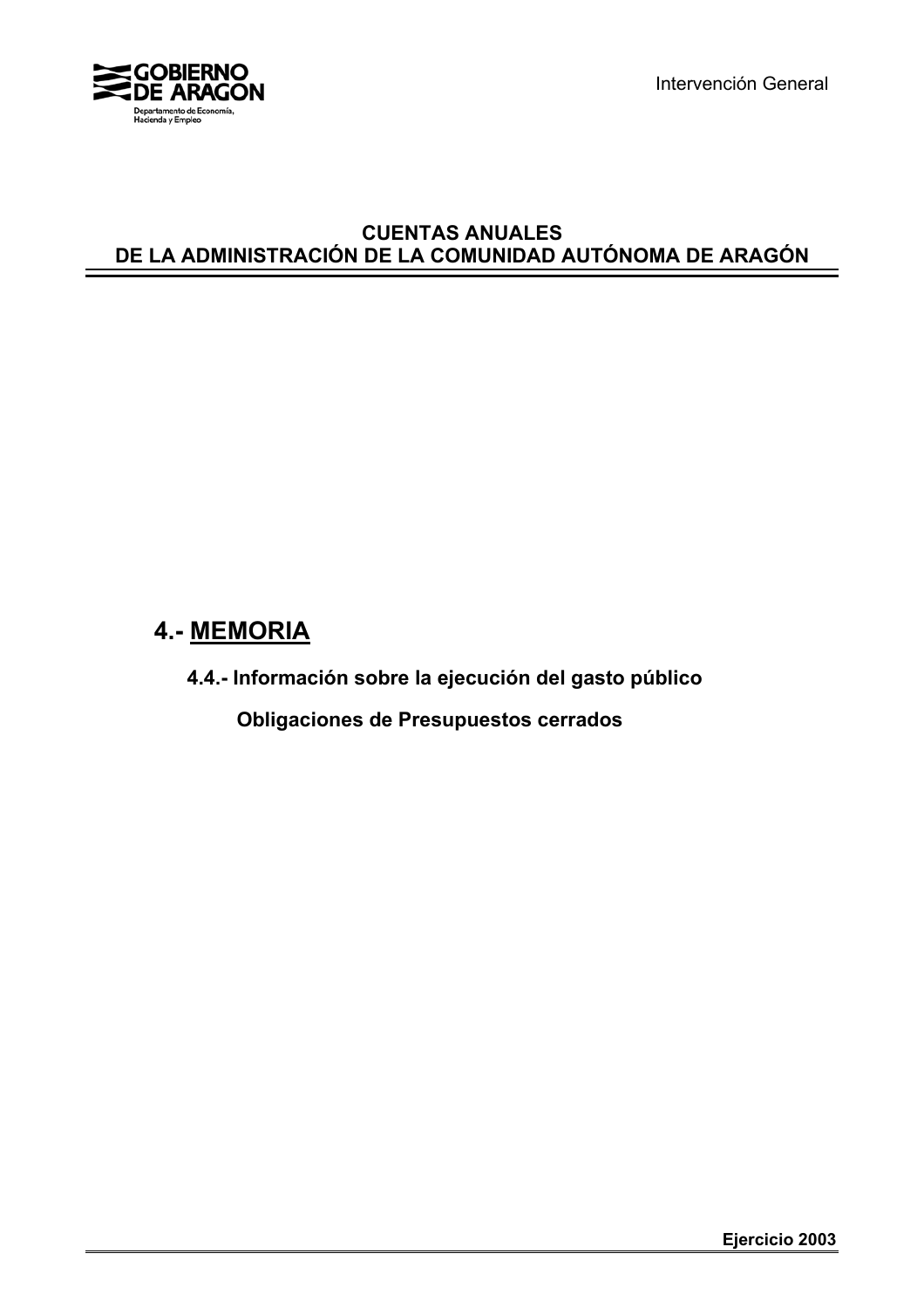GOBIERNO DE ARAGON

Departamento de Economía, Hacienda y Empleo

Intervención General

# CUENTAS ANUALES
# DE LA ADMINISTRACIÓN DE LA COMUNIDAD AUTÓNOMA DE ARAGÓN

## 4.- MEMORIA

### 4.4.- Información sobre la ejecución del gasto público

#### Obligaciones de Presupuestos cerrados

**Ejercicio 2003**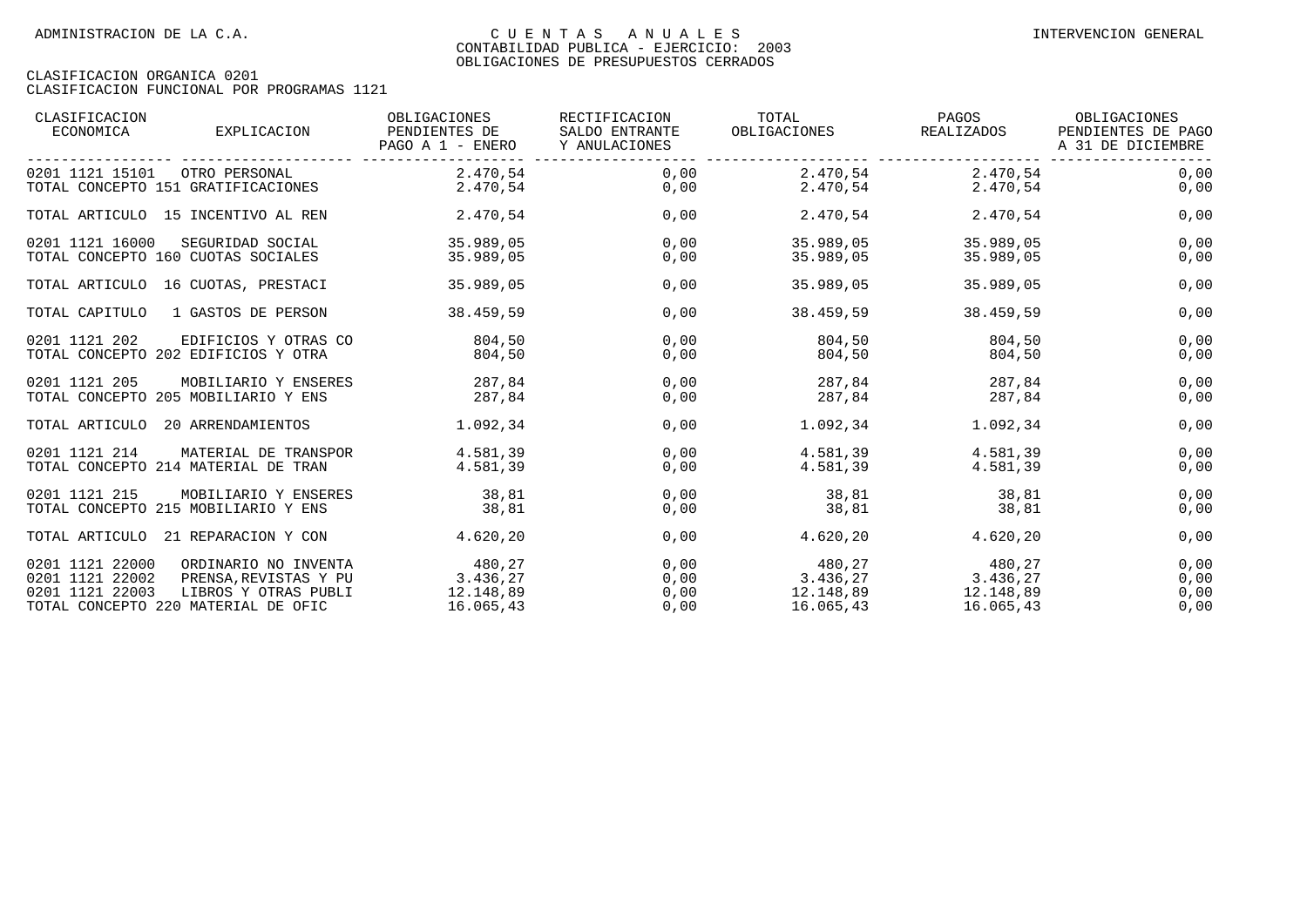ADMINISTRACION DE LA C.A.

CUENTAS ANUALES
CONTABILIDAD PUBLICA - EJERCICIO: 2003
OBLIGACIONES DE PRESUPUESTOS CERRADOS

INTERVENCION GENERAL

CLASIFICACION ORGANICA 0201
CLASIFICACION FUNCIONAL POR PROGRAMAS 1121

| CLASIFICACION ECONOMICA | EXPLICACION | OBLIGACIONES PENDIENTES DE PAGO A 1 - ENERO | RECTIFICACION SALDO ENTRANTE Y ANULACIONES | TOTAL OBLIGACIONES | PAGOS REALIZADOS | OBLIGACIONES PENDIENTES DE PAGO A 31 DE DICIEMBRE |
|---|---|---|---|---|---|---|
| 0201 1121 15101 | OTRO PERSONAL | 2.470,54 | 0,00 | 2.470,54 | 2.470,54 | 0,00 |
| TOTAL CONCEPTO 151 | GRATIFICACIONES | 2.470,54 | 0,00 | 2.470,54 | 2.470,54 | 0,00 |
| TOTAL ARTICULO | 15 INCENTIVO AL REN | 2.470,54 | 0,00 | 2.470,54 | 2.470,54 | 0,00 |
| 0201 1121 16000 | SEGURIDAD SOCIAL | 35.989,05 | 0,00 | 35.989,05 | 35.989,05 | 0,00 |
| TOTAL CONCEPTO 160 | CUOTAS SOCIALES | 35.989,05 | 0,00 | 35.989,05 | 35.989,05 | 0,00 |
| TOTAL ARTICULO | 16 CUOTAS, PRESTACI | 35.989,05 | 0,00 | 35.989,05 | 35.989,05 | 0,00 |
| TOTAL CAPITULO | 1 GASTOS DE PERSON | 38.459,59 | 0,00 | 38.459,59 | 38.459,59 | 0,00 |
| 0201 1121 202 | EDIFICIOS Y OTRAS CO | 804,50 | 0,00 | 804,50 | 804,50 | 0,00 |
| TOTAL CONCEPTO 202 | EDIFICIOS Y OTRA | 804,50 | 0,00 | 804,50 | 804,50 | 0,00 |
| 0201 1121 205 | MOBILIARIO Y ENSERES | 287,84 | 0,00 | 287,84 | 287,84 | 0,00 |
| TOTAL CONCEPTO 205 | MOBILIARIO Y ENS | 287,84 | 0,00 | 287,84 | 287,84 | 0,00 |
| TOTAL ARTICULO | 20 ARRENDAMIENTOS | 1.092,34 | 0,00 | 1.092,34 | 1.092,34 | 0,00 |
| 0201 1121 214 | MATERIAL DE TRANSPOR | 4.581,39 | 0,00 | 4.581,39 | 4.581,39 | 0,00 |
| TOTAL CONCEPTO 214 | MATERIAL DE TRAN | 4.581,39 | 0,00 | 4.581,39 | 4.581,39 | 0,00 |
| 0201 1121 215 | MOBILIARIO Y ENSERES | 38,81 | 0,00 | 38,81 | 38,81 | 0,00 |
| TOTAL CONCEPTO 215 | MOBILIARIO Y ENS | 38,81 | 0,00 | 38,81 | 38,81 | 0,00 |
| TOTAL ARTICULO | 21 REPARACION Y CON | 4.620,20 | 0,00 | 4.620,20 | 4.620,20 | 0,00 |
| 0201 1121 22000 | ORDINARIO NO INVENTA | 480,27 | 0,00 | 480,27 | 480,27 | 0,00 |
| 0201 1121 22002 | PRENSA,REVISTAS Y PU | 3.436,27 | 0,00 | 3.436,27 | 3.436,27 | 0,00 |
| 0201 1121 22003 | LIBROS Y OTRAS PUBLI | 12.148,89 | 0,00 | 12.148,89 | 12.148,89 | 0,00 |
| TOTAL CONCEPTO 220 | MATERIAL DE OFIC | 16.065,43 | 0,00 | 16.065,43 | 16.065,43 | 0,00 |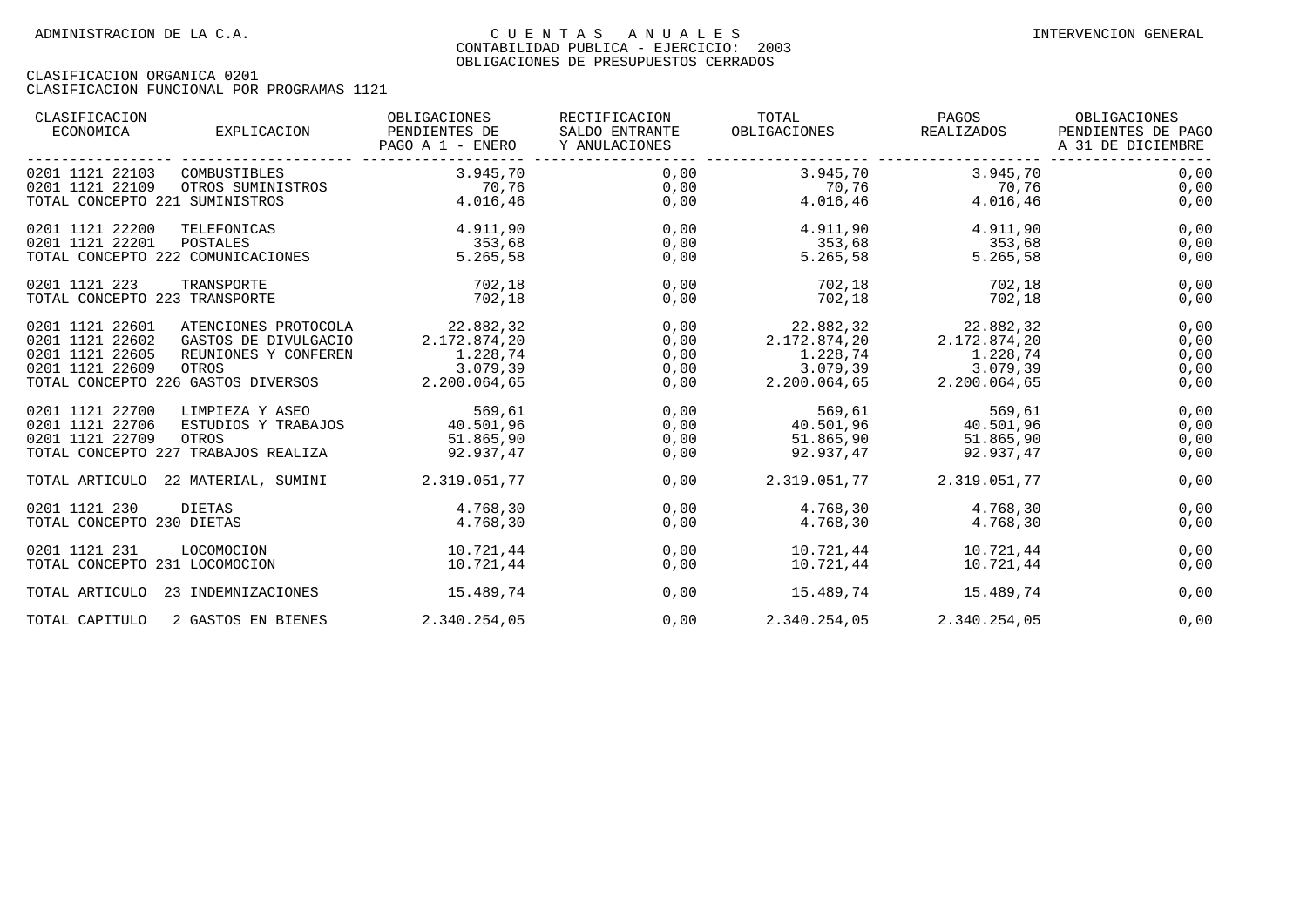ADMINISTRACION DE LA C.A. — CUENTAS ANUALES — INTERVENCION GENERAL

CONTABILIDAD PUBLICA - EJERCICIO: 2003

OBLIGACIONES DE PRESUPUESTOS CERRADOS

CLASIFICACION ORGANICA 0201

CLASIFICACION FUNCIONAL POR PROGRAMAS 1121

| CLASIFICACION ECONOMICA | EXPLICACION | OBLIGACIONES PENDIENTES DE PAGO A 1 - ENERO | RECTIFICACION SALDO ENTRANTE Y ANULACIONES | TOTAL OBLIGACIONES | PAGOS REALIZADOS | OBLIGACIONES PENDIENTES DE PAGO A 31 DE DICIEMBRE |
|---|---|---|---|---|---|---|
| 0201 1121 22103 | COMBUSTIBLES | 3.945,70 | 0,00 | 3.945,70 | 3.945,70 | 0,00 |
| 0201 1121 22109 | OTROS SUMINISTROS | 70,76 | 0,00 | 70,76 | 70,76 | 0,00 |
| TOTAL CONCEPTO 221 SUMINISTROS | | 4.016,46 | 0,00 | 4.016,46 | 4.016,46 | 0,00 |
| 0201 1121 22200 | TELEFONICAS | 4.911,90 | 0,00 | 4.911,90 | 4.911,90 | 0,00 |
| 0201 1121 22201 | POSTALES | 353,68 | 0,00 | 353,68 | 353,68 | 0,00 |
| TOTAL CONCEPTO 222 COMUNICACIONES | | 5.265,58 | 0,00 | 5.265,58 | 5.265,58 | 0,00 |
| 0201 1121 223 | TRANSPORTE | 702,18 | 0,00 | 702,18 | 702,18 | 0,00 |
| TOTAL CONCEPTO 223 TRANSPORTE | | 702,18 | 0,00 | 702,18 | 702,18 | 0,00 |
| 0201 1121 22601 | ATENCIONES PROTOCOLA | 22.882,32 | 0,00 | 22.882,32 | 22.882,32 | 0,00 |
| 0201 1121 22602 | GASTOS DE DIVULGACIO | 2.172.874,20 | 0,00 | 2.172.874,20 | 2.172.874,20 | 0,00 |
| 0201 1121 22605 | REUNIONES Y CONFEREN | 1.228,74 | 0,00 | 1.228,74 | 1.228,74 | 0,00 |
| 0201 1121 22609 | OTROS | 3.079,39 | 0,00 | 3.079,39 | 3.079,39 | 0,00 |
| TOTAL CONCEPTO 226 GASTOS DIVERSOS | | 2.200.064,65 | 0,00 | 2.200.064,65 | 2.200.064,65 | 0,00 |
| 0201 1121 22700 | LIMPIEZA Y ASEO | 569,61 | 0,00 | 569,61 | 569,61 | 0,00 |
| 0201 1121 22706 | ESTUDIOS Y TRABAJOS | 40.501,96 | 0,00 | 40.501,96 | 40.501,96 | 0,00 |
| 0201 1121 22709 | OTROS | 51.865,90 | 0,00 | 51.865,90 | 51.865,90 | 0,00 |
| TOTAL CONCEPTO 227 TRABAJOS REALIZA | | 92.937,47 | 0,00 | 92.937,47 | 92.937,47 | 0,00 |
| TOTAL ARTICULO 22 MATERIAL, SUMINI | | 2.319.051,77 | 0,00 | 2.319.051,77 | 2.319.051,77 | 0,00 |
| 0201 1121 230 | DIETAS | 4.768,30 | 0,00 | 4.768,30 | 4.768,30 | 0,00 |
| TOTAL CONCEPTO 230 DIETAS | | 4.768,30 | 0,00 | 4.768,30 | 4.768,30 | 0,00 |
| 0201 1121 231 | LOCOMOCION | 10.721,44 | 0,00 | 10.721,44 | 10.721,44 | 0,00 |
| TOTAL CONCEPTO 231 LOCOMOCION | | 10.721,44 | 0,00 | 10.721,44 | 10.721,44 | 0,00 |
| TOTAL ARTICULO 23 INDEMNIZACIONES | | 15.489,74 | 0,00 | 15.489,74 | 15.489,74 | 0,00 |
| TOTAL CAPITULO 2 GASTOS EN BIENES | | 2.340.254,05 | 0,00 | 2.340.254,05 | 2.340.254,05 | 0,00 |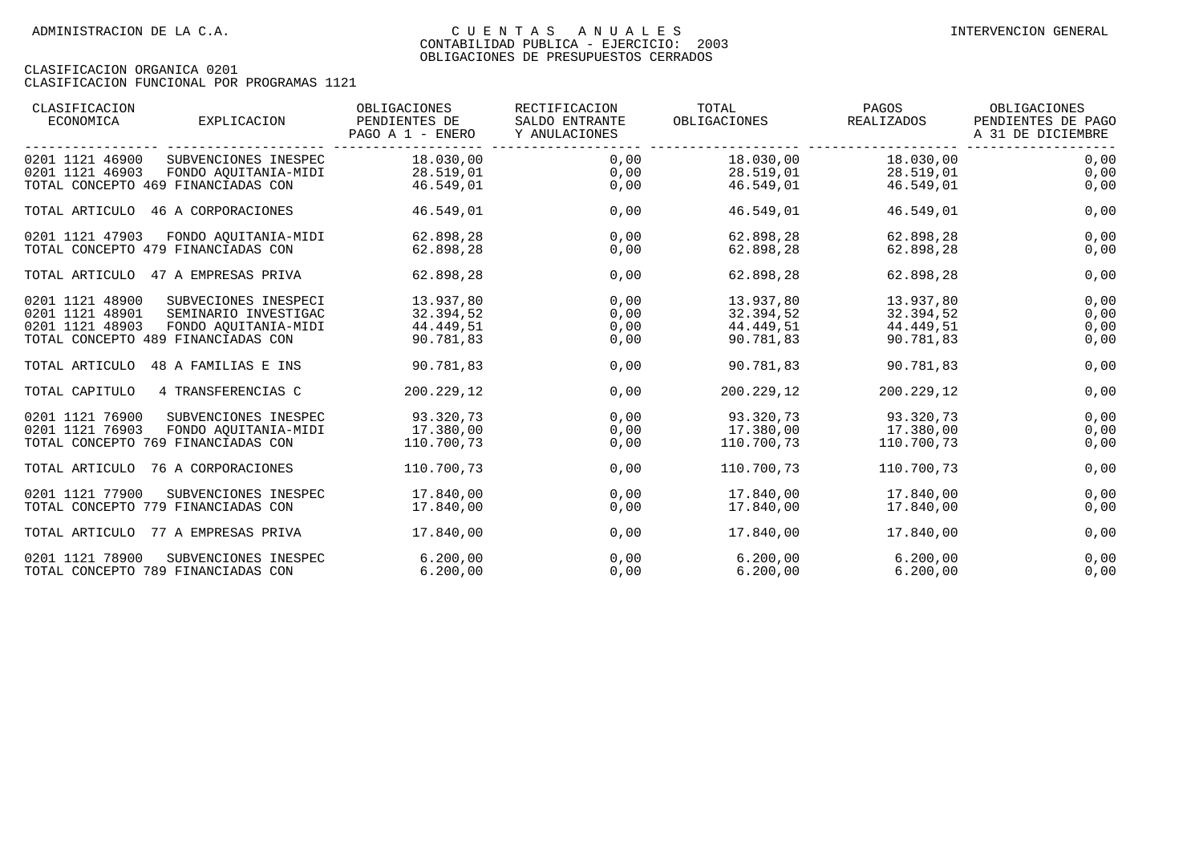ADMINISTRACION DE LA C.A.

CUENTAS ANUALES
CONTABILIDAD PUBLICA - EJERCICIO: 2003
OBLIGACIONES DE PRESUPUESTOS CERRADOS

INTERVENCION GENERAL

CLASIFICACION ORGANICA 0201
CLASIFICACION FUNCIONAL POR PROGRAMAS 1121

| CLASIFICACION ECONOMICA | EXPLICACION | OBLIGACIONES PENDIENTES DE PAGO A 1 - ENERO | RECTIFICACION SALDO ENTRANTE Y ANULACIONES | TOTAL OBLIGACIONES | PAGOS REALIZADOS | OBLIGACIONES PENDIENTES DE PAGO A 31 DE DICIEMBRE |
|---|---|---|---|---|---|---|
| 0201 1121 46900 | SUBVENCIONES INESPEC | 18.030,00 | 0,00 | 18.030,00 | 18.030,00 | 0,00 |
| 0201 1121 46903 | FONDO AQUITANIA-MIDI | 28.519,01 | 0,00 | 28.519,01 | 28.519,01 | 0,00 |
| TOTAL CONCEPTO 469 FINANCIADAS CON | | 46.549,01 | 0,00 | 46.549,01 | 46.549,01 | 0,00 |
| TOTAL ARTICULO 46 A CORPORACIONES | | 46.549,01 | 0,00 | 46.549,01 | 46.549,01 | 0,00 |
| 0201 1121 47903 | FONDO AQUITANIA-MIDI | 62.898,28 | 0,00 | 62.898,28 | 62.898,28 | 0,00 |
| TOTAL CONCEPTO 479 FINANCIADAS CON | | 62.898,28 | 0,00 | 62.898,28 | 62.898,28 | 0,00 |
| TOTAL ARTICULO 47 A EMPRESAS PRIVA | | 62.898,28 | 0,00 | 62.898,28 | 62.898,28 | 0,00 |
| 0201 1121 48900 | SUBVECIONES INESPECI | 13.937,80 | 0,00 | 13.937,80 | 13.937,80 | 0,00 |
| 0201 1121 48901 | SEMINARIO INVESTIGAC | 32.394,52 | 0,00 | 32.394,52 | 32.394,52 | 0,00 |
| 0201 1121 48903 | FONDO AQUITANIA-MIDI | 44.449,51 | 0,00 | 44.449,51 | 44.449,51 | 0,00 |
| TOTAL CONCEPTO 489 FINANCIADAS CON | | 90.781,83 | 0,00 | 90.781,83 | 90.781,83 | 0,00 |
| TOTAL ARTICULO 48 A FAMILIAS E INS | | 90.781,83 | 0,00 | 90.781,83 | 90.781,83 | 0,00 |
| TOTAL CAPITULO 4 TRANSFERENCIAS C | | 200.229,12 | 0,00 | 200.229,12 | 200.229,12 | 0,00 |
| 0201 1121 76900 | SUBVENCIONES INESPEC | 93.320,73 | 0,00 | 93.320,73 | 93.320,73 | 0,00 |
| 0201 1121 76903 | FONDO AQUITANIA-MIDI | 17.380,00 | 0,00 | 17.380,00 | 17.380,00 | 0,00 |
| TOTAL CONCEPTO 769 FINANCIADAS CON | | 110.700,73 | 0,00 | 110.700,73 | 110.700,73 | 0,00 |
| TOTAL ARTICULO 76 A CORPORACIONES | | 110.700,73 | 0,00 | 110.700,73 | 110.700,73 | 0,00 |
| 0201 1121 77900 | SUBVENCIONES INESPEC | 17.840,00 | 0,00 | 17.840,00 | 17.840,00 | 0,00 |
| TOTAL CONCEPTO 779 FINANCIADAS CON | | 17.840,00 | 0,00 | 17.840,00 | 17.840,00 | 0,00 |
| TOTAL ARTICULO 77 A EMPRESAS PRIVA | | 17.840,00 | 0,00 | 17.840,00 | 17.840,00 | 0,00 |
| 0201 1121 78900 | SUBVENCIONES INESPEC | 6.200,00 | 0,00 | 6.200,00 | 6.200,00 | 0,00 |
| TOTAL CONCEPTO 789 FINANCIADAS CON | | 6.200,00 | 0,00 | 6.200,00 | 6.200,00 | 0,00 |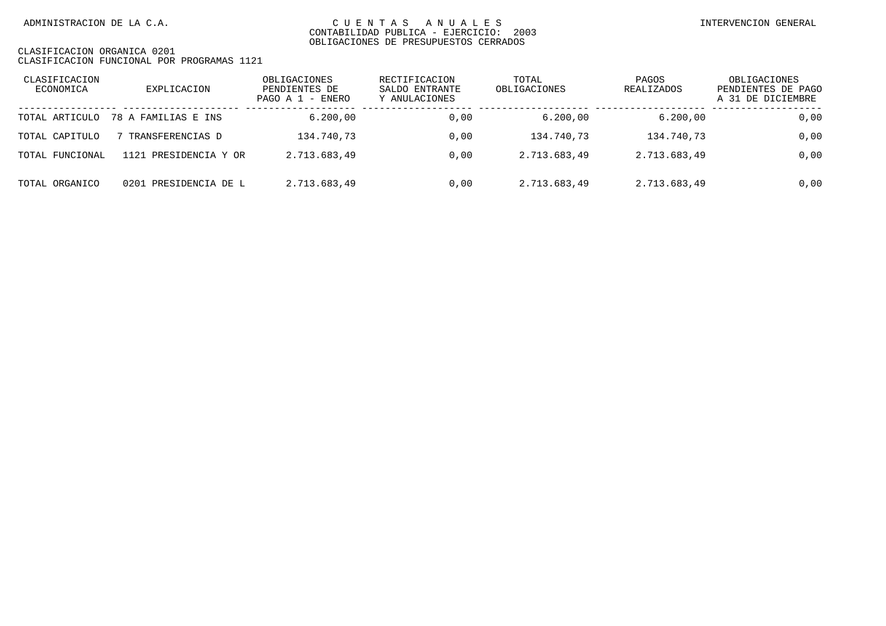ADMINISTRACION DE LA C.A.

CUENTAS ANUALES
CONTABILIDAD PUBLICA - EJERCICIO: 2003
OBLIGACIONES DE PRESUPUESTOS CERRADOS

INTERVENCION GENERAL

CLASIFICACION ORGANICA 0201
CLASIFICACION FUNCIONAL POR PROGRAMAS 1121

| CLASIFICACION ECONOMICA | EXPLICACION | OBLIGACIONES PENDIENTES DE PAGO A 1 - ENERO | RECTIFICACION SALDO ENTRANTE Y ANULACIONES | TOTAL OBLIGACIONES | PAGOS REALIZADOS | OBLIGACIONES PENDIENTES DE PAGO A 31 DE DICIEMBRE |
|---|---|---|---|---|---|---|
| TOTAL ARTICULO | 78 A FAMILIAS E INS | 6.200,00 | 0,00 | 6.200,00 | 6.200,00 | 0,00 |
| TOTAL CAPITULO | 7 TRANSFERENCIAS D | 134.740,73 | 0,00 | 134.740,73 | 134.740,73 | 0,00 |
| TOTAL FUNCIONAL | 1121 PRESIDENCIA Y OR | 2.713.683,49 | 0,00 | 2.713.683,49 | 2.713.683,49 | 0,00 |
| TOTAL ORGANICO | 0201 PRESIDENCIA DE L | 2.713.683,49 | 0,00 | 2.713.683,49 | 2.713.683,49 | 0,00 |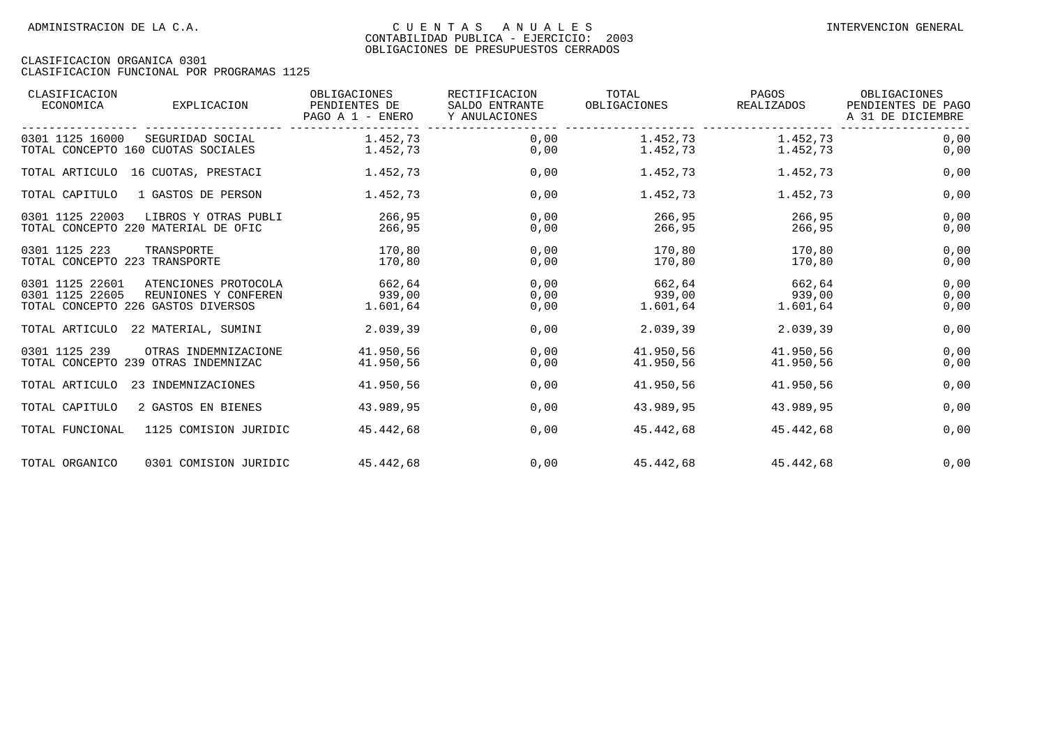ADMINISTRACION DE LA C.A. — CUENTAS ANUALES — INTERVENCION GENERAL

CONTABILIDAD PUBLICA - EJERCICIO: 2003

OBLIGACIONES DE PRESUPUESTOS CERRADOS

CLASIFICACION ORGANICA 0301

CLASIFICACION FUNCIONAL POR PROGRAMAS 1125

| CLASIFICACION ECONOMICA | EXPLICACION | OBLIGACIONES PENDIENTES DE PAGO A 1 - ENERO | RECTIFICACION SALDO ENTRANTE Y ANULACIONES | TOTAL OBLIGACIONES | PAGOS REALIZADOS | OBLIGACIONES PENDIENTES DE PAGO A 31 DE DICIEMBRE |
|---|---|---|---|---|---|---|
| 0301 1125 16000 | SEGURIDAD SOCIAL | 1.452,73 | 0,00 | 1.452,73 | 1.452,73 | 0,00 |
| TOTAL CONCEPTO 160 | CUOTAS SOCIALES | 1.452,73 | 0,00 | 1.452,73 | 1.452,73 | 0,00 |
| TOTAL ARTICULO | 16 CUOTAS, PRESTACI | 1.452,73 | 0,00 | 1.452,73 | 1.452,73 | 0,00 |
| TOTAL CAPITULO | 1 GASTOS DE PERSON | 1.452,73 | 0,00 | 1.452,73 | 1.452,73 | 0,00 |
| 0301 1125 22003 | LIBROS Y OTRAS PUBLI | 266,95 | 0,00 | 266,95 | 266,95 | 0,00 |
| TOTAL CONCEPTO 220 | MATERIAL DE OFIC | 266,95 | 0,00 | 266,95 | 266,95 | 0,00 |
| 0301 1125 223 | TRANSPORTE | 170,80 | 0,00 | 170,80 | 170,80 | 0,00 |
| TOTAL CONCEPTO 223 | TRANSPORTE | 170,80 | 0,00 | 170,80 | 170,80 | 0,00 |
| 0301 1125 22601 | ATENCIONES PROTOCOLA | 662,64 | 0,00 | 662,64 | 662,64 | 0,00 |
| 0301 1125 22605 | REUNIONES Y CONFEREN | 939,00 | 0,00 | 939,00 | 939,00 | 0,00 |
| TOTAL CONCEPTO 226 | GASTOS DIVERSOS | 1.601,64 | 0,00 | 1.601,64 | 1.601,64 | 0,00 |
| TOTAL ARTICULO | 22 MATERIAL, SUMINI | 2.039,39 | 0,00 | 2.039,39 | 2.039,39 | 0,00 |
| 0301 1125 239 | OTRAS INDEMNIZACIONE | 41.950,56 | 0,00 | 41.950,56 | 41.950,56 | 0,00 |
| TOTAL CONCEPTO 239 | OTRAS INDEMNIZAC | 41.950,56 | 0,00 | 41.950,56 | 41.950,56 | 0,00 |
| TOTAL ARTICULO | 23 INDEMNIZACIONES | 41.950,56 | 0,00 | 41.950,56 | 41.950,56 | 0,00 |
| TOTAL CAPITULO | 2 GASTOS EN BIENES | 43.989,95 | 0,00 | 43.989,95 | 43.989,95 | 0,00 |
| TOTAL FUNCIONAL | 1125 COMISION JURIDIC | 45.442,68 | 0,00 | 45.442,68 | 45.442,68 | 0,00 |
| TOTAL ORGANICO | 0301 COMISION JURIDIC | 45.442,68 | 0,00 | 45.442,68 | 45.442,68 | 0,00 |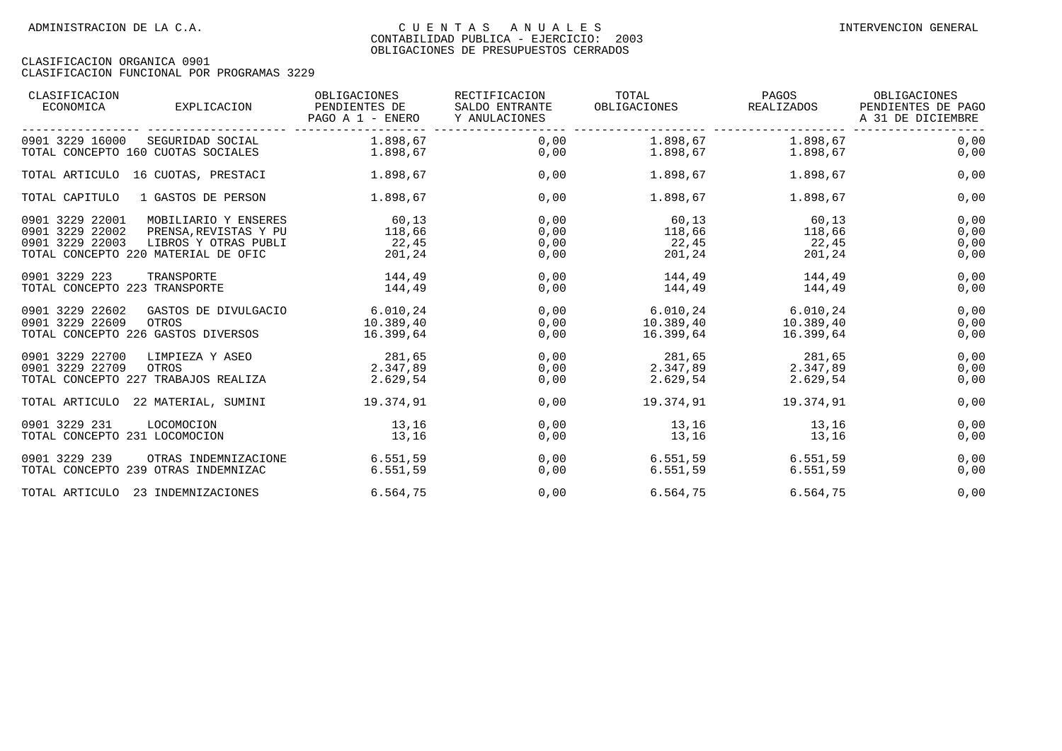ADMINISTRACION DE LA C.A.

# C U E N T A S A N U A L E S
CONTABILIDAD PUBLICA - EJERCICIO: 2003
OBLIGACIONES DE PRESUPUESTOS CERRADOS

INTERVENCION GENERAL

CLASIFICACION ORGANICA 0901
CLASIFICACION FUNCIONAL POR PROGRAMAS 3229

| CLASIFICACION ECONOMICA | EXPLICACION | OBLIGACIONES PENDIENTES DE PAGO A 1 - ENERO | RECTIFICACION SALDO ENTRANTE Y ANULACIONES | TOTAL OBLIGACIONES | PAGOS REALIZADOS | OBLIGACIONES PENDIENTES DE PAGO A 31 DE DICIEMBRE |
|---|---|---|---|---|---|---|
| 0901 3229 16000 | SEGURIDAD SOCIAL | 1.898,67 | 0,00 | 1.898,67 | 1.898,67 | 0,00 |
| TOTAL CONCEPTO 160 CUOTAS SOCIALES | | 1.898,67 | 0,00 | 1.898,67 | 1.898,67 | 0,00 |
| TOTAL ARTICULO | 16 CUOTAS, PRESTACI | 1.898,67 | 0,00 | 1.898,67 | 1.898,67 | 0,00 |
| TOTAL CAPITULO | 1 GASTOS DE PERSON | 1.898,67 | 0,00 | 1.898,67 | 1.898,67 | 0,00 |
| 0901 3229 22001 | MOBILIARIO Y ENSERES | 60,13 | 0,00 | 60,13 | 60,13 | 0,00 |
| 0901 3229 22002 | PRENSA,REVISTAS Y PU | 118,66 | 0,00 | 118,66 | 118,66 | 0,00 |
| 0901 3229 22003 | LIBROS Y OTRAS PUBLI | 22,45 | 0,00 | 22,45 | 22,45 | 0,00 |
| TOTAL CONCEPTO 220 MATERIAL DE OFIC | | 201,24 | 0,00 | 201,24 | 201,24 | 0,00 |
| 0901 3229 223 | TRANSPORTE | 144,49 | 0,00 | 144,49 | 144,49 | 0,00 |
| TOTAL CONCEPTO 223 TRANSPORTE | | 144,49 | 0,00 | 144,49 | 144,49 | 0,00 |
| 0901 3229 22602 | GASTOS DE DIVULGACIO | 6.010,24 | 0,00 | 6.010,24 | 6.010,24 | 0,00 |
| 0901 3229 22609 | OTROS | 10.389,40 | 0,00 | 10.389,40 | 10.389,40 | 0,00 |
| TOTAL CONCEPTO 226 GASTOS DIVERSOS | | 16.399,64 | 0,00 | 16.399,64 | 16.399,64 | 0,00 |
| 0901 3229 22700 | LIMPIEZA Y ASEO | 281,65 | 0,00 | 281,65 | 281,65 | 0,00 |
| 0901 3229 22709 | OTROS | 2.347,89 | 0,00 | 2.347,89 | 2.347,89 | 0,00 |
| TOTAL CONCEPTO 227 TRABAJOS REALIZA | | 2.629,54 | 0,00 | 2.629,54 | 2.629,54 | 0,00 |
| TOTAL ARTICULO | 22 MATERIAL, SUMINI | 19.374,91 | 0,00 | 19.374,91 | 19.374,91 | 0,00 |
| 0901 3229 231 | LOCOMOCION | 13,16 | 0,00 | 13,16 | 13,16 | 0,00 |
| TOTAL CONCEPTO 231 LOCOMOCION | | 13,16 | 0,00 | 13,16 | 13,16 | 0,00 |
| 0901 3229 239 | OTRAS INDEMNIZACIONE | 6.551,59 | 0,00 | 6.551,59 | 6.551,59 | 0,00 |
| TOTAL CONCEPTO 239 OTRAS INDEMNIZAC | | 6.551,59 | 0,00 | 6.551,59 | 6.551,59 | 0,00 |
| TOTAL ARTICULO | 23 INDEMNIZACIONES | 6.564,75 | 0,00 | 6.564,75 | 6.564,75 | 0,00 |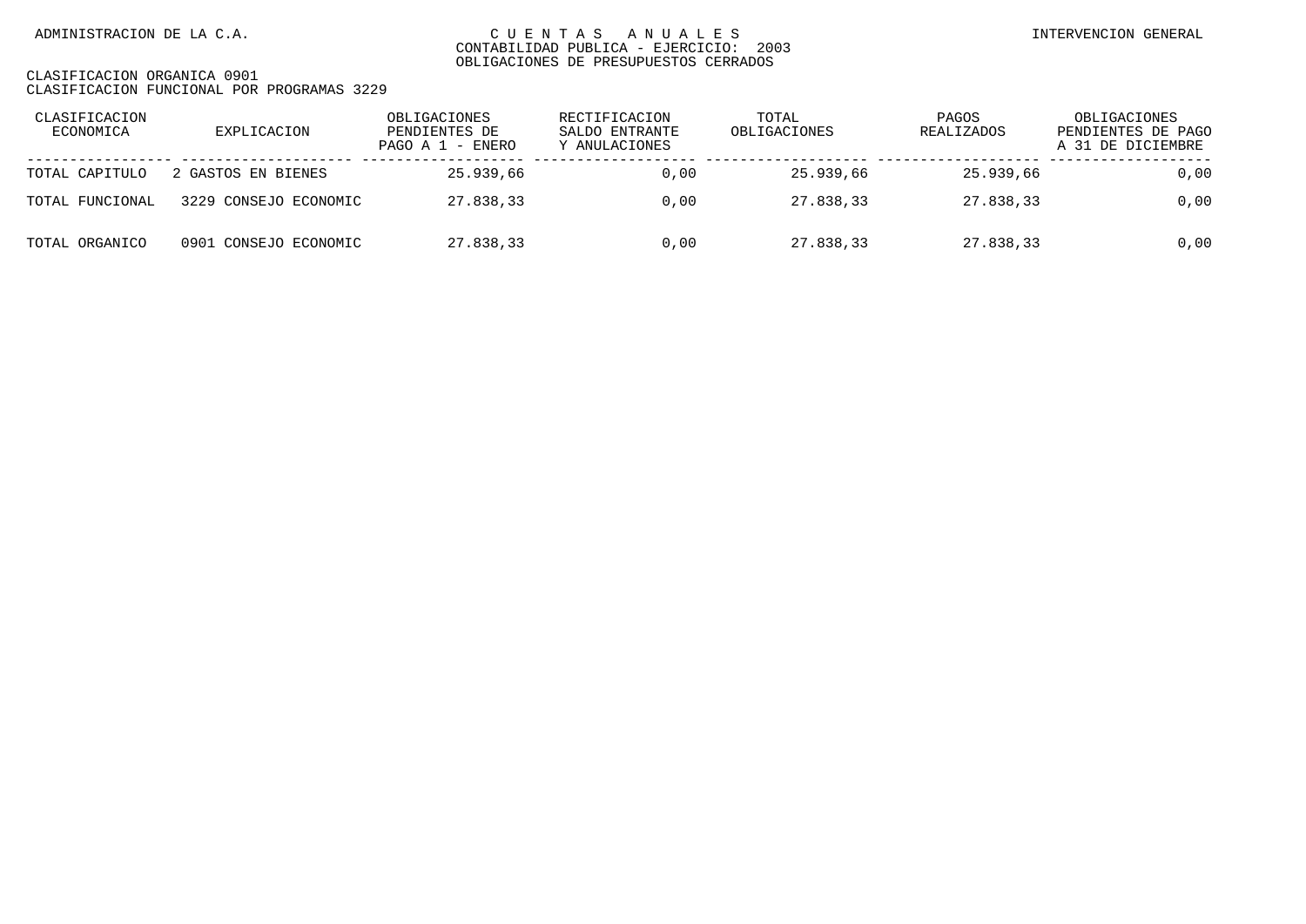ADMINISTRACION DE LA C.A.

CUENTAS ANUALES
CONTABILIDAD PUBLICA - EJERCICIO: 2003
OBLIGACIONES DE PRESUPUESTOS CERRADOS

INTERVENCION GENERAL

CLASIFICACION ORGANICA 0901
CLASIFICACION FUNCIONAL POR PROGRAMAS 3229

| CLASIFICACION ECONOMICA | EXPLICACION | OBLIGACIONES PENDIENTES DE PAGO A 1 - ENERO | RECTIFICACION SALDO ENTRANTE Y ANULACIONES | TOTAL OBLIGACIONES | PAGOS REALIZADOS | OBLIGACIONES PENDIENTES DE PAGO A 31 DE DICIEMBRE |
|---|---|---|---|---|---|---|
| TOTAL CAPITULO | 2 GASTOS EN BIENES | 25.939,66 | 0,00 | 25.939,66 | 25.939,66 | 0,00 |
| TOTAL FUNCIONAL | 3229 CONSEJO ECONOMIC | 27.838,33 | 0,00 | 27.838,33 | 27.838,33 | 0,00 |
| TOTAL ORGANICO | 0901 CONSEJO ECONOMIC | 27.838,33 | 0,00 | 27.838,33 | 27.838,33 | 0,00 |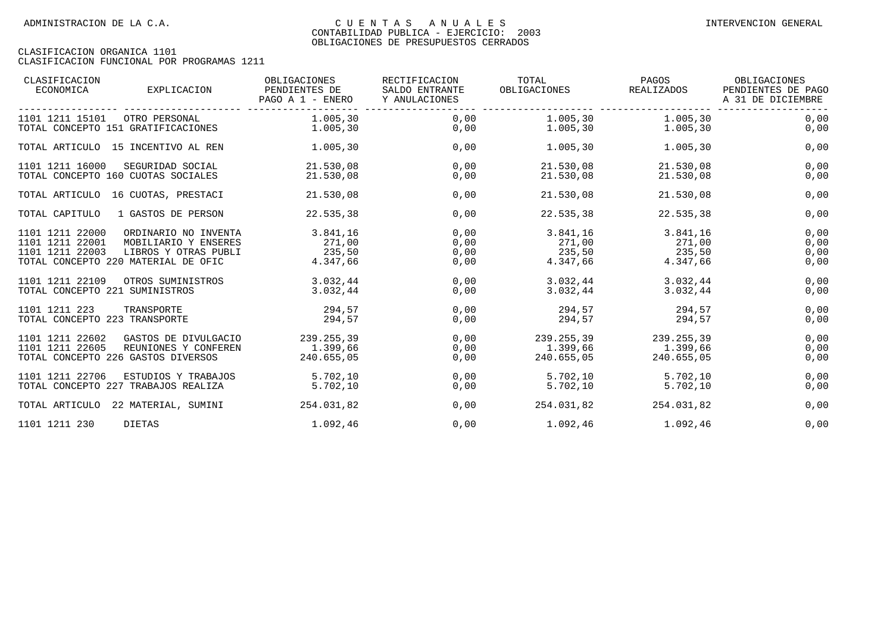ADMINISTRACION DE LA C.A.

CUENTAS ANUALES
CONTABILIDAD PUBLICA - EJERCICIO: 2003
OBLIGACIONES DE PRESUPUESTOS CERRADOS

INTERVENCION GENERAL

CLASIFICACION ORGANICA 1101
CLASIFICACION FUNCIONAL POR PROGRAMAS 1211

| CLASIFICACION ECONOMICA | EXPLICACION | OBLIGACIONES PENDIENTES DE PAGO A 1 - ENERO | RECTIFICACION SALDO ENTRANTE Y ANULACIONES | TOTAL OBLIGACIONES | PAGOS REALIZADOS | OBLIGACIONES PENDIENTES DE PAGO A 31 DE DICIEMBRE |
|---|---|---|---|---|---|---|
| 1101 1211 15101 | OTRO PERSONAL | 1.005,30 | 0,00 | 1.005,30 | 1.005,30 | 0,00 |
| TOTAL CONCEPTO 151 GRATIFICACIONES | | 1.005,30 | 0,00 | 1.005,30 | 1.005,30 | 0,00 |
| TOTAL ARTICULO | 15 INCENTIVO AL REN | 1.005,30 | 0,00 | 1.005,30 | 1.005,30 | 0,00 |
| 1101 1211 16000 | SEGURIDAD SOCIAL | 21.530,08 | 0,00 | 21.530,08 | 21.530,08 | 0,00 |
| TOTAL CONCEPTO 160 CUOTAS SOCIALES | | 21.530,08 | 0,00 | 21.530,08 | 21.530,08 | 0,00 |
| TOTAL ARTICULO | 16 CUOTAS, PRESTACI | 21.530,08 | 0,00 | 21.530,08 | 21.530,08 | 0,00 |
| TOTAL CAPITULO | 1 GASTOS DE PERSON | 22.535,38 | 0,00 | 22.535,38 | 22.535,38 | 0,00 |
| 1101 1211 22000 | ORDINARIO NO INVENTA | 3.841,16 | 0,00 | 3.841,16 | 3.841,16 | 0,00 |
| 1101 1211 22001 | MOBILIARIO Y ENSERES | 271,00 | 0,00 | 271,00 | 271,00 | 0,00 |
| 1101 1211 22003 | LIBROS Y OTRAS PUBLI | 235,50 | 0,00 | 235,50 | 235,50 | 0,00 |
| TOTAL CONCEPTO 220 MATERIAL DE OFIC | | 4.347,66 | 0,00 | 4.347,66 | 4.347,66 | 0,00 |
| 1101 1211 22109 | OTROS SUMINISTROS | 3.032,44 | 0,00 | 3.032,44 | 3.032,44 | 0,00 |
| TOTAL CONCEPTO 221 SUMINISTROS | | 3.032,44 | 0,00 | 3.032,44 | 3.032,44 | 0,00 |
| 1101 1211 223 | TRANSPORTE | 294,57 | 0,00 | 294,57 | 294,57 | 0,00 |
| TOTAL CONCEPTO 223 TRANSPORTE | | 294,57 | 0,00 | 294,57 | 294,57 | 0,00 |
| 1101 1211 22602 | GASTOS DE DIVULGACIO | 239.255,39 | 0,00 | 239.255,39 | 239.255,39 | 0,00 |
| 1101 1211 22605 | REUNIONES Y CONFEREN | 1.399,66 | 0,00 | 1.399,66 | 1.399,66 | 0,00 |
| TOTAL CONCEPTO 226 GASTOS DIVERSOS | | 240.655,05 | 0,00 | 240.655,05 | 240.655,05 | 0,00 |
| 1101 1211 22706 | ESTUDIOS Y TRABAJOS | 5.702,10 | 0,00 | 5.702,10 | 5.702,10 | 0,00 |
| TOTAL CONCEPTO 227 TRABAJOS REALIZA | | 5.702,10 | 0,00 | 5.702,10 | 5.702,10 | 0,00 |
| TOTAL ARTICULO | 22 MATERIAL, SUMINI | 254.031,82 | 0,00 | 254.031,82 | 254.031,82 | 0,00 |
| 1101 1211 230 | DIETAS | 1.092,46 | 0,00 | 1.092,46 | 1.092,46 | 0,00 |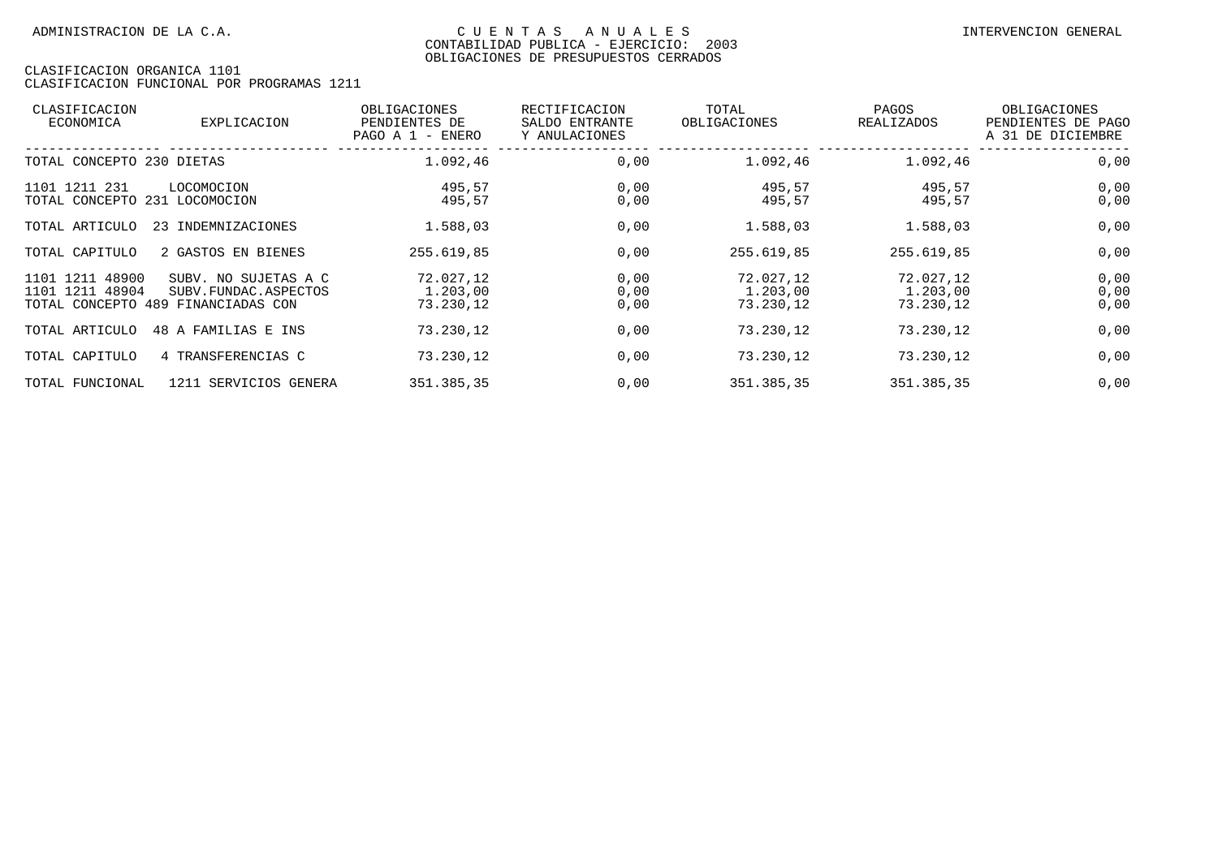ADMINISTRACION DE LA C.A. — CUENTAS ANUALES — INTERVENCION GENERAL

CONTABILIDAD PUBLICA - EJERCICIO: 2003

OBLIGACIONES DE PRESUPUESTOS CERRADOS

CLASIFICACION ORGANICA 1101

CLASIFICACION FUNCIONAL POR PROGRAMAS 1211

| CLASIFICACION ECONOMICA | EXPLICACION | OBLIGACIONES PENDIENTES DE PAGO A 1 - ENERO | RECTIFICACION SALDO ENTRANTE Y ANULACIONES | TOTAL OBLIGACIONES | PAGOS REALIZADOS | OBLIGACIONES PENDIENTES DE PAGO A 31 DE DICIEMBRE |
|---|---|---|---|---|---|---|
| TOTAL CONCEPTO 230 | DIETAS | 1.092,46 | 0,00 | 1.092,46 | 1.092,46 | 0,00 |
| 1101 1211 231 | LOCOMOCION | 495,57 | 0,00 | 495,57 | 495,57 | 0,00 |
| TOTAL CONCEPTO 231 | LOCOMOCION | 495,57 | 0,00 | 495,57 | 495,57 | 0,00 |
| TOTAL ARTICULO | 23 INDEMNIZACIONES | 1.588,03 | 0,00 | 1.588,03 | 1.588,03 | 0,00 |
| TOTAL CAPITULO | 2 GASTOS EN BIENES | 255.619,85 | 0,00 | 255.619,85 | 255.619,85 | 0,00 |
| 1101 1211 48900 | SUBV. NO SUJETAS A C | 72.027,12 | 0,00 | 72.027,12 | 72.027,12 | 0,00 |
| 1101 1211 48904 | SUBV.FUNDAC.ASPECTOS | 1.203,00 | 0,00 | 1.203,00 | 1.203,00 | 0,00 |
| TOTAL CONCEPTO 489 | FINANCIADAS CON | 73.230,12 | 0,00 | 73.230,12 | 73.230,12 | 0,00 |
| TOTAL ARTICULO | 48 A FAMILIAS E INS | 73.230,12 | 0,00 | 73.230,12 | 73.230,12 | 0,00 |
| TOTAL CAPITULO | 4 TRANSFERENCIAS C | 73.230,12 | 0,00 | 73.230,12 | 73.230,12 | 0,00 |
| TOTAL FUNCIONAL | 1211 SERVICIOS GENERA | 351.385,35 | 0,00 | 351.385,35 | 351.385,35 | 0,00 |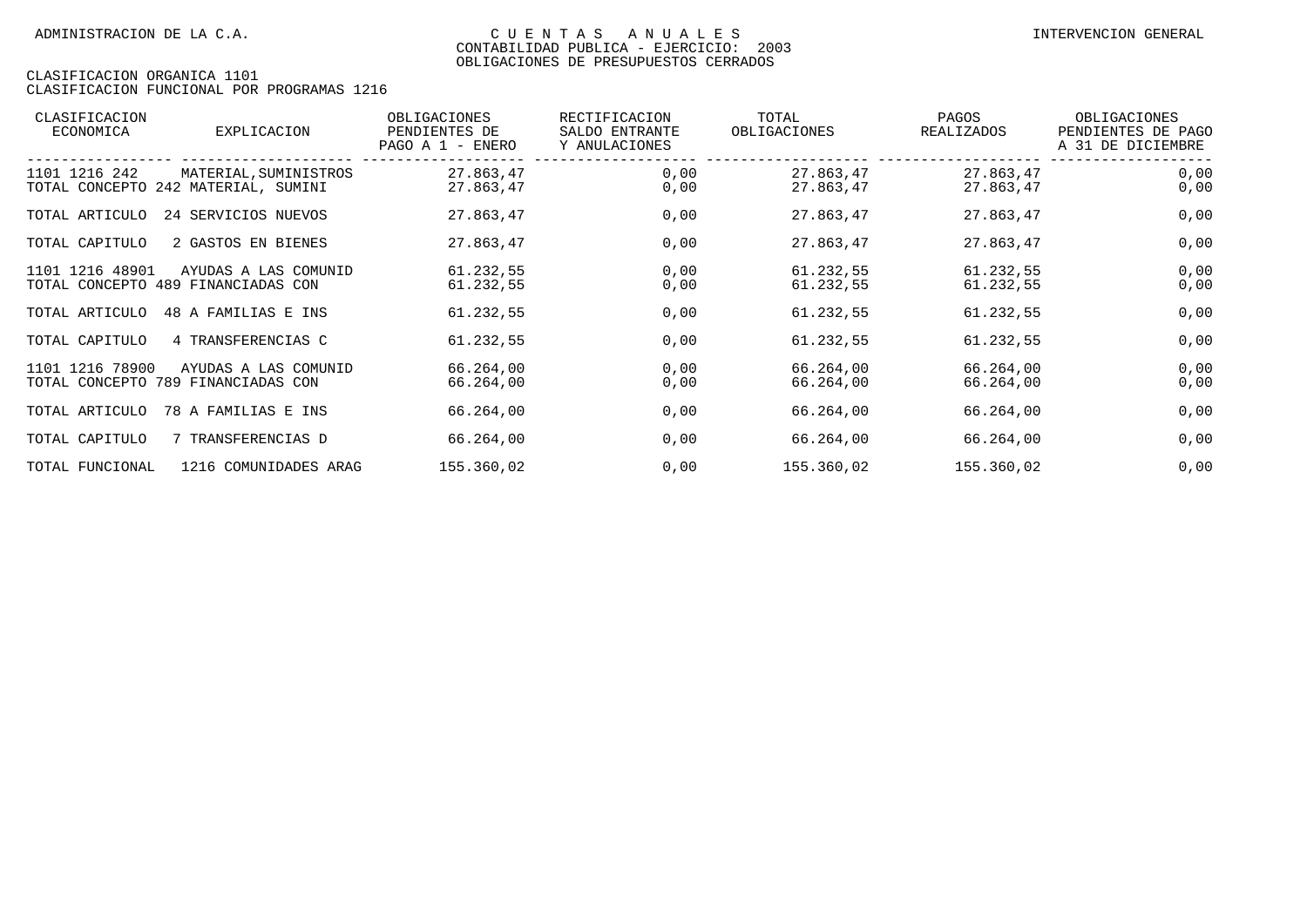ADMINISTRACION DE LA C.A.

# CUENTAS ANUALES

CONTABILIDAD PUBLICA - EJERCICIO: 2003

OBLIGACIONES DE PRESUPUESTOS CERRADOS

INTERVENCION GENERAL

CLASIFICACION ORGANICA 1101

CLASIFICACION FUNCIONAL POR PROGRAMAS 1216

| CLASIFICACION ECONOMICA | EXPLICACION | OBLIGACIONES PENDIENTES DE PAGO A 1 - ENERO | RECTIFICACION SALDO ENTRANTE Y ANULACIONES | TOTAL OBLIGACIONES | PAGOS REALIZADOS | OBLIGACIONES PENDIENTES DE PAGO A 31 DE DICIEMBRE |
|---|---|---|---|---|---|---|
| 1101 1216 242 | MATERIAL,SUMINISTROS | 27.863,47 | 0,00 | 27.863,47 | 27.863,47 | 0,00 |
| TOTAL CONCEPTO 242 | MATERIAL, SUMINI | 27.863,47 | 0,00 | 27.863,47 | 27.863,47 | 0,00 |
| TOTAL ARTICULO | 24 SERVICIOS NUEVOS | 27.863,47 | 0,00 | 27.863,47 | 27.863,47 | 0,00 |
| TOTAL CAPITULO | 2 GASTOS EN BIENES | 27.863,47 | 0,00 | 27.863,47 | 27.863,47 | 0,00 |
| 1101 1216 48901 | AYUDAS A LAS COMUNID | 61.232,55 | 0,00 | 61.232,55 | 61.232,55 | 0,00 |
| TOTAL CONCEPTO 489 | FINANCIADAS CON | 61.232,55 | 0,00 | 61.232,55 | 61.232,55 | 0,00 |
| TOTAL ARTICULO | 48 A FAMILIAS E INS | 61.232,55 | 0,00 | 61.232,55 | 61.232,55 | 0,00 |
| TOTAL CAPITULO | 4 TRANSFERENCIAS C | 61.232,55 | 0,00 | 61.232,55 | 61.232,55 | 0,00 |
| 1101 1216 78900 | AYUDAS A LAS COMUNID | 66.264,00 | 0,00 | 66.264,00 | 66.264,00 | 0,00 |
| TOTAL CONCEPTO 789 | FINANCIADAS CON | 66.264,00 | 0,00 | 66.264,00 | 66.264,00 | 0,00 |
| TOTAL ARTICULO | 78 A FAMILIAS E INS | 66.264,00 | 0,00 | 66.264,00 | 66.264,00 | 0,00 |
| TOTAL CAPITULO | 7 TRANSFERENCIAS D | 66.264,00 | 0,00 | 66.264,00 | 66.264,00 | 0,00 |
| TOTAL FUNCIONAL | 1216 COMUNIDADES ARAG | 155.360,02 | 0,00 | 155.360,02 | 155.360,02 | 0,00 |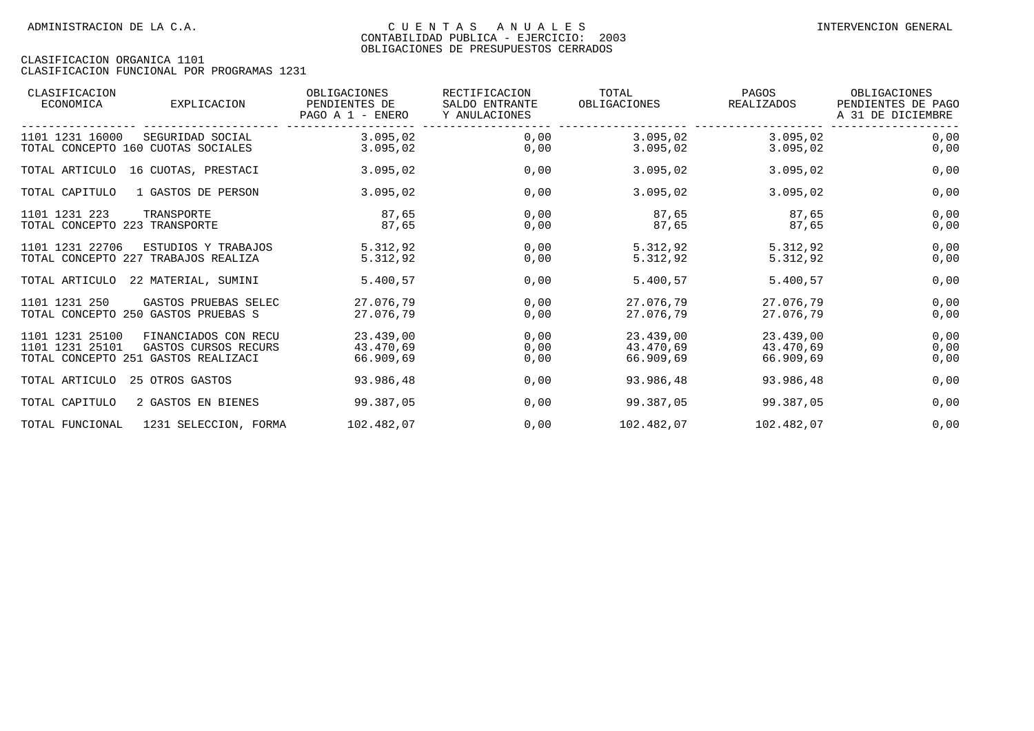ADMINISTRACION DE LA C.A.

# CUENTAS ANUALES

CONTABILIDAD PUBLICA - EJERCICIO: 2003

OBLIGACIONES DE PRESUPUESTOS CERRADOS

INTERVENCION GENERAL

CLASIFICACION ORGANICA 1101

CLASIFICACION FUNCIONAL POR PROGRAMAS 1231

| CLASIFICACION ECONOMICA | EXPLICACION | OBLIGACIONES PENDIENTES DE PAGO A 1 - ENERO | RECTIFICACION SALDO ENTRANTE Y ANULACIONES | TOTAL OBLIGACIONES | PAGOS REALIZADOS | OBLIGACIONES PENDIENTES DE PAGO A 31 DE DICIEMBRE |
|---|---|---|---|---|---|---|
| 1101 1231 16000 | SEGURIDAD SOCIAL | 3.095,02 | 0,00 | 3.095,02 | 3.095,02 | 0,00 |
| TOTAL CONCEPTO 160 | CUOTAS SOCIALES | 3.095,02 | 0,00 | 3.095,02 | 3.095,02 | 0,00 |
| TOTAL ARTICULO | 16 CUOTAS, PRESTACI | 3.095,02 | 0,00 | 3.095,02 | 3.095,02 | 0,00 |
| TOTAL CAPITULO | 1 GASTOS DE PERSON | 3.095,02 | 0,00 | 3.095,02 | 3.095,02 | 0,00 |
| 1101 1231 223 | TRANSPORTE | 87,65 | 0,00 | 87,65 | 87,65 | 0,00 |
| TOTAL CONCEPTO 223 | TRANSPORTE | 87,65 | 0,00 | 87,65 | 87,65 | 0,00 |
| 1101 1231 22706 | ESTUDIOS Y TRABAJOS | 5.312,92 | 0,00 | 5.312,92 | 5.312,92 | 0,00 |
| TOTAL CONCEPTO 227 | TRABAJOS REALIZA | 5.312,92 | 0,00 | 5.312,92 | 5.312,92 | 0,00 |
| TOTAL ARTICULO | 22 MATERIAL, SUMINI | 5.400,57 | 0,00 | 5.400,57 | 5.400,57 | 0,00 |
| 1101 1231 250 | GASTOS PRUEBAS SELEC | 27.076,79 | 0,00 | 27.076,79 | 27.076,79 | 0,00 |
| TOTAL CONCEPTO 250 | GASTOS PRUEBAS S | 27.076,79 | 0,00 | 27.076,79 | 27.076,79 | 0,00 |
| 1101 1231 25100 | FINANCIADOS CON RECU | 23.439,00 | 0,00 | 23.439,00 | 23.439,00 | 0,00 |
| 1101 1231 25101 | GASTOS CURSOS RECURS | 43.470,69 | 0,00 | 43.470,69 | 43.470,69 | 0,00 |
| TOTAL CONCEPTO 251 | GASTOS REALIZACI | 66.909,69 | 0,00 | 66.909,69 | 66.909,69 | 0,00 |
| TOTAL ARTICULO | 25 OTROS GASTOS | 93.986,48 | 0,00 | 93.986,48 | 93.986,48 | 0,00 |
| TOTAL CAPITULO | 2 GASTOS EN BIENES | 99.387,05 | 0,00 | 99.387,05 | 99.387,05 | 0,00 |
| TOTAL FUNCIONAL | 1231 SELECCION, FORMA | 102.482,07 | 0,00 | 102.482,07 | 102.482,07 | 0,00 |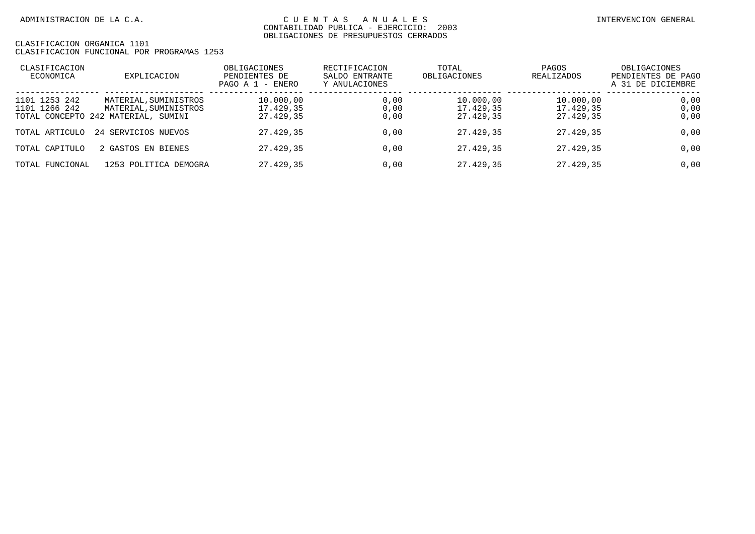ADMINISTRACION DE LA C.A.

# CUENTAS ANUALES

CONTABILIDAD PUBLICA - EJERCICIO: 2003

OBLIGACIONES DE PRESUPUESTOS CERRADOS

INTERVENCION GENERAL

CLASIFICACION ORGANICA 1101

CLASIFICACION FUNCIONAL POR PROGRAMAS 1253

| CLASIFICACION ECONOMICA | EXPLICACION | OBLIGACIONES PENDIENTES DE PAGO A 1 - ENERO | RECTIFICACION SALDO ENTRANTE Y ANULACIONES | TOTAL OBLIGACIONES | PAGOS REALIZADOS | OBLIGACIONES PENDIENTES DE PAGO A 31 DE DICIEMBRE |
|---|---|---|---|---|---|---|
| 1101 1253 242 | MATERIAL,SUMINISTROS | 10.000,00 | 0,00 | 10.000,00 | 10.000,00 | 0,00 |
| 1101 1266 242 | MATERIAL,SUMINISTROS | 17.429,35 | 0,00 | 17.429,35 | 17.429,35 | 0,00 |
| TOTAL CONCEPTO | 242 MATERIAL, SUMINI | 27.429,35 | 0,00 | 27.429,35 | 27.429,35 | 0,00 |
| TOTAL ARTICULO | 24 SERVICIOS NUEVOS | 27.429,35 | 0,00 | 27.429,35 | 27.429,35 | 0,00 |
| TOTAL CAPITULO | 2 GASTOS EN BIENES | 27.429,35 | 0,00 | 27.429,35 | 27.429,35 | 0,00 |
| TOTAL FUNCIONAL | 1253 POLITICA DEMOGRA | 27.429,35 | 0,00 | 27.429,35 | 27.429,35 | 0,00 |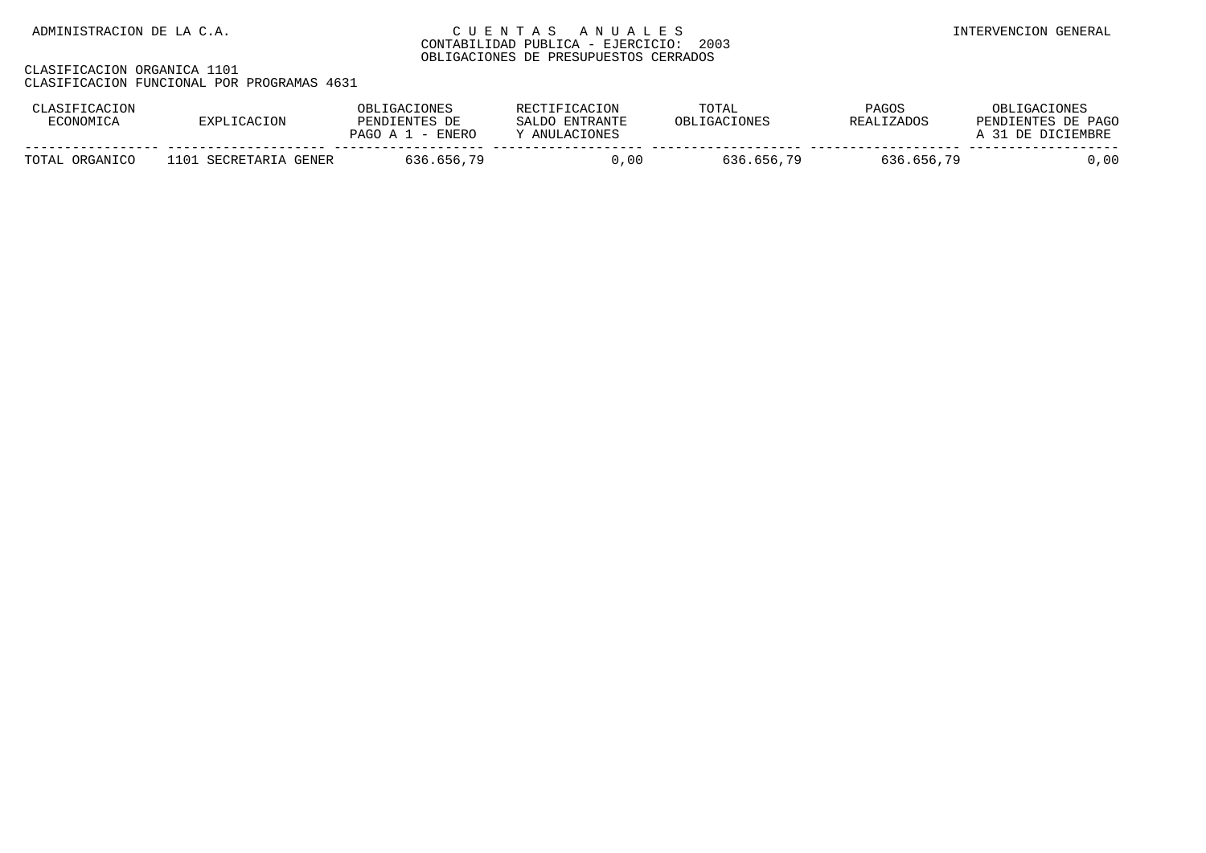ADMINISTRACION DE LA C.A.

CUENTAS ANUALES
CONTABILIDAD PUBLICA - EJERCICIO: 2003
OBLIGACIONES DE PRESUPUESTOS CERRADOS

INTERVENCION GENERAL

CLASIFICACION ORGANICA 1101
CLASIFICACION FUNCIONAL POR PROGRAMAS 4631

| CLASIFICACION ECONOMICA | EXPLICACION | OBLIGACIONES PENDIENTES DE PAGO A 1 - ENERO | RECTIFICACION SALDO ENTRANTE Y ANULACIONES | TOTAL OBLIGACIONES | PAGOS REALIZADOS | OBLIGACIONES PENDIENTES DE PAGO A 31 DE DICIEMBRE |
|---|---|---|---|---|---|---|
| TOTAL ORGANICO | 1101 SECRETARIA GENER | 636.656,79 | 0,00 | 636.656,79 | 636.656,79 | 0,00 |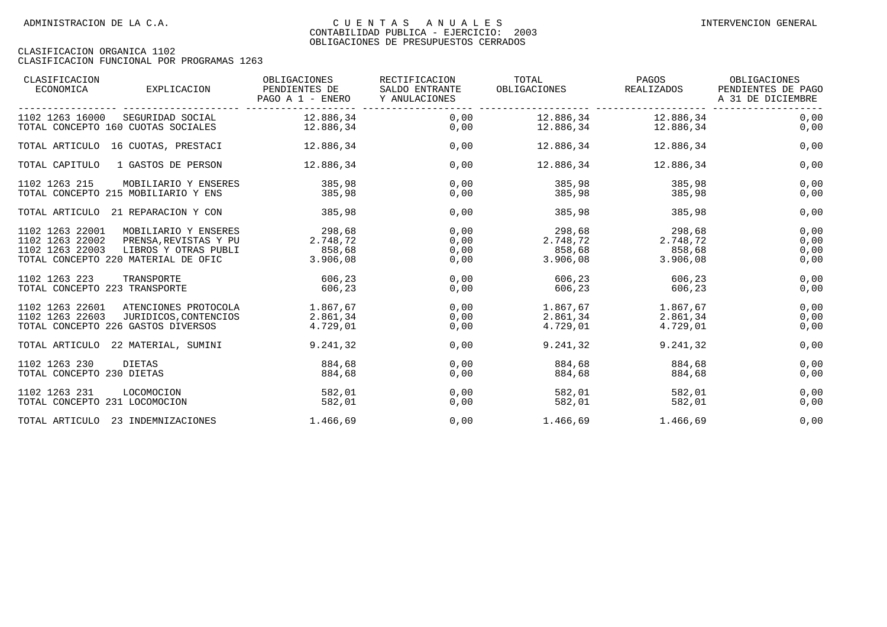ADMINISTRACION DE LA C.A.

# C U E N T A S   A N U A L E S

CONTABILIDAD PUBLICA - EJERCICIO: 2003

OBLIGACIONES DE PRESUPUESTOS CERRADOS

INTERVENCION GENERAL

CLASIFICACION ORGANICA 1102

CLASIFICACION FUNCIONAL POR PROGRAMAS 1263

| CLASIFICACION ECONOMICA | EXPLICACION | OBLIGACIONES PENDIENTES DE PAGO A 1 - ENERO | RECTIFICACION SALDO ENTRANTE Y ANULACIONES | TOTAL OBLIGACIONES | PAGOS REALIZADOS | OBLIGACIONES PENDIENTES DE PAGO A 31 DE DICIEMBRE |
|---|---|---|---|---|---|---|
| 1102 1263 16000 | SEGURIDAD SOCIAL | 12.886,34 | 0,00 | 12.886,34 | 12.886,34 | 0,00 |
| TOTAL CONCEPTO 160 | CUOTAS SOCIALES | 12.886,34 | 0,00 | 12.886,34 | 12.886,34 | 0,00 |
| TOTAL ARTICULO | 16 CUOTAS, PRESTACI | 12.886,34 | 0,00 | 12.886,34 | 12.886,34 | 0,00 |
| TOTAL CAPITULO | 1 GASTOS DE PERSON | 12.886,34 | 0,00 | 12.886,34 | 12.886,34 | 0,00 |
| 1102 1263 215 | MOBILIARIO Y ENSERES | 385,98 | 0,00 | 385,98 | 385,98 | 0,00 |
| TOTAL CONCEPTO 215 | MOBILIARIO Y ENS | 385,98 | 0,00 | 385,98 | 385,98 | 0,00 |
| TOTAL ARTICULO | 21 REPARACION Y CON | 385,98 | 0,00 | 385,98 | 385,98 | 0,00 |
| 1102 1263 22001 | MOBILIARIO Y ENSERES | 298,68 | 0,00 | 298,68 | 298,68 | 0,00 |
| 1102 1263 22002 | PRENSA,REVISTAS Y PU | 2.748,72 | 0,00 | 2.748,72 | 2.748,72 | 0,00 |
| 1102 1263 22003 | LIBROS Y OTRAS PUBLI | 858,68 | 0,00 | 858,68 | 858,68 | 0,00 |
| TOTAL CONCEPTO 220 | MATERIAL DE OFIC | 3.906,08 | 0,00 | 3.906,08 | 3.906,08 | 0,00 |
| 1102 1263 223 | TRANSPORTE | 606,23 | 0,00 | 606,23 | 606,23 | 0,00 |
| TOTAL CONCEPTO 223 | TRANSPORTE | 606,23 | 0,00 | 606,23 | 606,23 | 0,00 |
| 1102 1263 22601 | ATENCIONES PROTOCOLA | 1.867,67 | 0,00 | 1.867,67 | 1.867,67 | 0,00 |
| 1102 1263 22603 | JURIDICOS,CONTENCIOS | 2.861,34 | 0,00 | 2.861,34 | 2.861,34 | 0,00 |
| TOTAL CONCEPTO 226 | GASTOS DIVERSOS | 4.729,01 | 0,00 | 4.729,01 | 4.729,01 | 0,00 |
| TOTAL ARTICULO | 22 MATERIAL, SUMINI | 9.241,32 | 0,00 | 9.241,32 | 9.241,32 | 0,00 |
| 1102 1263 230 | DIETAS | 884,68 | 0,00 | 884,68 | 884,68 | 0,00 |
| TOTAL CONCEPTO 230 | DIETAS | 884,68 | 0,00 | 884,68 | 884,68 | 0,00 |
| 1102 1263 231 | LOCOMOCION | 582,01 | 0,00 | 582,01 | 582,01 | 0,00 |
| TOTAL CONCEPTO 231 | LOCOMOCION | 582,01 | 0,00 | 582,01 | 582,01 | 0,00 |
| TOTAL ARTICULO | 23 INDEMNIZACIONES | 1.466,69 | 0,00 | 1.466,69 | 1.466,69 | 0,00 |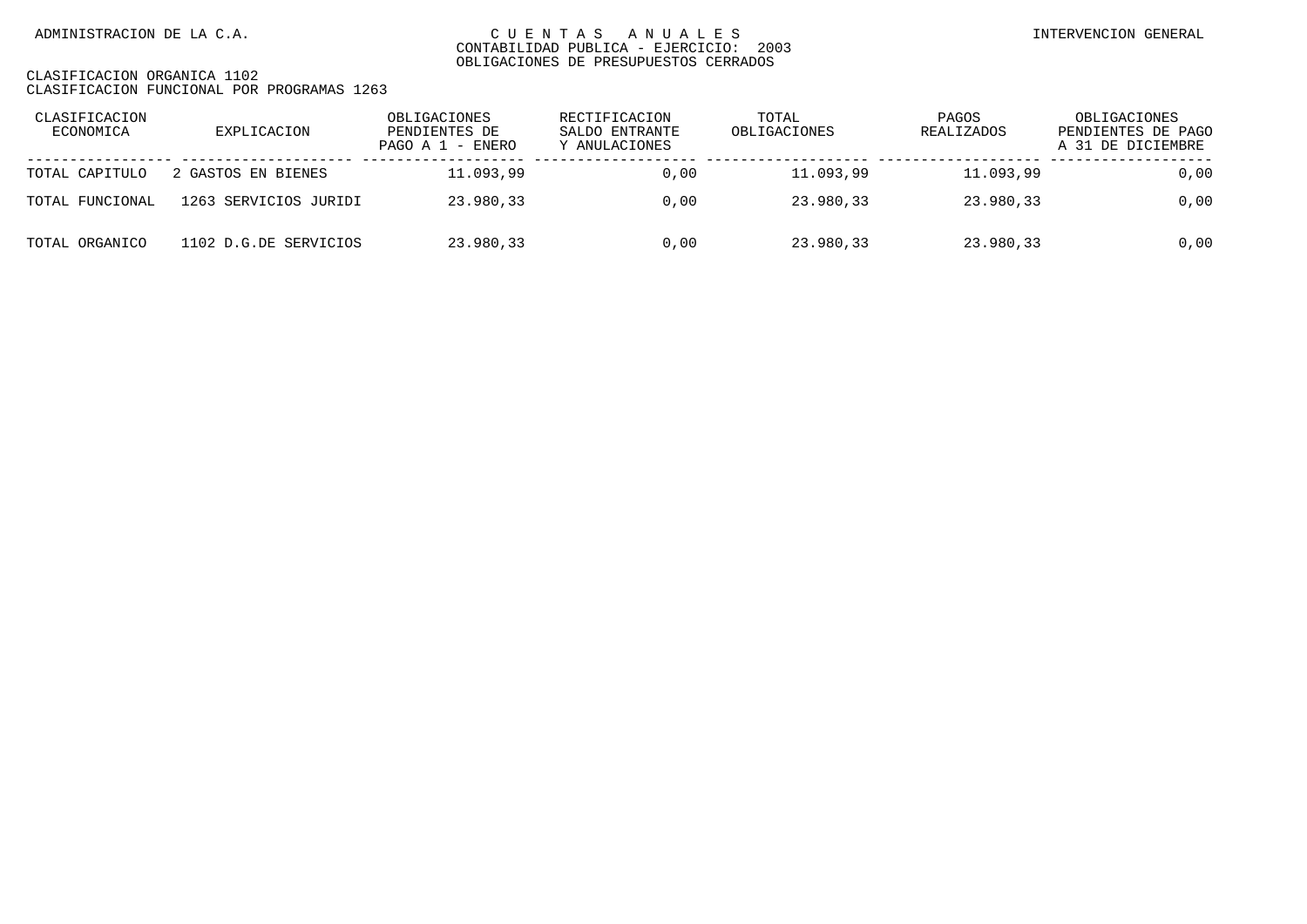ADMINISTRACION DE LA C.A.

CUENTAS ANUALES
CONTABILIDAD PUBLICA - EJERCICIO: 2003
OBLIGACIONES DE PRESUPUESTOS CERRADOS

INTERVENCION GENERAL

CLASIFICACION ORGANICA 1102
CLASIFICACION FUNCIONAL POR PROGRAMAS 1263

| CLASIFICACION ECONOMICA | EXPLICACION | OBLIGACIONES PENDIENTES DE PAGO A 1 - ENERO | RECTIFICACION SALDO ENTRANTE Y ANULACIONES | TOTAL OBLIGACIONES | PAGOS REALIZADOS | OBLIGACIONES PENDIENTES DE PAGO A 31 DE DICIEMBRE |
|---|---|---|---|---|---|---|
| TOTAL CAPITULO | 2 GASTOS EN BIENES | 11.093,99 | 0,00 | 11.093,99 | 11.093,99 | 0,00 |
| TOTAL FUNCIONAL | 1263 SERVICIOS JURIDI | 23.980,33 | 0,00 | 23.980,33 | 23.980,33 | 0,00 |
| TOTAL ORGANICO | 1102 D.G.DE SERVICIOS | 23.980,33 | 0,00 | 23.980,33 | 23.980,33 | 0,00 |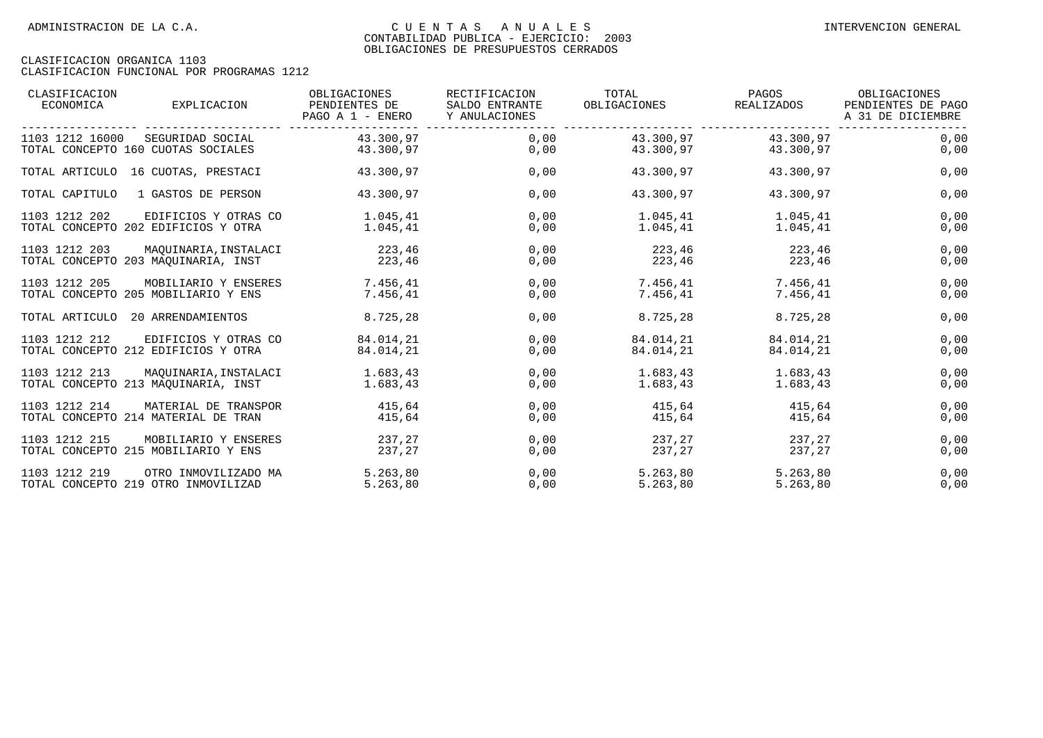ADMINISTRACION DE LA C.A.

CUENTAS ANUALES
CONTABILIDAD PUBLICA - EJERCICIO: 2003
OBLIGACIONES DE PRESUPUESTOS CERRADOS

INTERVENCION GENERAL

CLASIFICACION ORGANICA 1103
CLASIFICACION FUNCIONAL POR PROGRAMAS 1212

| CLASIFICACION ECONOMICA | EXPLICACION | OBLIGACIONES PENDIENTES DE PAGO A 1 - ENERO | RECTIFICACION SALDO ENTRANTE Y ANULACIONES | TOTAL OBLIGACIONES | PAGOS REALIZADOS | OBLIGACIONES PENDIENTES DE PAGO A 31 DE DICIEMBRE |
|---|---|---|---|---|---|---|
| 1103 1212 16000 | SEGURIDAD SOCIAL | 43.300,97 | 0,00 | 43.300,97 | 43.300,97 | 0,00 |
| TOTAL CONCEPTO 160 | CUOTAS SOCIALES | 43.300,97 | 0,00 | 43.300,97 | 43.300,97 | 0,00 |
| TOTAL ARTICULO 16 | CUOTAS, PRESTACI | 43.300,97 | 0,00 | 43.300,97 | 43.300,97 | 0,00 |
| TOTAL CAPITULO 1 | GASTOS DE PERSON | 43.300,97 | 0,00 | 43.300,97 | 43.300,97 | 0,00 |
| 1103 1212 202 | EDIFICIOS Y OTRAS CO | 1.045,41 | 0,00 | 1.045,41 | 1.045,41 | 0,00 |
| TOTAL CONCEPTO 202 | EDIFICIOS Y OTRA | 1.045,41 | 0,00 | 1.045,41 | 1.045,41 | 0,00 |
| 1103 1212 203 | MAQUINARIA,INSTALACI | 223,46 | 0,00 | 223,46 | 223,46 | 0,00 |
| TOTAL CONCEPTO 203 | MAQUINARIA, INST | 223,46 | 0,00 | 223,46 | 223,46 | 0,00 |
| 1103 1212 205 | MOBILIARIO Y ENSERES | 7.456,41 | 0,00 | 7.456,41 | 7.456,41 | 0,00 |
| TOTAL CONCEPTO 205 | MOBILIARIO Y ENS | 7.456,41 | 0,00 | 7.456,41 | 7.456,41 | 0,00 |
| TOTAL ARTICULO 20 | ARRENDAMIENTOS | 8.725,28 | 0,00 | 8.725,28 | 8.725,28 | 0,00 |
| 1103 1212 212 | EDIFICIOS Y OTRAS CO | 84.014,21 | 0,00 | 84.014,21 | 84.014,21 | 0,00 |
| TOTAL CONCEPTO 212 | EDIFICIOS Y OTRA | 84.014,21 | 0,00 | 84.014,21 | 84.014,21 | 0,00 |
| 1103 1212 213 | MAQUINARIA,INSTALACI | 1.683,43 | 0,00 | 1.683,43 | 1.683,43 | 0,00 |
| TOTAL CONCEPTO 213 | MAQUINARIA, INST | 1.683,43 | 0,00 | 1.683,43 | 1.683,43 | 0,00 |
| 1103 1212 214 | MATERIAL DE TRANSPOR | 415,64 | 0,00 | 415,64 | 415,64 | 0,00 |
| TOTAL CONCEPTO 214 | MATERIAL DE TRAN | 415,64 | 0,00 | 415,64 | 415,64 | 0,00 |
| 1103 1212 215 | MOBILIARIO Y ENSERES | 237,27 | 0,00 | 237,27 | 237,27 | 0,00 |
| TOTAL CONCEPTO 215 | MOBILIARIO Y ENS | 237,27 | 0,00 | 237,27 | 237,27 | 0,00 |
| 1103 1212 219 | OTRO INMOVILIZADO MA | 5.263,80 | 0,00 | 5.263,80 | 5.263,80 | 0,00 |
| TOTAL CONCEPTO 219 | OTRO INMOVILIZAD | 5.263,80 | 0,00 | 5.263,80 | 5.263,80 | 0,00 |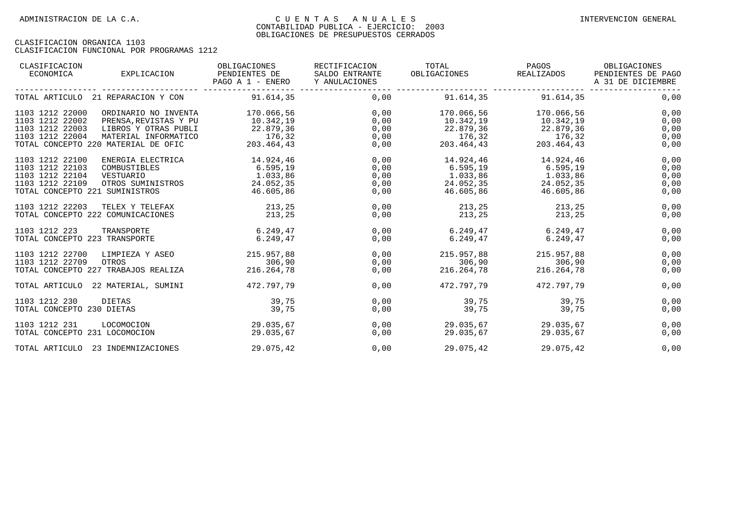ADMINISTRACION DE LA C.A.

# C U E N T A S   A N U A L E S
## CONTABILIDAD PUBLICA - EJERCICIO: 2003
## OBLIGACIONES DE PRESUPUESTOS CERRADOS

INTERVENCION GENERAL

CLASIFICACION ORGANICA 1103
CLASIFICACION FUNCIONAL POR PROGRAMAS 1212

| CLASIFICACION ECONOMICA | EXPLICACION | OBLIGACIONES PENDIENTES DE PAGO A 1 - ENERO | RECTIFICACION SALDO ENTRANTE Y ANULACIONES | TOTAL OBLIGACIONES | PAGOS REALIZADOS | OBLIGACIONES PENDIENTES DE PAGO A 31 DE DICIEMBRE |
|---|---|---|---|---|---|---|
| TOTAL ARTICULO | 21 REPARACION Y CON | 91.614,35 | 0,00 | 91.614,35 | 91.614,35 | 0,00 |
| 1103 1212 22000 | ORDINARIO NO INVENTA | 170.066,56 | 0,00 | 170.066,56 | 170.066,56 | 0,00 |
| 1103 1212 22002 | PRENSA,REVISTAS Y PU | 10.342,19 | 0,00 | 10.342,19 | 10.342,19 | 0,00 |
| 1103 1212 22003 | LIBROS Y OTRAS PUBLI | 22.879,36 | 0,00 | 22.879,36 | 22.879,36 | 0,00 |
| 1103 1212 22004 | MATERIAL INFORMATICO | 176,32 | 0,00 | 176,32 | 176,32 | 0,00 |
| TOTAL CONCEPTO 220 | MATERIAL DE OFIC | 203.464,43 | 0,00 | 203.464,43 | 203.464,43 | 0,00 |
| 1103 1212 22100 | ENERGIA ELECTRICA | 14.924,46 | 0,00 | 14.924,46 | 14.924,46 | 0,00 |
| 1103 1212 22103 | COMBUSTIBLES | 6.595,19 | 0,00 | 6.595,19 | 6.595,19 | 0,00 |
| 1103 1212 22104 | VESTUARIO | 1.033,86 | 0,00 | 1.033,86 | 1.033,86 | 0,00 |
| 1103 1212 22109 | OTROS SUMINISTROS | 24.052,35 | 0,00 | 24.052,35 | 24.052,35 | 0,00 |
| TOTAL CONCEPTO 221 | SUMINISTROS | 46.605,86 | 0,00 | 46.605,86 | 46.605,86 | 0,00 |
| 1103 1212 22203 | TELEX Y TELEFAX | 213,25 | 0,00 | 213,25 | 213,25 | 0,00 |
| TOTAL CONCEPTO 222 | COMUNICACIONES | 213,25 | 0,00 | 213,25 | 213,25 | 0,00 |
| 1103 1212 223 | TRANSPORTE | 6.249,47 | 0,00 | 6.249,47 | 6.249,47 | 0,00 |
| TOTAL CONCEPTO 223 | TRANSPORTE | 6.249,47 | 0,00 | 6.249,47 | 6.249,47 | 0,00 |
| 1103 1212 22700 | LIMPIEZA Y ASEO | 215.957,88 | 0,00 | 215.957,88 | 215.957,88 | 0,00 |
| 1103 1212 22709 | OTROS | 306,90 | 0,00 | 306,90 | 306,90 | 0,00 |
| TOTAL CONCEPTO 227 | TRABAJOS REALIZA | 216.264,78 | 0,00 | 216.264,78 | 216.264,78 | 0,00 |
| TOTAL ARTICULO | 22 MATERIAL, SUMINI | 472.797,79 | 0,00 | 472.797,79 | 472.797,79 | 0,00 |
| 1103 1212 230 | DIETAS | 39,75 | 0,00 | 39,75 | 39,75 | 0,00 |
| TOTAL CONCEPTO 230 | DIETAS | 39,75 | 0,00 | 39,75 | 39,75 | 0,00 |
| 1103 1212 231 | LOCOMOCION | 29.035,67 | 0,00 | 29.035,67 | 29.035,67 | 0,00 |
| TOTAL CONCEPTO 231 | LOCOMOCION | 29.035,67 | 0,00 | 29.035,67 | 29.035,67 | 0,00 |
| TOTAL ARTICULO | 23 INDEMNIZACIONES | 29.075,42 | 0,00 | 29.075,42 | 29.075,42 | 0,00 |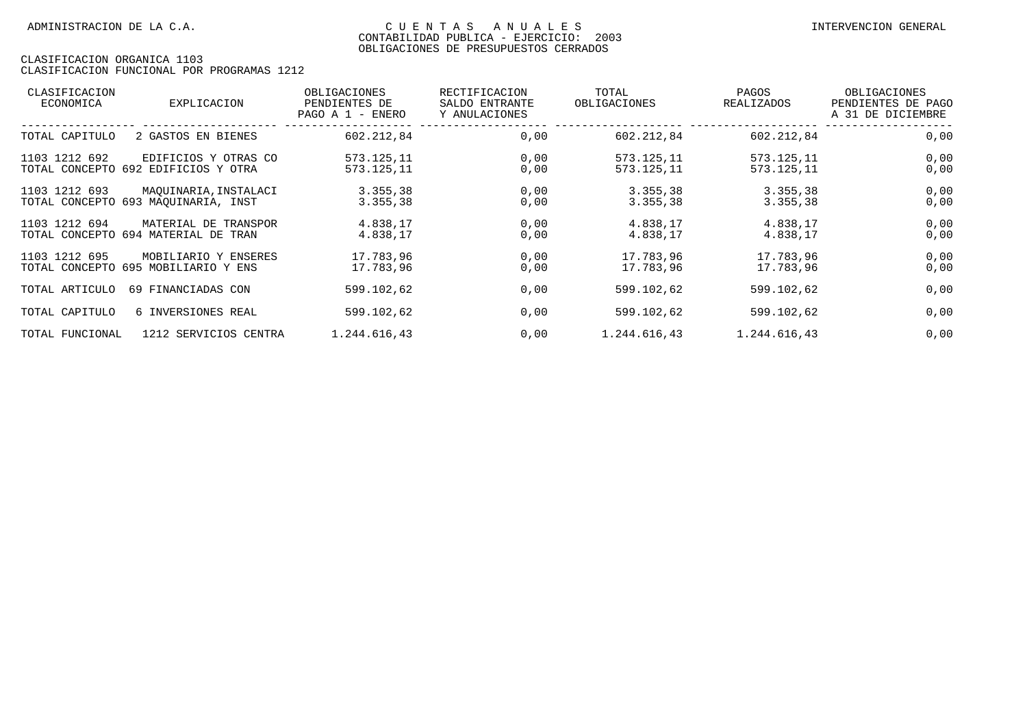ADMINISTRACION DE LA C.A.

CUENTAS ANUALES
CONTABILIDAD PUBLICA - EJERCICIO: 2003
OBLIGACIONES DE PRESUPUESTOS CERRADOS

INTERVENCION GENERAL

CLASIFICACION ORGANICA 1103
CLASIFICACION FUNCIONAL POR PROGRAMAS 1212

| CLASIFICACION ECONOMICA | EXPLICACION | OBLIGACIONES PENDIENTES DE PAGO A 1 - ENERO | RECTIFICACION SALDO ENTRANTE Y ANULACIONES | TOTAL OBLIGACIONES | PAGOS REALIZADOS | OBLIGACIONES PENDIENTES DE PAGO A 31 DE DICIEMBRE |
|---|---|---|---|---|---|---|
| TOTAL CAPITULO | 2 GASTOS EN BIENES | 602.212,84 | 0,00 | 602.212,84 | 602.212,84 | 0,00 |
| 1103 1212 692 | EDIFICIOS Y OTRAS CO | 573.125,11 | 0,00 | 573.125,11 | 573.125,11 | 0,00 |
| TOTAL CONCEPTO 692 | EDIFICIOS Y OTRA | 573.125,11 | 0,00 | 573.125,11 | 573.125,11 | 0,00 |
| 1103 1212 693 | MAQUINARIA,INSTALACI | 3.355,38 | 0,00 | 3.355,38 | 3.355,38 | 0,00 |
| TOTAL CONCEPTO 693 | MAQUINARIA, INST | 3.355,38 | 0,00 | 3.355,38 | 3.355,38 | 0,00 |
| 1103 1212 694 | MATERIAL DE TRANSPOR | 4.838,17 | 0,00 | 4.838,17 | 4.838,17 | 0,00 |
| TOTAL CONCEPTO 694 | MATERIAL DE TRAN | 4.838,17 | 0,00 | 4.838,17 | 4.838,17 | 0,00 |
| 1103 1212 695 | MOBILIARIO Y ENSERES | 17.783,96 | 0,00 | 17.783,96 | 17.783,96 | 0,00 |
| TOTAL CONCEPTO 695 | MOBILIARIO Y ENS | 17.783,96 | 0,00 | 17.783,96 | 17.783,96 | 0,00 |
| TOTAL ARTICULO | 69 FINANCIADAS CON | 599.102,62 | 0,00 | 599.102,62 | 599.102,62 | 0,00 |
| TOTAL CAPITULO | 6 INVERSIONES REAL | 599.102,62 | 0,00 | 599.102,62 | 599.102,62 | 0,00 |
| TOTAL FUNCIONAL | 1212 SERVICIOS CENTRA | 1.244.616,43 | 0,00 | 1.244.616,43 | 1.244.616,43 | 0,00 |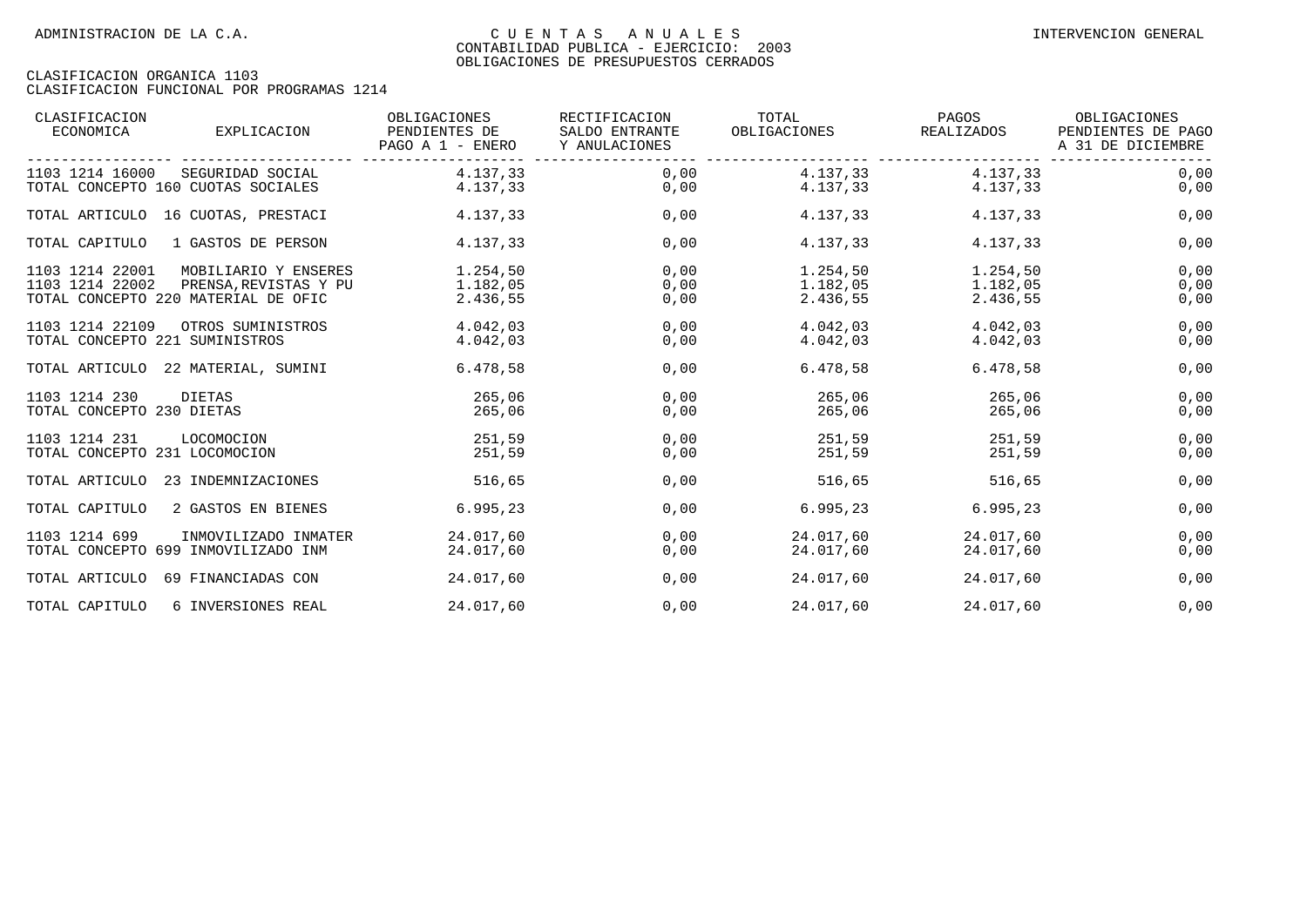ADMINISTRACION DE LA C.A. — CUENTAS ANUALES — INTERVENCION GENERAL

CONTABILIDAD PUBLICA - EJERCICIO: 2003

OBLIGACIONES DE PRESUPUESTOS CERRADOS

CLASIFICACION ORGANICA 1103

CLASIFICACION FUNCIONAL POR PROGRAMAS 1214

| CLASIFICACION ECONOMICA | EXPLICACION | OBLIGACIONES PENDIENTES DE PAGO A 1 - ENERO | RECTIFICACION SALDO ENTRANTE Y ANULACIONES | TOTAL OBLIGACIONES | PAGOS REALIZADOS | OBLIGACIONES PENDIENTES DE PAGO A 31 DE DICIEMBRE |
|---|---|---|---|---|---|---|
| 1103 1214 16000 | SEGURIDAD SOCIAL | 4.137,33 | 0,00 | 4.137,33 | 4.137,33 | 0,00 |
| TOTAL CONCEPTO 160 | CUOTAS SOCIALES | 4.137,33 | 0,00 | 4.137,33 | 4.137,33 | 0,00 |
| TOTAL ARTICULO 16 | CUOTAS, PRESTACI | 4.137,33 | 0,00 | 4.137,33 | 4.137,33 | 0,00 |
| TOTAL CAPITULO 1 | GASTOS DE PERSON | 4.137,33 | 0,00 | 4.137,33 | 4.137,33 | 0,00 |
| 1103 1214 22001 | MOBILIARIO Y ENSERES | 1.254,50 | 0,00 | 1.254,50 | 1.254,50 | 0,00 |
| 1103 1214 22002 | PRENSA,REVISTAS Y PU | 1.182,05 | 0,00 | 1.182,05 | 1.182,05 | 0,00 |
| TOTAL CONCEPTO 220 | MATERIAL DE OFIC | 2.436,55 | 0,00 | 2.436,55 | 2.436,55 | 0,00 |
| 1103 1214 22109 | OTROS SUMINISTROS | 4.042,03 | 0,00 | 4.042,03 | 4.042,03 | 0,00 |
| TOTAL CONCEPTO 221 | SUMINISTROS | 4.042,03 | 0,00 | 4.042,03 | 4.042,03 | 0,00 |
| TOTAL ARTICULO 22 | MATERIAL, SUMINI | 6.478,58 | 0,00 | 6.478,58 | 6.478,58 | 0,00 |
| 1103 1214 230 | DIETAS | 265,06 | 0,00 | 265,06 | 265,06 | 0,00 |
| TOTAL CONCEPTO 230 | DIETAS | 265,06 | 0,00 | 265,06 | 265,06 | 0,00 |
| 1103 1214 231 | LOCOMOCION | 251,59 | 0,00 | 251,59 | 251,59 | 0,00 |
| TOTAL CONCEPTO 231 | LOCOMOCION | 251,59 | 0,00 | 251,59 | 251,59 | 0,00 |
| TOTAL ARTICULO 23 | INDEMNIZACIONES | 516,65 | 0,00 | 516,65 | 516,65 | 0,00 |
| TOTAL CAPITULO 2 | GASTOS EN BIENES | 6.995,23 | 0,00 | 6.995,23 | 6.995,23 | 0,00 |
| 1103 1214 699 | INMOVILIZADO INMATER | 24.017,60 | 0,00 | 24.017,60 | 24.017,60 | 0,00 |
| TOTAL CONCEPTO 699 | INMOVILIZADO INM | 24.017,60 | 0,00 | 24.017,60 | 24.017,60 | 0,00 |
| TOTAL ARTICULO 69 | FINANCIADAS CON | 24.017,60 | 0,00 | 24.017,60 | 24.017,60 | 0,00 |
| TOTAL CAPITULO 6 | INVERSIONES REAL | 24.017,60 | 0,00 | 24.017,60 | 24.017,60 | 0,00 |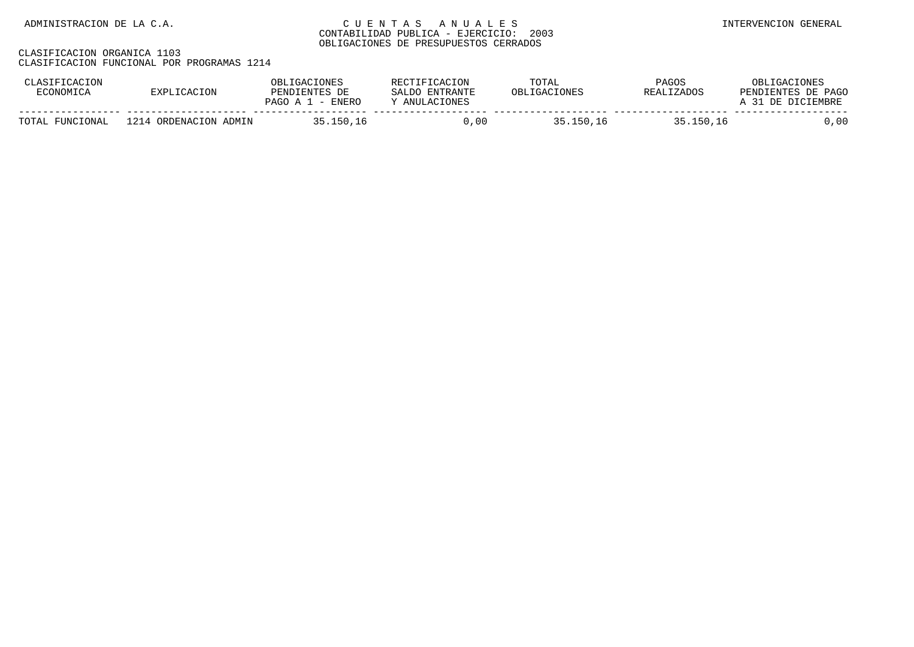ADMINISTRACION DE LA C.A.

CUENTAS ANUALES
CONTABILIDAD PUBLICA - EJERCICIO: 2003
OBLIGACIONES DE PRESUPUESTOS CERRADOS

INTERVENCION GENERAL

CLASIFICACION ORGANICA 1103
CLASIFICACION FUNCIONAL POR PROGRAMAS 1214

| CLASIFICACION ECONOMICA | EXPLICACION | OBLIGACIONES PENDIENTES DE PAGO A 1 - ENERO | RECTIFICACION SALDO ENTRANTE Y ANULACIONES | TOTAL OBLIGACIONES | PAGOS REALIZADOS | OBLIGACIONES PENDIENTES DE PAGO A 31 DE DICIEMBRE |
|---|---|---|---|---|---|---|
| TOTAL FUNCIONAL | 1214 ORDENACION ADMIN | 35.150,16 | 0,00 | 35.150,16 | 35.150,16 | 0,00 |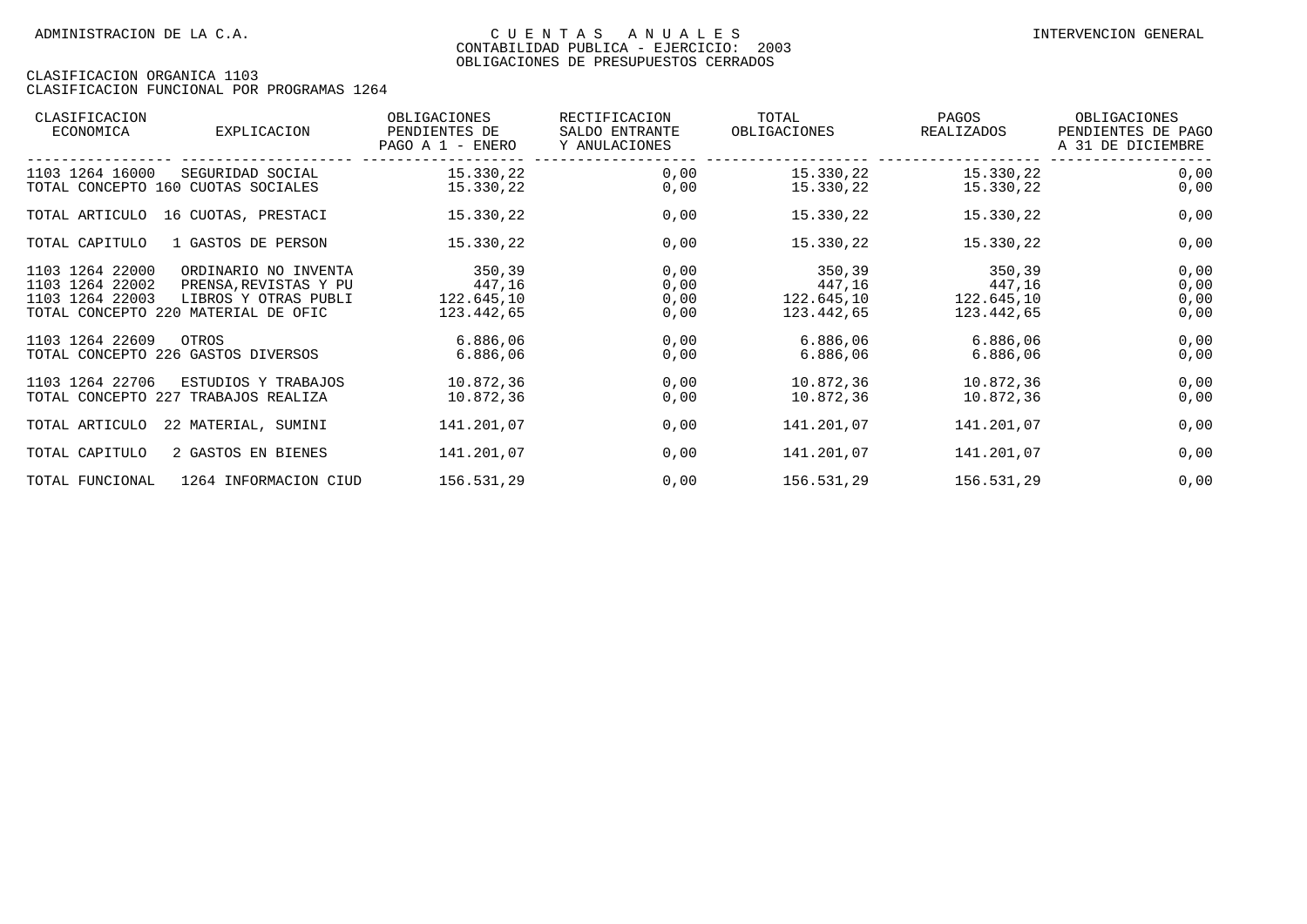ADMINISTRACION DE LA C.A.

# C U E N T A S   A N U A L E S
## CONTABILIDAD PUBLICA - EJERCICIO: 2003
## OBLIGACIONES DE PRESUPUESTOS CERRADOS

INTERVENCION GENERAL

CLASIFICACION ORGANICA 1103
CLASIFICACION FUNCIONAL POR PROGRAMAS 1264

| CLASIFICACION ECONOMICA | EXPLICACION | OBLIGACIONES PENDIENTES DE PAGO A 1 - ENERO | RECTIFICACION SALDO ENTRANTE Y ANULACIONES | TOTAL OBLIGACIONES | PAGOS REALIZADOS | OBLIGACIONES PENDIENTES DE PAGO A 31 DE DICIEMBRE |
|---|---|---|---|---|---|---|
| 1103 1264 16000 | SEGURIDAD SOCIAL | 15.330,22 | 0,00 | 15.330,22 | 15.330,22 | 0,00 |
| TOTAL CONCEPTO 160 | CUOTAS SOCIALES | 15.330,22 | 0,00 | 15.330,22 | 15.330,22 | 0,00 |
| TOTAL ARTICULO | 16 CUOTAS, PRESTACI | 15.330,22 | 0,00 | 15.330,22 | 15.330,22 | 0,00 |
| TOTAL CAPITULO | 1 GASTOS DE PERSON | 15.330,22 | 0,00 | 15.330,22 | 15.330,22 | 0,00 |
| 1103 1264 22000 | ORDINARIO NO INVENTA | 350,39 | 0,00 | 350,39 | 350,39 | 0,00 |
| 1103 1264 22002 | PRENSA,REVISTAS Y PU | 447,16 | 0,00 | 447,16 | 447,16 | 0,00 |
| 1103 1264 22003 | LIBROS Y OTRAS PUBLI | 122.645,10 | 0,00 | 122.645,10 | 122.645,10 | 0,00 |
| TOTAL CONCEPTO 220 | MATERIAL DE OFIC | 123.442,65 | 0,00 | 123.442,65 | 123.442,65 | 0,00 |
| 1103 1264 22609 | OTROS | 6.886,06 | 0,00 | 6.886,06 | 6.886,06 | 0,00 |
| TOTAL CONCEPTO 226 | GASTOS DIVERSOS | 6.886,06 | 0,00 | 6.886,06 | 6.886,06 | 0,00 |
| 1103 1264 22706 | ESTUDIOS Y TRABAJOS | 10.872,36 | 0,00 | 10.872,36 | 10.872,36 | 0,00 |
| TOTAL CONCEPTO 227 | TRABAJOS REALIZA | 10.872,36 | 0,00 | 10.872,36 | 10.872,36 | 0,00 |
| TOTAL ARTICULO | 22 MATERIAL, SUMINI | 141.201,07 | 0,00 | 141.201,07 | 141.201,07 | 0,00 |
| TOTAL CAPITULO | 2 GASTOS EN BIENES | 141.201,07 | 0,00 | 141.201,07 | 141.201,07 | 0,00 |
| TOTAL FUNCIONAL | 1264 INFORMACION CIUD | 156.531,29 | 0,00 | 156.531,29 | 156.531,29 | 0,00 |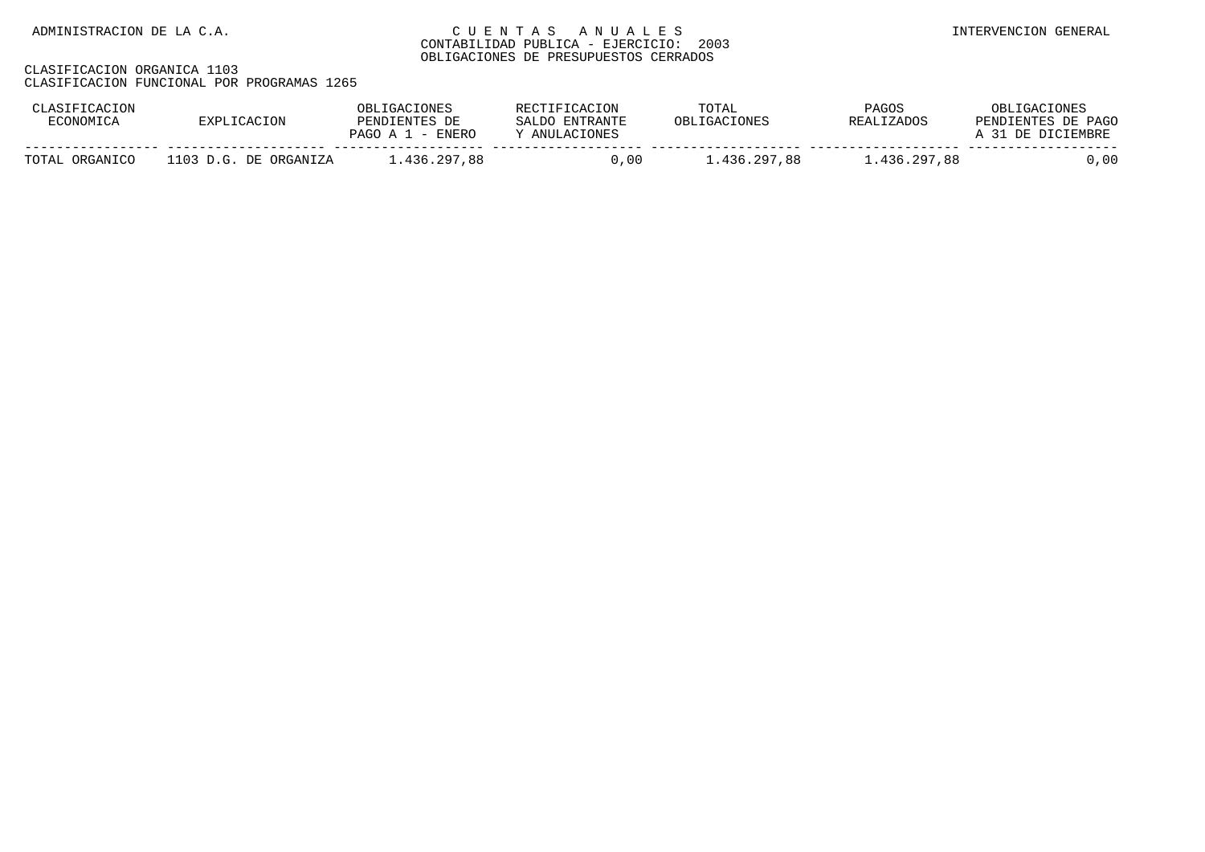ADMINISTRACION DE LA C.A.

CUENTAS ANUALES
CONTABILIDAD PUBLICA - EJERCICIO: 2003
OBLIGACIONES DE PRESUPUESTOS CERRADOS

INTERVENCION GENERAL

CLASIFICACION ORGANICA 1103
CLASIFICACION FUNCIONAL POR PROGRAMAS 1265

| CLASIFICACION ECONOMICA | EXPLICACION | OBLIGACIONES PENDIENTES DE PAGO A 1 - ENERO | RECTIFICACION SALDO ENTRANTE Y ANULACIONES | TOTAL OBLIGACIONES | PAGOS REALIZADOS | OBLIGACIONES PENDIENTES DE PAGO A 31 DE DICIEMBRE |
|---|---|---|---|---|---|---|
| TOTAL ORGANICO | 1103 D.G. DE ORGANIZA | 1.436.297,88 | 0,00 | 1.436.297,88 | 1.436.297,88 | 0,00 |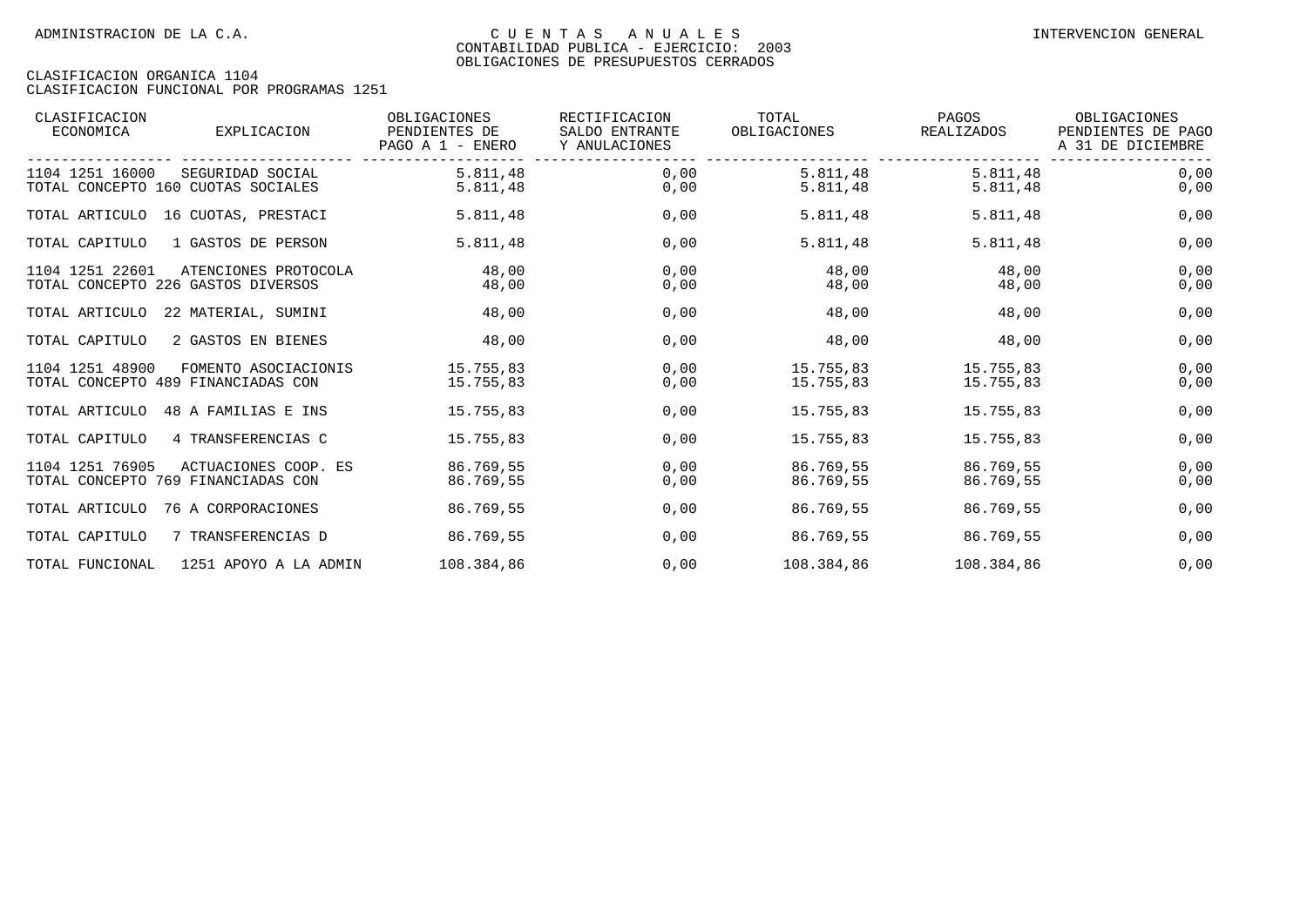ADMINISTRACION DE LA C.A. — CUENTAS ANUALES — INTERVENCION GENERAL

CONTABILIDAD PUBLICA - EJERCICIO: 2003

OBLIGACIONES DE PRESUPUESTOS CERRADOS

CLASIFICACION ORGANICA 1104

CLASIFICACION FUNCIONAL POR PROGRAMAS 1251

| CLASIFICACION ECONOMICA | EXPLICACION | OBLIGACIONES PENDIENTES DE PAGO A 1 - ENERO | RECTIFICACION SALDO ENTRANTE Y ANULACIONES | TOTAL OBLIGACIONES | PAGOS REALIZADOS | OBLIGACIONES PENDIENTES DE PAGO A 31 DE DICIEMBRE |
|---|---|---|---|---|---|---|
| 1104 1251 16000 | SEGURIDAD SOCIAL | 5.811,48 | 0,00 | 5.811,48 | 5.811,48 | 0,00 |
| TOTAL CONCEPTO 160 | CUOTAS SOCIALES | 5.811,48 | 0,00 | 5.811,48 | 5.811,48 | 0,00 |
| TOTAL ARTICULO | 16 CUOTAS, PRESTACI | 5.811,48 | 0,00 | 5.811,48 | 5.811,48 | 0,00 |
| TOTAL CAPITULO | 1 GASTOS DE PERSON | 5.811,48 | 0,00 | 5.811,48 | 5.811,48 | 0,00 |
| 1104 1251 22601 | ATENCIONES PROTOCOLA | 48,00 | 0,00 | 48,00 | 48,00 | 0,00 |
| TOTAL CONCEPTO 226 | GASTOS DIVERSOS | 48,00 | 0,00 | 48,00 | 48,00 | 0,00 |
| TOTAL ARTICULO | 22 MATERIAL, SUMINI | 48,00 | 0,00 | 48,00 | 48,00 | 0,00 |
| TOTAL CAPITULO | 2 GASTOS EN BIENES | 48,00 | 0,00 | 48,00 | 48,00 | 0,00 |
| 1104 1251 48900 | FOMENTO ASOCIACIONIS | 15.755,83 | 0,00 | 15.755,83 | 15.755,83 | 0,00 |
| TOTAL CONCEPTO 489 | FINANCIADAS CON | 15.755,83 | 0,00 | 15.755,83 | 15.755,83 | 0,00 |
| TOTAL ARTICULO | 48 A FAMILIAS E INS | 15.755,83 | 0,00 | 15.755,83 | 15.755,83 | 0,00 |
| TOTAL CAPITULO | 4 TRANSFERENCIAS C | 15.755,83 | 0,00 | 15.755,83 | 15.755,83 | 0,00 |
| 1104 1251 76905 | ACTUACIONES COOP. ES | 86.769,55 | 0,00 | 86.769,55 | 86.769,55 | 0,00 |
| TOTAL CONCEPTO 769 | FINANCIADAS CON | 86.769,55 | 0,00 | 86.769,55 | 86.769,55 | 0,00 |
| TOTAL ARTICULO | 76 A CORPORACIONES | 86.769,55 | 0,00 | 86.769,55 | 86.769,55 | 0,00 |
| TOTAL CAPITULO | 7 TRANSFERENCIAS D | 86.769,55 | 0,00 | 86.769,55 | 86.769,55 | 0,00 |
| TOTAL FUNCIONAL | 1251 APOYO A LA ADMIN | 108.384,86 | 0,00 | 108.384,86 | 108.384,86 | 0,00 |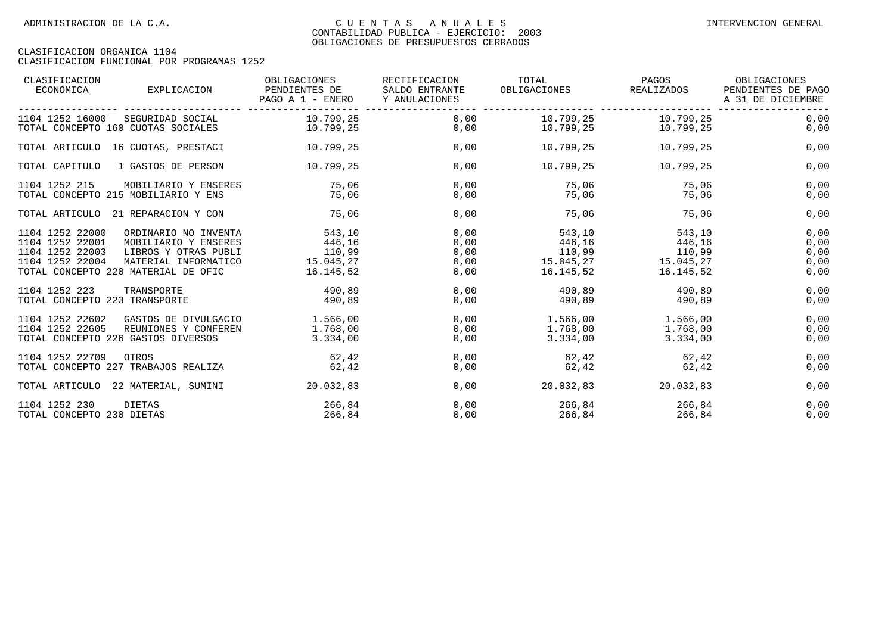ADMINISTRACION DE LA C.A.

CUENTAS ANUALES
CONTABILIDAD PUBLICA - EJERCICIO: 2003
OBLIGACIONES DE PRESUPUESTOS CERRADOS

INTERVENCION GENERAL

CLASIFICACION ORGANICA 1104
CLASIFICACION FUNCIONAL POR PROGRAMAS 1252

| CLASIFICACION ECONOMICA | EXPLICACION | OBLIGACIONES PENDIENTES DE PAGO A 1 - ENERO | RECTIFICACION SALDO ENTRANTE Y ANULACIONES | TOTAL OBLIGACIONES | PAGOS REALIZADOS | OBLIGACIONES PENDIENTES DE PAGO A 31 DE DICIEMBRE |
|---|---|---|---|---|---|---|
| 1104 1252 16000 | SEGURIDAD SOCIAL | 10.799,25 | 0,00 | 10.799,25 | 10.799,25 | 0,00 |
| TOTAL CONCEPTO 160 CUOTAS SOCIALES | | 10.799,25 | 0,00 | 10.799,25 | 10.799,25 | 0,00 |
| TOTAL ARTICULO 16 CUOTAS, PRESTACI | | 10.799,25 | 0,00 | 10.799,25 | 10.799,25 | 0,00 |
| TOTAL CAPITULO 1 GASTOS DE PERSON | | 10.799,25 | 0,00 | 10.799,25 | 10.799,25 | 0,00 |
| 1104 1252 215 | MOBILIARIO Y ENSERES | 75,06 | 0,00 | 75,06 | 75,06 | 0,00 |
| TOTAL CONCEPTO 215 MOBILIARIO Y ENS | | 75,06 | 0,00 | 75,06 | 75,06 | 0,00 |
| TOTAL ARTICULO 21 REPARACION Y CON | | 75,06 | 0,00 | 75,06 | 75,06 | 0,00 |
| 1104 1252 22000 | ORDINARIO NO INVENTA | 543,10 | 0,00 | 543,10 | 543,10 | 0,00 |
| 1104 1252 22001 | MOBILIARIO Y ENSERES | 446,16 | 0,00 | 446,16 | 446,16 | 0,00 |
| 1104 1252 22003 | LIBROS Y OTRAS PUBLI | 110,99 | 0,00 | 110,99 | 110,99 | 0,00 |
| 1104 1252 22004 | MATERIAL INFORMATICO | 15.045,27 | 0,00 | 15.045,27 | 15.045,27 | 0,00 |
| TOTAL CONCEPTO 220 MATERIAL DE OFIC | | 16.145,52 | 0,00 | 16.145,52 | 16.145,52 | 0,00 |
| 1104 1252 223 | TRANSPORTE | 490,89 | 0,00 | 490,89 | 490,89 | 0,00 |
| TOTAL CONCEPTO 223 TRANSPORTE | | 490,89 | 0,00 | 490,89 | 490,89 | 0,00 |
| 1104 1252 22602 | GASTOS DE DIVULGACIO | 1.566,00 | 0,00 | 1.566,00 | 1.566,00 | 0,00 |
| 1104 1252 22605 | REUNIONES Y CONFEREN | 1.768,00 | 0,00 | 1.768,00 | 1.768,00 | 0,00 |
| TOTAL CONCEPTO 226 GASTOS DIVERSOS | | 3.334,00 | 0,00 | 3.334,00 | 3.334,00 | 0,00 |
| 1104 1252 22709 | OTROS | 62,42 | 0,00 | 62,42 | 62,42 | 0,00 |
| TOTAL CONCEPTO 227 TRABAJOS REALIZA | | 62,42 | 0,00 | 62,42 | 62,42 | 0,00 |
| TOTAL ARTICULO 22 MATERIAL, SUMINI | | 20.032,83 | 0,00 | 20.032,83 | 20.032,83 | 0,00 |
| 1104 1252 230 | DIETAS | 266,84 | 0,00 | 266,84 | 266,84 | 0,00 |
| TOTAL CONCEPTO 230 DIETAS | | 266,84 | 0,00 | 266,84 | 266,84 | 0,00 |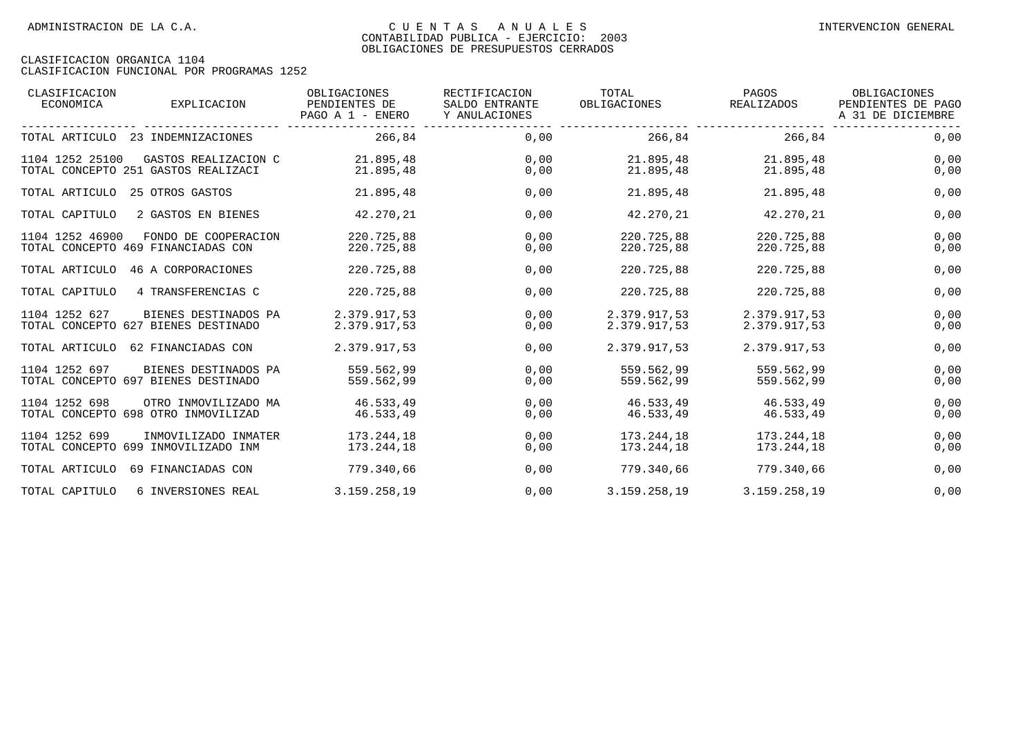ADMINISTRACION DE LA C.A.

CUENTAS ANUALES
CONTABILIDAD PUBLICA - EJERCICIO: 2003
OBLIGACIONES DE PRESUPUESTOS CERRADOS

INTERVENCION GENERAL

CLASIFICACION ORGANICA 1104
CLASIFICACION FUNCIONAL POR PROGRAMAS 1252

| CLASIFICACION ECONOMICA | EXPLICACION | OBLIGACIONES PENDIENTES DE PAGO A 1 - ENERO | RECTIFICACION SALDO ENTRANTE Y ANULACIONES | TOTAL OBLIGACIONES | PAGOS REALIZADOS | OBLIGACIONES PENDIENTES DE PAGO A 31 DE DICIEMBRE |
|---|---|---|---|---|---|---|
| TOTAL ARTICULO | 23 INDEMNIZACIONES | 266,84 | 0,00 | 266,84 | 266,84 | 0,00 |
| 1104 1252 25100 | GASTOS REALIZACION C | 21.895,48 | 0,00 | 21.895,48 | 21.895,48 | 0,00 |
| TOTAL CONCEPTO 251 | GASTOS REALIZACI | 21.895,48 | 0,00 | 21.895,48 | 21.895,48 | 0,00 |
| TOTAL ARTICULO | 25 OTROS GASTOS | 21.895,48 | 0,00 | 21.895,48 | 21.895,48 | 0,00 |
| TOTAL CAPITULO | 2 GASTOS EN BIENES | 42.270,21 | 0,00 | 42.270,21 | 42.270,21 | 0,00 |
| 1104 1252 46900 | FONDO DE COOPERACION | 220.725,88 | 0,00 | 220.725,88 | 220.725,88 | 0,00 |
| TOTAL CONCEPTO 469 | FINANCIADAS CON | 220.725,88 | 0,00 | 220.725,88 | 220.725,88 | 0,00 |
| TOTAL ARTICULO | 46 A CORPORACIONES | 220.725,88 | 0,00 | 220.725,88 | 220.725,88 | 0,00 |
| TOTAL CAPITULO | 4 TRANSFERENCIAS C | 220.725,88 | 0,00 | 220.725,88 | 220.725,88 | 0,00 |
| 1104 1252 627 | BIENES DESTINADOS PA | 2.379.917,53 | 0,00 | 2.379.917,53 | 2.379.917,53 | 0,00 |
| TOTAL CONCEPTO 627 | BIENES DESTINADO | 2.379.917,53 | 0,00 | 2.379.917,53 | 2.379.917,53 | 0,00 |
| TOTAL ARTICULO | 62 FINANCIADAS CON | 2.379.917,53 | 0,00 | 2.379.917,53 | 2.379.917,53 | 0,00 |
| 1104 1252 697 | BIENES DESTINADOS PA | 559.562,99 | 0,00 | 559.562,99 | 559.562,99 | 0,00 |
| TOTAL CONCEPTO 697 | BIENES DESTINADO | 559.562,99 | 0,00 | 559.562,99 | 559.562,99 | 0,00 |
| 1104 1252 698 | OTRO INMOVILIZADO MA | 46.533,49 | 0,00 | 46.533,49 | 46.533,49 | 0,00 |
| TOTAL CONCEPTO 698 | OTRO INMOVILIZAD | 46.533,49 | 0,00 | 46.533,49 | 46.533,49 | 0,00 |
| 1104 1252 699 | INMOVILIZADO INMATER | 173.244,18 | 0,00 | 173.244,18 | 173.244,18 | 0,00 |
| TOTAL CONCEPTO 699 | INMOVILIZADO INM | 173.244,18 | 0,00 | 173.244,18 | 173.244,18 | 0,00 |
| TOTAL ARTICULO | 69 FINANCIADAS CON | 779.340,66 | 0,00 | 779.340,66 | 779.340,66 | 0,00 |
| TOTAL CAPITULO | 6 INVERSIONES REAL | 3.159.258,19 | 0,00 | 3.159.258,19 | 3.159.258,19 | 0,00 |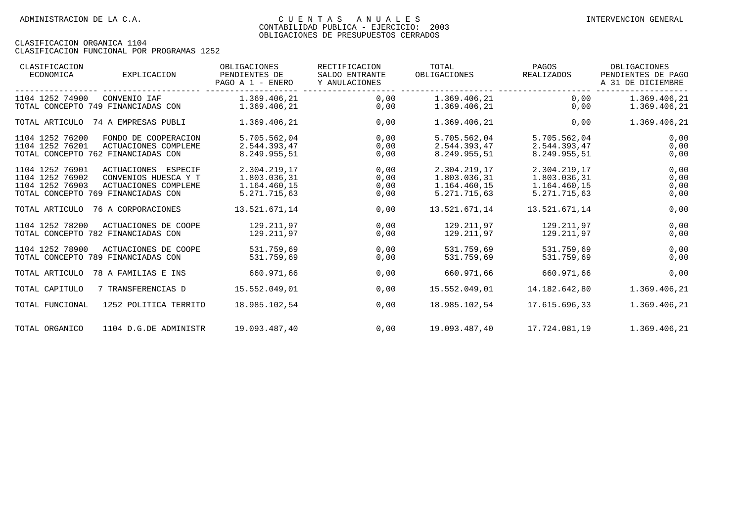ADMINISTRACION DE LA C.A.

# CUENTAS ANUALES

CONTABILIDAD PUBLICA - EJERCICIO: 2003

OBLIGACIONES DE PRESUPUESTOS CERRADOS

INTERVENCION GENERAL

CLASIFICACION ORGANICA 1104

CLASIFICACION FUNCIONAL POR PROGRAMAS 1252

| CLASIFICACION ECONOMICA | EXPLICACION | OBLIGACIONES PENDIENTES DE PAGO A 1 - ENERO | RECTIFICACION SALDO ENTRANTE Y ANULACIONES | TOTAL OBLIGACIONES | PAGOS REALIZADOS | OBLIGACIONES PENDIENTES DE PAGO A 31 DE DICIEMBRE |
|---|---|---|---|---|---|---|
| 1104 1252 74900 | CONVENIO IAF | 1.369.406,21 | 0,00 | 1.369.406,21 | 0,00 | 1.369.406,21 |
| TOTAL CONCEPTO 749 | FINANCIADAS CON | 1.369.406,21 | 0,00 | 1.369.406,21 | 0,00 | 1.369.406,21 |
| TOTAL ARTICULO | 74 A EMPRESAS PUBLI | 1.369.406,21 | 0,00 | 1.369.406,21 | 0,00 | 1.369.406,21 |
| 1104 1252 76200 | FONDO DE COOPERACION | 5.705.562,04 | 0,00 | 5.705.562,04 | 5.705.562,04 | 0,00 |
| 1104 1252 76201 | ACTUACIONES COMPLEME | 2.544.393,47 | 0,00 | 2.544.393,47 | 2.544.393,47 | 0,00 |
| TOTAL CONCEPTO 762 | FINANCIADAS CON | 8.249.955,51 | 0,00 | 8.249.955,51 | 8.249.955,51 | 0,00 |
| 1104 1252 76901 | ACTUACIONES ESPECIF | 2.304.219,17 | 0,00 | 2.304.219,17 | 2.304.219,17 | 0,00 |
| 1104 1252 76902 | CONVENIOS HUESCA Y T | 1.803.036,31 | 0,00 | 1.803.036,31 | 1.803.036,31 | 0,00 |
| 1104 1252 76903 | ACTUACIONES COMPLEME | 1.164.460,15 | 0,00 | 1.164.460,15 | 1.164.460,15 | 0,00 |
| TOTAL CONCEPTO 769 | FINANCIADAS CON | 5.271.715,63 | 0,00 | 5.271.715,63 | 5.271.715,63 | 0,00 |
| TOTAL ARTICULO | 76 A CORPORACIONES | 13.521.671,14 | 0,00 | 13.521.671,14 | 13.521.671,14 | 0,00 |
| 1104 1252 78200 | ACTUACIONES DE COOPE | 129.211,97 | 0,00 | 129.211,97 | 129.211,97 | 0,00 |
| TOTAL CONCEPTO 782 | FINANCIADAS CON | 129.211,97 | 0,00 | 129.211,97 | 129.211,97 | 0,00 |
| 1104 1252 78900 | ACTUACIONES DE COOPE | 531.759,69 | 0,00 | 531.759,69 | 531.759,69 | 0,00 |
| TOTAL CONCEPTO 789 | FINANCIADAS CON | 531.759,69 | 0,00 | 531.759,69 | 531.759,69 | 0,00 |
| TOTAL ARTICULO | 78 A FAMILIAS E INS | 660.971,66 | 0,00 | 660.971,66 | 660.971,66 | 0,00 |
| TOTAL CAPITULO | 7 TRANSFERENCIAS D | 15.552.049,01 | 0,00 | 15.552.049,01 | 14.182.642,80 | 1.369.406,21 |
| TOTAL FUNCIONAL | 1252 POLITICA TERRITO | 18.985.102,54 | 0,00 | 18.985.102,54 | 17.615.696,33 | 1.369.406,21 |
| TOTAL ORGANICO | 1104 D.G.DE ADMINISTR | 19.093.487,40 | 0,00 | 19.093.487,40 | 17.724.081,19 | 1.369.406,21 |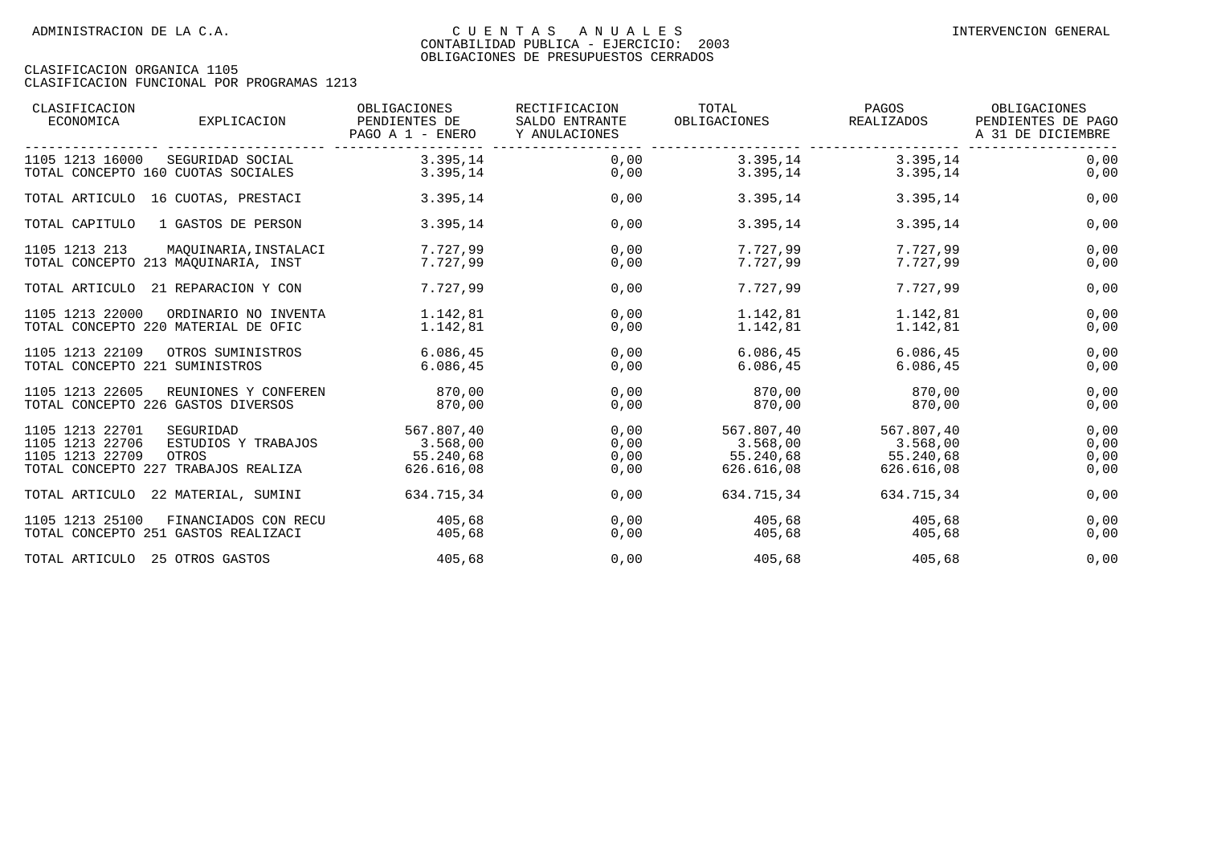ADMINISTRACION DE LA C.A.

CUENTAS ANUALES
CONTABILIDAD PUBLICA - EJERCICIO: 2003
OBLIGACIONES DE PRESUPUESTOS CERRADOS

INTERVENCION GENERAL

CLASIFICACION ORGANICA 1105
CLASIFICACION FUNCIONAL POR PROGRAMAS 1213

| CLASIFICACION ECONOMICA | EXPLICACION | OBLIGACIONES PENDIENTES DE PAGO A 1 - ENERO | RECTIFICACION SALDO ENTRANTE Y ANULACIONES | TOTAL OBLIGACIONES | PAGOS REALIZADOS | OBLIGACIONES PENDIENTES DE PAGO A 31 DE DICIEMBRE |
|---|---|---|---|---|---|---|
| 1105 1213 16000 | SEGURIDAD SOCIAL | 3.395,14 | 0,00 | 3.395,14 | 3.395,14 | 0,00 |
| TOTAL CONCEPTO 160 | CUOTAS SOCIALES | 3.395,14 | 0,00 | 3.395,14 | 3.395,14 | 0,00 |
| TOTAL ARTICULO 16 | CUOTAS, PRESTACI | 3.395,14 | 0,00 | 3.395,14 | 3.395,14 | 0,00 |
| TOTAL CAPITULO 1 | GASTOS DE PERSON | 3.395,14 | 0,00 | 3.395,14 | 3.395,14 | 0,00 |
| 1105 1213 213 | MAQUINARIA,INSTALACI | 7.727,99 | 0,00 | 7.727,99 | 7.727,99 | 0,00 |
| TOTAL CONCEPTO 213 | MAQUINARIA, INST | 7.727,99 | 0,00 | 7.727,99 | 7.727,99 | 0,00 |
| TOTAL ARTICULO 21 | REPARACION Y CON | 7.727,99 | 0,00 | 7.727,99 | 7.727,99 | 0,00 |
| 1105 1213 22000 | ORDINARIO NO INVENTA | 1.142,81 | 0,00 | 1.142,81 | 1.142,81 | 0,00 |
| TOTAL CONCEPTO 220 | MATERIAL DE OFIC | 1.142,81 | 0,00 | 1.142,81 | 1.142,81 | 0,00 |
| 1105 1213 22109 | OTROS SUMINISTROS | 6.086,45 | 0,00 | 6.086,45 | 6.086,45 | 0,00 |
| TOTAL CONCEPTO 221 | SUMINISTROS | 6.086,45 | 0,00 | 6.086,45 | 6.086,45 | 0,00 |
| 1105 1213 22605 | REUNIONES Y CONFEREN | 870,00 | 0,00 | 870,00 | 870,00 | 0,00 |
| TOTAL CONCEPTO 226 | GASTOS DIVERSOS | 870,00 | 0,00 | 870,00 | 870,00 | 0,00 |
| 1105 1213 22701 | SEGURIDAD | 567.807,40 | 0,00 | 567.807,40 | 567.807,40 | 0,00 |
| 1105 1213 22706 | ESTUDIOS Y TRABAJOS | 3.568,00 | 0,00 | 3.568,00 | 3.568,00 | 0,00 |
| 1105 1213 22709 | OTROS | 55.240,68 | 0,00 | 55.240,68 | 55.240,68 | 0,00 |
| TOTAL CONCEPTO 227 | TRABAJOS REALIZA | 626.616,08 | 0,00 | 626.616,08 | 626.616,08 | 0,00 |
| TOTAL ARTICULO 22 | MATERIAL, SUMINI | 634.715,34 | 0,00 | 634.715,34 | 634.715,34 | 0,00 |
| 1105 1213 25100 | FINANCIADOS CON RECU | 405,68 | 0,00 | 405,68 | 405,68 | 0,00 |
| TOTAL CONCEPTO 251 | GASTOS REALIZACI | 405,68 | 0,00 | 405,68 | 405,68 | 0,00 |
| TOTAL ARTICULO 25 | OTROS GASTOS | 405,68 | 0,00 | 405,68 | 405,68 | 0,00 |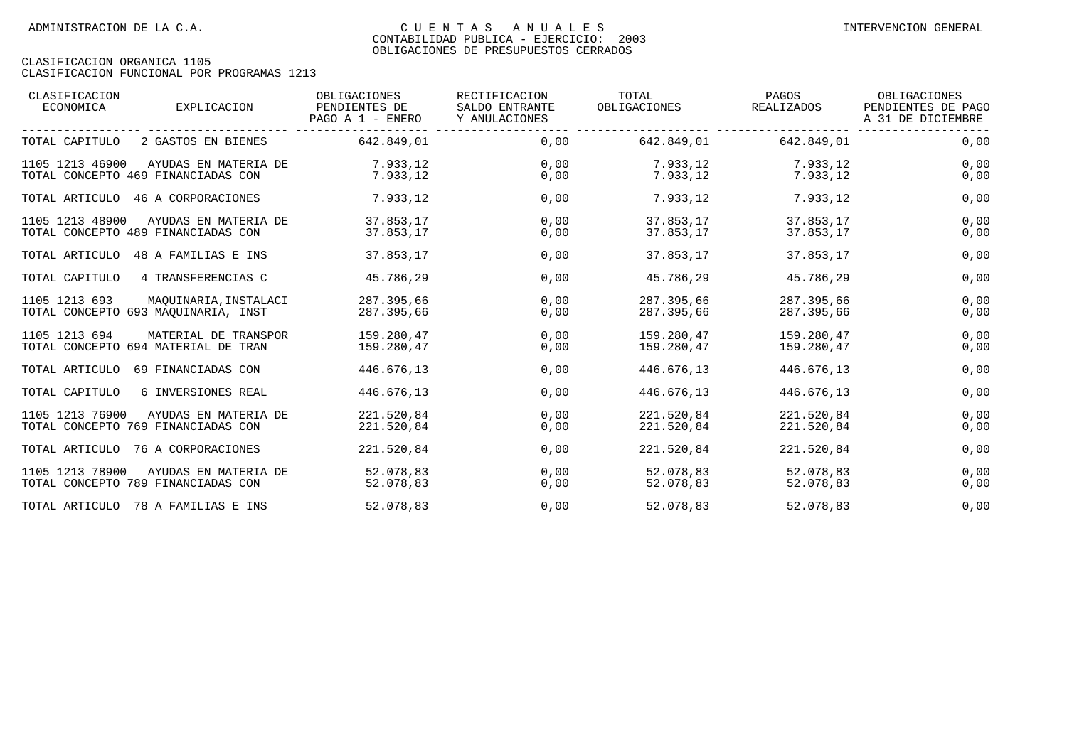ADMINISTRACION DE LA C.A.

CUENTAS ANUALES
CONTABILIDAD PUBLICA - EJERCICIO: 2003
OBLIGACIONES DE PRESUPUESTOS CERRADOS

INTERVENCION GENERAL

CLASIFICACION ORGANICA 1105
CLASIFICACION FUNCIONAL POR PROGRAMAS 1213

| CLASIFICACION ECONOMICA | EXPLICACION | OBLIGACIONES PENDIENTES DE PAGO A 1 - ENERO | RECTIFICACION SALDO ENTRANTE Y ANULACIONES | TOTAL OBLIGACIONES | PAGOS REALIZADOS | OBLIGACIONES PENDIENTES DE PAGO A 31 DE DICIEMBRE |
|---|---|---|---|---|---|---|
| TOTAL CAPITULO | 2 GASTOS EN BIENES | 642.849,01 | 0,00 | 642.849,01 | 642.849,01 | 0,00 |
| 1105 1213 46900 | AYUDAS EN MATERIA DE | 7.933,12 | 0,00 | 7.933,12 | 7.933,12 | 0,00 |
| TOTAL CONCEPTO 469 | FINANCIADAS CON | 7.933,12 | 0,00 | 7.933,12 | 7.933,12 | 0,00 |
| TOTAL ARTICULO | 46 A CORPORACIONES | 7.933,12 | 0,00 | 7.933,12 | 7.933,12 | 0,00 |
| 1105 1213 48900 | AYUDAS EN MATERIA DE | 37.853,17 | 0,00 | 37.853,17 | 37.853,17 | 0,00 |
| TOTAL CONCEPTO 489 | FINANCIADAS CON | 37.853,17 | 0,00 | 37.853,17 | 37.853,17 | 0,00 |
| TOTAL ARTICULO | 48 A FAMILIAS E INS | 37.853,17 | 0,00 | 37.853,17 | 37.853,17 | 0,00 |
| TOTAL CAPITULO | 4 TRANSFERENCIAS C | 45.786,29 | 0,00 | 45.786,29 | 45.786,29 | 0,00 |
| 1105 1213 693 | MAQUINARIA,INSTALACI | 287.395,66 | 0,00 | 287.395,66 | 287.395,66 | 0,00 |
| TOTAL CONCEPTO 693 | MAQUINARIA, INST | 287.395,66 | 0,00 | 287.395,66 | 287.395,66 | 0,00 |
| 1105 1213 694 | MATERIAL DE TRANSPOR | 159.280,47 | 0,00 | 159.280,47 | 159.280,47 | 0,00 |
| TOTAL CONCEPTO 694 | MATERIAL DE TRAN | 159.280,47 | 0,00 | 159.280,47 | 159.280,47 | 0,00 |
| TOTAL ARTICULO | 69 FINANCIADAS CON | 446.676,13 | 0,00 | 446.676,13 | 446.676,13 | 0,00 |
| TOTAL CAPITULO | 6 INVERSIONES REAL | 446.676,13 | 0,00 | 446.676,13 | 446.676,13 | 0,00 |
| 1105 1213 76900 | AYUDAS EN MATERIA DE | 221.520,84 | 0,00 | 221.520,84 | 221.520,84 | 0,00 |
| TOTAL CONCEPTO 769 | FINANCIADAS CON | 221.520,84 | 0,00 | 221.520,84 | 221.520,84 | 0,00 |
| TOTAL ARTICULO | 76 A CORPORACIONES | 221.520,84 | 0,00 | 221.520,84 | 221.520,84 | 0,00 |
| 1105 1213 78900 | AYUDAS EN MATERIA DE | 52.078,83 | 0,00 | 52.078,83 | 52.078,83 | 0,00 |
| TOTAL CONCEPTO 789 | FINANCIADAS CON | 52.078,83 | 0,00 | 52.078,83 | 52.078,83 | 0,00 |
| TOTAL ARTICULO | 78 A FAMILIAS E INS | 52.078,83 | 0,00 | 52.078,83 | 52.078,83 | 0,00 |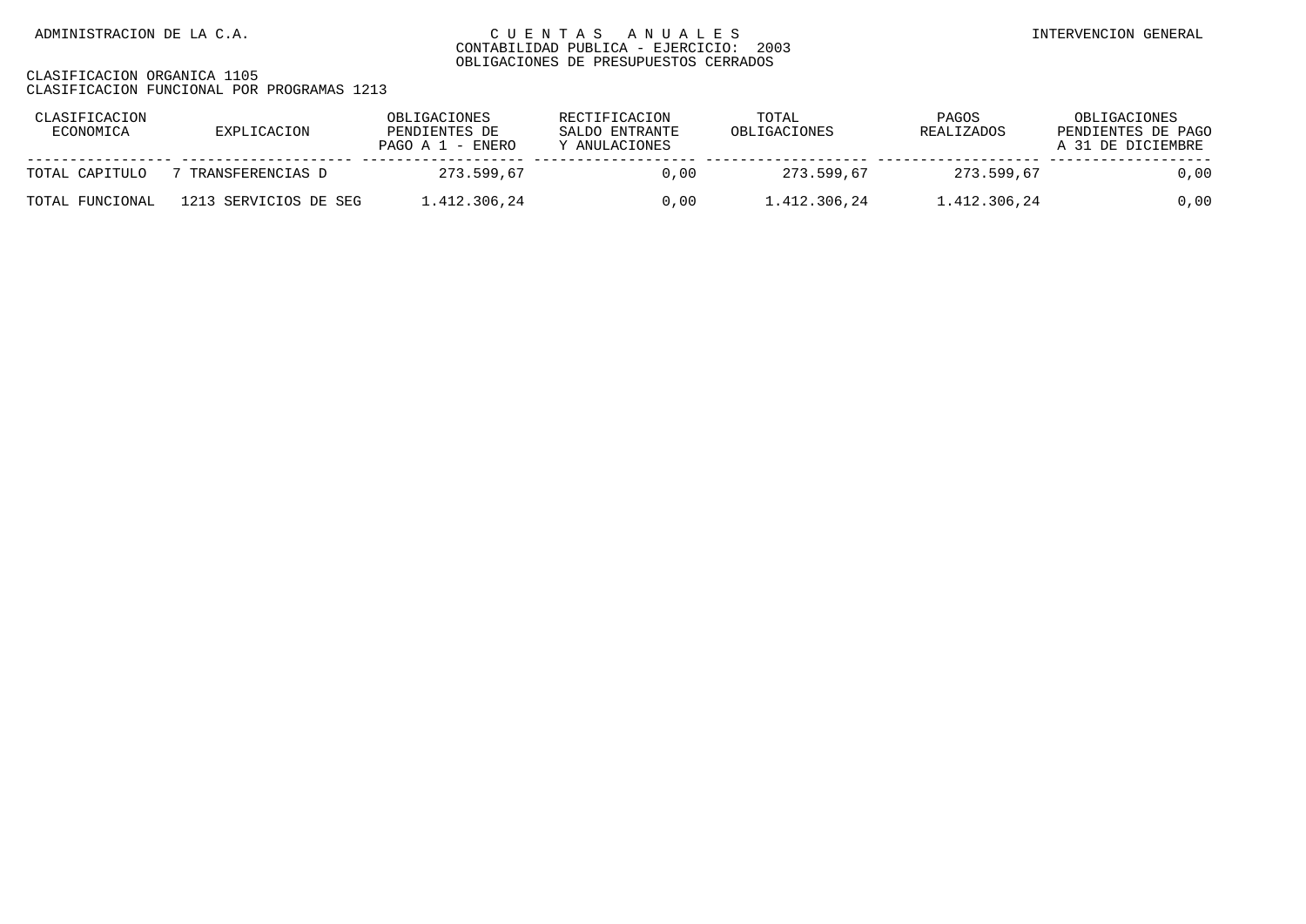ADMINISTRACION DE LA C.A.

CUENTAS ANUALES
CONTABILIDAD PUBLICA - EJERCICIO: 2003
OBLIGACIONES DE PRESUPUESTOS CERRADOS

INTERVENCION GENERAL

CLASIFICACION ORGANICA 1105
CLASIFICACION FUNCIONAL POR PROGRAMAS 1213

| CLASIFICACION ECONOMICA | EXPLICACION | OBLIGACIONES PENDIENTES DE PAGO A 1 - ENERO | RECTIFICACION SALDO ENTRANTE Y ANULACIONES | TOTAL OBLIGACIONES | PAGOS REALIZADOS | OBLIGACIONES PENDIENTES DE PAGO A 31 DE DICIEMBRE |
|---|---|---|---|---|---|---|
| TOTAL CAPITULO | 7 TRANSFERENCIAS D | 273.599,67 | 0,00 | 273.599,67 | 273.599,67 | 0,00 |
| TOTAL FUNCIONAL | 1213 SERVICIOS DE SEG | 1.412.306,24 | 0,00 | 1.412.306,24 | 1.412.306,24 | 0,00 |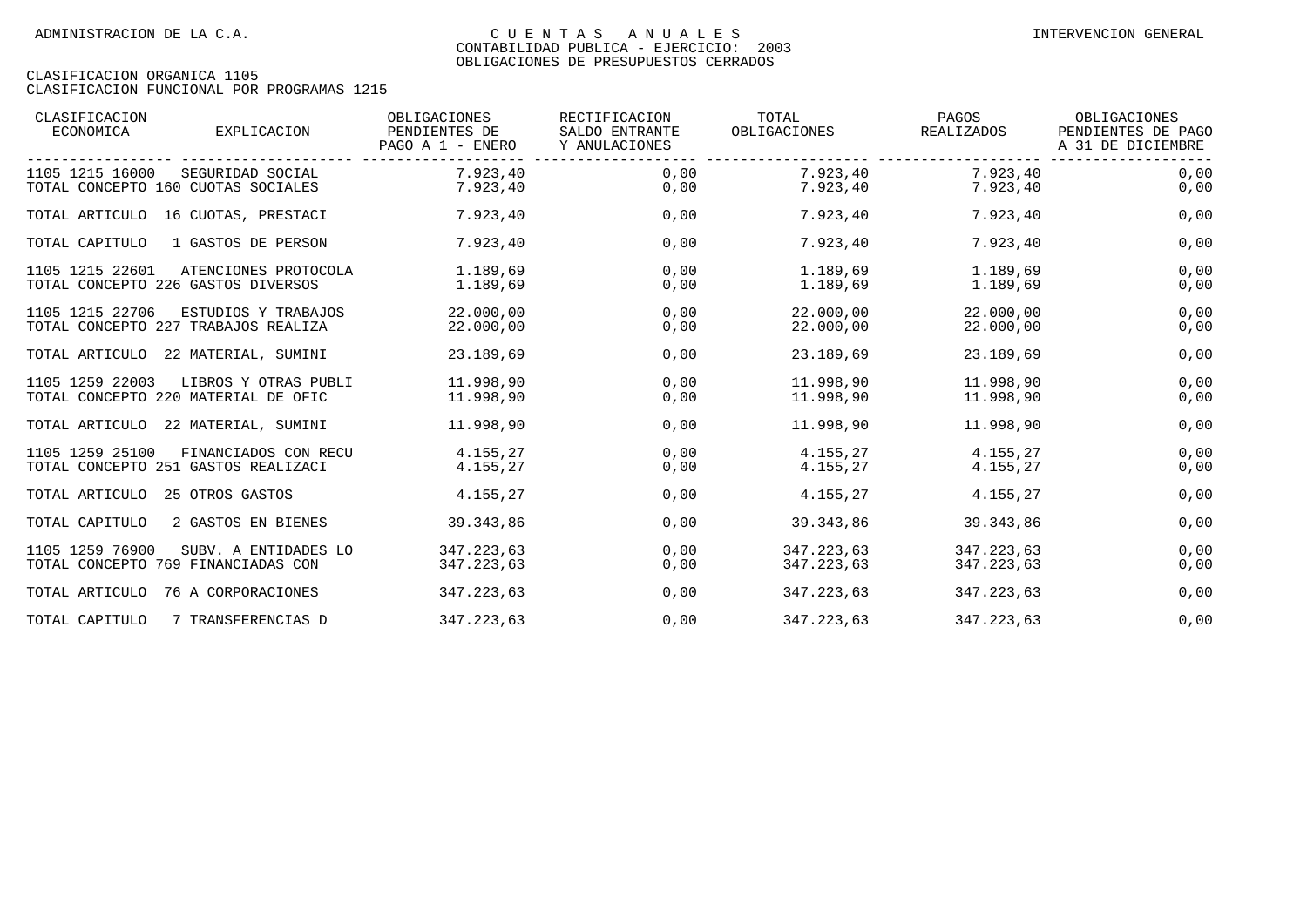ADMINISTRACION DE LA C.A.

CUENTAS ANUALES
CONTABILIDAD PUBLICA - EJERCICIO: 2003
OBLIGACIONES DE PRESUPUESTOS CERRADOS

INTERVENCION GENERAL

CLASIFICACION ORGANICA 1105
CLASIFICACION FUNCIONAL POR PROGRAMAS 1215

| CLASIFICACION ECONOMICA | EXPLICACION | OBLIGACIONES PENDIENTES DE PAGO A 1 - ENERO | RECTIFICACION SALDO ENTRANTE Y ANULACIONES | TOTAL OBLIGACIONES | PAGOS REALIZADOS | OBLIGACIONES PENDIENTES DE PAGO A 31 DE DICIEMBRE |
|---|---|---|---|---|---|---|
| 1105 1215 16000 | SEGURIDAD SOCIAL | 7.923,40 | 0,00 | 7.923,40 | 7.923,40 | 0,00 |
| TOTAL CONCEPTO 160 | CUOTAS SOCIALES | 7.923,40 | 0,00 | 7.923,40 | 7.923,40 | 0,00 |
| TOTAL ARTICULO 16 | CUOTAS, PRESTACI | 7.923,40 | 0,00 | 7.923,40 | 7.923,40 | 0,00 |
| TOTAL CAPITULO 1 | GASTOS DE PERSON | 7.923,40 | 0,00 | 7.923,40 | 7.923,40 | 0,00 |
| 1105 1215 22601 | ATENCIONES PROTOCOLA | 1.189,69 | 0,00 | 1.189,69 | 1.189,69 | 0,00 |
| TOTAL CONCEPTO 226 | GASTOS DIVERSOS | 1.189,69 | 0,00 | 1.189,69 | 1.189,69 | 0,00 |
| 1105 1215 22706 | ESTUDIOS Y TRABAJOS | 22.000,00 | 0,00 | 22.000,00 | 22.000,00 | 0,00 |
| TOTAL CONCEPTO 227 | TRABAJOS REALIZA | 22.000,00 | 0,00 | 22.000,00 | 22.000,00 | 0,00 |
| TOTAL ARTICULO 22 | MATERIAL, SUMINI | 23.189,69 | 0,00 | 23.189,69 | 23.189,69 | 0,00 |
| 1105 1259 22003 | LIBROS Y OTRAS PUBLI | 11.998,90 | 0,00 | 11.998,90 | 11.998,90 | 0,00 |
| TOTAL CONCEPTO 220 | MATERIAL DE OFIC | 11.998,90 | 0,00 | 11.998,90 | 11.998,90 | 0,00 |
| TOTAL ARTICULO 22 | MATERIAL, SUMINI | 11.998,90 | 0,00 | 11.998,90 | 11.998,90 | 0,00 |
| 1105 1259 25100 | FINANCIADOS CON RECU | 4.155,27 | 0,00 | 4.155,27 | 4.155,27 | 0,00 |
| TOTAL CONCEPTO 251 | GASTOS REALIZACI | 4.155,27 | 0,00 | 4.155,27 | 4.155,27 | 0,00 |
| TOTAL ARTICULO 25 | OTROS GASTOS | 4.155,27 | 0,00 | 4.155,27 | 4.155,27 | 0,00 |
| TOTAL CAPITULO 2 | GASTOS EN BIENES | 39.343,86 | 0,00 | 39.343,86 | 39.343,86 | 0,00 |
| 1105 1259 76900 | SUBV. A ENTIDADES LO | 347.223,63 | 0,00 | 347.223,63 | 347.223,63 | 0,00 |
| TOTAL CONCEPTO 769 | FINANCIADAS CON | 347.223,63 | 0,00 | 347.223,63 | 347.223,63 | 0,00 |
| TOTAL ARTICULO 76 | A CORPORACIONES | 347.223,63 | 0,00 | 347.223,63 | 347.223,63 | 0,00 |
| TOTAL CAPITULO 7 | TRANSFERENCIAS D | 347.223,63 | 0,00 | 347.223,63 | 347.223,63 | 0,00 |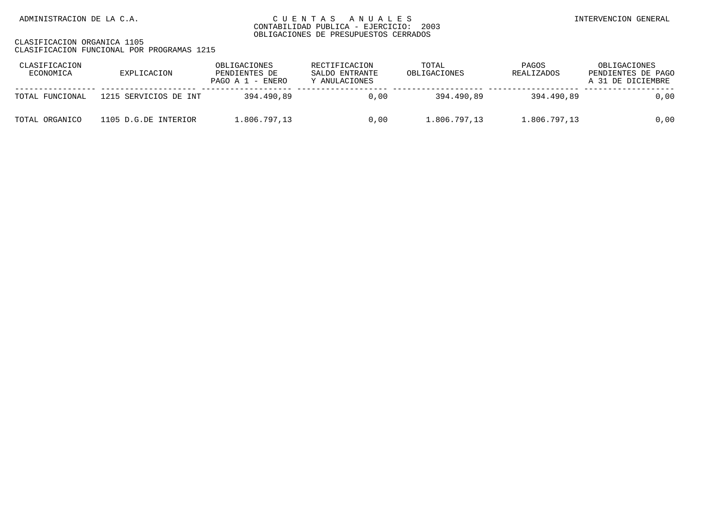ADMINISTRACION DE LA C.A.

CUENTAS ANUALES

CONTABILIDAD PUBLICA - EJERCICIO: 2003

OBLIGACIONES DE PRESUPUESTOS CERRADOS

INTERVENCION GENERAL

CLASIFICACION ORGANICA 1105

CLASIFICACION FUNCIONAL POR PROGRAMAS 1215

| CLASIFICACION ECONOMICA | EXPLICACION | OBLIGACIONES PENDIENTES DE PAGO A 1 - ENERO | RECTIFICACION SALDO ENTRANTE Y ANULACIONES | TOTAL OBLIGACIONES | PAGOS REALIZADOS | OBLIGACIONES PENDIENTES DE PAGO A 31 DE DICIEMBRE |
|---|---|---|---|---|---|---|
| TOTAL FUNCIONAL | 1215 SERVICIOS DE INT | 394.490,89 | 0,00 | 394.490,89 | 394.490,89 | 0,00 |
| TOTAL ORGANICO | 1105 D.G.DE INTERIOR | 1.806.797,13 | 0,00 | 1.806.797,13 | 1.806.797,13 | 0,00 |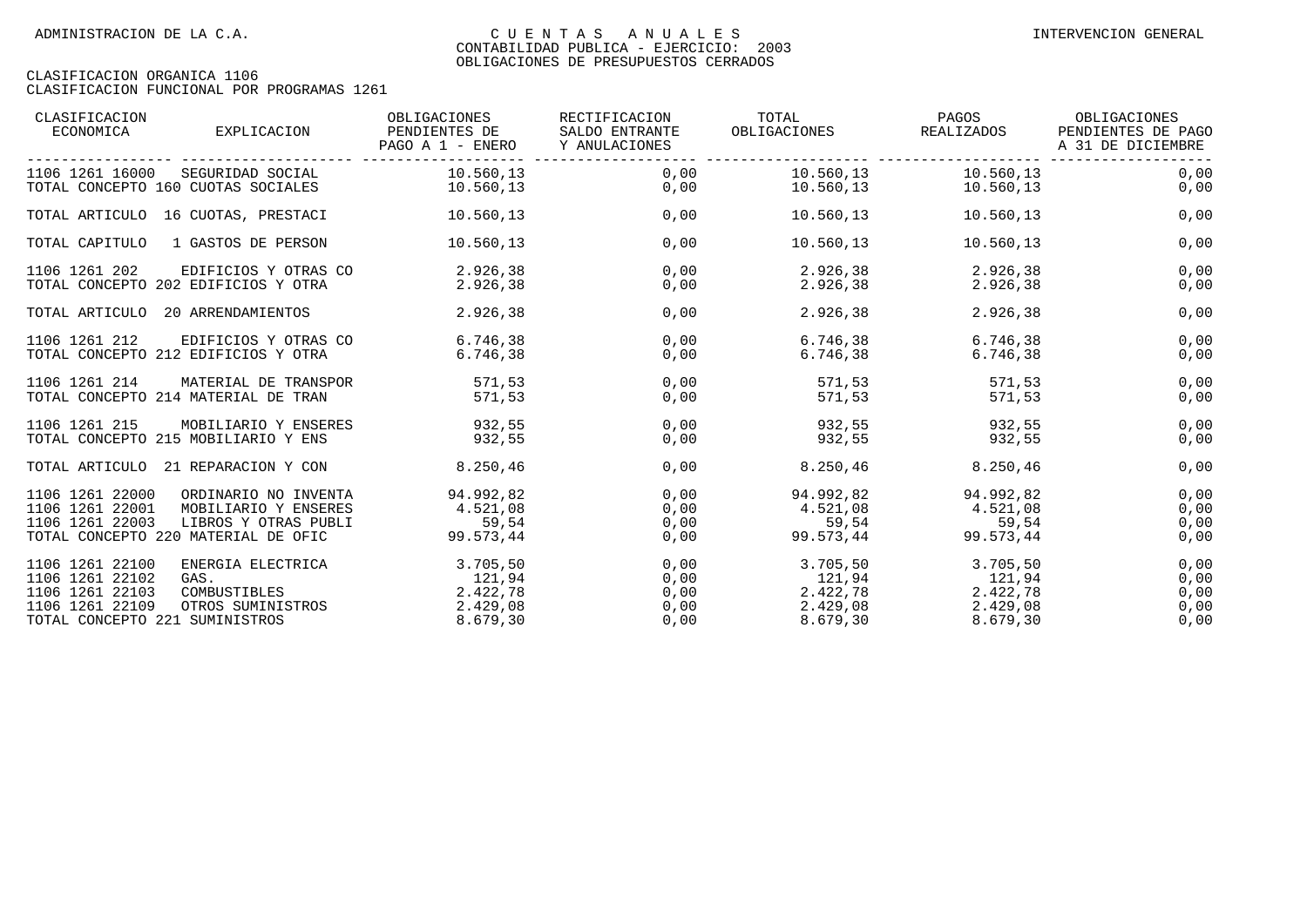ADMINISTRACION DE LA C.A.

CUENTAS ANUALES
CONTABILIDAD PUBLICA - EJERCICIO: 2003
OBLIGACIONES DE PRESUPUESTOS CERRADOS

INTERVENCION GENERAL

CLASIFICACION ORGANICA 1106
CLASIFICACION FUNCIONAL POR PROGRAMAS 1261

| CLASIFICACION ECONOMICA | EXPLICACION | OBLIGACIONES PENDIENTES DE PAGO A 1 - ENERO | RECTIFICACION SALDO ENTRANTE Y ANULACIONES | TOTAL OBLIGACIONES | PAGOS REALIZADOS | OBLIGACIONES PENDIENTES DE PAGO A 31 DE DICIEMBRE |
|---|---|---|---|---|---|---|
| 1106 1261 16000 | SEGURIDAD SOCIAL | 10.560,13 | 0,00 | 10.560,13 | 10.560,13 | 0,00 |
| TOTAL CONCEPTO 160 | CUOTAS SOCIALES | 10.560,13 | 0,00 | 10.560,13 | 10.560,13 | 0,00 |
| TOTAL ARTICULO | 16 CUOTAS, PRESTACI | 10.560,13 | 0,00 | 10.560,13 | 10.560,13 | 0,00 |
| TOTAL CAPITULO | 1 GASTOS DE PERSON | 10.560,13 | 0,00 | 10.560,13 | 10.560,13 | 0,00 |
| 1106 1261 202 | EDIFICIOS Y OTRAS CO | 2.926,38 | 0,00 | 2.926,38 | 2.926,38 | 0,00 |
| TOTAL CONCEPTO 202 | EDIFICIOS Y OTRA | 2.926,38 | 0,00 | 2.926,38 | 2.926,38 | 0,00 |
| TOTAL ARTICULO | 20 ARRENDAMIENTOS | 2.926,38 | 0,00 | 2.926,38 | 2.926,38 | 0,00 |
| 1106 1261 212 | EDIFICIOS Y OTRAS CO | 6.746,38 | 0,00 | 6.746,38 | 6.746,38 | 0,00 |
| TOTAL CONCEPTO 212 | EDIFICIOS Y OTRA | 6.746,38 | 0,00 | 6.746,38 | 6.746,38 | 0,00 |
| 1106 1261 214 | MATERIAL DE TRANSPOR | 571,53 | 0,00 | 571,53 | 571,53 | 0,00 |
| TOTAL CONCEPTO 214 | MATERIAL DE TRAN | 571,53 | 0,00 | 571,53 | 571,53 | 0,00 |
| 1106 1261 215 | MOBILIARIO Y ENSERES | 932,55 | 0,00 | 932,55 | 932,55 | 0,00 |
| TOTAL CONCEPTO 215 | MOBILIARIO Y ENS | 932,55 | 0,00 | 932,55 | 932,55 | 0,00 |
| TOTAL ARTICULO | 21 REPARACION Y CON | 8.250,46 | 0,00 | 8.250,46 | 8.250,46 | 0,00 |
| 1106 1261 22000 | ORDINARIO NO INVENTA | 94.992,82 | 0,00 | 94.992,82 | 94.992,82 | 0,00 |
| 1106 1261 22001 | MOBILIARIO Y ENSERES | 4.521,08 | 0,00 | 4.521,08 | 4.521,08 | 0,00 |
| 1106 1261 22003 | LIBROS Y OTRAS PUBLI | 59,54 | 0,00 | 59,54 | 59,54 | 0,00 |
| TOTAL CONCEPTO 220 | MATERIAL DE OFIC | 99.573,44 | 0,00 | 99.573,44 | 99.573,44 | 0,00 |
| 1106 1261 22100 | ENERGIA ELECTRICA | 3.705,50 | 0,00 | 3.705,50 | 3.705,50 | 0,00 |
| 1106 1261 22102 | GAS. | 121,94 | 0,00 | 121,94 | 121,94 | 0,00 |
| 1106 1261 22103 | COMBUSTIBLES | 2.422,78 | 0,00 | 2.422,78 | 2.422,78 | 0,00 |
| 1106 1261 22109 | OTROS SUMINISTROS | 2.429,08 | 0,00 | 2.429,08 | 2.429,08 | 0,00 |
| TOTAL CONCEPTO 221 | SUMINISTROS | 8.679,30 | 0,00 | 8.679,30 | 8.679,30 | 0,00 |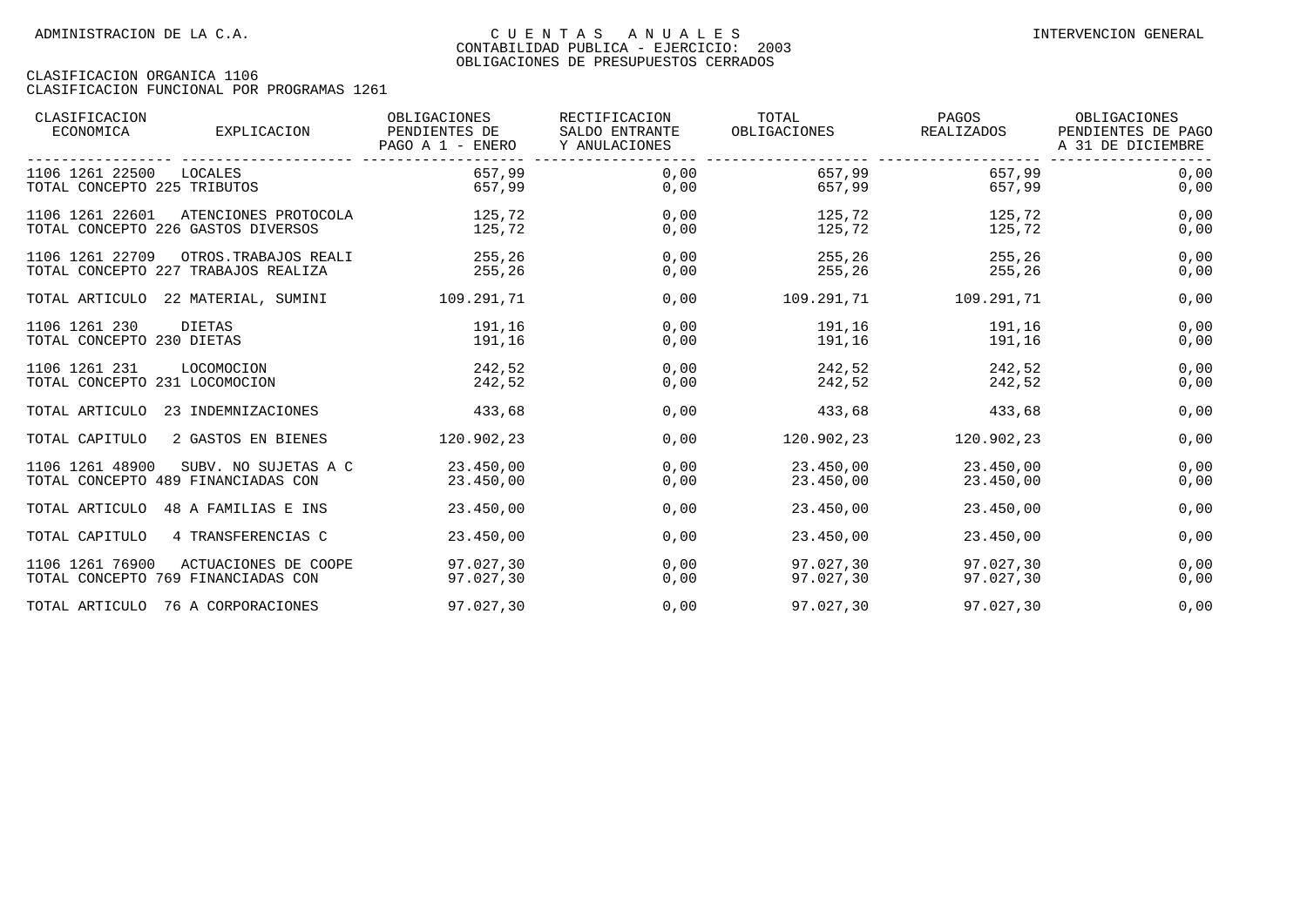ADMINISTRACION DE LA C.A.

# CUENTAS ANUALES

CONTABILIDAD PUBLICA - EJERCICIO: 2003

OBLIGACIONES DE PRESUPUESTOS CERRADOS

INTERVENCION GENERAL

CLASIFICACION ORGANICA 1106
CLASIFICACION FUNCIONAL POR PROGRAMAS 1261

| CLASIFICACION ECONOMICA | EXPLICACION | OBLIGACIONES PENDIENTES DE PAGO A 1 - ENERO | RECTIFICACION SALDO ENTRANTE Y ANULACIONES | TOTAL OBLIGACIONES | PAGOS REALIZADOS | OBLIGACIONES PENDIENTES DE PAGO A 31 DE DICIEMBRE |
|---|---|---|---|---|---|---|
| 1106 1261 22500 | LOCALES | 657,99 | 0,00 | 657,99 | 657,99 | 0,00 |
| TOTAL CONCEPTO 225 TRIBUTOS | | 657,99 | 0,00 | 657,99 | 657,99 | 0,00 |
| 1106 1261 22601 | ATENCIONES PROTOCOLA | 125,72 | 0,00 | 125,72 | 125,72 | 0,00 |
| TOTAL CONCEPTO 226 GASTOS DIVERSOS | | 125,72 | 0,00 | 125,72 | 125,72 | 0,00 |
| 1106 1261 22709 | OTROS.TRABAJOS REALI | 255,26 | 0,00 | 255,26 | 255,26 | 0,00 |
| TOTAL CONCEPTO 227 TRABAJOS REALIZA | | 255,26 | 0,00 | 255,26 | 255,26 | 0,00 |
| TOTAL ARTICULO 22 MATERIAL, SUMINI | | 109.291,71 | 0,00 | 109.291,71 | 109.291,71 | 0,00 |
| 1106 1261 230 | DIETAS | 191,16 | 0,00 | 191,16 | 191,16 | 0,00 |
| TOTAL CONCEPTO 230 DIETAS | | 191,16 | 0,00 | 191,16 | 191,16 | 0,00 |
| 1106 1261 231 | LOCOMOCION | 242,52 | 0,00 | 242,52 | 242,52 | 0,00 |
| TOTAL CONCEPTO 231 LOCOMOCION | | 242,52 | 0,00 | 242,52 | 242,52 | 0,00 |
| TOTAL ARTICULO 23 INDEMNIZACIONES | | 433,68 | 0,00 | 433,68 | 433,68 | 0,00 |
| TOTAL CAPITULO 2 GASTOS EN BIENES | | 120.902,23 | 0,00 | 120.902,23 | 120.902,23 | 0,00 |
| 1106 1261 48900 | SUBV. NO SUJETAS A C | 23.450,00 | 0,00 | 23.450,00 | 23.450,00 | 0,00 |
| TOTAL CONCEPTO 489 FINANCIADAS CON | | 23.450,00 | 0,00 | 23.450,00 | 23.450,00 | 0,00 |
| TOTAL ARTICULO 48 A FAMILIAS E INS | | 23.450,00 | 0,00 | 23.450,00 | 23.450,00 | 0,00 |
| TOTAL CAPITULO 4 TRANSFERENCIAS C | | 23.450,00 | 0,00 | 23.450,00 | 23.450,00 | 0,00 |
| 1106 1261 76900 | ACTUACIONES DE COOPE | 97.027,30 | 0,00 | 97.027,30 | 97.027,30 | 0,00 |
| TOTAL CONCEPTO 769 FINANCIADAS CON | | 97.027,30 | 0,00 | 97.027,30 | 97.027,30 | 0,00 |
| TOTAL ARTICULO 76 A CORPORACIONES | | 97.027,30 | 0,00 | 97.027,30 | 97.027,30 | 0,00 |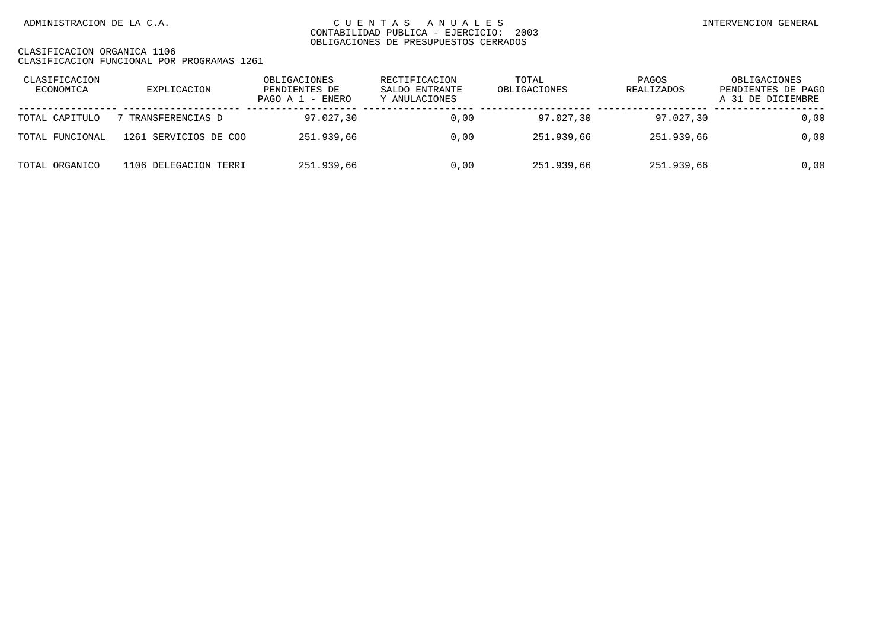ADMINISTRACION DE LA C.A.

CUENTAS ANUALES

CONTABILIDAD PUBLICA - EJERCICIO: 2003

OBLIGACIONES DE PRESUPUESTOS CERRADOS

INTERVENCION GENERAL

CLASIFICACION ORGANICA 1106

CLASIFICACION FUNCIONAL POR PROGRAMAS 1261

| CLASIFICACION ECONOMICA | EXPLICACION | OBLIGACIONES PENDIENTES DE PAGO A 1 - ENERO | RECTIFICACION SALDO ENTRANTE Y ANULACIONES | TOTAL OBLIGACIONES | PAGOS REALIZADOS | OBLIGACIONES PENDIENTES DE PAGO A 31 DE DICIEMBRE |
|---|---|---|---|---|---|---|
| TOTAL CAPITULO | 7 TRANSFERENCIAS D | 97.027,30 | 0,00 | 97.027,30 | 97.027,30 | 0,00 |
| TOTAL FUNCIONAL | 1261 SERVICIOS DE COO | 251.939,66 | 0,00 | 251.939,66 | 251.939,66 | 0,00 |
| TOTAL ORGANICO | 1106 DELEGACION TERRI | 251.939,66 | 0,00 | 251.939,66 | 251.939,66 | 0,00 |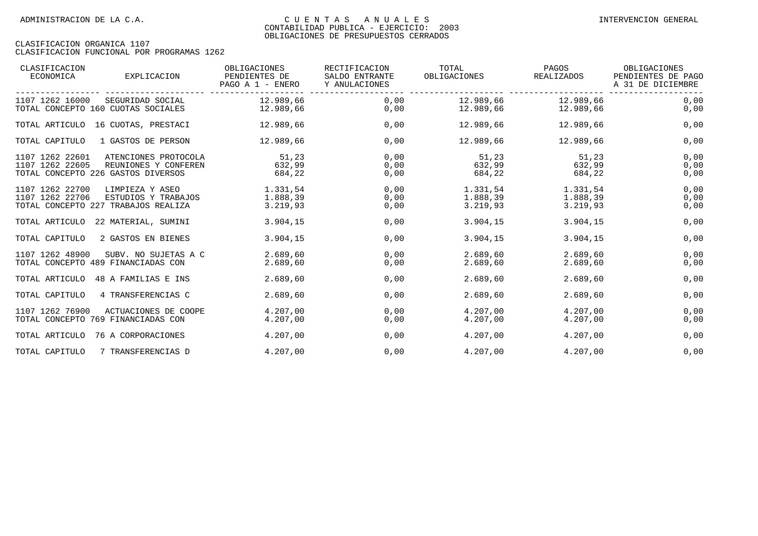ADMINISTRACION DE LA C.A.

CUENTAS ANUALES
CONTABILIDAD PUBLICA - EJERCICIO: 2003
OBLIGACIONES DE PRESUPUESTOS CERRADOS

INTERVENCION GENERAL

CLASIFICACION ORGANICA 1107
CLASIFICACION FUNCIONAL POR PROGRAMAS 1262

| CLASIFICACION ECONOMICA | EXPLICACION | OBLIGACIONES PENDIENTES DE PAGO A 1 - ENERO | RECTIFICACION SALDO ENTRANTE Y ANULACIONES | TOTAL OBLIGACIONES | PAGOS REALIZADOS | OBLIGACIONES PENDIENTES DE PAGO A 31 DE DICIEMBRE |
|---|---|---|---|---|---|---|
| 1107 1262 16000 | SEGURIDAD SOCIAL | 12.989,66 | 0,00 | 12.989,66 | 12.989,66 | 0,00 |
| TOTAL CONCEPTO 160 | CUOTAS SOCIALES | 12.989,66 | 0,00 | 12.989,66 | 12.989,66 | 0,00 |
| TOTAL ARTICULO | 16 CUOTAS, PRESTACI | 12.989,66 | 0,00 | 12.989,66 | 12.989,66 | 0,00 |
| TOTAL CAPITULO | 1 GASTOS DE PERSON | 12.989,66 | 0,00 | 12.989,66 | 12.989,66 | 0,00 |
| 1107 1262 22601 | ATENCIONES PROTOCOLA | 51,23 | 0,00 | 51,23 | 51,23 | 0,00 |
| 1107 1262 22605 | REUNIONES Y CONFEREN | 632,99 | 0,00 | 632,99 | 632,99 | 0,00 |
| TOTAL CONCEPTO 226 | GASTOS DIVERSOS | 684,22 | 0,00 | 684,22 | 684,22 | 0,00 |
| 1107 1262 22700 | LIMPIEZA Y ASEO | 1.331,54 | 0,00 | 1.331,54 | 1.331,54 | 0,00 |
| 1107 1262 22706 | ESTUDIOS Y TRABAJOS | 1.888,39 | 0,00 | 1.888,39 | 1.888,39 | 0,00 |
| TOTAL CONCEPTO 227 | TRABAJOS REALIZA | 3.219,93 | 0,00 | 3.219,93 | 3.219,93 | 0,00 |
| TOTAL ARTICULO | 22 MATERIAL, SUMINI | 3.904,15 | 0,00 | 3.904,15 | 3.904,15 | 0,00 |
| TOTAL CAPITULO | 2 GASTOS EN BIENES | 3.904,15 | 0,00 | 3.904,15 | 3.904,15 | 0,00 |
| 1107 1262 48900 | SUBV. NO SUJETAS A C | 2.689,60 | 0,00 | 2.689,60 | 2.689,60 | 0,00 |
| TOTAL CONCEPTO 489 | FINANCIADAS CON | 2.689,60 | 0,00 | 2.689,60 | 2.689,60 | 0,00 |
| TOTAL ARTICULO | 48 A FAMILIAS E INS | 2.689,60 | 0,00 | 2.689,60 | 2.689,60 | 0,00 |
| TOTAL CAPITULO | 4 TRANSFERENCIAS C | 2.689,60 | 0,00 | 2.689,60 | 2.689,60 | 0,00 |
| 1107 1262 76900 | ACTUACIONES DE COOPE | 4.207,00 | 0,00 | 4.207,00 | 4.207,00 | 0,00 |
| TOTAL CONCEPTO 769 | FINANCIADAS CON | 4.207,00 | 0,00 | 4.207,00 | 4.207,00 | 0,00 |
| TOTAL ARTICULO | 76 A CORPORACIONES | 4.207,00 | 0,00 | 4.207,00 | 4.207,00 | 0,00 |
| TOTAL CAPITULO | 7 TRANSFERENCIAS D | 4.207,00 | 0,00 | 4.207,00 | 4.207,00 | 0,00 |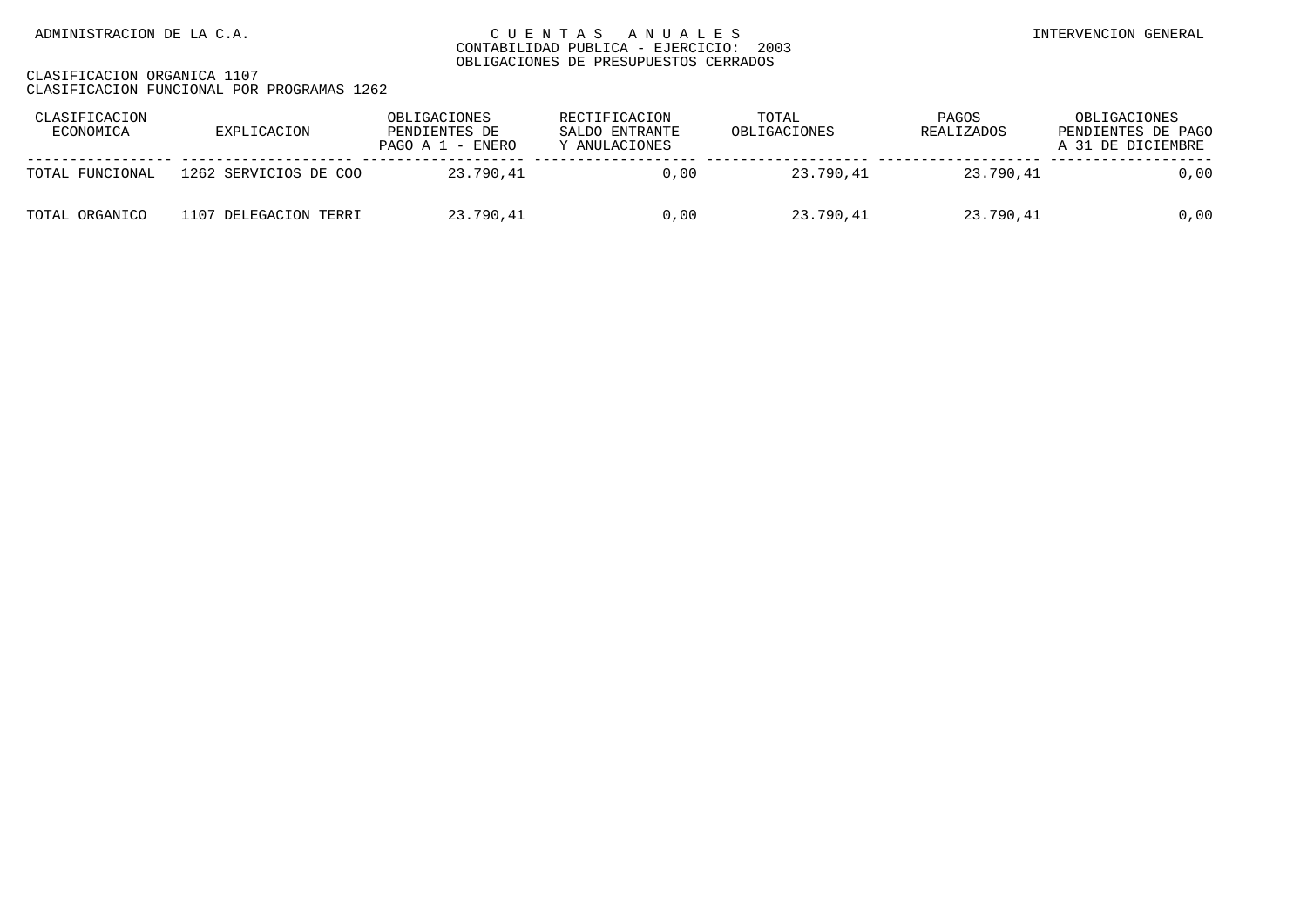ADMINISTRACION DE LA C.A.

CUENTAS ANUALES
CONTABILIDAD PUBLICA - EJERCICIO: 2003
OBLIGACIONES DE PRESUPUESTOS CERRADOS

INTERVENCION GENERAL

CLASIFICACION ORGANICA 1107
CLASIFICACION FUNCIONAL POR PROGRAMAS 1262

| CLASIFICACION ECONOMICA | EXPLICACION | OBLIGACIONES PENDIENTES DE PAGO A 1 - ENERO | RECTIFICACION SALDO ENTRANTE Y ANULACIONES | TOTAL OBLIGACIONES | PAGOS REALIZADOS | OBLIGACIONES PENDIENTES DE PAGO A 31 DE DICIEMBRE |
|---|---|---|---|---|---|---|
| TOTAL FUNCIONAL | 1262 SERVICIOS DE COO | 23.790,41 | 0,00 | 23.790,41 | 23.790,41 | 0,00 |
| TOTAL ORGANICO | 1107 DELEGACION TERRI | 23.790,41 | 0,00 | 23.790,41 | 23.790,41 | 0,00 |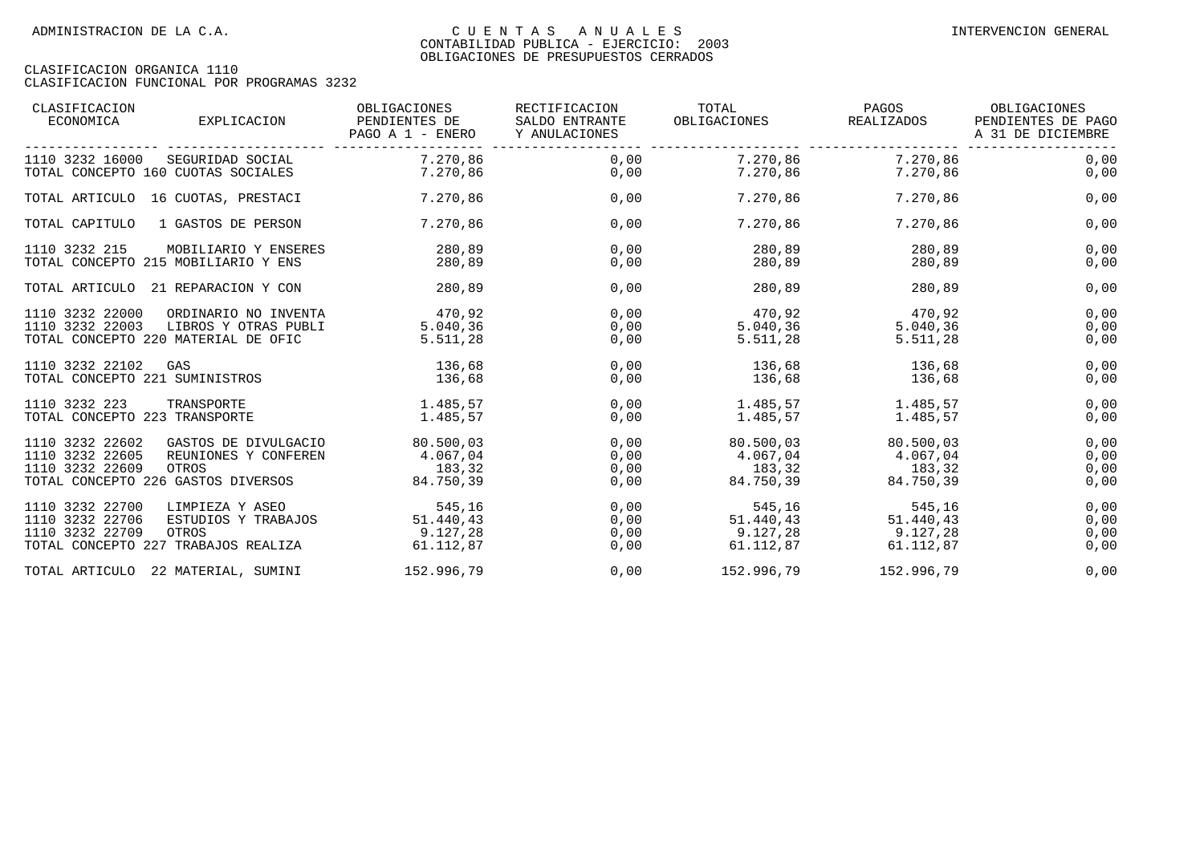ADMINISTRACION DE LA C.A.

CUENTAS ANUALES
CONTABILIDAD PUBLICA - EJERCICIO: 2003
OBLIGACIONES DE PRESUPUESTOS CERRADOS

INTERVENCION GENERAL

CLASIFICACION ORGANICA 1110
CLASIFICACION FUNCIONAL POR PROGRAMAS 3232

| CLASIFICACION ECONOMICA | EXPLICACION | OBLIGACIONES PENDIENTES DE PAGO A 1 - ENERO | RECTIFICACION SALDO ENTRANTE Y ANULACIONES | TOTAL OBLIGACIONES | PAGOS REALIZADOS | OBLIGACIONES PENDIENTES DE PAGO A 31 DE DICIEMBRE |
|---|---|---|---|---|---|---|
| 1110 3232 16000 | SEGURIDAD SOCIAL | 7.270,86 | 0,00 | 7.270,86 | 7.270,86 | 0,00 |
| TOTAL CONCEPTO 160 CUOTAS SOCIALES | | 7.270,86 | 0,00 | 7.270,86 | 7.270,86 | 0,00 |
| TOTAL ARTICULO 16 CUOTAS, PRESTACI | | 7.270,86 | 0,00 | 7.270,86 | 7.270,86 | 0,00 |
| TOTAL CAPITULO 1 GASTOS DE PERSON | | 7.270,86 | 0,00 | 7.270,86 | 7.270,86 | 0,00 |
| 1110 3232 215 | MOBILIARIO Y ENSERES | 280,89 | 0,00 | 280,89 | 280,89 | 0,00 |
| TOTAL CONCEPTO 215 MOBILIARIO Y ENS | | 280,89 | 0,00 | 280,89 | 280,89 | 0,00 |
| TOTAL ARTICULO 21 REPARACION Y CON | | 280,89 | 0,00 | 280,89 | 280,89 | 0,00 |
| 1110 3232 22000 | ORDINARIO NO INVENTA | 470,92 | 0,00 | 470,92 | 470,92 | 0,00 |
| 1110 3232 22003 | LIBROS Y OTRAS PUBLI | 5.040,36 | 0,00 | 5.040,36 | 5.040,36 | 0,00 |
| TOTAL CONCEPTO 220 MATERIAL DE OFIC | | 5.511,28 | 0,00 | 5.511,28 | 5.511,28 | 0,00 |
| 1110 3232 22102 | GAS | 136,68 | 0,00 | 136,68 | 136,68 | 0,00 |
| TOTAL CONCEPTO 221 SUMINISTROS | | 136,68 | 0,00 | 136,68 | 136,68 | 0,00 |
| 1110 3232 223 | TRANSPORTE | 1.485,57 | 0,00 | 1.485,57 | 1.485,57 | 0,00 |
| TOTAL CONCEPTO 223 TRANSPORTE | | 1.485,57 | 0,00 | 1.485,57 | 1.485,57 | 0,00 |
| 1110 3232 22602 | GASTOS DE DIVULGACIO | 80.500,03 | 0,00 | 80.500,03 | 80.500,03 | 0,00 |
| 1110 3232 22605 | REUNIONES Y CONFEREN | 4.067,04 | 0,00 | 4.067,04 | 4.067,04 | 0,00 |
| 1110 3232 22609 | OTROS | 183,32 | 0,00 | 183,32 | 183,32 | 0,00 |
| TOTAL CONCEPTO 226 GASTOS DIVERSOS | | 84.750,39 | 0,00 | 84.750,39 | 84.750,39 | 0,00 |
| 1110 3232 22700 | LIMPIEZA Y ASEO | 545,16 | 0,00 | 545,16 | 545,16 | 0,00 |
| 1110 3232 22706 | ESTUDIOS Y TRABAJOS | 51.440,43 | 0,00 | 51.440,43 | 51.440,43 | 0,00 |
| 1110 3232 22709 | OTROS | 9.127,28 | 0,00 | 9.127,28 | 9.127,28 | 0,00 |
| TOTAL CONCEPTO 227 TRABAJOS REALIZA | | 61.112,87 | 0,00 | 61.112,87 | 61.112,87 | 0,00 |
| TOTAL ARTICULO 22 MATERIAL, SUMINI | | 152.996,79 | 0,00 | 152.996,79 | 152.996,79 | 0,00 |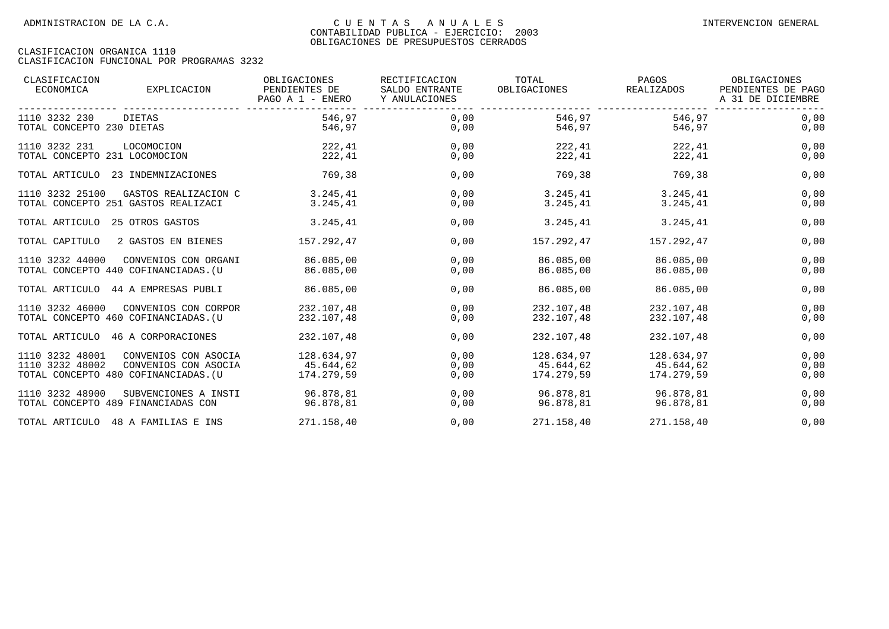ADMINISTRACION DE LA C.A.

# C U E N T A S   A N U A L E S
## CONTABILIDAD PUBLICA - EJERCICIO: 2003
## OBLIGACIONES DE PRESUPUESTOS CERRADOS

INTERVENCION GENERAL

CLASIFICACION ORGANICA 1110
CLASIFICACION FUNCIONAL POR PROGRAMAS 3232

| CLASIFICACION ECONOMICA | EXPLICACION | OBLIGACIONES PENDIENTES DE PAGO A 1 - ENERO | RECTIFICACION SALDO ENTRANTE Y ANULACIONES | TOTAL OBLIGACIONES | PAGOS REALIZADOS | OBLIGACIONES PENDIENTES DE PAGO A 31 DE DICIEMBRE |
|---|---|---|---|---|---|---|
| 1110 3232 230 | DIETAS | 546,97 | 0,00 | 546,97 | 546,97 | 0,00 |
| TOTAL CONCEPTO 230 DIETAS | | 546,97 | 0,00 | 546,97 | 546,97 | 0,00 |
| 1110 3232 231 | LOCOMOCION | 222,41 | 0,00 | 222,41 | 222,41 | 0,00 |
| TOTAL CONCEPTO 231 LOCOMOCION | | 222,41 | 0,00 | 222,41 | 222,41 | 0,00 |
| TOTAL ARTICULO 23 INDEMNIZACIONES | | 769,38 | 0,00 | 769,38 | 769,38 | 0,00 |
| 1110 3232 25100 | GASTOS REALIZACION C | 3.245,41 | 0,00 | 3.245,41 | 3.245,41 | 0,00 |
| TOTAL CONCEPTO 251 GASTOS REALIZACI | | 3.245,41 | 0,00 | 3.245,41 | 3.245,41 | 0,00 |
| TOTAL ARTICULO 25 OTROS GASTOS | | 3.245,41 | 0,00 | 3.245,41 | 3.245,41 | 0,00 |
| TOTAL CAPITULO 2 GASTOS EN BIENES | | 157.292,47 | 0,00 | 157.292,47 | 157.292,47 | 0,00 |
| 1110 3232 44000 | CONVENIOS CON ORGANI | 86.085,00 | 0,00 | 86.085,00 | 86.085,00 | 0,00 |
| TOTAL CONCEPTO 440 COFINANCIADAS.(U | | 86.085,00 | 0,00 | 86.085,00 | 86.085,00 | 0,00 |
| TOTAL ARTICULO 44 A EMPRESAS PUBLI | | 86.085,00 | 0,00 | 86.085,00 | 86.085,00 | 0,00 |
| 1110 3232 46000 | CONVENIOS CON CORPOR | 232.107,48 | 0,00 | 232.107,48 | 232.107,48 | 0,00 |
| TOTAL CONCEPTO 460 COFINANCIADAS.(U | | 232.107,48 | 0,00 | 232.107,48 | 232.107,48 | 0,00 |
| TOTAL ARTICULO 46 A CORPORACIONES | | 232.107,48 | 0,00 | 232.107,48 | 232.107,48 | 0,00 |
| 1110 3232 48001 | CONVENIOS CON ASOCIA | 128.634,97 | 0,00 | 128.634,97 | 128.634,97 | 0,00 |
| 1110 3232 48002 | CONVENIOS CON ASOCIA | 45.644,62 | 0,00 | 45.644,62 | 45.644,62 | 0,00 |
| TOTAL CONCEPTO 480 COFINANCIADAS.(U | | 174.279,59 | 0,00 | 174.279,59 | 174.279,59 | 0,00 |
| 1110 3232 48900 | SUBVENCIONES A INSTI | 96.878,81 | 0,00 | 96.878,81 | 96.878,81 | 0,00 |
| TOTAL CONCEPTO 489 FINANCIADAS CON | | 96.878,81 | 0,00 | 96.878,81 | 96.878,81 | 0,00 |
| TOTAL ARTICULO 48 A FAMILIAS E INS | | 271.158,40 | 0,00 | 271.158,40 | 271.158,40 | 0,00 |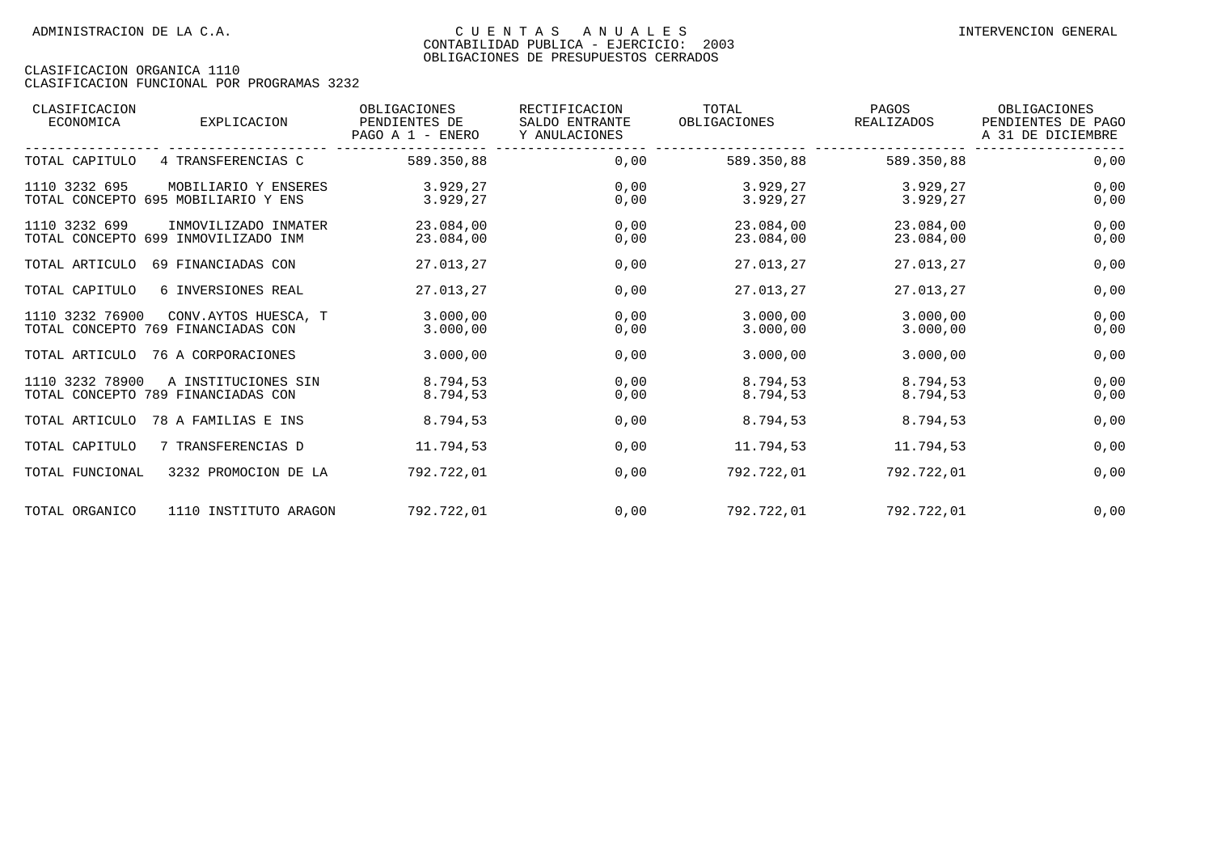ADMINISTRACION DE LA C.A. — CUENTAS ANUALES — INTERVENCION GENERAL

CONTABILIDAD PUBLICA - EJERCICIO: 2003

OBLIGACIONES DE PRESUPUESTOS CERRADOS

CLASIFICACION ORGANICA 1110

CLASIFICACION FUNCIONAL POR PROGRAMAS 3232

| CLASIFICACION ECONOMICA | EXPLICACION | OBLIGACIONES PENDIENTES DE PAGO A 1 - ENERO | RECTIFICACION SALDO ENTRANTE Y ANULACIONES | TOTAL OBLIGACIONES | PAGOS REALIZADOS | OBLIGACIONES PENDIENTES DE PAGO A 31 DE DICIEMBRE |
|---|---|---|---|---|---|---|
| TOTAL CAPITULO | 4 TRANSFERENCIAS C | 589.350,88 | 0,00 | 589.350,88 | 589.350,88 | 0,00 |
| 1110 3232 695 | MOBILIARIO Y ENSERES | 3.929,27 | 0,00 | 3.929,27 | 3.929,27 | 0,00 |
| TOTAL CONCEPTO 695 | MOBILIARIO Y ENS | 3.929,27 | 0,00 | 3.929,27 | 3.929,27 | 0,00 |
| 1110 3232 699 | INMOVILIZADO INMATER | 23.084,00 | 0,00 | 23.084,00 | 23.084,00 | 0,00 |
| TOTAL CONCEPTO 699 | INMOVILIZADO INM | 23.084,00 | 0,00 | 23.084,00 | 23.084,00 | 0,00 |
| TOTAL ARTICULO | 69 FINANCIADAS CON | 27.013,27 | 0,00 | 27.013,27 | 27.013,27 | 0,00 |
| TOTAL CAPITULO | 6 INVERSIONES REAL | 27.013,27 | 0,00 | 27.013,27 | 27.013,27 | 0,00 |
| 1110 3232 76900 | CONV.AYTOS HUESCA, T | 3.000,00 | 0,00 | 3.000,00 | 3.000,00 | 0,00 |
| TOTAL CONCEPTO 769 | FINANCIADAS CON | 3.000,00 | 0,00 | 3.000,00 | 3.000,00 | 0,00 |
| TOTAL ARTICULO | 76 A CORPORACIONES | 3.000,00 | 0,00 | 3.000,00 | 3.000,00 | 0,00 |
| 1110 3232 78900 | A INSTITUCIONES SIN | 8.794,53 | 0,00 | 8.794,53 | 8.794,53 | 0,00 |
| TOTAL CONCEPTO 789 | FINANCIADAS CON | 8.794,53 | 0,00 | 8.794,53 | 8.794,53 | 0,00 |
| TOTAL ARTICULO | 78 A FAMILIAS E INS | 8.794,53 | 0,00 | 8.794,53 | 8.794,53 | 0,00 |
| TOTAL CAPITULO | 7 TRANSFERENCIAS D | 11.794,53 | 0,00 | 11.794,53 | 11.794,53 | 0,00 |
| TOTAL FUNCIONAL | 3232 PROMOCION DE LA | 792.722,01 | 0,00 | 792.722,01 | 792.722,01 | 0,00 |
| TOTAL ORGANICO | 1110 INSTITUTO ARAGON | 792.722,01 | 0,00 | 792.722,01 | 792.722,01 | 0,00 |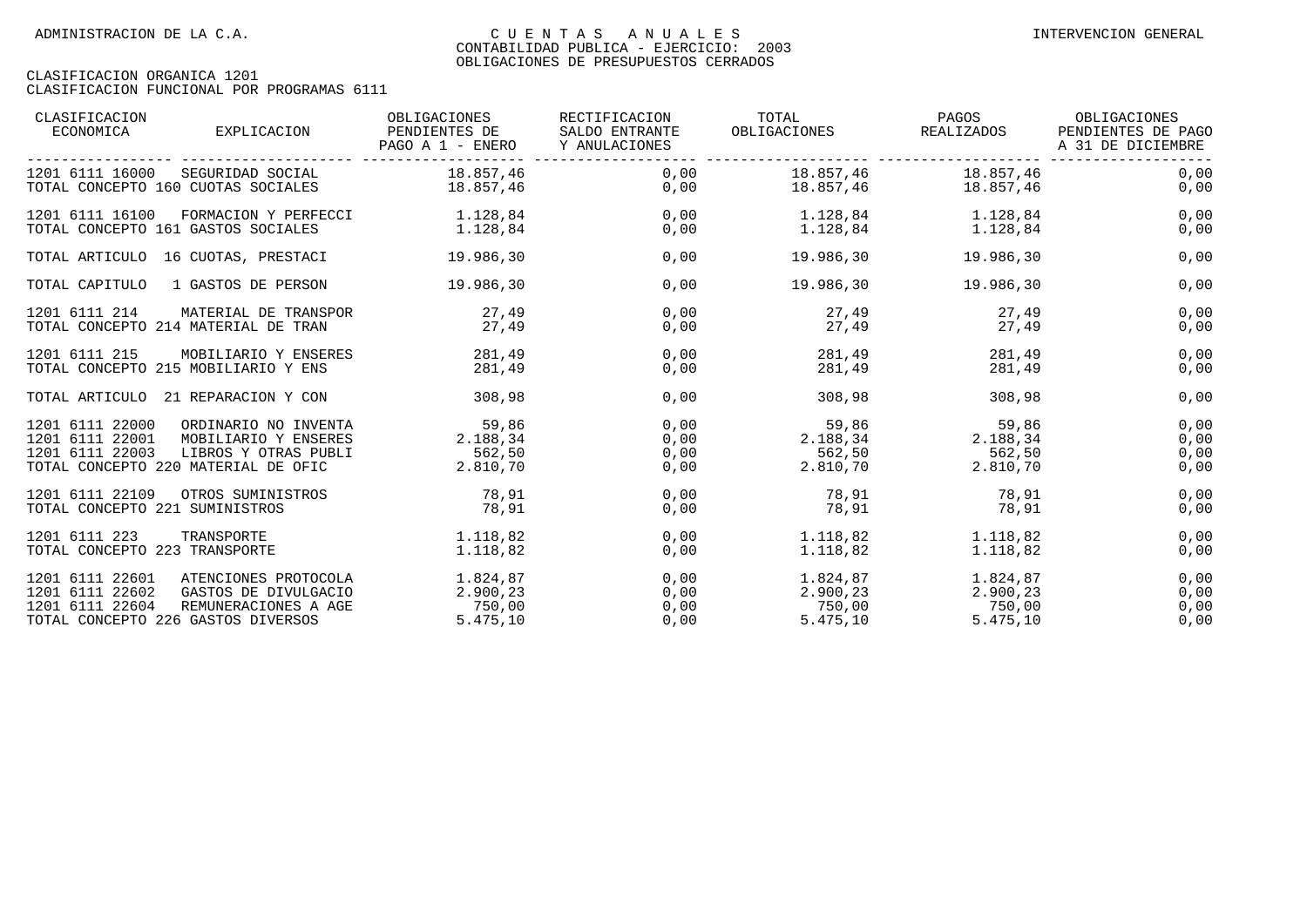ADMINISTRACION DE LA C.A.

# CUENTAS ANUALES
CONTABILIDAD PUBLICA - EJERCICIO: 2003
OBLIGACIONES DE PRESUPUESTOS CERRADOS

INTERVENCION GENERAL

CLASIFICACION ORGANICA 1201
CLASIFICACION FUNCIONAL POR PROGRAMAS 6111

| CLASIFICACION ECONOMICA | EXPLICACION | OBLIGACIONES PENDIENTES DE PAGO A 1 - ENERO | RECTIFICACION SALDO ENTRANTE Y ANULACIONES | TOTAL OBLIGACIONES | PAGOS REALIZADOS | OBLIGACIONES PENDIENTES DE PAGO A 31 DE DICIEMBRE |
|---|---|---|---|---|---|---|
| 1201 6111 16000 | SEGURIDAD SOCIAL | 18.857,46 | 0,00 | 18.857,46 | 18.857,46 | 0,00 |
| TOTAL CONCEPTO 160 CUOTAS SOCIALES | | 18.857,46 | 0,00 | 18.857,46 | 18.857,46 | 0,00 |
| 1201 6111 16100 | FORMACION Y PERFECCI | 1.128,84 | 0,00 | 1.128,84 | 1.128,84 | 0,00 |
| TOTAL CONCEPTO 161 GASTOS SOCIALES | | 1.128,84 | 0,00 | 1.128,84 | 1.128,84 | 0,00 |
| TOTAL ARTICULO 16 CUOTAS, PRESTACI | | 19.986,30 | 0,00 | 19.986,30 | 19.986,30 | 0,00 |
| TOTAL CAPITULO 1 GASTOS DE PERSON | | 19.986,30 | 0,00 | 19.986,30 | 19.986,30 | 0,00 |
| 1201 6111 214 | MATERIAL DE TRANSPOR | 27,49 | 0,00 | 27,49 | 27,49 | 0,00 |
| TOTAL CONCEPTO 214 MATERIAL DE TRAN | | 27,49 | 0,00 | 27,49 | 27,49 | 0,00 |
| 1201 6111 215 | MOBILIARIO Y ENSERES | 281,49 | 0,00 | 281,49 | 281,49 | 0,00 |
| TOTAL CONCEPTO 215 MOBILIARIO Y ENS | | 281,49 | 0,00 | 281,49 | 281,49 | 0,00 |
| TOTAL ARTICULO 21 REPARACION Y CON | | 308,98 | 0,00 | 308,98 | 308,98 | 0,00 |
| 1201 6111 22000 | ORDINARIO NO INVENTA | 59,86 | 0,00 | 59,86 | 59,86 | 0,00 |
| 1201 6111 22001 | MOBILIARIO Y ENSERES | 2.188,34 | 0,00 | 2.188,34 | 2.188,34 | 0,00 |
| 1201 6111 22003 | LIBROS Y OTRAS PUBLI | 562,50 | 0,00 | 562,50 | 562,50 | 0,00 |
| TOTAL CONCEPTO 220 MATERIAL DE OFIC | | 2.810,70 | 0,00 | 2.810,70 | 2.810,70 | 0,00 |
| 1201 6111 22109 | OTROS SUMINISTROS | 78,91 | 0,00 | 78,91 | 78,91 | 0,00 |
| TOTAL CONCEPTO 221 SUMINISTROS | | 78,91 | 0,00 | 78,91 | 78,91 | 0,00 |
| 1201 6111 223 | TRANSPORTE | 1.118,82 | 0,00 | 1.118,82 | 1.118,82 | 0,00 |
| TOTAL CONCEPTO 223 TRANSPORTE | | 1.118,82 | 0,00 | 1.118,82 | 1.118,82 | 0,00 |
| 1201 6111 22601 | ATENCIONES PROTOCOLA | 1.824,87 | 0,00 | 1.824,87 | 1.824,87 | 0,00 |
| 1201 6111 22602 | GASTOS DE DIVULGACIO | 2.900,23 | 0,00 | 2.900,23 | 2.900,23 | 0,00 |
| 1201 6111 22604 | REMUNERACIONES A AGE | 750,00 | 0,00 | 750,00 | 750,00 | 0,00 |
| TOTAL CONCEPTO 226 GASTOS DIVERSOS | | 5.475,10 | 0,00 | 5.475,10 | 5.475,10 | 0,00 |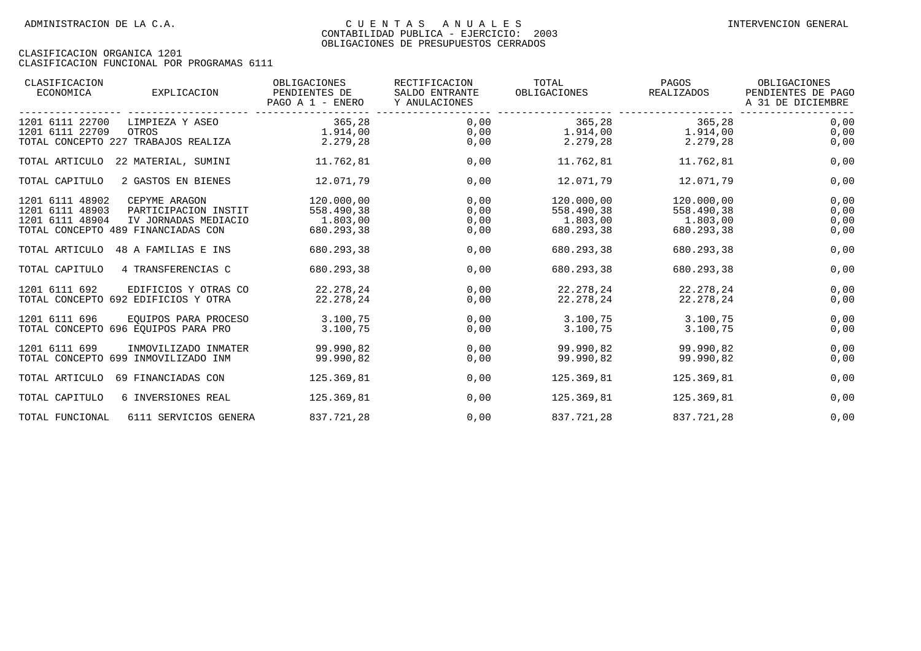CLASIFICACION ORGANICA 1201
CLASIFICACION FUNCIONAL POR PROGRAMAS 6111

| CLASIFICACION ECONOMICA | EXPLICACION | OBLIGACIONES PENDIENTES DE PAGO A 1 - ENERO | RECTIFICACION SALDO ENTRANTE Y ANULACIONES | TOTAL OBLIGACIONES | PAGOS REALIZADOS | OBLIGACIONES PENDIENTES DE PAGO A 31 DE DICIEMBRE |
|---|---|---|---|---|---|---|
| 1201 6111 22700 | LIMPIEZA Y ASEO | 365,28 | 0,00 | 365,28 | 365,28 | 0,00 |
| 1201 6111 22709 | OTROS | 1.914,00 | 0,00 | 1.914,00 | 1.914,00 | 0,00 |
| TOTAL CONCEPTO 227 | TRABAJOS REALIZA | 2.279,28 | 0,00 | 2.279,28 | 2.279,28 | 0,00 |
| TOTAL ARTICULO | 22 MATERIAL, SUMINI | 11.762,81 | 0,00 | 11.762,81 | 11.762,81 | 0,00 |
| TOTAL CAPITULO | 2 GASTOS EN BIENES | 12.071,79 | 0,00 | 12.071,79 | 12.071,79 | 0,00 |
| 1201 6111 48902 | CEPYME ARAGON | 120.000,00 | 0,00 | 120.000,00 | 120.000,00 | 0,00 |
| 1201 6111 48903 | PARTICIPACION INSTIT | 558.490,38 | 0,00 | 558.490,38 | 558.490,38 | 0,00 |
| 1201 6111 48904 | IV JORNADAS MEDIACIO | 1.803,00 | 0,00 | 1.803,00 | 1.803,00 | 0,00 |
| TOTAL CONCEPTO 489 | FINANCIADAS CON | 680.293,38 | 0,00 | 680.293,38 | 680.293,38 | 0,00 |
| TOTAL ARTICULO | 48 A FAMILIAS E INS | 680.293,38 | 0,00 | 680.293,38 | 680.293,38 | 0,00 |
| TOTAL CAPITULO | 4 TRANSFERENCIAS C | 680.293,38 | 0,00 | 680.293,38 | 680.293,38 | 0,00 |
| 1201 6111 692 | EDIFICIOS Y OTRAS CO | 22.278,24 | 0,00 | 22.278,24 | 22.278,24 | 0,00 |
| TOTAL CONCEPTO 692 | EDIFICIOS Y OTRA | 22.278,24 | 0,00 | 22.278,24 | 22.278,24 | 0,00 |
| 1201 6111 696 | EQUIPOS PARA PROCESO | 3.100,75 | 0,00 | 3.100,75 | 3.100,75 | 0,00 |
| TOTAL CONCEPTO 696 | EQUIPOS PARA PRO | 3.100,75 | 0,00 | 3.100,75 | 3.100,75 | 0,00 |
| 1201 6111 699 | INMOVILIZADO INMATER | 99.990,82 | 0,00 | 99.990,82 | 99.990,82 | 0,00 |
| TOTAL CONCEPTO 699 | INMOVILIZADO INM | 99.990,82 | 0,00 | 99.990,82 | 99.990,82 | 0,00 |
| TOTAL ARTICULO | 69 FINANCIADAS CON | 125.369,81 | 0,00 | 125.369,81 | 125.369,81 | 0,00 |
| TOTAL CAPITULO | 6 INVERSIONES REAL | 125.369,81 | 0,00 | 125.369,81 | 125.369,81 | 0,00 |
| TOTAL FUNCIONAL | 6111 SERVICIOS GENERA | 837.721,28 | 0,00 | 837.721,28 | 837.721,28 | 0,00 |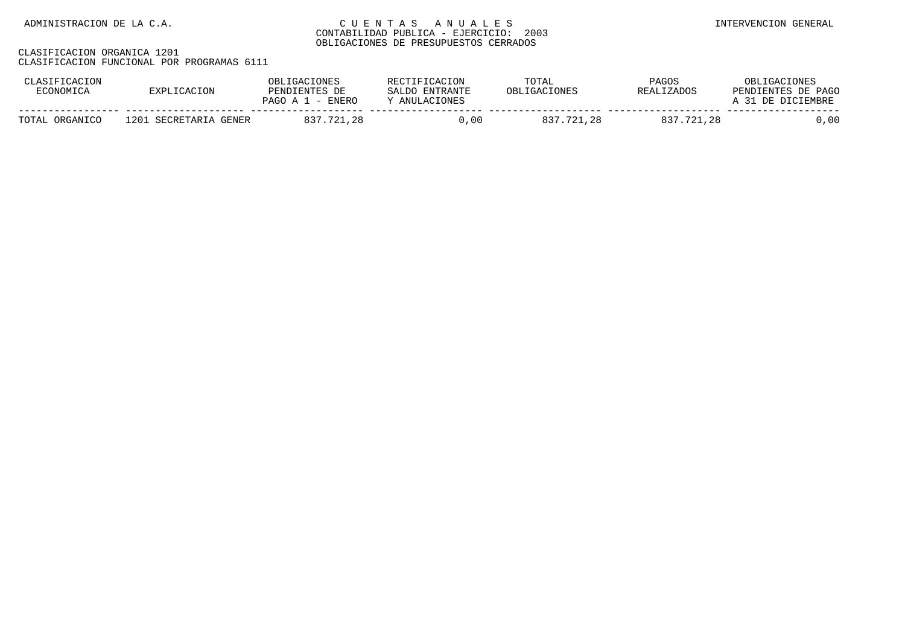ADMINISTRACION DE LA C.A.

# C U E N T A S   A N U A L E S

CONTABILIDAD PUBLICA - EJERCICIO: 2003

OBLIGACIONES DE PRESUPUESTOS CERRADOS

INTERVENCION GENERAL

CLASIFICACION ORGANICA 1201

CLASIFICACION FUNCIONAL POR PROGRAMAS 6111

| CLASIFICACION ECONOMICA | EXPLICACION | OBLIGACIONES PENDIENTES DE PAGO A 1 - ENERO | RECTIFICACION SALDO ENTRANTE Y ANULACIONES | TOTAL OBLIGACIONES | PAGOS REALIZADOS | OBLIGACIONES PENDIENTES DE PAGO A 31 DE DICIEMBRE |
|---|---|---|---|---|---|---|
| TOTAL ORGANICO | 1201 SECRETARIA GENER | 837.721,28 | 0,00 | 837.721,28 | 837.721,28 | 0,00 |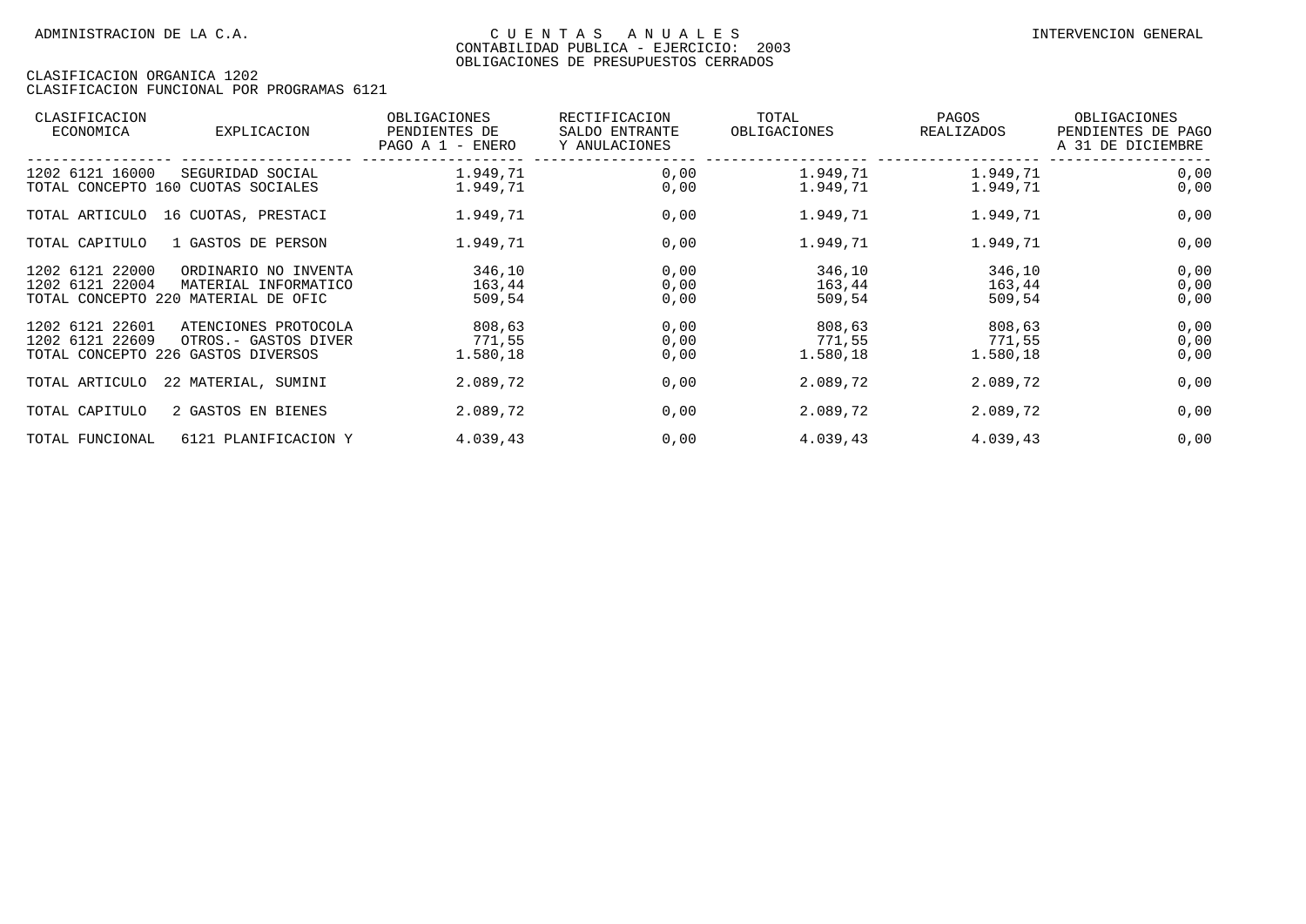ADMINISTRACION DE LA C.A.

# CUENTAS ANUALES

CONTABILIDAD PUBLICA - EJERCICIO: 2003

OBLIGACIONES DE PRESUPUESTOS CERRADOS

INTERVENCION GENERAL

CLASIFICACION ORGANICA 1202

CLASIFICACION FUNCIONAL POR PROGRAMAS 6121

| CLASIFICACION ECONOMICA | EXPLICACION | OBLIGACIONES PENDIENTES DE PAGO A 1 - ENERO | RECTIFICACION SALDO ENTRANTE Y ANULACIONES | TOTAL OBLIGACIONES | PAGOS REALIZADOS | OBLIGACIONES PENDIENTES DE PAGO A 31 DE DICIEMBRE |
|---|---|---|---|---|---|---|
| 1202 6121 16000 | SEGURIDAD SOCIAL | 1.949,71 | 0,00 | 1.949,71 | 1.949,71 | 0,00 |
| TOTAL CONCEPTO 160 | CUOTAS SOCIALES | 1.949,71 | 0,00 | 1.949,71 | 1.949,71 | 0,00 |
| TOTAL ARTICULO | 16 CUOTAS, PRESTACI | 1.949,71 | 0,00 | 1.949,71 | 1.949,71 | 0,00 |
| TOTAL CAPITULO | 1 GASTOS DE PERSON | 1.949,71 | 0,00 | 1.949,71 | 1.949,71 | 0,00 |
| 1202 6121 22000 | ORDINARIO NO INVENTA | 346,10 | 0,00 | 346,10 | 346,10 | 0,00 |
| 1202 6121 22004 | MATERIAL INFORMATICO | 163,44 | 0,00 | 163,44 | 163,44 | 0,00 |
| TOTAL CONCEPTO 220 | MATERIAL DE OFIC | 509,54 | 0,00 | 509,54 | 509,54 | 0,00 |
| 1202 6121 22601 | ATENCIONES PROTOCOLA | 808,63 | 0,00 | 808,63 | 808,63 | 0,00 |
| 1202 6121 22609 | OTROS.- GASTOS DIVER | 771,55 | 0,00 | 771,55 | 771,55 | 0,00 |
| TOTAL CONCEPTO 226 | GASTOS DIVERSOS | 1.580,18 | 0,00 | 1.580,18 | 1.580,18 | 0,00 |
| TOTAL ARTICULO | 22 MATERIAL, SUMINI | 2.089,72 | 0,00 | 2.089,72 | 2.089,72 | 0,00 |
| TOTAL CAPITULO | 2 GASTOS EN BIENES | 2.089,72 | 0,00 | 2.089,72 | 2.089,72 | 0,00 |
| TOTAL FUNCIONAL | 6121 PLANIFICACION Y | 4.039,43 | 0,00 | 4.039,43 | 4.039,43 | 0,00 |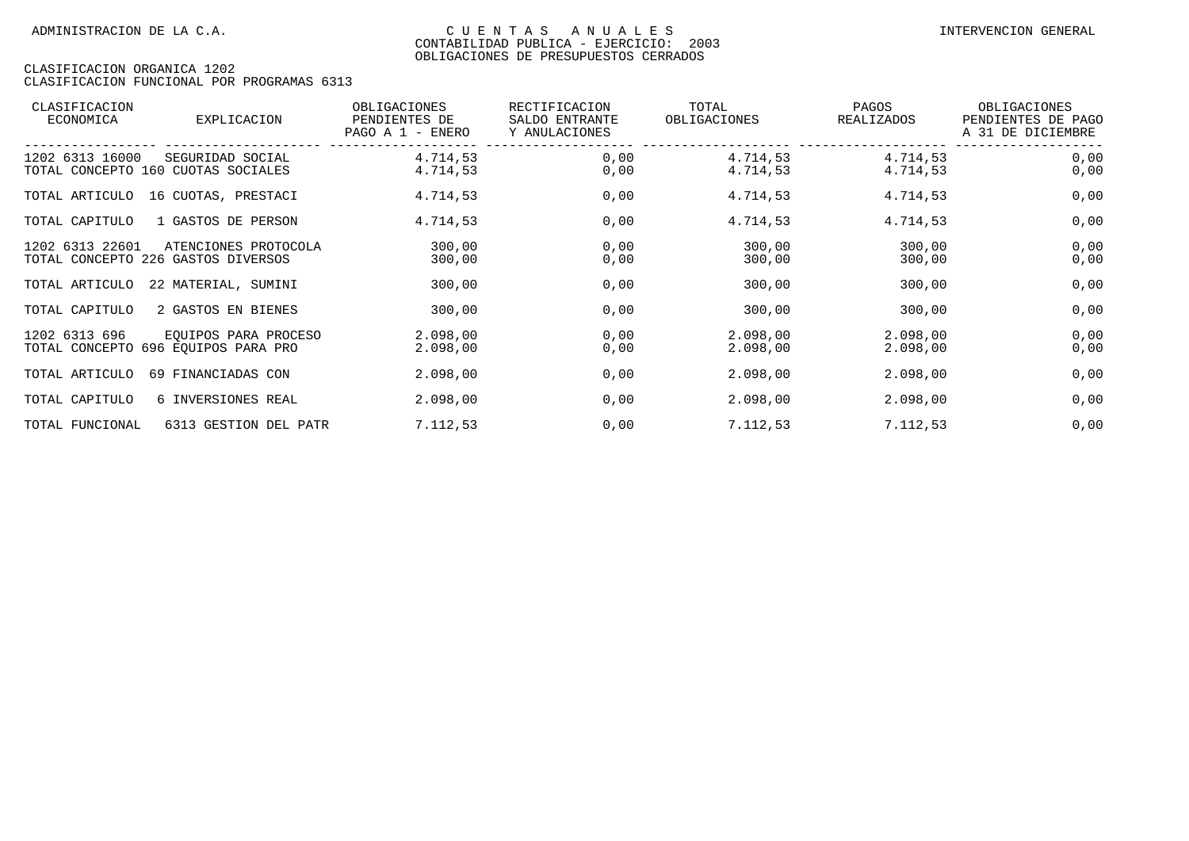ADMINISTRACION DE LA C.A.

CUENTAS ANUALES
CONTABILIDAD PUBLICA - EJERCICIO: 2003
OBLIGACIONES DE PRESUPUESTOS CERRADOS

INTERVENCION GENERAL

CLASIFICACION ORGANICA 1202
CLASIFICACION FUNCIONAL POR PROGRAMAS 6313

| CLASIFICACION ECONOMICA | EXPLICACION | OBLIGACIONES PENDIENTES DE PAGO A 1 - ENERO | RECTIFICACION SALDO ENTRANTE Y ANULACIONES | TOTAL OBLIGACIONES | PAGOS REALIZADOS | OBLIGACIONES PENDIENTES DE PAGO A 31 DE DICIEMBRE |
|---|---|---|---|---|---|---|
| 1202 6313 16000 | SEGURIDAD SOCIAL | 4.714,53 | 0,00 | 4.714,53 | 4.714,53 | 0,00 |
| TOTAL CONCEPTO 160 | CUOTAS SOCIALES | 4.714,53 | 0,00 | 4.714,53 | 4.714,53 | 0,00 |
| TOTAL ARTICULO | 16 CUOTAS, PRESTACI | 4.714,53 | 0,00 | 4.714,53 | 4.714,53 | 0,00 |
| TOTAL CAPITULO | 1 GASTOS DE PERSON | 4.714,53 | 0,00 | 4.714,53 | 4.714,53 | 0,00 |
| 1202 6313 22601 | ATENCIONES PROTOCOLA | 300,00 | 0,00 | 300,00 | 300,00 | 0,00 |
| TOTAL CONCEPTO 226 | GASTOS DIVERSOS | 300,00 | 0,00 | 300,00 | 300,00 | 0,00 |
| TOTAL ARTICULO | 22 MATERIAL, SUMINI | 300,00 | 0,00 | 300,00 | 300,00 | 0,00 |
| TOTAL CAPITULO | 2 GASTOS EN BIENES | 300,00 | 0,00 | 300,00 | 300,00 | 0,00 |
| 1202 6313 696 | EQUIPOS PARA PROCESO | 2.098,00 | 0,00 | 2.098,00 | 2.098,00 | 0,00 |
| TOTAL CONCEPTO 696 | EQUIPOS PARA PRO | 2.098,00 | 0,00 | 2.098,00 | 2.098,00 | 0,00 |
| TOTAL ARTICULO | 69 FINANCIADAS CON | 2.098,00 | 0,00 | 2.098,00 | 2.098,00 | 0,00 |
| TOTAL CAPITULO | 6 INVERSIONES REAL | 2.098,00 | 0,00 | 2.098,00 | 2.098,00 | 0,00 |
| TOTAL FUNCIONAL | 6313 GESTION DEL PATR | 7.112,53 | 0,00 | 7.112,53 | 7.112,53 | 0,00 |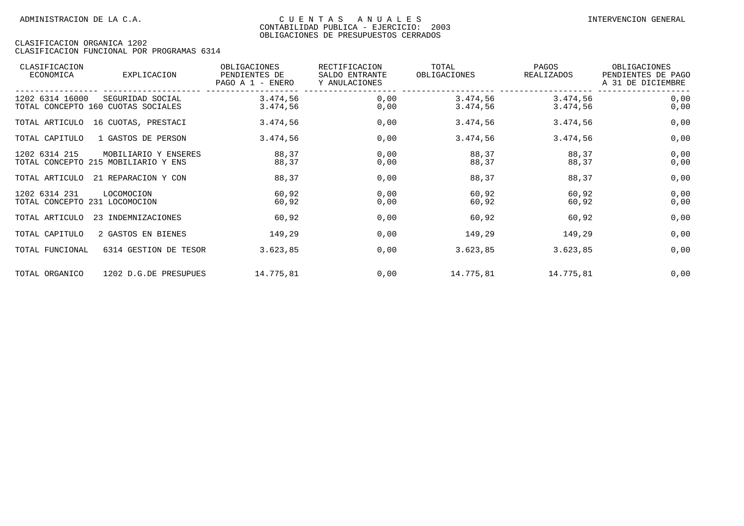ADMINISTRACION DE LA C.A.

CUENTAS ANUALES
CONTABILIDAD PUBLICA - EJERCICIO: 2003
OBLIGACIONES DE PRESUPUESTOS CERRADOS

INTERVENCION GENERAL

CLASIFICACION ORGANICA 1202
CLASIFICACION FUNCIONAL POR PROGRAMAS 6314

| CLASIFICACION ECONOMICA | EXPLICACION | OBLIGACIONES PENDIENTES DE PAGO A 1 - ENERO | RECTIFICACION SALDO ENTRANTE Y ANULACIONES | TOTAL OBLIGACIONES | PAGOS REALIZADOS | OBLIGACIONES PENDIENTES DE PAGO A 31 DE DICIEMBRE |
|---|---|---|---|---|---|---|
| 1202 6314 16000 | SEGURIDAD SOCIAL | 3.474,56 | 0,00 | 3.474,56 | 3.474,56 | 0,00 |
| TOTAL CONCEPTO 160 | CUOTAS SOCIALES | 3.474,56 | 0,00 | 3.474,56 | 3.474,56 | 0,00 |
| TOTAL ARTICULO | 16 CUOTAS, PRESTACI | 3.474,56 | 0,00 | 3.474,56 | 3.474,56 | 0,00 |
| TOTAL CAPITULO | 1 GASTOS DE PERSON | 3.474,56 | 0,00 | 3.474,56 | 3.474,56 | 0,00 |
| 1202 6314 215 | MOBILIARIO Y ENSERES | 88,37 | 0,00 | 88,37 | 88,37 | 0,00 |
| TOTAL CONCEPTO 215 | MOBILIARIO Y ENS | 88,37 | 0,00 | 88,37 | 88,37 | 0,00 |
| TOTAL ARTICULO | 21 REPARACION Y CON | 88,37 | 0,00 | 88,37 | 88,37 | 0,00 |
| 1202 6314 231 | LOCOMOCION | 60,92 | 0,00 | 60,92 | 60,92 | 0,00 |
| TOTAL CONCEPTO 231 | LOCOMOCION | 60,92 | 0,00 | 60,92 | 60,92 | 0,00 |
| TOTAL ARTICULO | 23 INDEMNIZACIONES | 60,92 | 0,00 | 60,92 | 60,92 | 0,00 |
| TOTAL CAPITULO | 2 GASTOS EN BIENES | 149,29 | 0,00 | 149,29 | 149,29 | 0,00 |
| TOTAL FUNCIONAL | 6314 GESTION DE TESOR | 3.623,85 | 0,00 | 3.623,85 | 3.623,85 | 0,00 |
| TOTAL ORGANICO | 1202 D.G.DE PRESUPUES | 14.775,81 | 0,00 | 14.775,81 | 14.775,81 | 0,00 |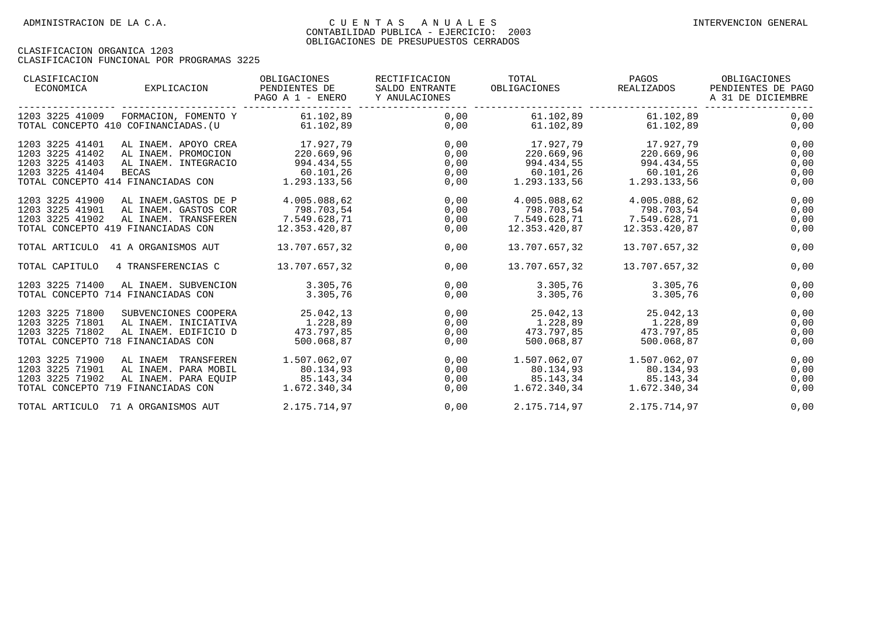ADMINISTRACION DE LA C.A. | CUENTAS ANUALES | INTERVENCION GENERAL

CONTABILIDAD PUBLICA - EJERCICIO: 2003

OBLIGACIONES DE PRESUPUESTOS CERRADOS

CLASIFICACION ORGANICA 1203

CLASIFICACION FUNCIONAL POR PROGRAMAS 3225

| CLASIFICACION ECONOMICA | EXPLICACION | OBLIGACIONES PENDIENTES DE PAGO A 1 - ENERO | RECTIFICACION SALDO ENTRANTE Y ANULACIONES | TOTAL OBLIGACIONES | PAGOS REALIZADOS | OBLIGACIONES PENDIENTES DE PAGO A 31 DE DICIEMBRE |
|---|---|---|---|---|---|---|
| 1203 3225 41009 | FORMACION, FOMENTO Y | 61.102,89 | 0,00 | 61.102,89 | 61.102,89 | 0,00 |
| TOTAL CONCEPTO 410 COFINANCIADAS.(U | | 61.102,89 | 0,00 | 61.102,89 | 61.102,89 | 0,00 |
| 1203 3225 41401 | AL INAEM. APOYO CREA | 17.927,79 | 0,00 | 17.927,79 | 17.927,79 | 0,00 |
| 1203 3225 41402 | AL INAEM. PROMOCION | 220.669,96 | 0,00 | 220.669,96 | 220.669,96 | 0,00 |
| 1203 3225 41403 | AL INAEM. INTEGRACIO | 994.434,55 | 0,00 | 994.434,55 | 994.434,55 | 0,00 |
| 1203 3225 41404 | BECAS | 60.101,26 | 0,00 | 60.101,26 | 60.101,26 | 0,00 |
| TOTAL CONCEPTO 414 FINANCIADAS CON | | 1.293.133,56 | 0,00 | 1.293.133,56 | 1.293.133,56 | 0,00 |
| 1203 3225 41900 | AL INAEM.GASTOS DE P | 4.005.088,62 | 0,00 | 4.005.088,62 | 4.005.088,62 | 0,00 |
| 1203 3225 41901 | AL INAEM. GASTOS COR | 798.703,54 | 0,00 | 798.703,54 | 798.703,54 | 0,00 |
| 1203 3225 41902 | AL INAEM. TRANSFEREN | 7.549.628,71 | 0,00 | 7.549.628,71 | 7.549.628,71 | 0,00 |
| TOTAL CONCEPTO 419 FINANCIADAS CON | | 12.353.420,87 | 0,00 | 12.353.420,87 | 12.353.420,87 | 0,00 |
| TOTAL ARTICULO 41 A ORGANISMOS AUT | | 13.707.657,32 | 0,00 | 13.707.657,32 | 13.707.657,32 | 0,00 |
| TOTAL CAPITULO 4 TRANSFERENCIAS C | | 13.707.657,32 | 0,00 | 13.707.657,32 | 13.707.657,32 | 0,00 |
| 1203 3225 71400 | AL INAEM. SUBVENCION | 3.305,76 | 0,00 | 3.305,76 | 3.305,76 | 0,00 |
| TOTAL CONCEPTO 714 FINANCIADAS CON | | 3.305,76 | 0,00 | 3.305,76 | 3.305,76 | 0,00 |
| 1203 3225 71800 | SUBVENCIONES COOPERA | 25.042,13 | 0,00 | 25.042,13 | 25.042,13 | 0,00 |
| 1203 3225 71801 | AL INAEM. INICIATIVA | 1.228,89 | 0,00 | 1.228,89 | 1.228,89 | 0,00 |
| 1203 3225 71802 | AL INAEM. EDIFICIO D | 473.797,85 | 0,00 | 473.797,85 | 473.797,85 | 0,00 |
| TOTAL CONCEPTO 718 FINANCIADAS CON | | 500.068,87 | 0,00 | 500.068,87 | 500.068,87 | 0,00 |
| 1203 3225 71900 | AL INAEM TRANSFEREN | 1.507.062,07 | 0,00 | 1.507.062,07 | 1.507.062,07 | 0,00 |
| 1203 3225 71901 | AL INAEM. PARA MOBIL | 80.134,93 | 0,00 | 80.134,93 | 80.134,93 | 0,00 |
| 1203 3225 71902 | AL INAEM. PARA EQUIP | 85.143,34 | 0,00 | 85.143,34 | 85.143,34 | 0,00 |
| TOTAL CONCEPTO 719 FINANCIADAS CON | | 1.672.340,34 | 0,00 | 1.672.340,34 | 1.672.340,34 | 0,00 |
| TOTAL ARTICULO 71 A ORGANISMOS AUT | | 2.175.714,97 | 0,00 | 2.175.714,97 | 2.175.714,97 | 0,00 |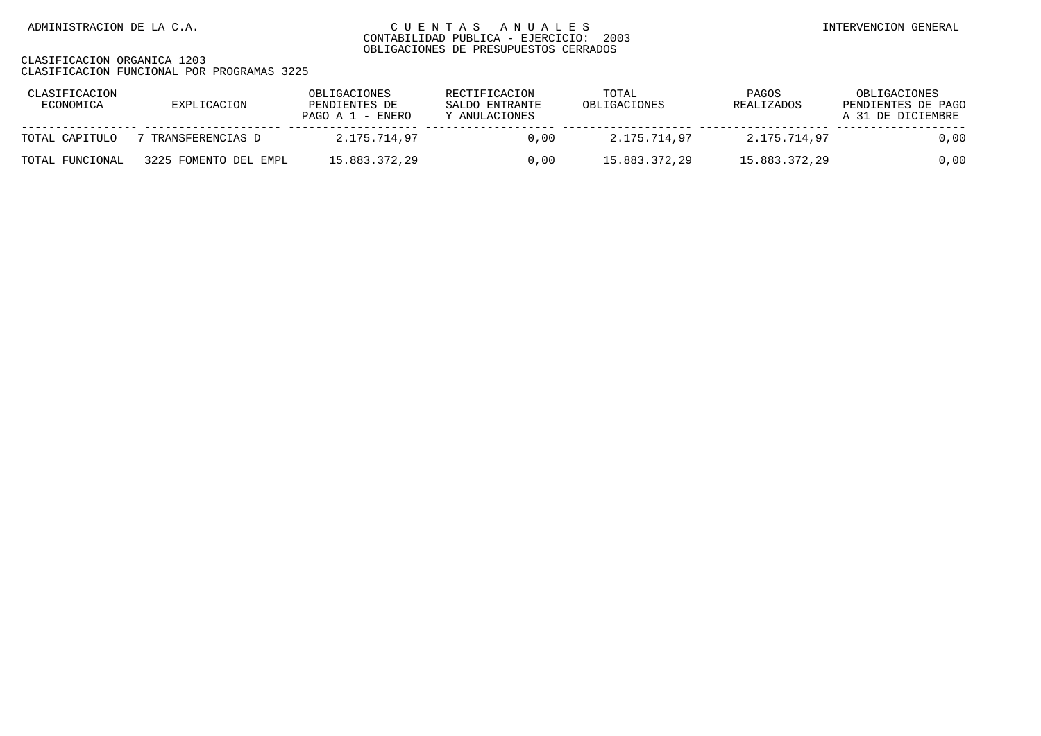ADMINISTRACION DE LA C.A. — CUENTAS ANUALES — INTERVENCION GENERAL

CONTABILIDAD PUBLICA - EJERCICIO: 2003

OBLIGACIONES DE PRESUPUESTOS CERRADOS

CLASIFICACION ORGANICA 1203

CLASIFICACION FUNCIONAL POR PROGRAMAS 3225

| CLASIFICACION ECONOMICA | EXPLICACION | OBLIGACIONES PENDIENTES DE PAGO A 1 - ENERO | RECTIFICACION SALDO ENTRANTE Y ANULACIONES | TOTAL OBLIGACIONES | PAGOS REALIZADOS | OBLIGACIONES PENDIENTES DE PAGO A 31 DE DICIEMBRE |
|---|---|---|---|---|---|---|
| TOTAL CAPITULO | 7 TRANSFERENCIAS D | 2.175.714,97 | 0,00 | 2.175.714,97 | 2.175.714,97 | 0,00 |
| TOTAL FUNCIONAL | 3225 FOMENTO DEL EMPL | 15.883.372,29 | 0,00 | 15.883.372,29 | 15.883.372,29 | 0,00 |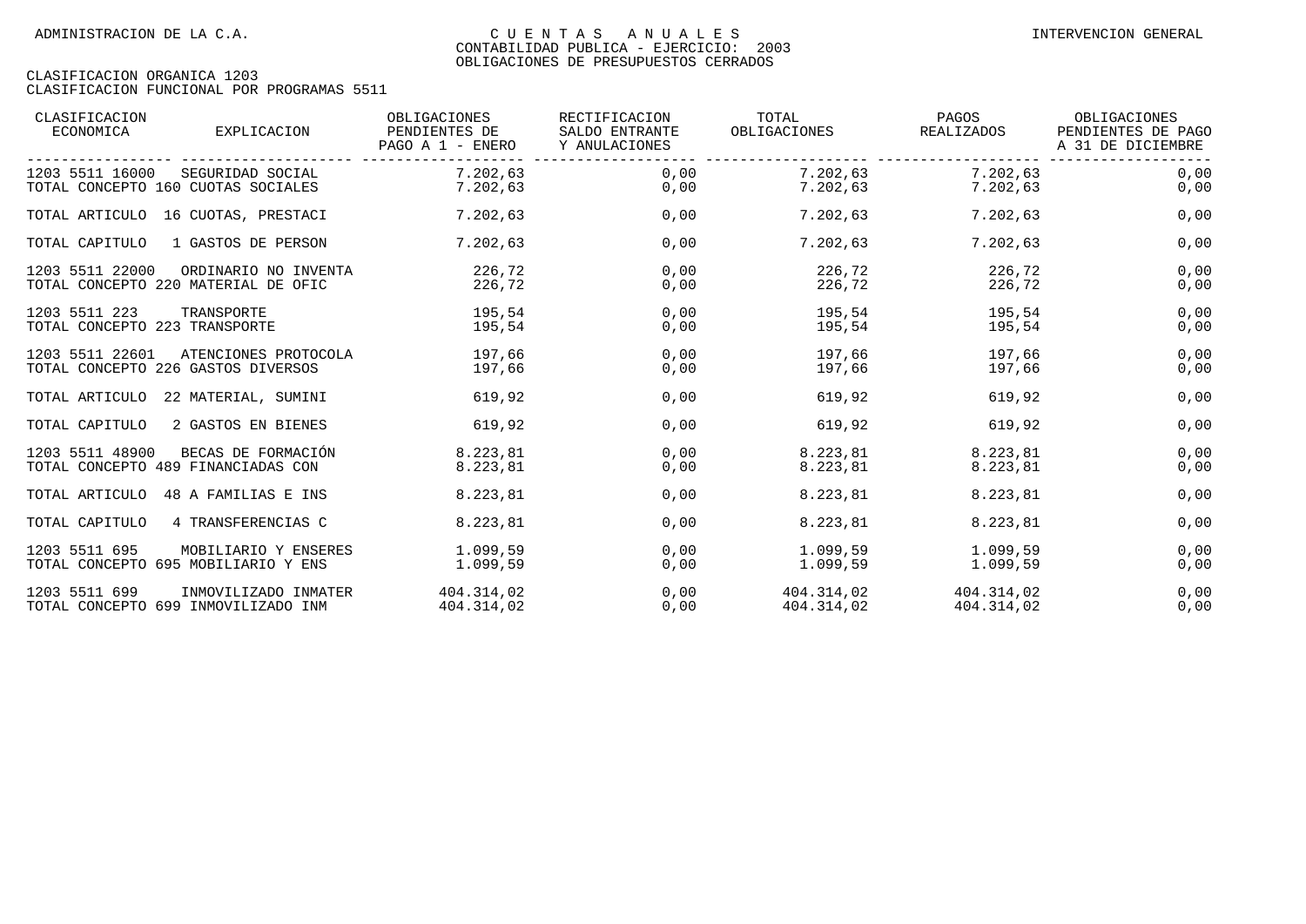ADMINISTRACION DE LA C.A. | CUENTAS ANUALES | INTERVENCION GENERAL

CONTABILIDAD PUBLICA - EJERCICIO: 2003

OBLIGACIONES DE PRESUPUESTOS CERRADOS

CLASIFICACION ORGANICA 1203
CLASIFICACION FUNCIONAL POR PROGRAMAS 5511

| CLASIFICACION ECONOMICA | EXPLICACION | OBLIGACIONES PENDIENTES DE PAGO A 1 - ENERO | RECTIFICACION SALDO ENTRANTE Y ANULACIONES | TOTAL OBLIGACIONES | PAGOS REALIZADOS | OBLIGACIONES PENDIENTES DE PAGO A 31 DE DICIEMBRE |
|---|---|---|---|---|---|---|
| 1203 5511 16000 | SEGURIDAD SOCIAL | 7.202,63 | 0,00 | 7.202,63 | 7.202,63 | 0,00 |
| TOTAL CONCEPTO 160 | CUOTAS SOCIALES | 7.202,63 | 0,00 | 7.202,63 | 7.202,63 | 0,00 |
| TOTAL ARTICULO | 16 CUOTAS, PRESTACI | 7.202,63 | 0,00 | 7.202,63 | 7.202,63 | 0,00 |
| TOTAL CAPITULO | 1 GASTOS DE PERSON | 7.202,63 | 0,00 | 7.202,63 | 7.202,63 | 0,00 |
| 1203 5511 22000 | ORDINARIO NO INVENTA | 226,72 | 0,00 | 226,72 | 226,72 | 0,00 |
| TOTAL CONCEPTO 220 | MATERIAL DE OFIC | 226,72 | 0,00 | 226,72 | 226,72 | 0,00 |
| 1203 5511 223 | TRANSPORTE | 195,54 | 0,00 | 195,54 | 195,54 | 0,00 |
| TOTAL CONCEPTO 223 | TRANSPORTE | 195,54 | 0,00 | 195,54 | 195,54 | 0,00 |
| 1203 5511 22601 | ATENCIONES PROTOCOLA | 197,66 | 0,00 | 197,66 | 197,66 | 0,00 |
| TOTAL CONCEPTO 226 | GASTOS DIVERSOS | 197,66 | 0,00 | 197,66 | 197,66 | 0,00 |
| TOTAL ARTICULO | 22 MATERIAL, SUMINI | 619,92 | 0,00 | 619,92 | 619,92 | 0,00 |
| TOTAL CAPITULO | 2 GASTOS EN BIENES | 619,92 | 0,00 | 619,92 | 619,92 | 0,00 |
| 1203 5511 48900 | BECAS DE FORMACIÓN | 8.223,81 | 0,00 | 8.223,81 | 8.223,81 | 0,00 |
| TOTAL CONCEPTO 489 | FINANCIADAS CON | 8.223,81 | 0,00 | 8.223,81 | 8.223,81 | 0,00 |
| TOTAL ARTICULO | 48 A FAMILIAS E INS | 8.223,81 | 0,00 | 8.223,81 | 8.223,81 | 0,00 |
| TOTAL CAPITULO | 4 TRANSFERENCIAS C | 8.223,81 | 0,00 | 8.223,81 | 8.223,81 | 0,00 |
| 1203 5511 695 | MOBILIARIO Y ENSERES | 1.099,59 | 0,00 | 1.099,59 | 1.099,59 | 0,00 |
| TOTAL CONCEPTO 695 | MOBILIARIO Y ENS | 1.099,59 | 0,00 | 1.099,59 | 1.099,59 | 0,00 |
| 1203 5511 699 | INMOVILIZADO INMATER | 404.314,02 | 0,00 | 404.314,02 | 404.314,02 | 0,00 |
| TOTAL CONCEPTO 699 | INMOVILIZADO INM | 404.314,02 | 0,00 | 404.314,02 | 404.314,02 | 0,00 |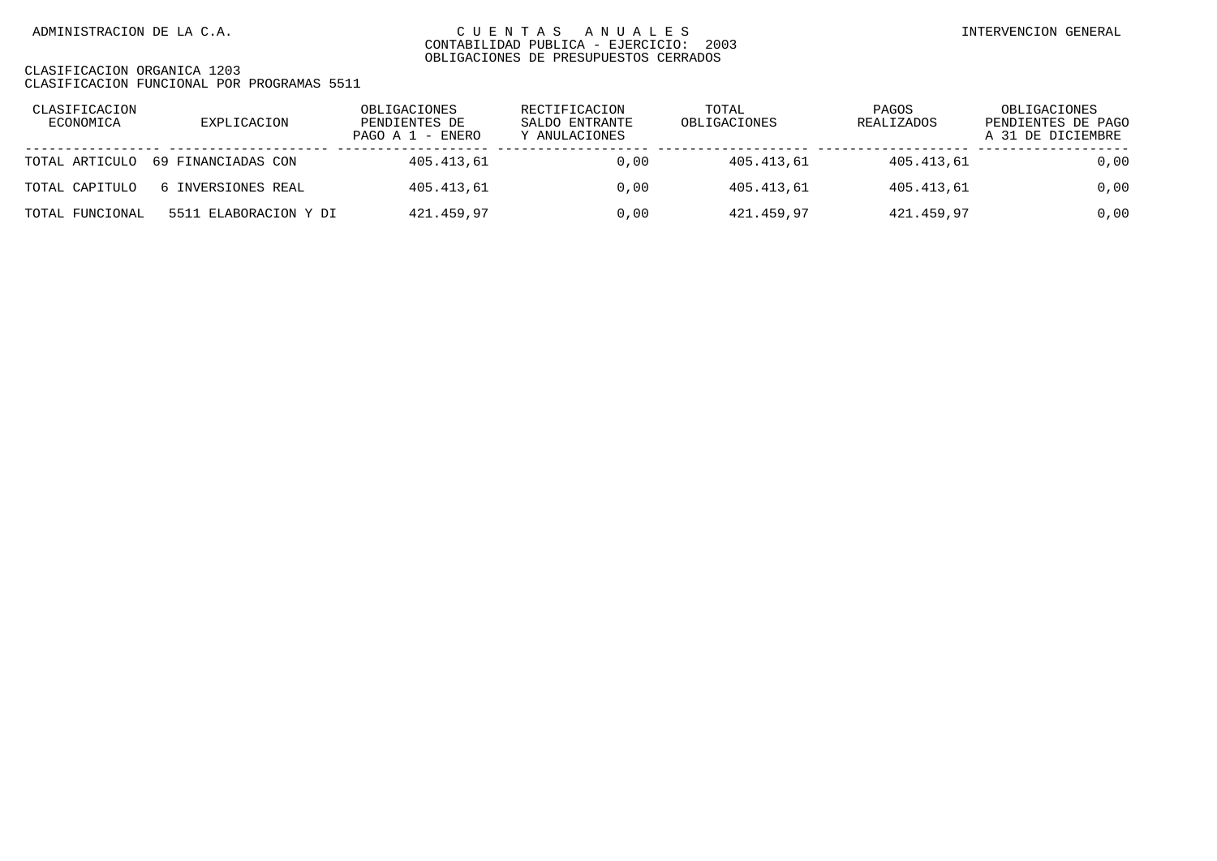ADMINISTRACION DE LA C.A.

CUENTAS ANUALES
CONTABILIDAD PUBLICA - EJERCICIO: 2003
OBLIGACIONES DE PRESUPUESTOS CERRADOS

INTERVENCION GENERAL

CLASIFICACION ORGANICA 1203
CLASIFICACION FUNCIONAL POR PROGRAMAS 5511

| CLASIFICACION ECONOMICA | EXPLICACION | OBLIGACIONES PENDIENTES DE PAGO A 1 - ENERO | RECTIFICACION SALDO ENTRANTE Y ANULACIONES | TOTAL OBLIGACIONES | PAGOS REALIZADOS | OBLIGACIONES PENDIENTES DE PAGO A 31 DE DICIEMBRE |
|---|---|---|---|---|---|---|
| TOTAL ARTICULO | 69 FINANCIADAS CON | 405.413,61 | 0,00 | 405.413,61 | 405.413,61 | 0,00 |
| TOTAL CAPITULO | 6 INVERSIONES REAL | 405.413,61 | 0,00 | 405.413,61 | 405.413,61 | 0,00 |
| TOTAL FUNCIONAL | 5511 ELABORACION Y DI | 421.459,97 | 0,00 | 421.459,97 | 421.459,97 | 0,00 |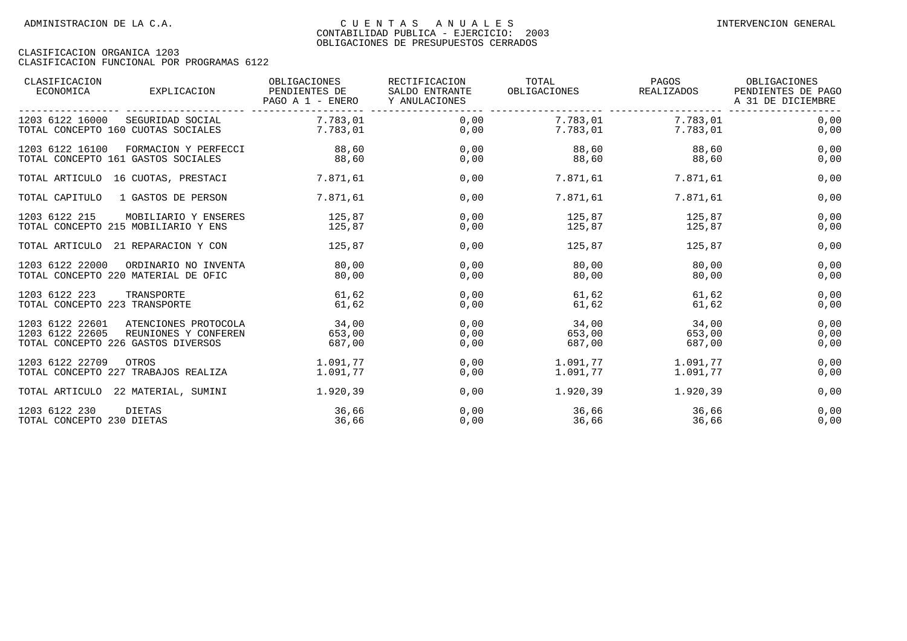CONTABILIDAD PUBLICA - EJERCICIO: 2003
OBLIGACIONES DE PRESUPUESTOS CERRADOS

CLASIFICACION ORGANICA 1203
CLASIFICACION FUNCIONAL POR PROGRAMAS 6122

| CLASIFICACION ECONOMICA | EXPLICACION | OBLIGACIONES PENDIENTES DE PAGO A 1 - ENERO | RECTIFICACION SALDO ENTRANTE Y ANULACIONES | TOTAL OBLIGACIONES | PAGOS REALIZADOS | OBLIGACIONES PENDIENTES DE PAGO A 31 DE DICIEMBRE |
|---|---|---|---|---|---|---|
| 1203 6122 16000 | SEGURIDAD SOCIAL | 7.783,01 | 0,00 | 7.783,01 | 7.783,01 | 0,00 |
| TOTAL CONCEPTO 160 CUOTAS SOCIALES | | 7.783,01 | 0,00 | 7.783,01 | 7.783,01 | 0,00 |
| 1203 6122 16100 | FORMACION Y PERFECCI | 88,60 | 0,00 | 88,60 | 88,60 | 0,00 |
| TOTAL CONCEPTO 161 GASTOS SOCIALES | | 88,60 | 0,00 | 88,60 | 88,60 | 0,00 |
| TOTAL ARTICULO 16 CUOTAS, PRESTACI | | 7.871,61 | 0,00 | 7.871,61 | 7.871,61 | 0,00 |
| TOTAL CAPITULO 1 GASTOS DE PERSON | | 7.871,61 | 0,00 | 7.871,61 | 7.871,61 | 0,00 |
| 1203 6122 215 | MOBILIARIO Y ENSERES | 125,87 | 0,00 | 125,87 | 125,87 | 0,00 |
| TOTAL CONCEPTO 215 MOBILIARIO Y ENS | | 125,87 | 0,00 | 125,87 | 125,87 | 0,00 |
| TOTAL ARTICULO 21 REPARACION Y CON | | 125,87 | 0,00 | 125,87 | 125,87 | 0,00 |
| 1203 6122 22000 | ORDINARIO NO INVENTA | 80,00 | 0,00 | 80,00 | 80,00 | 0,00 |
| TOTAL CONCEPTO 220 MATERIAL DE OFIC | | 80,00 | 0,00 | 80,00 | 80,00 | 0,00 |
| 1203 6122 223 | TRANSPORTE | 61,62 | 0,00 | 61,62 | 61,62 | 0,00 |
| TOTAL CONCEPTO 223 TRANSPORTE | | 61,62 | 0,00 | 61,62 | 61,62 | 0,00 |
| 1203 6122 22601 | ATENCIONES PROTOCOLA | 34,00 | 0,00 | 34,00 | 34,00 | 0,00 |
| 1203 6122 22605 | REUNIONES Y CONFEREN | 653,00 | 0,00 | 653,00 | 653,00 | 0,00 |
| TOTAL CONCEPTO 226 GASTOS DIVERSOS | | 687,00 | 0,00 | 687,00 | 687,00 | 0,00 |
| 1203 6122 22709 | OTROS | 1.091,77 | 0,00 | 1.091,77 | 1.091,77 | 0,00 |
| TOTAL CONCEPTO 227 TRABAJOS REALIZA | | 1.091,77 | 0,00 | 1.091,77 | 1.091,77 | 0,00 |
| TOTAL ARTICULO 22 MATERIAL, SUMINI | | 1.920,39 | 0,00 | 1.920,39 | 1.920,39 | 0,00 |
| 1203 6122 230 | DIETAS | 36,66 | 0,00 | 36,66 | 36,66 | 0,00 |
| TOTAL CONCEPTO 230 DIETAS | | 36,66 | 0,00 | 36,66 | 36,66 | 0,00 |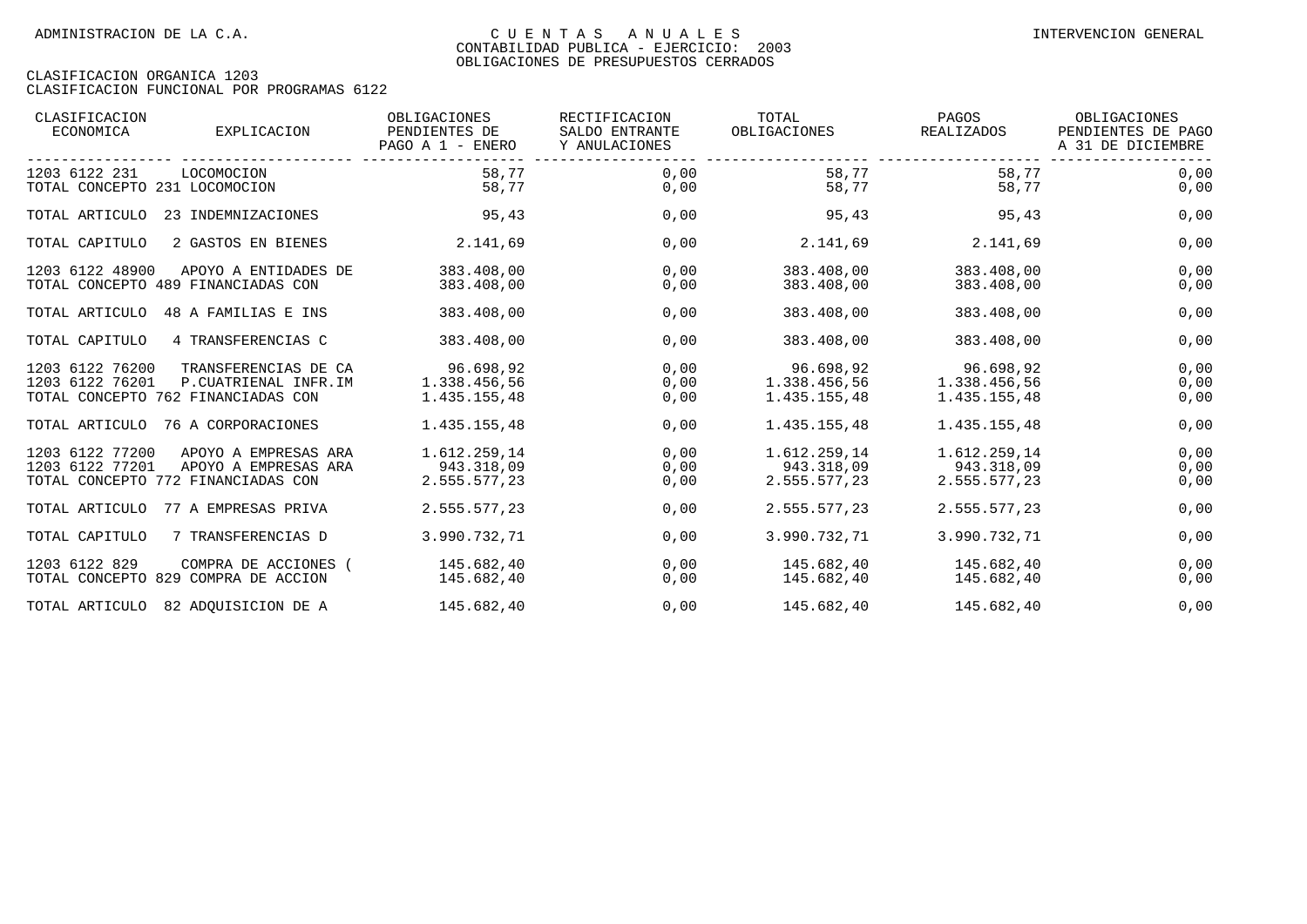ADMINISTRACION DE LA C.A.

CUENTAS ANUALES
CONTABILIDAD PUBLICA - EJERCICIO: 2003
OBLIGACIONES DE PRESUPUESTOS CERRADOS

INTERVENCION GENERAL

CLASIFICACION ORGANICA 1203
CLASIFICACION FUNCIONAL POR PROGRAMAS 6122

| CLASIFICACION ECONOMICA | EXPLICACION | OBLIGACIONES PENDIENTES DE PAGO A 1 - ENERO | RECTIFICACION SALDO ENTRANTE Y ANULACIONES | TOTAL OBLIGACIONES | PAGOS REALIZADOS | OBLIGACIONES PENDIENTES DE PAGO A 31 DE DICIEMBRE |
|---|---|---|---|---|---|---|
| 1203 6122 231 | LOCOMOCION | 58,77 | 0,00 | 58,77 | 58,77 | 0,00 |
| TOTAL CONCEPTO 231 | LOCOMOCION | 58,77 | 0,00 | 58,77 | 58,77 | 0,00 |
| TOTAL ARTICULO | 23 INDEMNIZACIONES | 95,43 | 0,00 | 95,43 | 95,43 | 0,00 |
| TOTAL CAPITULO | 2 GASTOS EN BIENES | 2.141,69 | 0,00 | 2.141,69 | 2.141,69 | 0,00 |
| 1203 6122 48900 | APOYO A ENTIDADES DE | 383.408,00 | 0,00 | 383.408,00 | 383.408,00 | 0,00 |
| TOTAL CONCEPTO 489 | FINANCIADAS CON | 383.408,00 | 0,00 | 383.408,00 | 383.408,00 | 0,00 |
| TOTAL ARTICULO | 48 A FAMILIAS E INS | 383.408,00 | 0,00 | 383.408,00 | 383.408,00 | 0,00 |
| TOTAL CAPITULO | 4 TRANSFERENCIAS C | 383.408,00 | 0,00 | 383.408,00 | 383.408,00 | 0,00 |
| 1203 6122 76200 | TRANSFERENCIAS DE CA | 96.698,92 | 0,00 | 96.698,92 | 96.698,92 | 0,00 |
| 1203 6122 76201 | P.CUATRIENAL INFR.IM | 1.338.456,56 | 0,00 | 1.338.456,56 | 1.338.456,56 | 0,00 |
| TOTAL CONCEPTO 762 | FINANCIADAS CON | 1.435.155,48 | 0,00 | 1.435.155,48 | 1.435.155,48 | 0,00 |
| TOTAL ARTICULO | 76 A CORPORACIONES | 1.435.155,48 | 0,00 | 1.435.155,48 | 1.435.155,48 | 0,00 |
| 1203 6122 77200 | APOYO A EMPRESAS ARA | 1.612.259,14 | 0,00 | 1.612.259,14 | 1.612.259,14 | 0,00 |
| 1203 6122 77201 | APOYO A EMPRESAS ARA | 943.318,09 | 0,00 | 943.318,09 | 943.318,09 | 0,00 |
| TOTAL CONCEPTO 772 | FINANCIADAS CON | 2.555.577,23 | 0,00 | 2.555.577,23 | 2.555.577,23 | 0,00 |
| TOTAL ARTICULO | 77 A EMPRESAS PRIVA | 2.555.577,23 | 0,00 | 2.555.577,23 | 2.555.577,23 | 0,00 |
| TOTAL CAPITULO | 7 TRANSFERENCIAS D | 3.990.732,71 | 0,00 | 3.990.732,71 | 3.990.732,71 | 0,00 |
| 1203 6122 829 | COMPRA DE ACCIONES ( | 145.682,40 | 0,00 | 145.682,40 | 145.682,40 | 0,00 |
| TOTAL CONCEPTO 829 | COMPRA DE ACCION | 145.682,40 | 0,00 | 145.682,40 | 145.682,40 | 0,00 |
| TOTAL ARTICULO | 82 ADQUISICION DE A | 145.682,40 | 0,00 | 145.682,40 | 145.682,40 | 0,00 |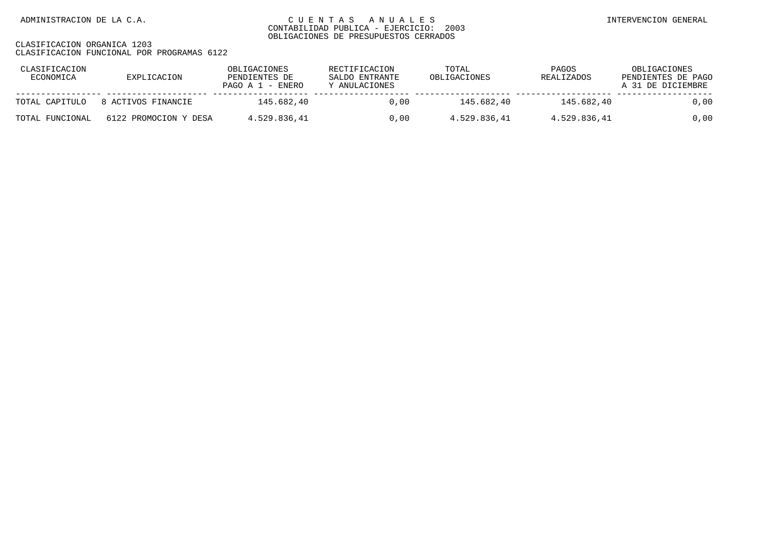ADMINISTRACION DE LA C.A.

CUENTAS ANUALES
CONTABILIDAD PUBLICA - EJERCICIO: 2003
OBLIGACIONES DE PRESUPUESTOS CERRADOS

INTERVENCION GENERAL

CLASIFICACION ORGANICA 1203
CLASIFICACION FUNCIONAL POR PROGRAMAS 6122

| CLASIFICACION ECONOMICA | EXPLICACION | OBLIGACIONES PENDIENTES DE PAGO A 1 - ENERO | RECTIFICACION SALDO ENTRANTE Y ANULACIONES | TOTAL OBLIGACIONES | PAGOS REALIZADOS | OBLIGACIONES PENDIENTES DE PAGO A 31 DE DICIEMBRE |
|---|---|---|---|---|---|---|
| TOTAL CAPITULO | 8 ACTIVOS FINANCIE | 145.682,40 | 0,00 | 145.682,40 | 145.682,40 | 0,00 |
| TOTAL FUNCIONAL | 6122 PROMOCION Y DESA | 4.529.836,41 | 0,00 | 4.529.836,41 | 4.529.836,41 | 0,00 |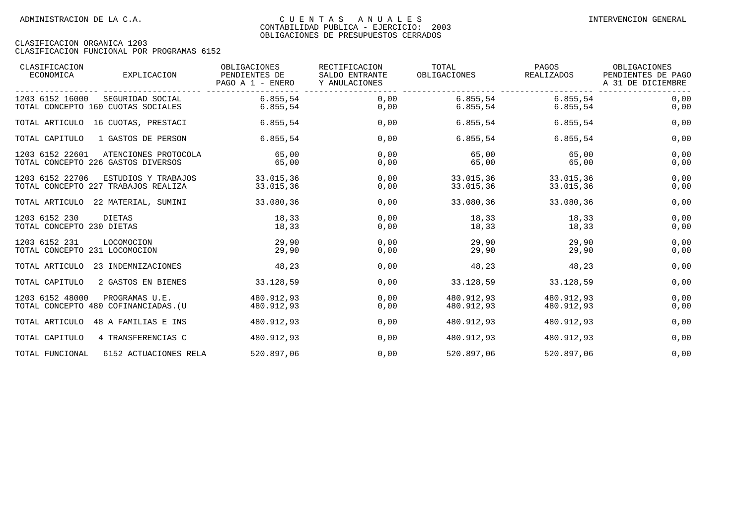ADMINISTRACION DE LA C.A.

CUENTAS ANUALES
CONTABILIDAD PUBLICA - EJERCICIO: 2003
OBLIGACIONES DE PRESUPUESTOS CERRADOS

INTERVENCION GENERAL

CLASIFICACION ORGANICA 1203
CLASIFICACION FUNCIONAL POR PROGRAMAS 6152

| CLASIFICACION ECONOMICA | EXPLICACION | OBLIGACIONES PENDIENTES DE PAGO A 1 - ENERO | RECTIFICACION SALDO ENTRANTE Y ANULACIONES | TOTAL OBLIGACIONES | PAGOS REALIZADOS | OBLIGACIONES PENDIENTES DE PAGO A 31 DE DICIEMBRE |
|---|---|---|---|---|---|---|
| 1203 6152 16000 | SEGURIDAD SOCIAL | 6.855,54 | 0,00 | 6.855,54 | 6.855,54 | 0,00 |
| TOTAL CONCEPTO 160 | CUOTAS SOCIALES | 6.855,54 | 0,00 | 6.855,54 | 6.855,54 | 0,00 |
| TOTAL ARTICULO | 16 CUOTAS, PRESTACI | 6.855,54 | 0,00 | 6.855,54 | 6.855,54 | 0,00 |
| TOTAL CAPITULO | 1 GASTOS DE PERSON | 6.855,54 | 0,00 | 6.855,54 | 6.855,54 | 0,00 |
| 1203 6152 22601 | ATENCIONES PROTOCOLA | 65,00 | 0,00 | 65,00 | 65,00 | 0,00 |
| TOTAL CONCEPTO 226 | GASTOS DIVERSOS | 65,00 | 0,00 | 65,00 | 65,00 | 0,00 |
| 1203 6152 22706 | ESTUDIOS Y TRABAJOS | 33.015,36 | 0,00 | 33.015,36 | 33.015,36 | 0,00 |
| TOTAL CONCEPTO 227 | TRABAJOS REALIZA | 33.015,36 | 0,00 | 33.015,36 | 33.015,36 | 0,00 |
| TOTAL ARTICULO | 22 MATERIAL, SUMINI | 33.080,36 | 0,00 | 33.080,36 | 33.080,36 | 0,00 |
| 1203 6152 230 | DIETAS | 18,33 | 0,00 | 18,33 | 18,33 | 0,00 |
| TOTAL CONCEPTO 230 | DIETAS | 18,33 | 0,00 | 18,33 | 18,33 | 0,00 |
| 1203 6152 231 | LOCOMOCION | 29,90 | 0,00 | 29,90 | 29,90 | 0,00 |
| TOTAL CONCEPTO 231 | LOCOMOCION | 29,90 | 0,00 | 29,90 | 29,90 | 0,00 |
| TOTAL ARTICULO | 23 INDEMNIZACIONES | 48,23 | 0,00 | 48,23 | 48,23 | 0,00 |
| TOTAL CAPITULO | 2 GASTOS EN BIENES | 33.128,59 | 0,00 | 33.128,59 | 33.128,59 | 0,00 |
| 1203 6152 48000 | PROGRAMAS U.E. | 480.912,93 | 0,00 | 480.912,93 | 480.912,93 | 0,00 |
| TOTAL CONCEPTO 480 | COFINANCIADAS.(U | 480.912,93 | 0,00 | 480.912,93 | 480.912,93 | 0,00 |
| TOTAL ARTICULO | 48 A FAMILIAS E INS | 480.912,93 | 0,00 | 480.912,93 | 480.912,93 | 0,00 |
| TOTAL CAPITULO | 4 TRANSFERENCIAS C | 480.912,93 | 0,00 | 480.912,93 | 480.912,93 | 0,00 |
| TOTAL FUNCIONAL | 6152 ACTUACIONES RELA | 520.897,06 | 0,00 | 520.897,06 | 520.897,06 | 0,00 |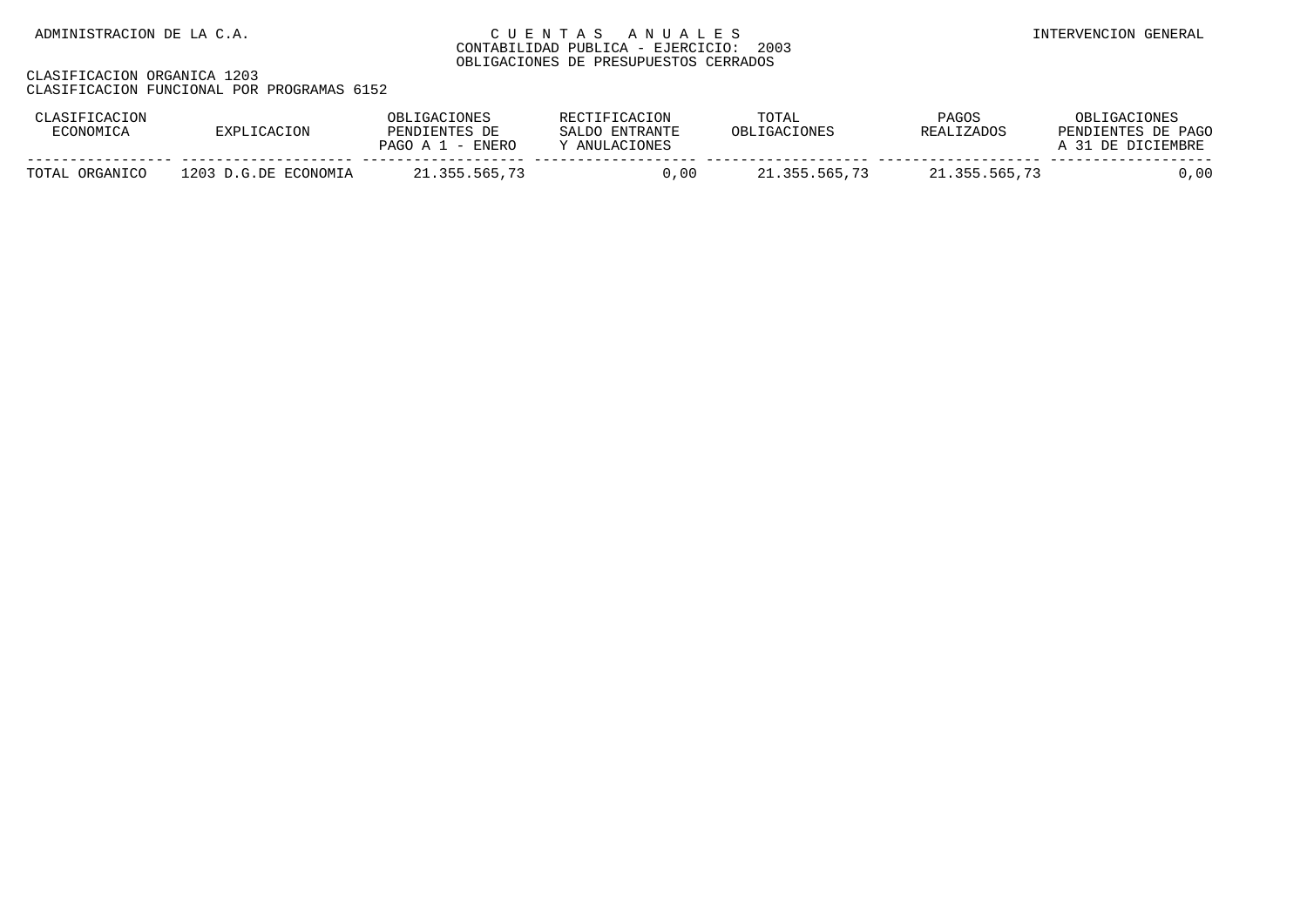ADMINISTRACION DE LA C.A. — CUENTAS ANUALES — INTERVENCION GENERAL

CONTABILIDAD PUBLICA - EJERCICIO: 2003

OBLIGACIONES DE PRESUPUESTOS CERRADOS

CLASIFICACION ORGANICA 1203

CLASIFICACION FUNCIONAL POR PROGRAMAS 6152

| CLASIFICACION ECONOMICA | EXPLICACION | OBLIGACIONES PENDIENTES DE PAGO A 1 - ENERO | RECTIFICACION SALDO ENTRANTE Y ANULACIONES | TOTAL OBLIGACIONES | PAGOS REALIZADOS | OBLIGACIONES PENDIENTES DE PAGO A 31 DE DICIEMBRE |
|---|---|---|---|---|---|---|
| TOTAL ORGANICO | 1203 D.G.DE ECONOMIA | 21.355.565,73 | 0,00 | 21.355.565,73 | 21.355.565,73 | 0,00 |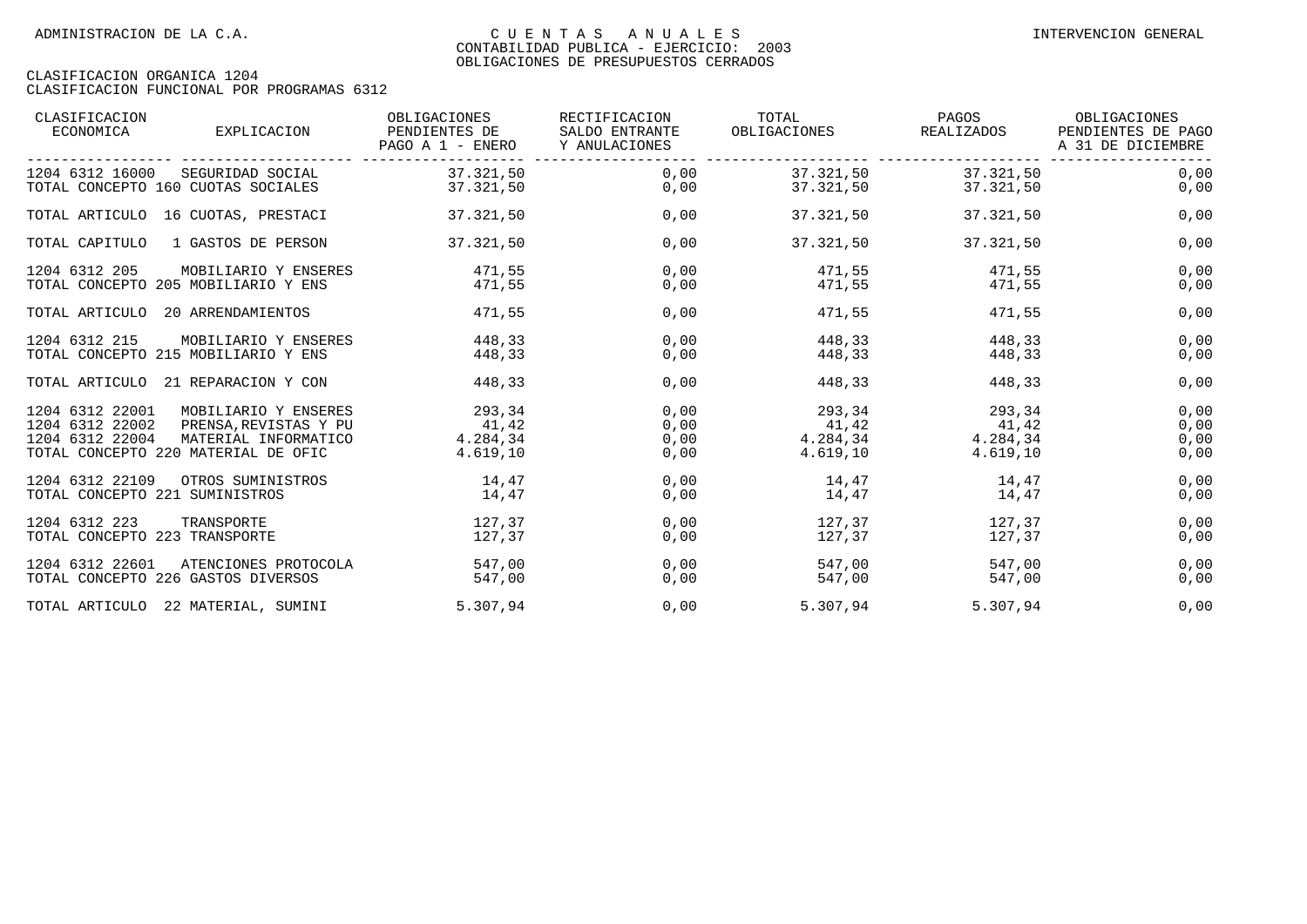ADMINISTRACION DE LA C.A.

CUENTAS ANUALES
CONTABILIDAD PUBLICA - EJERCICIO: 2003
OBLIGACIONES DE PRESUPUESTOS CERRADOS

INTERVENCION GENERAL

CLASIFICACION ORGANICA 1204
CLASIFICACION FUNCIONAL POR PROGRAMAS 6312

| CLASIFICACION ECONOMICA | EXPLICACION | OBLIGACIONES PENDIENTES DE PAGO A 1 - ENERO | RECTIFICACION SALDO ENTRANTE Y ANULACIONES | TOTAL OBLIGACIONES | PAGOS REALIZADOS | OBLIGACIONES PENDIENTES DE PAGO A 31 DE DICIEMBRE |
|---|---|---|---|---|---|---|
| 1204 6312 16000 | SEGURIDAD SOCIAL | 37.321,50 | 0,00 | 37.321,50 | 37.321,50 | 0,00 |
| TOTAL CONCEPTO 160 | CUOTAS SOCIALES | 37.321,50 | 0,00 | 37.321,50 | 37.321,50 | 0,00 |
| TOTAL ARTICULO 16 | CUOTAS, PRESTACI | 37.321,50 | 0,00 | 37.321,50 | 37.321,50 | 0,00 |
| TOTAL CAPITULO 1 | GASTOS DE PERSON | 37.321,50 | 0,00 | 37.321,50 | 37.321,50 | 0,00 |
| 1204 6312 205 | MOBILIARIO Y ENSERES | 471,55 | 0,00 | 471,55 | 471,55 | 0,00 |
| TOTAL CONCEPTO 205 | MOBILIARIO Y ENS | 471,55 | 0,00 | 471,55 | 471,55 | 0,00 |
| TOTAL ARTICULO 20 | ARRENDAMIENTOS | 471,55 | 0,00 | 471,55 | 471,55 | 0,00 |
| 1204 6312 215 | MOBILIARIO Y ENSERES | 448,33 | 0,00 | 448,33 | 448,33 | 0,00 |
| TOTAL CONCEPTO 215 | MOBILIARIO Y ENS | 448,33 | 0,00 | 448,33 | 448,33 | 0,00 |
| TOTAL ARTICULO 21 | REPARACION Y CON | 448,33 | 0,00 | 448,33 | 448,33 | 0,00 |
| 1204 6312 22001 | MOBILIARIO Y ENSERES | 293,34 | 0,00 | 293,34 | 293,34 | 0,00 |
| 1204 6312 22002 | PRENSA,REVISTAS Y PU | 41,42 | 0,00 | 41,42 | 41,42 | 0,00 |
| 1204 6312 22004 | MATERIAL INFORMATICO | 4.284,34 | 0,00 | 4.284,34 | 4.284,34 | 0,00 |
| TOTAL CONCEPTO 220 | MATERIAL DE OFIC | 4.619,10 | 0,00 | 4.619,10 | 4.619,10 | 0,00 |
| 1204 6312 22109 | OTROS SUMINISTROS | 14,47 | 0,00 | 14,47 | 14,47 | 0,00 |
| TOTAL CONCEPTO 221 | SUMINISTROS | 14,47 | 0,00 | 14,47 | 14,47 | 0,00 |
| 1204 6312 223 | TRANSPORTE | 127,37 | 0,00 | 127,37 | 127,37 | 0,00 |
| TOTAL CONCEPTO 223 | TRANSPORTE | 127,37 | 0,00 | 127,37 | 127,37 | 0,00 |
| 1204 6312 22601 | ATENCIONES PROTOCOLA | 547,00 | 0,00 | 547,00 | 547,00 | 0,00 |
| TOTAL CONCEPTO 226 | GASTOS DIVERSOS | 547,00 | 0,00 | 547,00 | 547,00 | 0,00 |
| TOTAL ARTICULO 22 | MATERIAL, SUMINI | 5.307,94 | 0,00 | 5.307,94 | 5.307,94 | 0,00 |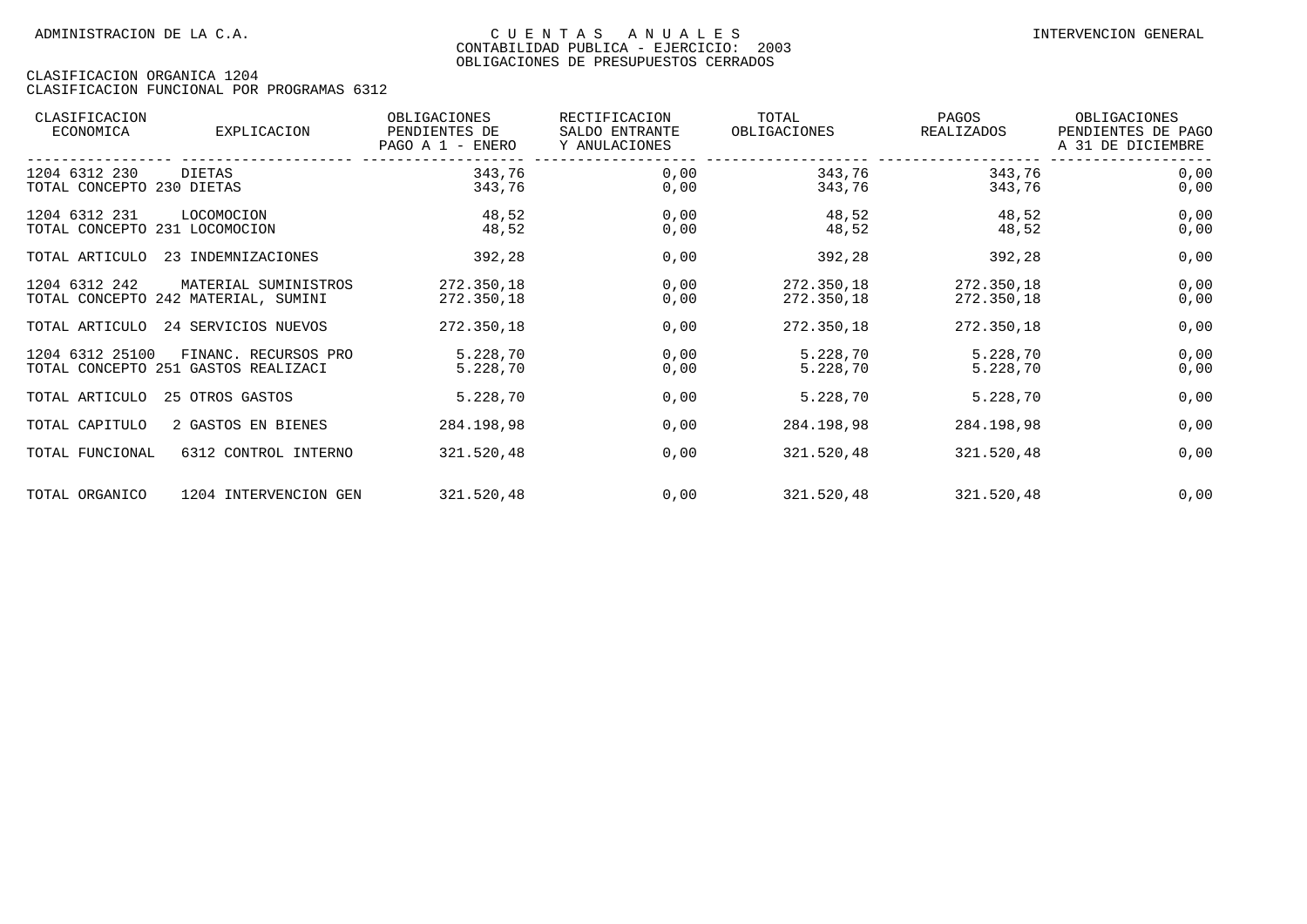ADMINISTRACION DE LA C.A.

CUENTAS ANUALES
CONTABILIDAD PUBLICA - EJERCICIO: 2003
OBLIGACIONES DE PRESUPUESTOS CERRADOS

INTERVENCION GENERAL

CLASIFICACION ORGANICA 1204
CLASIFICACION FUNCIONAL POR PROGRAMAS 6312

| CLASIFICACION ECONOMICA | EXPLICACION | OBLIGACIONES PENDIENTES DE PAGO A 1 - ENERO | RECTIFICACION SALDO ENTRANTE Y ANULACIONES | TOTAL OBLIGACIONES | PAGOS REALIZADOS | OBLIGACIONES PENDIENTES DE PAGO A 31 DE DICIEMBRE |
|---|---|---|---|---|---|---|
| 1204 6312 230 | DIETAS | 343,76 | 0,00 | 343,76 | 343,76 | 0,00 |
| TOTAL CONCEPTO 230 DIETAS | | 343,76 | 0,00 | 343,76 | 343,76 | 0,00 |
| 1204 6312 231 | LOCOMOCION | 48,52 | 0,00 | 48,52 | 48,52 | 0,00 |
| TOTAL CONCEPTO 231 LOCOMOCION | | 48,52 | 0,00 | 48,52 | 48,52 | 0,00 |
| TOTAL ARTICULO | 23 INDEMNIZACIONES | 392,28 | 0,00 | 392,28 | 392,28 | 0,00 |
| 1204 6312 242 | MATERIAL SUMINISTROS | 272.350,18 | 0,00 | 272.350,18 | 272.350,18 | 0,00 |
| TOTAL CONCEPTO 242 MATERIAL, SUMINI | | 272.350,18 | 0,00 | 272.350,18 | 272.350,18 | 0,00 |
| TOTAL ARTICULO | 24 SERVICIOS NUEVOS | 272.350,18 | 0,00 | 272.350,18 | 272.350,18 | 0,00 |
| 1204 6312 25100 | FINANC. RECURSOS PRO | 5.228,70 | 0,00 | 5.228,70 | 5.228,70 | 0,00 |
| TOTAL CONCEPTO 251 GASTOS REALIZACI | | 5.228,70 | 0,00 | 5.228,70 | 5.228,70 | 0,00 |
| TOTAL ARTICULO | 25 OTROS GASTOS | 5.228,70 | 0,00 | 5.228,70 | 5.228,70 | 0,00 |
| TOTAL CAPITULO | 2 GASTOS EN BIENES | 284.198,98 | 0,00 | 284.198,98 | 284.198,98 | 0,00 |
| TOTAL FUNCIONAL | 6312 CONTROL INTERNO | 321.520,48 | 0,00 | 321.520,48 | 321.520,48 | 0,00 |
| TOTAL ORGANICO | 1204 INTERVENCION GEN | 321.520,48 | 0,00 | 321.520,48 | 321.520,48 | 0,00 |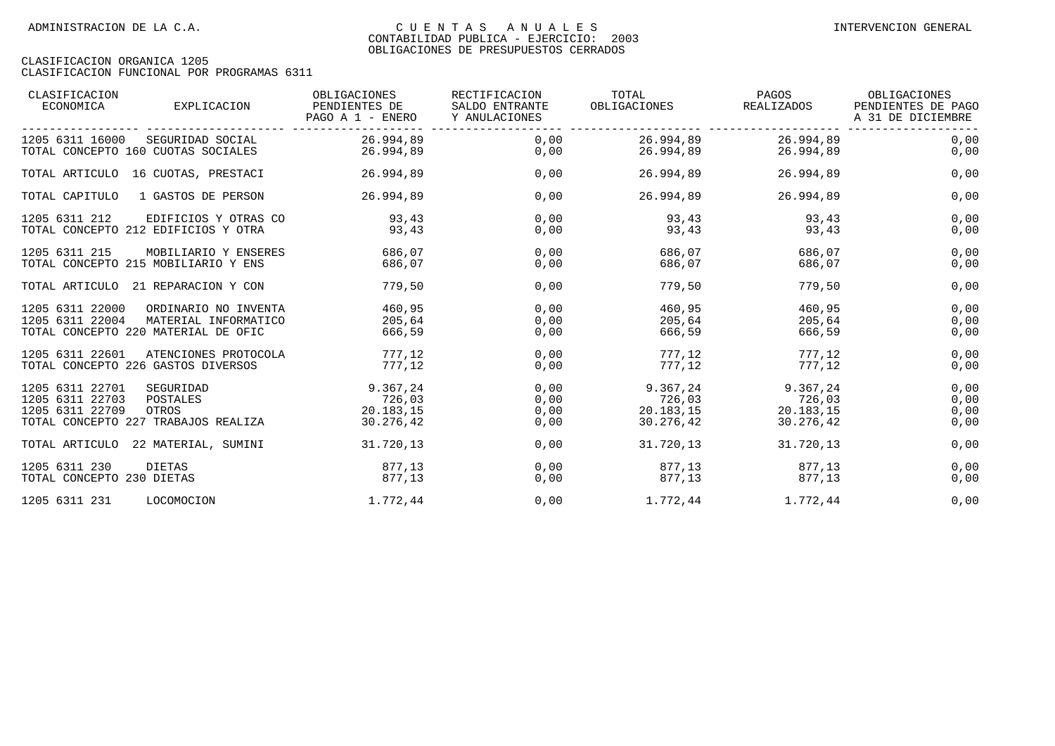ADMINISTRACION DE LA C.A.

CUENTAS ANUALES
CONTABILIDAD PUBLICA - EJERCICIO: 2003
OBLIGACIONES DE PRESUPUESTOS CERRADOS

INTERVENCION GENERAL

CLASIFICACION ORGANICA 1205
CLASIFICACION FUNCIONAL POR PROGRAMAS 6311

| CLASIFICACION ECONOMICA | EXPLICACION | OBLIGACIONES PENDIENTES DE PAGO A 1 - ENERO | RECTIFICACION SALDO ENTRANTE Y ANULACIONES | TOTAL OBLIGACIONES | PAGOS REALIZADOS | OBLIGACIONES PENDIENTES DE PAGO A 31 DE DICIEMBRE |
|---|---|---|---|---|---|---|
| 1205 6311 16000 | SEGURIDAD SOCIAL | 26.994,89 | 0,00 | 26.994,89 | 26.994,89 | 0,00 |
| TOTAL CONCEPTO 160 | CUOTAS SOCIALES | 26.994,89 | 0,00 | 26.994,89 | 26.994,89 | 0,00 |
| TOTAL ARTICULO | 16 CUOTAS, PRESTACI | 26.994,89 | 0,00 | 26.994,89 | 26.994,89 | 0,00 |
| TOTAL CAPITULO | 1 GASTOS DE PERSON | 26.994,89 | 0,00 | 26.994,89 | 26.994,89 | 0,00 |
| 1205 6311 212 | EDIFICIOS Y OTRAS CO | 93,43 | 0,00 | 93,43 | 93,43 | 0,00 |
| TOTAL CONCEPTO 212 | EDIFICIOS Y OTRA | 93,43 | 0,00 | 93,43 | 93,43 | 0,00 |
| 1205 6311 215 | MOBILIARIO Y ENSERES | 686,07 | 0,00 | 686,07 | 686,07 | 0,00 |
| TOTAL CONCEPTO 215 | MOBILIARIO Y ENS | 686,07 | 0,00 | 686,07 | 686,07 | 0,00 |
| TOTAL ARTICULO | 21 REPARACION Y CON | 779,50 | 0,00 | 779,50 | 779,50 | 0,00 |
| 1205 6311 22000 | ORDINARIO NO INVENTA | 460,95 | 0,00 | 460,95 | 460,95 | 0,00 |
| 1205 6311 22004 | MATERIAL INFORMATICO | 205,64 | 0,00 | 205,64 | 205,64 | 0,00 |
| TOTAL CONCEPTO 220 | MATERIAL DE OFIC | 666,59 | 0,00 | 666,59 | 666,59 | 0,00 |
| 1205 6311 22601 | ATENCIONES PROTOCOLA | 777,12 | 0,00 | 777,12 | 777,12 | 0,00 |
| TOTAL CONCEPTO 226 | GASTOS DIVERSOS | 777,12 | 0,00 | 777,12 | 777,12 | 0,00 |
| 1205 6311 22701 | SEGURIDAD | 9.367,24 | 0,00 | 9.367,24 | 9.367,24 | 0,00 |
| 1205 6311 22703 | POSTALES | 726,03 | 0,00 | 726,03 | 726,03 | 0,00 |
| 1205 6311 22709 | OTROS | 20.183,15 | 0,00 | 20.183,15 | 20.183,15 | 0,00 |
| TOTAL CONCEPTO 227 | TRABAJOS REALIZA | 30.276,42 | 0,00 | 30.276,42 | 30.276,42 | 0,00 |
| TOTAL ARTICULO | 22 MATERIAL, SUMINI | 31.720,13 | 0,00 | 31.720,13 | 31.720,13 | 0,00 |
| 1205 6311 230 | DIETAS | 877,13 | 0,00 | 877,13 | 877,13 | 0,00 |
| TOTAL CONCEPTO 230 | DIETAS | 877,13 | 0,00 | 877,13 | 877,13 | 0,00 |
| 1205 6311 231 | LOCOMOCION | 1.772,44 | 0,00 | 1.772,44 | 1.772,44 | 0,00 |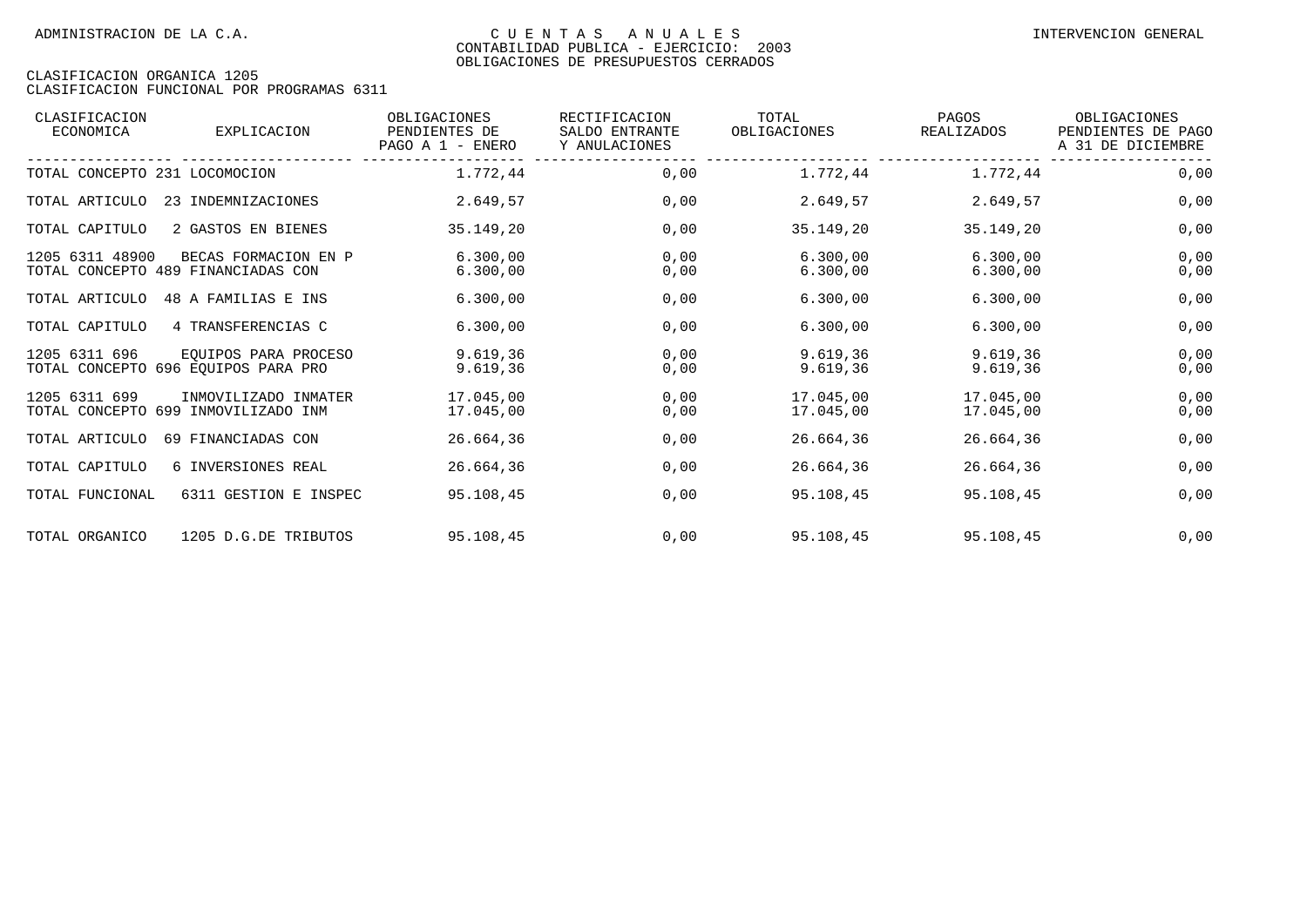ADMINISTRACION DE LA C.A.

CUENTAS ANUALES
CONTABILIDAD PUBLICA - EJERCICIO: 2003
OBLIGACIONES DE PRESUPUESTOS CERRADOS

INTERVENCION GENERAL

CLASIFICACION ORGANICA 1205
CLASIFICACION FUNCIONAL POR PROGRAMAS 6311

| CLASIFICACION ECONOMICA | EXPLICACION | OBLIGACIONES PENDIENTES DE PAGO A 1 - ENERO | RECTIFICACION SALDO ENTRANTE Y ANULACIONES | TOTAL OBLIGACIONES | PAGOS REALIZADOS | OBLIGACIONES PENDIENTES DE PAGO A 31 DE DICIEMBRE |
|---|---|---|---|---|---|---|
| TOTAL CONCEPTO 231 | LOCOMOCION | 1.772,44 | 0,00 | 1.772,44 | 1.772,44 | 0,00 |
| TOTAL ARTICULO | 23 INDEMNIZACIONES | 2.649,57 | 0,00 | 2.649,57 | 2.649,57 | 0,00 |
| TOTAL CAPITULO | 2 GASTOS EN BIENES | 35.149,20 | 0,00 | 35.149,20 | 35.149,20 | 0,00 |
| 1205 6311 48900 | BECAS FORMACION EN P | 6.300,00 | 0,00 | 6.300,00 | 6.300,00 | 0,00 |
| TOTAL CONCEPTO 489 | FINANCIADAS CON | 6.300,00 | 0,00 | 6.300,00 | 6.300,00 | 0,00 |
| TOTAL ARTICULO | 48 A FAMILIAS E INS | 6.300,00 | 0,00 | 6.300,00 | 6.300,00 | 0,00 |
| TOTAL CAPITULO | 4 TRANSFERENCIAS C | 6.300,00 | 0,00 | 6.300,00 | 6.300,00 | 0,00 |
| 1205 6311 696 | EQUIPOS PARA PROCESO | 9.619,36 | 0,00 | 9.619,36 | 9.619,36 | 0,00 |
| TOTAL CONCEPTO 696 | EQUIPOS PARA PRO | 9.619,36 | 0,00 | 9.619,36 | 9.619,36 | 0,00 |
| 1205 6311 699 | INMOVILIZADO INMATER | 17.045,00 | 0,00 | 17.045,00 | 17.045,00 | 0,00 |
| TOTAL CONCEPTO 699 | INMOVILIZADO INM | 17.045,00 | 0,00 | 17.045,00 | 17.045,00 | 0,00 |
| TOTAL ARTICULO | 69 FINANCIADAS CON | 26.664,36 | 0,00 | 26.664,36 | 26.664,36 | 0,00 |
| TOTAL CAPITULO | 6 INVERSIONES REAL | 26.664,36 | 0,00 | 26.664,36 | 26.664,36 | 0,00 |
| TOTAL FUNCIONAL | 6311 GESTION E INSPEC | 95.108,45 | 0,00 | 95.108,45 | 95.108,45 | 0,00 |
| TOTAL ORGANICO | 1205 D.G.DE TRIBUTOS | 95.108,45 | 0,00 | 95.108,45 | 95.108,45 | 0,00 |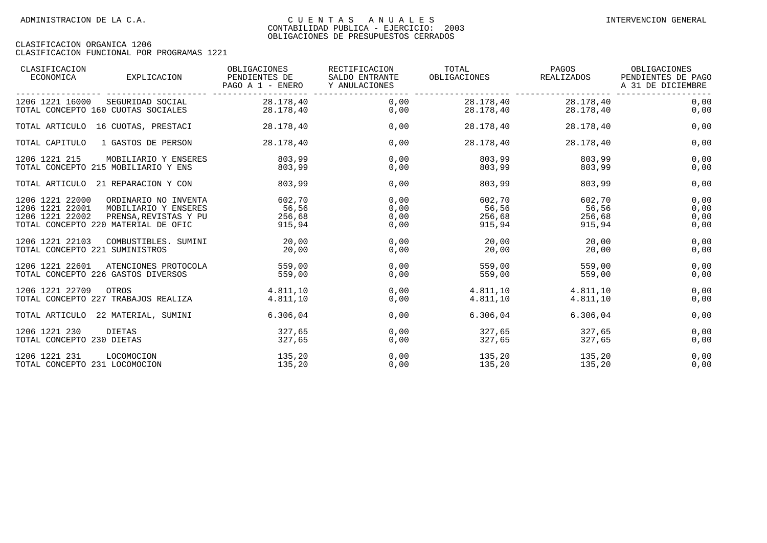ADMINISTRACION DE LA C.A.

CUENTAS ANUALES
CONTABILIDAD PUBLICA - EJERCICIO: 2003
OBLIGACIONES DE PRESUPUESTOS CERRADOS

INTERVENCION GENERAL

CLASIFICACION ORGANICA 1206
CLASIFICACION FUNCIONAL POR PROGRAMAS 1221

| CLASIFICACION ECONOMICA | EXPLICACION | OBLIGACIONES PENDIENTES DE PAGO A 1 - ENERO | RECTIFICACION SALDO ENTRANTE Y ANULACIONES | TOTAL OBLIGACIONES | PAGOS REALIZADOS | OBLIGACIONES PENDIENTES DE PAGO A 31 DE DICIEMBRE |
|---|---|---|---|---|---|---|
| 1206 1221 16000 | SEGURIDAD SOCIAL | 28.178,40 | 0,00 | 28.178,40 | 28.178,40 | 0,00 |
| TOTAL CONCEPTO 160 CUOTAS SOCIALES | | 28.178,40 | 0,00 | 28.178,40 | 28.178,40 | 0,00 |
| TOTAL ARTICULO 16 CUOTAS, PRESTACI | | 28.178,40 | 0,00 | 28.178,40 | 28.178,40 | 0,00 |
| TOTAL CAPITULO 1 GASTOS DE PERSON | | 28.178,40 | 0,00 | 28.178,40 | 28.178,40 | 0,00 |
| 1206 1221 215 | MOBILIARIO Y ENSERES | 803,99 | 0,00 | 803,99 | 803,99 | 0,00 |
| TOTAL CONCEPTO 215 MOBILIARIO Y ENS | | 803,99 | 0,00 | 803,99 | 803,99 | 0,00 |
| TOTAL ARTICULO 21 REPARACION Y CON | | 803,99 | 0,00 | 803,99 | 803,99 | 0,00 |
| 1206 1221 22000 | ORDINARIO NO INVENTA | 602,70 | 0,00 | 602,70 | 602,70 | 0,00 |
| 1206 1221 22001 | MOBILIARIO Y ENSERES | 56,56 | 0,00 | 56,56 | 56,56 | 0,00 |
| 1206 1221 22002 | PRENSA,REVISTAS Y PU | 256,68 | 0,00 | 256,68 | 256,68 | 0,00 |
| TOTAL CONCEPTO 220 MATERIAL DE OFIC | | 915,94 | 0,00 | 915,94 | 915,94 | 0,00 |
| 1206 1221 22103 | COMBUSTIBLES. SUMINI | 20,00 | 0,00 | 20,00 | 20,00 | 0,00 |
| TOTAL CONCEPTO 221 SUMINISTROS | | 20,00 | 0,00 | 20,00 | 20,00 | 0,00 |
| 1206 1221 22601 | ATENCIONES PROTOCOLA | 559,00 | 0,00 | 559,00 | 559,00 | 0,00 |
| TOTAL CONCEPTO 226 GASTOS DIVERSOS | | 559,00 | 0,00 | 559,00 | 559,00 | 0,00 |
| 1206 1221 22709 | OTROS | 4.811,10 | 0,00 | 4.811,10 | 4.811,10 | 0,00 |
| TOTAL CONCEPTO 227 TRABAJOS REALIZA | | 4.811,10 | 0,00 | 4.811,10 | 4.811,10 | 0,00 |
| TOTAL ARTICULO 22 MATERIAL, SUMINI | | 6.306,04 | 0,00 | 6.306,04 | 6.306,04 | 0,00 |
| 1206 1221 230 | DIETAS | 327,65 | 0,00 | 327,65 | 327,65 | 0,00 |
| TOTAL CONCEPTO 230 DIETAS | | 327,65 | 0,00 | 327,65 | 327,65 | 0,00 |
| 1206 1221 231 | LOCOMOCION | 135,20 | 0,00 | 135,20 | 135,20 | 0,00 |
| TOTAL CONCEPTO 231 LOCOMOCION | | 135,20 | 0,00 | 135,20 | 135,20 | 0,00 |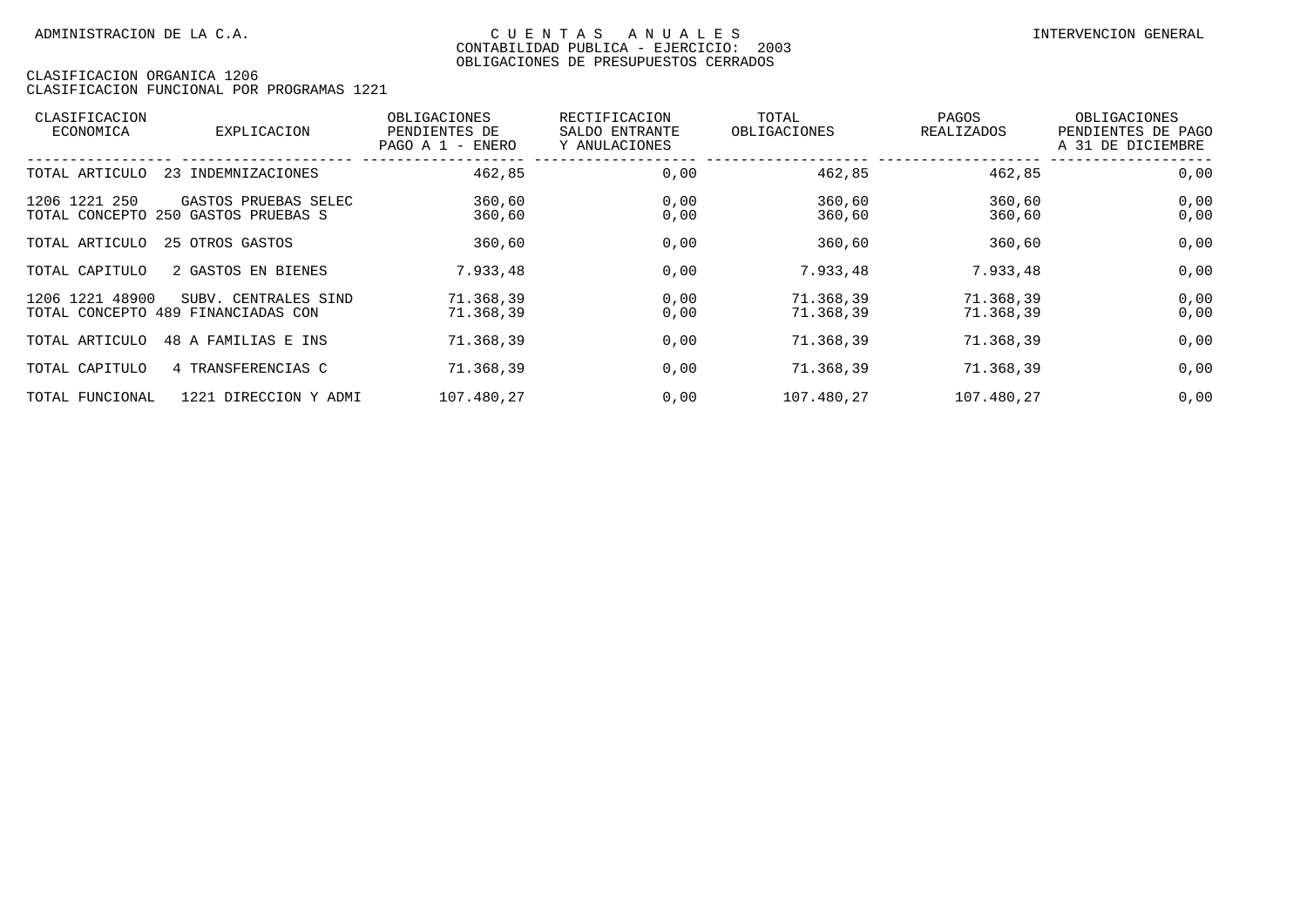ADMINISTRACION DE LA C.A.

CUENTAS ANUALES
CONTABILIDAD PUBLICA - EJERCICIO: 2003
OBLIGACIONES DE PRESUPUESTOS CERRADOS

INTERVENCION GENERAL

CLASIFICACION ORGANICA 1206
CLASIFICACION FUNCIONAL POR PROGRAMAS 1221

| CLASIFICACION ECONOMICA | EXPLICACION | OBLIGACIONES PENDIENTES DE PAGO A 1 - ENERO | RECTIFICACION SALDO ENTRANTE Y ANULACIONES | TOTAL OBLIGACIONES | PAGOS REALIZADOS | OBLIGACIONES PENDIENTES DE PAGO A 31 DE DICIEMBRE |
|---|---|---|---|---|---|---|
| TOTAL ARTICULO | 23 INDEMNIZACIONES | 462,85 | 0,00 | 462,85 | 462,85 | 0,00 |
| 1206 1221 250 | GASTOS PRUEBAS SELEC | 360,60 | 0,00 | 360,60 | 360,60 | 0,00 |
| TOTAL CONCEPTO 250 | GASTOS PRUEBAS S | 360,60 | 0,00 | 360,60 | 360,60 | 0,00 |
| TOTAL ARTICULO | 25 OTROS GASTOS | 360,60 | 0,00 | 360,60 | 360,60 | 0,00 |
| TOTAL CAPITULO | 2 GASTOS EN BIENES | 7.933,48 | 0,00 | 7.933,48 | 7.933,48 | 0,00 |
| 1206 1221 48900 | SUBV. CENTRALES SIND | 71.368,39 | 0,00 | 71.368,39 | 71.368,39 | 0,00 |
| TOTAL CONCEPTO 489 | FINANCIADAS CON | 71.368,39 | 0,00 | 71.368,39 | 71.368,39 | 0,00 |
| TOTAL ARTICULO | 48 A FAMILIAS E INS | 71.368,39 | 0,00 | 71.368,39 | 71.368,39 | 0,00 |
| TOTAL CAPITULO | 4 TRANSFERENCIAS C | 71.368,39 | 0,00 | 71.368,39 | 71.368,39 | 0,00 |
| TOTAL FUNCIONAL | 1221 DIRECCION Y ADMI | 107.480,27 | 0,00 | 107.480,27 | 107.480,27 | 0,00 |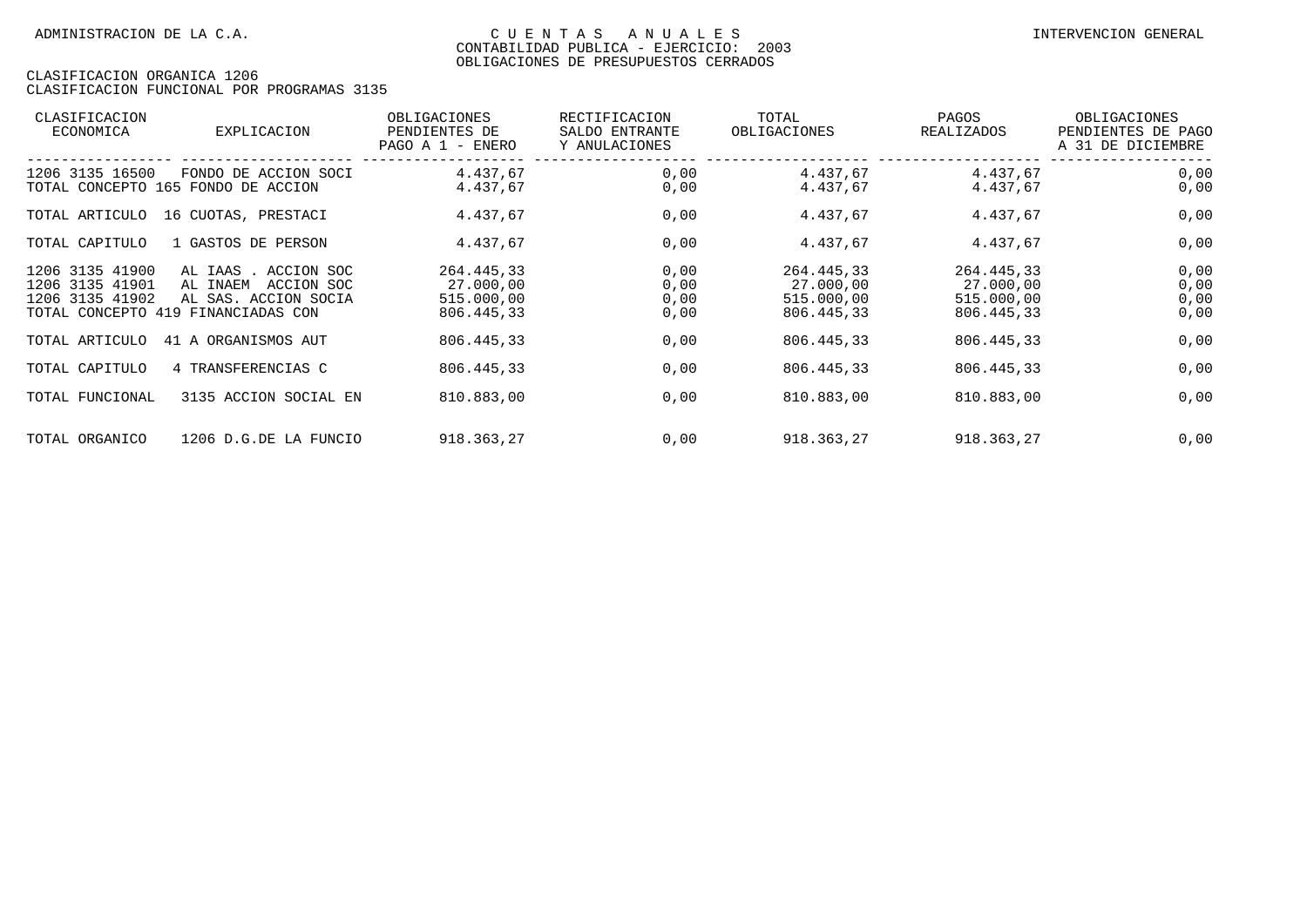ADMINISTRACION DE LA C.A.

# C U E N T A S   A N U A L E S

CONTABILIDAD PUBLICA - EJERCICIO: 2003

OBLIGACIONES DE PRESUPUESTOS CERRADOS

INTERVENCION GENERAL

CLASIFICACION ORGANICA 1206

CLASIFICACION FUNCIONAL POR PROGRAMAS 3135

| CLASIFICACION ECONOMICA | EXPLICACION | OBLIGACIONES PENDIENTES DE PAGO A 1 - ENERO | RECTIFICACION SALDO ENTRANTE Y ANULACIONES | TOTAL OBLIGACIONES | PAGOS REALIZADOS | OBLIGACIONES PENDIENTES DE PAGO A 31 DE DICIEMBRE |
|---|---|---|---|---|---|---|
| 1206 3135 16500 | FONDO DE ACCION SOCI | 4.437,67 | 0,00 | 4.437,67 | 4.437,67 | 0,00 |
| TOTAL CONCEPTO 165 | FONDO DE ACCION | 4.437,67 | 0,00 | 4.437,67 | 4.437,67 | 0,00 |
| TOTAL ARTICULO | 16 CUOTAS, PRESTACI | 4.437,67 | 0,00 | 4.437,67 | 4.437,67 | 0,00 |
| TOTAL CAPITULO | 1 GASTOS DE PERSON | 4.437,67 | 0,00 | 4.437,67 | 4.437,67 | 0,00 |
| 1206 3135 41900 | AL IAAS . ACCION SOC | 264.445,33 | 0,00 | 264.445,33 | 264.445,33 | 0,00 |
| 1206 3135 41901 | AL INAEM ACCION SOC | 27.000,00 | 0,00 | 27.000,00 | 27.000,00 | 0,00 |
| 1206 3135 41902 | AL SAS. ACCION SOCIA | 515.000,00 | 0,00 | 515.000,00 | 515.000,00 | 0,00 |
| TOTAL CONCEPTO 419 | FINANCIADAS CON | 806.445,33 | 0,00 | 806.445,33 | 806.445,33 | 0,00 |
| TOTAL ARTICULO | 41 A ORGANISMOS AUT | 806.445,33 | 0,00 | 806.445,33 | 806.445,33 | 0,00 |
| TOTAL CAPITULO | 4 TRANSFERENCIAS C | 806.445,33 | 0,00 | 806.445,33 | 806.445,33 | 0,00 |
| TOTAL FUNCIONAL | 3135 ACCION SOCIAL EN | 810.883,00 | 0,00 | 810.883,00 | 810.883,00 | 0,00 |
| TOTAL ORGANICO | 1206 D.G.DE LA FUNCIO | 918.363,27 | 0,00 | 918.363,27 | 918.363,27 | 0,00 |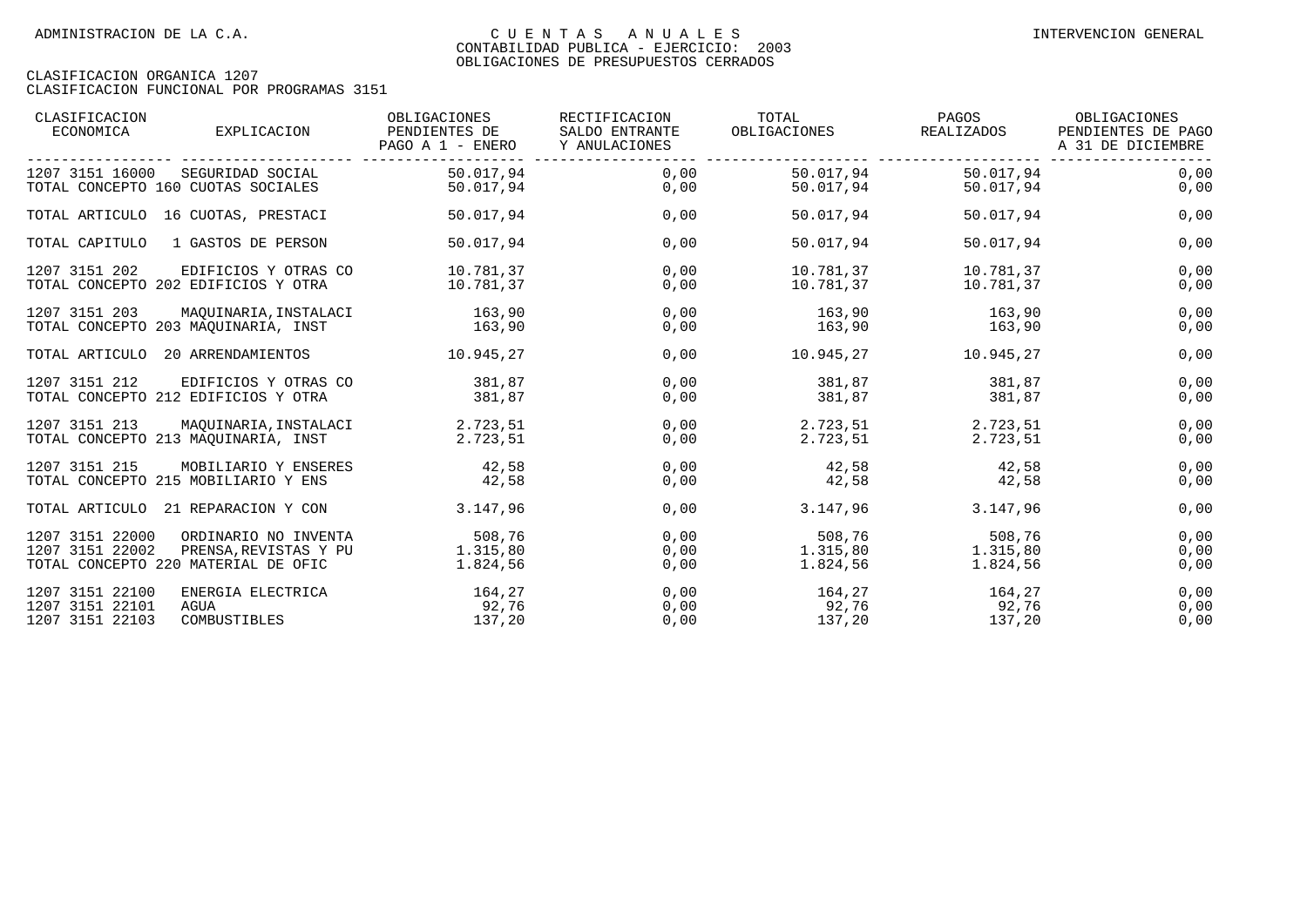ADMINISTRACION DE LA C.A.

# CUENTAS ANUALES
CONTABILIDAD PUBLICA - EJERCICIO: 2003
OBLIGACIONES DE PRESUPUESTOS CERRADOS

INTERVENCION GENERAL

CLASIFICACION ORGANICA 1207
CLASIFICACION FUNCIONAL POR PROGRAMAS 3151

| CLASIFICACION ECONOMICA | EXPLICACION | OBLIGACIONES PENDIENTES DE PAGO A 1 - ENERO | RECTIFICACION SALDO ENTRANTE Y ANULACIONES | TOTAL OBLIGACIONES | PAGOS REALIZADOS | OBLIGACIONES PENDIENTES DE PAGO A 31 DE DICIEMBRE |
|---|---|---|---|---|---|---|
| 1207 3151 16000 | SEGURIDAD SOCIAL | 50.017,94 | 0,00 | 50.017,94 | 50.017,94 | 0,00 |
| TOTAL CONCEPTO 160 | CUOTAS SOCIALES | 50.017,94 | 0,00 | 50.017,94 | 50.017,94 | 0,00 |
| TOTAL ARTICULO | 16 CUOTAS, PRESTACI | 50.017,94 | 0,00 | 50.017,94 | 50.017,94 | 0,00 |
| TOTAL CAPITULO | 1 GASTOS DE PERSON | 50.017,94 | 0,00 | 50.017,94 | 50.017,94 | 0,00 |
| 1207 3151 202 | EDIFICIOS Y OTRAS CO | 10.781,37 | 0,00 | 10.781,37 | 10.781,37 | 0,00 |
| TOTAL CONCEPTO 202 | EDIFICIOS Y OTRA | 10.781,37 | 0,00 | 10.781,37 | 10.781,37 | 0,00 |
| 1207 3151 203 | MAQUINARIA,INSTALACI | 163,90 | 0,00 | 163,90 | 163,90 | 0,00 |
| TOTAL CONCEPTO 203 | MAQUINARIA, INST | 163,90 | 0,00 | 163,90 | 163,90 | 0,00 |
| TOTAL ARTICULO | 20 ARRENDAMIENTOS | 10.945,27 | 0,00 | 10.945,27 | 10.945,27 | 0,00 |
| 1207 3151 212 | EDIFICIOS Y OTRAS CO | 381,87 | 0,00 | 381,87 | 381,87 | 0,00 |
| TOTAL CONCEPTO 212 | EDIFICIOS Y OTRA | 381,87 | 0,00 | 381,87 | 381,87 | 0,00 |
| 1207 3151 213 | MAQUINARIA,INSTALACI | 2.723,51 | 0,00 | 2.723,51 | 2.723,51 | 0,00 |
| TOTAL CONCEPTO 213 | MAQUINARIA, INST | 2.723,51 | 0,00 | 2.723,51 | 2.723,51 | 0,00 |
| 1207 3151 215 | MOBILIARIO Y ENSERES | 42,58 | 0,00 | 42,58 | 42,58 | 0,00 |
| TOTAL CONCEPTO 215 | MOBILIARIO Y ENS | 42,58 | 0,00 | 42,58 | 42,58 | 0,00 |
| TOTAL ARTICULO | 21 REPARACION Y CON | 3.147,96 | 0,00 | 3.147,96 | 3.147,96 | 0,00 |
| 1207 3151 22000 | ORDINARIO NO INVENTA | 508,76 | 0,00 | 508,76 | 508,76 | 0,00 |
| 1207 3151 22002 | PRENSA,REVISTAS Y PU | 1.315,80 | 0,00 | 1.315,80 | 1.315,80 | 0,00 |
| TOTAL CONCEPTO 220 | MATERIAL DE OFIC | 1.824,56 | 0,00 | 1.824,56 | 1.824,56 | 0,00 |
| 1207 3151 22100 | ENERGIA ELECTRICA | 164,27 | 0,00 | 164,27 | 164,27 | 0,00 |
| 1207 3151 22101 | AGUA | 92,76 | 0,00 | 92,76 | 92,76 | 0,00 |
| 1207 3151 22103 | COMBUSTIBLES | 137,20 | 0,00 | 137,20 | 137,20 | 0,00 |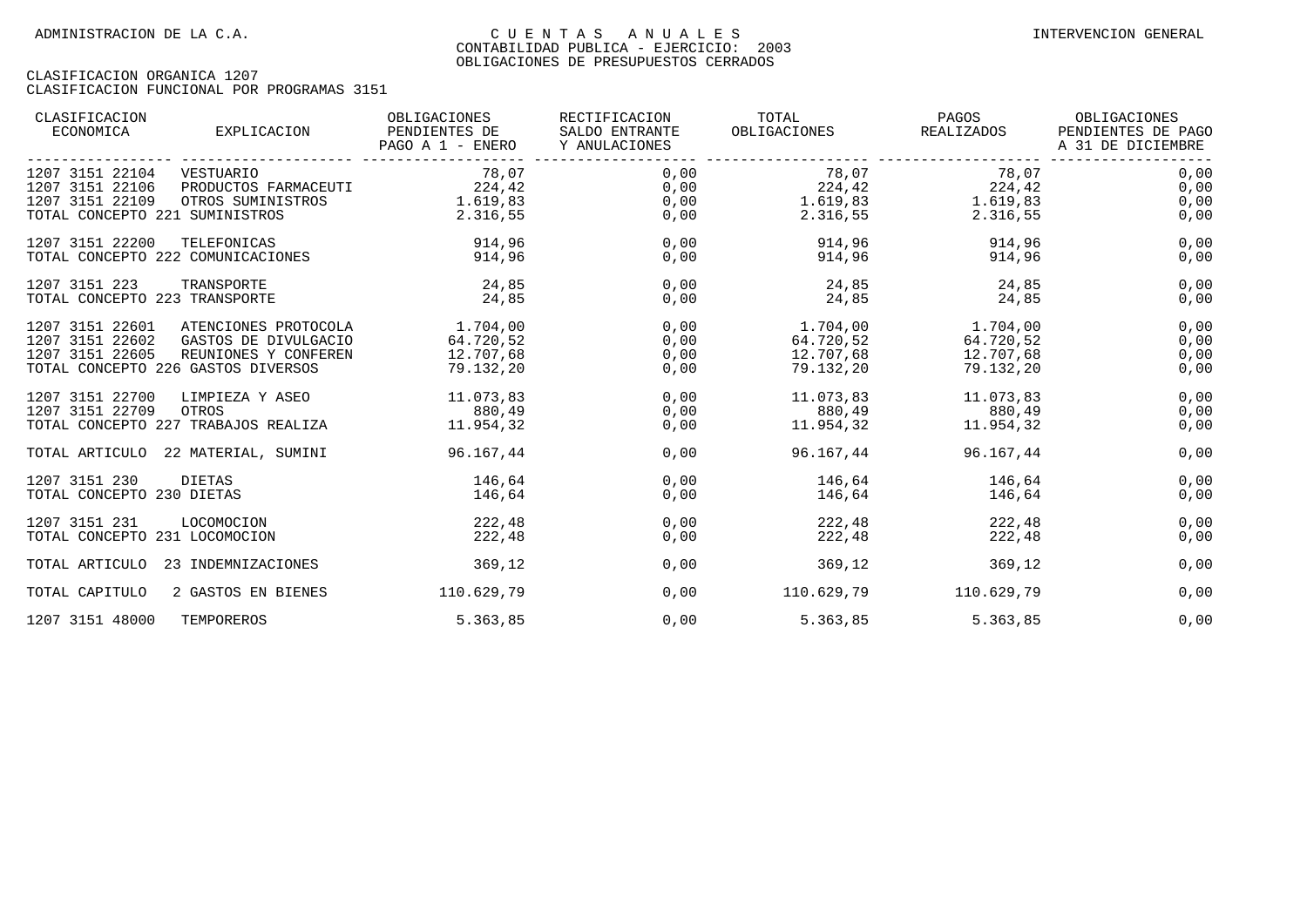CLASIFICACION ORGANICA 1207
CLASIFICACION FUNCIONAL POR PROGRAMAS 3151

| CLASIFICACION ECONOMICA | EXPLICACION | OBLIGACIONES PENDIENTES DE PAGO A 1 - ENERO | RECTIFICACION SALDO ENTRANTE Y ANULACIONES | TOTAL OBLIGACIONES | PAGOS REALIZADOS | OBLIGACIONES PENDIENTES DE PAGO A 31 DE DICIEMBRE |
|---|---|---|---|---|---|---|
| 1207 3151 22104 | VESTUARIO | 78,07 | 0,00 | 78,07 | 78,07 | 0,00 |
| 1207 3151 22106 | PRODUCTOS FARMACEUTI | 224,42 | 0,00 | 224,42 | 224,42 | 0,00 |
| 1207 3151 22109 | OTROS SUMINISTROS | 1.619,83 | 0,00 | 1.619,83 | 1.619,83 | 0,00 |
| TOTAL CONCEPTO 221 SUMINISTROS | | 2.316,55 | 0,00 | 2.316,55 | 2.316,55 | 0,00 |
| 1207 3151 22200 | TELEFONICAS | 914,96 | 0,00 | 914,96 | 914,96 | 0,00 |
| TOTAL CONCEPTO 222 COMUNICACIONES | | 914,96 | 0,00 | 914,96 | 914,96 | 0,00 |
| 1207 3151 223 | TRANSPORTE | 24,85 | 0,00 | 24,85 | 24,85 | 0,00 |
| TOTAL CONCEPTO 223 TRANSPORTE | | 24,85 | 0,00 | 24,85 | 24,85 | 0,00 |
| 1207 3151 22601 | ATENCIONES PROTOCOLA | 1.704,00 | 0,00 | 1.704,00 | 1.704,00 | 0,00 |
| 1207 3151 22602 | GASTOS DE DIVULGACIO | 64.720,52 | 0,00 | 64.720,52 | 64.720,52 | 0,00 |
| 1207 3151 22605 | REUNIONES Y CONFEREN | 12.707,68 | 0,00 | 12.707,68 | 12.707,68 | 0,00 |
| TOTAL CONCEPTO 226 GASTOS DIVERSOS | | 79.132,20 | 0,00 | 79.132,20 | 79.132,20 | 0,00 |
| 1207 3151 22700 | LIMPIEZA Y ASEO | 11.073,83 | 0,00 | 11.073,83 | 11.073,83 | 0,00 |
| 1207 3151 22709 | OTROS | 880,49 | 0,00 | 880,49 | 880,49 | 0,00 |
| TOTAL CONCEPTO 227 TRABAJOS REALIZA | | 11.954,32 | 0,00 | 11.954,32 | 11.954,32 | 0,00 |
| TOTAL ARTICULO 22 MATERIAL, SUMINI | | 96.167,44 | 0,00 | 96.167,44 | 96.167,44 | 0,00 |
| 1207 3151 230 | DIETAS | 146,64 | 0,00 | 146,64 | 146,64 | 0,00 |
| TOTAL CONCEPTO 230 DIETAS | | 146,64 | 0,00 | 146,64 | 146,64 | 0,00 |
| 1207 3151 231 | LOCOMOCION | 222,48 | 0,00 | 222,48 | 222,48 | 0,00 |
| TOTAL CONCEPTO 231 LOCOMOCION | | 222,48 | 0,00 | 222,48 | 222,48 | 0,00 |
| TOTAL ARTICULO 23 INDEMNIZACIONES | | 369,12 | 0,00 | 369,12 | 369,12 | 0,00 |
| TOTAL CAPITULO 2 GASTOS EN BIENES | | 110.629,79 | 0,00 | 110.629,79 | 110.629,79 | 0,00 |
| 1207 3151 48000 | TEMPOREROS | 5.363,85 | 0,00 | 5.363,85 | 5.363,85 | 0,00 |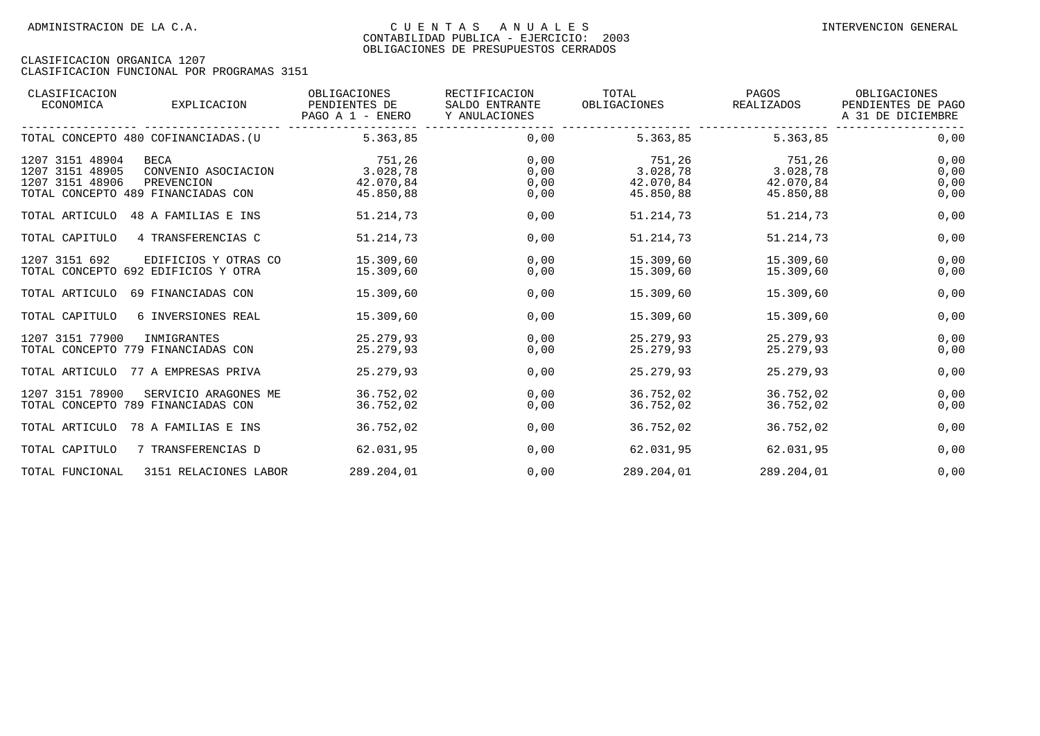ADMINISTRACION DE LA C.A.

CUENTAS ANUALES
CONTABILIDAD PUBLICA - EJERCICIO: 2003
OBLIGACIONES DE PRESUPUESTOS CERRADOS

INTERVENCION GENERAL

CLASIFICACION ORGANICA 1207
CLASIFICACION FUNCIONAL POR PROGRAMAS 3151

| CLASIFICACION ECONOMICA | EXPLICACION | OBLIGACIONES PENDIENTES DE PAGO A 1 - ENERO | RECTIFICACION SALDO ENTRANTE Y ANULACIONES | TOTAL OBLIGACIONES | PAGOS REALIZADOS | OBLIGACIONES PENDIENTES DE PAGO A 31 DE DICIEMBRE |
|---|---|---|---|---|---|---|
| TOTAL CONCEPTO 480 | COFINANCIADAS.(U | 5.363,85 | 0,00 | 5.363,85 | 5.363,85 | 0,00 |
| 1207 3151 48904 | BECA | 751,26 | 0,00 | 751,26 | 751,26 | 0,00 |
| 1207 3151 48905 | CONVENIO ASOCIACION | 3.028,78 | 0,00 | 3.028,78 | 3.028,78 | 0,00 |
| 1207 3151 48906 | PREVENCION | 42.070,84 | 0,00 | 42.070,84 | 42.070,84 | 0,00 |
| TOTAL CONCEPTO 489 | FINANCIADAS CON | 45.850,88 | 0,00 | 45.850,88 | 45.850,88 | 0,00 |
| TOTAL ARTICULO 48 | A FAMILIAS E INS | 51.214,73 | 0,00 | 51.214,73 | 51.214,73 | 0,00 |
| TOTAL CAPITULO 4 | TRANSFERENCIAS C | 51.214,73 | 0,00 | 51.214,73 | 51.214,73 | 0,00 |
| 1207 3151 692 | EDIFICIOS Y OTRAS CO | 15.309,60 | 0,00 | 15.309,60 | 15.309,60 | 0,00 |
| TOTAL CONCEPTO 692 | EDIFICIOS Y OTRA | 15.309,60 | 0,00 | 15.309,60 | 15.309,60 | 0,00 |
| TOTAL ARTICULO 69 | FINANCIADAS CON | 15.309,60 | 0,00 | 15.309,60 | 15.309,60 | 0,00 |
| TOTAL CAPITULO 6 | INVERSIONES REAL | 15.309,60 | 0,00 | 15.309,60 | 15.309,60 | 0,00 |
| 1207 3151 77900 | INMIGRANTES | 25.279,93 | 0,00 | 25.279,93 | 25.279,93 | 0,00 |
| TOTAL CONCEPTO 779 | FINANCIADAS CON | 25.279,93 | 0,00 | 25.279,93 | 25.279,93 | 0,00 |
| TOTAL ARTICULO 77 | A EMPRESAS PRIVA | 25.279,93 | 0,00 | 25.279,93 | 25.279,93 | 0,00 |
| 1207 3151 78900 | SERVICIO ARAGONES ME | 36.752,02 | 0,00 | 36.752,02 | 36.752,02 | 0,00 |
| TOTAL CONCEPTO 789 | FINANCIADAS CON | 36.752,02 | 0,00 | 36.752,02 | 36.752,02 | 0,00 |
| TOTAL ARTICULO 78 | A FAMILIAS E INS | 36.752,02 | 0,00 | 36.752,02 | 36.752,02 | 0,00 |
| TOTAL CAPITULO 7 | TRANSFERENCIAS D | 62.031,95 | 0,00 | 62.031,95 | 62.031,95 | 0,00 |
| TOTAL FUNCIONAL | 3151 RELACIONES LABOR | 289.204,01 | 0,00 | 289.204,01 | 289.204,01 | 0,00 |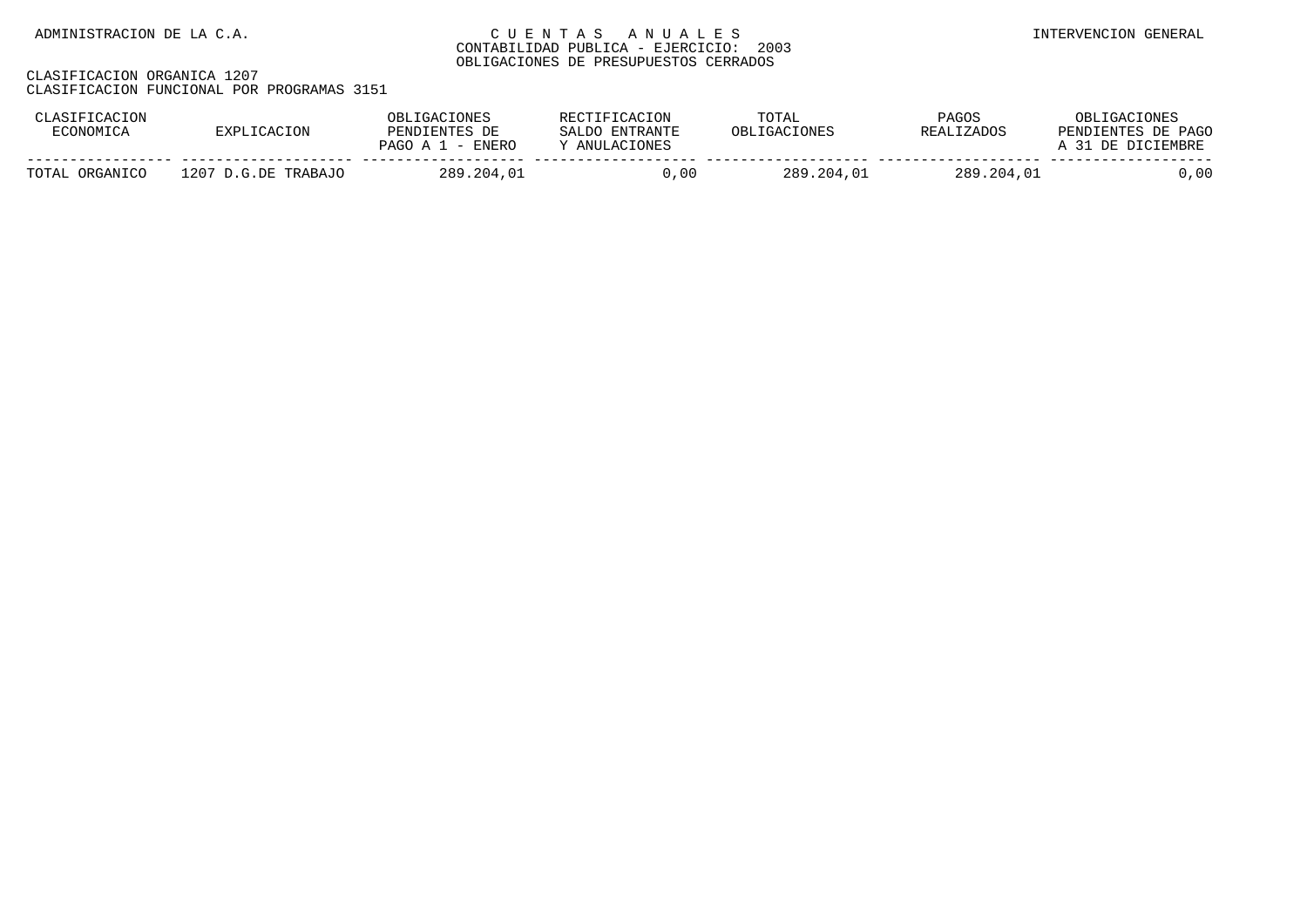ADMINISTRACION DE LA C.A.

CUENTAS ANUALES
CONTABILIDAD PUBLICA - EJERCICIO: 2003
OBLIGACIONES DE PRESUPUESTOS CERRADOS

INTERVENCION GENERAL

CLASIFICACION ORGANICA 1207
CLASIFICACION FUNCIONAL POR PROGRAMAS 3151

| CLASIFICACION ECONOMICA | EXPLICACION | OBLIGACIONES PENDIENTES DE PAGO A 1 - ENERO | RECTIFICACION SALDO ENTRANTE Y ANULACIONES | TOTAL OBLIGACIONES | PAGOS REALIZADOS | OBLIGACIONES PENDIENTES DE PAGO A 31 DE DICIEMBRE |
|---|---|---|---|---|---|---|
| TOTAL ORGANICO | 1207 D.G.DE TRABAJO | 289.204,01 | 0,00 | 289.204,01 | 289.204,01 | 0,00 |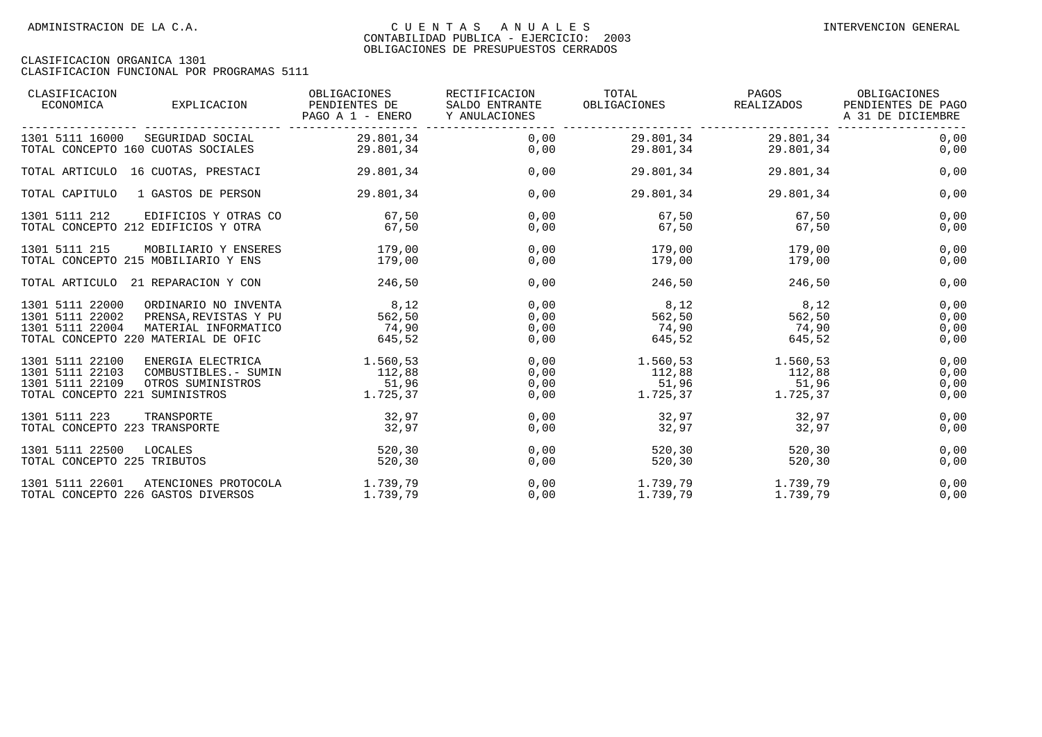ADMINISTRACION DE LA C.A.

CUENTAS ANUALES
CONTABILIDAD PUBLICA - EJERCICIO: 2003
OBLIGACIONES DE PRESUPUESTOS CERRADOS

INTERVENCION GENERAL

CLASIFICACION ORGANICA 1301
CLASIFICACION FUNCIONAL POR PROGRAMAS 5111

| CLASIFICACION ECONOMICA | EXPLICACION | OBLIGACIONES PENDIENTES DE PAGO A 1 - ENERO | RECTIFICACION SALDO ENTRANTE Y ANULACIONES | TOTAL OBLIGACIONES | PAGOS REALIZADOS | OBLIGACIONES PENDIENTES DE PAGO A 31 DE DICIEMBRE |
|---|---|---|---|---|---|---|
| 1301 5111 16000 | SEGURIDAD SOCIAL | 29.801,34 | 0,00 | 29.801,34 | 29.801,34 | 0,00 |
| TOTAL CONCEPTO 160 CUOTAS SOCIALES | | 29.801,34 | 0,00 | 29.801,34 | 29.801,34 | 0,00 |
| TOTAL ARTICULO 16 CUOTAS, PRESTACI | | 29.801,34 | 0,00 | 29.801,34 | 29.801,34 | 0,00 |
| TOTAL CAPITULO 1 GASTOS DE PERSON | | 29.801,34 | 0,00 | 29.801,34 | 29.801,34 | 0,00 |
| 1301 5111 212 | EDIFICIOS Y OTRAS CO | 67,50 | 0,00 | 67,50 | 67,50 | 0,00 |
| TOTAL CONCEPTO 212 EDIFICIOS Y OTRA | | 67,50 | 0,00 | 67,50 | 67,50 | 0,00 |
| 1301 5111 215 | MOBILIARIO Y ENSERES | 179,00 | 0,00 | 179,00 | 179,00 | 0,00 |
| TOTAL CONCEPTO 215 MOBILIARIO Y ENS | | 179,00 | 0,00 | 179,00 | 179,00 | 0,00 |
| TOTAL ARTICULO 21 REPARACION Y CON | | 246,50 | 0,00 | 246,50 | 246,50 | 0,00 |
| 1301 5111 22000 | ORDINARIO NO INVENTA | 8,12 | 0,00 | 8,12 | 8,12 | 0,00 |
| 1301 5111 22002 | PRENSA,REVISTAS Y PU | 562,50 | 0,00 | 562,50 | 562,50 | 0,00 |
| 1301 5111 22004 | MATERIAL INFORMATICO | 74,90 | 0,00 | 74,90 | 74,90 | 0,00 |
| TOTAL CONCEPTO 220 MATERIAL DE OFIC | | 645,52 | 0,00 | 645,52 | 645,52 | 0,00 |
| 1301 5111 22100 | ENERGIA ELECTRICA | 1.560,53 | 0,00 | 1.560,53 | 1.560,53 | 0,00 |
| 1301 5111 22103 | COMBUSTIBLES.- SUMIN | 112,88 | 0,00 | 112,88 | 112,88 | 0,00 |
| 1301 5111 22109 | OTROS SUMINISTROS | 51,96 | 0,00 | 51,96 | 51,96 | 0,00 |
| TOTAL CONCEPTO 221 SUMINISTROS | | 1.725,37 | 0,00 | 1.725,37 | 1.725,37 | 0,00 |
| 1301 5111 223 | TRANSPORTE | 32,97 | 0,00 | 32,97 | 32,97 | 0,00 |
| TOTAL CONCEPTO 223 TRANSPORTE | | 32,97 | 0,00 | 32,97 | 32,97 | 0,00 |
| 1301 5111 22500 | LOCALES | 520,30 | 0,00 | 520,30 | 520,30 | 0,00 |
| TOTAL CONCEPTO 225 TRIBUTOS | | 520,30 | 0,00 | 520,30 | 520,30 | 0,00 |
| 1301 5111 22601 | ATENCIONES PROTOCOLA | 1.739,79 | 0,00 | 1.739,79 | 1.739,79 | 0,00 |
| TOTAL CONCEPTO 226 GASTOS DIVERSOS | | 1.739,79 | 0,00 | 1.739,79 | 1.739,79 | 0,00 |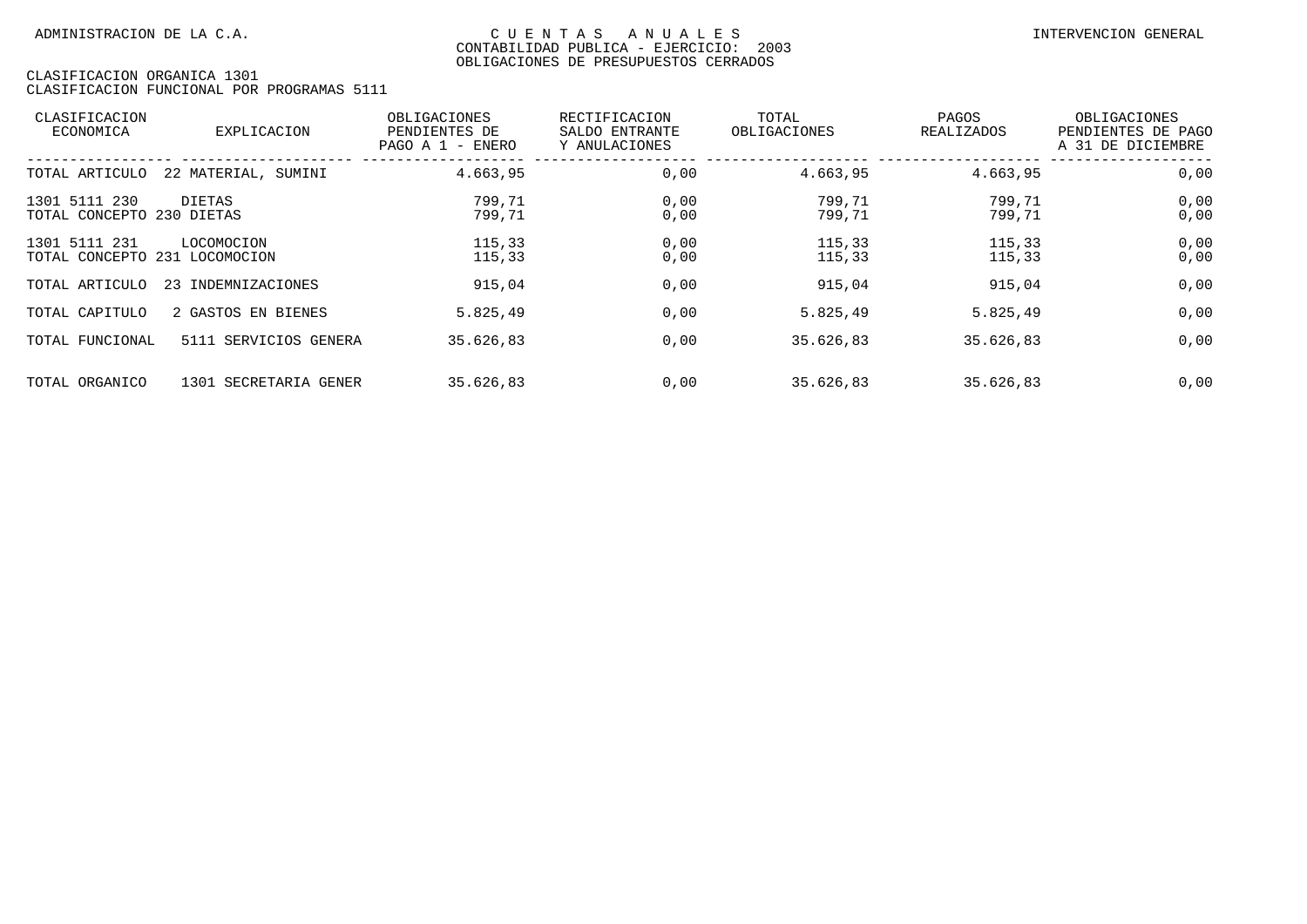ADMINISTRACION DE LA C.A. | CUENTAS ANUALES | INTERVENCION GENERAL

CONTABILIDAD PUBLICA - EJERCICIO: 2003

OBLIGACIONES DE PRESUPUESTOS CERRADOS

CLASIFICACION ORGANICA 1301

CLASIFICACION FUNCIONAL POR PROGRAMAS 5111

| CLASIFICACION ECONOMICA | EXPLICACION | OBLIGACIONES PENDIENTES DE PAGO A 1 - ENERO | RECTIFICACION SALDO ENTRANTE Y ANULACIONES | TOTAL OBLIGACIONES | PAGOS REALIZADOS | OBLIGACIONES PENDIENTES DE PAGO A 31 DE DICIEMBRE |
|---|---|---|---|---|---|---|
| TOTAL ARTICULO | 22 MATERIAL, SUMINI | 4.663,95 | 0,00 | 4.663,95 | 4.663,95 | 0,00 |
| 1301 5111 230 | DIETAS | 799,71 | 0,00 | 799,71 | 799,71 | 0,00 |
| TOTAL CONCEPTO 230 DIETAS | | 799,71 | 0,00 | 799,71 | 799,71 | 0,00 |
| 1301 5111 231 | LOCOMOCION | 115,33 | 0,00 | 115,33 | 115,33 | 0,00 |
| TOTAL CONCEPTO 231 LOCOMOCION | | 115,33 | 0,00 | 115,33 | 115,33 | 0,00 |
| TOTAL ARTICULO | 23 INDEMNIZACIONES | 915,04 | 0,00 | 915,04 | 915,04 | 0,00 |
| TOTAL CAPITULO | 2 GASTOS EN BIENES | 5.825,49 | 0,00 | 5.825,49 | 5.825,49 | 0,00 |
| TOTAL FUNCIONAL | 5111 SERVICIOS GENERA | 35.626,83 | 0,00 | 35.626,83 | 35.626,83 | 0,00 |
| TOTAL ORGANICO | 1301 SECRETARIA GENER | 35.626,83 | 0,00 | 35.626,83 | 35.626,83 | 0,00 |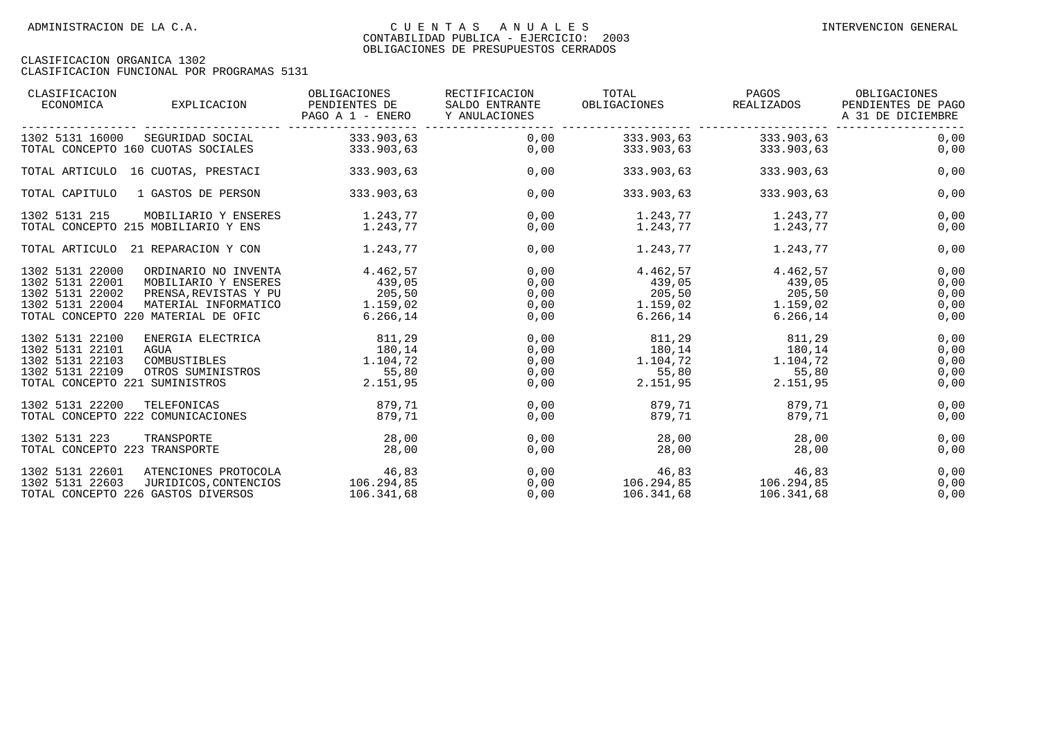ADMINISTRACION DE LA C.A.

# CUENTAS ANUALES

CONTABILIDAD PUBLICA - EJERCICIO: 2003

OBLIGACIONES DE PRESUPUESTOS CERRADOS

INTERVENCION GENERAL

CLASIFICACION ORGANICA 1302

CLASIFICACION FUNCIONAL POR PROGRAMAS 5131

| CLASIFICACION ECONOMICA | EXPLICACION | OBLIGACIONES PENDIENTES DE PAGO A 1 - ENERO | RECTIFICACION SALDO ENTRANTE Y ANULACIONES | TOTAL OBLIGACIONES | PAGOS REALIZADOS | OBLIGACIONES PENDIENTES DE PAGO A 31 DE DICIEMBRE |
|---|---|---|---|---|---|---|
| 1302 5131 16000 | SEGURIDAD SOCIAL | 333.903,63 | 0,00 | 333.903,63 | 333.903,63 | 0,00 |
| TOTAL CONCEPTO 160 CUOTAS SOCIALES | | 333.903,63 | 0,00 | 333.903,63 | 333.903,63 | 0,00 |
| TOTAL ARTICULO 16 CUOTAS, PRESTACI | | 333.903,63 | 0,00 | 333.903,63 | 333.903,63 | 0,00 |
| TOTAL CAPITULO 1 GASTOS DE PERSON | | 333.903,63 | 0,00 | 333.903,63 | 333.903,63 | 0,00 |
| 1302 5131 215 | MOBILIARIO Y ENSERES | 1.243,77 | 0,00 | 1.243,77 | 1.243,77 | 0,00 |
| TOTAL CONCEPTO 215 MOBILIARIO Y ENS | | 1.243,77 | 0,00 | 1.243,77 | 1.243,77 | 0,00 |
| TOTAL ARTICULO 21 REPARACION Y CON | | 1.243,77 | 0,00 | 1.243,77 | 1.243,77 | 0,00 |
| 1302 5131 22000 | ORDINARIO NO INVENTA | 4.462,57 | 0,00 | 4.462,57 | 4.462,57 | 0,00 |
| 1302 5131 22001 | MOBILIARIO Y ENSERES | 439,05 | 0,00 | 439,05 | 439,05 | 0,00 |
| 1302 5131 22002 | PRENSA,REVISTAS Y PU | 205,50 | 0,00 | 205,50 | 205,50 | 0,00 |
| 1302 5131 22004 | MATERIAL INFORMATICO | 1.159,02 | 0,00 | 1.159,02 | 1.159,02 | 0,00 |
| TOTAL CONCEPTO 220 MATERIAL DE OFIC | | 6.266,14 | 0,00 | 6.266,14 | 6.266,14 | 0,00 |
| 1302 5131 22100 | ENERGIA ELECTRICA | 811,29 | 0,00 | 811,29 | 811,29 | 0,00 |
| 1302 5131 22101 | AGUA | 180,14 | 0,00 | 180,14 | 180,14 | 0,00 |
| 1302 5131 22103 | COMBUSTIBLES | 1.104,72 | 0,00 | 1.104,72 | 1.104,72 | 0,00 |
| 1302 5131 22109 | OTROS SUMINISTROS | 55,80 | 0,00 | 55,80 | 55,80 | 0,00 |
| TOTAL CONCEPTO 221 SUMINISTROS | | 2.151,95 | 0,00 | 2.151,95 | 2.151,95 | 0,00 |
| 1302 5131 22200 | TELEFONICAS | 879,71 | 0,00 | 879,71 | 879,71 | 0,00 |
| TOTAL CONCEPTO 222 COMUNICACIONES | | 879,71 | 0,00 | 879,71 | 879,71 | 0,00 |
| 1302 5131 223 | TRANSPORTE | 28,00 | 0,00 | 28,00 | 28,00 | 0,00 |
| TOTAL CONCEPTO 223 TRANSPORTE | | 28,00 | 0,00 | 28,00 | 28,00 | 0,00 |
| 1302 5131 22601 | ATENCIONES PROTOCOLA | 46,83 | 0,00 | 46,83 | 46,83 | 0,00 |
| 1302 5131 22603 | JURIDICOS,CONTENCIOS | 106.294,85 | 0,00 | 106.294,85 | 106.294,85 | 0,00 |
| TOTAL CONCEPTO 226 GASTOS DIVERSOS | | 106.341,68 | 0,00 | 106.341,68 | 106.341,68 | 0,00 |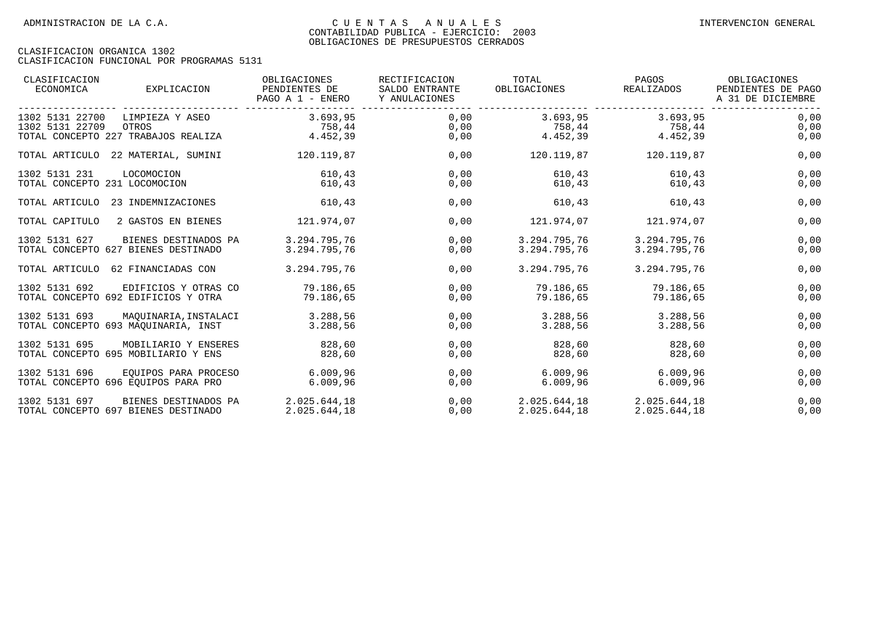ADMINISTRACION DE LA C.A.

CUENTAS ANUALES
CONTABILIDAD PUBLICA - EJERCICIO: 2003
OBLIGACIONES DE PRESUPUESTOS CERRADOS

INTERVENCION GENERAL

CLASIFICACION ORGANICA 1302
CLASIFICACION FUNCIONAL POR PROGRAMAS 5131

| CLASIFICACION ECONOMICA | EXPLICACION | OBLIGACIONES PENDIENTES DE PAGO A 1 - ENERO | RECTIFICACION SALDO ENTRANTE Y ANULACIONES | TOTAL OBLIGACIONES | PAGOS REALIZADOS | OBLIGACIONES PENDIENTES DE PAGO A 31 DE DICIEMBRE |
|---|---|---|---|---|---|---|
| 1302 5131 22700 | LIMPIEZA Y ASEO | 3.693,95 | 0,00 | 3.693,95 | 3.693,95 | 0,00 |
| 1302 5131 22709 | OTROS | 758,44 | 0,00 | 758,44 | 758,44 | 0,00 |
| TOTAL CONCEPTO 227 | TRABAJOS REALIZA | 4.452,39 | 0,00 | 4.452,39 | 4.452,39 | 0,00 |
| TOTAL ARTICULO | 22 MATERIAL, SUMINI | 120.119,87 | 0,00 | 120.119,87 | 120.119,87 | 0,00 |
| 1302 5131 231 | LOCOMOCION | 610,43 | 0,00 | 610,43 | 610,43 | 0,00 |
| TOTAL CONCEPTO 231 | LOCOMOCION | 610,43 | 0,00 | 610,43 | 610,43 | 0,00 |
| TOTAL ARTICULO | 23 INDEMNIZACIONES | 610,43 | 0,00 | 610,43 | 610,43 | 0,00 |
| TOTAL CAPITULO | 2 GASTOS EN BIENES | 121.974,07 | 0,00 | 121.974,07 | 121.974,07 | 0,00 |
| 1302 5131 627 | BIENES DESTINADOS PA | 3.294.795,76 | 0,00 | 3.294.795,76 | 3.294.795,76 | 0,00 |
| TOTAL CONCEPTO 627 | BIENES DESTINADO | 3.294.795,76 | 0,00 | 3.294.795,76 | 3.294.795,76 | 0,00 |
| TOTAL ARTICULO | 62 FINANCIADAS CON | 3.294.795,76 | 0,00 | 3.294.795,76 | 3.294.795,76 | 0,00 |
| 1302 5131 692 | EDIFICIOS Y OTRAS CO | 79.186,65 | 0,00 | 79.186,65 | 79.186,65 | 0,00 |
| TOTAL CONCEPTO 692 | EDIFICIOS Y OTRA | 79.186,65 | 0,00 | 79.186,65 | 79.186,65 | 0,00 |
| 1302 5131 693 | MAQUINARIA,INSTALACI | 3.288,56 | 0,00 | 3.288,56 | 3.288,56 | 0,00 |
| TOTAL CONCEPTO 693 | MAQUINARIA, INST | 3.288,56 | 0,00 | 3.288,56 | 3.288,56 | 0,00 |
| 1302 5131 695 | MOBILIARIO Y ENSERES | 828,60 | 0,00 | 828,60 | 828,60 | 0,00 |
| TOTAL CONCEPTO 695 | MOBILIARIO Y ENS | 828,60 | 0,00 | 828,60 | 828,60 | 0,00 |
| 1302 5131 696 | EQUIPOS PARA PROCESO | 6.009,96 | 0,00 | 6.009,96 | 6.009,96 | 0,00 |
| TOTAL CONCEPTO 696 | EQUIPOS PARA PRO | 6.009,96 | 0,00 | 6.009,96 | 6.009,96 | 0,00 |
| 1302 5131 697 | BIENES DESTINADOS PA | 2.025.644,18 | 0,00 | 2.025.644,18 | 2.025.644,18 | 0,00 |
| TOTAL CONCEPTO 697 | BIENES DESTINADO | 2.025.644,18 | 0,00 | 2.025.644,18 | 2.025.644,18 | 0,00 |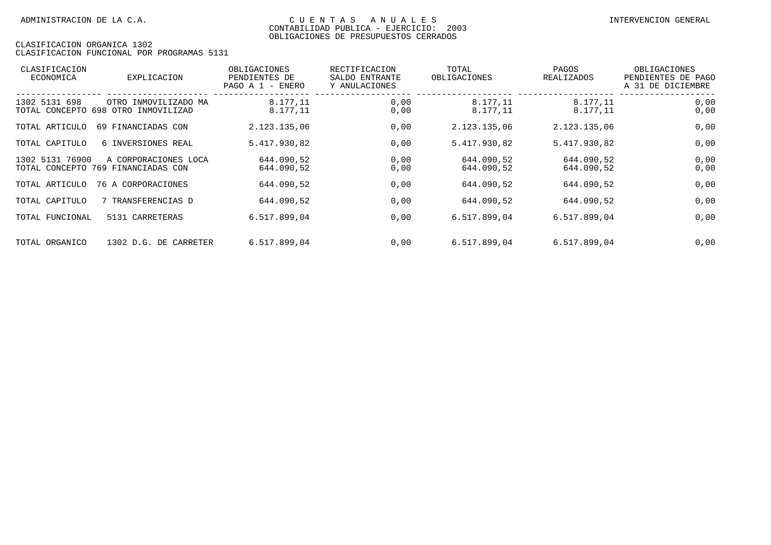ADMINISTRACION DE LA C.A.

# CUENTAS ANUALES
CONTABILIDAD PUBLICA - EJERCICIO: 2003
OBLIGACIONES DE PRESUPUESTOS CERRADOS

INTERVENCION GENERAL

CLASIFICACION ORGANICA 1302
CLASIFICACION FUNCIONAL POR PROGRAMAS 5131

| CLASIFICACION ECONOMICA | EXPLICACION | OBLIGACIONES PENDIENTES DE PAGO A 1 - ENERO | RECTIFICACION SALDO ENTRANTE Y ANULACIONES | TOTAL OBLIGACIONES | PAGOS REALIZADOS | OBLIGACIONES PENDIENTES DE PAGO A 31 DE DICIEMBRE |
|---|---|---|---|---|---|---|
| 1302 5131 698 | OTRO INMOVILIZADO MA | 8.177,11 | 0,00 | 8.177,11 | 8.177,11 | 0,00 |
| TOTAL CONCEPTO 698 | OTRO INMOVILIZAD | 8.177,11 | 0,00 | 8.177,11 | 8.177,11 | 0,00 |
| TOTAL ARTICULO | 69 FINANCIADAS CON | 2.123.135,06 | 0,00 | 2.123.135,06 | 2.123.135,06 | 0,00 |
| TOTAL CAPITULO | 6 INVERSIONES REAL | 5.417.930,82 | 0,00 | 5.417.930,82 | 5.417.930,82 | 0,00 |
| 1302 5131 76900 | A CORPORACIONES LOCA | 644.090,52 | 0,00 | 644.090,52 | 644.090,52 | 0,00 |
| TOTAL CONCEPTO 769 | FINANCIADAS CON | 644.090,52 | 0,00 | 644.090,52 | 644.090,52 | 0,00 |
| TOTAL ARTICULO | 76 A CORPORACIONES | 644.090,52 | 0,00 | 644.090,52 | 644.090,52 | 0,00 |
| TOTAL CAPITULO | 7 TRANSFERENCIAS D | 644.090,52 | 0,00 | 644.090,52 | 644.090,52 | 0,00 |
| TOTAL FUNCIONAL | 5131 CARRETERAS | 6.517.899,04 | 0,00 | 6.517.899,04 | 6.517.899,04 | 0,00 |
| TOTAL ORGANICO | 1302 D.G. DE CARRETER | 6.517.899,04 | 0,00 | 6.517.899,04 | 6.517.899,04 | 0,00 |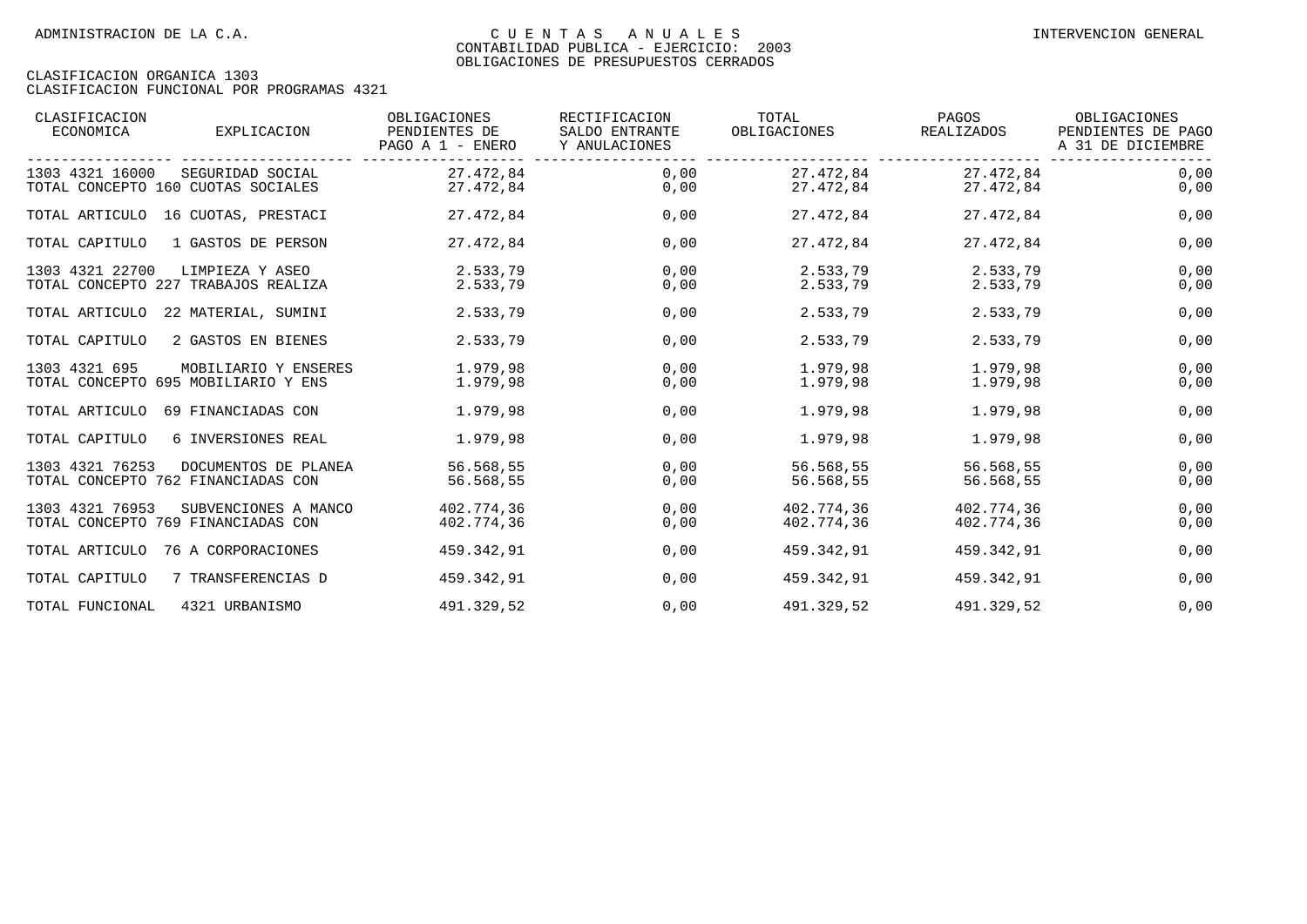ADMINISTRACION DE LA C.A.

# CUENTAS ANUALES

CONTABILIDAD PUBLICA - EJERCICIO: 2003

OBLIGACIONES DE PRESUPUESTOS CERRADOS

INTERVENCION GENERAL

CLASIFICACION ORGANICA 1303

CLASIFICACION FUNCIONAL POR PROGRAMAS 4321

| CLASIFICACION ECONOMICA | EXPLICACION | OBLIGACIONES PENDIENTES DE PAGO A 1 - ENERO | RECTIFICACION SALDO ENTRANTE Y ANULACIONES | TOTAL OBLIGACIONES | PAGOS REALIZADOS | OBLIGACIONES PENDIENTES DE PAGO A 31 DE DICIEMBRE |
|---|---|---|---|---|---|---|
| 1303 4321 16000 | SEGURIDAD SOCIAL | 27.472,84 | 0,00 | 27.472,84 | 27.472,84 | 0,00 |
| TOTAL CONCEPTO 160 | CUOTAS SOCIALES | 27.472,84 | 0,00 | 27.472,84 | 27.472,84 | 0,00 |
| TOTAL ARTICULO | 16 CUOTAS, PRESTACI | 27.472,84 | 0,00 | 27.472,84 | 27.472,84 | 0,00 |
| TOTAL CAPITULO | 1 GASTOS DE PERSON | 27.472,84 | 0,00 | 27.472,84 | 27.472,84 | 0,00 |
| 1303 4321 22700 | LIMPIEZA Y ASEO | 2.533,79 | 0,00 | 2.533,79 | 2.533,79 | 0,00 |
| TOTAL CONCEPTO 227 | TRABAJOS REALIZA | 2.533,79 | 0,00 | 2.533,79 | 2.533,79 | 0,00 |
| TOTAL ARTICULO | 22 MATERIAL, SUMINI | 2.533,79 | 0,00 | 2.533,79 | 2.533,79 | 0,00 |
| TOTAL CAPITULO | 2 GASTOS EN BIENES | 2.533,79 | 0,00 | 2.533,79 | 2.533,79 | 0,00 |
| 1303 4321 695 | MOBILIARIO Y ENSERES | 1.979,98 | 0,00 | 1.979,98 | 1.979,98 | 0,00 |
| TOTAL CONCEPTO 695 | MOBILIARIO Y ENS | 1.979,98 | 0,00 | 1.979,98 | 1.979,98 | 0,00 |
| TOTAL ARTICULO | 69 FINANCIADAS CON | 1.979,98 | 0,00 | 1.979,98 | 1.979,98 | 0,00 |
| TOTAL CAPITULO | 6 INVERSIONES REAL | 1.979,98 | 0,00 | 1.979,98 | 1.979,98 | 0,00 |
| 1303 4321 76253 | DOCUMENTOS DE PLANEA | 56.568,55 | 0,00 | 56.568,55 | 56.568,55 | 0,00 |
| TOTAL CONCEPTO 762 | FINANCIADAS CON | 56.568,55 | 0,00 | 56.568,55 | 56.568,55 | 0,00 |
| 1303 4321 76953 | SUBVENCIONES A MANCO | 402.774,36 | 0,00 | 402.774,36 | 402.774,36 | 0,00 |
| TOTAL CONCEPTO 769 | FINANCIADAS CON | 402.774,36 | 0,00 | 402.774,36 | 402.774,36 | 0,00 |
| TOTAL ARTICULO | 76 A CORPORACIONES | 459.342,91 | 0,00 | 459.342,91 | 459.342,91 | 0,00 |
| TOTAL CAPITULO | 7 TRANSFERENCIAS D | 459.342,91 | 0,00 | 459.342,91 | 459.342,91 | 0,00 |
| TOTAL FUNCIONAL | 4321 URBANISMO | 491.329,52 | 0,00 | 491.329,52 | 491.329,52 | 0,00 |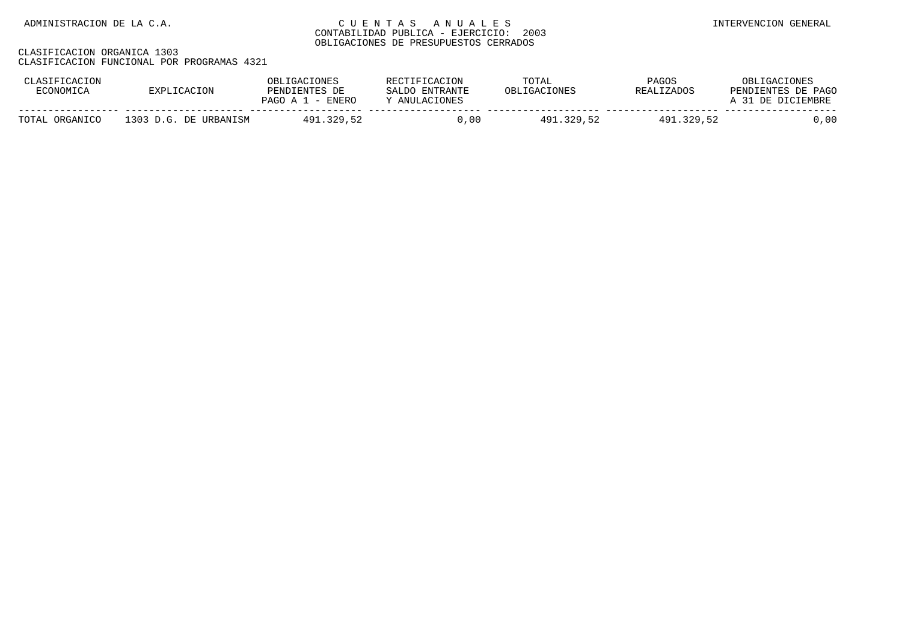ADMINISTRACION DE LA C.A.

CUENTAS ANUALES

CONTABILIDAD PUBLICA - EJERCICIO: 2003

OBLIGACIONES DE PRESUPUESTOS CERRADOS

INTERVENCION GENERAL

CLASIFICACION ORGANICA 1303

CLASIFICACION FUNCIONAL POR PROGRAMAS 4321

| CLASIFICACION ECONOMICA | EXPLICACION | OBLIGACIONES PENDIENTES DE PAGO A 1 - ENERO | RECTIFICACION SALDO ENTRANTE Y ANULACIONES | TOTAL OBLIGACIONES | PAGOS REALIZADOS | OBLIGACIONES PENDIENTES DE PAGO A 31 DE DICIEMBRE |
|---|---|---|---|---|---|---|
| TOTAL ORGANICO | 1303 D.G. DE URBANISM | 491.329,52 | 0,00 | 491.329,52 | 491.329,52 | 0,00 |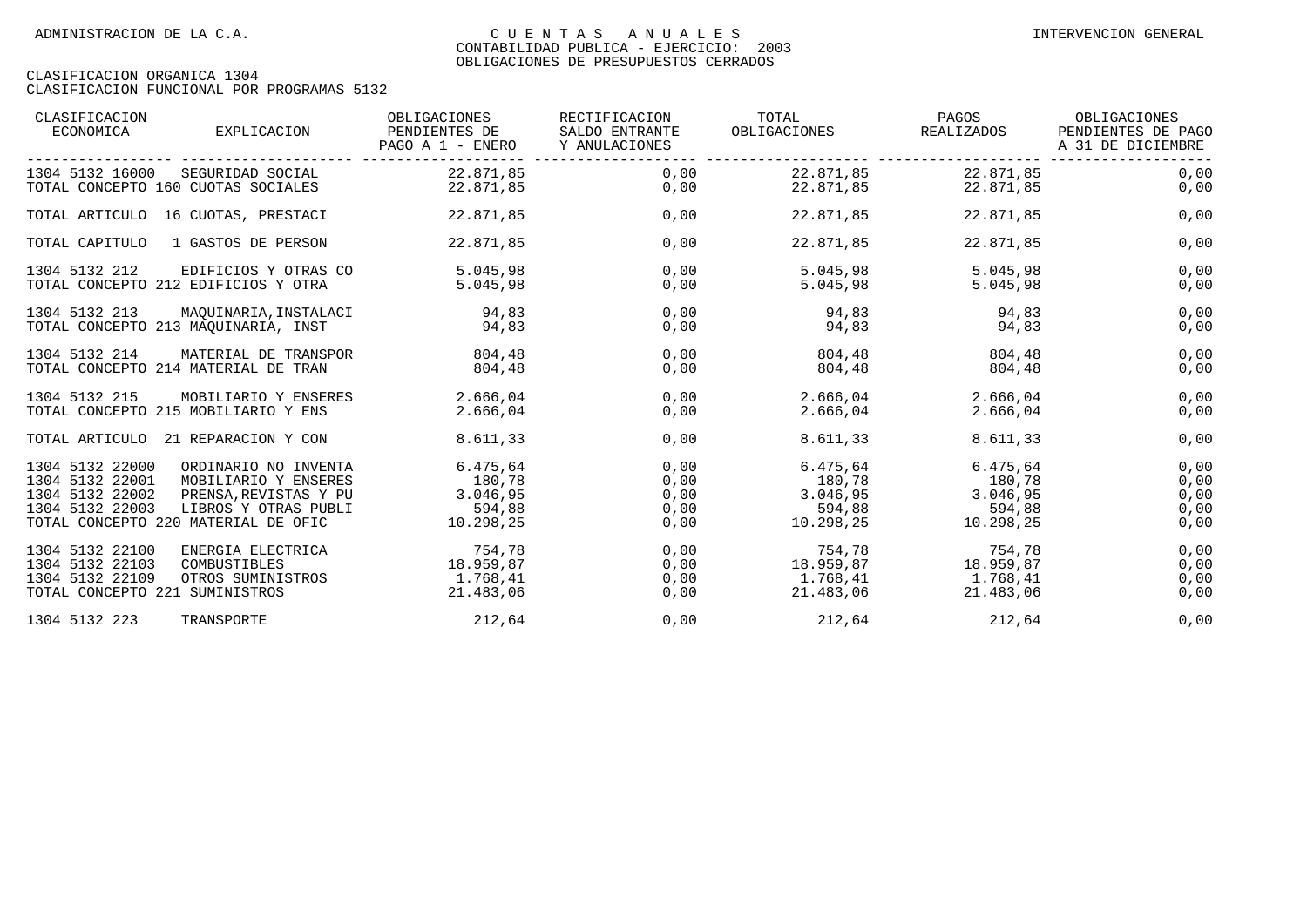ADMINISTRACION DE LA C.A.

# CUENTAS ANUALES
CONTABILIDAD PUBLICA - EJERCICIO: 2003
OBLIGACIONES DE PRESUPUESTOS CERRADOS

INTERVENCION GENERAL

CLASIFICACION ORGANICA 1304
CLASIFICACION FUNCIONAL POR PROGRAMAS 5132

| CLASIFICACION ECONOMICA | EXPLICACION | OBLIGACIONES PENDIENTES DE PAGO A 1 - ENERO | RECTIFICACION SALDO ENTRANTE Y ANULACIONES | TOTAL OBLIGACIONES | PAGOS REALIZADOS | OBLIGACIONES PENDIENTES DE PAGO A 31 DE DICIEMBRE |
|---|---|---|---|---|---|---|
| 1304 5132 16000 | SEGURIDAD SOCIAL | 22.871,85 | 0,00 | 22.871,85 | 22.871,85 | 0,00 |
| TOTAL CONCEPTO 160 | CUOTAS SOCIALES | 22.871,85 | 0,00 | 22.871,85 | 22.871,85 | 0,00 |
| TOTAL ARTICULO | 16 CUOTAS, PRESTACI | 22.871,85 | 0,00 | 22.871,85 | 22.871,85 | 0,00 |
| TOTAL CAPITULO | 1 GASTOS DE PERSON | 22.871,85 | 0,00 | 22.871,85 | 22.871,85 | 0,00 |
| 1304 5132 212 | EDIFICIOS Y OTRAS CO | 5.045,98 | 0,00 | 5.045,98 | 5.045,98 | 0,00 |
| TOTAL CONCEPTO 212 | EDIFICIOS Y OTRA | 5.045,98 | 0,00 | 5.045,98 | 5.045,98 | 0,00 |
| 1304 5132 213 | MAQUINARIA,INSTALACI | 94,83 | 0,00 | 94,83 | 94,83 | 0,00 |
| TOTAL CONCEPTO 213 | MAQUINARIA, INST | 94,83 | 0,00 | 94,83 | 94,83 | 0,00 |
| 1304 5132 214 | MATERIAL DE TRANSPOR | 804,48 | 0,00 | 804,48 | 804,48 | 0,00 |
| TOTAL CONCEPTO 214 | MATERIAL DE TRAN | 804,48 | 0,00 | 804,48 | 804,48 | 0,00 |
| 1304 5132 215 | MOBILIARIO Y ENSERES | 2.666,04 | 0,00 | 2.666,04 | 2.666,04 | 0,00 |
| TOTAL CONCEPTO 215 | MOBILIARIO Y ENS | 2.666,04 | 0,00 | 2.666,04 | 2.666,04 | 0,00 |
| TOTAL ARTICULO | 21 REPARACION Y CON | 8.611,33 | 0,00 | 8.611,33 | 8.611,33 | 0,00 |
| 1304 5132 22000 | ORDINARIO NO INVENTA | 6.475,64 | 0,00 | 6.475,64 | 6.475,64 | 0,00 |
| 1304 5132 22001 | MOBILIARIO Y ENSERES | 180,78 | 0,00 | 180,78 | 180,78 | 0,00 |
| 1304 5132 22002 | PRENSA,REVISTAS Y PU | 3.046,95 | 0,00 | 3.046,95 | 3.046,95 | 0,00 |
| 1304 5132 22003 | LIBROS Y OTRAS PUBLI | 594,88 | 0,00 | 594,88 | 594,88 | 0,00 |
| TOTAL CONCEPTO 220 | MATERIAL DE OFIC | 10.298,25 | 0,00 | 10.298,25 | 10.298,25 | 0,00 |
| 1304 5132 22100 | ENERGIA ELECTRICA | 754,78 | 0,00 | 754,78 | 754,78 | 0,00 |
| 1304 5132 22103 | COMBUSTIBLES | 18.959,87 | 0,00 | 18.959,87 | 18.959,87 | 0,00 |
| 1304 5132 22109 | OTROS SUMINISTROS | 1.768,41 | 0,00 | 1.768,41 | 1.768,41 | 0,00 |
| TOTAL CONCEPTO 221 | SUMINISTROS | 21.483,06 | 0,00 | 21.483,06 | 21.483,06 | 0,00 |
| 1304 5132 223 | TRANSPORTE | 212,64 | 0,00 | 212,64 | 212,64 | 0,00 |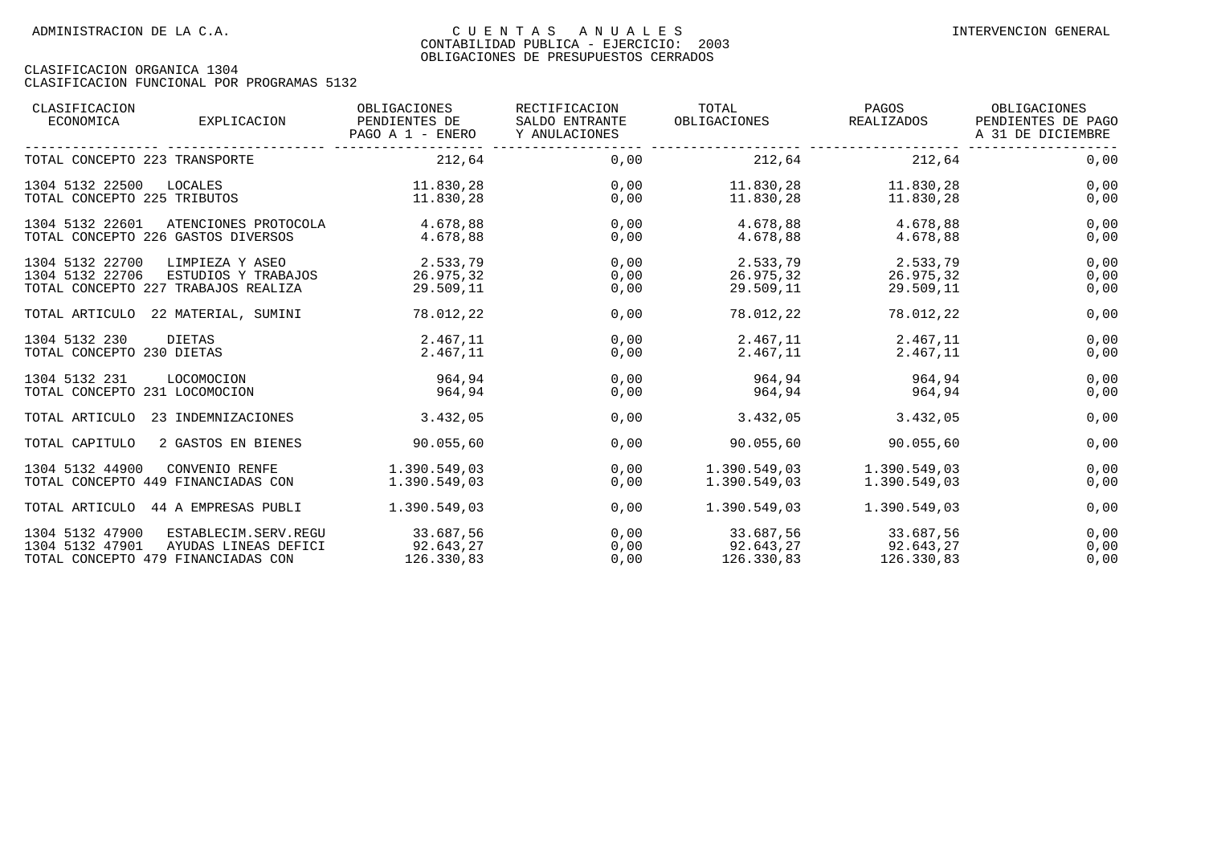ADMINISTRACION DE LA C.A.

CUENTAS ANUALES
CONTABILIDAD PUBLICA - EJERCICIO: 2003
OBLIGACIONES DE PRESUPUESTOS CERRADOS

INTERVENCION GENERAL

CLASIFICACION ORGANICA 1304
CLASIFICACION FUNCIONAL POR PROGRAMAS 5132

| CLASIFICACION ECONOMICA | EXPLICACION | OBLIGACIONES PENDIENTES DE PAGO A 1 - ENERO | RECTIFICACION SALDO ENTRANTE Y ANULACIONES | TOTAL OBLIGACIONES | PAGOS REALIZADOS | OBLIGACIONES PENDIENTES DE PAGO A 31 DE DICIEMBRE |
|---|---|---|---|---|---|---|
| TOTAL CONCEPTO 223 | TRANSPORTE | 212,64 | 0,00 | 212,64 | 212,64 | 0,00 |
| 1304 5132 22500 | LOCALES | 11.830,28 | 0,00 | 11.830,28 | 11.830,28 | 0,00 |
| TOTAL CONCEPTO 225 | TRIBUTOS | 11.830,28 | 0,00 | 11.830,28 | 11.830,28 | 0,00 |
| 1304 5132 22601 | ATENCIONES PROTOCOLA | 4.678,88 | 0,00 | 4.678,88 | 4.678,88 | 0,00 |
| TOTAL CONCEPTO 226 | GASTOS DIVERSOS | 4.678,88 | 0,00 | 4.678,88 | 4.678,88 | 0,00 |
| 1304 5132 22700 | LIMPIEZA Y ASEO | 2.533,79 | 0,00 | 2.533,79 | 2.533,79 | 0,00 |
| 1304 5132 22706 | ESTUDIOS Y TRABAJOS | 26.975,32 | 0,00 | 26.975,32 | 26.975,32 | 0,00 |
| TOTAL CONCEPTO 227 | TRABAJOS REALIZA | 29.509,11 | 0,00 | 29.509,11 | 29.509,11 | 0,00 |
| TOTAL ARTICULO 22 | MATERIAL, SUMINI | 78.012,22 | 0,00 | 78.012,22 | 78.012,22 | 0,00 |
| 1304 5132 230 | DIETAS | 2.467,11 | 0,00 | 2.467,11 | 2.467,11 | 0,00 |
| TOTAL CONCEPTO 230 | DIETAS | 2.467,11 | 0,00 | 2.467,11 | 2.467,11 | 0,00 |
| 1304 5132 231 | LOCOMOCION | 964,94 | 0,00 | 964,94 | 964,94 | 0,00 |
| TOTAL CONCEPTO 231 | LOCOMOCION | 964,94 | 0,00 | 964,94 | 964,94 | 0,00 |
| TOTAL ARTICULO 23 | INDEMNIZACIONES | 3.432,05 | 0,00 | 3.432,05 | 3.432,05 | 0,00 |
| TOTAL CAPITULO 2 | GASTOS EN BIENES | 90.055,60 | 0,00 | 90.055,60 | 90.055,60 | 0,00 |
| 1304 5132 44900 | CONVENIO RENFE | 1.390.549,03 | 0,00 | 1.390.549,03 | 1.390.549,03 | 0,00 |
| TOTAL CONCEPTO 449 | FINANCIADAS CON | 1.390.549,03 | 0,00 | 1.390.549,03 | 1.390.549,03 | 0,00 |
| TOTAL ARTICULO 44 | A EMPRESAS PUBLI | 1.390.549,03 | 0,00 | 1.390.549,03 | 1.390.549,03 | 0,00 |
| 1304 5132 47900 | ESTABLECIM.SERV.REGU | 33.687,56 | 0,00 | 33.687,56 | 33.687,56 | 0,00 |
| 1304 5132 47901 | AYUDAS LINEAS DEFICI | 92.643,27 | 0,00 | 92.643,27 | 92.643,27 | 0,00 |
| TOTAL CONCEPTO 479 | FINANCIADAS CON | 126.330,83 | 0,00 | 126.330,83 | 126.330,83 | 0,00 |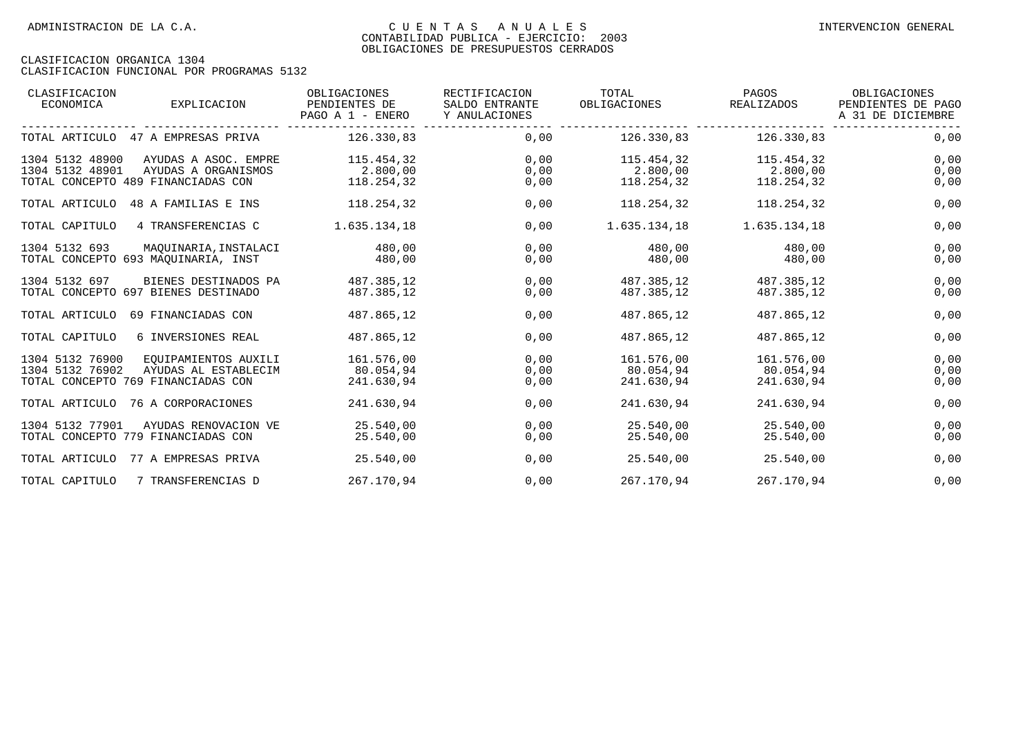ADMINISTRACION DE LA C.A.

# C U E N T A S   A N U A L E S
## CONTABILIDAD PUBLICA - EJERCICIO: 2003
## OBLIGACIONES DE PRESUPUESTOS CERRADOS

INTERVENCION GENERAL

CLASIFICACION ORGANICA 1304
CLASIFICACION FUNCIONAL POR PROGRAMAS 5132

| CLASIFICACION ECONOMICA | EXPLICACION | OBLIGACIONES PENDIENTES DE PAGO A 1 - ENERO | RECTIFICACION SALDO ENTRANTE Y ANULACIONES | TOTAL OBLIGACIONES | PAGOS REALIZADOS | OBLIGACIONES PENDIENTES DE PAGO A 31 DE DICIEMBRE |
|---|---|---|---|---|---|---|
| TOTAL ARTICULO | 47 A EMPRESAS PRIVA | 126.330,83 | 0,00 | 126.330,83 | 126.330,83 | 0,00 |
| 1304 5132 48900 | AYUDAS A ASOC. EMPRE | 115.454,32 | 0,00 | 115.454,32 | 115.454,32 | 0,00 |
| 1304 5132 48901 | AYUDAS A ORGANISMOS | 2.800,00 | 0,00 | 2.800,00 | 2.800,00 | 0,00 |
| TOTAL CONCEPTO 489 | FINANCIADAS CON | 118.254,32 | 0,00 | 118.254,32 | 118.254,32 | 0,00 |
| TOTAL ARTICULO | 48 A FAMILIAS E INS | 118.254,32 | 0,00 | 118.254,32 | 118.254,32 | 0,00 |
| TOTAL CAPITULO | 4 TRANSFERENCIAS C | 1.635.134,18 | 0,00 | 1.635.134,18 | 1.635.134,18 | 0,00 |
| 1304 5132 693 | MAQUINARIA,INSTALACI | 480,00 | 0,00 | 480,00 | 480,00 | 0,00 |
| TOTAL CONCEPTO 693 | MAQUINARIA, INST | 480,00 | 0,00 | 480,00 | 480,00 | 0,00 |
| 1304 5132 697 | BIENES DESTINADOS PA | 487.385,12 | 0,00 | 487.385,12 | 487.385,12 | 0,00 |
| TOTAL CONCEPTO 697 | BIENES DESTINADO | 487.385,12 | 0,00 | 487.385,12 | 487.385,12 | 0,00 |
| TOTAL ARTICULO | 69 FINANCIADAS CON | 487.865,12 | 0,00 | 487.865,12 | 487.865,12 | 0,00 |
| TOTAL CAPITULO | 6 INVERSIONES REAL | 487.865,12 | 0,00 | 487.865,12 | 487.865,12 | 0,00 |
| 1304 5132 76900 | EQUIPAMIENTOS AUXILI | 161.576,00 | 0,00 | 161.576,00 | 161.576,00 | 0,00 |
| 1304 5132 76902 | AYUDAS AL ESTABLECIM | 80.054,94 | 0,00 | 80.054,94 | 80.054,94 | 0,00 |
| TOTAL CONCEPTO 769 | FINANCIADAS CON | 241.630,94 | 0,00 | 241.630,94 | 241.630,94 | 0,00 |
| TOTAL ARTICULO | 76 A CORPORACIONES | 241.630,94 | 0,00 | 241.630,94 | 241.630,94 | 0,00 |
| 1304 5132 77901 | AYUDAS RENOVACION VE | 25.540,00 | 0,00 | 25.540,00 | 25.540,00 | 0,00 |
| TOTAL CONCEPTO 779 | FINANCIADAS CON | 25.540,00 | 0,00 | 25.540,00 | 25.540,00 | 0,00 |
| TOTAL ARTICULO | 77 A EMPRESAS PRIVA | 25.540,00 | 0,00 | 25.540,00 | 25.540,00 | 0,00 |
| TOTAL CAPITULO | 7 TRANSFERENCIAS D | 267.170,94 | 0,00 | 267.170,94 | 267.170,94 | 0,00 |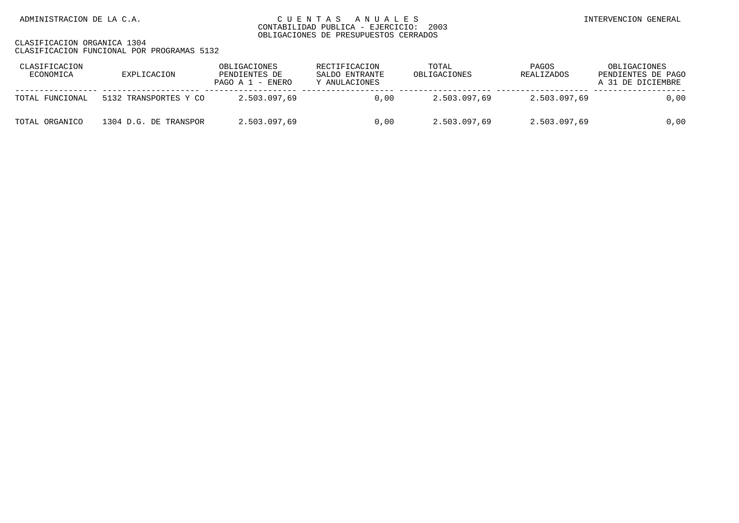ADMINISTRACION DE LA C.A.

# C U E N T A S   A N U A L E S

CONTABILIDAD PUBLICA - EJERCICIO: 2003

OBLIGACIONES DE PRESUPUESTOS CERRADOS

INTERVENCION GENERAL

CLASIFICACION ORGANICA 1304

CLASIFICACION FUNCIONAL POR PROGRAMAS 5132

| CLASIFICACION ECONOMICA | EXPLICACION | OBLIGACIONES PENDIENTES DE PAGO A 1 - ENERO | RECTIFICACION SALDO ENTRANTE Y ANULACIONES | TOTAL OBLIGACIONES | PAGOS REALIZADOS | OBLIGACIONES PENDIENTES DE PAGO A 31 DE DICIEMBRE |
|---|---|---|---|---|---|---|
| TOTAL FUNCIONAL | 5132 TRANSPORTES Y CO | 2.503.097,69 | 0,00 | 2.503.097,69 | 2.503.097,69 | 0,00 |
| TOTAL ORGANICO | 1304 D.G. DE TRANSPOR | 2.503.097,69 | 0,00 | 2.503.097,69 | 2.503.097,69 | 0,00 |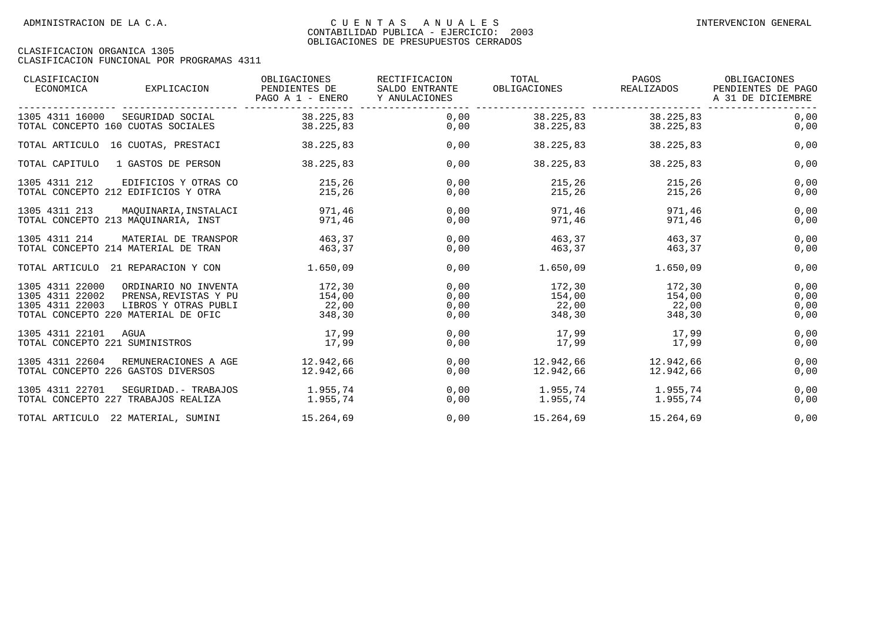ADMINISTRACION DE LA C.A.

CUENTAS ANUALES
CONTABILIDAD PUBLICA - EJERCICIO: 2003
OBLIGACIONES DE PRESUPUESTOS CERRADOS

INTERVENCION GENERAL

CLASIFICACION ORGANICA 1305
CLASIFICACION FUNCIONAL POR PROGRAMAS 4311

| CLASIFICACION ECONOMICA | EXPLICACION | OBLIGACIONES PENDIENTES DE PAGO A 1 - ENERO | RECTIFICACION SALDO ENTRANTE Y ANULACIONES | TOTAL OBLIGACIONES | PAGOS REALIZADOS | OBLIGACIONES PENDIENTES DE PAGO A 31 DE DICIEMBRE |
|---|---|---|---|---|---|---|
| 1305 4311 16000 | SEGURIDAD SOCIAL | 38.225,83 | 0,00 | 38.225,83 | 38.225,83 | 0,00 |
| TOTAL CONCEPTO 160 | CUOTAS SOCIALES | 38.225,83 | 0,00 | 38.225,83 | 38.225,83 | 0,00 |
| TOTAL ARTICULO | 16 CUOTAS, PRESTACI | 38.225,83 | 0,00 | 38.225,83 | 38.225,83 | 0,00 |
| TOTAL CAPITULO | 1 GASTOS DE PERSON | 38.225,83 | 0,00 | 38.225,83 | 38.225,83 | 0,00 |
| 1305 4311 212 | EDIFICIOS Y OTRAS CO | 215,26 | 0,00 | 215,26 | 215,26 | 0,00 |
| TOTAL CONCEPTO 212 | EDIFICIOS Y OTRA | 215,26 | 0,00 | 215,26 | 215,26 | 0,00 |
| 1305 4311 213 | MAQUINARIA,INSTALACI | 971,46 | 0,00 | 971,46 | 971,46 | 0,00 |
| TOTAL CONCEPTO 213 | MAQUINARIA, INST | 971,46 | 0,00 | 971,46 | 971,46 | 0,00 |
| 1305 4311 214 | MATERIAL DE TRANSPOR | 463,37 | 0,00 | 463,37 | 463,37 | 0,00 |
| TOTAL CONCEPTO 214 | MATERIAL DE TRAN | 463,37 | 0,00 | 463,37 | 463,37 | 0,00 |
| TOTAL ARTICULO | 21 REPARACION Y CON | 1.650,09 | 0,00 | 1.650,09 | 1.650,09 | 0,00 |
| 1305 4311 22000 | ORDINARIO NO INVENTA | 172,30 | 0,00 | 172,30 | 172,30 | 0,00 |
| 1305 4311 22002 | PRENSA,REVISTAS Y PU | 154,00 | 0,00 | 154,00 | 154,00 | 0,00 |
| 1305 4311 22003 | LIBROS Y OTRAS PUBLI | 22,00 | 0,00 | 22,00 | 22,00 | 0,00 |
| TOTAL CONCEPTO 220 | MATERIAL DE OFIC | 348,30 | 0,00 | 348,30 | 348,30 | 0,00 |
| 1305 4311 22101 | AGUA | 17,99 | 0,00 | 17,99 | 17,99 | 0,00 |
| TOTAL CONCEPTO 221 | SUMINISTROS | 17,99 | 0,00 | 17,99 | 17,99 | 0,00 |
| 1305 4311 22604 | REMUNERACIONES A AGE | 12.942,66 | 0,00 | 12.942,66 | 12.942,66 | 0,00 |
| TOTAL CONCEPTO 226 | GASTOS DIVERSOS | 12.942,66 | 0,00 | 12.942,66 | 12.942,66 | 0,00 |
| 1305 4311 22701 | SEGURIDAD.- TRABAJOS | 1.955,74 | 0,00 | 1.955,74 | 1.955,74 | 0,00 |
| TOTAL CONCEPTO 227 | TRABAJOS REALIZA | 1.955,74 | 0,00 | 1.955,74 | 1.955,74 | 0,00 |
| TOTAL ARTICULO | 22 MATERIAL, SUMINI | 15.264,69 | 0,00 | 15.264,69 | 15.264,69 | 0,00 |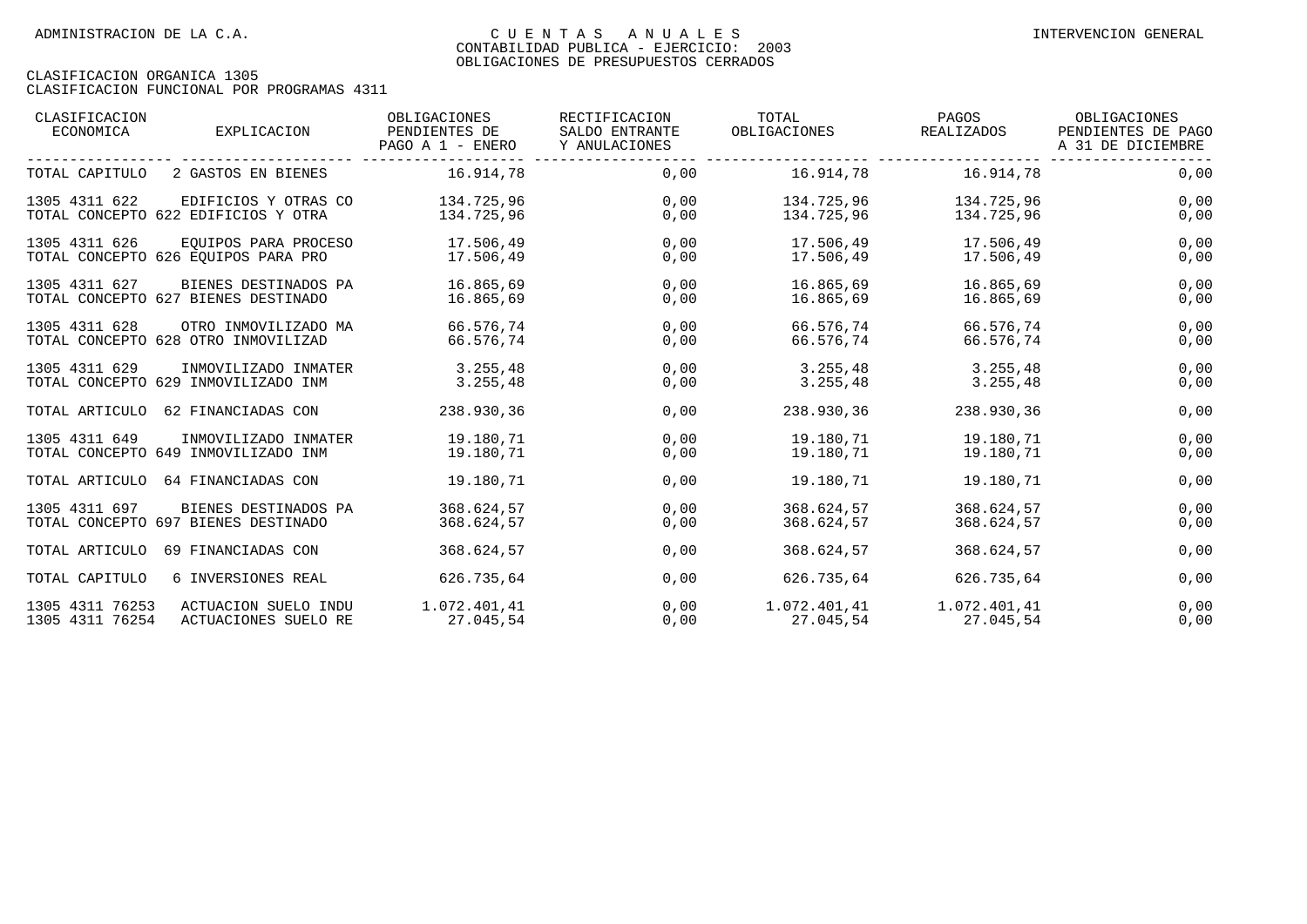ADMINISTRACION DE LA C.A. — CUENTAS ANUALES — INTERVENCION GENERAL

CONTABILIDAD PUBLICA - EJERCICIO: 2003

OBLIGACIONES DE PRESUPUESTOS CERRADOS

CLASIFICACION ORGANICA 1305
CLASIFICACION FUNCIONAL POR PROGRAMAS 4311

| CLASIFICACION ECONOMICA | EXPLICACION | OBLIGACIONES PENDIENTES DE PAGO A 1 - ENERO | RECTIFICACION SALDO ENTRANTE Y ANULACIONES | TOTAL OBLIGACIONES | PAGOS REALIZADOS | OBLIGACIONES PENDIENTES DE PAGO A 31 DE DICIEMBRE |
|---|---|---|---|---|---|---|
| TOTAL CAPITULO | 2 GASTOS EN BIENES | 16.914,78 | 0,00 | 16.914,78 | 16.914,78 | 0,00 |
| 1305 4311 622 | EDIFICIOS Y OTRAS CO | 134.725,96 | 0,00 | 134.725,96 | 134.725,96 | 0,00 |
| TOTAL CONCEPTO 622 | EDIFICIOS Y OTRA | 134.725,96 | 0,00 | 134.725,96 | 134.725,96 | 0,00 |
| 1305 4311 626 | EQUIPOS PARA PROCESO | 17.506,49 | 0,00 | 17.506,49 | 17.506,49 | 0,00 |
| TOTAL CONCEPTO 626 | EQUIPOS PARA PRO | 17.506,49 | 0,00 | 17.506,49 | 17.506,49 | 0,00 |
| 1305 4311 627 | BIENES DESTINADOS PA | 16.865,69 | 0,00 | 16.865,69 | 16.865,69 | 0,00 |
| TOTAL CONCEPTO 627 | BIENES DESTINADO | 16.865,69 | 0,00 | 16.865,69 | 16.865,69 | 0,00 |
| 1305 4311 628 | OTRO INMOVILIZADO MA | 66.576,74 | 0,00 | 66.576,74 | 66.576,74 | 0,00 |
| TOTAL CONCEPTO 628 | OTRO INMOVILIZAD | 66.576,74 | 0,00 | 66.576,74 | 66.576,74 | 0,00 |
| 1305 4311 629 | INMOVILIZADO INMATER | 3.255,48 | 0,00 | 3.255,48 | 3.255,48 | 0,00 |
| TOTAL CONCEPTO 629 | INMOVILIZADO INM | 3.255,48 | 0,00 | 3.255,48 | 3.255,48 | 0,00 |
| TOTAL ARTICULO | 62 FINANCIADAS CON | 238.930,36 | 0,00 | 238.930,36 | 238.930,36 | 0,00 |
| 1305 4311 649 | INMOVILIZADO INMATER | 19.180,71 | 0,00 | 19.180,71 | 19.180,71 | 0,00 |
| TOTAL CONCEPTO 649 | INMOVILIZADO INM | 19.180,71 | 0,00 | 19.180,71 | 19.180,71 | 0,00 |
| TOTAL ARTICULO | 64 FINANCIADAS CON | 19.180,71 | 0,00 | 19.180,71 | 19.180,71 | 0,00 |
| 1305 4311 697 | BIENES DESTINADOS PA | 368.624,57 | 0,00 | 368.624,57 | 368.624,57 | 0,00 |
| TOTAL CONCEPTO 697 | BIENES DESTINADO | 368.624,57 | 0,00 | 368.624,57 | 368.624,57 | 0,00 |
| TOTAL ARTICULO | 69 FINANCIADAS CON | 368.624,57 | 0,00 | 368.624,57 | 368.624,57 | 0,00 |
| TOTAL CAPITULO | 6 INVERSIONES REAL | 626.735,64 | 0,00 | 626.735,64 | 626.735,64 | 0,00 |
| 1305 4311 76253 | ACTUACION SUELO INDU | 1.072.401,41 | 0,00 | 1.072.401,41 | 1.072.401,41 | 0,00 |
| 1305 4311 76254 | ACTUACIONES SUELO RE | 27.045,54 | 0,00 | 27.045,54 | 27.045,54 | 0,00 |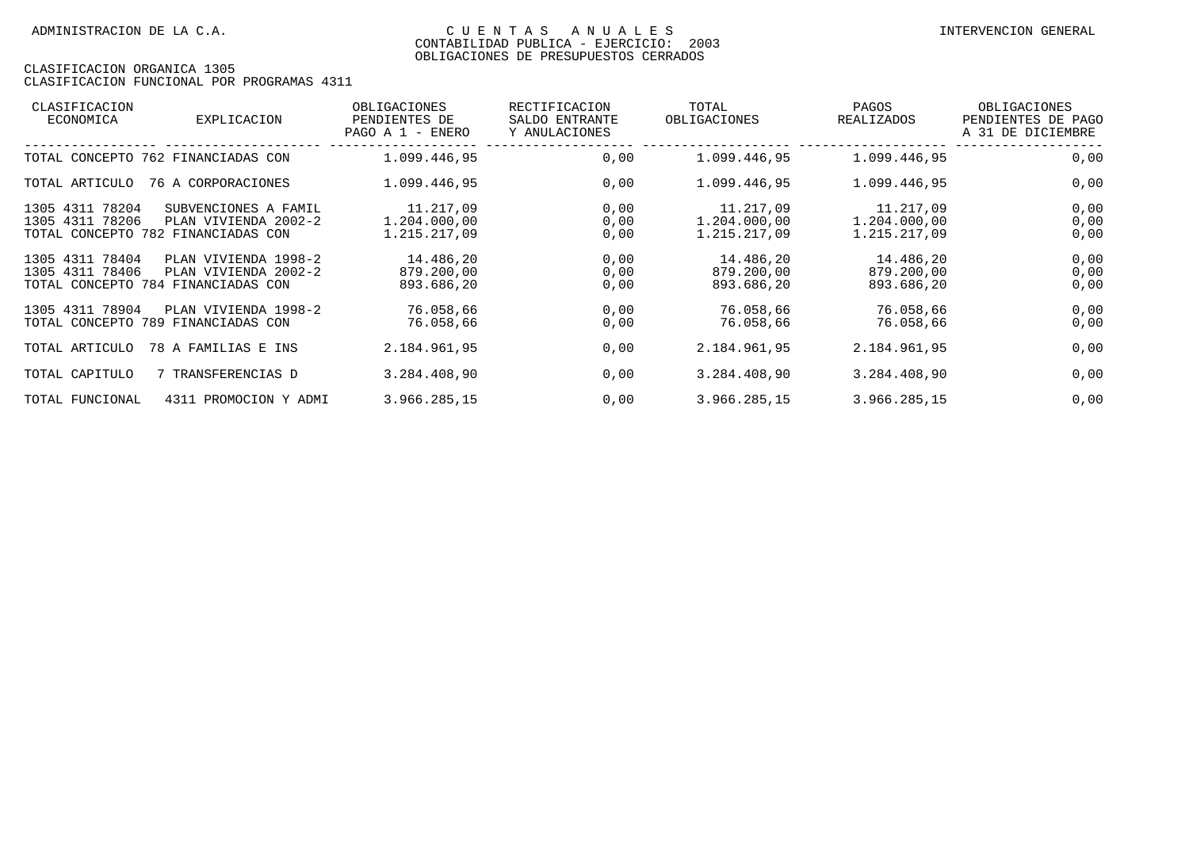ADMINISTRACION DE LA C.A.

CUENTAS ANUALES
CONTABILIDAD PUBLICA - EJERCICIO: 2003
OBLIGACIONES DE PRESUPUESTOS CERRADOS

INTERVENCION GENERAL

CLASIFICACION ORGANICA 1305
CLASIFICACION FUNCIONAL POR PROGRAMAS 4311

| CLASIFICACION ECONOMICA | EXPLICACION | OBLIGACIONES PENDIENTES DE PAGO A 1 - ENERO | RECTIFICACION SALDO ENTRANTE Y ANULACIONES | TOTAL OBLIGACIONES | PAGOS REALIZADOS | OBLIGACIONES PENDIENTES DE PAGO A 31 DE DICIEMBRE |
|---|---|---|---|---|---|---|
| TOTAL CONCEPTO 762 | FINANCIADAS CON | 1.099.446,95 | 0,00 | 1.099.446,95 | 1.099.446,95 | 0,00 |
| TOTAL ARTICULO 76 | A CORPORACIONES | 1.099.446,95 | 0,00 | 1.099.446,95 | 1.099.446,95 | 0,00 |
| 1305 4311 78204 | SUBVENCIONES A FAMIL | 11.217,09 | 0,00 | 11.217,09 | 11.217,09 | 0,00 |
| 1305 4311 78206 | PLAN VIVIENDA 2002-2 | 1.204.000,00 | 0,00 | 1.204.000,00 | 1.204.000,00 | 0,00 |
| TOTAL CONCEPTO 782 | FINANCIADAS CON | 1.215.217,09 | 0,00 | 1.215.217,09 | 1.215.217,09 | 0,00 |
| 1305 4311 78404 | PLAN VIVIENDA 1998-2 | 14.486,20 | 0,00 | 14.486,20 | 14.486,20 | 0,00 |
| 1305 4311 78406 | PLAN VIVIENDA 2002-2 | 879.200,00 | 0,00 | 879.200,00 | 879.200,00 | 0,00 |
| TOTAL CONCEPTO 784 | FINANCIADAS CON | 893.686,20 | 0,00 | 893.686,20 | 893.686,20 | 0,00 |
| 1305 4311 78904 | PLAN VIVIENDA 1998-2 | 76.058,66 | 0,00 | 76.058,66 | 76.058,66 | 0,00 |
| TOTAL CONCEPTO 789 | FINANCIADAS CON | 76.058,66 | 0,00 | 76.058,66 | 76.058,66 | 0,00 |
| TOTAL ARTICULO 78 | A FAMILIAS E INS | 2.184.961,95 | 0,00 | 2.184.961,95 | 2.184.961,95 | 0,00 |
| TOTAL CAPITULO 7 | TRANSFERENCIAS D | 3.284.408,90 | 0,00 | 3.284.408,90 | 3.284.408,90 | 0,00 |
| TOTAL FUNCIONAL | 4311 PROMOCION Y ADMI | 3.966.285,15 | 0,00 | 3.966.285,15 | 3.966.285,15 | 0,00 |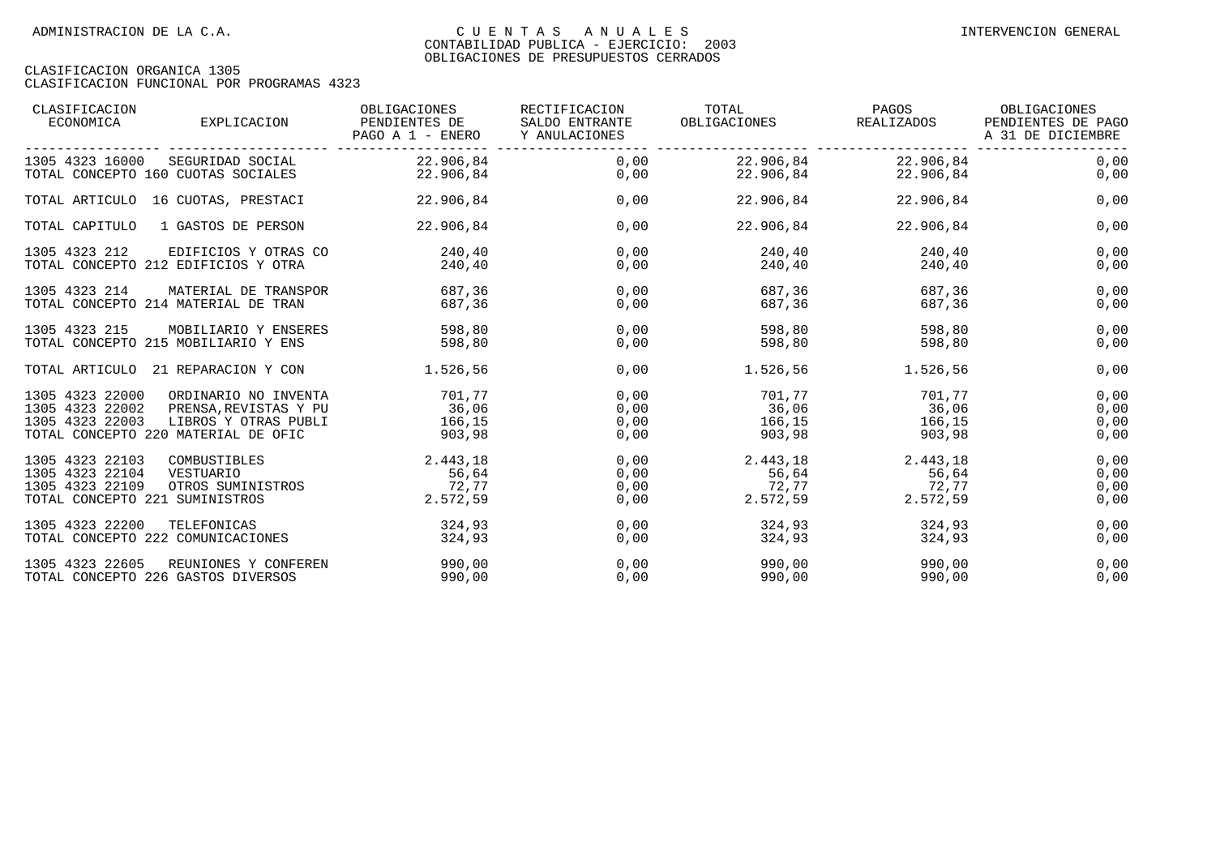ADMINISTRACION DE LA C.A.

# CUENTAS ANUALES
## CONTABILIDAD PUBLICA - EJERCICIO: 2003
## OBLIGACIONES DE PRESUPUESTOS CERRADOS

INTERVENCION GENERAL

CLASIFICACION ORGANICA 1305
CLASIFICACION FUNCIONAL POR PROGRAMAS 4323

| CLASIFICACION ECONOMICA | EXPLICACION | OBLIGACIONES PENDIENTES DE PAGO A 1 - ENERO | RECTIFICACION SALDO ENTRANTE Y ANULACIONES | TOTAL OBLIGACIONES | PAGOS REALIZADOS | OBLIGACIONES PENDIENTES DE PAGO A 31 DE DICIEMBRE |
|---|---|---|---|---|---|---|
| 1305 4323 16000 | SEGURIDAD SOCIAL | 22.906,84 | 0,00 | 22.906,84 | 22.906,84 | 0,00 |
| TOTAL CONCEPTO 160 | CUOTAS SOCIALES | 22.906,84 | 0,00 | 22.906,84 | 22.906,84 | 0,00 |
| TOTAL ARTICULO | 16 CUOTAS, PRESTACI | 22.906,84 | 0,00 | 22.906,84 | 22.906,84 | 0,00 |
| TOTAL CAPITULO | 1 GASTOS DE PERSON | 22.906,84 | 0,00 | 22.906,84 | 22.906,84 | 0,00 |
| 1305 4323 212 | EDIFICIOS Y OTRAS CO | 240,40 | 0,00 | 240,40 | 240,40 | 0,00 |
| TOTAL CONCEPTO 212 | EDIFICIOS Y OTRA | 240,40 | 0,00 | 240,40 | 240,40 | 0,00 |
| 1305 4323 214 | MATERIAL DE TRANSPOR | 687,36 | 0,00 | 687,36 | 687,36 | 0,00 |
| TOTAL CONCEPTO 214 | MATERIAL DE TRAN | 687,36 | 0,00 | 687,36 | 687,36 | 0,00 |
| 1305 4323 215 | MOBILIARIO Y ENSERES | 598,80 | 0,00 | 598,80 | 598,80 | 0,00 |
| TOTAL CONCEPTO 215 | MOBILIARIO Y ENS | 598,80 | 0,00 | 598,80 | 598,80 | 0,00 |
| TOTAL ARTICULO | 21 REPARACION Y CON | 1.526,56 | 0,00 | 1.526,56 | 1.526,56 | 0,00 |
| 1305 4323 22000 | ORDINARIO NO INVENTA | 701,77 | 0,00 | 701,77 | 701,77 | 0,00 |
| 1305 4323 22002 | PRENSA,REVISTAS Y PU | 36,06 | 0,00 | 36,06 | 36,06 | 0,00 |
| 1305 4323 22003 | LIBROS Y OTRAS PUBLI | 166,15 | 0,00 | 166,15 | 166,15 | 0,00 |
| TOTAL CONCEPTO 220 | MATERIAL DE OFIC | 903,98 | 0,00 | 903,98 | 903,98 | 0,00 |
| 1305 4323 22103 | COMBUSTIBLES | 2.443,18 | 0,00 | 2.443,18 | 2.443,18 | 0,00 |
| 1305 4323 22104 | VESTUARIO | 56,64 | 0,00 | 56,64 | 56,64 | 0,00 |
| 1305 4323 22109 | OTROS SUMINISTROS | 72,77 | 0,00 | 72,77 | 72,77 | 0,00 |
| TOTAL CONCEPTO 221 | SUMINISTROS | 2.572,59 | 0,00 | 2.572,59 | 2.572,59 | 0,00 |
| 1305 4323 22200 | TELEFONICAS | 324,93 | 0,00 | 324,93 | 324,93 | 0,00 |
| TOTAL CONCEPTO 222 | COMUNICACIONES | 324,93 | 0,00 | 324,93 | 324,93 | 0,00 |
| 1305 4323 22605 | REUNIONES Y CONFEREN | 990,00 | 0,00 | 990,00 | 990,00 | 0,00 |
| TOTAL CONCEPTO 226 | GASTOS DIVERSOS | 990,00 | 0,00 | 990,00 | 990,00 | 0,00 |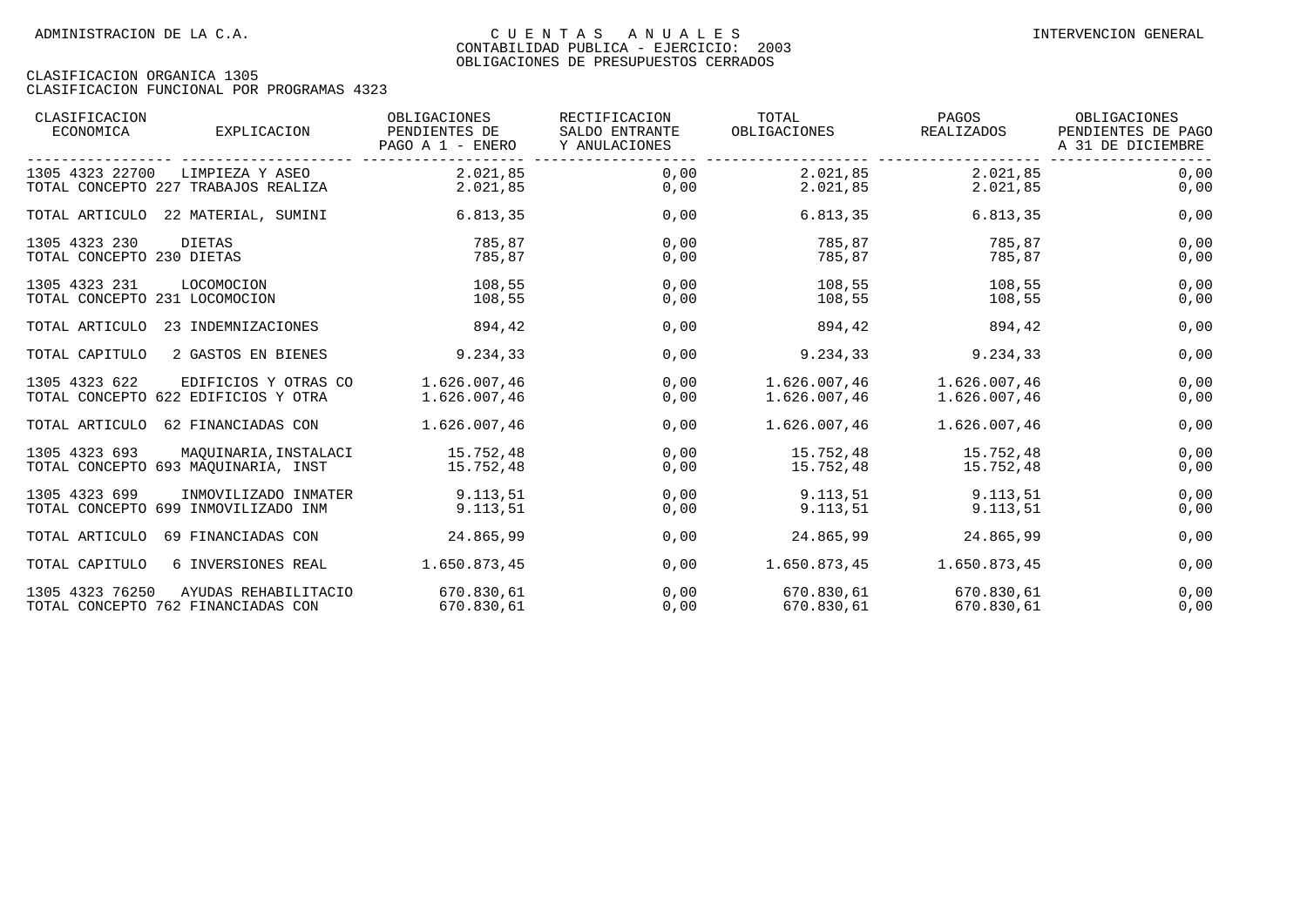ADMINISTRACION DE LA C.A. — CUENTAS ANUALES — INTERVENCION GENERAL

CONTABILIDAD PUBLICA - EJERCICIO: 2003

OBLIGACIONES DE PRESUPUESTOS CERRADOS

CLASIFICACION ORGANICA 1305

CLASIFICACION FUNCIONAL POR PROGRAMAS 4323

| CLASIFICACION ECONOMICA | EXPLICACION | OBLIGACIONES PENDIENTES DE PAGO A 1 - ENERO | RECTIFICACION SALDO ENTRANTE Y ANULACIONES | TOTAL OBLIGACIONES | PAGOS REALIZADOS | OBLIGACIONES PENDIENTES DE PAGO A 31 DE DICIEMBRE |
|---|---|---|---|---|---|---|
| 1305 4323 22700 | LIMPIEZA Y ASEO | 2.021,85 | 0,00 | 2.021,85 | 2.021,85 | 0,00 |
| TOTAL CONCEPTO 227 | TRABAJOS REALIZA | 2.021,85 | 0,00 | 2.021,85 | 2.021,85 | 0,00 |
| TOTAL ARTICULO | 22 MATERIAL, SUMINI | 6.813,35 | 0,00 | 6.813,35 | 6.813,35 | 0,00 |
| 1305 4323 230 | DIETAS | 785,87 | 0,00 | 785,87 | 785,87 | 0,00 |
| TOTAL CONCEPTO 230 | DIETAS | 785,87 | 0,00 | 785,87 | 785,87 | 0,00 |
| 1305 4323 231 | LOCOMOCION | 108,55 | 0,00 | 108,55 | 108,55 | 0,00 |
| TOTAL CONCEPTO 231 | LOCOMOCION | 108,55 | 0,00 | 108,55 | 108,55 | 0,00 |
| TOTAL ARTICULO | 23 INDEMNIZACIONES | 894,42 | 0,00 | 894,42 | 894,42 | 0,00 |
| TOTAL CAPITULO | 2 GASTOS EN BIENES | 9.234,33 | 0,00 | 9.234,33 | 9.234,33 | 0,00 |
| 1305 4323 622 | EDIFICIOS Y OTRAS CO | 1.626.007,46 | 0,00 | 1.626.007,46 | 1.626.007,46 | 0,00 |
| TOTAL CONCEPTO 622 | EDIFICIOS Y OTRA | 1.626.007,46 | 0,00 | 1.626.007,46 | 1.626.007,46 | 0,00 |
| TOTAL ARTICULO | 62 FINANCIADAS CON | 1.626.007,46 | 0,00 | 1.626.007,46 | 1.626.007,46 | 0,00 |
| 1305 4323 693 | MAQUINARIA,INSTALACI | 15.752,48 | 0,00 | 15.752,48 | 15.752,48 | 0,00 |
| TOTAL CONCEPTO 693 | MAQUINARIA, INST | 15.752,48 | 0,00 | 15.752,48 | 15.752,48 | 0,00 |
| 1305 4323 699 | INMOVILIZADO INMATER | 9.113,51 | 0,00 | 9.113,51 | 9.113,51 | 0,00 |
| TOTAL CONCEPTO 699 | INMOVILIZADO INM | 9.113,51 | 0,00 | 9.113,51 | 9.113,51 | 0,00 |
| TOTAL ARTICULO | 69 FINANCIADAS CON | 24.865,99 | 0,00 | 24.865,99 | 24.865,99 | 0,00 |
| TOTAL CAPITULO | 6 INVERSIONES REAL | 1.650.873,45 | 0,00 | 1.650.873,45 | 1.650.873,45 | 0,00 |
| 1305 4323 76250 | AYUDAS REHABILITACIO | 670.830,61 | 0,00 | 670.830,61 | 670.830,61 | 0,00 |
| TOTAL CONCEPTO 762 | FINANCIADAS CON | 670.830,61 | 0,00 | 670.830,61 | 670.830,61 | 0,00 |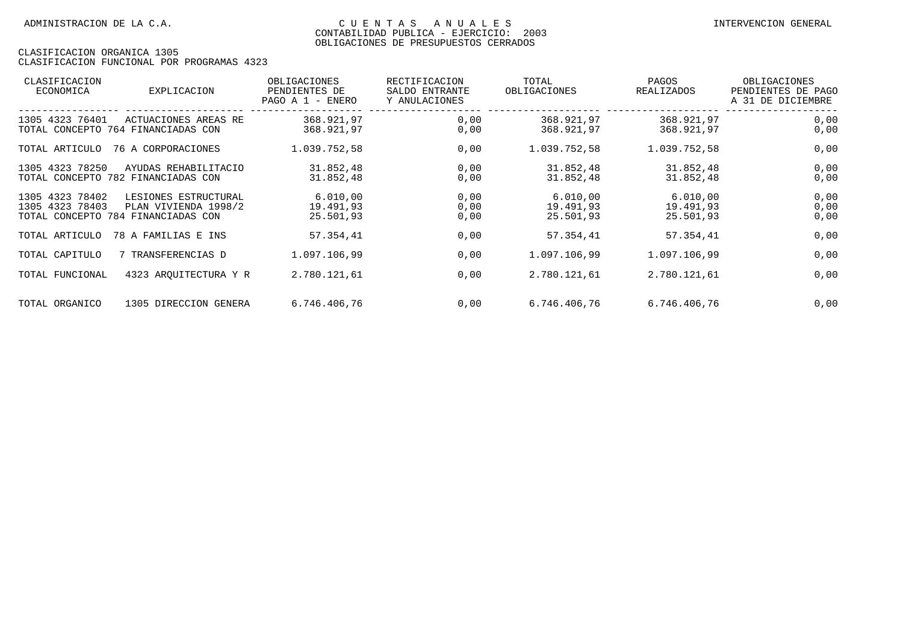ADMINISTRACION DE LA C.A.

CUENTAS ANUALES
CONTABILIDAD PUBLICA - EJERCICIO: 2003
OBLIGACIONES DE PRESUPUESTOS CERRADOS

INTERVENCION GENERAL

CLASIFICACION ORGANICA 1305
CLASIFICACION FUNCIONAL POR PROGRAMAS 4323

| CLASIFICACION ECONOMICA | EXPLICACION | OBLIGACIONES PENDIENTES DE PAGO A 1 - ENERO | RECTIFICACION SALDO ENTRANTE Y ANULACIONES | TOTAL OBLIGACIONES | PAGOS REALIZADOS | OBLIGACIONES PENDIENTES DE PAGO A 31 DE DICIEMBRE |
|---|---|---|---|---|---|---|
| 1305 4323 76401 | ACTUACIONES AREAS RE | 368.921,97 | 0,00 | 368.921,97 | 368.921,97 | 0,00 |
| TOTAL CONCEPTO 764 | FINANCIADAS CON | 368.921,97 | 0,00 | 368.921,97 | 368.921,97 | 0,00 |
| TOTAL ARTICULO | 76 A CORPORACIONES | 1.039.752,58 | 0,00 | 1.039.752,58 | 1.039.752,58 | 0,00 |
| 1305 4323 78250 | AYUDAS REHABILITACIO | 31.852,48 | 0,00 | 31.852,48 | 31.852,48 | 0,00 |
| TOTAL CONCEPTO 782 | FINANCIADAS CON | 31.852,48 | 0,00 | 31.852,48 | 31.852,48 | 0,00 |
| 1305 4323 78402 | LESIONES ESTRUCTURAL | 6.010,00 | 0,00 | 6.010,00 | 6.010,00 | 0,00 |
| 1305 4323 78403 | PLAN VIVIENDA 1998/2 | 19.491,93 | 0,00 | 19.491,93 | 19.491,93 | 0,00 |
| TOTAL CONCEPTO 784 | FINANCIADAS CON | 25.501,93 | 0,00 | 25.501,93 | 25.501,93 | 0,00 |
| TOTAL ARTICULO | 78 A FAMILIAS E INS | 57.354,41 | 0,00 | 57.354,41 | 57.354,41 | 0,00 |
| TOTAL CAPITULO | 7 TRANSFERENCIAS D | 1.097.106,99 | 0,00 | 1.097.106,99 | 1.097.106,99 | 0,00 |
| TOTAL FUNCIONAL | 4323 ARQUITECTURA Y R | 2.780.121,61 | 0,00 | 2.780.121,61 | 2.780.121,61 | 0,00 |
| TOTAL ORGANICO | 1305 DIRECCION GENERA | 6.746.406,76 | 0,00 | 6.746.406,76 | 6.746.406,76 | 0,00 |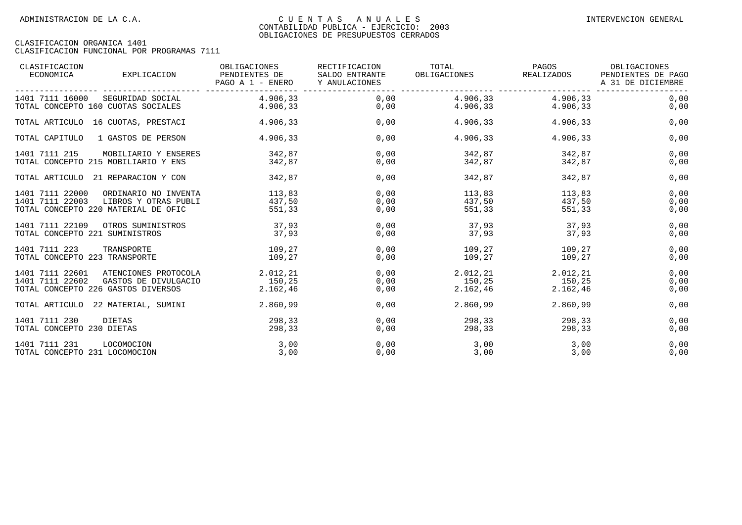ADMINISTRACION DE LA C.A. — CUENTAS ANUALES — INTERVENCION GENERAL

CONTABILIDAD PUBLICA - EJERCICIO: 2003

OBLIGACIONES DE PRESUPUESTOS CERRADOS

CLASIFICACION ORGANICA 1401

CLASIFICACION FUNCIONAL POR PROGRAMAS 7111

| CLASIFICACION ECONOMICA | EXPLICACION | OBLIGACIONES PENDIENTES DE PAGO A 1 - ENERO | RECTIFICACION SALDO ENTRANTE Y ANULACIONES | TOTAL OBLIGACIONES | PAGOS REALIZADOS | OBLIGACIONES PENDIENTES DE PAGO A 31 DE DICIEMBRE |
|---|---|---|---|---|---|---|
| 1401 7111 16000 | SEGURIDAD SOCIAL | 4.906,33 | 0,00 | 4.906,33 | 4.906,33 | 0,00 |
| TOTAL CONCEPTO 160 | CUOTAS SOCIALES | 4.906,33 | 0,00 | 4.906,33 | 4.906,33 | 0,00 |
| TOTAL ARTICULO 16 | CUOTAS, PRESTACI | 4.906,33 | 0,00 | 4.906,33 | 4.906,33 | 0,00 |
| TOTAL CAPITULO 1 | GASTOS DE PERSON | 4.906,33 | 0,00 | 4.906,33 | 4.906,33 | 0,00 |
| 1401 7111 215 | MOBILIARIO Y ENSERES | 342,87 | 0,00 | 342,87 | 342,87 | 0,00 |
| TOTAL CONCEPTO 215 | MOBILIARIO Y ENS | 342,87 | 0,00 | 342,87 | 342,87 | 0,00 |
| TOTAL ARTICULO 21 | REPARACION Y CON | 342,87 | 0,00 | 342,87 | 342,87 | 0,00 |
| 1401 7111 22000 | ORDINARIO NO INVENTA | 113,83 | 0,00 | 113,83 | 113,83 | 0,00 |
| 1401 7111 22003 | LIBROS Y OTRAS PUBLI | 437,50 | 0,00 | 437,50 | 437,50 | 0,00 |
| TOTAL CONCEPTO 220 | MATERIAL DE OFIC | 551,33 | 0,00 | 551,33 | 551,33 | 0,00 |
| 1401 7111 22109 | OTROS SUMINISTROS | 37,93 | 0,00 | 37,93 | 37,93 | 0,00 |
| TOTAL CONCEPTO 221 | SUMINISTROS | 37,93 | 0,00 | 37,93 | 37,93 | 0,00 |
| 1401 7111 223 | TRANSPORTE | 109,27 | 0,00 | 109,27 | 109,27 | 0,00 |
| TOTAL CONCEPTO 223 | TRANSPORTE | 109,27 | 0,00 | 109,27 | 109,27 | 0,00 |
| 1401 7111 22601 | ATENCIONES PROTOCOLA | 2.012,21 | 0,00 | 2.012,21 | 2.012,21 | 0,00 |
| 1401 7111 22602 | GASTOS DE DIVULGACIO | 150,25 | 0,00 | 150,25 | 150,25 | 0,00 |
| TOTAL CONCEPTO 226 | GASTOS DIVERSOS | 2.162,46 | 0,00 | 2.162,46 | 2.162,46 | 0,00 |
| TOTAL ARTICULO 22 | MATERIAL, SUMINI | 2.860,99 | 0,00 | 2.860,99 | 2.860,99 | 0,00 |
| 1401 7111 230 | DIETAS | 298,33 | 0,00 | 298,33 | 298,33 | 0,00 |
| TOTAL CONCEPTO 230 | DIETAS | 298,33 | 0,00 | 298,33 | 298,33 | 0,00 |
| 1401 7111 231 | LOCOMOCION | 3,00 | 0,00 | 3,00 | 3,00 | 0,00 |
| TOTAL CONCEPTO 231 | LOCOMOCION | 3,00 | 0,00 | 3,00 | 3,00 | 0,00 |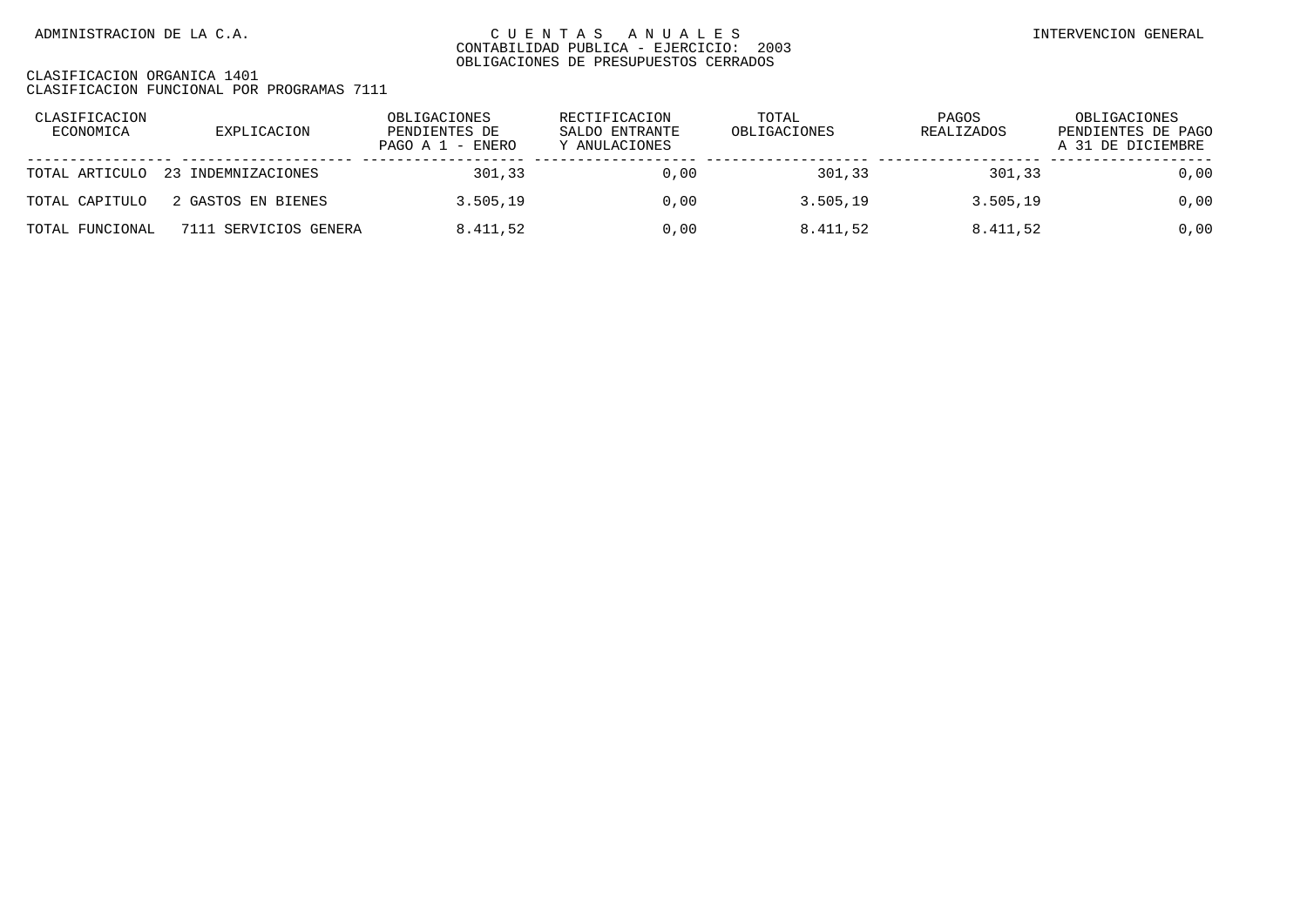ADMINISTRACION DE LA C.A.

CUENTAS ANUALES
CONTABILIDAD PUBLICA - EJERCICIO: 2003
OBLIGACIONES DE PRESUPUESTOS CERRADOS

INTERVENCION GENERAL

CLASIFICACION ORGANICA 1401
CLASIFICACION FUNCIONAL POR PROGRAMAS 7111

| CLASIFICACION ECONOMICA | EXPLICACION | OBLIGACIONES PENDIENTES DE PAGO A 1 - ENERO | RECTIFICACION SALDO ENTRANTE Y ANULACIONES | TOTAL OBLIGACIONES | PAGOS REALIZADOS | OBLIGACIONES PENDIENTES DE PAGO A 31 DE DICIEMBRE |
|---|---|---|---|---|---|---|
| TOTAL ARTICULO | 23 INDEMNIZACIONES | 301,33 | 0,00 | 301,33 | 301,33 | 0,00 |
| TOTAL CAPITULO | 2 GASTOS EN BIENES | 3.505,19 | 0,00 | 3.505,19 | 3.505,19 | 0,00 |
| TOTAL FUNCIONAL | 7111 SERVICIOS GENERA | 8.411,52 | 0,00 | 8.411,52 | 8.411,52 | 0,00 |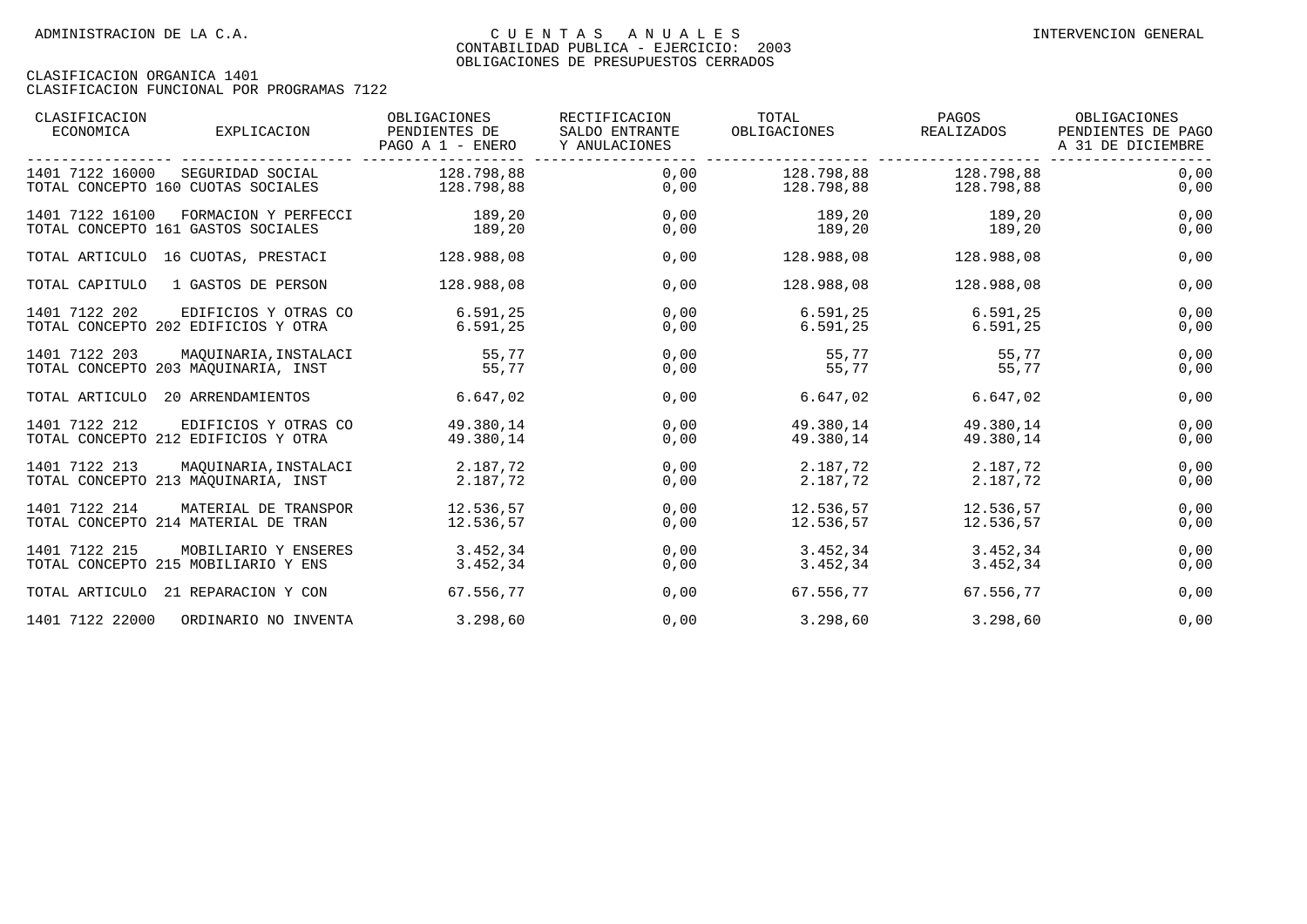ADMINISTRACION DE LA C.A.

CUENTAS ANUALES
CONTABILIDAD PUBLICA - EJERCICIO: 2003
OBLIGACIONES DE PRESUPUESTOS CERRADOS

INTERVENCION GENERAL

CLASIFICACION ORGANICA 1401
CLASIFICACION FUNCIONAL POR PROGRAMAS 7122

| CLASIFICACION ECONOMICA | EXPLICACION | OBLIGACIONES PENDIENTES DE PAGO A 1 - ENERO | RECTIFICACION SALDO ENTRANTE Y ANULACIONES | TOTAL OBLIGACIONES | PAGOS REALIZADOS | OBLIGACIONES PENDIENTES DE PAGO A 31 DE DICIEMBRE |
|---|---|---|---|---|---|---|
| 1401 7122 16000 | SEGURIDAD SOCIAL | 128.798,88 | 0,00 | 128.798,88 | 128.798,88 | 0,00 |
| TOTAL CONCEPTO 160 | CUOTAS SOCIALES | 128.798,88 | 0,00 | 128.798,88 | 128.798,88 | 0,00 |
| 1401 7122 16100 | FORMACION Y PERFECCI | 189,20 | 0,00 | 189,20 | 189,20 | 0,00 |
| TOTAL CONCEPTO 161 | GASTOS SOCIALES | 189,20 | 0,00 | 189,20 | 189,20 | 0,00 |
| TOTAL ARTICULO 16 | CUOTAS, PRESTACI | 128.988,08 | 0,00 | 128.988,08 | 128.988,08 | 0,00 |
| TOTAL CAPITULO 1 | GASTOS DE PERSON | 128.988,08 | 0,00 | 128.988,08 | 128.988,08 | 0,00 |
| 1401 7122 202 | EDIFICIOS Y OTRAS CO | 6.591,25 | 0,00 | 6.591,25 | 6.591,25 | 0,00 |
| TOTAL CONCEPTO 202 | EDIFICIOS Y OTRA | 6.591,25 | 0,00 | 6.591,25 | 6.591,25 | 0,00 |
| 1401 7122 203 | MAQUINARIA,INSTALACI | 55,77 | 0,00 | 55,77 | 55,77 | 0,00 |
| TOTAL CONCEPTO 203 | MAQUINARIA, INST | 55,77 | 0,00 | 55,77 | 55,77 | 0,00 |
| TOTAL ARTICULO 20 | ARRENDAMIENTOS | 6.647,02 | 0,00 | 6.647,02 | 6.647,02 | 0,00 |
| 1401 7122 212 | EDIFICIOS Y OTRAS CO | 49.380,14 | 0,00 | 49.380,14 | 49.380,14 | 0,00 |
| TOTAL CONCEPTO 212 | EDIFICIOS Y OTRA | 49.380,14 | 0,00 | 49.380,14 | 49.380,14 | 0,00 |
| 1401 7122 213 | MAQUINARIA,INSTALACI | 2.187,72 | 0,00 | 2.187,72 | 2.187,72 | 0,00 |
| TOTAL CONCEPTO 213 | MAQUINARIA, INST | 2.187,72 | 0,00 | 2.187,72 | 2.187,72 | 0,00 |
| 1401 7122 214 | MATERIAL DE TRANSPOR | 12.536,57 | 0,00 | 12.536,57 | 12.536,57 | 0,00 |
| TOTAL CONCEPTO 214 | MATERIAL DE TRAN | 12.536,57 | 0,00 | 12.536,57 | 12.536,57 | 0,00 |
| 1401 7122 215 | MOBILIARIO Y ENSERES | 3.452,34 | 0,00 | 3.452,34 | 3.452,34 | 0,00 |
| TOTAL CONCEPTO 215 | MOBILIARIO Y ENS | 3.452,34 | 0,00 | 3.452,34 | 3.452,34 | 0,00 |
| TOTAL ARTICULO 21 | REPARACION Y CON | 67.556,77 | 0,00 | 67.556,77 | 67.556,77 | 0,00 |
| 1401 7122 22000 | ORDINARIO NO INVENTA | 3.298,60 | 0,00 | 3.298,60 | 3.298,60 | 0,00 |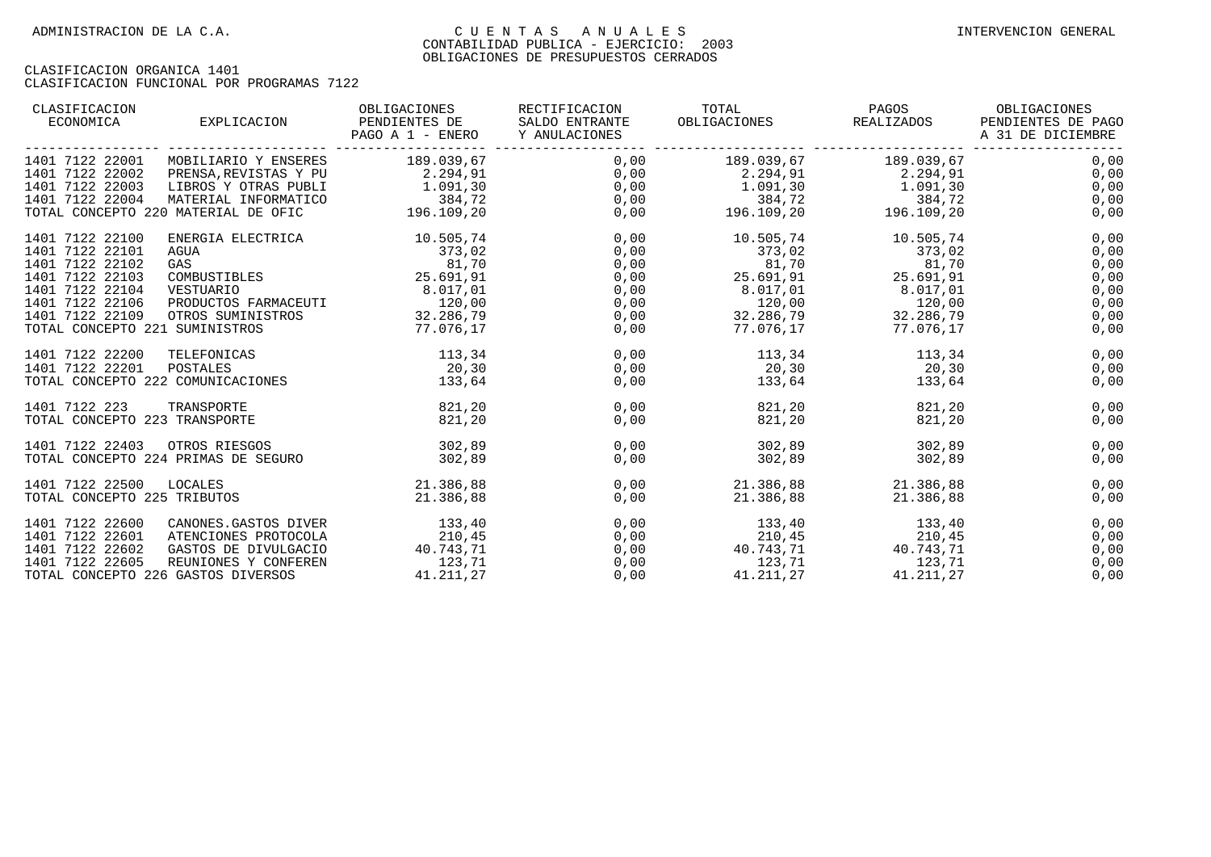ADMINISTRACION DE LA C.A. — CUENTAS ANUALES — INTERVENCION GENERAL

CONTABILIDAD PUBLICA - EJERCICIO: 2003

OBLIGACIONES DE PRESUPUESTOS CERRADOS

CLASIFICACION ORGANICA 1401

CLASIFICACION FUNCIONAL POR PROGRAMAS 7122

| CLASIFICACION ECONOMICA | EXPLICACION | OBLIGACIONES PENDIENTES DE PAGO A 1 - ENERO | RECTIFICACION SALDO ENTRANTE Y ANULACIONES | TOTAL OBLIGACIONES | PAGOS REALIZADOS | OBLIGACIONES PENDIENTES DE PAGO A 31 DE DICIEMBRE |
|---|---|---|---|---|---|---|
| 1401 7122 22001 | MOBILIARIO Y ENSERES | 189.039,67 | 0,00 | 189.039,67 | 189.039,67 | 0,00 |
| 1401 7122 22002 | PRENSA,REVISTAS Y PU | 2.294,91 | 0,00 | 2.294,91 | 2.294,91 | 0,00 |
| 1401 7122 22003 | LIBROS Y OTRAS PUBLI | 1.091,30 | 0,00 | 1.091,30 | 1.091,30 | 0,00 |
| 1401 7122 22004 | MATERIAL INFORMATICO | 384,72 | 0,00 | 384,72 | 384,72 | 0,00 |
| TOTAL CONCEPTO 220 MATERIAL DE OFIC | | 196.109,20 | 0,00 | 196.109,20 | 196.109,20 | 0,00 |
| 1401 7122 22100 | ENERGIA ELECTRICA | 10.505,74 | 0,00 | 10.505,74 | 10.505,74 | 0,00 |
| 1401 7122 22101 | AGUA | 373,02 | 0,00 | 373,02 | 373,02 | 0,00 |
| 1401 7122 22102 | GAS | 81,70 | 0,00 | 81,70 | 81,70 | 0,00 |
| 1401 7122 22103 | COMBUSTIBLES | 25.691,91 | 0,00 | 25.691,91 | 25.691,91 | 0,00 |
| 1401 7122 22104 | VESTUARIO | 8.017,01 | 0,00 | 8.017,01 | 8.017,01 | 0,00 |
| 1401 7122 22106 | PRODUCTOS FARMACEUTI | 120,00 | 0,00 | 120,00 | 120,00 | 0,00 |
| 1401 7122 22109 | OTROS SUMINISTROS | 32.286,79 | 0,00 | 32.286,79 | 32.286,79 | 0,00 |
| TOTAL CONCEPTO 221 SUMINISTROS | | 77.076,17 | 0,00 | 77.076,17 | 77.076,17 | 0,00 |
| 1401 7122 22200 | TELEFONICAS | 113,34 | 0,00 | 113,34 | 113,34 | 0,00 |
| 1401 7122 22201 | POSTALES | 20,30 | 0,00 | 20,30 | 20,30 | 0,00 |
| TOTAL CONCEPTO 222 COMUNICACIONES | | 133,64 | 0,00 | 133,64 | 133,64 | 0,00 |
| 1401 7122 223 | TRANSPORTE | 821,20 | 0,00 | 821,20 | 821,20 | 0,00 |
| TOTAL CONCEPTO 223 TRANSPORTE | | 821,20 | 0,00 | 821,20 | 821,20 | 0,00 |
| 1401 7122 22403 | OTROS RIESGOS | 302,89 | 0,00 | 302,89 | 302,89 | 0,00 |
| TOTAL CONCEPTO 224 PRIMAS DE SEGURO | | 302,89 | 0,00 | 302,89 | 302,89 | 0,00 |
| 1401 7122 22500 | LOCALES | 21.386,88 | 0,00 | 21.386,88 | 21.386,88 | 0,00 |
| TOTAL CONCEPTO 225 TRIBUTOS | | 21.386,88 | 0,00 | 21.386,88 | 21.386,88 | 0,00 |
| 1401 7122 22600 | CANONES.GASTOS DIVER | 133,40 | 0,00 | 133,40 | 133,40 | 0,00 |
| 1401 7122 22601 | ATENCIONES PROTOCOLA | 210,45 | 0,00 | 210,45 | 210,45 | 0,00 |
| 1401 7122 22602 | GASTOS DE DIVULGACIO | 40.743,71 | 0,00 | 40.743,71 | 40.743,71 | 0,00 |
| 1401 7122 22605 | REUNIONES Y CONFEREN | 123,71 | 0,00 | 123,71 | 123,71 | 0,00 |
| TOTAL CONCEPTO 226 GASTOS DIVERSOS | | 41.211,27 | 0,00 | 41.211,27 | 41.211,27 | 0,00 |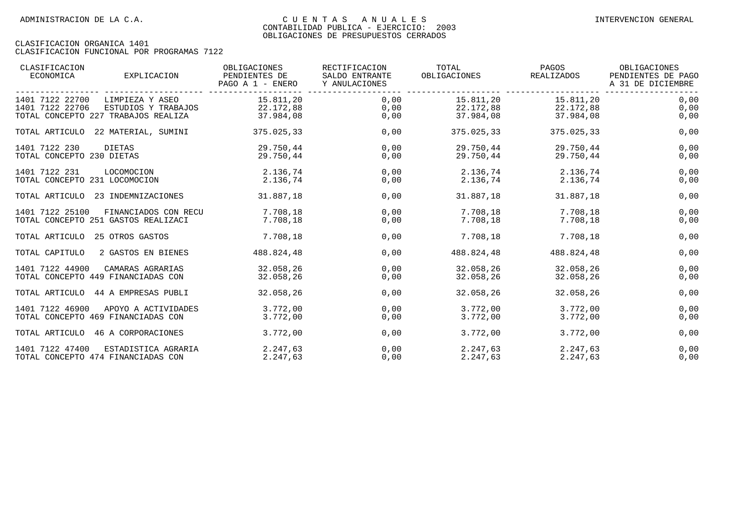CUENTAS ANUALES
CONTABILIDAD PUBLICA - EJERCICIO: 2003
OBLIGACIONES DE PRESUPUESTOS CERRADOS

CLASIFICACION ORGANICA 1401
CLASIFICACION FUNCIONAL POR PROGRAMAS 7122

| CLASIFICACION ECONOMICA | EXPLICACION | OBLIGACIONES PENDIENTES DE PAGO A 1 - ENERO | RECTIFICACION SALDO ENTRANTE Y ANULACIONES | TOTAL OBLIGACIONES | PAGOS REALIZADOS | OBLIGACIONES PENDIENTES DE PAGO A 31 DE DICIEMBRE |
|---|---|---|---|---|---|---|
| 1401 7122 22700 | LIMPIEZA Y ASEO | 15.811,20 | 0,00 | 15.811,20 | 15.811,20 | 0,00 |
| 1401 7122 22706 | ESTUDIOS Y TRABAJOS | 22.172,88 | 0,00 | 22.172,88 | 22.172,88 | 0,00 |
| TOTAL CONCEPTO 227 | TRABAJOS REALIZA | 37.984,08 | 0,00 | 37.984,08 | 37.984,08 | 0,00 |
| TOTAL ARTICULO 22 | MATERIAL, SUMINI | 375.025,33 | 0,00 | 375.025,33 | 375.025,33 | 0,00 |
| 1401 7122 230 | DIETAS | 29.750,44 | 0,00 | 29.750,44 | 29.750,44 | 0,00 |
| TOTAL CONCEPTO 230 | DIETAS | 29.750,44 | 0,00 | 29.750,44 | 29.750,44 | 0,00 |
| 1401 7122 231 | LOCOMOCION | 2.136,74 | 0,00 | 2.136,74 | 2.136,74 | 0,00 |
| TOTAL CONCEPTO 231 | LOCOMOCION | 2.136,74 | 0,00 | 2.136,74 | 2.136,74 | 0,00 |
| TOTAL ARTICULO 23 | INDEMNIZACIONES | 31.887,18 | 0,00 | 31.887,18 | 31.887,18 | 0,00 |
| 1401 7122 25100 | FINANCIADOS CON RECU | 7.708,18 | 0,00 | 7.708,18 | 7.708,18 | 0,00 |
| TOTAL CONCEPTO 251 | GASTOS REALIZACI | 7.708,18 | 0,00 | 7.708,18 | 7.708,18 | 0,00 |
| TOTAL ARTICULO 25 | OTROS GASTOS | 7.708,18 | 0,00 | 7.708,18 | 7.708,18 | 0,00 |
| TOTAL CAPITULO 2 | GASTOS EN BIENES | 488.824,48 | 0,00 | 488.824,48 | 488.824,48 | 0,00 |
| 1401 7122 44900 | CAMARAS AGRARIAS | 32.058,26 | 0,00 | 32.058,26 | 32.058,26 | 0,00 |
| TOTAL CONCEPTO 449 | FINANCIADAS CON | 32.058,26 | 0,00 | 32.058,26 | 32.058,26 | 0,00 |
| TOTAL ARTICULO 44 | A EMPRESAS PUBLI | 32.058,26 | 0,00 | 32.058,26 | 32.058,26 | 0,00 |
| 1401 7122 46900 | APOYO A ACTIVIDADES | 3.772,00 | 0,00 | 3.772,00 | 3.772,00 | 0,00 |
| TOTAL CONCEPTO 469 | FINANCIADAS CON | 3.772,00 | 0,00 | 3.772,00 | 3.772,00 | 0,00 |
| TOTAL ARTICULO 46 | A CORPORACIONES | 3.772,00 | 0,00 | 3.772,00 | 3.772,00 | 0,00 |
| 1401 7122 47400 | ESTADISTICA AGRARIA | 2.247,63 | 0,00 | 2.247,63 | 2.247,63 | 0,00 |
| TOTAL CONCEPTO 474 | FINANCIADAS CON | 2.247,63 | 0,00 | 2.247,63 | 2.247,63 | 0,00 |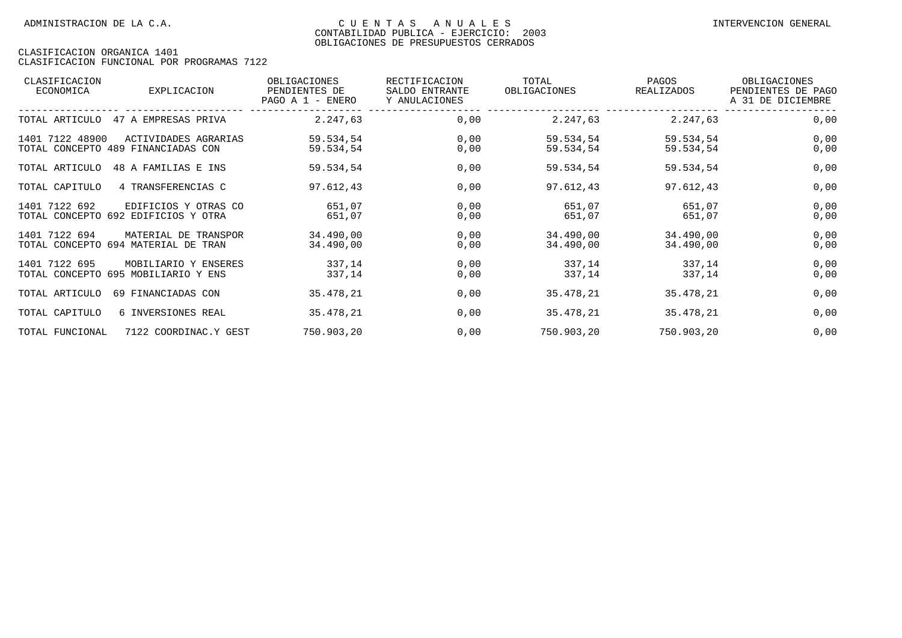ADMINISTRACION DE LA C.A.

CUENTAS ANUALES
CONTABILIDAD PUBLICA - EJERCICIO: 2003
OBLIGACIONES DE PRESUPUESTOS CERRADOS

INTERVENCION GENERAL

CLASIFICACION ORGANICA 1401
CLASIFICACION FUNCIONAL POR PROGRAMAS 7122

| CLASIFICACION ECONOMICA | EXPLICACION | OBLIGACIONES PENDIENTES DE PAGO A 1 - ENERO | RECTIFICACION SALDO ENTRANTE Y ANULACIONES | TOTAL OBLIGACIONES | PAGOS REALIZADOS | OBLIGACIONES PENDIENTES DE PAGO A 31 DE DICIEMBRE |
|---|---|---|---|---|---|---|
| TOTAL ARTICULO | 47 A EMPRESAS PRIVA | 2.247,63 | 0,00 | 2.247,63 | 2.247,63 | 0,00 |
| 1401 7122 48900 | ACTIVIDADES AGRARIAS | 59.534,54 | 0,00 | 59.534,54 | 59.534,54 | 0,00 |
| TOTAL CONCEPTO | 489 FINANCIADAS CON | 59.534,54 | 0,00 | 59.534,54 | 59.534,54 | 0,00 |
| TOTAL ARTICULO | 48 A FAMILIAS E INS | 59.534,54 | 0,00 | 59.534,54 | 59.534,54 | 0,00 |
| TOTAL CAPITULO | 4 TRANSFERENCIAS C | 97.612,43 | 0,00 | 97.612,43 | 97.612,43 | 0,00 |
| 1401 7122 692 | EDIFICIOS Y OTRAS CO | 651,07 | 0,00 | 651,07 | 651,07 | 0,00 |
| TOTAL CONCEPTO | 692 EDIFICIOS Y OTRA | 651,07 | 0,00 | 651,07 | 651,07 | 0,00 |
| 1401 7122 694 | MATERIAL DE TRANSPOR | 34.490,00 | 0,00 | 34.490,00 | 34.490,00 | 0,00 |
| TOTAL CONCEPTO | 694 MATERIAL DE TRAN | 34.490,00 | 0,00 | 34.490,00 | 34.490,00 | 0,00 |
| 1401 7122 695 | MOBILIARIO Y ENSERES | 337,14 | 0,00 | 337,14 | 337,14 | 0,00 |
| TOTAL CONCEPTO | 695 MOBILIARIO Y ENS | 337,14 | 0,00 | 337,14 | 337,14 | 0,00 |
| TOTAL ARTICULO | 69 FINANCIADAS CON | 35.478,21 | 0,00 | 35.478,21 | 35.478,21 | 0,00 |
| TOTAL CAPITULO | 6 INVERSIONES REAL | 35.478,21 | 0,00 | 35.478,21 | 35.478,21 | 0,00 |
| TOTAL FUNCIONAL | 7122 COORDINAC.Y GEST | 750.903,20 | 0,00 | 750.903,20 | 750.903,20 | 0,00 |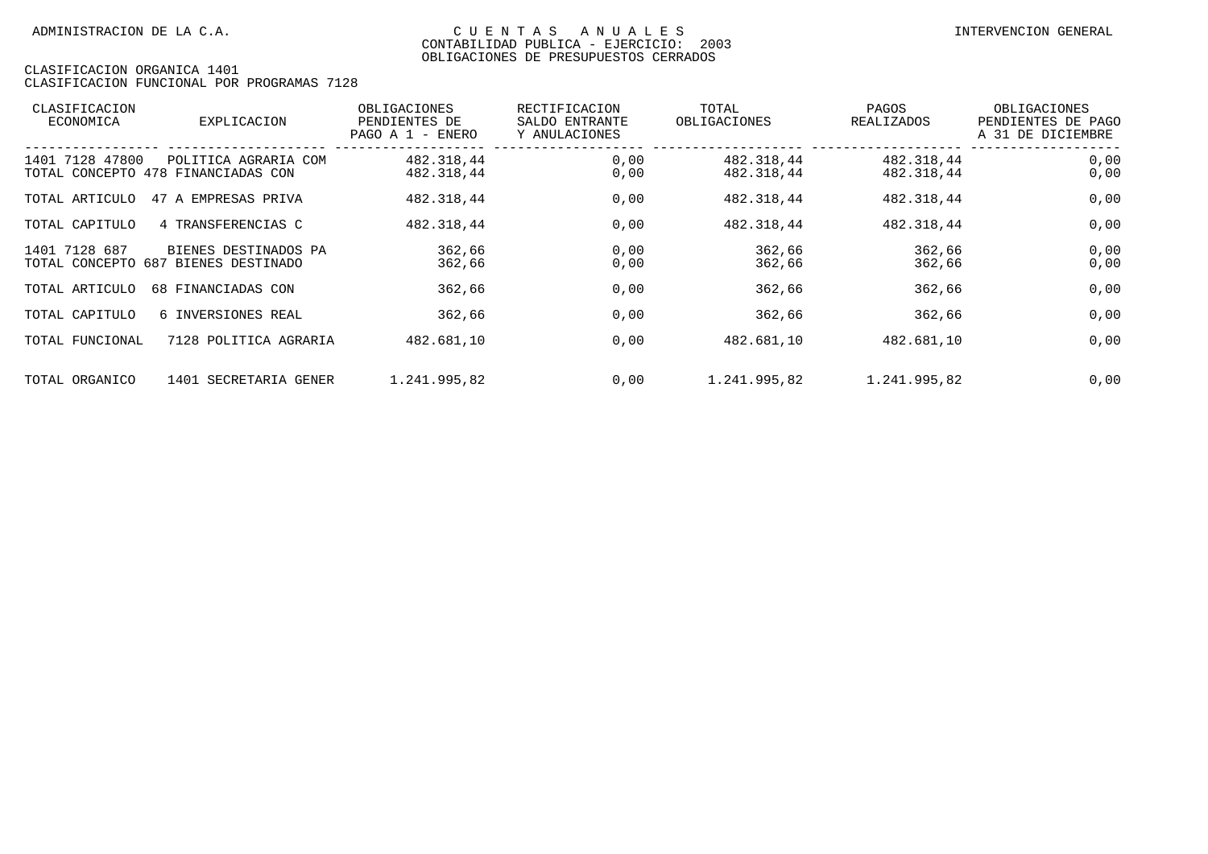ADMINISTRACION DE LA C.A.

CUENTAS ANUALES
CONTABILIDAD PUBLICA - EJERCICIO: 2003
OBLIGACIONES DE PRESUPUESTOS CERRADOS

INTERVENCION GENERAL

CLASIFICACION ORGANICA 1401
CLASIFICACION FUNCIONAL POR PROGRAMAS 7128

| CLASIFICACION ECONOMICA | EXPLICACION | OBLIGACIONES PENDIENTES DE PAGO A 1 - ENERO | RECTIFICACION SALDO ENTRANTE Y ANULACIONES | TOTAL OBLIGACIONES | PAGOS REALIZADOS | OBLIGACIONES PENDIENTES DE PAGO A 31 DE DICIEMBRE |
|---|---|---|---|---|---|---|
| 1401 7128 47800 | POLITICA AGRARIA COM | 482.318,44 | 0,00 | 482.318,44 | 482.318,44 | 0,00 |
| TOTAL CONCEPTO 478 | FINANCIADAS CON | 482.318,44 | 0,00 | 482.318,44 | 482.318,44 | 0,00 |
| TOTAL ARTICULO | 47 A EMPRESAS PRIVA | 482.318,44 | 0,00 | 482.318,44 | 482.318,44 | 0,00 |
| TOTAL CAPITULO | 4 TRANSFERENCIAS C | 482.318,44 | 0,00 | 482.318,44 | 482.318,44 | 0,00 |
| 1401 7128 687 | BIENES DESTINADOS PA | 362,66 | 0,00 | 362,66 | 362,66 | 0,00 |
| TOTAL CONCEPTO 687 | BIENES DESTINADO | 362,66 | 0,00 | 362,66 | 362,66 | 0,00 |
| TOTAL ARTICULO | 68 FINANCIADAS CON | 362,66 | 0,00 | 362,66 | 362,66 | 0,00 |
| TOTAL CAPITULO | 6 INVERSIONES REAL | 362,66 | 0,00 | 362,66 | 362,66 | 0,00 |
| TOTAL FUNCIONAL | 7128 POLITICA AGRARIA | 482.681,10 | 0,00 | 482.681,10 | 482.681,10 | 0,00 |
| TOTAL ORGANICO | 1401 SECRETARIA GENER | 1.241.995,82 | 0,00 | 1.241.995,82 | 1.241.995,82 | 0,00 |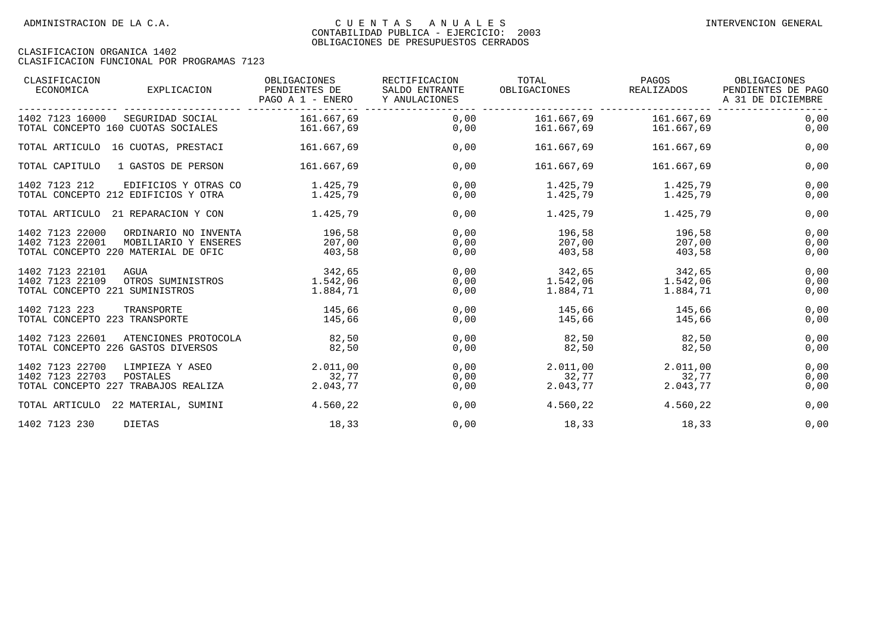ADMINISTRACION DE LA C.A. — CUENTAS ANUALES — INTERVENCION GENERAL

CONTABILIDAD PUBLICA - EJERCICIO: 2003

OBLIGACIONES DE PRESUPUESTOS CERRADOS

CLASIFICACION ORGANICA 1402

CLASIFICACION FUNCIONAL POR PROGRAMAS 7123

| CLASIFICACION ECONOMICA | EXPLICACION | OBLIGACIONES PENDIENTES DE PAGO A 1 - ENERO | RECTIFICACION SALDO ENTRANTE Y ANULACIONES | TOTAL OBLIGACIONES | PAGOS REALIZADOS | OBLIGACIONES PENDIENTES DE PAGO A 31 DE DICIEMBRE |
|---|---|---|---|---|---|---|
| 1402 7123 16000 | SEGURIDAD SOCIAL | 161.667,69 | 0,00 | 161.667,69 | 161.667,69 | 0,00 |
| TOTAL CONCEPTO 160 | CUOTAS SOCIALES | 161.667,69 | 0,00 | 161.667,69 | 161.667,69 | 0,00 |
| TOTAL ARTICULO | 16 CUOTAS, PRESTACI | 161.667,69 | 0,00 | 161.667,69 | 161.667,69 | 0,00 |
| TOTAL CAPITULO | 1 GASTOS DE PERSON | 161.667,69 | 0,00 | 161.667,69 | 161.667,69 | 0,00 |
| 1402 7123 212 | EDIFICIOS Y OTRAS CO | 1.425,79 | 0,00 | 1.425,79 | 1.425,79 | 0,00 |
| TOTAL CONCEPTO 212 | EDIFICIOS Y OTRA | 1.425,79 | 0,00 | 1.425,79 | 1.425,79 | 0,00 |
| TOTAL ARTICULO | 21 REPARACION Y CON | 1.425,79 | 0,00 | 1.425,79 | 1.425,79 | 0,00 |
| 1402 7123 22000 | ORDINARIO NO INVENTA | 196,58 | 0,00 | 196,58 | 196,58 | 0,00 |
| 1402 7123 22001 | MOBILIARIO Y ENSERES | 207,00 | 0,00 | 207,00 | 207,00 | 0,00 |
| TOTAL CONCEPTO 220 | MATERIAL DE OFIC | 403,58 | 0,00 | 403,58 | 403,58 | 0,00 |
| 1402 7123 22101 | AGUA | 342,65 | 0,00 | 342,65 | 342,65 | 0,00 |
| 1402 7123 22109 | OTROS SUMINISTROS | 1.542,06 | 0,00 | 1.542,06 | 1.542,06 | 0,00 |
| TOTAL CONCEPTO 221 | SUMINISTROS | 1.884,71 | 0,00 | 1.884,71 | 1.884,71 | 0,00 |
| 1402 7123 223 | TRANSPORTE | 145,66 | 0,00 | 145,66 | 145,66 | 0,00 |
| TOTAL CONCEPTO 223 | TRANSPORTE | 145,66 | 0,00 | 145,66 | 145,66 | 0,00 |
| 1402 7123 22601 | ATENCIONES PROTOCOLA | 82,50 | 0,00 | 82,50 | 82,50 | 0,00 |
| TOTAL CONCEPTO 226 | GASTOS DIVERSOS | 82,50 | 0,00 | 82,50 | 82,50 | 0,00 |
| 1402 7123 22700 | LIMPIEZA Y ASEO | 2.011,00 | 0,00 | 2.011,00 | 2.011,00 | 0,00 |
| 1402 7123 22703 | POSTALES | 32,77 | 0,00 | 32,77 | 32,77 | 0,00 |
| TOTAL CONCEPTO 227 | TRABAJOS REALIZA | 2.043,77 | 0,00 | 2.043,77 | 2.043,77 | 0,00 |
| TOTAL ARTICULO | 22 MATERIAL, SUMINI | 4.560,22 | 0,00 | 4.560,22 | 4.560,22 | 0,00 |
| 1402 7123 230 | DIETAS | 18,33 | 0,00 | 18,33 | 18,33 | 0,00 |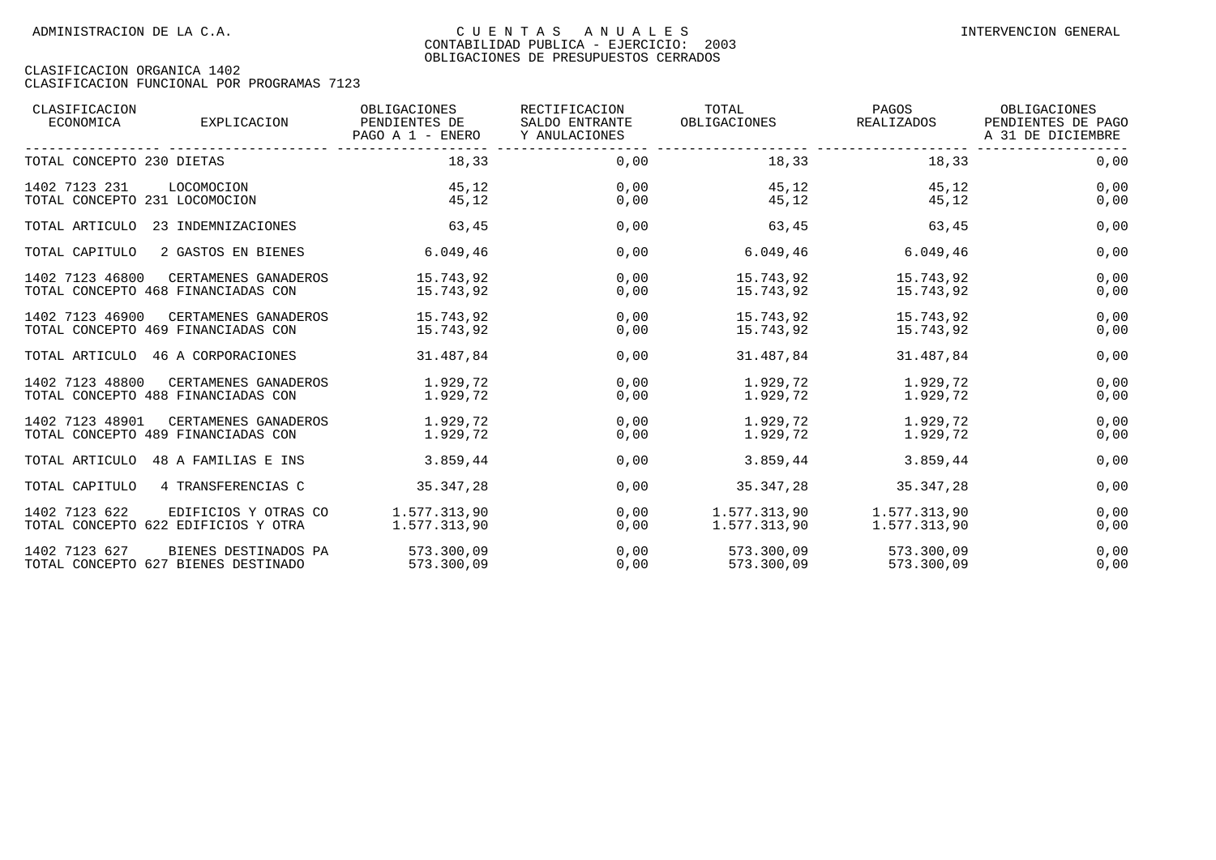ADMINISTRACION DE LA C.A.

CUENTAS ANUALES
CONTABILIDAD PUBLICA - EJERCICIO: 2003
OBLIGACIONES DE PRESUPUESTOS CERRADOS

INTERVENCION GENERAL

CLASIFICACION ORGANICA 1402
CLASIFICACION FUNCIONAL POR PROGRAMAS 7123

| CLASIFICACION ECONOMICA | EXPLICACION | OBLIGACIONES PENDIENTES DE PAGO A 1 - ENERO | RECTIFICACION SALDO ENTRANTE Y ANULACIONES | TOTAL OBLIGACIONES | PAGOS REALIZADOS | OBLIGACIONES PENDIENTES DE PAGO A 31 DE DICIEMBRE |
|---|---|---|---|---|---|---|
| TOTAL CONCEPTO 230 DIETAS | | 18,33 | 0,00 | 18,33 | 18,33 | 0,00 |
| 1402 7123 231 | LOCOMOCION | 45,12 | 0,00 | 45,12 | 45,12 | 0,00 |
| TOTAL CONCEPTO 231 LOCOMOCION | | 45,12 | 0,00 | 45,12 | 45,12 | 0,00 |
| TOTAL ARTICULO 23 INDEMNIZACIONES | | 63,45 | 0,00 | 63,45 | 63,45 | 0,00 |
| TOTAL CAPITULO 2 GASTOS EN BIENES | | 6.049,46 | 0,00 | 6.049,46 | 6.049,46 | 0,00 |
| 1402 7123 46800 | CERTAMENES GANADEROS | 15.743,92 | 0,00 | 15.743,92 | 15.743,92 | 0,00 |
| TOTAL CONCEPTO 468 FINANCIADAS CON | | 15.743,92 | 0,00 | 15.743,92 | 15.743,92 | 0,00 |
| 1402 7123 46900 | CERTAMENES GANADEROS | 15.743,92 | 0,00 | 15.743,92 | 15.743,92 | 0,00 |
| TOTAL CONCEPTO 469 FINANCIADAS CON | | 15.743,92 | 0,00 | 15.743,92 | 15.743,92 | 0,00 |
| TOTAL ARTICULO 46 A CORPORACIONES | | 31.487,84 | 0,00 | 31.487,84 | 31.487,84 | 0,00 |
| 1402 7123 48800 | CERTAMENES GANADEROS | 1.929,72 | 0,00 | 1.929,72 | 1.929,72 | 0,00 |
| TOTAL CONCEPTO 488 FINANCIADAS CON | | 1.929,72 | 0,00 | 1.929,72 | 1.929,72 | 0,00 |
| 1402 7123 48901 | CERTAMENES GANADEROS | 1.929,72 | 0,00 | 1.929,72 | 1.929,72 | 0,00 |
| TOTAL CONCEPTO 489 FINANCIADAS CON | | 1.929,72 | 0,00 | 1.929,72 | 1.929,72 | 0,00 |
| TOTAL ARTICULO 48 A FAMILIAS E INS | | 3.859,44 | 0,00 | 3.859,44 | 3.859,44 | 0,00 |
| TOTAL CAPITULO 4 TRANSFERENCIAS C | | 35.347,28 | 0,00 | 35.347,28 | 35.347,28 | 0,00 |
| 1402 7123 622 | EDIFICIOS Y OTRAS CO | 1.577.313,90 | 0,00 | 1.577.313,90 | 1.577.313,90 | 0,00 |
| TOTAL CONCEPTO 622 EDIFICIOS Y OTRA | | 1.577.313,90 | 0,00 | 1.577.313,90 | 1.577.313,90 | 0,00 |
| 1402 7123 627 | BIENES DESTINADOS PA | 573.300,09 | 0,00 | 573.300,09 | 573.300,09 | 0,00 |
| TOTAL CONCEPTO 627 BIENES DESTINADO | | 573.300,09 | 0,00 | 573.300,09 | 573.300,09 | 0,00 |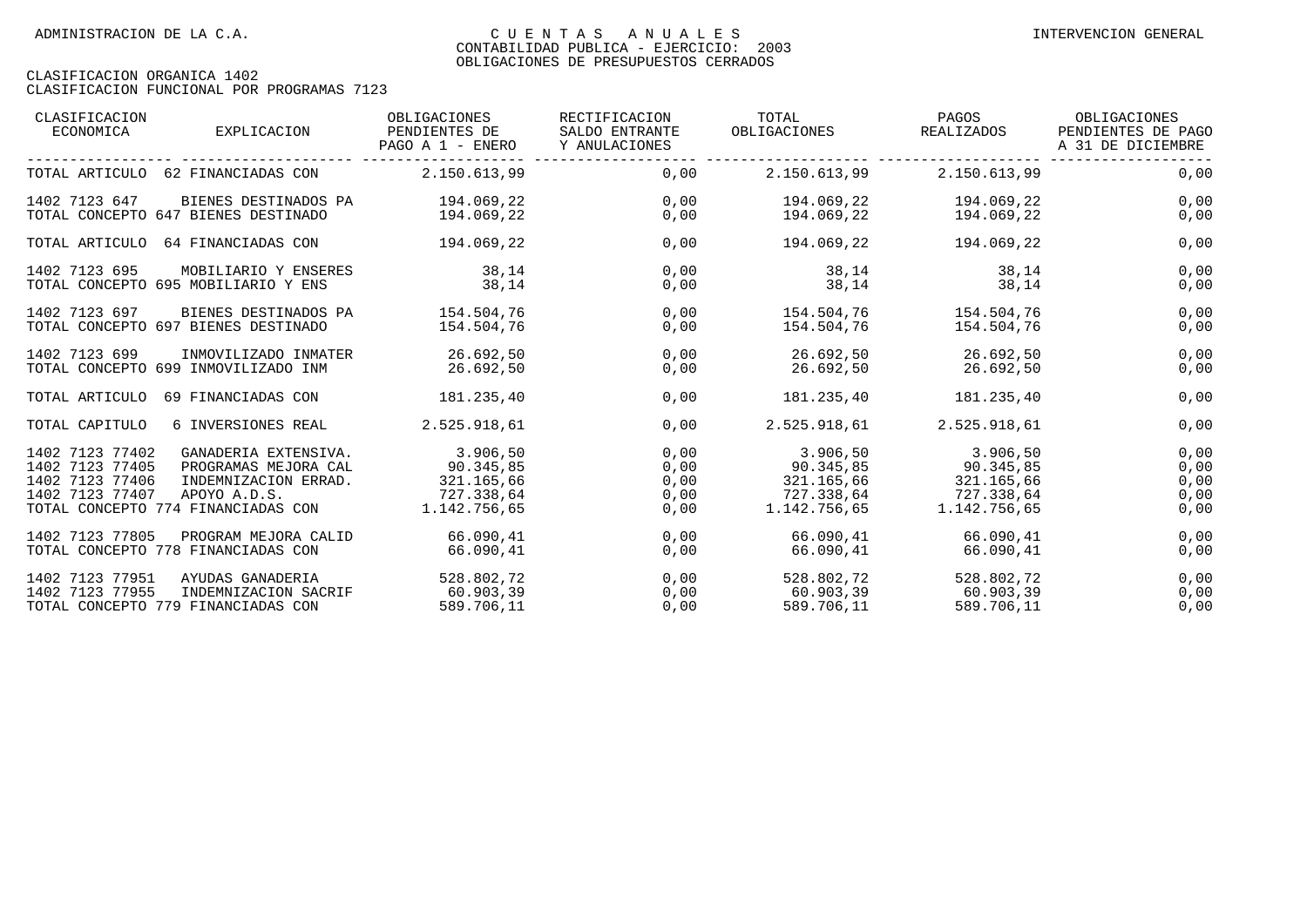ADMINISTRACION DE LA C.A.

CUENTAS ANUALES
CONTABILIDAD PUBLICA - EJERCICIO: 2003
OBLIGACIONES DE PRESUPUESTOS CERRADOS

INTERVENCION GENERAL

CLASIFICACION ORGANICA 1402
CLASIFICACION FUNCIONAL POR PROGRAMAS 7123

| CLASIFICACION ECONOMICA | EXPLICACION | OBLIGACIONES PENDIENTES DE PAGO A 1 - ENERO | RECTIFICACION SALDO ENTRANTE Y ANULACIONES | TOTAL OBLIGACIONES | PAGOS REALIZADOS | OBLIGACIONES PENDIENTES DE PAGO A 31 DE DICIEMBRE |
|---|---|---|---|---|---|---|
| TOTAL ARTICULO | 62 FINANCIADAS CON | 2.150.613,99 | 0,00 | 2.150.613,99 | 2.150.613,99 | 0,00 |
| 1402 7123 647 | BIENES DESTINADOS PA | 194.069,22 | 0,00 | 194.069,22 | 194.069,22 | 0,00 |
| TOTAL CONCEPTO 647 | BIENES DESTINADO | 194.069,22 | 0,00 | 194.069,22 | 194.069,22 | 0,00 |
| TOTAL ARTICULO | 64 FINANCIADAS CON | 194.069,22 | 0,00 | 194.069,22 | 194.069,22 | 0,00 |
| 1402 7123 695 | MOBILIARIO Y ENSERES | 38,14 | 0,00 | 38,14 | 38,14 | 0,00 |
| TOTAL CONCEPTO 695 | MOBILIARIO Y ENS | 38,14 | 0,00 | 38,14 | 38,14 | 0,00 |
| 1402 7123 697 | BIENES DESTINADOS PA | 154.504,76 | 0,00 | 154.504,76 | 154.504,76 | 0,00 |
| TOTAL CONCEPTO 697 | BIENES DESTINADO | 154.504,76 | 0,00 | 154.504,76 | 154.504,76 | 0,00 |
| 1402 7123 699 | INMOVILIZADO INMATER | 26.692,50 | 0,00 | 26.692,50 | 26.692,50 | 0,00 |
| TOTAL CONCEPTO 699 | INMOVILIZADO INM | 26.692,50 | 0,00 | 26.692,50 | 26.692,50 | 0,00 |
| TOTAL ARTICULO | 69 FINANCIADAS CON | 181.235,40 | 0,00 | 181.235,40 | 181.235,40 | 0,00 |
| TOTAL CAPITULO | 6 INVERSIONES REAL | 2.525.918,61 | 0,00 | 2.525.918,61 | 2.525.918,61 | 0,00 |
| 1402 7123 77402 | GANADERIA EXTENSIVA. | 3.906,50 | 0,00 | 3.906,50 | 3.906,50 | 0,00 |
| 1402 7123 77405 | PROGRAMAS MEJORA CAL | 90.345,85 | 0,00 | 90.345,85 | 90.345,85 | 0,00 |
| 1402 7123 77406 | INDEMNIZACION ERRAD. | 321.165,66 | 0,00 | 321.165,66 | 321.165,66 | 0,00 |
| 1402 7123 77407 | APOYO A.D.S. | 727.338,64 | 0,00 | 727.338,64 | 727.338,64 | 0,00 |
| TOTAL CONCEPTO 774 | FINANCIADAS CON | 1.142.756,65 | 0,00 | 1.142.756,65 | 1.142.756,65 | 0,00 |
| 1402 7123 77805 | PROGRAM MEJORA CALID | 66.090,41 | 0,00 | 66.090,41 | 66.090,41 | 0,00 |
| TOTAL CONCEPTO 778 | FINANCIADAS CON | 66.090,41 | 0,00 | 66.090,41 | 66.090,41 | 0,00 |
| 1402 7123 77951 | AYUDAS GANADERIA | 528.802,72 | 0,00 | 528.802,72 | 528.802,72 | 0,00 |
| 1402 7123 77955 | INDEMNIZACION SACRIF | 60.903,39 | 0,00 | 60.903,39 | 60.903,39 | 0,00 |
| TOTAL CONCEPTO 779 | FINANCIADAS CON | 589.706,11 | 0,00 | 589.706,11 | 589.706,11 | 0,00 |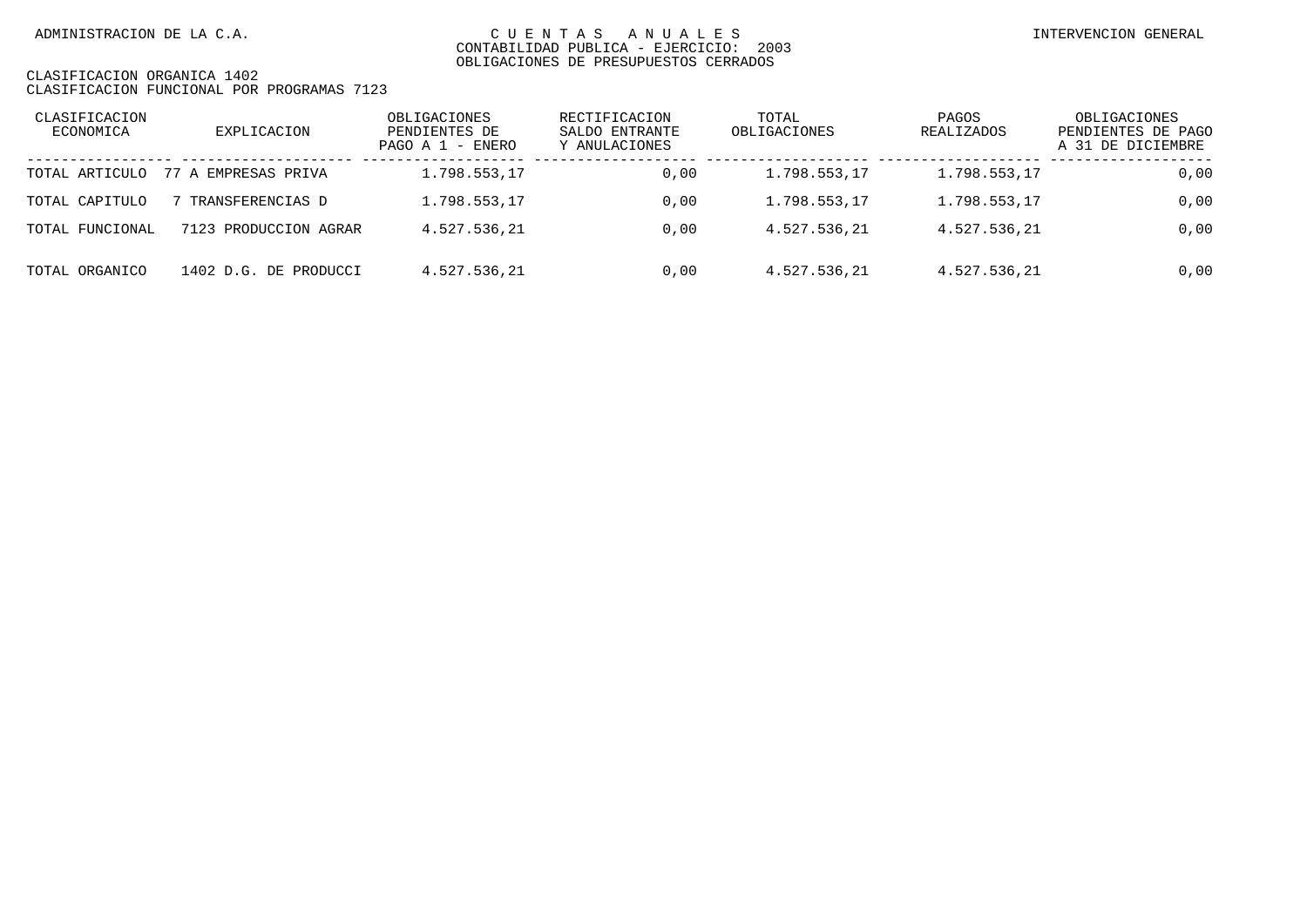ADMINISTRACION DE LA C.A.

CUENTAS ANUALES
CONTABILIDAD PUBLICA - EJERCICIO: 2003
OBLIGACIONES DE PRESUPUESTOS CERRADOS

INTERVENCION GENERAL

CLASIFICACION ORGANICA 1402
CLASIFICACION FUNCIONAL POR PROGRAMAS 7123

| CLASIFICACION ECONOMICA | EXPLICACION | OBLIGACIONES PENDIENTES DE PAGO A 1 - ENERO | RECTIFICACION SALDO ENTRANTE Y ANULACIONES | TOTAL OBLIGACIONES | PAGOS REALIZADOS | OBLIGACIONES PENDIENTES DE PAGO A 31 DE DICIEMBRE |
|---|---|---|---|---|---|---|
| TOTAL ARTICULO | 77 A EMPRESAS PRIVA | 1.798.553,17 | 0,00 | 1.798.553,17 | 1.798.553,17 | 0,00 |
| TOTAL CAPITULO | 7 TRANSFERENCIAS D | 1.798.553,17 | 0,00 | 1.798.553,17 | 1.798.553,17 | 0,00 |
| TOTAL FUNCIONAL | 7123 PRODUCCION AGRAR | 4.527.536,21 | 0,00 | 4.527.536,21 | 4.527.536,21 | 0,00 |
| TOTAL ORGANICO | 1402 D.G. DE PRODUCCI | 4.527.536,21 | 0,00 | 4.527.536,21 | 4.527.536,21 | 0,00 |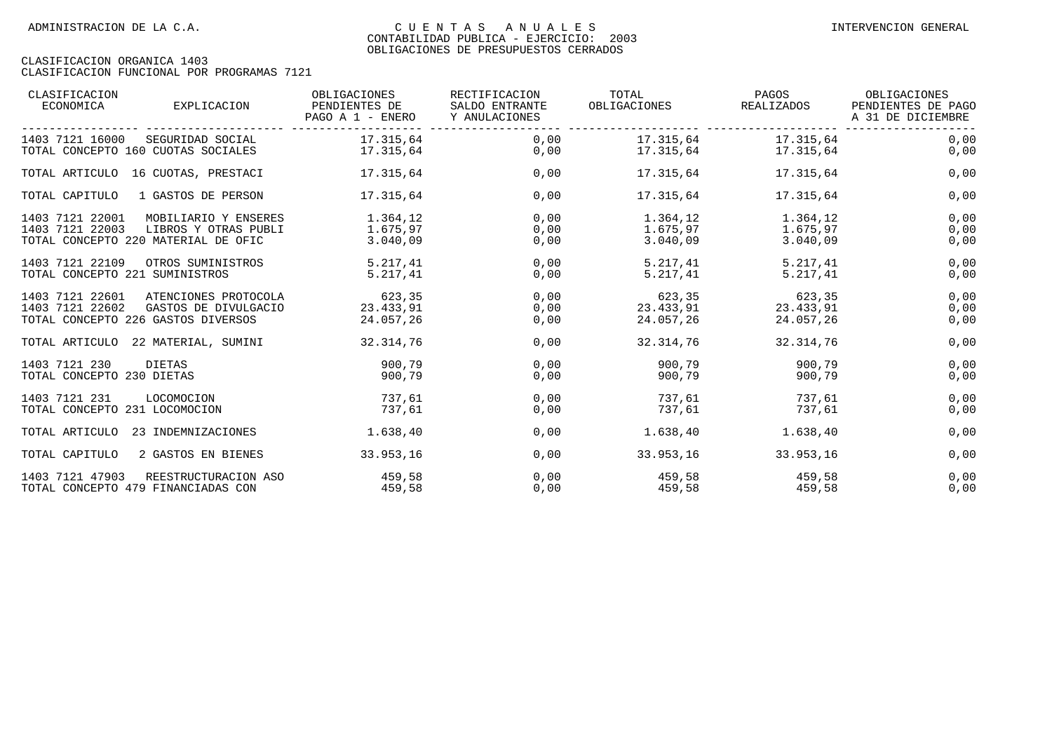ADMINISTRACION DE LA C.A. — CUENTAS ANUALES — INTERVENCION GENERAL

CONTABILIDAD PUBLICA - EJERCICIO: 2003

OBLIGACIONES DE PRESUPUESTOS CERRADOS

CLASIFICACION ORGANICA 1403

CLASIFICACION FUNCIONAL POR PROGRAMAS 7121

| CLASIFICACION ECONOMICA | EXPLICACION | OBLIGACIONES PENDIENTES DE PAGO A 1 - ENERO | RECTIFICACION SALDO ENTRANTE Y ANULACIONES | TOTAL OBLIGACIONES | PAGOS REALIZADOS | OBLIGACIONES PENDIENTES DE PAGO A 31 DE DICIEMBRE |
|---|---|---|---|---|---|---|
| 1403 7121 16000 | SEGURIDAD SOCIAL | 17.315,64 | 0,00 | 17.315,64 | 17.315,64 | 0,00 |
| TOTAL CONCEPTO 160 CUOTAS SOCIALES | | 17.315,64 | 0,00 | 17.315,64 | 17.315,64 | 0,00 |
| TOTAL ARTICULO 16 CUOTAS, PRESTACI | | 17.315,64 | 0,00 | 17.315,64 | 17.315,64 | 0,00 |
| TOTAL CAPITULO 1 GASTOS DE PERSON | | 17.315,64 | 0,00 | 17.315,64 | 17.315,64 | 0,00 |
| 1403 7121 22001 | MOBILIARIO Y ENSERES | 1.364,12 | 0,00 | 1.364,12 | 1.364,12 | 0,00 |
| 1403 7121 22003 | LIBROS Y OTRAS PUBLI | 1.675,97 | 0,00 | 1.675,97 | 1.675,97 | 0,00 |
| TOTAL CONCEPTO 220 MATERIAL DE OFIC | | 3.040,09 | 0,00 | 3.040,09 | 3.040,09 | 0,00 |
| 1403 7121 22109 | OTROS SUMINISTROS | 5.217,41 | 0,00 | 5.217,41 | 5.217,41 | 0,00 |
| TOTAL CONCEPTO 221 SUMINISTROS | | 5.217,41 | 0,00 | 5.217,41 | 5.217,41 | 0,00 |
| 1403 7121 22601 | ATENCIONES PROTOCOLA | 623,35 | 0,00 | 623,35 | 623,35 | 0,00 |
| 1403 7121 22602 | GASTOS DE DIVULGACIO | 23.433,91 | 0,00 | 23.433,91 | 23.433,91 | 0,00 |
| TOTAL CONCEPTO 226 GASTOS DIVERSOS | | 24.057,26 | 0,00 | 24.057,26 | 24.057,26 | 0,00 |
| TOTAL ARTICULO 22 MATERIAL, SUMINI | | 32.314,76 | 0,00 | 32.314,76 | 32.314,76 | 0,00 |
| 1403 7121 230 | DIETAS | 900,79 | 0,00 | 900,79 | 900,79 | 0,00 |
| TOTAL CONCEPTO 230 DIETAS | | 900,79 | 0,00 | 900,79 | 900,79 | 0,00 |
| 1403 7121 231 | LOCOMOCION | 737,61 | 0,00 | 737,61 | 737,61 | 0,00 |
| TOTAL CONCEPTO 231 LOCOMOCION | | 737,61 | 0,00 | 737,61 | 737,61 | 0,00 |
| TOTAL ARTICULO 23 INDEMNIZACIONES | | 1.638,40 | 0,00 | 1.638,40 | 1.638,40 | 0,00 |
| TOTAL CAPITULO 2 GASTOS EN BIENES | | 33.953,16 | 0,00 | 33.953,16 | 33.953,16 | 0,00 |
| 1403 7121 47903 | REESTRUCTURACION ASO | 459,58 | 0,00 | 459,58 | 459,58 | 0,00 |
| TOTAL CONCEPTO 479 FINANCIADAS CON | | 459,58 | 0,00 | 459,58 | 459,58 | 0,00 |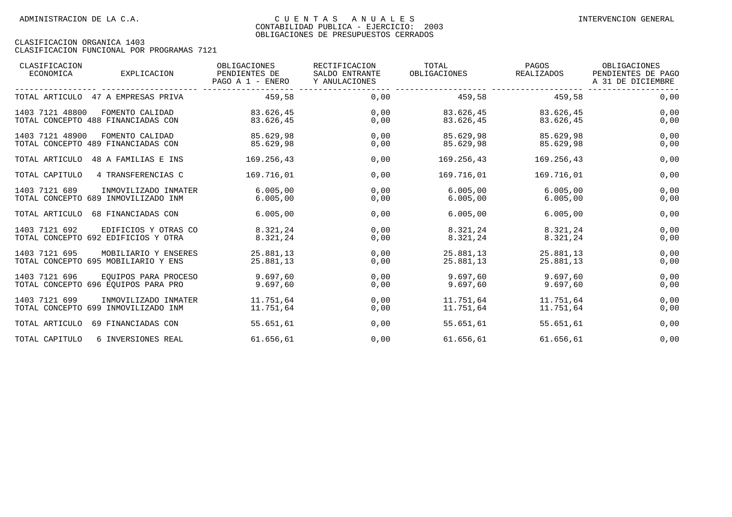ADMINISTRACION DE LA C.A. — CUENTAS ANUALES — INTERVENCION GENERAL

CONTABILIDAD PUBLICA - EJERCICIO: 2003

OBLIGACIONES DE PRESUPUESTOS CERRADOS

CLASIFICACION ORGANICA 1403

CLASIFICACION FUNCIONAL POR PROGRAMAS 7121

| CLASIFICACION ECONOMICA | EXPLICACION | OBLIGACIONES PENDIENTES DE PAGO A 1 - ENERO | RECTIFICACION SALDO ENTRANTE Y ANULACIONES | TOTAL OBLIGACIONES | PAGOS REALIZADOS | OBLIGACIONES PENDIENTES DE PAGO A 31 DE DICIEMBRE |
|---|---|---|---|---|---|---|
| TOTAL ARTICULO | 47 A EMPRESAS PRIVA | 459,58 | 0,00 | 459,58 | 459,58 | 0,00 |
| 1403 7121 48800 | FOMENTO CALIDAD | 83.626,45 | 0,00 | 83.626,45 | 83.626,45 | 0,00 |
| TOTAL CONCEPTO | 488 FINANCIADAS CON | 83.626,45 | 0,00 | 83.626,45 | 83.626,45 | 0,00 |
| 1403 7121 48900 | FOMENTO CALIDAD | 85.629,98 | 0,00 | 85.629,98 | 85.629,98 | 0,00 |
| TOTAL CONCEPTO | 489 FINANCIADAS CON | 85.629,98 | 0,00 | 85.629,98 | 85.629,98 | 0,00 |
| TOTAL ARTICULO | 48 A FAMILIAS E INS | 169.256,43 | 0,00 | 169.256,43 | 169.256,43 | 0,00 |
| TOTAL CAPITULO | 4 TRANSFERENCIAS C | 169.716,01 | 0,00 | 169.716,01 | 169.716,01 | 0,00 |
| 1403 7121 689 | INMOVILIZADO INMATER | 6.005,00 | 0,00 | 6.005,00 | 6.005,00 | 0,00 |
| TOTAL CONCEPTO | 689 INMOVILIZADO INM | 6.005,00 | 0,00 | 6.005,00 | 6.005,00 | 0,00 |
| TOTAL ARTICULO | 68 FINANCIADAS CON | 6.005,00 | 0,00 | 6.005,00 | 6.005,00 | 0,00 |
| 1403 7121 692 | EDIFICIOS Y OTRAS CO | 8.321,24 | 0,00 | 8.321,24 | 8.321,24 | 0,00 |
| TOTAL CONCEPTO | 692 EDIFICIOS Y OTRA | 8.321,24 | 0,00 | 8.321,24 | 8.321,24 | 0,00 |
| 1403 7121 695 | MOBILIARIO Y ENSERES | 25.881,13 | 0,00 | 25.881,13 | 25.881,13 | 0,00 |
| TOTAL CONCEPTO | 695 MOBILIARIO Y ENS | 25.881,13 | 0,00 | 25.881,13 | 25.881,13 | 0,00 |
| 1403 7121 696 | EQUIPOS PARA PROCESO | 9.697,60 | 0,00 | 9.697,60 | 9.697,60 | 0,00 |
| TOTAL CONCEPTO | 696 EQUIPOS PARA PRO | 9.697,60 | 0,00 | 9.697,60 | 9.697,60 | 0,00 |
| 1403 7121 699 | INMOVILIZADO INMATER | 11.751,64 | 0,00 | 11.751,64 | 11.751,64 | 0,00 |
| TOTAL CONCEPTO | 699 INMOVILIZADO INM | 11.751,64 | 0,00 | 11.751,64 | 11.751,64 | 0,00 |
| TOTAL ARTICULO | 69 FINANCIADAS CON | 55.651,61 | 0,00 | 55.651,61 | 55.651,61 | 0,00 |
| TOTAL CAPITULO | 6 INVERSIONES REAL | 61.656,61 | 0,00 | 61.656,61 | 61.656,61 | 0,00 |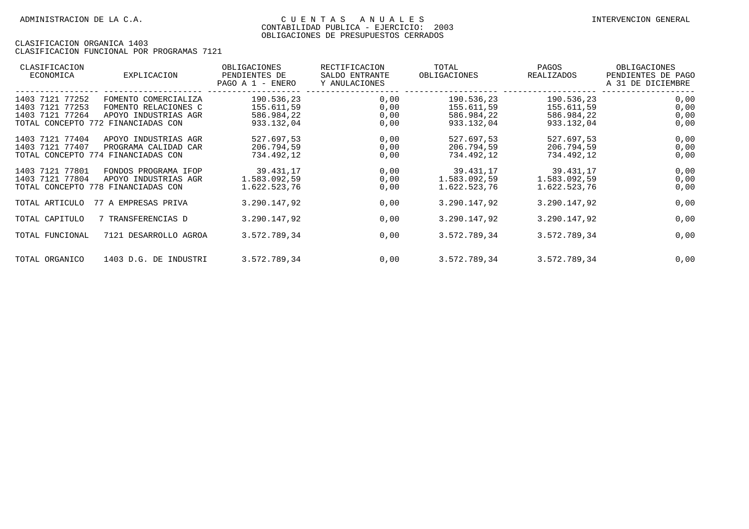ADMINISTRACION DE LA C.A.

CUENTAS ANUALES
CONTABILIDAD PUBLICA - EJERCICIO: 2003
OBLIGACIONES DE PRESUPUESTOS CERRADOS

INTERVENCION GENERAL

CLASIFICACION ORGANICA 1403
CLASIFICACION FUNCIONAL POR PROGRAMAS 7121

| CLASIFICACION ECONOMICA | EXPLICACION | OBLIGACIONES PENDIENTES DE PAGO A 1 - ENERO | RECTIFICACION SALDO ENTRANTE Y ANULACIONES | TOTAL OBLIGACIONES | PAGOS REALIZADOS | OBLIGACIONES PENDIENTES DE PAGO A 31 DE DICIEMBRE |
|---|---|---|---|---|---|---|
| 1403 7121 77252 | FOMENTO COMERCIALIZA | 190.536,23 | 0,00 | 190.536,23 | 190.536,23 | 0,00 |
| 1403 7121 77253 | FOMENTO RELACIONES C | 155.611,59 | 0,00 | 155.611,59 | 155.611,59 | 0,00 |
| 1403 7121 77264 | APOYO INDUSTRIAS AGR | 586.984,22 | 0,00 | 586.984,22 | 586.984,22 | 0,00 |
| TOTAL CONCEPTO 772 FINANCIADAS CON | | 933.132,04 | 0,00 | 933.132,04 | 933.132,04 | 0,00 |
| 1403 7121 77404 | APOYO INDUSTRIAS AGR | 527.697,53 | 0,00 | 527.697,53 | 527.697,53 | 0,00 |
| 1403 7121 77407 | PROGRAMA CALIDAD CAR | 206.794,59 | 0,00 | 206.794,59 | 206.794,59 | 0,00 |
| TOTAL CONCEPTO 774 FINANCIADAS CON | | 734.492,12 | 0,00 | 734.492,12 | 734.492,12 | 0,00 |
| 1403 7121 77801 | FONDOS PROGRAMA IFOP | 39.431,17 | 0,00 | 39.431,17 | 39.431,17 | 0,00 |
| 1403 7121 77804 | APOYO INDUSTRIAS AGR | 1.583.092,59 | 0,00 | 1.583.092,59 | 1.583.092,59 | 0,00 |
| TOTAL CONCEPTO 778 FINANCIADAS CON | | 1.622.523,76 | 0,00 | 1.622.523,76 | 1.622.523,76 | 0,00 |
| TOTAL ARTICULO | 77 A EMPRESAS PRIVA | 3.290.147,92 | 0,00 | 3.290.147,92 | 3.290.147,92 | 0,00 |
| TOTAL CAPITULO | 7 TRANSFERENCIAS D | 3.290.147,92 | 0,00 | 3.290.147,92 | 3.290.147,92 | 0,00 |
| TOTAL FUNCIONAL | 7121 DESARROLLO AGROA | 3.572.789,34 | 0,00 | 3.572.789,34 | 3.572.789,34 | 0,00 |
| TOTAL ORGANICO | 1403 D.G. DE INDUSTRI | 3.572.789,34 | 0,00 | 3.572.789,34 | 3.572.789,34 | 0,00 |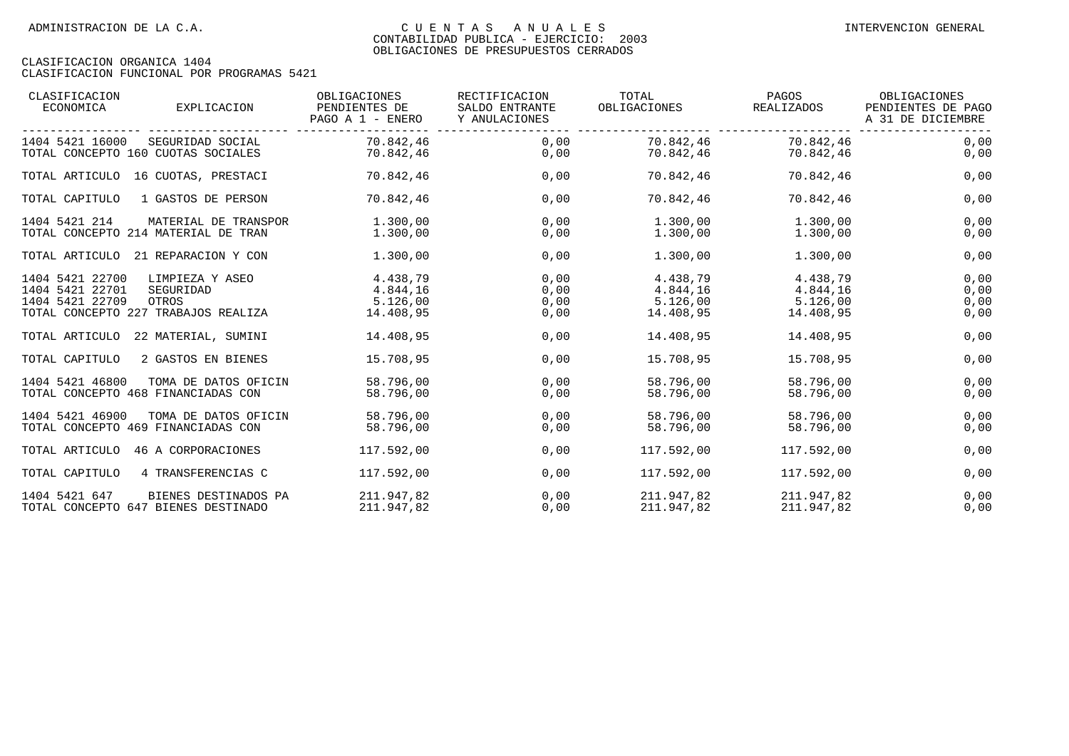ADMINISTRACION DE LA C.A.

CUENTAS ANUALES
CONTABILIDAD PUBLICA - EJERCICIO: 2003
OBLIGACIONES DE PRESUPUESTOS CERRADOS

INTERVENCION GENERAL

CLASIFICACION ORGANICA 1404
CLASIFICACION FUNCIONAL POR PROGRAMAS 5421

| CLASIFICACION ECONOMICA | EXPLICACION | OBLIGACIONES PENDIENTES DE PAGO A 1 - ENERO | RECTIFICACION SALDO ENTRANTE Y ANULACIONES | TOTAL OBLIGACIONES | PAGOS REALIZADOS | OBLIGACIONES PENDIENTES DE PAGO A 31 DE DICIEMBRE |
|---|---|---|---|---|---|---|
| 1404 5421 16000 | SEGURIDAD SOCIAL | 70.842,46 | 0,00 | 70.842,46 | 70.842,46 | 0,00 |
| TOTAL CONCEPTO 160 | CUOTAS SOCIALES | 70.842,46 | 0,00 | 70.842,46 | 70.842,46 | 0,00 |
| TOTAL ARTICULO | 16 CUOTAS, PRESTACI | 70.842,46 | 0,00 | 70.842,46 | 70.842,46 | 0,00 |
| TOTAL CAPITULO | 1 GASTOS DE PERSON | 70.842,46 | 0,00 | 70.842,46 | 70.842,46 | 0,00 |
| 1404 5421 214 | MATERIAL DE TRANSPOR | 1.300,00 | 0,00 | 1.300,00 | 1.300,00 | 0,00 |
| TOTAL CONCEPTO 214 | MATERIAL DE TRAN | 1.300,00 | 0,00 | 1.300,00 | 1.300,00 | 0,00 |
| TOTAL ARTICULO | 21 REPARACION Y CON | 1.300,00 | 0,00 | 1.300,00 | 1.300,00 | 0,00 |
| 1404 5421 22700 | LIMPIEZA Y ASEO | 4.438,79 | 0,00 | 4.438,79 | 4.438,79 | 0,00 |
| 1404 5421 22701 | SEGURIDAD | 4.844,16 | 0,00 | 4.844,16 | 4.844,16 | 0,00 |
| 1404 5421 22709 | OTROS | 5.126,00 | 0,00 | 5.126,00 | 5.126,00 | 0,00 |
| TOTAL CONCEPTO 227 | TRABAJOS REALIZA | 14.408,95 | 0,00 | 14.408,95 | 14.408,95 | 0,00 |
| TOTAL ARTICULO | 22 MATERIAL, SUMINI | 14.408,95 | 0,00 | 14.408,95 | 14.408,95 | 0,00 |
| TOTAL CAPITULO | 2 GASTOS EN BIENES | 15.708,95 | 0,00 | 15.708,95 | 15.708,95 | 0,00 |
| 1404 5421 46800 | TOMA DE DATOS OFICIN | 58.796,00 | 0,00 | 58.796,00 | 58.796,00 | 0,00 |
| TOTAL CONCEPTO 468 | FINANCIADAS CON | 58.796,00 | 0,00 | 58.796,00 | 58.796,00 | 0,00 |
| 1404 5421 46900 | TOMA DE DATOS OFICIN | 58.796,00 | 0,00 | 58.796,00 | 58.796,00 | 0,00 |
| TOTAL CONCEPTO 469 | FINANCIADAS CON | 58.796,00 | 0,00 | 58.796,00 | 58.796,00 | 0,00 |
| TOTAL ARTICULO | 46 A CORPORACIONES | 117.592,00 | 0,00 | 117.592,00 | 117.592,00 | 0,00 |
| TOTAL CAPITULO | 4 TRANSFERENCIAS C | 117.592,00 | 0,00 | 117.592,00 | 117.592,00 | 0,00 |
| 1404 5421 647 | BIENES DESTINADOS PA | 211.947,82 | 0,00 | 211.947,82 | 211.947,82 | 0,00 |
| TOTAL CONCEPTO 647 | BIENES DESTINADO | 211.947,82 | 0,00 | 211.947,82 | 211.947,82 | 0,00 |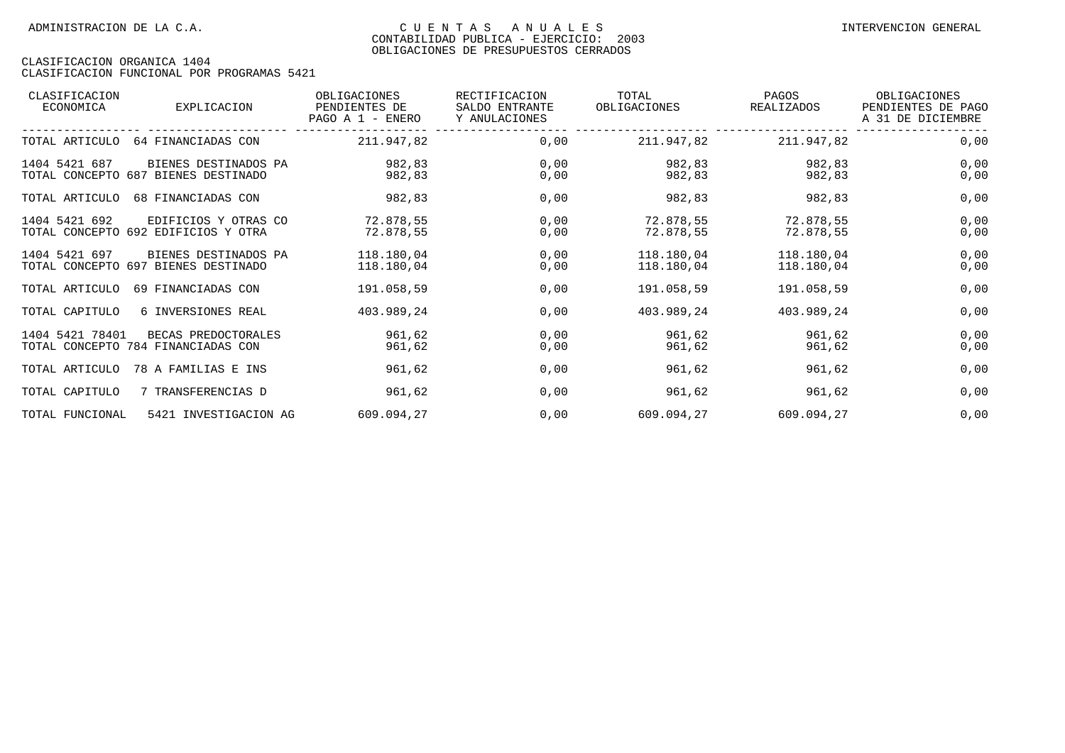ADMINISTRACION DE LA C.A.

CUENTAS ANUALES
CONTABILIDAD PUBLICA - EJERCICIO: 2003
OBLIGACIONES DE PRESUPUESTOS CERRADOS

INTERVENCION GENERAL

CLASIFICACION ORGANICA 1404
CLASIFICACION FUNCIONAL POR PROGRAMAS 5421

| CLASIFICACION ECONOMICA | EXPLICACION | OBLIGACIONES PENDIENTES DE PAGO A 1 - ENERO | RECTIFICACION SALDO ENTRANTE Y ANULACIONES | TOTAL OBLIGACIONES | PAGOS REALIZADOS | OBLIGACIONES PENDIENTES DE PAGO A 31 DE DICIEMBRE |
|---|---|---|---|---|---|---|
| TOTAL ARTICULO | 64 FINANCIADAS CON | 211.947,82 | 0,00 | 211.947,82 | 211.947,82 | 0,00 |
| 1404 5421 687 | BIENES DESTINADOS PA | 982,83 | 0,00 | 982,83 | 982,83 | 0,00 |
| TOTAL CONCEPTO 687 | BIENES DESTINADO | 982,83 | 0,00 | 982,83 | 982,83 | 0,00 |
| TOTAL ARTICULO | 68 FINANCIADAS CON | 982,83 | 0,00 | 982,83 | 982,83 | 0,00 |
| 1404 5421 692 | EDIFICIOS Y OTRAS CO | 72.878,55 | 0,00 | 72.878,55 | 72.878,55 | 0,00 |
| TOTAL CONCEPTO 692 | EDIFICIOS Y OTRA | 72.878,55 | 0,00 | 72.878,55 | 72.878,55 | 0,00 |
| 1404 5421 697 | BIENES DESTINADOS PA | 118.180,04 | 0,00 | 118.180,04 | 118.180,04 | 0,00 |
| TOTAL CONCEPTO 697 | BIENES DESTINADO | 118.180,04 | 0,00 | 118.180,04 | 118.180,04 | 0,00 |
| TOTAL ARTICULO | 69 FINANCIADAS CON | 191.058,59 | 0,00 | 191.058,59 | 191.058,59 | 0,00 |
| TOTAL CAPITULO | 6 INVERSIONES REAL | 403.989,24 | 0,00 | 403.989,24 | 403.989,24 | 0,00 |
| 1404 5421 78401 | BECAS PREDOCTORALES | 961,62 | 0,00 | 961,62 | 961,62 | 0,00 |
| TOTAL CONCEPTO 784 | FINANCIADAS CON | 961,62 | 0,00 | 961,62 | 961,62 | 0,00 |
| TOTAL ARTICULO | 78 A FAMILIAS E INS | 961,62 | 0,00 | 961,62 | 961,62 | 0,00 |
| TOTAL CAPITULO | 7 TRANSFERENCIAS D | 961,62 | 0,00 | 961,62 | 961,62 | 0,00 |
| TOTAL FUNCIONAL | 5421 INVESTIGACION AG | 609.094,27 | 0,00 | 609.094,27 | 609.094,27 | 0,00 |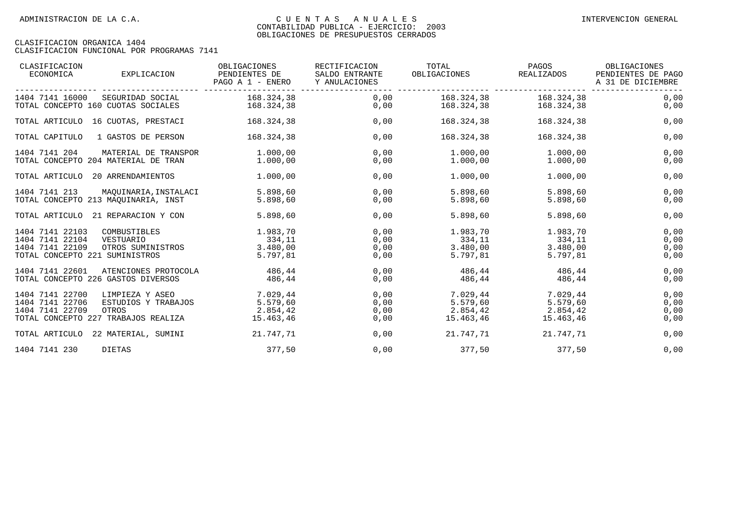CLASIFICACION ORGANICA 1404

CLASIFICACION FUNCIONAL POR PROGRAMAS 7141

| CLASIFICACION ECONOMICA | EXPLICACION | OBLIGACIONES PENDIENTES DE PAGO A 1 - ENERO | RECTIFICACION SALDO ENTRANTE Y ANULACIONES | TOTAL OBLIGACIONES | PAGOS REALIZADOS | OBLIGACIONES PENDIENTES DE PAGO A 31 DE DICIEMBRE |
|---|---|---|---|---|---|---|
| 1404 7141 16000 | SEGURIDAD SOCIAL | 168.324,38 | 0,00 | 168.324,38 | 168.324,38 | 0,00 |
| TOTAL CONCEPTO 160 | CUOTAS SOCIALES | 168.324,38 | 0,00 | 168.324,38 | 168.324,38 | 0,00 |
| TOTAL ARTICULO | 16 CUOTAS, PRESTACI | 168.324,38 | 0,00 | 168.324,38 | 168.324,38 | 0,00 |
| TOTAL CAPITULO | 1 GASTOS DE PERSON | 168.324,38 | 0,00 | 168.324,38 | 168.324,38 | 0,00 |
| 1404 7141 204 | MATERIAL DE TRANSPOR | 1.000,00 | 0,00 | 1.000,00 | 1.000,00 | 0,00 |
| TOTAL CONCEPTO 204 | MATERIAL DE TRAN | 1.000,00 | 0,00 | 1.000,00 | 1.000,00 | 0,00 |
| TOTAL ARTICULO | 20 ARRENDAMIENTOS | 1.000,00 | 0,00 | 1.000,00 | 1.000,00 | 0,00 |
| 1404 7141 213 | MAQUINARIA,INSTALACI | 5.898,60 | 0,00 | 5.898,60 | 5.898,60 | 0,00 |
| TOTAL CONCEPTO 213 | MAQUINARIA, INST | 5.898,60 | 0,00 | 5.898,60 | 5.898,60 | 0,00 |
| TOTAL ARTICULO | 21 REPARACION Y CON | 5.898,60 | 0,00 | 5.898,60 | 5.898,60 | 0,00 |
| 1404 7141 22103 | COMBUSTIBLES | 1.983,70 | 0,00 | 1.983,70 | 1.983,70 | 0,00 |
| 1404 7141 22104 | VESTUARIO | 334,11 | 0,00 | 334,11 | 334,11 | 0,00 |
| 1404 7141 22109 | OTROS SUMINISTROS | 3.480,00 | 0,00 | 3.480,00 | 3.480,00 | 0,00 |
| TOTAL CONCEPTO 221 | SUMINISTROS | 5.797,81 | 0,00 | 5.797,81 | 5.797,81 | 0,00 |
| 1404 7141 22601 | ATENCIONES PROTOCOLA | 486,44 | 0,00 | 486,44 | 486,44 | 0,00 |
| TOTAL CONCEPTO 226 | GASTOS DIVERSOS | 486,44 | 0,00 | 486,44 | 486,44 | 0,00 |
| 1404 7141 22700 | LIMPIEZA Y ASEO | 7.029,44 | 0,00 | 7.029,44 | 7.029,44 | 0,00 |
| 1404 7141 22706 | ESTUDIOS Y TRABAJOS | 5.579,60 | 0,00 | 5.579,60 | 5.579,60 | 0,00 |
| 1404 7141 22709 | OTROS | 2.854,42 | 0,00 | 2.854,42 | 2.854,42 | 0,00 |
| TOTAL CONCEPTO 227 | TRABAJOS REALIZA | 15.463,46 | 0,00 | 15.463,46 | 15.463,46 | 0,00 |
| TOTAL ARTICULO | 22 MATERIAL, SUMINI | 21.747,71 | 0,00 | 21.747,71 | 21.747,71 | 0,00 |
| 1404 7141 230 | DIETAS | 377,50 | 0,00 | 377,50 | 377,50 | 0,00 |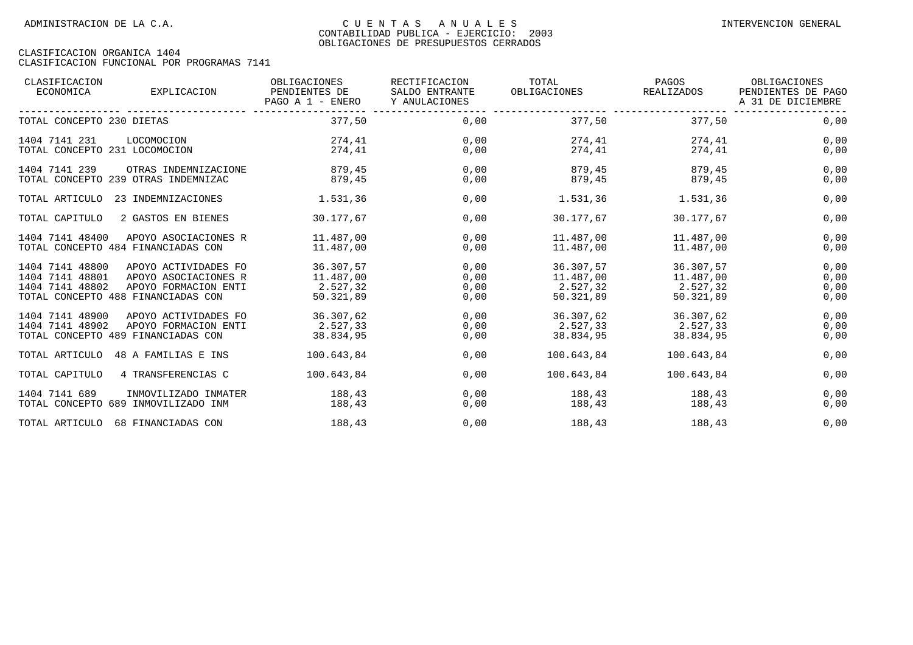ADMINISTRACION DE LA C.A.

CUENTAS ANUALES
CONTABILIDAD PUBLICA - EJERCICIO: 2003
OBLIGACIONES DE PRESUPUESTOS CERRADOS

INTERVENCION GENERAL

CLASIFICACION ORGANICA 1404
CLASIFICACION FUNCIONAL POR PROGRAMAS 7141

| CLASIFICACION ECONOMICA | EXPLICACION | OBLIGACIONES PENDIENTES DE PAGO A 1 - ENERO | RECTIFICACION SALDO ENTRANTE Y ANULACIONES | TOTAL OBLIGACIONES | PAGOS REALIZADOS | OBLIGACIONES PENDIENTES DE PAGO A 31 DE DICIEMBRE |
|---|---|---|---|---|---|---|
| TOTAL CONCEPTO 230 DIETAS | | 377,50 | 0,00 | 377,50 | 377,50 | 0,00 |
| 1404 7141 231 | LOCOMOCION | 274,41 | 0,00 | 274,41 | 274,41 | 0,00 |
| TOTAL CONCEPTO 231 LOCOMOCION | | 274,41 | 0,00 | 274,41 | 274,41 | 0,00 |
| 1404 7141 239 | OTRAS INDEMNIZACIONE | 879,45 | 0,00 | 879,45 | 879,45 | 0,00 |
| TOTAL CONCEPTO 239 OTRAS INDEMNIZAC | | 879,45 | 0,00 | 879,45 | 879,45 | 0,00 |
| TOTAL ARTICULO 23 INDEMNIZACIONES | | 1.531,36 | 0,00 | 1.531,36 | 1.531,36 | 0,00 |
| TOTAL CAPITULO 2 GASTOS EN BIENES | | 30.177,67 | 0,00 | 30.177,67 | 30.177,67 | 0,00 |
| 1404 7141 48400 | APOYO ASOCIACIONES R | 11.487,00 | 0,00 | 11.487,00 | 11.487,00 | 0,00 |
| TOTAL CONCEPTO 484 FINANCIADAS CON | | 11.487,00 | 0,00 | 11.487,00 | 11.487,00 | 0,00 |
| 1404 7141 48800 | APOYO ACTIVIDADES FO | 36.307,57 | 0,00 | 36.307,57 | 36.307,57 | 0,00 |
| 1404 7141 48801 | APOYO ASOCIACIONES R | 11.487,00 | 0,00 | 11.487,00 | 11.487,00 | 0,00 |
| 1404 7141 48802 | APOYO FORMACION ENTI | 2.527,32 | 0,00 | 2.527,32 | 2.527,32 | 0,00 |
| TOTAL CONCEPTO 488 FINANCIADAS CON | | 50.321,89 | 0,00 | 50.321,89 | 50.321,89 | 0,00 |
| 1404 7141 48900 | APOYO ACTIVIDADES FO | 36.307,62 | 0,00 | 36.307,62 | 36.307,62 | 0,00 |
| 1404 7141 48902 | APOYO FORMACION ENTI | 2.527,33 | 0,00 | 2.527,33 | 2.527,33 | 0,00 |
| TOTAL CONCEPTO 489 FINANCIADAS CON | | 38.834,95 | 0,00 | 38.834,95 | 38.834,95 | 0,00 |
| TOTAL ARTICULO 48 A FAMILIAS E INS | | 100.643,84 | 0,00 | 100.643,84 | 100.643,84 | 0,00 |
| TOTAL CAPITULO 4 TRANSFERENCIAS C | | 100.643,84 | 0,00 | 100.643,84 | 100.643,84 | 0,00 |
| 1404 7141 689 | INMOVILIZADO INMATER | 188,43 | 0,00 | 188,43 | 188,43 | 0,00 |
| TOTAL CONCEPTO 689 INMOVILIZADO INM | | 188,43 | 0,00 | 188,43 | 188,43 | 0,00 |
| TOTAL ARTICULO 68 FINANCIADAS CON | | 188,43 | 0,00 | 188,43 | 188,43 | 0,00 |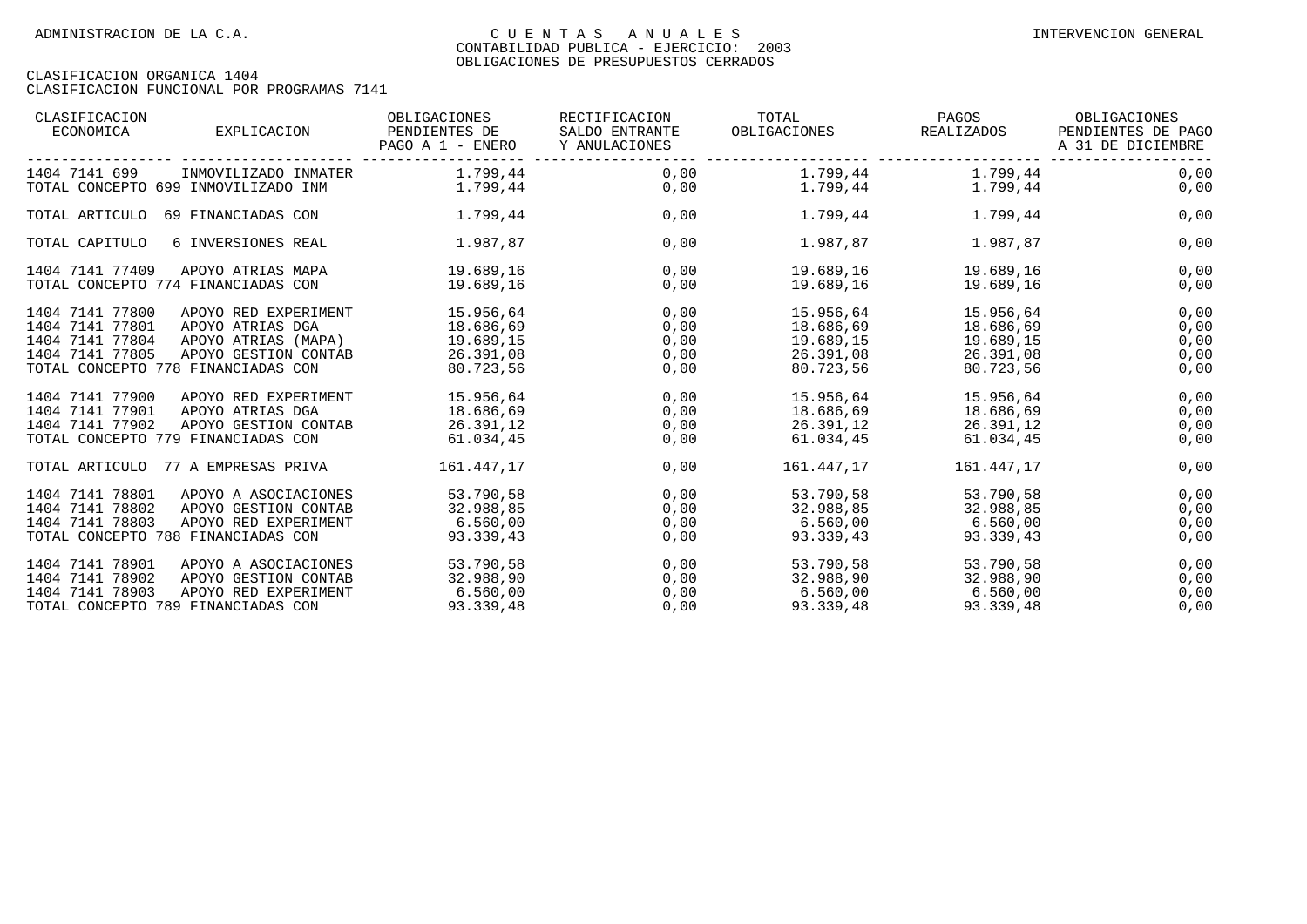ADMINISTRACION DE LA C.A. | CUENTAS ANUALES | INTERVENCION GENERAL

CONTABILIDAD PUBLICA - EJERCICIO: 2003

OBLIGACIONES DE PRESUPUESTOS CERRADOS

CLASIFICACION ORGANICA 1404

CLASIFICACION FUNCIONAL POR PROGRAMAS 7141

| CLASIFICACION ECONOMICA | EXPLICACION | OBLIGACIONES PENDIENTES DE PAGO A 1 - ENERO | RECTIFICACION SALDO ENTRANTE Y ANULACIONES | TOTAL OBLIGACIONES | PAGOS REALIZADOS | OBLIGACIONES PENDIENTES DE PAGO A 31 DE DICIEMBRE |
|---|---|---|---|---|---|---|
| 1404 7141 699 | INMOVILIZADO INMATER | 1.799,44 | 0,00 | 1.799,44 | 1.799,44 | 0,00 |
| TOTAL CONCEPTO 699 | INMOVILIZADO INM | 1.799,44 | 0,00 | 1.799,44 | 1.799,44 | 0,00 |
| TOTAL ARTICULO 69 | FINANCIADAS CON | 1.799,44 | 0,00 | 1.799,44 | 1.799,44 | 0,00 |
| TOTAL CAPITULO 6 | INVERSIONES REAL | 1.987,87 | 0,00 | 1.987,87 | 1.987,87 | 0,00 |
| 1404 7141 77409 | APOYO ATRIAS MAPA | 19.689,16 | 0,00 | 19.689,16 | 19.689,16 | 0,00 |
| TOTAL CONCEPTO 774 | FINANCIADAS CON | 19.689,16 | 0,00 | 19.689,16 | 19.689,16 | 0,00 |
| 1404 7141 77800 | APOYO RED EXPERIMENT | 15.956,64 | 0,00 | 15.956,64 | 15.956,64 | 0,00 |
| 1404 7141 77801 | APOYO ATRIAS DGA | 18.686,69 | 0,00 | 18.686,69 | 18.686,69 | 0,00 |
| 1404 7141 77804 | APOYO ATRIAS (MAPA) | 19.689,15 | 0,00 | 19.689,15 | 19.689,15 | 0,00 |
| 1404 7141 77805 | APOYO GESTION CONTAB | 26.391,08 | 0,00 | 26.391,08 | 26.391,08 | 0,00 |
| TOTAL CONCEPTO 778 | FINANCIADAS CON | 80.723,56 | 0,00 | 80.723,56 | 80.723,56 | 0,00 |
| 1404 7141 77900 | APOYO RED EXPERIMENT | 15.956,64 | 0,00 | 15.956,64 | 15.956,64 | 0,00 |
| 1404 7141 77901 | APOYO ATRIAS DGA | 18.686,69 | 0,00 | 18.686,69 | 18.686,69 | 0,00 |
| 1404 7141 77902 | APOYO GESTION CONTAB | 26.391,12 | 0,00 | 26.391,12 | 26.391,12 | 0,00 |
| TOTAL CONCEPTO 779 | FINANCIADAS CON | 61.034,45 | 0,00 | 61.034,45 | 61.034,45 | 0,00 |
| TOTAL ARTICULO 77 | A EMPRESAS PRIVA | 161.447,17 | 0,00 | 161.447,17 | 161.447,17 | 0,00 |
| 1404 7141 78801 | APOYO A ASOCIACIONES | 53.790,58 | 0,00 | 53.790,58 | 53.790,58 | 0,00 |
| 1404 7141 78802 | APOYO GESTION CONTAB | 32.988,85 | 0,00 | 32.988,85 | 32.988,85 | 0,00 |
| 1404 7141 78803 | APOYO RED EXPERIMENT | 6.560,00 | 0,00 | 6.560,00 | 6.560,00 | 0,00 |
| TOTAL CONCEPTO 788 | FINANCIADAS CON | 93.339,43 | 0,00 | 93.339,43 | 93.339,43 | 0,00 |
| 1404 7141 78901 | APOYO A ASOCIACIONES | 53.790,58 | 0,00 | 53.790,58 | 53.790,58 | 0,00 |
| 1404 7141 78902 | APOYO GESTION CONTAB | 32.988,90 | 0,00 | 32.988,90 | 32.988,90 | 0,00 |
| 1404 7141 78903 | APOYO RED EXPERIMENT | 6.560,00 | 0,00 | 6.560,00 | 6.560,00 | 0,00 |
| TOTAL CONCEPTO 789 | FINANCIADAS CON | 93.339,48 | 0,00 | 93.339,48 | 93.339,48 | 0,00 |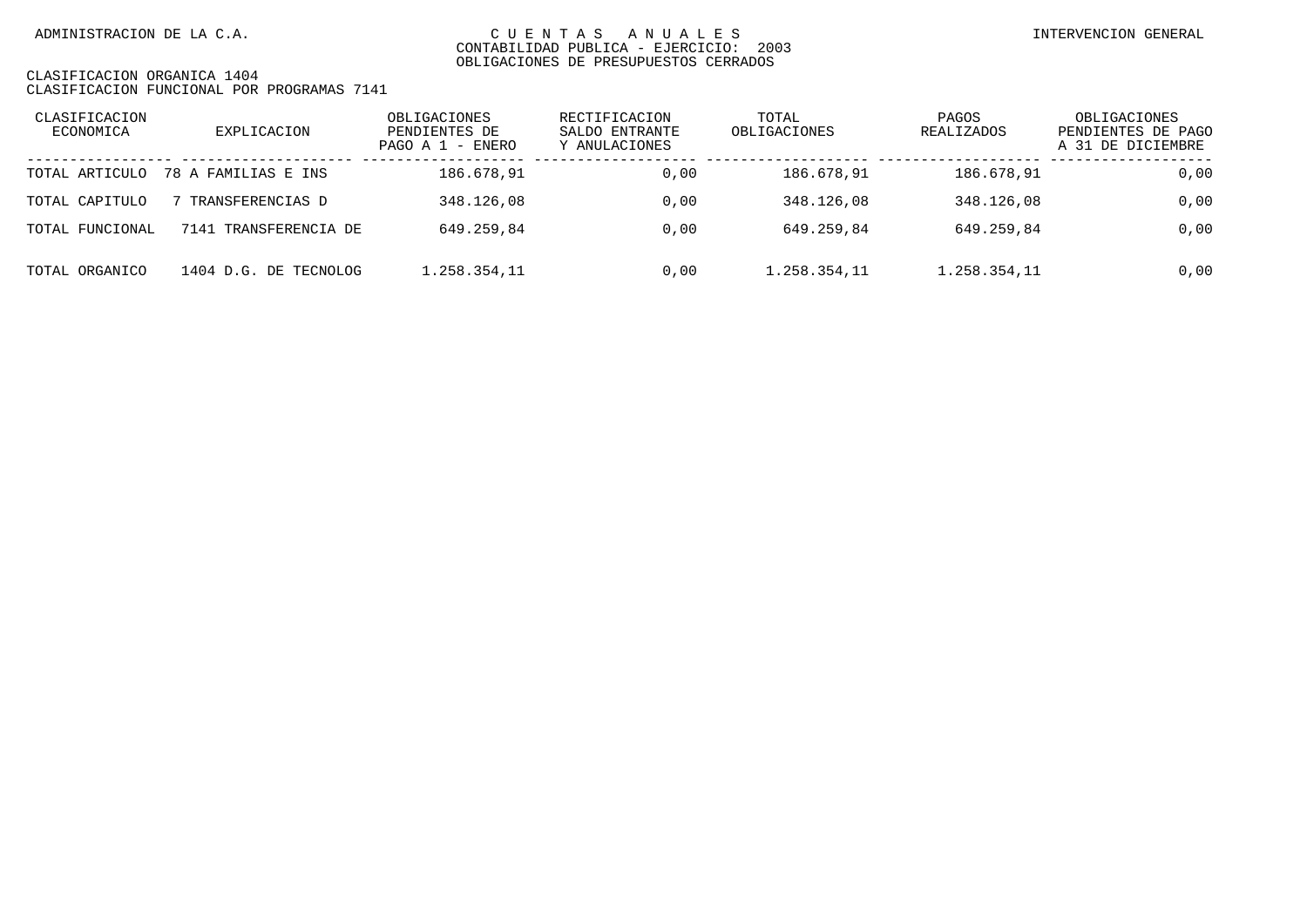ADMINISTRACION DE LA C.A.

CUENTAS ANUALES
CONTABILIDAD PUBLICA - EJERCICIO: 2003
OBLIGACIONES DE PRESUPUESTOS CERRADOS

INTERVENCION GENERAL

CLASIFICACION ORGANICA 1404
CLASIFICACION FUNCIONAL POR PROGRAMAS 7141

| CLASIFICACION ECONOMICA | EXPLICACION | OBLIGACIONES PENDIENTES DE PAGO A 1 - ENERO | RECTIFICACION SALDO ENTRANTE Y ANULACIONES | TOTAL OBLIGACIONES | PAGOS REALIZADOS | OBLIGACIONES PENDIENTES DE PAGO A 31 DE DICIEMBRE |
|---|---|---|---|---|---|---|
| TOTAL ARTICULO | 78 A FAMILIAS E INS | 186.678,91 | 0,00 | 186.678,91 | 186.678,91 | 0,00 |
| TOTAL CAPITULO | 7 TRANSFERENCIAS D | 348.126,08 | 0,00 | 348.126,08 | 348.126,08 | 0,00 |
| TOTAL FUNCIONAL | 7141 TRANSFERENCIA DE | 649.259,84 | 0,00 | 649.259,84 | 649.259,84 | 0,00 |
| TOTAL ORGANICO | 1404 D.G. DE TECNOLOG | 1.258.354,11 | 0,00 | 1.258.354,11 | 1.258.354,11 | 0,00 |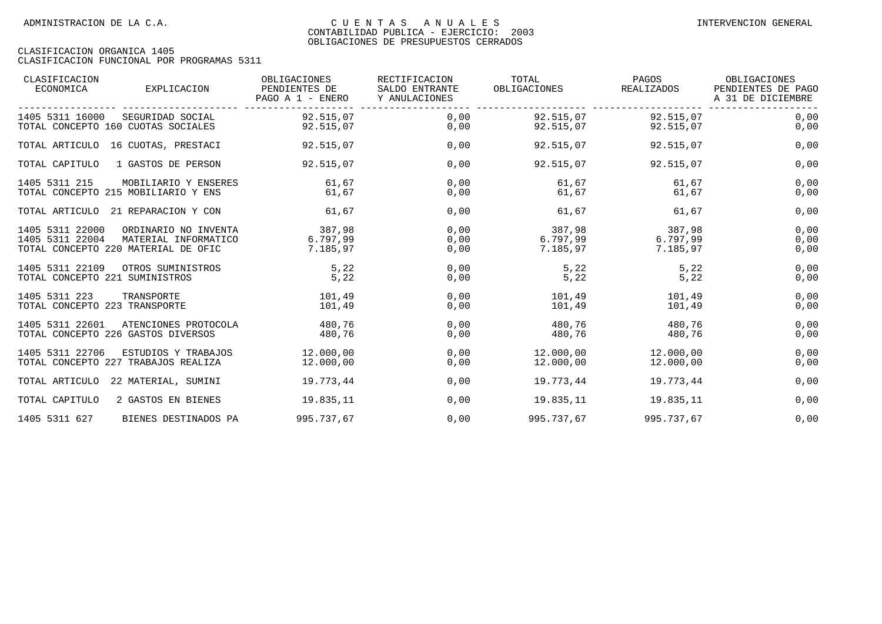ADMINISTRACION DE LA C.A. — CUENTAS ANUALES — INTERVENCION GENERAL

CONTABILIDAD PUBLICA - EJERCICIO: 2003

OBLIGACIONES DE PRESUPUESTOS CERRADOS

CLASIFICACION ORGANICA 1405
CLASIFICACION FUNCIONAL POR PROGRAMAS 5311

| CLASIFICACION ECONOMICA | EXPLICACION | OBLIGACIONES PENDIENTES DE PAGO A 1 - ENERO | RECTIFICACION SALDO ENTRANTE Y ANULACIONES | TOTAL OBLIGACIONES | PAGOS REALIZADOS | OBLIGACIONES PENDIENTES DE PAGO A 31 DE DICIEMBRE |
|---|---|---|---|---|---|---|
| 1405 5311 16000 | SEGURIDAD SOCIAL | 92.515,07 | 0,00 | 92.515,07 | 92.515,07 | 0,00 |
| TOTAL CONCEPTO 160 | CUOTAS SOCIALES | 92.515,07 | 0,00 | 92.515,07 | 92.515,07 | 0,00 |
| TOTAL ARTICULO | 16 CUOTAS, PRESTACI | 92.515,07 | 0,00 | 92.515,07 | 92.515,07 | 0,00 |
| TOTAL CAPITULO | 1 GASTOS DE PERSON | 92.515,07 | 0,00 | 92.515,07 | 92.515,07 | 0,00 |
| 1405 5311 215 | MOBILIARIO Y ENSERES | 61,67 | 0,00 | 61,67 | 61,67 | 0,00 |
| TOTAL CONCEPTO 215 | MOBILIARIO Y ENS | 61,67 | 0,00 | 61,67 | 61,67 | 0,00 |
| TOTAL ARTICULO | 21 REPARACION Y CON | 61,67 | 0,00 | 61,67 | 61,67 | 0,00 |
| 1405 5311 22000 | ORDINARIO NO INVENTA | 387,98 | 0,00 | 387,98 | 387,98 | 0,00 |
| 1405 5311 22004 | MATERIAL INFORMATICO | 6.797,99 | 0,00 | 6.797,99 | 6.797,99 | 0,00 |
| TOTAL CONCEPTO 220 | MATERIAL DE OFIC | 7.185,97 | 0,00 | 7.185,97 | 7.185,97 | 0,00 |
| 1405 5311 22109 | OTROS SUMINISTROS | 5,22 | 0,00 | 5,22 | 5,22 | 0,00 |
| TOTAL CONCEPTO 221 | SUMINISTROS | 5,22 | 0,00 | 5,22 | 5,22 | 0,00 |
| 1405 5311 223 | TRANSPORTE | 101,49 | 0,00 | 101,49 | 101,49 | 0,00 |
| TOTAL CONCEPTO 223 | TRANSPORTE | 101,49 | 0,00 | 101,49 | 101,49 | 0,00 |
| 1405 5311 22601 | ATENCIONES PROTOCOLA | 480,76 | 0,00 | 480,76 | 480,76 | 0,00 |
| TOTAL CONCEPTO 226 | GASTOS DIVERSOS | 480,76 | 0,00 | 480,76 | 480,76 | 0,00 |
| 1405 5311 22706 | ESTUDIOS Y TRABAJOS | 12.000,00 | 0,00 | 12.000,00 | 12.000,00 | 0,00 |
| TOTAL CONCEPTO 227 | TRABAJOS REALIZA | 12.000,00 | 0,00 | 12.000,00 | 12.000,00 | 0,00 |
| TOTAL ARTICULO | 22 MATERIAL, SUMINI | 19.773,44 | 0,00 | 19.773,44 | 19.773,44 | 0,00 |
| TOTAL CAPITULO | 2 GASTOS EN BIENES | 19.835,11 | 0,00 | 19.835,11 | 19.835,11 | 0,00 |
| 1405 5311 627 | BIENES DESTINADOS PA | 995.737,67 | 0,00 | 995.737,67 | 995.737,67 | 0,00 |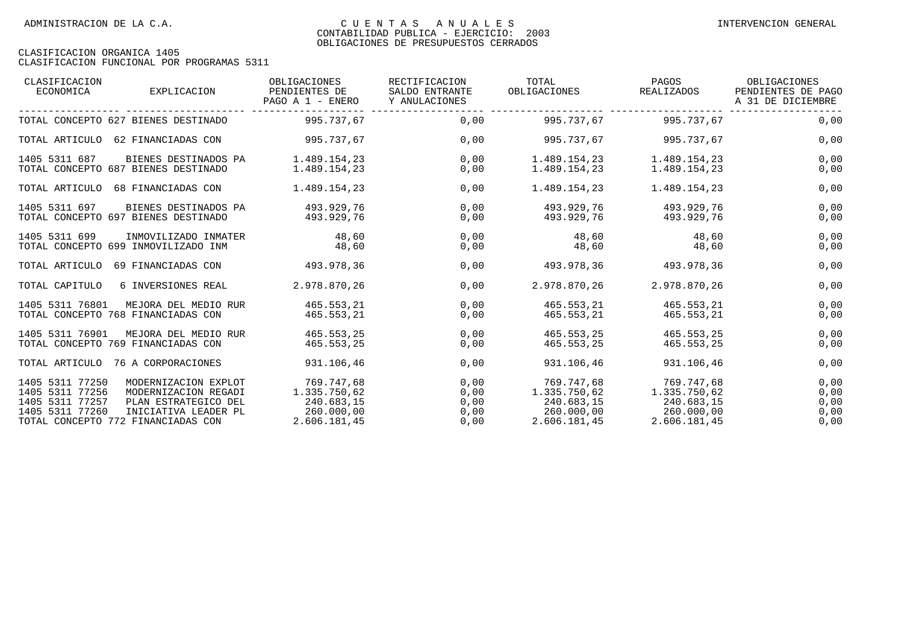CLASIFICACION ORGANICA 1405
CLASIFICACION FUNCIONAL POR PROGRAMAS 5311

| CLASIFICACION ECONOMICA | EXPLICACION | OBLIGACIONES PENDIENTES DE PAGO A 1 - ENERO | RECTIFICACION SALDO ENTRANTE Y ANULACIONES | TOTAL OBLIGACIONES | PAGOS REALIZADOS | OBLIGACIONES PENDIENTES DE PAGO A 31 DE DICIEMBRE |
|---|---|---|---|---|---|---|
| TOTAL CONCEPTO 627 | BIENES DESTINADO | 995.737,67 | 0,00 | 995.737,67 | 995.737,67 | 0,00 |
| TOTAL ARTICULO 62 | FINANCIADAS CON | 995.737,67 | 0,00 | 995.737,67 | 995.737,67 | 0,00 |
| 1405 5311 687 | BIENES DESTINADOS PA | 1.489.154,23 | 0,00 | 1.489.154,23 | 1.489.154,23 | 0,00 |
| TOTAL CONCEPTO 687 | BIENES DESTINADO | 1.489.154,23 | 0,00 | 1.489.154,23 | 1.489.154,23 | 0,00 |
| TOTAL ARTICULO 68 | FINANCIADAS CON | 1.489.154,23 | 0,00 | 1.489.154,23 | 1.489.154,23 | 0,00 |
| 1405 5311 697 | BIENES DESTINADOS PA | 493.929,76 | 0,00 | 493.929,76 | 493.929,76 | 0,00 |
| TOTAL CONCEPTO 697 | BIENES DESTINADO | 493.929,76 | 0,00 | 493.929,76 | 493.929,76 | 0,00 |
| 1405 5311 699 | INMOVILIZADO INMATER | 48,60 | 0,00 | 48,60 | 48,60 | 0,00 |
| TOTAL CONCEPTO 699 | INMOVILIZADO INM | 48,60 | 0,00 | 48,60 | 48,60 | 0,00 |
| TOTAL ARTICULO 69 | FINANCIADAS CON | 493.978,36 | 0,00 | 493.978,36 | 493.978,36 | 0,00 |
| TOTAL CAPITULO 6 | INVERSIONES REAL | 2.978.870,26 | 0,00 | 2.978.870,26 | 2.978.870,26 | 0,00 |
| 1405 5311 76801 | MEJORA DEL MEDIO RUR | 465.553,21 | 0,00 | 465.553,21 | 465.553,21 | 0,00 |
| TOTAL CONCEPTO 768 | FINANCIADAS CON | 465.553,21 | 0,00 | 465.553,21 | 465.553,21 | 0,00 |
| 1405 5311 76901 | MEJORA DEL MEDIO RUR | 465.553,25 | 0,00 | 465.553,25 | 465.553,25 | 0,00 |
| TOTAL CONCEPTO 769 | FINANCIADAS CON | 465.553,25 | 0,00 | 465.553,25 | 465.553,25 | 0,00 |
| TOTAL ARTICULO 76 | A CORPORACIONES | 931.106,46 | 0,00 | 931.106,46 | 931.106,46 | 0,00 |
| 1405 5311 77250 | MODERNIZACION EXPLOT | 769.747,68 | 0,00 | 769.747,68 | 769.747,68 | 0,00 |
| 1405 5311 77256 | MODERNIZACION REGADI | 1.335.750,62 | 0,00 | 1.335.750,62 | 1.335.750,62 | 0,00 |
| 1405 5311 77257 | PLAN ESTRATEGICO DEL | 240.683,15 | 0,00 | 240.683,15 | 240.683,15 | 0,00 |
| 1405 5311 77260 | INICIATIVA LEADER PL | 260.000,00 | 0,00 | 260.000,00 | 260.000,00 | 0,00 |
| TOTAL CONCEPTO 772 | FINANCIADAS CON | 2.606.181,45 | 0,00 | 2.606.181,45 | 2.606.181,45 | 0,00 |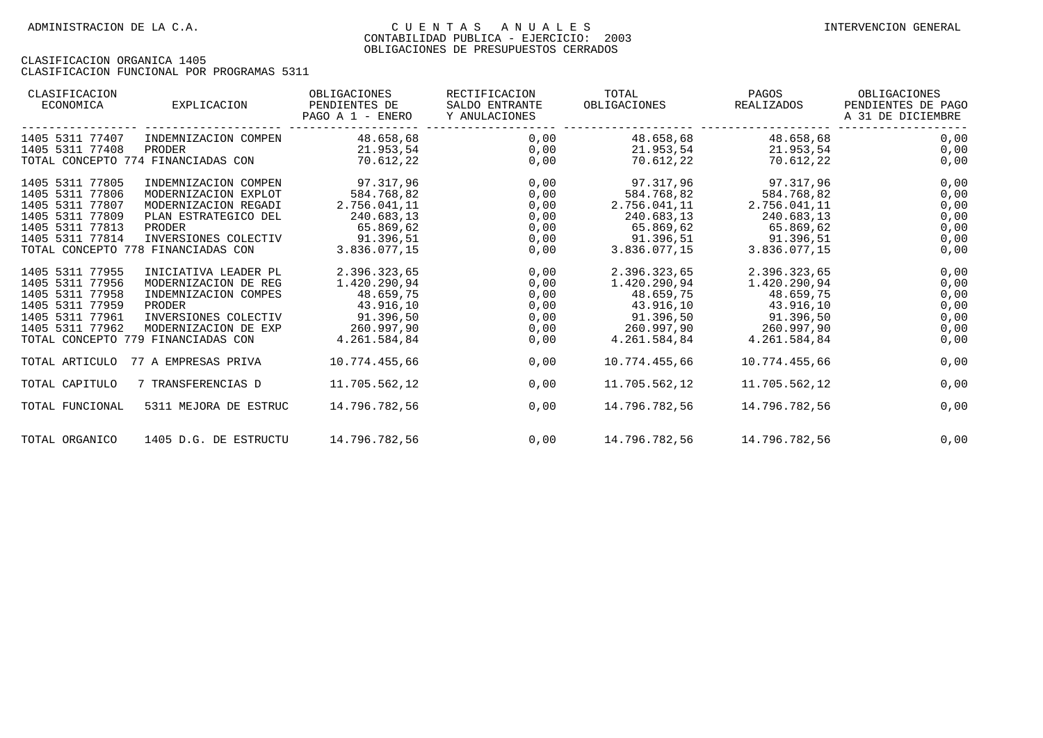ADMINISTRACION DE LA C.A.

# C U E N T A S   A N U A L E S
CONTABILIDAD PUBLICA - EJERCICIO: 2003
OBLIGACIONES DE PRESUPUESTOS CERRADOS

INTERVENCION GENERAL

CLASIFICACION ORGANICA 1405
CLASIFICACION FUNCIONAL POR PROGRAMAS 5311

| CLASIFICACION ECONOMICA | EXPLICACION | OBLIGACIONES PENDIENTES DE PAGO A 1 - ENERO | RECTIFICACION SALDO ENTRANTE Y ANULACIONES | TOTAL OBLIGACIONES | PAGOS REALIZADOS | OBLIGACIONES PENDIENTES DE PAGO A 31 DE DICIEMBRE |
|---|---|---|---|---|---|---|
| 1405 5311 77407 | INDEMNIZACION COMPEN | 48.658,68 | 0,00 | 48.658,68 | 48.658,68 | 0,00 |
| 1405 5311 77408 | PRODER | 21.953,54 | 0,00 | 21.953,54 | 21.953,54 | 0,00 |
| TOTAL CONCEPTO 774 FINANCIADAS CON | | 70.612,22 | 0,00 | 70.612,22 | 70.612,22 | 0,00 |
| 1405 5311 77805 | INDEMNIZACION COMPEN | 97.317,96 | 0,00 | 97.317,96 | 97.317,96 | 0,00 |
| 1405 5311 77806 | MODERNIZACION EXPLOT | 584.768,82 | 0,00 | 584.768,82 | 584.768,82 | 0,00 |
| 1405 5311 77807 | MODERNIZACION REGADI | 2.756.041,11 | 0,00 | 2.756.041,11 | 2.756.041,11 | 0,00 |
| 1405 5311 77809 | PLAN ESTRATEGICO DEL | 240.683,13 | 0,00 | 240.683,13 | 240.683,13 | 0,00 |
| 1405 5311 77813 | PRODER | 65.869,62 | 0,00 | 65.869,62 | 65.869,62 | 0,00 |
| 1405 5311 77814 | INVERSIONES COLECTIV | 91.396,51 | 0,00 | 91.396,51 | 91.396,51 | 0,00 |
| TOTAL CONCEPTO 778 FINANCIADAS CON | | 3.836.077,15 | 0,00 | 3.836.077,15 | 3.836.077,15 | 0,00 |
| 1405 5311 77955 | INICIATIVA LEADER PL | 2.396.323,65 | 0,00 | 2.396.323,65 | 2.396.323,65 | 0,00 |
| 1405 5311 77956 | MODERNIZACION DE REG | 1.420.290,94 | 0,00 | 1.420.290,94 | 1.420.290,94 | 0,00 |
| 1405 5311 77958 | INDEMNIZACION COMPES | 48.659,75 | 0,00 | 48.659,75 | 48.659,75 | 0,00 |
| 1405 5311 77959 | PRODER | 43.916,10 | 0,00 | 43.916,10 | 43.916,10 | 0,00 |
| 1405 5311 77961 | INVERSIONES COLECTIV | 91.396,50 | 0,00 | 91.396,50 | 91.396,50 | 0,00 |
| 1405 5311 77962 | MODERNIZACION DE EXP | 260.997,90 | 0,00 | 260.997,90 | 260.997,90 | 0,00 |
| TOTAL CONCEPTO 779 FINANCIADAS CON | | 4.261.584,84 | 0,00 | 4.261.584,84 | 4.261.584,84 | 0,00 |
| TOTAL ARTICULO | 77 A EMPRESAS PRIVA | 10.774.455,66 | 0,00 | 10.774.455,66 | 10.774.455,66 | 0,00 |
| TOTAL CAPITULO | 7 TRANSFERENCIAS D | 11.705.562,12 | 0,00 | 11.705.562,12 | 11.705.562,12 | 0,00 |
| TOTAL FUNCIONAL | 5311 MEJORA DE ESTRUC | 14.796.782,56 | 0,00 | 14.796.782,56 | 14.796.782,56 | 0,00 |
| TOTAL ORGANICO | 1405 D.G. DE ESTRUCTU | 14.796.782,56 | 0,00 | 14.796.782,56 | 14.796.782,56 | 0,00 |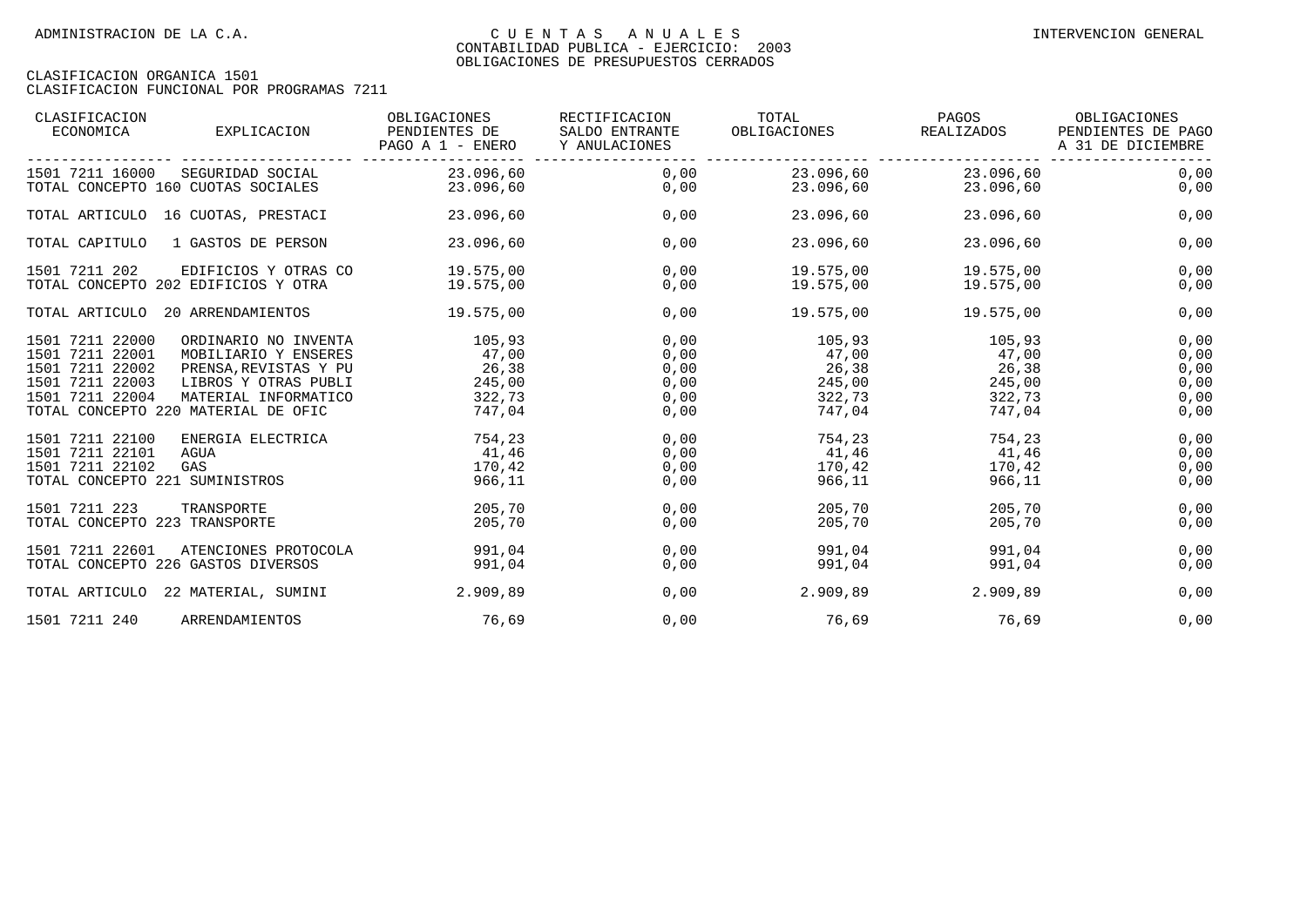ADMINISTRACION DE LA C.A.

CUENTAS ANUALES
CONTABILIDAD PUBLICA - EJERCICIO: 2003
OBLIGACIONES DE PRESUPUESTOS CERRADOS

INTERVENCION GENERAL

CLASIFICACION ORGANICA 1501
CLASIFICACION FUNCIONAL POR PROGRAMAS 7211

| CLASIFICACION ECONOMICA | EXPLICACION | OBLIGACIONES PENDIENTES DE PAGO A 1 - ENERO | RECTIFICACION SALDO ENTRANTE Y ANULACIONES | TOTAL OBLIGACIONES | PAGOS REALIZADOS | OBLIGACIONES PENDIENTES DE PAGO A 31 DE DICIEMBRE |
|---|---|---|---|---|---|---|
| 1501 7211 16000 | SEGURIDAD SOCIAL | 23.096,60 | 0,00 | 23.096,60 | 23.096,60 | 0,00 |
| TOTAL CONCEPTO 160 | CUOTAS SOCIALES | 23.096,60 | 0,00 | 23.096,60 | 23.096,60 | 0,00 |
| TOTAL ARTICULO | 16 CUOTAS, PRESTACI | 23.096,60 | 0,00 | 23.096,60 | 23.096,60 | 0,00 |
| TOTAL CAPITULO | 1 GASTOS DE PERSON | 23.096,60 | 0,00 | 23.096,60 | 23.096,60 | 0,00 |
| 1501 7211 202 | EDIFICIOS Y OTRAS CO | 19.575,00 | 0,00 | 19.575,00 | 19.575,00 | 0,00 |
| TOTAL CONCEPTO 202 | EDIFICIOS Y OTRA | 19.575,00 | 0,00 | 19.575,00 | 19.575,00 | 0,00 |
| TOTAL ARTICULO | 20 ARRENDAMIENTOS | 19.575,00 | 0,00 | 19.575,00 | 19.575,00 | 0,00 |
| 1501 7211 22000 | ORDINARIO NO INVENTA | 105,93 | 0,00 | 105,93 | 105,93 | 0,00 |
| 1501 7211 22001 | MOBILIARIO Y ENSERES | 47,00 | 0,00 | 47,00 | 47,00 | 0,00 |
| 1501 7211 22002 | PRENSA,REVISTAS Y PU | 26,38 | 0,00 | 26,38 | 26,38 | 0,00 |
| 1501 7211 22003 | LIBROS Y OTRAS PUBLI | 245,00 | 0,00 | 245,00 | 245,00 | 0,00 |
| 1501 7211 22004 | MATERIAL INFORMATICO | 322,73 | 0,00 | 322,73 | 322,73 | 0,00 |
| TOTAL CONCEPTO 220 | MATERIAL DE OFIC | 747,04 | 0,00 | 747,04 | 747,04 | 0,00 |
| 1501 7211 22100 | ENERGIA ELECTRICA | 754,23 | 0,00 | 754,23 | 754,23 | 0,00 |
| 1501 7211 22101 | AGUA | 41,46 | 0,00 | 41,46 | 41,46 | 0,00 |
| 1501 7211 22102 | GAS | 170,42 | 0,00 | 170,42 | 170,42 | 0,00 |
| TOTAL CONCEPTO 221 | SUMINISTROS | 966,11 | 0,00 | 966,11 | 966,11 | 0,00 |
| 1501 7211 223 | TRANSPORTE | 205,70 | 0,00 | 205,70 | 205,70 | 0,00 |
| TOTAL CONCEPTO 223 | TRANSPORTE | 205,70 | 0,00 | 205,70 | 205,70 | 0,00 |
| 1501 7211 22601 | ATENCIONES PROTOCOLA | 991,04 | 0,00 | 991,04 | 991,04 | 0,00 |
| TOTAL CONCEPTO 226 | GASTOS DIVERSOS | 991,04 | 0,00 | 991,04 | 991,04 | 0,00 |
| TOTAL ARTICULO | 22 MATERIAL, SUMINI | 2.909,89 | 0,00 | 2.909,89 | 2.909,89 | 0,00 |
| 1501 7211 240 | ARRENDAMIENTOS | 76,69 | 0,00 | 76,69 | 76,69 | 0,00 |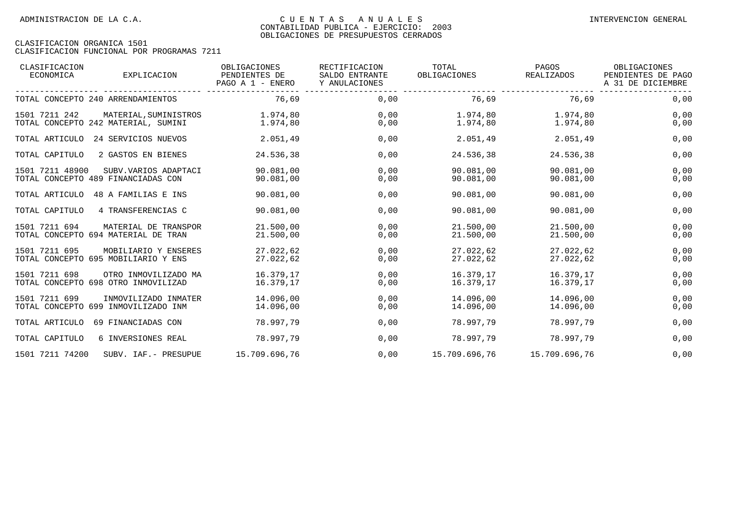ADMINISTRACION DE LA C.A.

CUENTAS ANUALES
CONTABILIDAD PUBLICA - EJERCICIO: 2003
OBLIGACIONES DE PRESUPUESTOS CERRADOS

INTERVENCION GENERAL

CLASIFICACION ORGANICA 1501
CLASIFICACION FUNCIONAL POR PROGRAMAS 7211

| CLASIFICACION ECONOMICA | EXPLICACION | OBLIGACIONES PENDIENTES DE PAGO A 1 - ENERO | RECTIFICACION SALDO ENTRANTE Y ANULACIONES | TOTAL OBLIGACIONES | PAGOS REALIZADOS | OBLIGACIONES PENDIENTES DE PAGO A 31 DE DICIEMBRE |
|---|---|---|---|---|---|---|
| TOTAL CONCEPTO 240 | ARRENDAMIENTOS | 76,69 | 0,00 | 76,69 | 76,69 | 0,00 |
| 1501 7211 242 | MATERIAL,SUMINISTROS | 1.974,80 | 0,00 | 1.974,80 | 1.974,80 | 0,00 |
| TOTAL CONCEPTO 242 | MATERIAL, SUMINI | 1.974,80 | 0,00 | 1.974,80 | 1.974,80 | 0,00 |
| TOTAL ARTICULO 24 | SERVICIOS NUEVOS | 2.051,49 | 0,00 | 2.051,49 | 2.051,49 | 0,00 |
| TOTAL CAPITULO 2 | GASTOS EN BIENES | 24.536,38 | 0,00 | 24.536,38 | 24.536,38 | 0,00 |
| 1501 7211 48900 | SUBV.VARIOS ADAPTACI | 90.081,00 | 0,00 | 90.081,00 | 90.081,00 | 0,00 |
| TOTAL CONCEPTO 489 | FINANCIADAS CON | 90.081,00 | 0,00 | 90.081,00 | 90.081,00 | 0,00 |
| TOTAL ARTICULO 48 | A FAMILIAS E INS | 90.081,00 | 0,00 | 90.081,00 | 90.081,00 | 0,00 |
| TOTAL CAPITULO 4 | TRANSFERENCIAS C | 90.081,00 | 0,00 | 90.081,00 | 90.081,00 | 0,00 |
| 1501 7211 694 | MATERIAL DE TRANSPOR | 21.500,00 | 0,00 | 21.500,00 | 21.500,00 | 0,00 |
| TOTAL CONCEPTO 694 | MATERIAL DE TRAN | 21.500,00 | 0,00 | 21.500,00 | 21.500,00 | 0,00 |
| 1501 7211 695 | MOBILIARIO Y ENSERES | 27.022,62 | 0,00 | 27.022,62 | 27.022,62 | 0,00 |
| TOTAL CONCEPTO 695 | MOBILIARIO Y ENS | 27.022,62 | 0,00 | 27.022,62 | 27.022,62 | 0,00 |
| 1501 7211 698 | OTRO INMOVILIZADO MA | 16.379,17 | 0,00 | 16.379,17 | 16.379,17 | 0,00 |
| TOTAL CONCEPTO 698 | OTRO INMOVILIZAD | 16.379,17 | 0,00 | 16.379,17 | 16.379,17 | 0,00 |
| 1501 7211 699 | INMOVILIZADO INMATER | 14.096,00 | 0,00 | 14.096,00 | 14.096,00 | 0,00 |
| TOTAL CONCEPTO 699 | INMOVILIZADO INM | 14.096,00 | 0,00 | 14.096,00 | 14.096,00 | 0,00 |
| TOTAL ARTICULO 69 | FINANCIADAS CON | 78.997,79 | 0,00 | 78.997,79 | 78.997,79 | 0,00 |
| TOTAL CAPITULO 6 | INVERSIONES REAL | 78.997,79 | 0,00 | 78.997,79 | 78.997,79 | 0,00 |
| 1501 7211 74200 | SUBV. IAF.- PRESUPUE | 15.709.696,76 | 0,00 | 15.709.696,76 | 15.709.696,76 | 0,00 |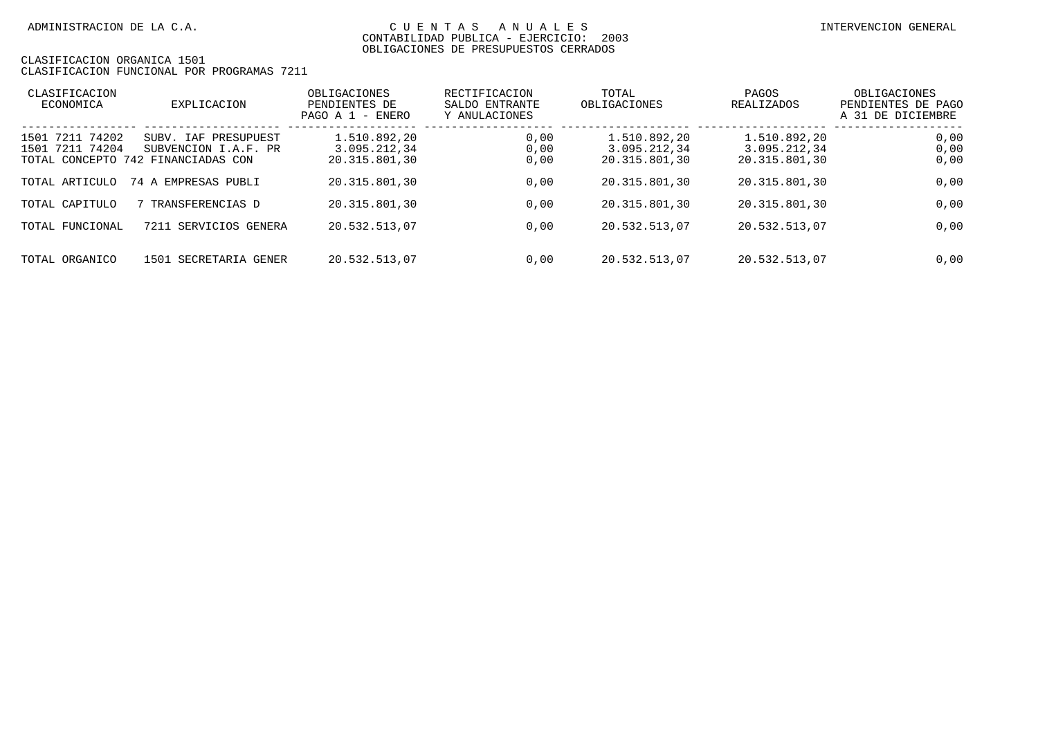ADMINISTRACION DE LA C.A.

C U E N T A S   A N U A L E S
CONTABILIDAD PUBLICA - EJERCICIO: 2003
OBLIGACIONES DE PRESUPUESTOS CERRADOS

INTERVENCION GENERAL

CLASIFICACION ORGANICA 1501
CLASIFICACION FUNCIONAL POR PROGRAMAS 7211

| CLASIFICACION ECONOMICA | EXPLICACION | OBLIGACIONES PENDIENTES DE PAGO A 1 - ENERO | RECTIFICACION SALDO ENTRANTE Y ANULACIONES | TOTAL OBLIGACIONES | PAGOS REALIZADOS | OBLIGACIONES PENDIENTES DE PAGO A 31 DE DICIEMBRE |
|---|---|---|---|---|---|---|
| 1501 7211 74202 | SUBV. IAF PRESUPUEST | 1.510.892,20 | 0,00 | 1.510.892,20 | 1.510.892,20 | 0,00 |
| 1501 7211 74204 | SUBVENCION I.A.F. PR | 3.095.212,34 | 0,00 | 3.095.212,34 | 3.095.212,34 | 0,00 |
| TOTAL CONCEPTO 742 | FINANCIADAS CON | 20.315.801,30 | 0,00 | 20.315.801,30 | 20.315.801,30 | 0,00 |
| TOTAL ARTICULO | 74 A EMPRESAS PUBLI | 20.315.801,30 | 0,00 | 20.315.801,30 | 20.315.801,30 | 0,00 |
| TOTAL CAPITULO | 7 TRANSFERENCIAS D | 20.315.801,30 | 0,00 | 20.315.801,30 | 20.315.801,30 | 0,00 |
| TOTAL FUNCIONAL | 7211 SERVICIOS GENERA | 20.532.513,07 | 0,00 | 20.532.513,07 | 20.532.513,07 | 0,00 |
| TOTAL ORGANICO | 1501 SECRETARIA GENER | 20.532.513,07 | 0,00 | 20.532.513,07 | 20.532.513,07 | 0,00 |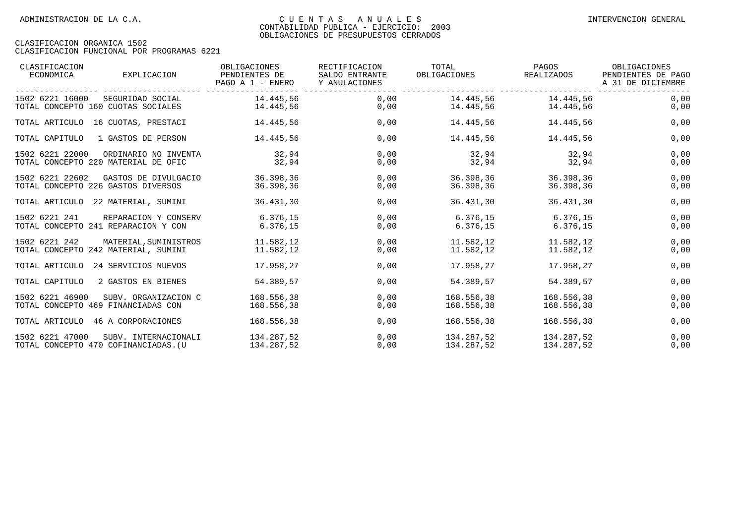ADMINISTRACION DE LA C.A.

CUENTAS ANUALES
CONTABILIDAD PUBLICA - EJERCICIO: 2003
OBLIGACIONES DE PRESUPUESTOS CERRADOS

INTERVENCION GENERAL

CLASIFICACION ORGANICA 1502
CLASIFICACION FUNCIONAL POR PROGRAMAS 6221

| CLASIFICACION ECONOMICA | EXPLICACION | OBLIGACIONES PENDIENTES DE PAGO A 1 - ENERO | RECTIFICACION SALDO ENTRANTE Y ANULACIONES | TOTAL OBLIGACIONES | PAGOS REALIZADOS | OBLIGACIONES PENDIENTES DE PAGO A 31 DE DICIEMBRE |
|---|---|---|---|---|---|---|
| 1502 6221 16000 | SEGURIDAD SOCIAL | 14.445,56 | 0,00 | 14.445,56 | 14.445,56 | 0,00 |
| TOTAL CONCEPTO 160 | CUOTAS SOCIALES | 14.445,56 | 0,00 | 14.445,56 | 14.445,56 | 0,00 |
| TOTAL ARTICULO 16 | CUOTAS, PRESTACI | 14.445,56 | 0,00 | 14.445,56 | 14.445,56 | 0,00 |
| TOTAL CAPITULO 1 | GASTOS DE PERSON | 14.445,56 | 0,00 | 14.445,56 | 14.445,56 | 0,00 |
| 1502 6221 22000 | ORDINARIO NO INVENTA | 32,94 | 0,00 | 32,94 | 32,94 | 0,00 |
| TOTAL CONCEPTO 220 | MATERIAL DE OFIC | 32,94 | 0,00 | 32,94 | 32,94 | 0,00 |
| 1502 6221 22602 | GASTOS DE DIVULGACIO | 36.398,36 | 0,00 | 36.398,36 | 36.398,36 | 0,00 |
| TOTAL CONCEPTO 226 | GASTOS DIVERSOS | 36.398,36 | 0,00 | 36.398,36 | 36.398,36 | 0,00 |
| TOTAL ARTICULO 22 | MATERIAL, SUMINI | 36.431,30 | 0,00 | 36.431,30 | 36.431,30 | 0,00 |
| 1502 6221 241 | REPARACION Y CONSERV | 6.376,15 | 0,00 | 6.376,15 | 6.376,15 | 0,00 |
| TOTAL CONCEPTO 241 | REPARACION Y CON | 6.376,15 | 0,00 | 6.376,15 | 6.376,15 | 0,00 |
| 1502 6221 242 | MATERIAL,SUMINISTROS | 11.582,12 | 0,00 | 11.582,12 | 11.582,12 | 0,00 |
| TOTAL CONCEPTO 242 | MATERIAL, SUMINI | 11.582,12 | 0,00 | 11.582,12 | 11.582,12 | 0,00 |
| TOTAL ARTICULO 24 | SERVICIOS NUEVOS | 17.958,27 | 0,00 | 17.958,27 | 17.958,27 | 0,00 |
| TOTAL CAPITULO 2 | GASTOS EN BIENES | 54.389,57 | 0,00 | 54.389,57 | 54.389,57 | 0,00 |
| 1502 6221 46900 | SUBV. ORGANIZACION C | 168.556,38 | 0,00 | 168.556,38 | 168.556,38 | 0,00 |
| TOTAL CONCEPTO 469 | FINANCIADAS CON | 168.556,38 | 0,00 | 168.556,38 | 168.556,38 | 0,00 |
| TOTAL ARTICULO 46 | A CORPORACIONES | 168.556,38 | 0,00 | 168.556,38 | 168.556,38 | 0,00 |
| 1502 6221 47000 | SUBV. INTERNACIONALI | 134.287,52 | 0,00 | 134.287,52 | 134.287,52 | 0,00 |
| TOTAL CONCEPTO 470 | COFINANCIADAS.(U | 134.287,52 | 0,00 | 134.287,52 | 134.287,52 | 0,00 |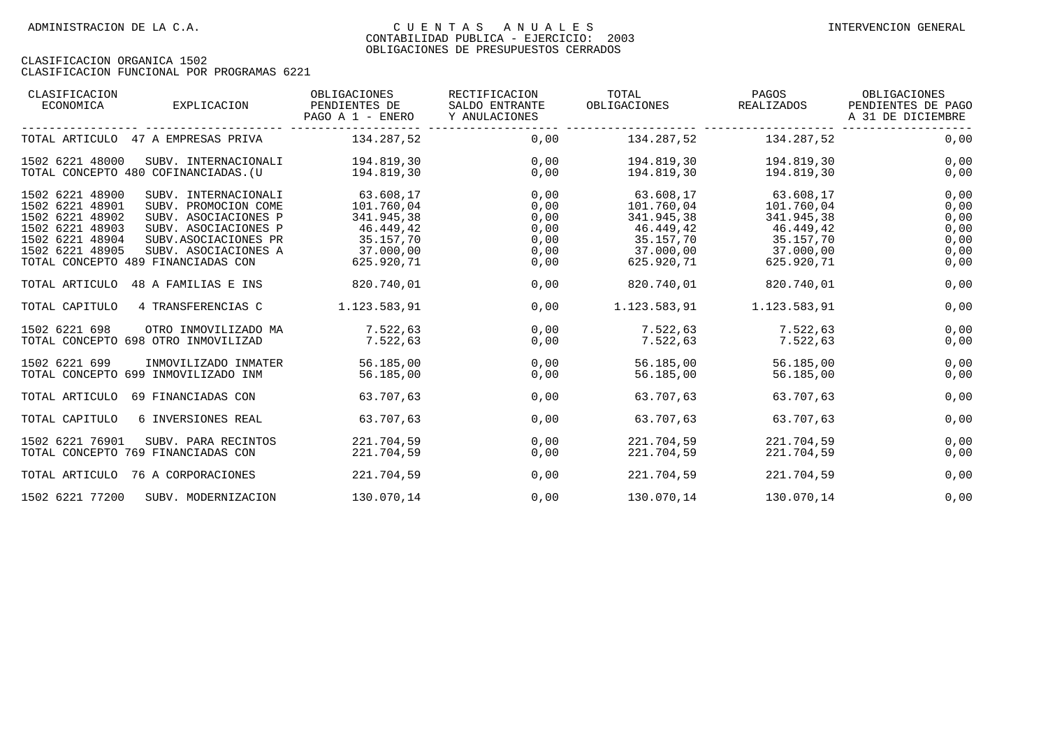ADMINISTRACION DE LA C.A.

C U E N T A S   A N U A L E S
CONTABILIDAD PUBLICA - EJERCICIO: 2003
OBLIGACIONES DE PRESUPUESTOS CERRADOS

INTERVENCION GENERAL

CLASIFICACION ORGANICA 1502
CLASIFICACION FUNCIONAL POR PROGRAMAS 6221

| CLASIFICACION ECONOMICA | EXPLICACION | OBLIGACIONES PENDIENTES DE PAGO A 1 - ENERO | RECTIFICACION SALDO ENTRANTE Y ANULACIONES | TOTAL OBLIGACIONES | PAGOS REALIZADOS | OBLIGACIONES PENDIENTES DE PAGO A 31 DE DICIEMBRE |
|---|---|---|---|---|---|---|
| TOTAL ARTICULO | 47 A EMPRESAS PRIVA | 134.287,52 | 0,00 | 134.287,52 | 134.287,52 | 0,00 |
| 1502 6221 48000 | SUBV. INTERNACIONALI | 194.819,30 | 0,00 | 194.819,30 | 194.819,30 | 0,00 |
| TOTAL CONCEPTO 480 | COFINANCIADAS.(U | 194.819,30 | 0,00 | 194.819,30 | 194.819,30 | 0,00 |
| 1502 6221 48900 | SUBV. INTERNACIONALI | 63.608,17 | 0,00 | 63.608,17 | 63.608,17 | 0,00 |
| 1502 6221 48901 | SUBV. PROMOCION COME | 101.760,04 | 0,00 | 101.760,04 | 101.760,04 | 0,00 |
| 1502 6221 48902 | SUBV. ASOCIACIONES P | 341.945,38 | 0,00 | 341.945,38 | 341.945,38 | 0,00 |
| 1502 6221 48903 | SUBV. ASOCIACIONES P | 46.449,42 | 0,00 | 46.449,42 | 46.449,42 | 0,00 |
| 1502 6221 48904 | SUBV.ASOCIACIONES PR | 35.157,70 | 0,00 | 35.157,70 | 35.157,70 | 0,00 |
| 1502 6221 48905 | SUBV. ASOCIACIONES A | 37.000,00 | 0,00 | 37.000,00 | 37.000,00 | 0,00 |
| TOTAL CONCEPTO 489 | FINANCIADAS CON | 625.920,71 | 0,00 | 625.920,71 | 625.920,71 | 0,00 |
| TOTAL ARTICULO | 48 A FAMILIAS E INS | 820.740,01 | 0,00 | 820.740,01 | 820.740,01 | 0,00 |
| TOTAL CAPITULO | 4 TRANSFERENCIAS C | 1.123.583,91 | 0,00 | 1.123.583,91 | 1.123.583,91 | 0,00 |
| 1502 6221 698 | OTRO INMOVILIZADO MA | 7.522,63 | 0,00 | 7.522,63 | 7.522,63 | 0,00 |
| TOTAL CONCEPTO 698 | OTRO INMOVILIZAD | 7.522,63 | 0,00 | 7.522,63 | 7.522,63 | 0,00 |
| 1502 6221 699 | INMOVILIZADO INMATER | 56.185,00 | 0,00 | 56.185,00 | 56.185,00 | 0,00 |
| TOTAL CONCEPTO 699 | INMOVILIZADO INM | 56.185,00 | 0,00 | 56.185,00 | 56.185,00 | 0,00 |
| TOTAL ARTICULO | 69 FINANCIADAS CON | 63.707,63 | 0,00 | 63.707,63 | 63.707,63 | 0,00 |
| TOTAL CAPITULO | 6 INVERSIONES REAL | 63.707,63 | 0,00 | 63.707,63 | 63.707,63 | 0,00 |
| 1502 6221 76901 | SUBV. PARA RECINTOS | 221.704,59 | 0,00 | 221.704,59 | 221.704,59 | 0,00 |
| TOTAL CONCEPTO 769 | FINANCIADAS CON | 221.704,59 | 0,00 | 221.704,59 | 221.704,59 | 0,00 |
| TOTAL ARTICULO | 76 A CORPORACIONES | 221.704,59 | 0,00 | 221.704,59 | 221.704,59 | 0,00 |
| 1502 6221 77200 | SUBV. MODERNIZACION | 130.070,14 | 0,00 | 130.070,14 | 130.070,14 | 0,00 |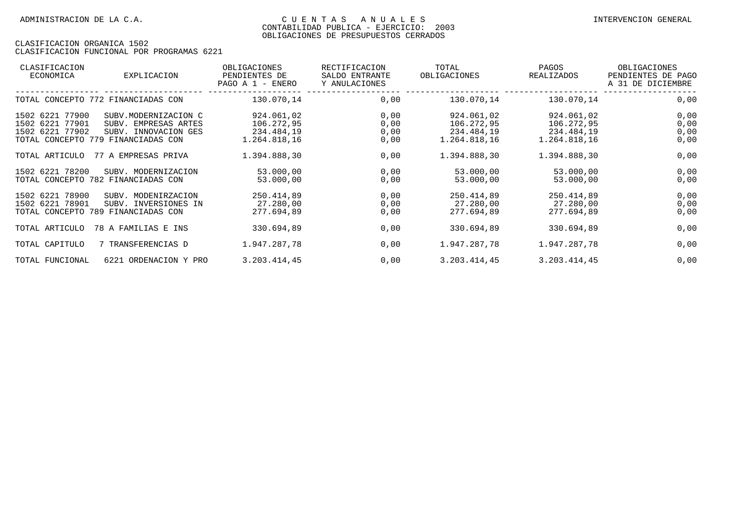ADMINISTRACION DE LA C.A.

# C U E N T A S   A N U A L E S

CONTABILIDAD PUBLICA - EJERCICIO: 2003

OBLIGACIONES DE PRESUPUESTOS CERRADOS

INTERVENCION GENERAL

CLASIFICACION ORGANICA 1502

CLASIFICACION FUNCIONAL POR PROGRAMAS 6221

| CLASIFICACION ECONOMICA | EXPLICACION | OBLIGACIONES PENDIENTES DE PAGO A 1 - ENERO | RECTIFICACION SALDO ENTRANTE Y ANULACIONES | TOTAL OBLIGACIONES | PAGOS REALIZADOS | OBLIGACIONES PENDIENTES DE PAGO A 31 DE DICIEMBRE |
|---|---|---|---|---|---|---|
| TOTAL CONCEPTO 772 | FINANCIADAS CON | 130.070,14 | 0,00 | 130.070,14 | 130.070,14 | 0,00 |
| 1502 6221 77900 | SUBV.MODERNIZACION C | 924.061,02 | 0,00 | 924.061,02 | 924.061,02 | 0,00 |
| 1502 6221 77901 | SUBV. EMPRESAS ARTES | 106.272,95 | 0,00 | 106.272,95 | 106.272,95 | 0,00 |
| 1502 6221 77902 | SUBV. INNOVACION GES | 234.484,19 | 0,00 | 234.484,19 | 234.484,19 | 0,00 |
| TOTAL CONCEPTO 779 | FINANCIADAS CON | 1.264.818,16 | 0,00 | 1.264.818,16 | 1.264.818,16 | 0,00 |
| TOTAL ARTICULO | 77 A EMPRESAS PRIVA | 1.394.888,30 | 0,00 | 1.394.888,30 | 1.394.888,30 | 0,00 |
| 1502 6221 78200 | SUBV. MODERNIZACION | 53.000,00 | 0,00 | 53.000,00 | 53.000,00 | 0,00 |
| TOTAL CONCEPTO 782 | FINANCIADAS CON | 53.000,00 | 0,00 | 53.000,00 | 53.000,00 | 0,00 |
| 1502 6221 78900 | SUBV. MODENIRZACION | 250.414,89 | 0,00 | 250.414,89 | 250.414,89 | 0,00 |
| 1502 6221 78901 | SUBV. INVERSIONES IN | 27.280,00 | 0,00 | 27.280,00 | 27.280,00 | 0,00 |
| TOTAL CONCEPTO 789 | FINANCIADAS CON | 277.694,89 | 0,00 | 277.694,89 | 277.694,89 | 0,00 |
| TOTAL ARTICULO | 78 A FAMILIAS E INS | 330.694,89 | 0,00 | 330.694,89 | 330.694,89 | 0,00 |
| TOTAL CAPITULO | 7 TRANSFERENCIAS D | 1.947.287,78 | 0,00 | 1.947.287,78 | 1.947.287,78 | 0,00 |
| TOTAL FUNCIONAL | 6221 ORDENACION Y PRO | 3.203.414,45 | 0,00 | 3.203.414,45 | 3.203.414,45 | 0,00 |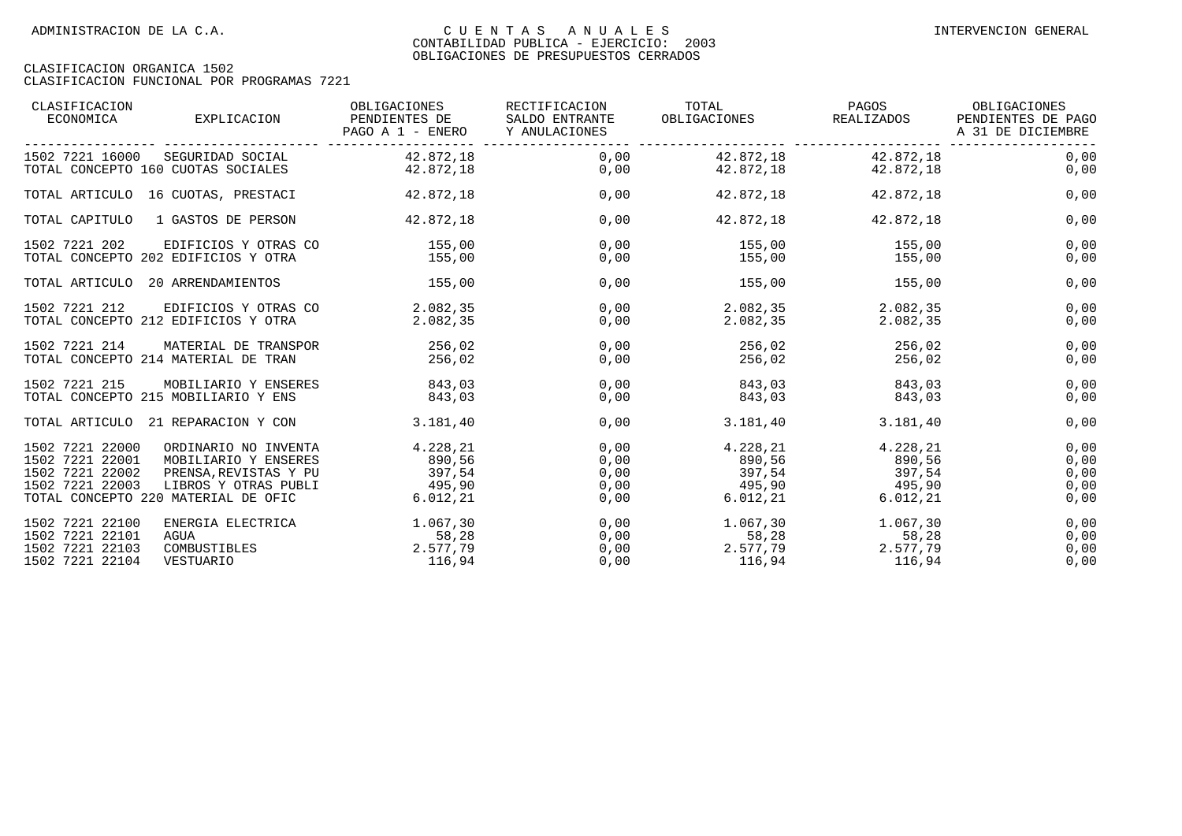ADMINISTRACION DE LA C.A.

CUENTAS ANUALES
CONTABILIDAD PUBLICA - EJERCICIO: 2003
OBLIGACIONES DE PRESUPUESTOS CERRADOS

INTERVENCION GENERAL

CLASIFICACION ORGANICA 1502
CLASIFICACION FUNCIONAL POR PROGRAMAS 7221

| CLASIFICACION ECONOMICA | EXPLICACION | OBLIGACIONES PENDIENTES DE PAGO A 1 - ENERO | RECTIFICACION SALDO ENTRANTE Y ANULACIONES | TOTAL OBLIGACIONES | PAGOS REALIZADOS | OBLIGACIONES PENDIENTES DE PAGO A 31 DE DICIEMBRE |
|---|---|---|---|---|---|---|
| 1502 7221 16000 | SEGURIDAD SOCIAL | 42.872,18 | 0,00 | 42.872,18 | 42.872,18 | 0,00 |
| TOTAL CONCEPTO 160 | CUOTAS SOCIALES | 42.872,18 | 0,00 | 42.872,18 | 42.872,18 | 0,00 |
| TOTAL ARTICULO | 16 CUOTAS, PRESTACI | 42.872,18 | 0,00 | 42.872,18 | 42.872,18 | 0,00 |
| TOTAL CAPITULO | 1 GASTOS DE PERSON | 42.872,18 | 0,00 | 42.872,18 | 42.872,18 | 0,00 |
| 1502 7221 202 | EDIFICIOS Y OTRAS CO | 155,00 | 0,00 | 155,00 | 155,00 | 0,00 |
| TOTAL CONCEPTO 202 | EDIFICIOS Y OTRA | 155,00 | 0,00 | 155,00 | 155,00 | 0,00 |
| TOTAL ARTICULO | 20 ARRENDAMIENTOS | 155,00 | 0,00 | 155,00 | 155,00 | 0,00 |
| 1502 7221 212 | EDIFICIOS Y OTRAS CO | 2.082,35 | 0,00 | 2.082,35 | 2.082,35 | 0,00 |
| TOTAL CONCEPTO 212 | EDIFICIOS Y OTRA | 2.082,35 | 0,00 | 2.082,35 | 2.082,35 | 0,00 |
| 1502 7221 214 | MATERIAL DE TRANSPOR | 256,02 | 0,00 | 256,02 | 256,02 | 0,00 |
| TOTAL CONCEPTO 214 | MATERIAL DE TRAN | 256,02 | 0,00 | 256,02 | 256,02 | 0,00 |
| 1502 7221 215 | MOBILIARIO Y ENSERES | 843,03 | 0,00 | 843,03 | 843,03 | 0,00 |
| TOTAL CONCEPTO 215 | MOBILIARIO Y ENS | 843,03 | 0,00 | 843,03 | 843,03 | 0,00 |
| TOTAL ARTICULO | 21 REPARACION Y CON | 3.181,40 | 0,00 | 3.181,40 | 3.181,40 | 0,00 |
| 1502 7221 22000 | ORDINARIO NO INVENTA | 4.228,21 | 0,00 | 4.228,21 | 4.228,21 | 0,00 |
| 1502 7221 22001 | MOBILIARIO Y ENSERES | 890,56 | 0,00 | 890,56 | 890,56 | 0,00 |
| 1502 7221 22002 | PRENSA,REVISTAS Y PU | 397,54 | 0,00 | 397,54 | 397,54 | 0,00 |
| 1502 7221 22003 | LIBROS Y OTRAS PUBLI | 495,90 | 0,00 | 495,90 | 495,90 | 0,00 |
| TOTAL CONCEPTO 220 | MATERIAL DE OFIC | 6.012,21 | 0,00 | 6.012,21 | 6.012,21 | 0,00 |
| 1502 7221 22100 | ENERGIA ELECTRICA | 1.067,30 | 0,00 | 1.067,30 | 1.067,30 | 0,00 |
| 1502 7221 22101 | AGUA | 58,28 | 0,00 | 58,28 | 58,28 | 0,00 |
| 1502 7221 22103 | COMBUSTIBLES | 2.577,79 | 0,00 | 2.577,79 | 2.577,79 | 0,00 |
| 1502 7221 22104 | VESTUARIO | 116,94 | 0,00 | 116,94 | 116,94 | 0,00 |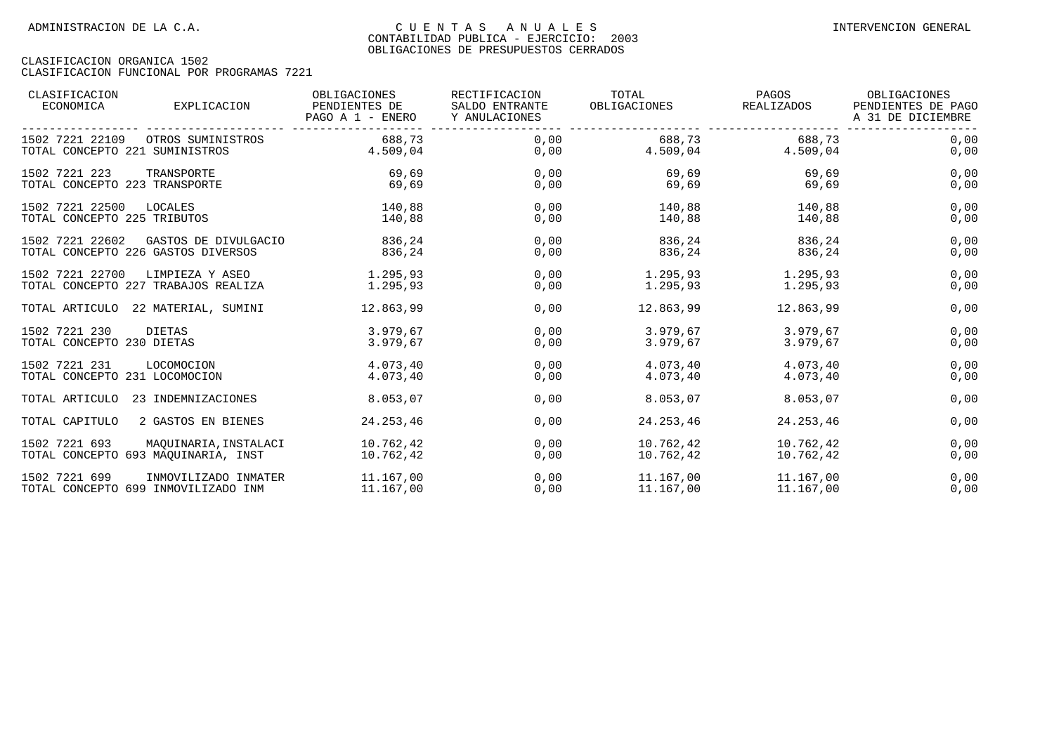ADMINISTRACION DE LA C.A.

CUENTAS ANUALES
CONTABILIDAD PUBLICA - EJERCICIO: 2003
OBLIGACIONES DE PRESUPUESTOS CERRADOS

INTERVENCION GENERAL

CLASIFICACION ORGANICA 1502
CLASIFICACION FUNCIONAL POR PROGRAMAS 7221

| CLASIFICACION ECONOMICA | EXPLICACION | OBLIGACIONES PENDIENTES DE PAGO A 1 - ENERO | RECTIFICACION SALDO ENTRANTE Y ANULACIONES | TOTAL OBLIGACIONES | PAGOS REALIZADOS | OBLIGACIONES PENDIENTES DE PAGO A 31 DE DICIEMBRE |
|---|---|---|---|---|---|---|
| 1502 7221 22109 | OTROS SUMINISTROS | 688,73 | 0,00 | 688,73 | 688,73 | 0,00 |
| TOTAL CONCEPTO 221 SUMINISTROS | | 4.509,04 | 0,00 | 4.509,04 | 4.509,04 | 0,00 |
| 1502 7221 223 | TRANSPORTE | 69,69 | 0,00 | 69,69 | 69,69 | 0,00 |
| TOTAL CONCEPTO 223 TRANSPORTE | | 69,69 | 0,00 | 69,69 | 69,69 | 0,00 |
| 1502 7221 22500 | LOCALES | 140,88 | 0,00 | 140,88 | 140,88 | 0,00 |
| TOTAL CONCEPTO 225 TRIBUTOS | | 140,88 | 0,00 | 140,88 | 140,88 | 0,00 |
| 1502 7221 22602 | GASTOS DE DIVULGACIO | 836,24 | 0,00 | 836,24 | 836,24 | 0,00 |
| TOTAL CONCEPTO 226 GASTOS DIVERSOS | | 836,24 | 0,00 | 836,24 | 836,24 | 0,00 |
| 1502 7221 22700 | LIMPIEZA Y ASEO | 1.295,93 | 0,00 | 1.295,93 | 1.295,93 | 0,00 |
| TOTAL CONCEPTO 227 TRABAJOS REALIZA | | 1.295,93 | 0,00 | 1.295,93 | 1.295,93 | 0,00 |
| TOTAL ARTICULO 22 MATERIAL, SUMINI | | 12.863,99 | 0,00 | 12.863,99 | 12.863,99 | 0,00 |
| 1502 7221 230 | DIETAS | 3.979,67 | 0,00 | 3.979,67 | 3.979,67 | 0,00 |
| TOTAL CONCEPTO 230 DIETAS | | 3.979,67 | 0,00 | 3.979,67 | 3.979,67 | 0,00 |
| 1502 7221 231 | LOCOMOCION | 4.073,40 | 0,00 | 4.073,40 | 4.073,40 | 0,00 |
| TOTAL CONCEPTO 231 LOCOMOCION | | 4.073,40 | 0,00 | 4.073,40 | 4.073,40 | 0,00 |
| TOTAL ARTICULO 23 INDEMNIZACIONES | | 8.053,07 | 0,00 | 8.053,07 | 8.053,07 | 0,00 |
| TOTAL CAPITULO 2 GASTOS EN BIENES | | 24.253,46 | 0,00 | 24.253,46 | 24.253,46 | 0,00 |
| 1502 7221 693 | MAQUINARIA,INSTALACI | 10.762,42 | 0,00 | 10.762,42 | 10.762,42 | 0,00 |
| TOTAL CONCEPTO 693 MAQUINARIA, INST | | 10.762,42 | 0,00 | 10.762,42 | 10.762,42 | 0,00 |
| 1502 7221 699 | INMOVILIZADO INMATER | 11.167,00 | 0,00 | 11.167,00 | 11.167,00 | 0,00 |
| TOTAL CONCEPTO 699 INMOVILIZADO INM | | 11.167,00 | 0,00 | 11.167,00 | 11.167,00 | 0,00 |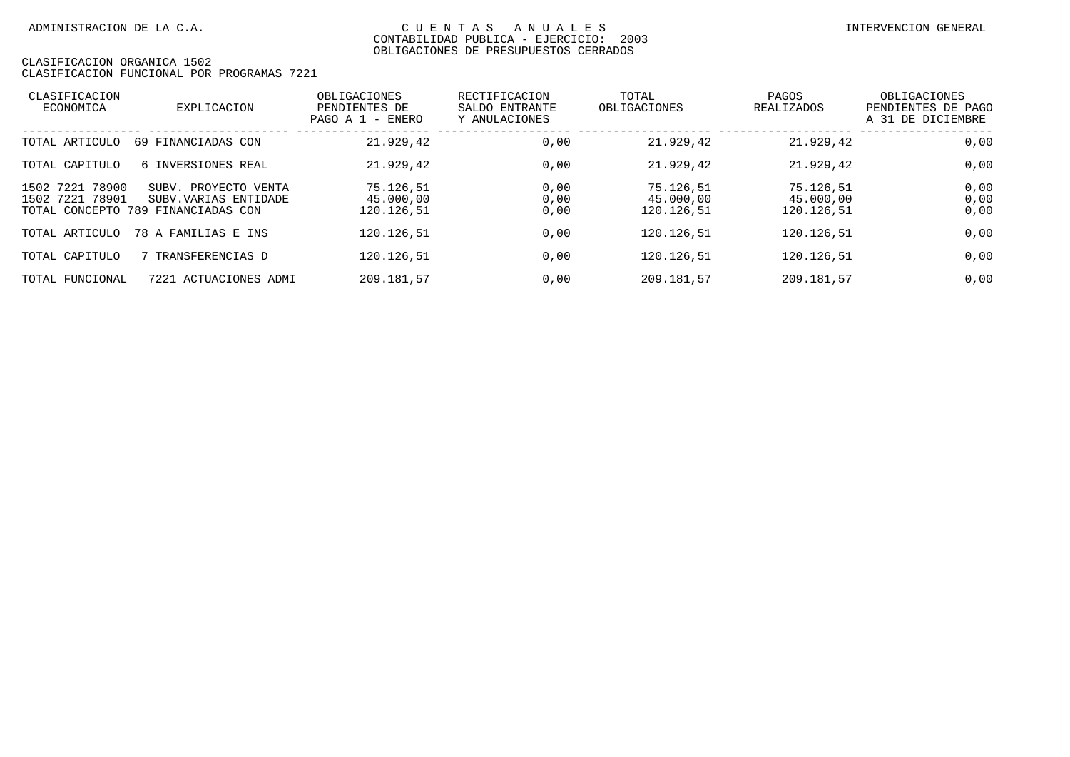ADMINISTRACION DE LA C.A.

CUENTAS ANUALES
CONTABILIDAD PUBLICA - EJERCICIO: 2003
OBLIGACIONES DE PRESUPUESTOS CERRADOS

INTERVENCION GENERAL

CLASIFICACION ORGANICA 1502
CLASIFICACION FUNCIONAL POR PROGRAMAS 7221

| CLASIFICACION ECONOMICA | EXPLICACION | OBLIGACIONES PENDIENTES DE PAGO A 1 - ENERO | RECTIFICACION SALDO ENTRANTE Y ANULACIONES | TOTAL OBLIGACIONES | PAGOS REALIZADOS | OBLIGACIONES PENDIENTES DE PAGO A 31 DE DICIEMBRE |
|---|---|---|---|---|---|---|
| TOTAL ARTICULO | 69 FINANCIADAS CON | 21.929,42 | 0,00 | 21.929,42 | 21.929,42 | 0,00 |
| TOTAL CAPITULO | 6 INVERSIONES REAL | 21.929,42 | 0,00 | 21.929,42 | 21.929,42 | 0,00 |
| 1502 7221 78900 | SUBV. PROYECTO VENTA | 75.126,51 | 0,00 | 75.126,51 | 75.126,51 | 0,00 |
| 1502 7221 78901 | SUBV.VARIAS ENTIDADE | 45.000,00 | 0,00 | 45.000,00 | 45.000,00 | 0,00 |
| TOTAL CONCEPTO | 789 FINANCIADAS CON | 120.126,51 | 0,00 | 120.126,51 | 120.126,51 | 0,00 |
| TOTAL ARTICULO | 78 A FAMILIAS E INS | 120.126,51 | 0,00 | 120.126,51 | 120.126,51 | 0,00 |
| TOTAL CAPITULO | 7 TRANSFERENCIAS D | 120.126,51 | 0,00 | 120.126,51 | 120.126,51 | 0,00 |
| TOTAL FUNCIONAL | 7221 ACTUACIONES ADMI | 209.181,57 | 0,00 | 209.181,57 | 209.181,57 | 0,00 |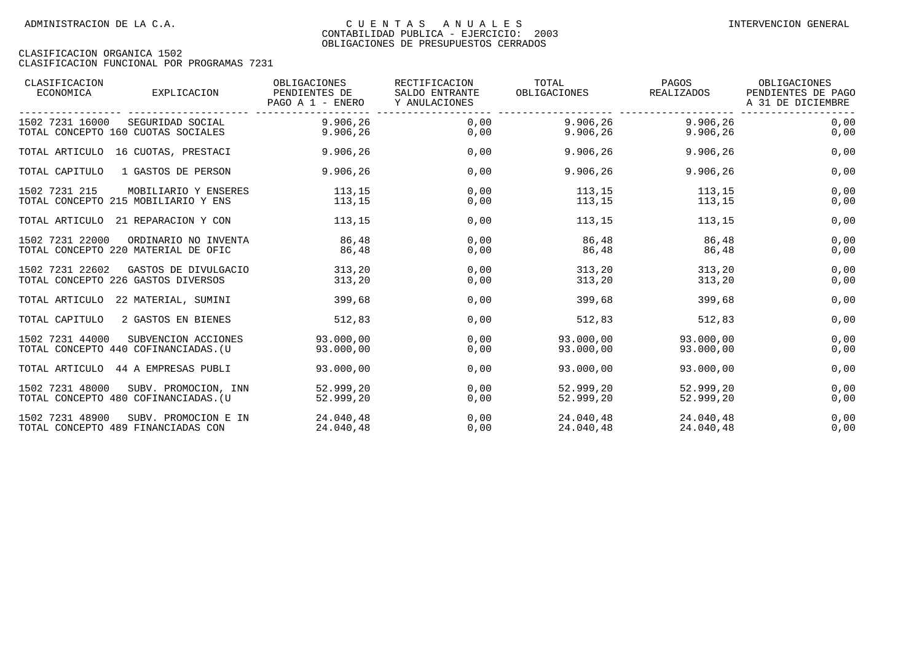ADMINISTRACION DE LA C.A.

# C U E N T A S   A N U A L E S

CONTABILIDAD PUBLICA - EJERCICIO: 2003

OBLIGACIONES DE PRESUPUESTOS CERRADOS

INTERVENCION GENERAL

CLASIFICACION ORGANICA 1502

CLASIFICACION FUNCIONAL POR PROGRAMAS 7231

| CLASIFICACION ECONOMICA | EXPLICACION | OBLIGACIONES PENDIENTES DE PAGO A 1 - ENERO | RECTIFICACION SALDO ENTRANTE Y ANULACIONES | TOTAL OBLIGACIONES | PAGOS REALIZADOS | OBLIGACIONES PENDIENTES DE PAGO A 31 DE DICIEMBRE |
|---|---|---|---|---|---|---|
| 1502 7231 16000 | SEGURIDAD SOCIAL | 9.906,26 | 0,00 | 9.906,26 | 9.906,26 | 0,00 |
| TOTAL CONCEPTO 160 | CUOTAS SOCIALES | 9.906,26 | 0,00 | 9.906,26 | 9.906,26 | 0,00 |
| TOTAL ARTICULO 16 | CUOTAS, PRESTACI | 9.906,26 | 0,00 | 9.906,26 | 9.906,26 | 0,00 |
| TOTAL CAPITULO 1 | GASTOS DE PERSON | 9.906,26 | 0,00 | 9.906,26 | 9.906,26 | 0,00 |
| 1502 7231 215 | MOBILIARIO Y ENSERES | 113,15 | 0,00 | 113,15 | 113,15 | 0,00 |
| TOTAL CONCEPTO 215 | MOBILIARIO Y ENS | 113,15 | 0,00 | 113,15 | 113,15 | 0,00 |
| TOTAL ARTICULO 21 | REPARACION Y CON | 113,15 | 0,00 | 113,15 | 113,15 | 0,00 |
| 1502 7231 22000 | ORDINARIO NO INVENTA | 86,48 | 0,00 | 86,48 | 86,48 | 0,00 |
| TOTAL CONCEPTO 220 | MATERIAL DE OFIC | 86,48 | 0,00 | 86,48 | 86,48 | 0,00 |
| 1502 7231 22602 | GASTOS DE DIVULGACIO | 313,20 | 0,00 | 313,20 | 313,20 | 0,00 |
| TOTAL CONCEPTO 226 | GASTOS DIVERSOS | 313,20 | 0,00 | 313,20 | 313,20 | 0,00 |
| TOTAL ARTICULO 22 | MATERIAL, SUMINI | 399,68 | 0,00 | 399,68 | 399,68 | 0,00 |
| TOTAL CAPITULO 2 | GASTOS EN BIENES | 512,83 | 0,00 | 512,83 | 512,83 | 0,00 |
| 1502 7231 44000 | SUBVENCION ACCIONES | 93.000,00 | 0,00 | 93.000,00 | 93.000,00 | 0,00 |
| TOTAL CONCEPTO 440 | COFINANCIADAS.(U | 93.000,00 | 0,00 | 93.000,00 | 93.000,00 | 0,00 |
| TOTAL ARTICULO 44 | A EMPRESAS PUBLI | 93.000,00 | 0,00 | 93.000,00 | 93.000,00 | 0,00 |
| 1502 7231 48000 | SUBV. PROMOCION, INN | 52.999,20 | 0,00 | 52.999,20 | 52.999,20 | 0,00 |
| TOTAL CONCEPTO 480 | COFINANCIADAS.(U | 52.999,20 | 0,00 | 52.999,20 | 52.999,20 | 0,00 |
| 1502 7231 48900 | SUBV. PROMOCION E IN | 24.040,48 | 0,00 | 24.040,48 | 24.040,48 | 0,00 |
| TOTAL CONCEPTO 489 | FINANCIADAS CON | 24.040,48 | 0,00 | 24.040,48 | 24.040,48 | 0,00 |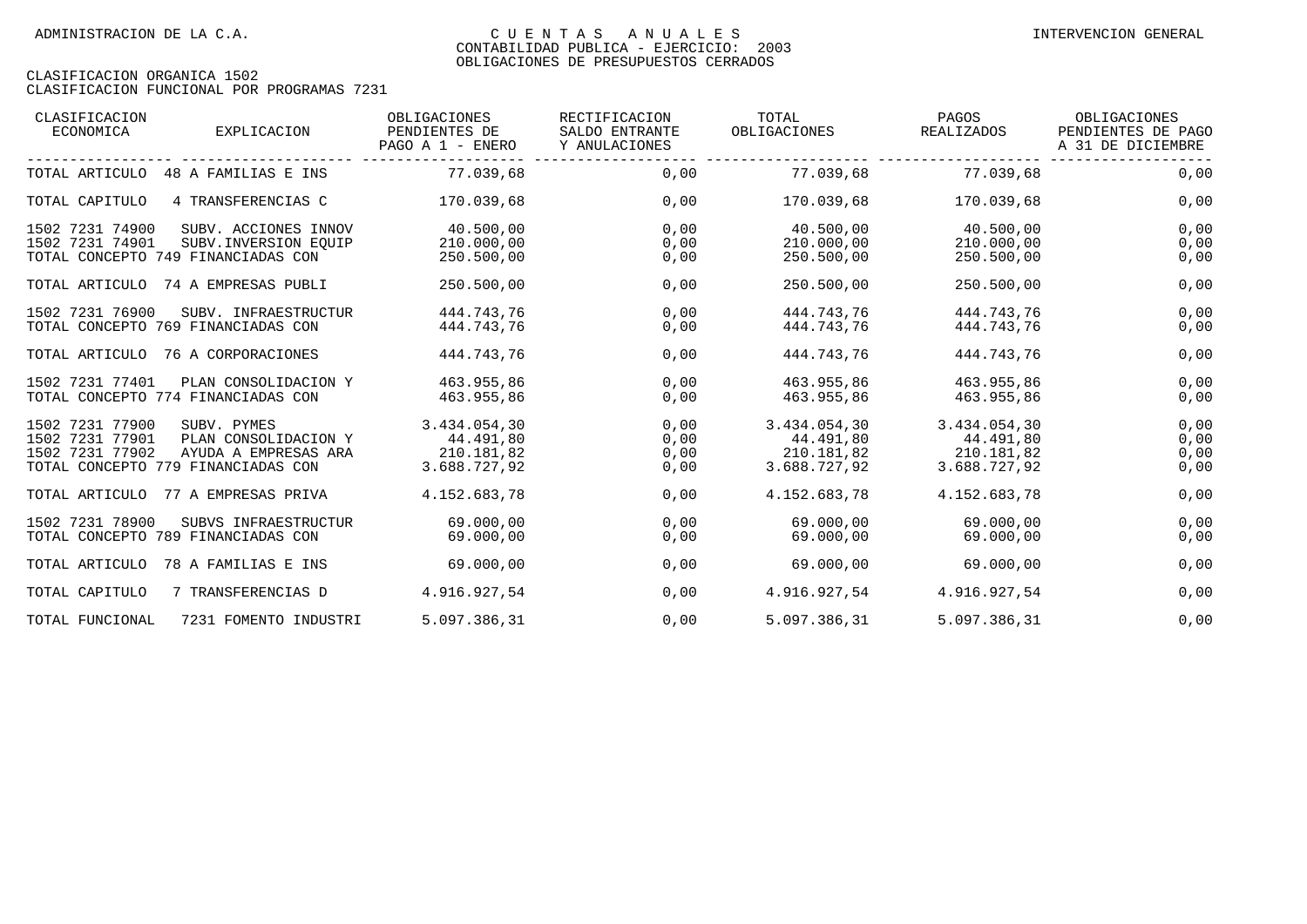CLASIFICACION ORGANICA 1502
CLASIFICACION FUNCIONAL POR PROGRAMAS 7231

| CLASIFICACION ECONOMICA | EXPLICACION | OBLIGACIONES PENDIENTES DE PAGO A 1 - ENERO | RECTIFICACION SALDO ENTRANTE Y ANULACIONES | TOTAL OBLIGACIONES | PAGOS REALIZADOS | OBLIGACIONES PENDIENTES DE PAGO A 31 DE DICIEMBRE |
|---|---|---|---|---|---|---|
| TOTAL ARTICULO | 48 A FAMILIAS E INS | 77.039,68 | 0,00 | 77.039,68 | 77.039,68 | 0,00 |
| TOTAL CAPITULO | 4 TRANSFERENCIAS C | 170.039,68 | 0,00 | 170.039,68 | 170.039,68 | 0,00 |
| 1502 7231 74900 | SUBV. ACCIONES INNOV | 40.500,00 | 0,00 | 40.500,00 | 40.500,00 | 0,00 |
| 1502 7231 74901 | SUBV.INVERSION EQUIP | 210.000,00 | 0,00 | 210.000,00 | 210.000,00 | 0,00 |
| TOTAL CONCEPTO 749 | FINANCIADAS CON | 250.500,00 | 0,00 | 250.500,00 | 250.500,00 | 0,00 |
| TOTAL ARTICULO | 74 A EMPRESAS PUBLI | 250.500,00 | 0,00 | 250.500,00 | 250.500,00 | 0,00 |
| 1502 7231 76900 | SUBV. INFRAESTRUCTUR | 444.743,76 | 0,00 | 444.743,76 | 444.743,76 | 0,00 |
| TOTAL CONCEPTO 769 | FINANCIADAS CON | 444.743,76 | 0,00 | 444.743,76 | 444.743,76 | 0,00 |
| TOTAL ARTICULO | 76 A CORPORACIONES | 444.743,76 | 0,00 | 444.743,76 | 444.743,76 | 0,00 |
| 1502 7231 77401 | PLAN CONSOLIDACION Y | 463.955,86 | 0,00 | 463.955,86 | 463.955,86 | 0,00 |
| TOTAL CONCEPTO 774 | FINANCIADAS CON | 463.955,86 | 0,00 | 463.955,86 | 463.955,86 | 0,00 |
| 1502 7231 77900 | SUBV. PYMES | 3.434.054,30 | 0,00 | 3.434.054,30 | 3.434.054,30 | 0,00 |
| 1502 7231 77901 | PLAN CONSOLIDACION Y | 44.491,80 | 0,00 | 44.491,80 | 44.491,80 | 0,00 |
| 1502 7231 77902 | AYUDA A EMPRESAS ARA | 210.181,82 | 0,00 | 210.181,82 | 210.181,82 | 0,00 |
| TOTAL CONCEPTO 779 | FINANCIADAS CON | 3.688.727,92 | 0,00 | 3.688.727,92 | 3.688.727,92 | 0,00 |
| TOTAL ARTICULO | 77 A EMPRESAS PRIVA | 4.152.683,78 | 0,00 | 4.152.683,78 | 4.152.683,78 | 0,00 |
| 1502 7231 78900 | SUBVS INFRAESTRUCTUR | 69.000,00 | 0,00 | 69.000,00 | 69.000,00 | 0,00 |
| TOTAL CONCEPTO 789 | FINANCIADAS CON | 69.000,00 | 0,00 | 69.000,00 | 69.000,00 | 0,00 |
| TOTAL ARTICULO | 78 A FAMILIAS E INS | 69.000,00 | 0,00 | 69.000,00 | 69.000,00 | 0,00 |
| TOTAL CAPITULO | 7 TRANSFERENCIAS D | 4.916.927,54 | 0,00 | 4.916.927,54 | 4.916.927,54 | 0,00 |
| TOTAL FUNCIONAL | 7231 FOMENTO INDUSTRI | 5.097.386,31 | 0,00 | 5.097.386,31 | 5.097.386,31 | 0,00 |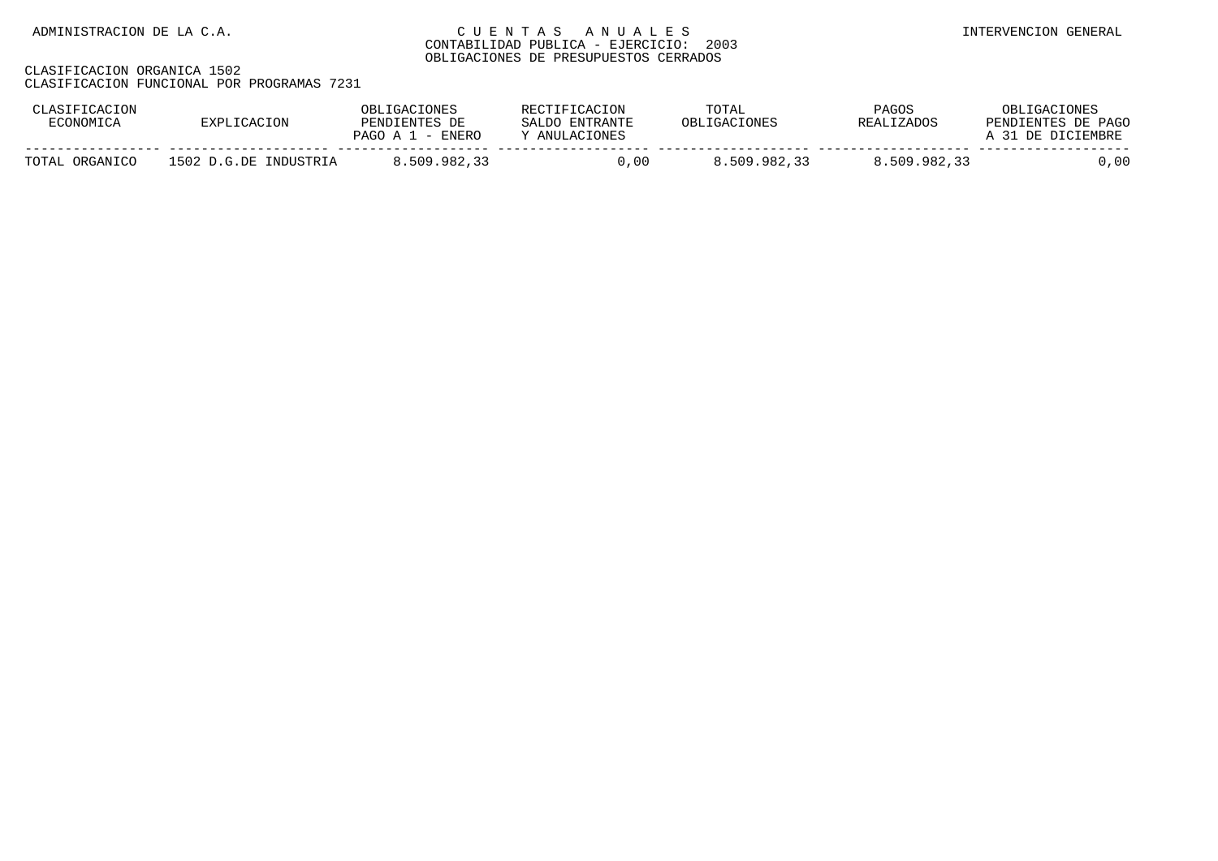ADMINISTRACION DE LA C.A.

CUENTAS ANUALES
CONTABILIDAD PUBLICA - EJERCICIO: 2003
OBLIGACIONES DE PRESUPUESTOS CERRADOS

INTERVENCION GENERAL

CLASIFICACION ORGANICA 1502
CLASIFICACION FUNCIONAL POR PROGRAMAS 7231

| CLASIFICACION ECONOMICA | EXPLICACION | OBLIGACIONES PENDIENTES DE PAGO A 1 - ENERO | RECTIFICACION SALDO ENTRANTE Y ANULACIONES | TOTAL OBLIGACIONES | PAGOS REALIZADOS | OBLIGACIONES PENDIENTES DE PAGO A 31 DE DICIEMBRE |
|---|---|---|---|---|---|---|
| TOTAL ORGANICO | 1502 D.G.DE INDUSTRIA | 8.509.982,33 | 0,00 | 8.509.982,33 | 8.509.982,33 | 0,00 |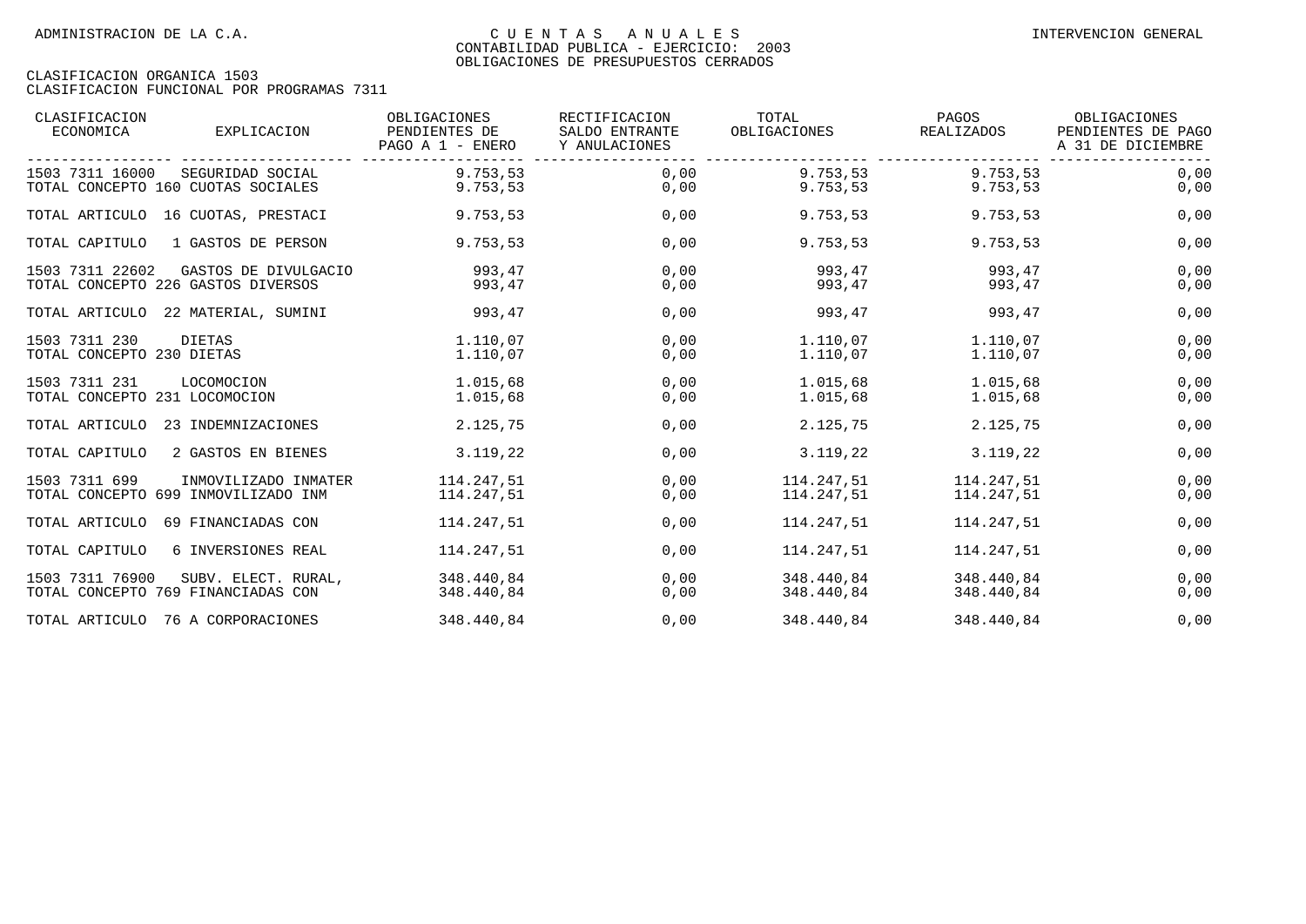ADMINISTRACION DE LA C.A.

CUENTAS ANUALES
CONTABILIDAD PUBLICA - EJERCICIO: 2003
OBLIGACIONES DE PRESUPUESTOS CERRADOS

INTERVENCION GENERAL

CLASIFICACION ORGANICA 1503
CLASIFICACION FUNCIONAL POR PROGRAMAS 7311

| CLASIFICACION ECONOMICA | EXPLICACION | OBLIGACIONES PENDIENTES DE PAGO A 1 - ENERO | RECTIFICACION SALDO ENTRANTE Y ANULACIONES | TOTAL OBLIGACIONES | PAGOS REALIZADOS | OBLIGACIONES PENDIENTES DE PAGO A 31 DE DICIEMBRE |
|---|---|---|---|---|---|---|
| 1503 7311 16000 | SEGURIDAD SOCIAL | 9.753,53 | 0,00 | 9.753,53 | 9.753,53 | 0,00 |
| TOTAL CONCEPTO 160 | CUOTAS SOCIALES | 9.753,53 | 0,00 | 9.753,53 | 9.753,53 | 0,00 |
| TOTAL ARTICULO | 16 CUOTAS, PRESTACI | 9.753,53 | 0,00 | 9.753,53 | 9.753,53 | 0,00 |
| TOTAL CAPITULO | 1 GASTOS DE PERSON | 9.753,53 | 0,00 | 9.753,53 | 9.753,53 | 0,00 |
| 1503 7311 22602 | GASTOS DE DIVULGACIO | 993,47 | 0,00 | 993,47 | 993,47 | 0,00 |
| TOTAL CONCEPTO 226 | GASTOS DIVERSOS | 993,47 | 0,00 | 993,47 | 993,47 | 0,00 |
| TOTAL ARTICULO | 22 MATERIAL, SUMINI | 993,47 | 0,00 | 993,47 | 993,47 | 0,00 |
| 1503 7311 230 | DIETAS | 1.110,07 | 0,00 | 1.110,07 | 1.110,07 | 0,00 |
| TOTAL CONCEPTO 230 | DIETAS | 1.110,07 | 0,00 | 1.110,07 | 1.110,07 | 0,00 |
| 1503 7311 231 | LOCOMOCION | 1.015,68 | 0,00 | 1.015,68 | 1.015,68 | 0,00 |
| TOTAL CONCEPTO 231 | LOCOMOCION | 1.015,68 | 0,00 | 1.015,68 | 1.015,68 | 0,00 |
| TOTAL ARTICULO | 23 INDEMNIZACIONES | 2.125,75 | 0,00 | 2.125,75 | 2.125,75 | 0,00 |
| TOTAL CAPITULO | 2 GASTOS EN BIENES | 3.119,22 | 0,00 | 3.119,22 | 3.119,22 | 0,00 |
| 1503 7311 699 | INMOVILIZADO INMATER | 114.247,51 | 0,00 | 114.247,51 | 114.247,51 | 0,00 |
| TOTAL CONCEPTO 699 | INMOVILIZADO INM | 114.247,51 | 0,00 | 114.247,51 | 114.247,51 | 0,00 |
| TOTAL ARTICULO | 69 FINANCIADAS CON | 114.247,51 | 0,00 | 114.247,51 | 114.247,51 | 0,00 |
| TOTAL CAPITULO | 6 INVERSIONES REAL | 114.247,51 | 0,00 | 114.247,51 | 114.247,51 | 0,00 |
| 1503 7311 76900 | SUBV. ELECT. RURAL, | 348.440,84 | 0,00 | 348.440,84 | 348.440,84 | 0,00 |
| TOTAL CONCEPTO 769 | FINANCIADAS CON | 348.440,84 | 0,00 | 348.440,84 | 348.440,84 | 0,00 |
| TOTAL ARTICULO | 76 A CORPORACIONES | 348.440,84 | 0,00 | 348.440,84 | 348.440,84 | 0,00 |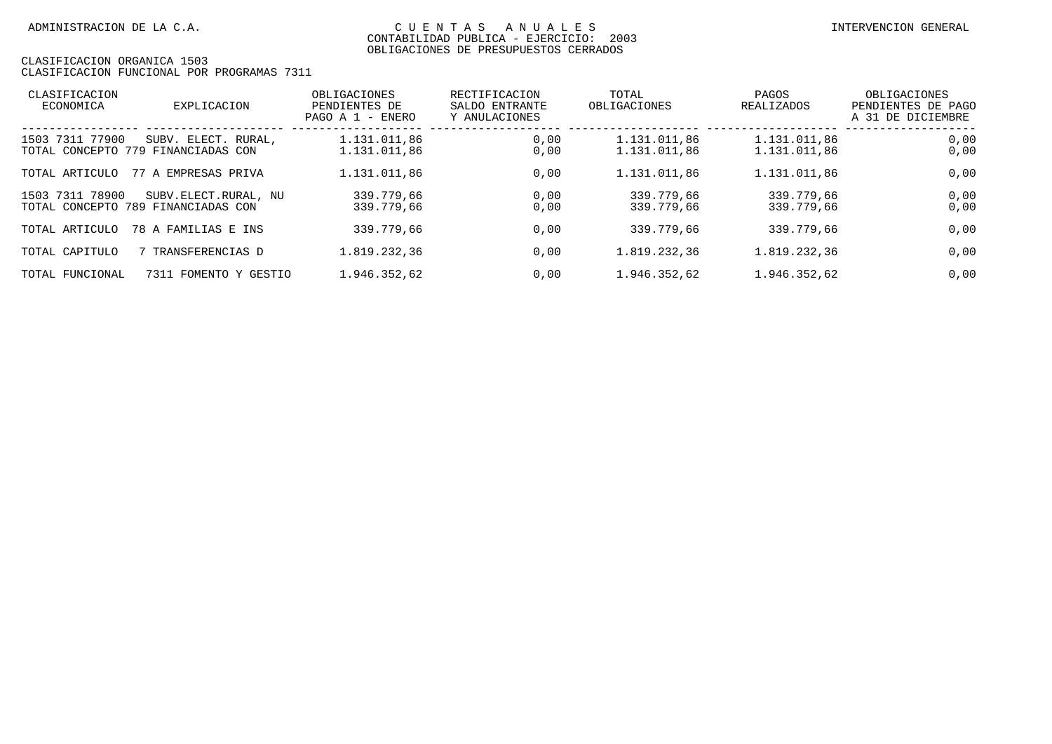ADMINISTRACION DE LA C.A.

CUENTAS ANUALES
CONTABILIDAD PUBLICA - EJERCICIO: 2003
OBLIGACIONES DE PRESUPUESTOS CERRADOS

INTERVENCION GENERAL

CLASIFICACION ORGANICA 1503
CLASIFICACION FUNCIONAL POR PROGRAMAS 7311

| CLASIFICACION ECONOMICA | EXPLICACION | OBLIGACIONES PENDIENTES DE PAGO A 1 - ENERO | RECTIFICACION SALDO ENTRANTE Y ANULACIONES | TOTAL OBLIGACIONES | PAGOS REALIZADOS | OBLIGACIONES PENDIENTES DE PAGO A 31 DE DICIEMBRE |
|---|---|---|---|---|---|---|
| 1503 7311 77900 | SUBV. ELECT. RURAL, | 1.131.011,86 | 0,00 | 1.131.011,86 | 1.131.011,86 | 0,00 |
| TOTAL CONCEPTO 779 | FINANCIADAS CON | 1.131.011,86 | 0,00 | 1.131.011,86 | 1.131.011,86 | 0,00 |
| TOTAL ARTICULO | 77 A EMPRESAS PRIVA | 1.131.011,86 | 0,00 | 1.131.011,86 | 1.131.011,86 | 0,00 |
| 1503 7311 78900 | SUBV.ELECT.RURAL, NU | 339.779,66 | 0,00 | 339.779,66 | 339.779,66 | 0,00 |
| TOTAL CONCEPTO 789 | FINANCIADAS CON | 339.779,66 | 0,00 | 339.779,66 | 339.779,66 | 0,00 |
| TOTAL ARTICULO | 78 A FAMILIAS E INS | 339.779,66 | 0,00 | 339.779,66 | 339.779,66 | 0,00 |
| TOTAL CAPITULO | 7 TRANSFERENCIAS D | 1.819.232,36 | 0,00 | 1.819.232,36 | 1.819.232,36 | 0,00 |
| TOTAL FUNCIONAL | 7311 FOMENTO Y GESTIO | 1.946.352,62 | 0,00 | 1.946.352,62 | 1.946.352,62 | 0,00 |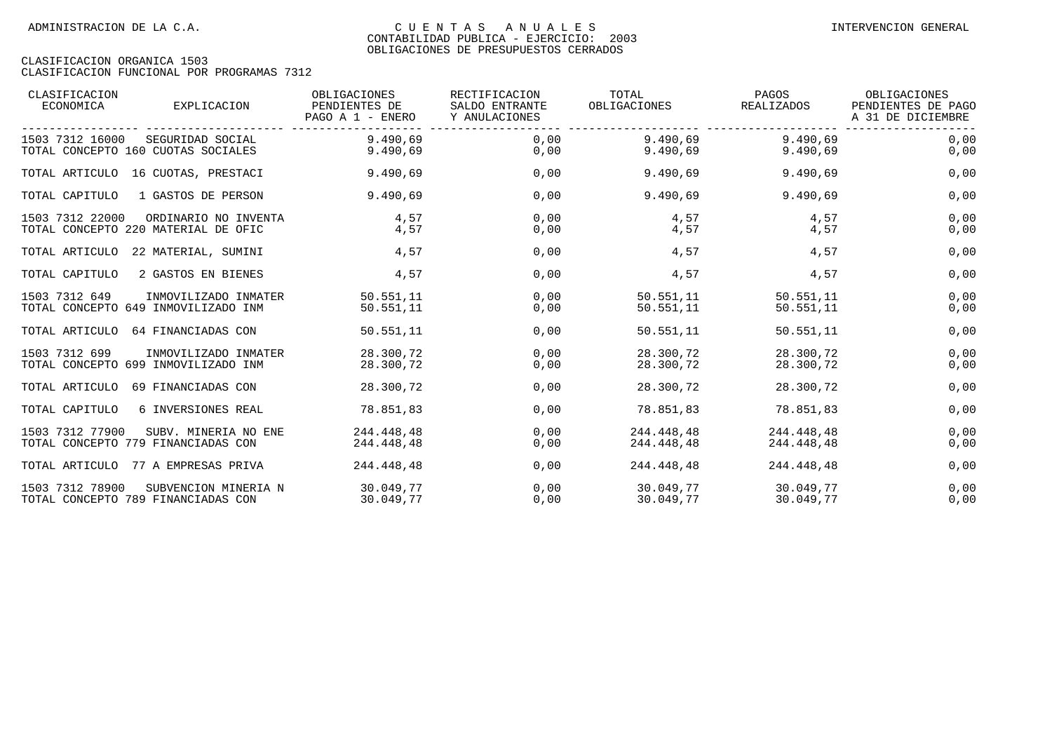ADMINISTRACION DE LA C.A.

CUENTAS ANUALES
CONTABILIDAD PUBLICA - EJERCICIO: 2003
OBLIGACIONES DE PRESUPUESTOS CERRADOS

INTERVENCION GENERAL

CLASIFICACION ORGANICA 1503
CLASIFICACION FUNCIONAL POR PROGRAMAS 7312

| CLASIFICACION ECONOMICA | EXPLICACION | OBLIGACIONES PENDIENTES DE PAGO A 1 - ENERO | RECTIFICACION SALDO ENTRANTE Y ANULACIONES | TOTAL OBLIGACIONES | PAGOS REALIZADOS | OBLIGACIONES PENDIENTES DE PAGO A 31 DE DICIEMBRE |
|---|---|---|---|---|---|---|
| 1503 7312 16000 | SEGURIDAD SOCIAL | 9.490,69 | 0,00 | 9.490,69 | 9.490,69 | 0,00 |
| TOTAL CONCEPTO 160 | CUOTAS SOCIALES | 9.490,69 | 0,00 | 9.490,69 | 9.490,69 | 0,00 |
| TOTAL ARTICULO | 16 CUOTAS, PRESTACI | 9.490,69 | 0,00 | 9.490,69 | 9.490,69 | 0,00 |
| TOTAL CAPITULO | 1 GASTOS DE PERSON | 9.490,69 | 0,00 | 9.490,69 | 9.490,69 | 0,00 |
| 1503 7312 22000 | ORDINARIO NO INVENTA | 4,57 | 0,00 | 4,57 | 4,57 | 0,00 |
| TOTAL CONCEPTO 220 | MATERIAL DE OFIC | 4,57 | 0,00 | 4,57 | 4,57 | 0,00 |
| TOTAL ARTICULO | 22 MATERIAL, SUMINI | 4,57 | 0,00 | 4,57 | 4,57 | 0,00 |
| TOTAL CAPITULO | 2 GASTOS EN BIENES | 4,57 | 0,00 | 4,57 | 4,57 | 0,00 |
| 1503 7312 649 | INMOVILIZADO INMATER | 50.551,11 | 0,00 | 50.551,11 | 50.551,11 | 0,00 |
| TOTAL CONCEPTO 649 | INMOVILIZADO INM | 50.551,11 | 0,00 | 50.551,11 | 50.551,11 | 0,00 |
| TOTAL ARTICULO | 64 FINANCIADAS CON | 50.551,11 | 0,00 | 50.551,11 | 50.551,11 | 0,00 |
| 1503 7312 699 | INMOVILIZADO INMATER | 28.300,72 | 0,00 | 28.300,72 | 28.300,72 | 0,00 |
| TOTAL CONCEPTO 699 | INMOVILIZADO INM | 28.300,72 | 0,00 | 28.300,72 | 28.300,72 | 0,00 |
| TOTAL ARTICULO | 69 FINANCIADAS CON | 28.300,72 | 0,00 | 28.300,72 | 28.300,72 | 0,00 |
| TOTAL CAPITULO | 6 INVERSIONES REAL | 78.851,83 | 0,00 | 78.851,83 | 78.851,83 | 0,00 |
| 1503 7312 77900 | SUBV. MINERIA NO ENE | 244.448,48 | 0,00 | 244.448,48 | 244.448,48 | 0,00 |
| TOTAL CONCEPTO 779 | FINANCIADAS CON | 244.448,48 | 0,00 | 244.448,48 | 244.448,48 | 0,00 |
| TOTAL ARTICULO | 77 A EMPRESAS PRIVA | 244.448,48 | 0,00 | 244.448,48 | 244.448,48 | 0,00 |
| 1503 7312 78900 | SUBVENCION MINERIA N | 30.049,77 | 0,00 | 30.049,77 | 30.049,77 | 0,00 |
| TOTAL CONCEPTO 789 | FINANCIADAS CON | 30.049,77 | 0,00 | 30.049,77 | 30.049,77 | 0,00 |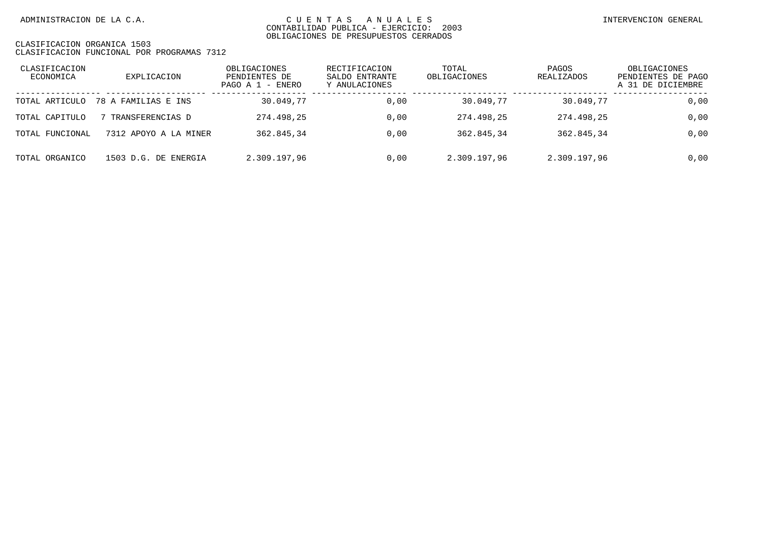ADMINISTRACION DE LA C.A.

CUENTAS ANUALES
CONTABILIDAD PUBLICA - EJERCICIO: 2003
OBLIGACIONES DE PRESUPUESTOS CERRADOS

INTERVENCION GENERAL

CLASIFICACION ORGANICA 1503
CLASIFICACION FUNCIONAL POR PROGRAMAS 7312

| CLASIFICACION ECONOMICA | EXPLICACION | OBLIGACIONES PENDIENTES DE PAGO A 1 - ENERO | RECTIFICACION SALDO ENTRANTE Y ANULACIONES | TOTAL OBLIGACIONES | PAGOS REALIZADOS | OBLIGACIONES PENDIENTES DE PAGO A 31 DE DICIEMBRE |
|---|---|---|---|---|---|---|
| TOTAL ARTICULO | 78 A FAMILIAS E INS | 30.049,77 | 0,00 | 30.049,77 | 30.049,77 | 0,00 |
| TOTAL CAPITULO | 7 TRANSFERENCIAS D | 274.498,25 | 0,00 | 274.498,25 | 274.498,25 | 0,00 |
| TOTAL FUNCIONAL | 7312 APOYO A LA MINER | 362.845,34 | 0,00 | 362.845,34 | 362.845,34 | 0,00 |
| TOTAL ORGANICO | 1503 D.G. DE ENERGIA | 2.309.197,96 | 0,00 | 2.309.197,96 | 2.309.197,96 | 0,00 |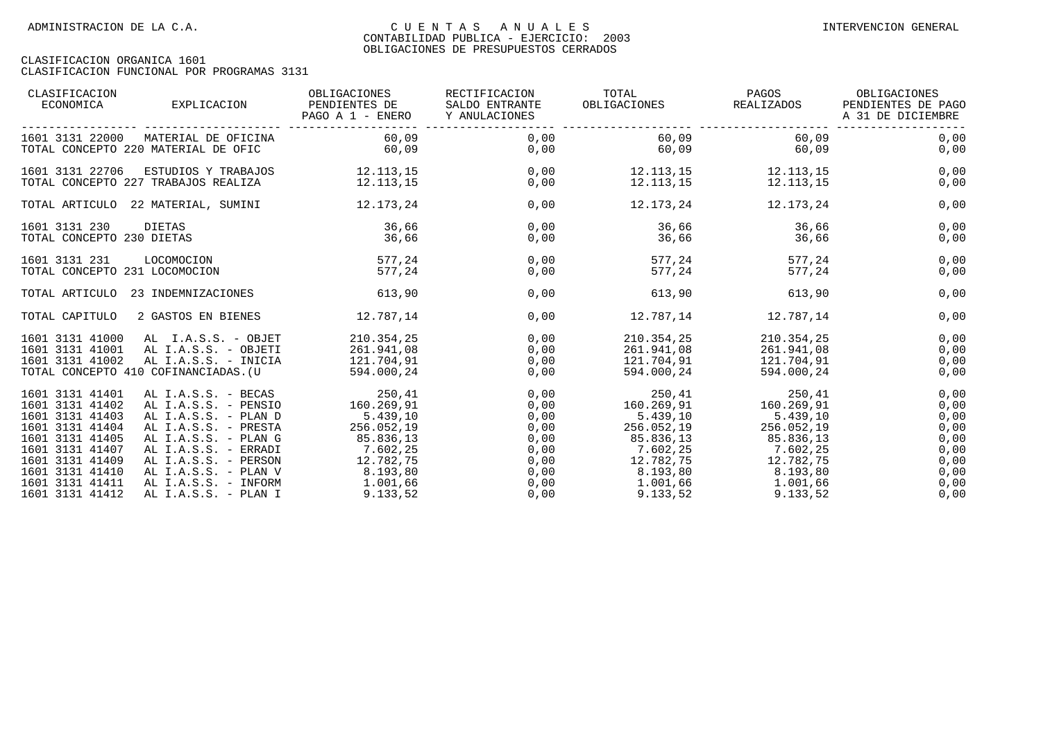ADMINISTRACION DE LA C.A.

# CUENTAS ANUALES
CONTABILIDAD PUBLICA - EJERCICIO: 2003
OBLIGACIONES DE PRESUPUESTOS CERRADOS

INTERVENCION GENERAL

CLASIFICACION ORGANICA 1601
CLASIFICACION FUNCIONAL POR PROGRAMAS 3131

| CLASIFICACION ECONOMICA | EXPLICACION | OBLIGACIONES PENDIENTES DE PAGO A 1 - ENERO | RECTIFICACION SALDO ENTRANTE Y ANULACIONES | TOTAL OBLIGACIONES | PAGOS REALIZADOS | OBLIGACIONES PENDIENTES DE PAGO A 31 DE DICIEMBRE |
|---|---|---|---|---|---|---|
| 1601 3131 22000 | MATERIAL DE OFICINA | 60,09 | 0,00 | 60,09 | 60,09 | 0,00 |
| TOTAL CONCEPTO 220 MATERIAL DE OFIC | | 60,09 | 0,00 | 60,09 | 60,09 | 0,00 |
| 1601 3131 22706 | ESTUDIOS Y TRABAJOS | 12.113,15 | 0,00 | 12.113,15 | 12.113,15 | 0,00 |
| TOTAL CONCEPTO 227 TRABAJOS REALIZA | | 12.113,15 | 0,00 | 12.113,15 | 12.113,15 | 0,00 |
| TOTAL ARTICULO 22 MATERIAL, SUMINI | | 12.173,24 | 0,00 | 12.173,24 | 12.173,24 | 0,00 |
| 1601 3131 230 | DIETAS | 36,66 | 0,00 | 36,66 | 36,66 | 0,00 |
| TOTAL CONCEPTO 230 DIETAS | | 36,66 | 0,00 | 36,66 | 36,66 | 0,00 |
| 1601 3131 231 | LOCOMOCION | 577,24 | 0,00 | 577,24 | 577,24 | 0,00 |
| TOTAL CONCEPTO 231 LOCOMOCION | | 577,24 | 0,00 | 577,24 | 577,24 | 0,00 |
| TOTAL ARTICULO 23 INDEMNIZACIONES | | 613,90 | 0,00 | 613,90 | 613,90 | 0,00 |
| TOTAL CAPITULO 2 GASTOS EN BIENES | | 12.787,14 | 0,00 | 12.787,14 | 12.787,14 | 0,00 |
| 1601 3131 41000 | AL I.A.S.S. - OBJET | 210.354,25 | 0,00 | 210.354,25 | 210.354,25 | 0,00 |
| 1601 3131 41001 | AL I.A.S.S. - OBJETI | 261.941,08 | 0,00 | 261.941,08 | 261.941,08 | 0,00 |
| 1601 3131 41002 | AL I.A.S.S. - INICIA | 121.704,91 | 0,00 | 121.704,91 | 121.704,91 | 0,00 |
| TOTAL CONCEPTO 410 COFINANCIADAS.(U | | 594.000,24 | 0,00 | 594.000,24 | 594.000,24 | 0,00 |
| 1601 3131 41401 | AL I.A.S.S. - BECAS | 250,41 | 0,00 | 250,41 | 250,41 | 0,00 |
| 1601 3131 41402 | AL I.A.S.S. - PENSIO | 160.269,91 | 0,00 | 160.269,91 | 160.269,91 | 0,00 |
| 1601 3131 41403 | AL I.A.S.S. - PLAN D | 5.439,10 | 0,00 | 5.439,10 | 5.439,10 | 0,00 |
| 1601 3131 41404 | AL I.A.S.S. - PRESTA | 256.052,19 | 0,00 | 256.052,19 | 256.052,19 | 0,00 |
| 1601 3131 41405 | AL I.A.S.S. - PLAN G | 85.836,13 | 0,00 | 85.836,13 | 85.836,13 | 0,00 |
| 1601 3131 41407 | AL I.A.S.S. - ERRADI | 7.602,25 | 0,00 | 7.602,25 | 7.602,25 | 0,00 |
| 1601 3131 41409 | AL I.A.S.S. - PERSON | 12.782,75 | 0,00 | 12.782,75 | 12.782,75 | 0,00 |
| 1601 3131 41410 | AL I.A.S.S. - PLAN V | 8.193,80 | 0,00 | 8.193,80 | 8.193,80 | 0,00 |
| 1601 3131 41411 | AL I.A.S.S. - INFORM | 1.001,66 | 0,00 | 1.001,66 | 1.001,66 | 0,00 |
| 1601 3131 41412 | AL I.A.S.S. - PLAN I | 9.133,52 | 0,00 | 9.133,52 | 9.133,52 | 0,00 |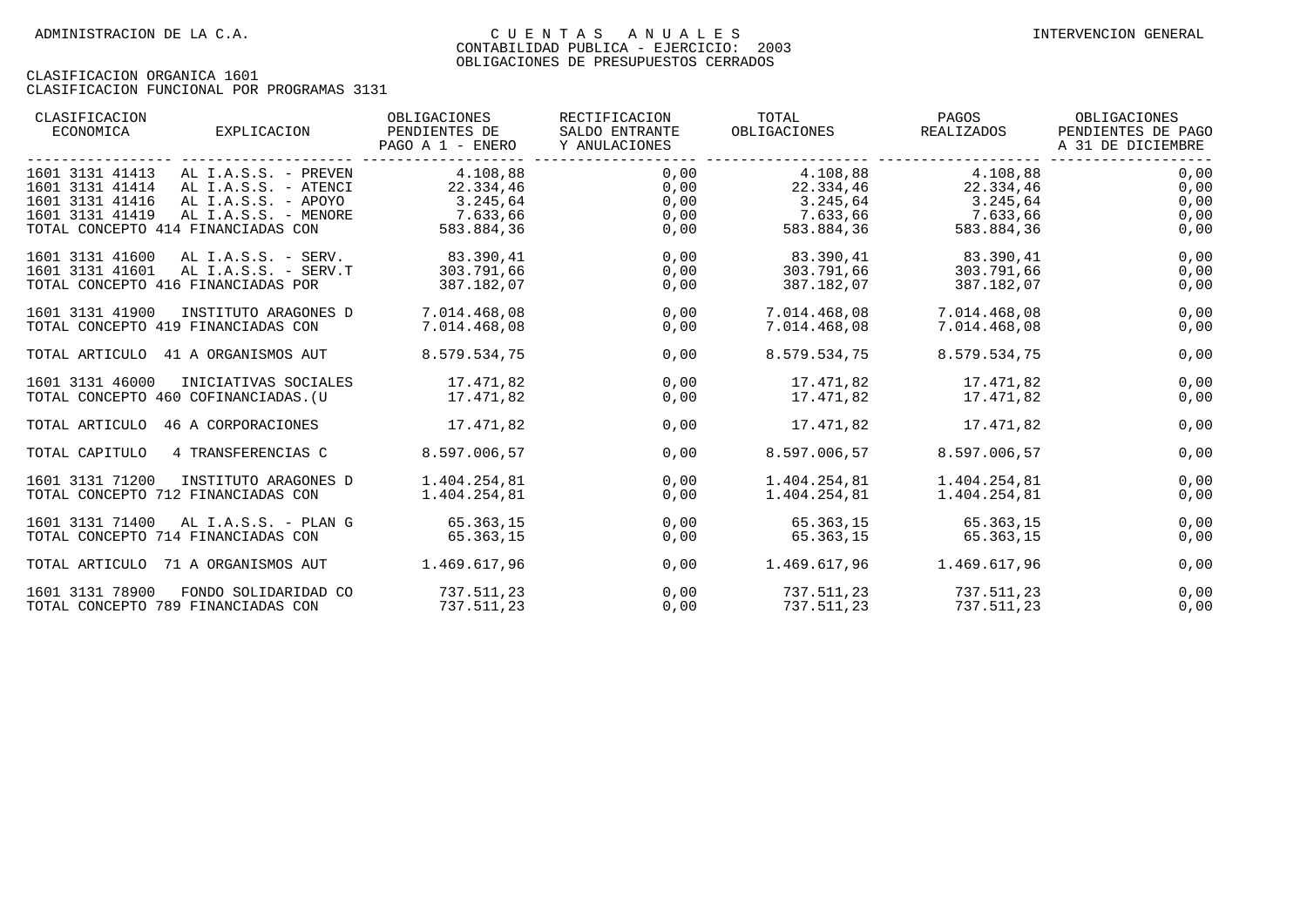ADMINISTRACION DE LA C.A.

# CUENTAS ANUALES
## CONTABILIDAD PUBLICA - EJERCICIO: 2003
## OBLIGACIONES DE PRESUPUESTOS CERRADOS

INTERVENCION GENERAL

CLASIFICACION ORGANICA 1601
CLASIFICACION FUNCIONAL POR PROGRAMAS 3131

| CLASIFICACION ECONOMICA | EXPLICACION | OBLIGACIONES PENDIENTES DE PAGO A 1 - ENERO | RECTIFICACION SALDO ENTRANTE Y ANULACIONES | TOTAL OBLIGACIONES | PAGOS REALIZADOS | OBLIGACIONES PENDIENTES DE PAGO A 31 DE DICIEMBRE |
|---|---|---|---|---|---|---|
| 1601 3131 41413 | AL I.A.S.S. - PREVEN | 4.108,88 | 0,00 | 4.108,88 | 4.108,88 | 0,00 |
| 1601 3131 41414 | AL I.A.S.S. - ATENCI | 22.334,46 | 0,00 | 22.334,46 | 22.334,46 | 0,00 |
| 1601 3131 41416 | AL I.A.S.S. - APOYO | 3.245,64 | 0,00 | 3.245,64 | 3.245,64 | 0,00 |
| 1601 3131 41419 | AL I.A.S.S. - MENORE | 7.633,66 | 0,00 | 7.633,66 | 7.633,66 | 0,00 |
| TOTAL CONCEPTO 414 FINANCIADAS CON | | 583.884,36 | 0,00 | 583.884,36 | 583.884,36 | 0,00 |
| 1601 3131 41600 | AL I.A.S.S. - SERV. | 83.390,41 | 0,00 | 83.390,41 | 83.390,41 | 0,00 |
| 1601 3131 41601 | AL I.A.S.S. - SERV.T | 303.791,66 | 0,00 | 303.791,66 | 303.791,66 | 0,00 |
| TOTAL CONCEPTO 416 FINANCIADAS POR | | 387.182,07 | 0,00 | 387.182,07 | 387.182,07 | 0,00 |
| 1601 3131 41900 | INSTITUTO ARAGONES D | 7.014.468,08 | 0,00 | 7.014.468,08 | 7.014.468,08 | 0,00 |
| TOTAL CONCEPTO 419 FINANCIADAS CON | | 7.014.468,08 | 0,00 | 7.014.468,08 | 7.014.468,08 | 0,00 |
| TOTAL ARTICULO 41 A ORGANISMOS AUT | | 8.579.534,75 | 0,00 | 8.579.534,75 | 8.579.534,75 | 0,00 |
| 1601 3131 46000 | INICIATIVAS SOCIALES | 17.471,82 | 0,00 | 17.471,82 | 17.471,82 | 0,00 |
| TOTAL CONCEPTO 460 COFINANCIADAS.(U | | 17.471,82 | 0,00 | 17.471,82 | 17.471,82 | 0,00 |
| TOTAL ARTICULO 46 A CORPORACIONES | | 17.471,82 | 0,00 | 17.471,82 | 17.471,82 | 0,00 |
| TOTAL CAPITULO 4 TRANSFERENCIAS C | | 8.597.006,57 | 0,00 | 8.597.006,57 | 8.597.006,57 | 0,00 |
| 1601 3131 71200 | INSTITUTO ARAGONES D | 1.404.254,81 | 0,00 | 1.404.254,81 | 1.404.254,81 | 0,00 |
| TOTAL CONCEPTO 712 FINANCIADAS CON | | 1.404.254,81 | 0,00 | 1.404.254,81 | 1.404.254,81 | 0,00 |
| 1601 3131 71400 | AL I.A.S.S. - PLAN G | 65.363,15 | 0,00 | 65.363,15 | 65.363,15 | 0,00 |
| TOTAL CONCEPTO 714 FINANCIADAS CON | | 65.363,15 | 0,00 | 65.363,15 | 65.363,15 | 0,00 |
| TOTAL ARTICULO 71 A ORGANISMOS AUT | | 1.469.617,96 | 0,00 | 1.469.617,96 | 1.469.617,96 | 0,00 |
| 1601 3131 78900 | FONDO SOLIDARIDAD CO | 737.511,23 | 0,00 | 737.511,23 | 737.511,23 | 0,00 |
| TOTAL CONCEPTO 789 FINANCIADAS CON | | 737.511,23 | 0,00 | 737.511,23 | 737.511,23 | 0,00 |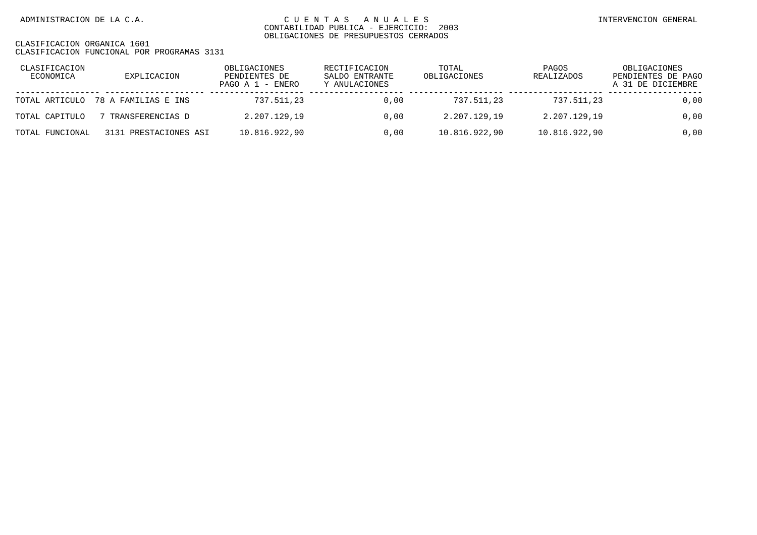ADMINISTRACION DE LA C.A.

# CUENTAS ANUALES

CONTABILIDAD PUBLICA - EJERCICIO: 2003

OBLIGACIONES DE PRESUPUESTOS CERRADOS

INTERVENCION GENERAL

CLASIFICACION ORGANICA 1601

CLASIFICACION FUNCIONAL POR PROGRAMAS 3131

| CLASIFICACION ECONOMICA | EXPLICACION | OBLIGACIONES PENDIENTES DE PAGO A 1 - ENERO | RECTIFICACION SALDO ENTRANTE Y ANULACIONES | TOTAL OBLIGACIONES | PAGOS REALIZADOS | OBLIGACIONES PENDIENTES DE PAGO A 31 DE DICIEMBRE |
|---|---|---|---|---|---|---|
| TOTAL ARTICULO | 78 A FAMILIAS E INS | 737.511,23 | 0,00 | 737.511,23 | 737.511,23 | 0,00 |
| TOTAL CAPITULO | 7 TRANSFERENCIAS D | 2.207.129,19 | 0,00 | 2.207.129,19 | 2.207.129,19 | 0,00 |
| TOTAL FUNCIONAL | 3131 PRESTACIONES ASI | 10.816.922,90 | 0,00 | 10.816.922,90 | 10.816.922,90 | 0,00 |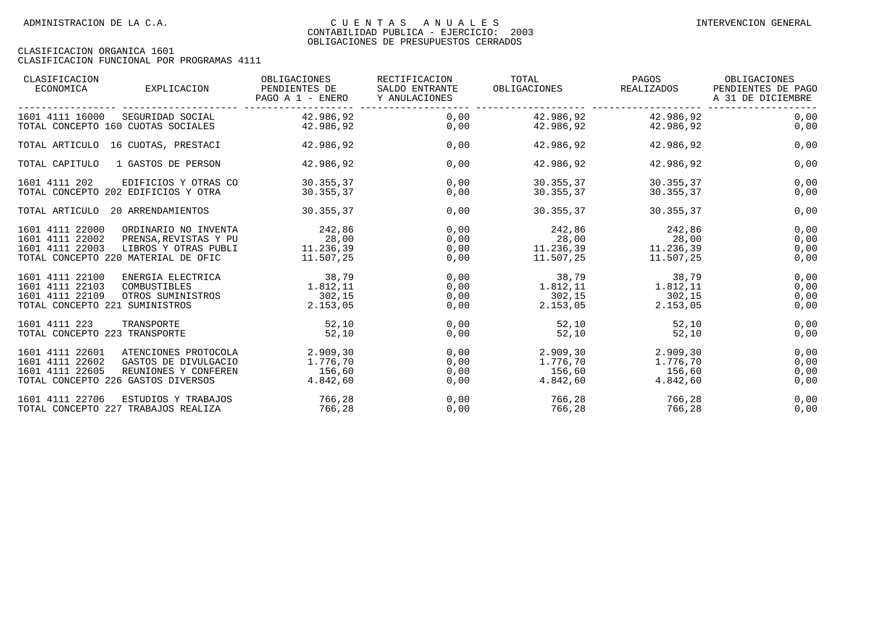ADMINISTRACION DE LA C.A.

CUENTAS ANUALES
CONTABILIDAD PUBLICA - EJERCICIO: 2003
OBLIGACIONES DE PRESUPUESTOS CERRADOS

INTERVENCION GENERAL

CLASIFICACION ORGANICA 1601
CLASIFICACION FUNCIONAL POR PROGRAMAS 4111

| CLASIFICACION ECONOMICA | EXPLICACION | OBLIGACIONES PENDIENTES DE PAGO A 1 - ENERO | RECTIFICACION SALDO ENTRANTE Y ANULACIONES | TOTAL OBLIGACIONES | PAGOS REALIZADOS | OBLIGACIONES PENDIENTES DE PAGO A 31 DE DICIEMBRE |
|---|---|---|---|---|---|---|
| 1601 4111 16000 | SEGURIDAD SOCIAL | 42.986,92 | 0,00 | 42.986,92 | 42.986,92 | 0,00 |
| TOTAL CONCEPTO 160 | CUOTAS SOCIALES | 42.986,92 | 0,00 | 42.986,92 | 42.986,92 | 0,00 |
| TOTAL ARTICULO | 16 CUOTAS, PRESTACI | 42.986,92 | 0,00 | 42.986,92 | 42.986,92 | 0,00 |
| TOTAL CAPITULO | 1 GASTOS DE PERSON | 42.986,92 | 0,00 | 42.986,92 | 42.986,92 | 0,00 |
| 1601 4111 202 | EDIFICIOS Y OTRAS CO | 30.355,37 | 0,00 | 30.355,37 | 30.355,37 | 0,00 |
| TOTAL CONCEPTO 202 | EDIFICIOS Y OTRA | 30.355,37 | 0,00 | 30.355,37 | 30.355,37 | 0,00 |
| TOTAL ARTICULO | 20 ARRENDAMIENTOS | 30.355,37 | 0,00 | 30.355,37 | 30.355,37 | 0,00 |
| 1601 4111 22000 | ORDINARIO NO INVENTA | 242,86 | 0,00 | 242,86 | 242,86 | 0,00 |
| 1601 4111 22002 | PRENSA,REVISTAS Y PU | 28,00 | 0,00 | 28,00 | 28,00 | 0,00 |
| 1601 4111 22003 | LIBROS Y OTRAS PUBLI | 11.236,39 | 0,00 | 11.236,39 | 11.236,39 | 0,00 |
| TOTAL CONCEPTO 220 | MATERIAL DE OFIC | 11.507,25 | 0,00 | 11.507,25 | 11.507,25 | 0,00 |
| 1601 4111 22100 | ENERGIA ELECTRICA | 38,79 | 0,00 | 38,79 | 38,79 | 0,00 |
| 1601 4111 22103 | COMBUSTIBLES | 1.812,11 | 0,00 | 1.812,11 | 1.812,11 | 0,00 |
| 1601 4111 22109 | OTROS SUMINISTROS | 302,15 | 0,00 | 302,15 | 302,15 | 0,00 |
| TOTAL CONCEPTO 221 | SUMINISTROS | 2.153,05 | 0,00 | 2.153,05 | 2.153,05 | 0,00 |
| 1601 4111 223 | TRANSPORTE | 52,10 | 0,00 | 52,10 | 52,10 | 0,00 |
| TOTAL CONCEPTO 223 | TRANSPORTE | 52,10 | 0,00 | 52,10 | 52,10 | 0,00 |
| 1601 4111 22601 | ATENCIONES PROTOCOLA | 2.909,30 | 0,00 | 2.909,30 | 2.909,30 | 0,00 |
| 1601 4111 22602 | GASTOS DE DIVULGACIO | 1.776,70 | 0,00 | 1.776,70 | 1.776,70 | 0,00 |
| 1601 4111 22605 | REUNIONES Y CONFEREN | 156,60 | 0,00 | 156,60 | 156,60 | 0,00 |
| TOTAL CONCEPTO 226 | GASTOS DIVERSOS | 4.842,60 | 0,00 | 4.842,60 | 4.842,60 | 0,00 |
| 1601 4111 22706 | ESTUDIOS Y TRABAJOS | 766,28 | 0,00 | 766,28 | 766,28 | 0,00 |
| TOTAL CONCEPTO 227 | TRABAJOS REALIZA | 766,28 | 0,00 | 766,28 | 766,28 | 0,00 |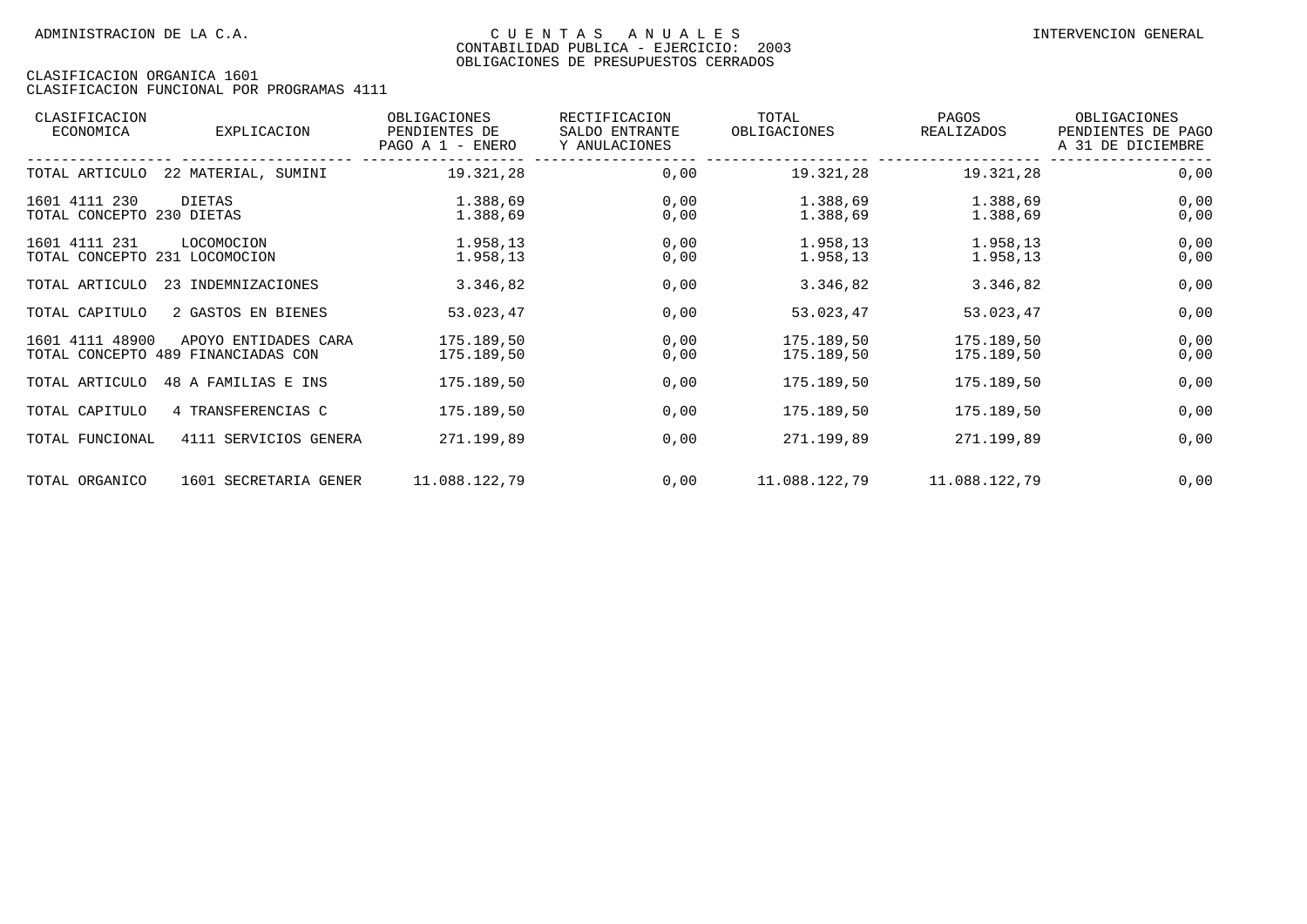ADMINISTRACION DE LA C.A.

CUENTAS ANUALES
CONTABILIDAD PUBLICA - EJERCICIO: 2003
OBLIGACIONES DE PRESUPUESTOS CERRADOS

INTERVENCION GENERAL

CLASIFICACION ORGANICA 1601
CLASIFICACION FUNCIONAL POR PROGRAMAS 4111

| CLASIFICACION ECONOMICA | EXPLICACION | OBLIGACIONES PENDIENTES DE PAGO A 1 - ENERO | RECTIFICACION SALDO ENTRANTE Y ANULACIONES | TOTAL OBLIGACIONES | PAGOS REALIZADOS | OBLIGACIONES PENDIENTES DE PAGO A 31 DE DICIEMBRE |
|---|---|---|---|---|---|---|
| TOTAL ARTICULO | 22 MATERIAL, SUMINI | 19.321,28 | 0,00 | 19.321,28 | 19.321,28 | 0,00 |
| 1601 4111 230 | DIETAS | 1.388,69 | 0,00 | 1.388,69 | 1.388,69 | 0,00 |
| TOTAL CONCEPTO 230 DIETAS | | 1.388,69 | 0,00 | 1.388,69 | 1.388,69 | 0,00 |
| 1601 4111 231 | LOCOMOCION | 1.958,13 | 0,00 | 1.958,13 | 1.958,13 | 0,00 |
| TOTAL CONCEPTO 231 LOCOMOCION | | 1.958,13 | 0,00 | 1.958,13 | 1.958,13 | 0,00 |
| TOTAL ARTICULO | 23 INDEMNIZACIONES | 3.346,82 | 0,00 | 3.346,82 | 3.346,82 | 0,00 |
| TOTAL CAPITULO | 2 GASTOS EN BIENES | 53.023,47 | 0,00 | 53.023,47 | 53.023,47 | 0,00 |
| 1601 4111 48900 | APOYO ENTIDADES CARA | 175.189,50 | 0,00 | 175.189,50 | 175.189,50 | 0,00 |
| TOTAL CONCEPTO 489 FINANCIADAS CON | | 175.189,50 | 0,00 | 175.189,50 | 175.189,50 | 0,00 |
| TOTAL ARTICULO | 48 A FAMILIAS E INS | 175.189,50 | 0,00 | 175.189,50 | 175.189,50 | 0,00 |
| TOTAL CAPITULO | 4 TRANSFERENCIAS C | 175.189,50 | 0,00 | 175.189,50 | 175.189,50 | 0,00 |
| TOTAL FUNCIONAL | 4111 SERVICIOS GENERA | 271.199,89 | 0,00 | 271.199,89 | 271.199,89 | 0,00 |
| TOTAL ORGANICO | 1601 SECRETARIA GENER | 11.088.122,79 | 0,00 | 11.088.122,79 | 11.088.122,79 | 0,00 |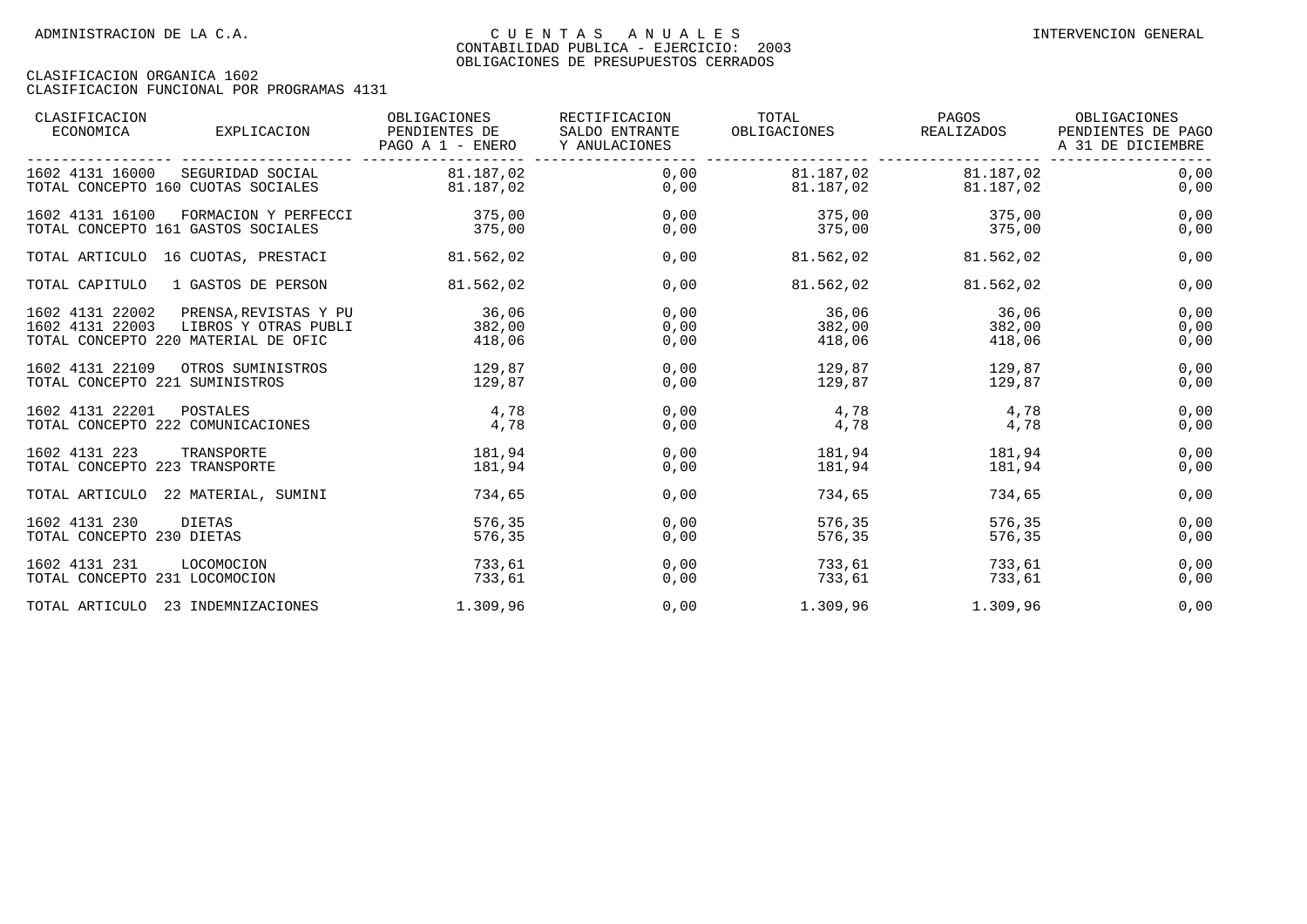ADMINISTRACION DE LA C.A.

CUENTAS ANUALES
CONTABILIDAD PUBLICA - EJERCICIO: 2003
OBLIGACIONES DE PRESUPUESTOS CERRADOS

INTERVENCION GENERAL

CLASIFICACION ORGANICA 1602
CLASIFICACION FUNCIONAL POR PROGRAMAS 4131

| CLASIFICACION ECONOMICA | EXPLICACION | OBLIGACIONES PENDIENTES DE PAGO A 1 - ENERO | RECTIFICACION SALDO ENTRANTE Y ANULACIONES | TOTAL OBLIGACIONES | PAGOS REALIZADOS | OBLIGACIONES PENDIENTES DE PAGO A 31 DE DICIEMBRE |
|---|---|---|---|---|---|---|
| 1602 4131 16000 | SEGURIDAD SOCIAL | 81.187,02 | 0,00 | 81.187,02 | 81.187,02 | 0,00 |
| TOTAL CONCEPTO 160 CUOTAS SOCIALES | | 81.187,02 | 0,00 | 81.187,02 | 81.187,02 | 0,00 |
| 1602 4131 16100 | FORMACION Y PERFECCI | 375,00 | 0,00 | 375,00 | 375,00 | 0,00 |
| TOTAL CONCEPTO 161 GASTOS SOCIALES | | 375,00 | 0,00 | 375,00 | 375,00 | 0,00 |
| TOTAL ARTICULO 16 CUOTAS, PRESTACI | | 81.562,02 | 0,00 | 81.562,02 | 81.562,02 | 0,00 |
| TOTAL CAPITULO 1 GASTOS DE PERSON | | 81.562,02 | 0,00 | 81.562,02 | 81.562,02 | 0,00 |
| 1602 4131 22002 | PRENSA,REVISTAS Y PU | 36,06 | 0,00 | 36,06 | 36,06 | 0,00 |
| 1602 4131 22003 | LIBROS Y OTRAS PUBLI | 382,00 | 0,00 | 382,00 | 382,00 | 0,00 |
| TOTAL CONCEPTO 220 MATERIAL DE OFIC | | 418,06 | 0,00 | 418,06 | 418,06 | 0,00 |
| 1602 4131 22109 | OTROS SUMINISTROS | 129,87 | 0,00 | 129,87 | 129,87 | 0,00 |
| TOTAL CONCEPTO 221 SUMINISTROS | | 129,87 | 0,00 | 129,87 | 129,87 | 0,00 |
| 1602 4131 22201 | POSTALES | 4,78 | 0,00 | 4,78 | 4,78 | 0,00 |
| TOTAL CONCEPTO 222 COMUNICACIONES | | 4,78 | 0,00 | 4,78 | 4,78 | 0,00 |
| 1602 4131 223 | TRANSPORTE | 181,94 | 0,00 | 181,94 | 181,94 | 0,00 |
| TOTAL CONCEPTO 223 TRANSPORTE | | 181,94 | 0,00 | 181,94 | 181,94 | 0,00 |
| TOTAL ARTICULO 22 MATERIAL, SUMINI | | 734,65 | 0,00 | 734,65 | 734,65 | 0,00 |
| 1602 4131 230 | DIETAS | 576,35 | 0,00 | 576,35 | 576,35 | 0,00 |
| TOTAL CONCEPTO 230 DIETAS | | 576,35 | 0,00 | 576,35 | 576,35 | 0,00 |
| 1602 4131 231 | LOCOMOCION | 733,61 | 0,00 | 733,61 | 733,61 | 0,00 |
| TOTAL CONCEPTO 231 LOCOMOCION | | 733,61 | 0,00 | 733,61 | 733,61 | 0,00 |
| TOTAL ARTICULO 23 INDEMNIZACIONES | | 1.309,96 | 0,00 | 1.309,96 | 1.309,96 | 0,00 |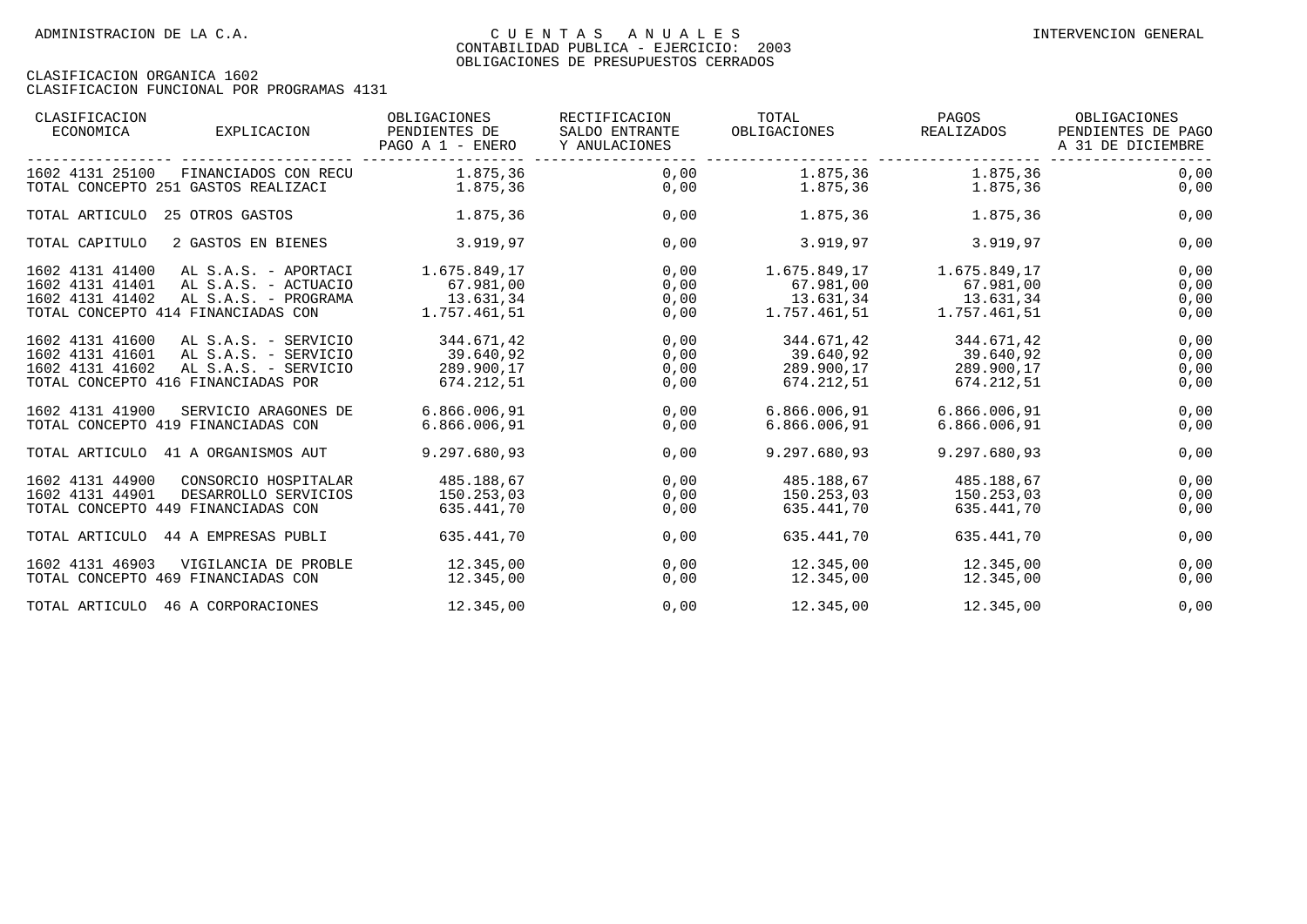ADMINISTRACION DE LA C.A.

CUENTAS ANUALES
CONTABILIDAD PUBLICA - EJERCICIO: 2003
OBLIGACIONES DE PRESUPUESTOS CERRADOS

INTERVENCION GENERAL

CLASIFICACION ORGANICA 1602
CLASIFICACION FUNCIONAL POR PROGRAMAS 4131

| CLASIFICACION ECONOMICA | EXPLICACION | OBLIGACIONES PENDIENTES DE PAGO A 1 - ENERO | RECTIFICACION SALDO ENTRANTE Y ANULACIONES | TOTAL OBLIGACIONES | PAGOS REALIZADOS | OBLIGACIONES PENDIENTES DE PAGO A 31 DE DICIEMBRE |
|---|---|---|---|---|---|---|
| 1602 4131 25100 | FINANCIADOS CON RECU | 1.875,36 | 0,00 | 1.875,36 | 1.875,36 | 0,00 |
| TOTAL CONCEPTO 251 GASTOS REALIZACI | | 1.875,36 | 0,00 | 1.875,36 | 1.875,36 | 0,00 |
| TOTAL ARTICULO | 25 OTROS GASTOS | 1.875,36 | 0,00 | 1.875,36 | 1.875,36 | 0,00 |
| TOTAL CAPITULO | 2 GASTOS EN BIENES | 3.919,97 | 0,00 | 3.919,97 | 3.919,97 | 0,00 |
| 1602 4131 41400 | AL S.A.S. - APORTACI | 1.675.849,17 | 0,00 | 1.675.849,17 | 1.675.849,17 | 0,00 |
| 1602 4131 41401 | AL S.A.S. - ACTUACIO | 67.981,00 | 0,00 | 67.981,00 | 67.981,00 | 0,00 |
| 1602 4131 41402 | AL S.A.S. - PROGRAMA | 13.631,34 | 0,00 | 13.631,34 | 13.631,34 | 0,00 |
| TOTAL CONCEPTO 414 FINANCIADAS CON | | 1.757.461,51 | 0,00 | 1.757.461,51 | 1.757.461,51 | 0,00 |
| 1602 4131 41600 | AL S.A.S. - SERVICIO | 344.671,42 | 0,00 | 344.671,42 | 344.671,42 | 0,00 |
| 1602 4131 41601 | AL S.A.S. - SERVICIO | 39.640,92 | 0,00 | 39.640,92 | 39.640,92 | 0,00 |
| 1602 4131 41602 | AL S.A.S. - SERVICIO | 289.900,17 | 0,00 | 289.900,17 | 289.900,17 | 0,00 |
| TOTAL CONCEPTO 416 FINANCIADAS POR | | 674.212,51 | 0,00 | 674.212,51 | 674.212,51 | 0,00 |
| 1602 4131 41900 | SERVICIO ARAGONES DE | 6.866.006,91 | 0,00 | 6.866.006,91 | 6.866.006,91 | 0,00 |
| TOTAL CONCEPTO 419 FINANCIADAS CON | | 6.866.006,91 | 0,00 | 6.866.006,91 | 6.866.006,91 | 0,00 |
| TOTAL ARTICULO | 41 A ORGANISMOS AUT | 9.297.680,93 | 0,00 | 9.297.680,93 | 9.297.680,93 | 0,00 |
| 1602 4131 44900 | CONSORCIO HOSPITALAR | 485.188,67 | 0,00 | 485.188,67 | 485.188,67 | 0,00 |
| 1602 4131 44901 | DESARROLLO SERVICIOS | 150.253,03 | 0,00 | 150.253,03 | 150.253,03 | 0,00 |
| TOTAL CONCEPTO 449 FINANCIADAS CON | | 635.441,70 | 0,00 | 635.441,70 | 635.441,70 | 0,00 |
| TOTAL ARTICULO | 44 A EMPRESAS PUBLI | 635.441,70 | 0,00 | 635.441,70 | 635.441,70 | 0,00 |
| 1602 4131 46903 | VIGILANCIA DE PROBLE | 12.345,00 | 0,00 | 12.345,00 | 12.345,00 | 0,00 |
| TOTAL CONCEPTO 469 FINANCIADAS CON | | 12.345,00 | 0,00 | 12.345,00 | 12.345,00 | 0,00 |
| TOTAL ARTICULO | 46 A CORPORACIONES | 12.345,00 | 0,00 | 12.345,00 | 12.345,00 | 0,00 |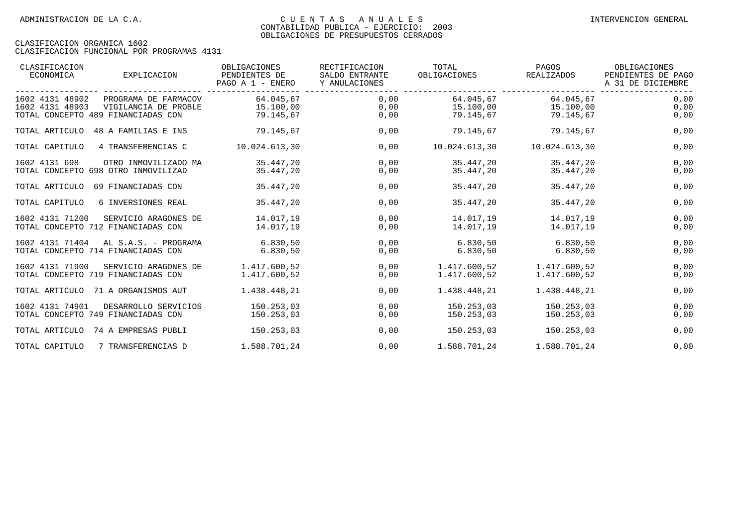ADMINISTRACION DE LA C.A.

# CUENTAS ANUALES

CONTABILIDAD PUBLICA - EJERCICIO: 2003

OBLIGACIONES DE PRESUPUESTOS CERRADOS

INTERVENCION GENERAL

CLASIFICACION ORGANICA 1602
CLASIFICACION FUNCIONAL POR PROGRAMAS 4131

| CLASIFICACION ECONOMICA | EXPLICACION | OBLIGACIONES PENDIENTES DE PAGO A 1 - ENERO | RECTIFICACION SALDO ENTRANTE Y ANULACIONES | TOTAL OBLIGACIONES | PAGOS REALIZADOS | OBLIGACIONES PENDIENTES DE PAGO A 31 DE DICIEMBRE |
|---|---|---|---|---|---|---|
| 1602 4131 48902 | PROGRAMA DE FARMACOV | 64.045,67 | 0,00 | 64.045,67 | 64.045,67 | 0,00 |
| 1602 4131 48903 | VIGILANCIA DE PROBLE | 15.100,00 | 0,00 | 15.100,00 | 15.100,00 | 0,00 |
| TOTAL CONCEPTO 489 | FINANCIADAS CON | 79.145,67 | 0,00 | 79.145,67 | 79.145,67 | 0,00 |
| TOTAL ARTICULO | 48 A FAMILIAS E INS | 79.145,67 | 0,00 | 79.145,67 | 79.145,67 | 0,00 |
| TOTAL CAPITULO | 4 TRANSFERENCIAS C | 10.024.613,30 | 0,00 | 10.024.613,30 | 10.024.613,30 | 0,00 |
| 1602 4131 698 | OTRO INMOVILIZADO MA | 35.447,20 | 0,00 | 35.447,20 | 35.447,20 | 0,00 |
| TOTAL CONCEPTO 698 | OTRO INMOVILIZAD | 35.447,20 | 0,00 | 35.447,20 | 35.447,20 | 0,00 |
| TOTAL ARTICULO | 69 FINANCIADAS CON | 35.447,20 | 0,00 | 35.447,20 | 35.447,20 | 0,00 |
| TOTAL CAPITULO | 6 INVERSIONES REAL | 35.447,20 | 0,00 | 35.447,20 | 35.447,20 | 0,00 |
| 1602 4131 71200 | SERVICIO ARAGONES DE | 14.017,19 | 0,00 | 14.017,19 | 14.017,19 | 0,00 |
| TOTAL CONCEPTO 712 | FINANCIADAS CON | 14.017,19 | 0,00 | 14.017,19 | 14.017,19 | 0,00 |
| 1602 4131 71404 | AL S.A.S. - PROGRAMA | 6.830,50 | 0,00 | 6.830,50 | 6.830,50 | 0,00 |
| TOTAL CONCEPTO 714 | FINANCIADAS CON | 6.830,50 | 0,00 | 6.830,50 | 6.830,50 | 0,00 |
| 1602 4131 71900 | SERVICIO ARAGONES DE | 1.417.600,52 | 0,00 | 1.417.600,52 | 1.417.600,52 | 0,00 |
| TOTAL CONCEPTO 719 | FINANCIADAS CON | 1.417.600,52 | 0,00 | 1.417.600,52 | 1.417.600,52 | 0,00 |
| TOTAL ARTICULO | 71 A ORGANISMOS AUT | 1.438.448,21 | 0,00 | 1.438.448,21 | 1.438.448,21 | 0,00 |
| 1602 4131 74901 | DESARROLLO SERVICIOS | 150.253,03 | 0,00 | 150.253,03 | 150.253,03 | 0,00 |
| TOTAL CONCEPTO 749 | FINANCIADAS CON | 150.253,03 | 0,00 | 150.253,03 | 150.253,03 | 0,00 |
| TOTAL ARTICULO | 74 A EMPRESAS PUBLI | 150.253,03 | 0,00 | 150.253,03 | 150.253,03 | 0,00 |
| TOTAL CAPITULO | 7 TRANSFERENCIAS D | 1.588.701,24 | 0,00 | 1.588.701,24 | 1.588.701,24 | 0,00 |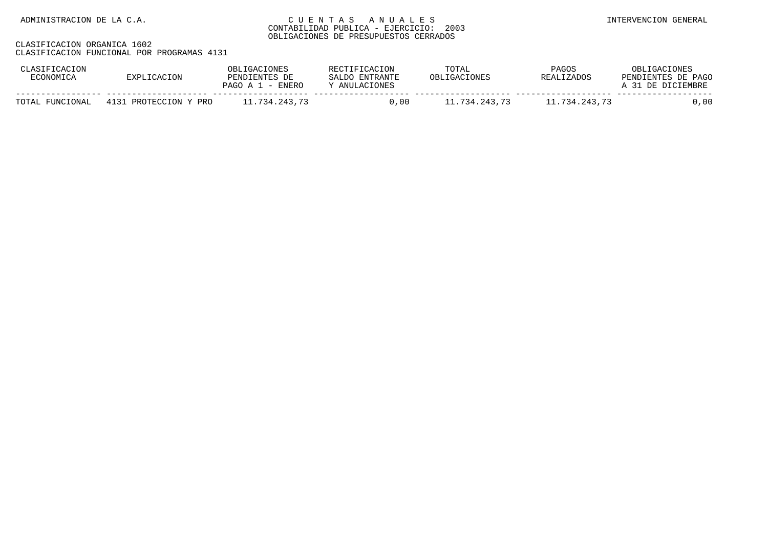ADMINISTRACION DE LA C.A.

CUENTAS ANUALES

CONTABILIDAD PUBLICA - EJERCICIO: 2003

OBLIGACIONES DE PRESUPUESTOS CERRADOS

INTERVENCION GENERAL

CLASIFICACION ORGANICA 1602

CLASIFICACION FUNCIONAL POR PROGRAMAS 4131

| CLASIFICACION ECONOMICA | EXPLICACION | OBLIGACIONES PENDIENTES DE PAGO A 1 - ENERO | RECTIFICACION SALDO ENTRANTE Y ANULACIONES | TOTAL OBLIGACIONES | PAGOS REALIZADOS | OBLIGACIONES PENDIENTES DE PAGO A 31 DE DICIEMBRE |
|---|---|---|---|---|---|---|
| TOTAL FUNCIONAL | 4131 PROTECCION Y PRO | 11.734.243,73 | 0,00 | 11.734.243,73 | 11.734.243,73 | 0,00 |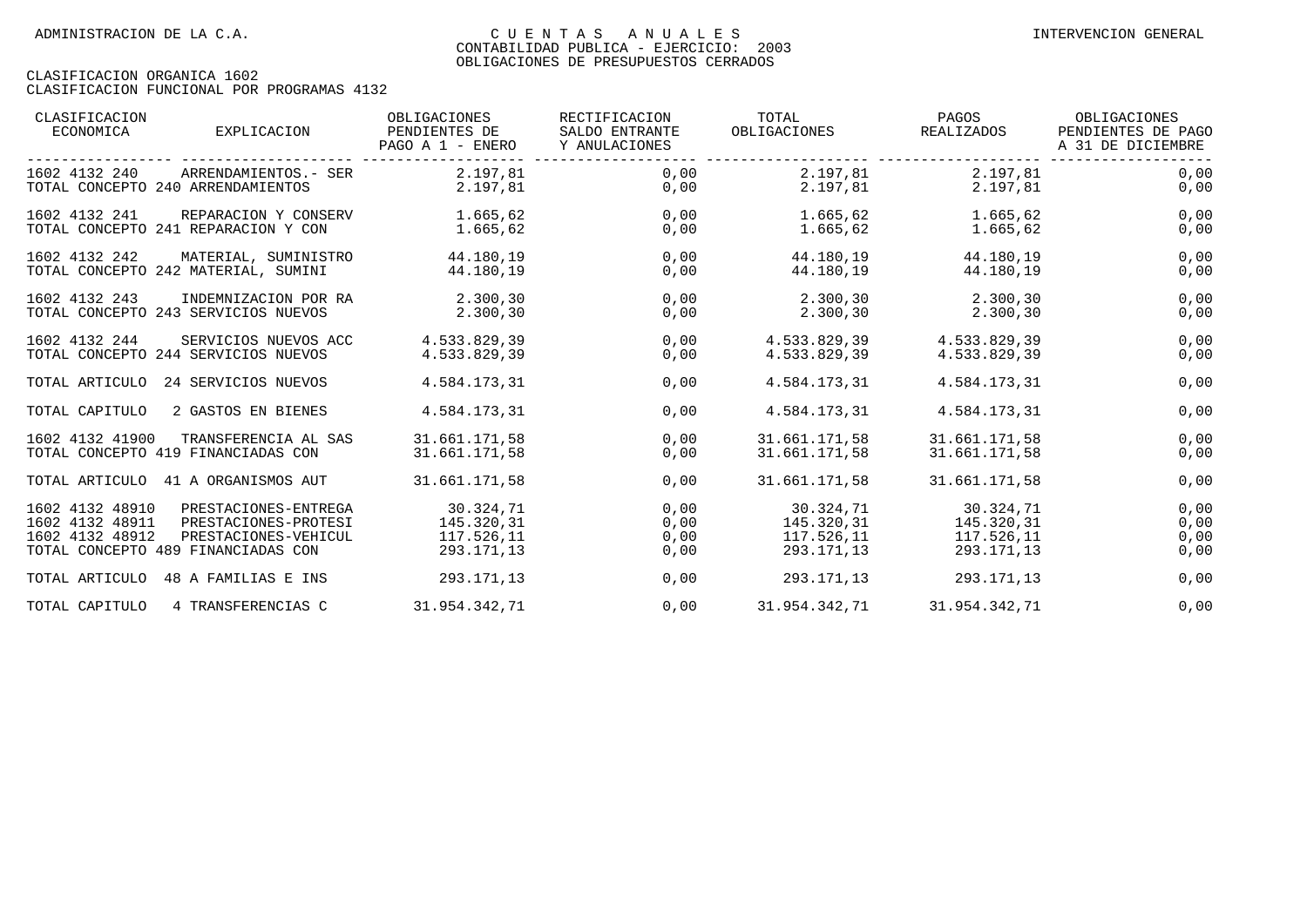ADMINISTRACION DE LA C.A.

CUENTAS ANUALES
CONTABILIDAD PUBLICA - EJERCICIO: 2003
OBLIGACIONES DE PRESUPUESTOS CERRADOS

INTERVENCION GENERAL

CLASIFICACION ORGANICA 1602
CLASIFICACION FUNCIONAL POR PROGRAMAS 4132

| CLASIFICACION ECONOMICA | EXPLICACION | OBLIGACIONES PENDIENTES DE PAGO A 1 - ENERO | RECTIFICACION SALDO ENTRANTE Y ANULACIONES | TOTAL OBLIGACIONES | PAGOS REALIZADOS | OBLIGACIONES PENDIENTES DE PAGO A 31 DE DICIEMBRE |
|---|---|---|---|---|---|---|
| 1602 4132 240 | ARRENDAMIENTOS.- SER | 2.197,81 | 0,00 | 2.197,81 | 2.197,81 | 0,00 |
| TOTAL CONCEPTO 240 | ARRENDAMIENTOS | 2.197,81 | 0,00 | 2.197,81 | 2.197,81 | 0,00 |
| 1602 4132 241 | REPARACION Y CONSERV | 1.665,62 | 0,00 | 1.665,62 | 1.665,62 | 0,00 |
| TOTAL CONCEPTO 241 | REPARACION Y CON | 1.665,62 | 0,00 | 1.665,62 | 1.665,62 | 0,00 |
| 1602 4132 242 | MATERIAL, SUMINISTRO | 44.180,19 | 0,00 | 44.180,19 | 44.180,19 | 0,00 |
| TOTAL CONCEPTO 242 | MATERIAL, SUMINI | 44.180,19 | 0,00 | 44.180,19 | 44.180,19 | 0,00 |
| 1602 4132 243 | INDEMNIZACION POR RA | 2.300,30 | 0,00 | 2.300,30 | 2.300,30 | 0,00 |
| TOTAL CONCEPTO 243 | SERVICIOS NUEVOS | 2.300,30 | 0,00 | 2.300,30 | 2.300,30 | 0,00 |
| 1602 4132 244 | SERVICIOS NUEVOS ACC | 4.533.829,39 | 0,00 | 4.533.829,39 | 4.533.829,39 | 0,00 |
| TOTAL CONCEPTO 244 | SERVICIOS NUEVOS | 4.533.829,39 | 0,00 | 4.533.829,39 | 4.533.829,39 | 0,00 |
| TOTAL ARTICULO | 24 SERVICIOS NUEVOS | 4.584.173,31 | 0,00 | 4.584.173,31 | 4.584.173,31 | 0,00 |
| TOTAL CAPITULO | 2 GASTOS EN BIENES | 4.584.173,31 | 0,00 | 4.584.173,31 | 4.584.173,31 | 0,00 |
| 1602 4132 41900 | TRANSFERENCIA AL SAS | 31.661.171,58 | 0,00 | 31.661.171,58 | 31.661.171,58 | 0,00 |
| TOTAL CONCEPTO 419 | FINANCIADAS CON | 31.661.171,58 | 0,00 | 31.661.171,58 | 31.661.171,58 | 0,00 |
| TOTAL ARTICULO | 41 A ORGANISMOS AUT | 31.661.171,58 | 0,00 | 31.661.171,58 | 31.661.171,58 | 0,00 |
| 1602 4132 48910 | PRESTACIONES-ENTREGA | 30.324,71 | 0,00 | 30.324,71 | 30.324,71 | 0,00 |
| 1602 4132 48911 | PRESTACIONES-PROTESI | 145.320,31 | 0,00 | 145.320,31 | 145.320,31 | 0,00 |
| 1602 4132 48912 | PRESTACIONES-VEHICUL | 117.526,11 | 0,00 | 117.526,11 | 117.526,11 | 0,00 |
| TOTAL CONCEPTO 489 | FINANCIADAS CON | 293.171,13 | 0,00 | 293.171,13 | 293.171,13 | 0,00 |
| TOTAL ARTICULO | 48 A FAMILIAS E INS | 293.171,13 | 0,00 | 293.171,13 | 293.171,13 | 0,00 |
| TOTAL CAPITULO | 4 TRANSFERENCIAS C | 31.954.342,71 | 0,00 | 31.954.342,71 | 31.954.342,71 | 0,00 |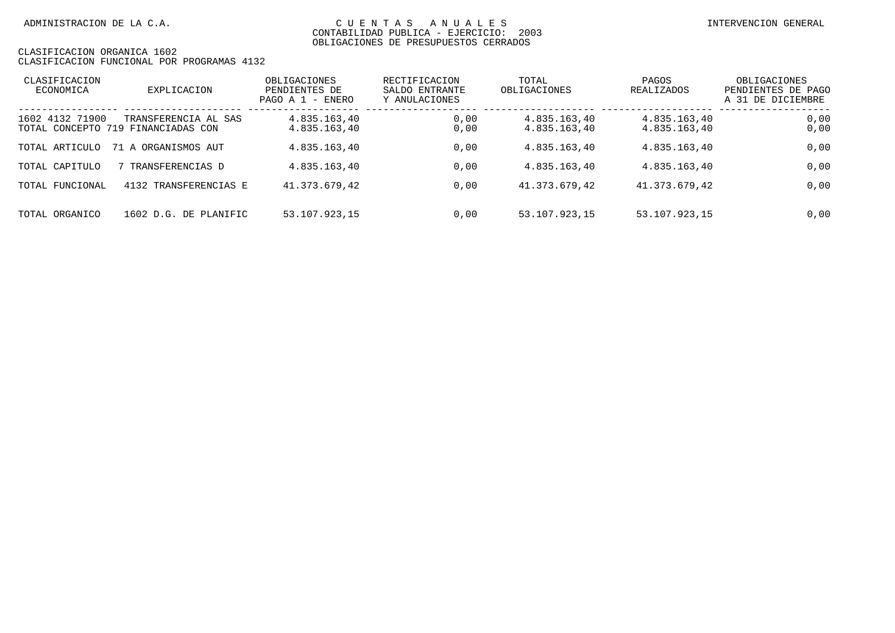ADMINISTRACION DE LA C.A.

CUENTAS ANUALES
CONTABILIDAD PUBLICA - EJERCICIO: 2003
OBLIGACIONES DE PRESUPUESTOS CERRADOS

INTERVENCION GENERAL

CLASIFICACION ORGANICA 1602
CLASIFICACION FUNCIONAL POR PROGRAMAS 4132

| CLASIFICACION ECONOMICA | EXPLICACION | OBLIGACIONES PENDIENTES DE PAGO A 1 - ENERO | RECTIFICACION SALDO ENTRANTE Y ANULACIONES | TOTAL OBLIGACIONES | PAGOS REALIZADOS | OBLIGACIONES PENDIENTES DE PAGO A 31 DE DICIEMBRE |
|---|---|---|---|---|---|---|
| 1602 4132 71900 | TRANSFERENCIA AL SAS | 4.835.163,40 | 0,00 | 4.835.163,40 | 4.835.163,40 | 0,00 |
| TOTAL CONCEPTO 719 | FINANCIADAS CON | 4.835.163,40 | 0,00 | 4.835.163,40 | 4.835.163,40 | 0,00 |
| TOTAL ARTICULO | 71 A ORGANISMOS AUT | 4.835.163,40 | 0,00 | 4.835.163,40 | 4.835.163,40 | 0,00 |
| TOTAL CAPITULO | 7 TRANSFERENCIAS D | 4.835.163,40 | 0,00 | 4.835.163,40 | 4.835.163,40 | 0,00 |
| TOTAL FUNCIONAL | 4132 TRANSFERENCIAS E | 41.373.679,42 | 0,00 | 41.373.679,42 | 41.373.679,42 | 0,00 |
| TOTAL ORGANICO | 1602 D.G. DE PLANIFIC | 53.107.923,15 | 0,00 | 53.107.923,15 | 53.107.923,15 | 0,00 |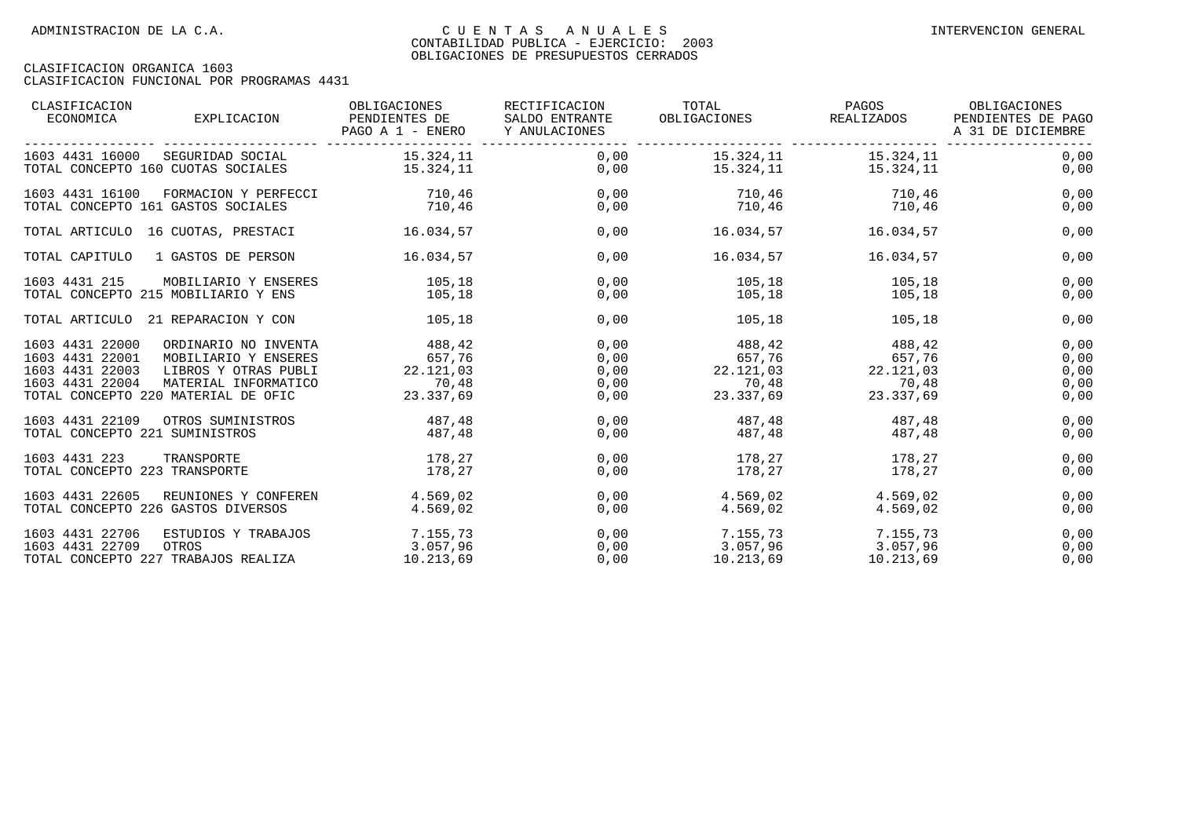ADMINISTRACION DE LA C.A. — CUENTAS ANUALES — INTERVENCION GENERAL

CONTABILIDAD PUBLICA - EJERCICIO: 2003

OBLIGACIONES DE PRESUPUESTOS CERRADOS

CLASIFICACION ORGANICA 1603

CLASIFICACION FUNCIONAL POR PROGRAMAS 4431

| CLASIFICACION ECONOMICA | EXPLICACION | OBLIGACIONES PENDIENTES DE PAGO A 1 - ENERO | RECTIFICACION SALDO ENTRANTE Y ANULACIONES | TOTAL OBLIGACIONES | PAGOS REALIZADOS | OBLIGACIONES PENDIENTES DE PAGO A 31 DE DICIEMBRE |
|---|---|---|---|---|---|---|
| 1603 4431 16000 | SEGURIDAD SOCIAL | 15.324,11 | 0,00 | 15.324,11 | 15.324,11 | 0,00 |
| TOTAL CONCEPTO 160 CUOTAS SOCIALES | | 15.324,11 | 0,00 | 15.324,11 | 15.324,11 | 0,00 |
| 1603 4431 16100 | FORMACION Y PERFECCI | 710,46 | 0,00 | 710,46 | 710,46 | 0,00 |
| TOTAL CONCEPTO 161 GASTOS SOCIALES | | 710,46 | 0,00 | 710,46 | 710,46 | 0,00 |
| TOTAL ARTICULO 16 CUOTAS, PRESTACI | | 16.034,57 | 0,00 | 16.034,57 | 16.034,57 | 0,00 |
| TOTAL CAPITULO 1 GASTOS DE PERSON | | 16.034,57 | 0,00 | 16.034,57 | 16.034,57 | 0,00 |
| 1603 4431 215 | MOBILIARIO Y ENSERES | 105,18 | 0,00 | 105,18 | 105,18 | 0,00 |
| TOTAL CONCEPTO 215 MOBILIARIO Y ENS | | 105,18 | 0,00 | 105,18 | 105,18 | 0,00 |
| TOTAL ARTICULO 21 REPARACION Y CON | | 105,18 | 0,00 | 105,18 | 105,18 | 0,00 |
| 1603 4431 22000 | ORDINARIO NO INVENTA | 488,42 | 0,00 | 488,42 | 488,42 | 0,00 |
| 1603 4431 22001 | MOBILIARIO Y ENSERES | 657,76 | 0,00 | 657,76 | 657,76 | 0,00 |
| 1603 4431 22003 | LIBROS Y OTRAS PUBLI | 22.121,03 | 0,00 | 22.121,03 | 22.121,03 | 0,00 |
| 1603 4431 22004 | MATERIAL INFORMATICO | 70,48 | 0,00 | 70,48 | 70,48 | 0,00 |
| TOTAL CONCEPTO 220 MATERIAL DE OFIC | | 23.337,69 | 0,00 | 23.337,69 | 23.337,69 | 0,00 |
| 1603 4431 22109 | OTROS SUMINISTROS | 487,48 | 0,00 | 487,48 | 487,48 | 0,00 |
| TOTAL CONCEPTO 221 SUMINISTROS | | 487,48 | 0,00 | 487,48 | 487,48 | 0,00 |
| 1603 4431 223 | TRANSPORTE | 178,27 | 0,00 | 178,27 | 178,27 | 0,00 |
| TOTAL CONCEPTO 223 TRANSPORTE | | 178,27 | 0,00 | 178,27 | 178,27 | 0,00 |
| 1603 4431 22605 | REUNIONES Y CONFEREN | 4.569,02 | 0,00 | 4.569,02 | 4.569,02 | 0,00 |
| TOTAL CONCEPTO 226 GASTOS DIVERSOS | | 4.569,02 | 0,00 | 4.569,02 | 4.569,02 | 0,00 |
| 1603 4431 22706 | ESTUDIOS Y TRABAJOS | 7.155,73 | 0,00 | 7.155,73 | 7.155,73 | 0,00 |
| 1603 4431 22709 | OTROS | 3.057,96 | 0,00 | 3.057,96 | 3.057,96 | 0,00 |
| TOTAL CONCEPTO 227 TRABAJOS REALIZA | | 10.213,69 | 0,00 | 10.213,69 | 10.213,69 | 0,00 |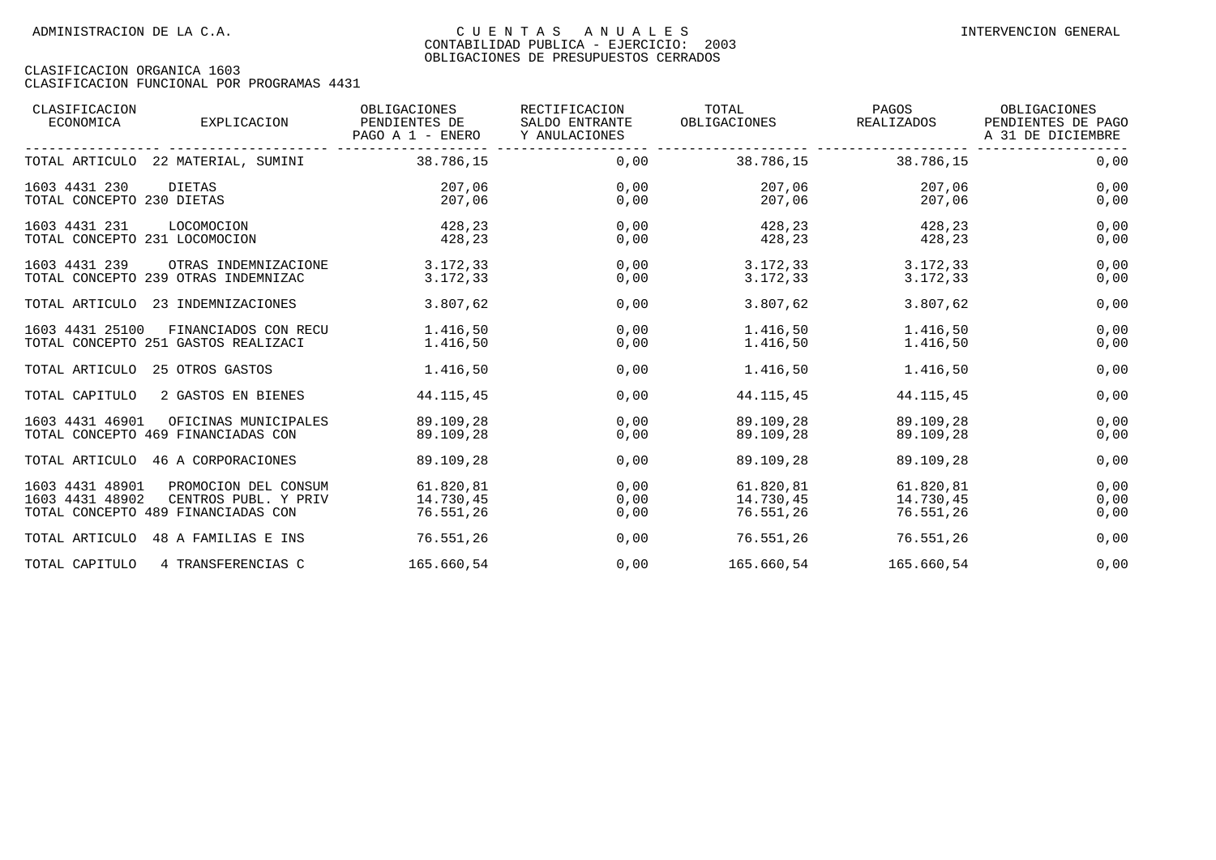ADMINISTRACION DE LA C.A.

CUENTAS ANUALES
CONTABILIDAD PUBLICA - EJERCICIO: 2003
OBLIGACIONES DE PRESUPUESTOS CERRADOS

INTERVENCION GENERAL

CLASIFICACION ORGANICA 1603
CLASIFICACION FUNCIONAL POR PROGRAMAS 4431

| CLASIFICACION ECONOMICA | EXPLICACION | OBLIGACIONES PENDIENTES DE PAGO A 1 - ENERO | RECTIFICACION SALDO ENTRANTE Y ANULACIONES | TOTAL OBLIGACIONES | PAGOS REALIZADOS | OBLIGACIONES PENDIENTES DE PAGO A 31 DE DICIEMBRE |
|---|---|---|---|---|---|---|
| TOTAL ARTICULO | 22 MATERIAL, SUMINI | 38.786,15 | 0,00 | 38.786,15 | 38.786,15 | 0,00 |
| 1603 4431 230 | DIETAS | 207,06 | 0,00 | 207,06 | 207,06 | 0,00 |
| TOTAL CONCEPTO 230 DIETAS | | 207,06 | 0,00 | 207,06 | 207,06 | 0,00 |
| 1603 4431 231 | LOCOMOCION | 428,23 | 0,00 | 428,23 | 428,23 | 0,00 |
| TOTAL CONCEPTO 231 LOCOMOCION | | 428,23 | 0,00 | 428,23 | 428,23 | 0,00 |
| 1603 4431 239 | OTRAS INDEMNIZACIONE | 3.172,33 | 0,00 | 3.172,33 | 3.172,33 | 0,00 |
| TOTAL CONCEPTO 239 OTRAS INDEMNIZAC | | 3.172,33 | 0,00 | 3.172,33 | 3.172,33 | 0,00 |
| TOTAL ARTICULO | 23 INDEMNIZACIONES | 3.807,62 | 0,00 | 3.807,62 | 3.807,62 | 0,00 |
| 1603 4431 25100 | FINANCIADOS CON RECU | 1.416,50 | 0,00 | 1.416,50 | 1.416,50 | 0,00 |
| TOTAL CONCEPTO 251 GASTOS REALIZACI | | 1.416,50 | 0,00 | 1.416,50 | 1.416,50 | 0,00 |
| TOTAL ARTICULO | 25 OTROS GASTOS | 1.416,50 | 0,00 | 1.416,50 | 1.416,50 | 0,00 |
| TOTAL CAPITULO | 2 GASTOS EN BIENES | 44.115,45 | 0,00 | 44.115,45 | 44.115,45 | 0,00 |
| 1603 4431 46901 | OFICINAS MUNICIPALES | 89.109,28 | 0,00 | 89.109,28 | 89.109,28 | 0,00 |
| TOTAL CONCEPTO 469 FINANCIADAS CON | | 89.109,28 | 0,00 | 89.109,28 | 89.109,28 | 0,00 |
| TOTAL ARTICULO | 46 A CORPORACIONES | 89.109,28 | 0,00 | 89.109,28 | 89.109,28 | 0,00 |
| 1603 4431 48901 | PROMOCION DEL CONSUM | 61.820,81 | 0,00 | 61.820,81 | 61.820,81 | 0,00 |
| 1603 4431 48902 | CENTROS PUBL. Y PRIV | 14.730,45 | 0,00 | 14.730,45 | 14.730,45 | 0,00 |
| TOTAL CONCEPTO 489 FINANCIADAS CON | | 76.551,26 | 0,00 | 76.551,26 | 76.551,26 | 0,00 |
| TOTAL ARTICULO | 48 A FAMILIAS E INS | 76.551,26 | 0,00 | 76.551,26 | 76.551,26 | 0,00 |
| TOTAL CAPITULO | 4 TRANSFERENCIAS C | 165.660,54 | 0,00 | 165.660,54 | 165.660,54 | 0,00 |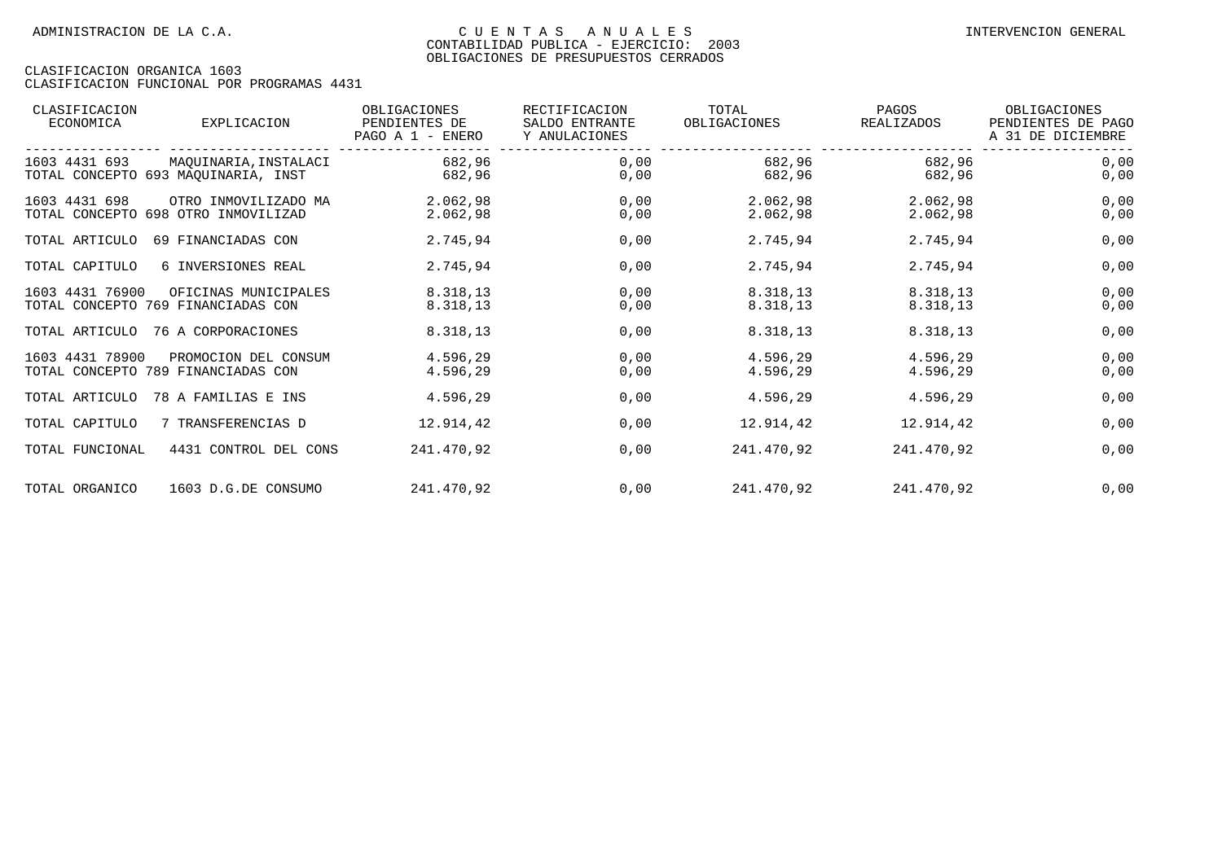ADMINISTRACION DE LA C.A.

# CUENTAS ANUALES
CONTABILIDAD PUBLICA - EJERCICIO: 2003
OBLIGACIONES DE PRESUPUESTOS CERRADOS

INTERVENCION GENERAL

CLASIFICACION ORGANICA 1603
CLASIFICACION FUNCIONAL POR PROGRAMAS 4431

| CLASIFICACION ECONOMICA | EXPLICACION | OBLIGACIONES PENDIENTES DE PAGO A 1 - ENERO | RECTIFICACION SALDO ENTRANTE Y ANULACIONES | TOTAL OBLIGACIONES | PAGOS REALIZADOS | OBLIGACIONES PENDIENTES DE PAGO A 31 DE DICIEMBRE |
|---|---|---|---|---|---|---|
| 1603 4431 693 | MAQUINARIA,INSTALACI | 682,96 | 0,00 | 682,96 | 682,96 | 0,00 |
| TOTAL CONCEPTO 693 | MAQUINARIA, INST | 682,96 | 0,00 | 682,96 | 682,96 | 0,00 |
| 1603 4431 698 | OTRO INMOVILIZADO MA | 2.062,98 | 0,00 | 2.062,98 | 2.062,98 | 0,00 |
| TOTAL CONCEPTO 698 | OTRO INMOVILIZAD | 2.062,98 | 0,00 | 2.062,98 | 2.062,98 | 0,00 |
| TOTAL ARTICULO | 69 FINANCIADAS CON | 2.745,94 | 0,00 | 2.745,94 | 2.745,94 | 0,00 |
| TOTAL CAPITULO | 6 INVERSIONES REAL | 2.745,94 | 0,00 | 2.745,94 | 2.745,94 | 0,00 |
| 1603 4431 76900 | OFICINAS MUNICIPALES | 8.318,13 | 0,00 | 8.318,13 | 8.318,13 | 0,00 |
| TOTAL CONCEPTO 769 | FINANCIADAS CON | 8.318,13 | 0,00 | 8.318,13 | 8.318,13 | 0,00 |
| TOTAL ARTICULO | 76 A CORPORACIONES | 8.318,13 | 0,00 | 8.318,13 | 8.318,13 | 0,00 |
| 1603 4431 78900 | PROMOCION DEL CONSUM | 4.596,29 | 0,00 | 4.596,29 | 4.596,29 | 0,00 |
| TOTAL CONCEPTO 789 | FINANCIADAS CON | 4.596,29 | 0,00 | 4.596,29 | 4.596,29 | 0,00 |
| TOTAL ARTICULO | 78 A FAMILIAS E INS | 4.596,29 | 0,00 | 4.596,29 | 4.596,29 | 0,00 |
| TOTAL CAPITULO | 7 TRANSFERENCIAS D | 12.914,42 | 0,00 | 12.914,42 | 12.914,42 | 0,00 |
| TOTAL FUNCIONAL | 4431 CONTROL DEL CONS | 241.470,92 | 0,00 | 241.470,92 | 241.470,92 | 0,00 |
| TOTAL ORGANICO | 1603 D.G.DE CONSUMO | 241.470,92 | 0,00 | 241.470,92 | 241.470,92 | 0,00 |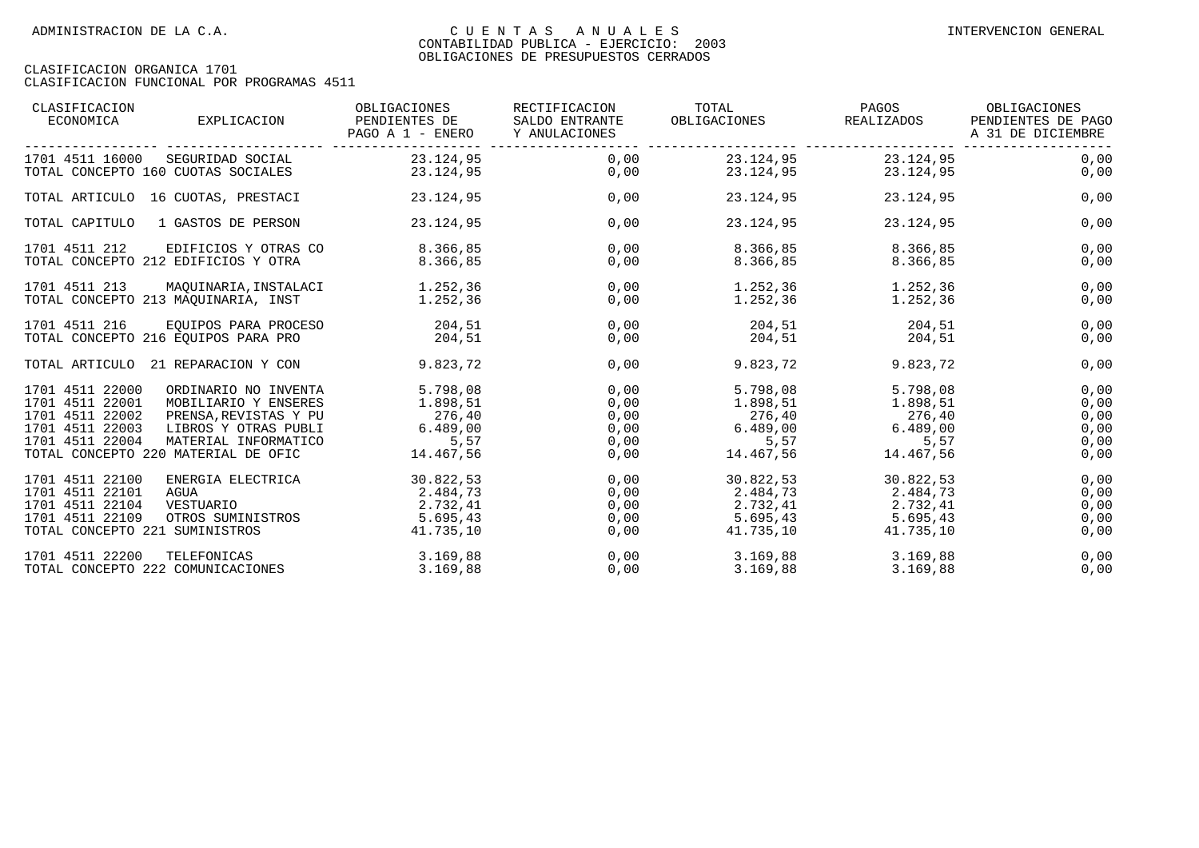ADMINISTRACION DE LA C.A.

# CUENTAS ANUALES

CONTABILIDAD PUBLICA - EJERCICIO: 2003

OBLIGACIONES DE PRESUPUESTOS CERRADOS

INTERVENCION GENERAL

CLASIFICACION ORGANICA 1701

CLASIFICACION FUNCIONAL POR PROGRAMAS 4511

| CLASIFICACION ECONOMICA | EXPLICACION | OBLIGACIONES PENDIENTES DE PAGO A 1 - ENERO | RECTIFICACION SALDO ENTRANTE Y ANULACIONES | TOTAL OBLIGACIONES | PAGOS REALIZADOS | OBLIGACIONES PENDIENTES DE PAGO A 31 DE DICIEMBRE |
|---|---|---|---|---|---|---|
| 1701 4511 16000 | SEGURIDAD SOCIAL | 23.124,95 | 0,00 | 23.124,95 | 23.124,95 | 0,00 |
| TOTAL CONCEPTO 160 | CUOTAS SOCIALES | 23.124,95 | 0,00 | 23.124,95 | 23.124,95 | 0,00 |
| TOTAL ARTICULO 16 | CUOTAS, PRESTACI | 23.124,95 | 0,00 | 23.124,95 | 23.124,95 | 0,00 |
| TOTAL CAPITULO 1 | GASTOS DE PERSON | 23.124,95 | 0,00 | 23.124,95 | 23.124,95 | 0,00 |
| 1701 4511 212 | EDIFICIOS Y OTRAS CO | 8.366,85 | 0,00 | 8.366,85 | 8.366,85 | 0,00 |
| TOTAL CONCEPTO 212 | EDIFICIOS Y OTRA | 8.366,85 | 0,00 | 8.366,85 | 8.366,85 | 0,00 |
| 1701 4511 213 | MAQUINARIA,INSTALACI | 1.252,36 | 0,00 | 1.252,36 | 1.252,36 | 0,00 |
| TOTAL CONCEPTO 213 | MAQUINARIA, INST | 1.252,36 | 0,00 | 1.252,36 | 1.252,36 | 0,00 |
| 1701 4511 216 | EQUIPOS PARA PROCESO | 204,51 | 0,00 | 204,51 | 204,51 | 0,00 |
| TOTAL CONCEPTO 216 | EQUIPOS PARA PRO | 204,51 | 0,00 | 204,51 | 204,51 | 0,00 |
| TOTAL ARTICULO 21 | REPARACION Y CON | 9.823,72 | 0,00 | 9.823,72 | 9.823,72 | 0,00 |
| 1701 4511 22000 | ORDINARIO NO INVENTA | 5.798,08 | 0,00 | 5.798,08 | 5.798,08 | 0,00 |
| 1701 4511 22001 | MOBILIARIO Y ENSERES | 1.898,51 | 0,00 | 1.898,51 | 1.898,51 | 0,00 |
| 1701 4511 22002 | PRENSA,REVISTAS Y PU | 276,40 | 0,00 | 276,40 | 276,40 | 0,00 |
| 1701 4511 22003 | LIBROS Y OTRAS PUBLI | 6.489,00 | 0,00 | 6.489,00 | 6.489,00 | 0,00 |
| 1701 4511 22004 | MATERIAL INFORMATICO | 5,57 | 0,00 | 5,57 | 5,57 | 0,00 |
| TOTAL CONCEPTO 220 | MATERIAL DE OFIC | 14.467,56 | 0,00 | 14.467,56 | 14.467,56 | 0,00 |
| 1701 4511 22100 | ENERGIA ELECTRICA | 30.822,53 | 0,00 | 30.822,53 | 30.822,53 | 0,00 |
| 1701 4511 22101 | AGUA | 2.484,73 | 0,00 | 2.484,73 | 2.484,73 | 0,00 |
| 1701 4511 22104 | VESTUARIO | 2.732,41 | 0,00 | 2.732,41 | 2.732,41 | 0,00 |
| 1701 4511 22109 | OTROS SUMINISTROS | 5.695,43 | 0,00 | 5.695,43 | 5.695,43 | 0,00 |
| TOTAL CONCEPTO 221 | SUMINISTROS | 41.735,10 | 0,00 | 41.735,10 | 41.735,10 | 0,00 |
| 1701 4511 22200 | TELEFONICAS | 3.169,88 | 0,00 | 3.169,88 | 3.169,88 | 0,00 |
| TOTAL CONCEPTO 222 | COMUNICACIONES | 3.169,88 | 0,00 | 3.169,88 | 3.169,88 | 0,00 |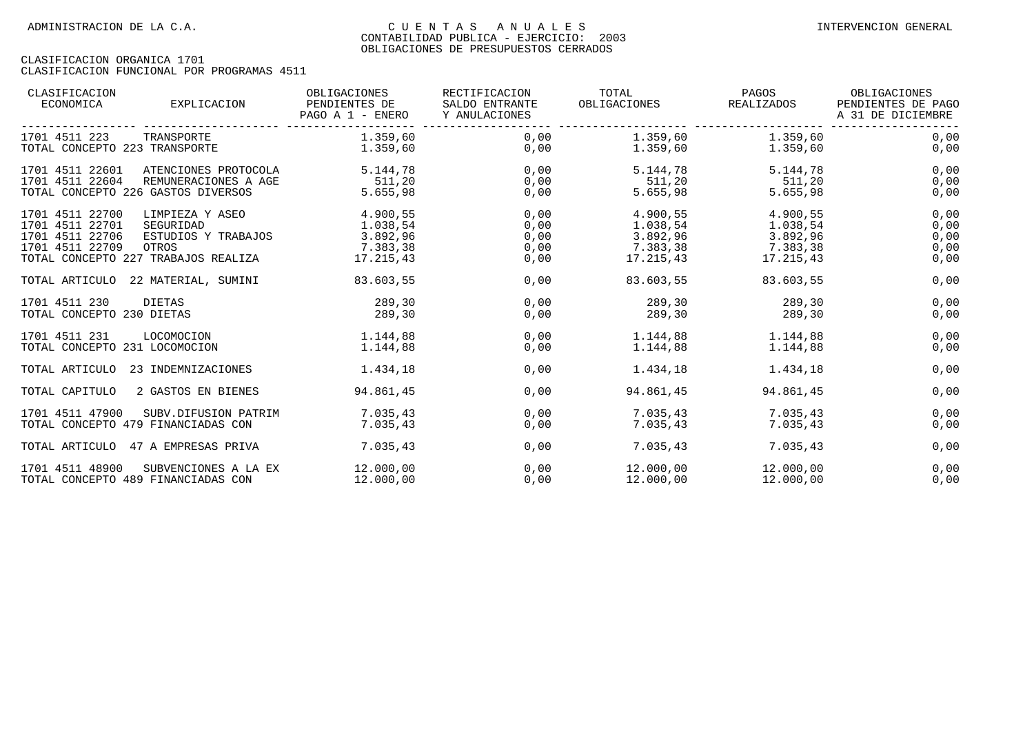ADMINISTRACION DE LA C.A.

CUENTAS ANUALES
CONTABILIDAD PUBLICA - EJERCICIO: 2003
OBLIGACIONES DE PRESUPUESTOS CERRADOS

INTERVENCION GENERAL

CLASIFICACION ORGANICA 1701
CLASIFICACION FUNCIONAL POR PROGRAMAS 4511

| CLASIFICACION ECONOMICA | EXPLICACION | OBLIGACIONES PENDIENTES DE PAGO A 1 - ENERO | RECTIFICACION SALDO ENTRANTE Y ANULACIONES | TOTAL OBLIGACIONES | PAGOS REALIZADOS | OBLIGACIONES PENDIENTES DE PAGO A 31 DE DICIEMBRE |
|---|---|---|---|---|---|---|
| 1701 4511 223 | TRANSPORTE | 1.359,60 | 0,00 | 1.359,60 | 1.359,60 | 0,00 |
| TOTAL CONCEPTO 223 TRANSPORTE | | 1.359,60 | 0,00 | 1.359,60 | 1.359,60 | 0,00 |
| 1701 4511 22601 | ATENCIONES PROTOCOLA | 5.144,78 | 0,00 | 5.144,78 | 5.144,78 | 0,00 |
| 1701 4511 22604 | REMUNERACIONES A AGE | 511,20 | 0,00 | 511,20 | 511,20 | 0,00 |
| TOTAL CONCEPTO 226 GASTOS DIVERSOS | | 5.655,98 | 0,00 | 5.655,98 | 5.655,98 | 0,00 |
| 1701 4511 22700 | LIMPIEZA Y ASEO | 4.900,55 | 0,00 | 4.900,55 | 4.900,55 | 0,00 |
| 1701 4511 22701 | SEGURIDAD | 1.038,54 | 0,00 | 1.038,54 | 1.038,54 | 0,00 |
| 1701 4511 22706 | ESTUDIOS Y TRABAJOS | 3.892,96 | 0,00 | 3.892,96 | 3.892,96 | 0,00 |
| 1701 4511 22709 | OTROS | 7.383,38 | 0,00 | 7.383,38 | 7.383,38 | 0,00 |
| TOTAL CONCEPTO 227 TRABAJOS REALIZA | | 17.215,43 | 0,00 | 17.215,43 | 17.215,43 | 0,00 |
| TOTAL ARTICULO 22 MATERIAL, SUMINI | | 83.603,55 | 0,00 | 83.603,55 | 83.603,55 | 0,00 |
| 1701 4511 230 | DIETAS | 289,30 | 0,00 | 289,30 | 289,30 | 0,00 |
| TOTAL CONCEPTO 230 DIETAS | | 289,30 | 0,00 | 289,30 | 289,30 | 0,00 |
| 1701 4511 231 | LOCOMOCION | 1.144,88 | 0,00 | 1.144,88 | 1.144,88 | 0,00 |
| TOTAL CONCEPTO 231 LOCOMOCION | | 1.144,88 | 0,00 | 1.144,88 | 1.144,88 | 0,00 |
| TOTAL ARTICULO 23 INDEMNIZACIONES | | 1.434,18 | 0,00 | 1.434,18 | 1.434,18 | 0,00 |
| TOTAL CAPITULO 2 GASTOS EN BIENES | | 94.861,45 | 0,00 | 94.861,45 | 94.861,45 | 0,00 |
| 1701 4511 47900 | SUBV.DIFUSION PATRIM | 7.035,43 | 0,00 | 7.035,43 | 7.035,43 | 0,00 |
| TOTAL CONCEPTO 479 FINANCIADAS CON | | 7.035,43 | 0,00 | 7.035,43 | 7.035,43 | 0,00 |
| TOTAL ARTICULO 47 A EMPRESAS PRIVA | | 7.035,43 | 0,00 | 7.035,43 | 7.035,43 | 0,00 |
| 1701 4511 48900 | SUBVENCIONES A LA EX | 12.000,00 | 0,00 | 12.000,00 | 12.000,00 | 0,00 |
| TOTAL CONCEPTO 489 FINANCIADAS CON | | 12.000,00 | 0,00 | 12.000,00 | 12.000,00 | 0,00 |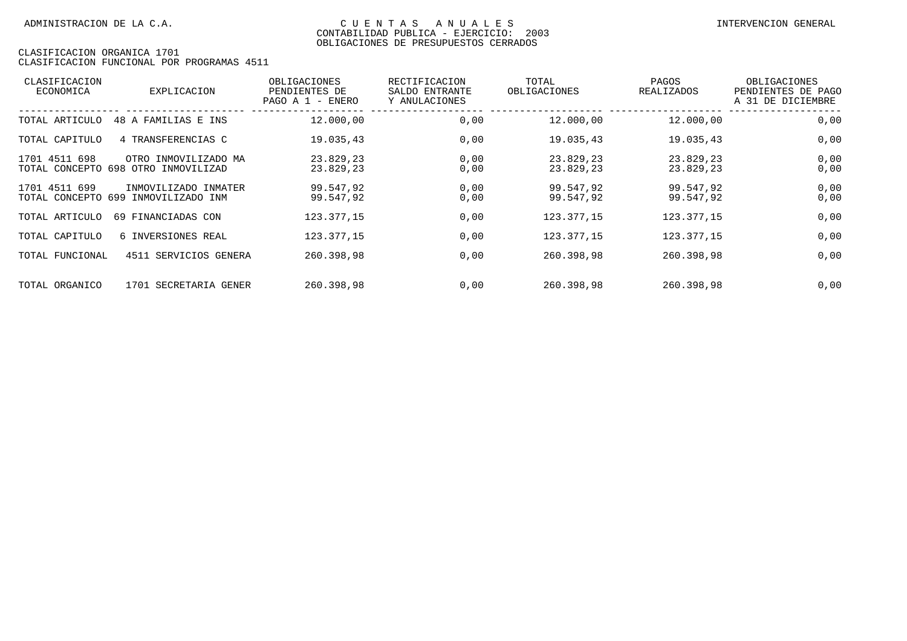ADMINISTRACION DE LA C.A.

CUENTAS ANUALES
CONTABILIDAD PUBLICA - EJERCICIO: 2003
OBLIGACIONES DE PRESUPUESTOS CERRADOS

INTERVENCION GENERAL

CLASIFICACION ORGANICA 1701
CLASIFICACION FUNCIONAL POR PROGRAMAS 4511

| CLASIFICACION ECONOMICA | EXPLICACION | OBLIGACIONES PENDIENTES DE PAGO A 1 - ENERO | RECTIFICACION SALDO ENTRANTE Y ANULACIONES | TOTAL OBLIGACIONES | PAGOS REALIZADOS | OBLIGACIONES PENDIENTES DE PAGO A 31 DE DICIEMBRE |
|---|---|---|---|---|---|---|
| TOTAL ARTICULO | 48 A FAMILIAS E INS | 12.000,00 | 0,00 | 12.000,00 | 12.000,00 | 0,00 |
| TOTAL CAPITULO | 4 TRANSFERENCIAS C | 19.035,43 | 0,00 | 19.035,43 | 19.035,43 | 0,00 |
| 1701 4511 698 | OTRO INMOVILIZADO MA | 23.829,23 | 0,00 | 23.829,23 | 23.829,23 | 0,00 |
| TOTAL CONCEPTO 698 | OTRO INMOVILIZAD | 23.829,23 | 0,00 | 23.829,23 | 23.829,23 | 0,00 |
| 1701 4511 699 | INMOVILIZADO INMATER | 99.547,92 | 0,00 | 99.547,92 | 99.547,92 | 0,00 |
| TOTAL CONCEPTO 699 | INMOVILIZADO INM | 99.547,92 | 0,00 | 99.547,92 | 99.547,92 | 0,00 |
| TOTAL ARTICULO | 69 FINANCIADAS CON | 123.377,15 | 0,00 | 123.377,15 | 123.377,15 | 0,00 |
| TOTAL CAPITULO | 6 INVERSIONES REAL | 123.377,15 | 0,00 | 123.377,15 | 123.377,15 | 0,00 |
| TOTAL FUNCIONAL | 4511 SERVICIOS GENERA | 260.398,98 | 0,00 | 260.398,98 | 260.398,98 | 0,00 |
| TOTAL ORGANICO | 1701 SECRETARIA GENER | 260.398,98 | 0,00 | 260.398,98 | 260.398,98 | 0,00 |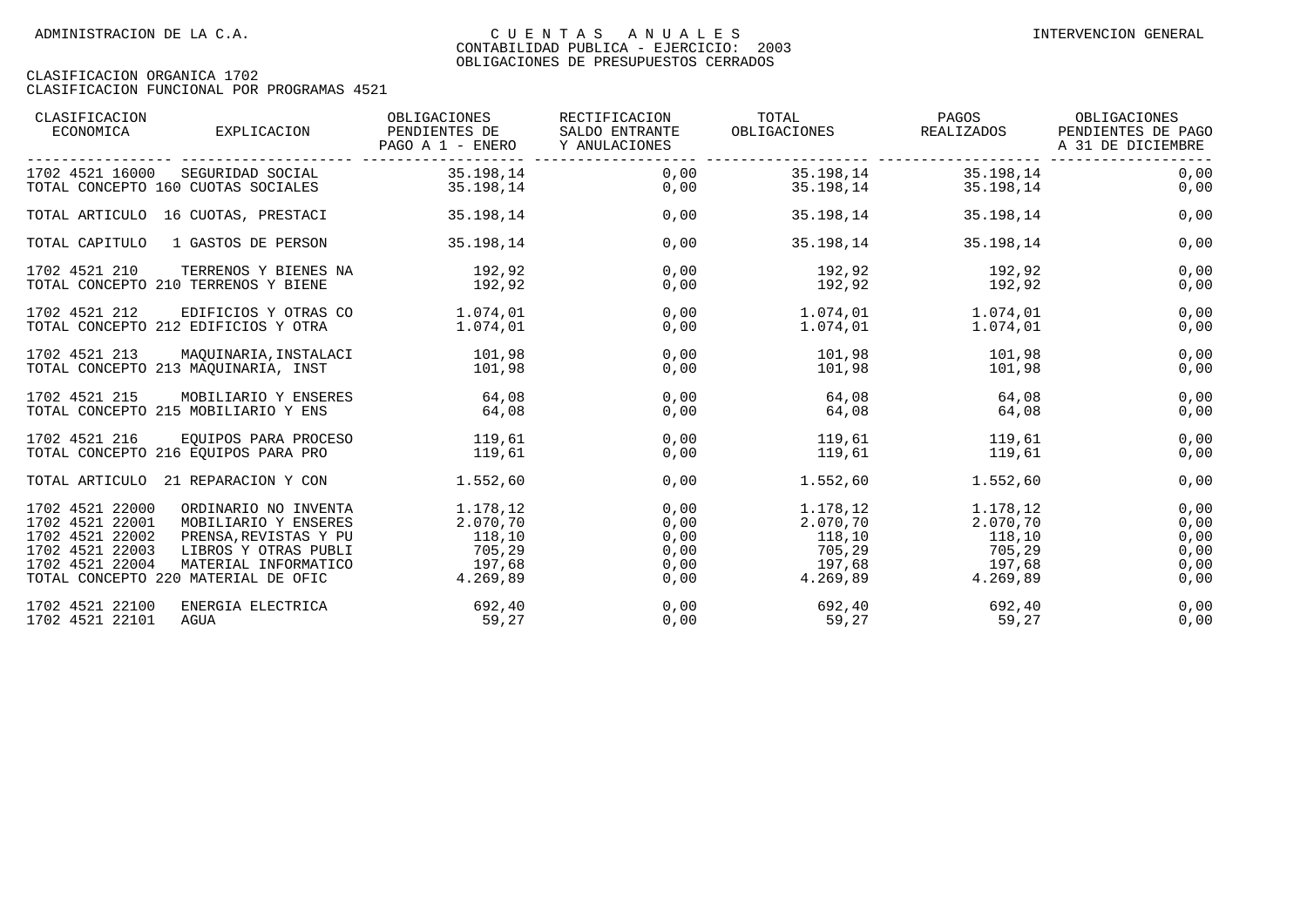ADMINISTRACION DE LA C.A.

# CUENTAS ANUALES
CONTABILIDAD PUBLICA - EJERCICIO: 2003
OBLIGACIONES DE PRESUPUESTOS CERRADOS

INTERVENCION GENERAL

CLASIFICACION ORGANICA 1702
CLASIFICACION FUNCIONAL POR PROGRAMAS 4521

| CLASIFICACION ECONOMICA | EXPLICACION | OBLIGACIONES PENDIENTES DE PAGO A 1 - ENERO | RECTIFICACION SALDO ENTRANTE Y ANULACIONES | TOTAL OBLIGACIONES | PAGOS REALIZADOS | OBLIGACIONES PENDIENTES DE PAGO A 31 DE DICIEMBRE |
|---|---|---|---|---|---|---|
| 1702 4521 16000 | SEGURIDAD SOCIAL | 35.198,14 | 0,00 | 35.198,14 | 35.198,14 | 0,00 |
| TOTAL CONCEPTO 160 | CUOTAS SOCIALES | 35.198,14 | 0,00 | 35.198,14 | 35.198,14 | 0,00 |
| TOTAL ARTICULO | 16 CUOTAS, PRESTACI | 35.198,14 | 0,00 | 35.198,14 | 35.198,14 | 0,00 |
| TOTAL CAPITULO | 1 GASTOS DE PERSON | 35.198,14 | 0,00 | 35.198,14 | 35.198,14 | 0,00 |
| 1702 4521 210 | TERRENOS Y BIENES NA | 192,92 | 0,00 | 192,92 | 192,92 | 0,00 |
| TOTAL CONCEPTO 210 | TERRENOS Y BIENE | 192,92 | 0,00 | 192,92 | 192,92 | 0,00 |
| 1702 4521 212 | EDIFICIOS Y OTRAS CO | 1.074,01 | 0,00 | 1.074,01 | 1.074,01 | 0,00 |
| TOTAL CONCEPTO 212 | EDIFICIOS Y OTRA | 1.074,01 | 0,00 | 1.074,01 | 1.074,01 | 0,00 |
| 1702 4521 213 | MAQUINARIA,INSTALACI | 101,98 | 0,00 | 101,98 | 101,98 | 0,00 |
| TOTAL CONCEPTO 213 | MAQUINARIA, INST | 101,98 | 0,00 | 101,98 | 101,98 | 0,00 |
| 1702 4521 215 | MOBILIARIO Y ENSERES | 64,08 | 0,00 | 64,08 | 64,08 | 0,00 |
| TOTAL CONCEPTO 215 | MOBILIARIO Y ENS | 64,08 | 0,00 | 64,08 | 64,08 | 0,00 |
| 1702 4521 216 | EQUIPOS PARA PROCESO | 119,61 | 0,00 | 119,61 | 119,61 | 0,00 |
| TOTAL CONCEPTO 216 | EQUIPOS PARA PRO | 119,61 | 0,00 | 119,61 | 119,61 | 0,00 |
| TOTAL ARTICULO | 21 REPARACION Y CON | 1.552,60 | 0,00 | 1.552,60 | 1.552,60 | 0,00 |
| 1702 4521 22000 | ORDINARIO NO INVENTA | 1.178,12 | 0,00 | 1.178,12 | 1.178,12 | 0,00 |
| 1702 4521 22001 | MOBILIARIO Y ENSERES | 2.070,70 | 0,00 | 2.070,70 | 2.070,70 | 0,00 |
| 1702 4521 22002 | PRENSA,REVISTAS Y PU | 118,10 | 0,00 | 118,10 | 118,10 | 0,00 |
| 1702 4521 22003 | LIBROS Y OTRAS PUBLI | 705,29 | 0,00 | 705,29 | 705,29 | 0,00 |
| 1702 4521 22004 | MATERIAL INFORMATICO | 197,68 | 0,00 | 197,68 | 197,68 | 0,00 |
| TOTAL CONCEPTO 220 | MATERIAL DE OFIC | 4.269,89 | 0,00 | 4.269,89 | 4.269,89 | 0,00 |
| 1702 4521 22100 | ENERGIA ELECTRICA | 692,40 | 0,00 | 692,40 | 692,40 | 0,00 |
| 1702 4521 22101 | AGUA | 59,27 | 0,00 | 59,27 | 59,27 | 0,00 |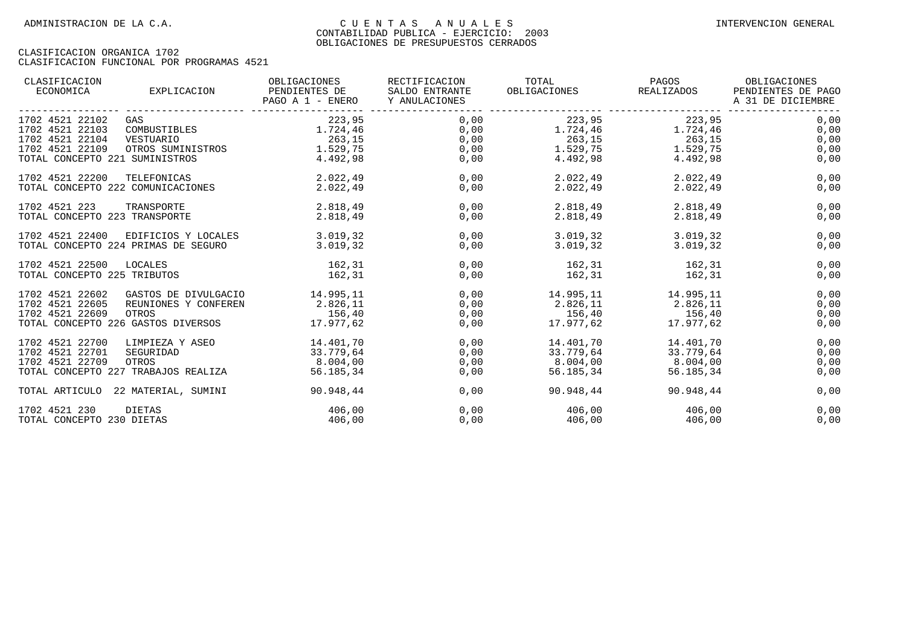ADMINISTRACION DE LA C.A.

# CUENTAS ANUALES

CONTABILIDAD PUBLICA - EJERCICIO: 2003

OBLIGACIONES DE PRESUPUESTOS CERRADOS

INTERVENCION GENERAL

CLASIFICACION ORGANICA 1702

CLASIFICACION FUNCIONAL POR PROGRAMAS 4521

| CLASIFICACION ECONOMICA | EXPLICACION | OBLIGACIONES PENDIENTES DE PAGO A 1 - ENERO | RECTIFICACION SALDO ENTRANTE Y ANULACIONES | TOTAL OBLIGACIONES | PAGOS REALIZADOS | OBLIGACIONES PENDIENTES DE PAGO A 31 DE DICIEMBRE |
|---|---|---|---|---|---|---|
| 1702 4521 22102 | GAS | 223,95 | 0,00 | 223,95 | 223,95 | 0,00 |
| 1702 4521 22103 | COMBUSTIBLES | 1.724,46 | 0,00 | 1.724,46 | 1.724,46 | 0,00 |
| 1702 4521 22104 | VESTUARIO | 263,15 | 0,00 | 263,15 | 263,15 | 0,00 |
| 1702 4521 22109 | OTROS SUMINISTROS | 1.529,75 | 0,00 | 1.529,75 | 1.529,75 | 0,00 |
| TOTAL CONCEPTO 221 SUMINISTROS | | 4.492,98 | 0,00 | 4.492,98 | 4.492,98 | 0,00 |
| 1702 4521 22200 | TELEFONICAS | 2.022,49 | 0,00 | 2.022,49 | 2.022,49 | 0,00 |
| TOTAL CONCEPTO 222 COMUNICACIONES | | 2.022,49 | 0,00 | 2.022,49 | 2.022,49 | 0,00 |
| 1702 4521 223 | TRANSPORTE | 2.818,49 | 0,00 | 2.818,49 | 2.818,49 | 0,00 |
| TOTAL CONCEPTO 223 TRANSPORTE | | 2.818,49 | 0,00 | 2.818,49 | 2.818,49 | 0,00 |
| 1702 4521 22400 | EDIFICIOS Y LOCALES | 3.019,32 | 0,00 | 3.019,32 | 3.019,32 | 0,00 |
| TOTAL CONCEPTO 224 PRIMAS DE SEGURO | | 3.019,32 | 0,00 | 3.019,32 | 3.019,32 | 0,00 |
| 1702 4521 22500 | LOCALES | 162,31 | 0,00 | 162,31 | 162,31 | 0,00 |
| TOTAL CONCEPTO 225 TRIBUTOS | | 162,31 | 0,00 | 162,31 | 162,31 | 0,00 |
| 1702 4521 22602 | GASTOS DE DIVULGACIO | 14.995,11 | 0,00 | 14.995,11 | 14.995,11 | 0,00 |
| 1702 4521 22605 | REUNIONES Y CONFEREN | 2.826,11 | 0,00 | 2.826,11 | 2.826,11 | 0,00 |
| 1702 4521 22609 | OTROS | 156,40 | 0,00 | 156,40 | 156,40 | 0,00 |
| TOTAL CONCEPTO 226 GASTOS DIVERSOS | | 17.977,62 | 0,00 | 17.977,62 | 17.977,62 | 0,00 |
| 1702 4521 22700 | LIMPIEZA Y ASEO | 14.401,70 | 0,00 | 14.401,70 | 14.401,70 | 0,00 |
| 1702 4521 22701 | SEGURIDAD | 33.779,64 | 0,00 | 33.779,64 | 33.779,64 | 0,00 |
| 1702 4521 22709 | OTROS | 8.004,00 | 0,00 | 8.004,00 | 8.004,00 | 0,00 |
| TOTAL CONCEPTO 227 TRABAJOS REALIZA | | 56.185,34 | 0,00 | 56.185,34 | 56.185,34 | 0,00 |
| TOTAL ARTICULO 22 MATERIAL, SUMINI | | 90.948,44 | 0,00 | 90.948,44 | 90.948,44 | 0,00 |
| 1702 4521 230 | DIETAS | 406,00 | 0,00 | 406,00 | 406,00 | 0,00 |
| TOTAL CONCEPTO 230 DIETAS | | 406,00 | 0,00 | 406,00 | 406,00 | 0,00 |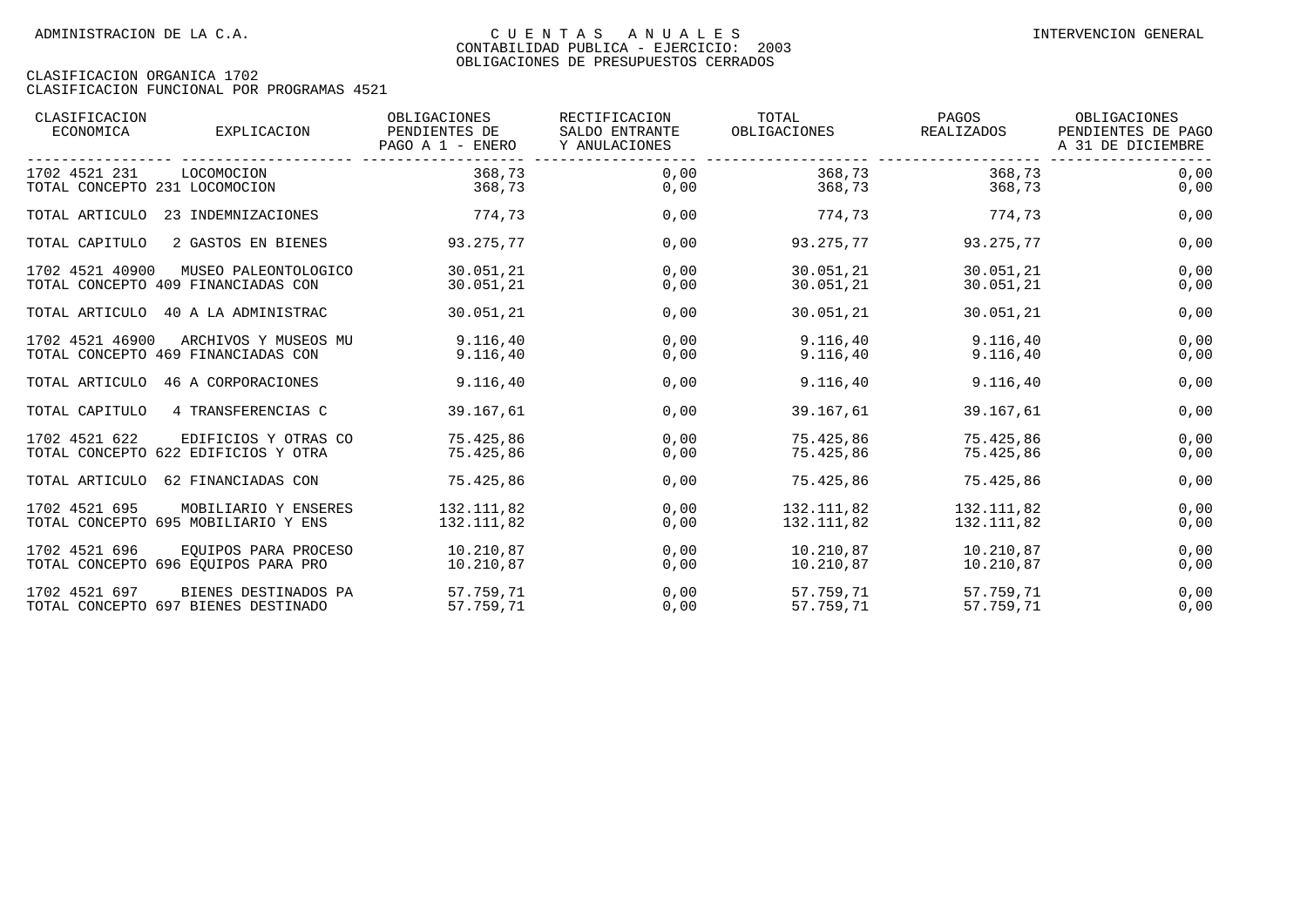ADMINISTRACION DE LA C.A.

CUENTAS ANUALES
CONTABILIDAD PUBLICA - EJERCICIO: 2003
OBLIGACIONES DE PRESUPUESTOS CERRADOS

INTERVENCION GENERAL

CLASIFICACION ORGANICA 1702
CLASIFICACION FUNCIONAL POR PROGRAMAS 4521

| CLASIFICACION ECONOMICA | EXPLICACION | OBLIGACIONES PENDIENTES DE PAGO A 1 - ENERO | RECTIFICACION SALDO ENTRANTE Y ANULACIONES | TOTAL OBLIGACIONES | PAGOS REALIZADOS | OBLIGACIONES PENDIENTES DE PAGO A 31 DE DICIEMBRE |
|---|---|---|---|---|---|---|
| 1702 4521 231 | LOCOMOCION | 368,73 | 0,00 | 368,73 | 368,73 | 0,00 |
| TOTAL CONCEPTO 231 | LOCOMOCION | 368,73 | 0,00 | 368,73 | 368,73 | 0,00 |
| TOTAL ARTICULO | 23 INDEMNIZACIONES | 774,73 | 0,00 | 774,73 | 774,73 | 0,00 |
| TOTAL CAPITULO | 2 GASTOS EN BIENES | 93.275,77 | 0,00 | 93.275,77 | 93.275,77 | 0,00 |
| 1702 4521 40900 | MUSEO PALEONTOLOGICO | 30.051,21 | 0,00 | 30.051,21 | 30.051,21 | 0,00 |
| TOTAL CONCEPTO 409 | FINANCIADAS CON | 30.051,21 | 0,00 | 30.051,21 | 30.051,21 | 0,00 |
| TOTAL ARTICULO | 40 A LA ADMINISTRAC | 30.051,21 | 0,00 | 30.051,21 | 30.051,21 | 0,00 |
| 1702 4521 46900 | ARCHIVOS Y MUSEOS MU | 9.116,40 | 0,00 | 9.116,40 | 9.116,40 | 0,00 |
| TOTAL CONCEPTO 469 | FINANCIADAS CON | 9.116,40 | 0,00 | 9.116,40 | 9.116,40 | 0,00 |
| TOTAL ARTICULO | 46 A CORPORACIONES | 9.116,40 | 0,00 | 9.116,40 | 9.116,40 | 0,00 |
| TOTAL CAPITULO | 4 TRANSFERENCIAS C | 39.167,61 | 0,00 | 39.167,61 | 39.167,61 | 0,00 |
| 1702 4521 622 | EDIFICIOS Y OTRAS CO | 75.425,86 | 0,00 | 75.425,86 | 75.425,86 | 0,00 |
| TOTAL CONCEPTO 622 | EDIFICIOS Y OTRA | 75.425,86 | 0,00 | 75.425,86 | 75.425,86 | 0,00 |
| TOTAL ARTICULO | 62 FINANCIADAS CON | 75.425,86 | 0,00 | 75.425,86 | 75.425,86 | 0,00 |
| 1702 4521 695 | MOBILIARIO Y ENSERES | 132.111,82 | 0,00 | 132.111,82 | 132.111,82 | 0,00 |
| TOTAL CONCEPTO 695 | MOBILIARIO Y ENS | 132.111,82 | 0,00 | 132.111,82 | 132.111,82 | 0,00 |
| 1702 4521 696 | EQUIPOS PARA PROCESO | 10.210,87 | 0,00 | 10.210,87 | 10.210,87 | 0,00 |
| TOTAL CONCEPTO 696 | EQUIPOS PARA PRO | 10.210,87 | 0,00 | 10.210,87 | 10.210,87 | 0,00 |
| 1702 4521 697 | BIENES DESTINADOS PA | 57.759,71 | 0,00 | 57.759,71 | 57.759,71 | 0,00 |
| TOTAL CONCEPTO 697 | BIENES DESTINADO | 57.759,71 | 0,00 | 57.759,71 | 57.759,71 | 0,00 |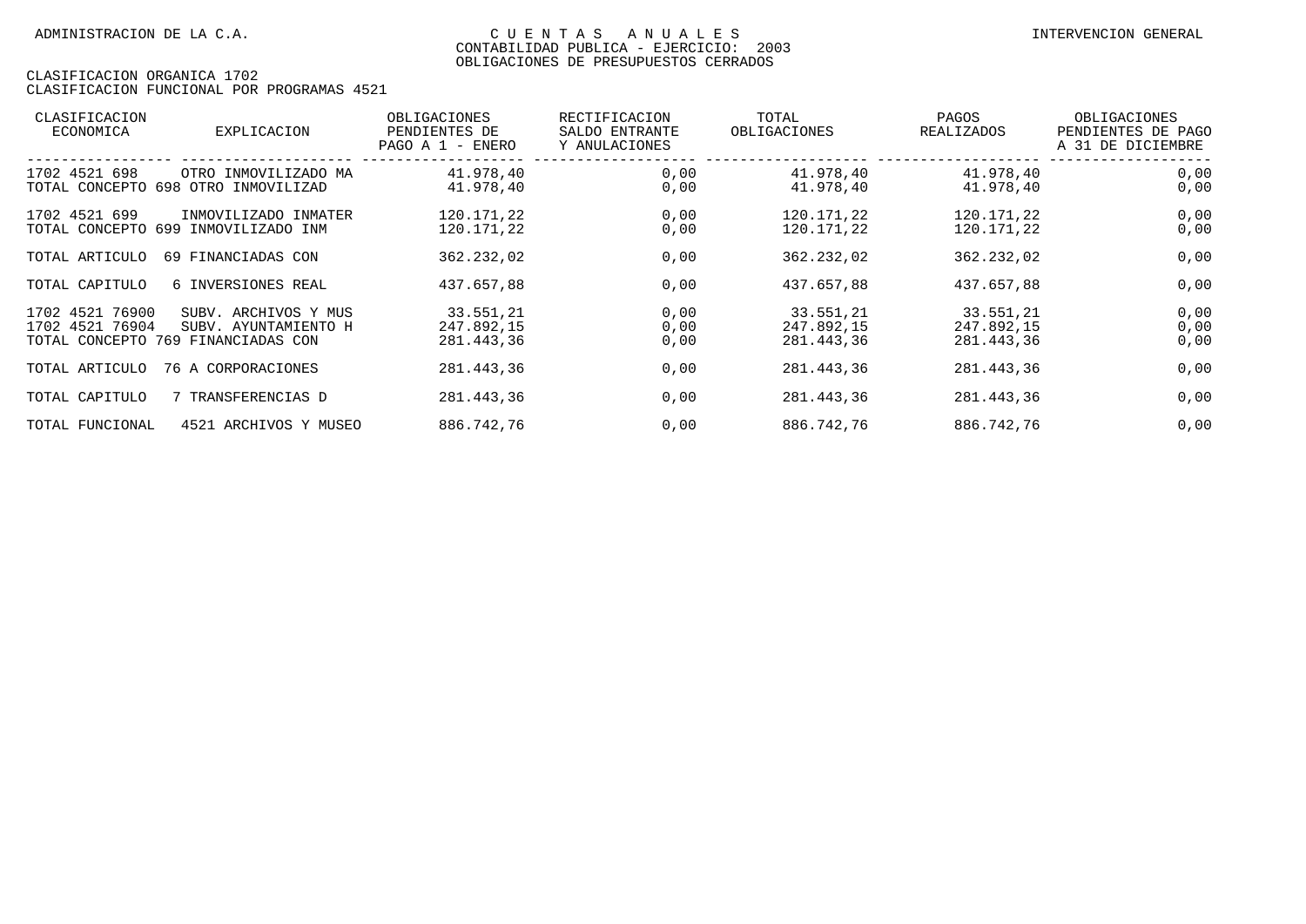ADMINISTRACION DE LA C.A.

CUENTAS ANUALES

CONTABILIDAD PUBLICA - EJERCICIO: 2003

OBLIGACIONES DE PRESUPUESTOS CERRADOS

INTERVENCION GENERAL

CLASIFICACION ORGANICA 1702

CLASIFICACION FUNCIONAL POR PROGRAMAS 4521

| CLASIFICACION ECONOMICA | EXPLICACION | OBLIGACIONES PENDIENTES DE PAGO A 1 - ENERO | RECTIFICACION SALDO ENTRANTE Y ANULACIONES | TOTAL OBLIGACIONES | PAGOS REALIZADOS | OBLIGACIONES PENDIENTES DE PAGO A 31 DE DICIEMBRE |
|---|---|---|---|---|---|---|
| 1702 4521 698 | OTRO INMOVILIZADO MA | 41.978,40 | 0,00 | 41.978,40 | 41.978,40 | 0,00 |
| TOTAL CONCEPTO 698 | OTRO INMOVILIZAD | 41.978,40 | 0,00 | 41.978,40 | 41.978,40 | 0,00 |
| 1702 4521 699 | INMOVILIZADO INMATER | 120.171,22 | 0,00 | 120.171,22 | 120.171,22 | 0,00 |
| TOTAL CONCEPTO 699 | INMOVILIZADO INM | 120.171,22 | 0,00 | 120.171,22 | 120.171,22 | 0,00 |
| TOTAL ARTICULO | 69 FINANCIADAS CON | 362.232,02 | 0,00 | 362.232,02 | 362.232,02 | 0,00 |
| TOTAL CAPITULO | 6 INVERSIONES REAL | 437.657,88 | 0,00 | 437.657,88 | 437.657,88 | 0,00 |
| 1702 4521 76900 | SUBV. ARCHIVOS Y MUS | 33.551,21 | 0,00 | 33.551,21 | 33.551,21 | 0,00 |
| 1702 4521 76904 | SUBV. AYUNTAMIENTO H | 247.892,15 | 0,00 | 247.892,15 | 247.892,15 | 0,00 |
| TOTAL CONCEPTO 769 | FINANCIADAS CON | 281.443,36 | 0,00 | 281.443,36 | 281.443,36 | 0,00 |
| TOTAL ARTICULO | 76 A CORPORACIONES | 281.443,36 | 0,00 | 281.443,36 | 281.443,36 | 0,00 |
| TOTAL CAPITULO | 7 TRANSFERENCIAS D | 281.443,36 | 0,00 | 281.443,36 | 281.443,36 | 0,00 |
| TOTAL FUNCIONAL | 4521 ARCHIVOS Y MUSEO | 886.742,76 | 0,00 | 886.742,76 | 886.742,76 | 0,00 |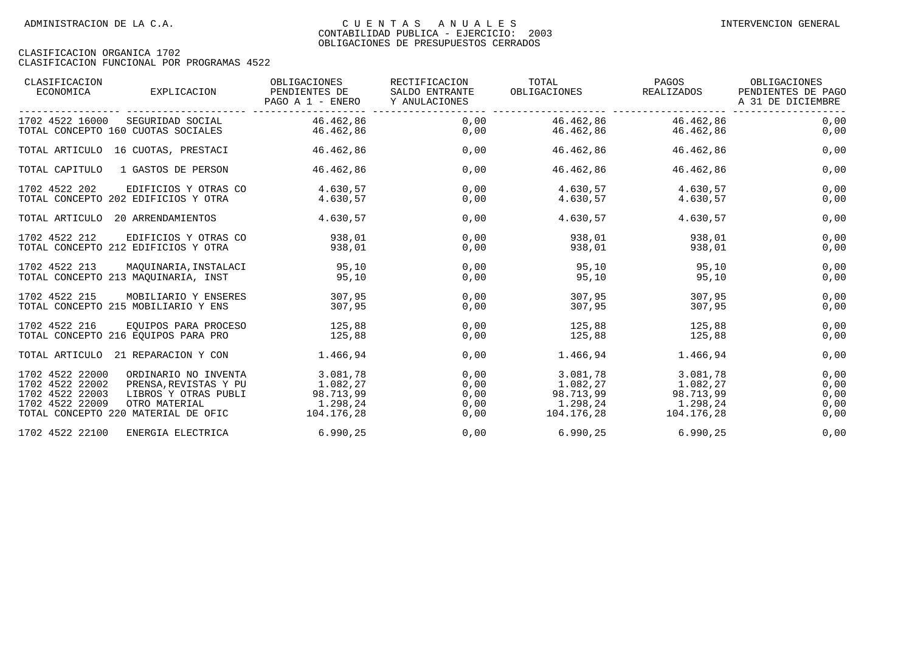ADMINISTRACION DE LA C.A.

CUENTAS ANUALES
CONTABILIDAD PUBLICA - EJERCICIO: 2003
OBLIGACIONES DE PRESUPUESTOS CERRADOS

INTERVENCION GENERAL

CLASIFICACION ORGANICA 1702
CLASIFICACION FUNCIONAL POR PROGRAMAS 4522

| CLASIFICACION ECONOMICA | EXPLICACION | OBLIGACIONES PENDIENTES DE PAGO A 1 - ENERO | RECTIFICACION SALDO ENTRANTE Y ANULACIONES | TOTAL OBLIGACIONES | PAGOS REALIZADOS | OBLIGACIONES PENDIENTES DE PAGO A 31 DE DICIEMBRE |
|---|---|---|---|---|---|---|
| 1702 4522 16000 | SEGURIDAD SOCIAL | 46.462,86 | 0,00 | 46.462,86 | 46.462,86 | 0,00 |
| TOTAL CONCEPTO 160 | CUOTAS SOCIALES | 46.462,86 | 0,00 | 46.462,86 | 46.462,86 | 0,00 |
| TOTAL ARTICULO | 16 CUOTAS, PRESTACI | 46.462,86 | 0,00 | 46.462,86 | 46.462,86 | 0,00 |
| TOTAL CAPITULO | 1 GASTOS DE PERSON | 46.462,86 | 0,00 | 46.462,86 | 46.462,86 | 0,00 |
| 1702 4522 202 | EDIFICIOS Y OTRAS CO | 4.630,57 | 0,00 | 4.630,57 | 4.630,57 | 0,00 |
| TOTAL CONCEPTO 202 | EDIFICIOS Y OTRA | 4.630,57 | 0,00 | 4.630,57 | 4.630,57 | 0,00 |
| TOTAL ARTICULO | 20 ARRENDAMIENTOS | 4.630,57 | 0,00 | 4.630,57 | 4.630,57 | 0,00 |
| 1702 4522 212 | EDIFICIOS Y OTRAS CO | 938,01 | 0,00 | 938,01 | 938,01 | 0,00 |
| TOTAL CONCEPTO 212 | EDIFICIOS Y OTRA | 938,01 | 0,00 | 938,01 | 938,01 | 0,00 |
| 1702 4522 213 | MAQUINARIA,INSTALACI | 95,10 | 0,00 | 95,10 | 95,10 | 0,00 |
| TOTAL CONCEPTO 213 | MAQUINARIA, INST | 95,10 | 0,00 | 95,10 | 95,10 | 0,00 |
| 1702 4522 215 | MOBILIARIO Y ENSERES | 307,95 | 0,00 | 307,95 | 307,95 | 0,00 |
| TOTAL CONCEPTO 215 | MOBILIARIO Y ENS | 307,95 | 0,00 | 307,95 | 307,95 | 0,00 |
| 1702 4522 216 | EQUIPOS PARA PROCESO | 125,88 | 0,00 | 125,88 | 125,88 | 0,00 |
| TOTAL CONCEPTO 216 | EQUIPOS PARA PRO | 125,88 | 0,00 | 125,88 | 125,88 | 0,00 |
| TOTAL ARTICULO | 21 REPARACION Y CON | 1.466,94 | 0,00 | 1.466,94 | 1.466,94 | 0,00 |
| 1702 4522 22000 | ORDINARIO NO INVENTA | 3.081,78 | 0,00 | 3.081,78 | 3.081,78 | 0,00 |
| 1702 4522 22002 | PRENSA,REVISTAS Y PU | 1.082,27 | 0,00 | 1.082,27 | 1.082,27 | 0,00 |
| 1702 4522 22003 | LIBROS Y OTRAS PUBLI | 98.713,99 | 0,00 | 98.713,99 | 98.713,99 | 0,00 |
| 1702 4522 22009 | OTRO MATERIAL | 1.298,24 | 0,00 | 1.298,24 | 1.298,24 | 0,00 |
| TOTAL CONCEPTO 220 | MATERIAL DE OFIC | 104.176,28 | 0,00 | 104.176,28 | 104.176,28 | 0,00 |
| 1702 4522 22100 | ENERGIA ELECTRICA | 6.990,25 | 0,00 | 6.990,25 | 6.990,25 | 0,00 |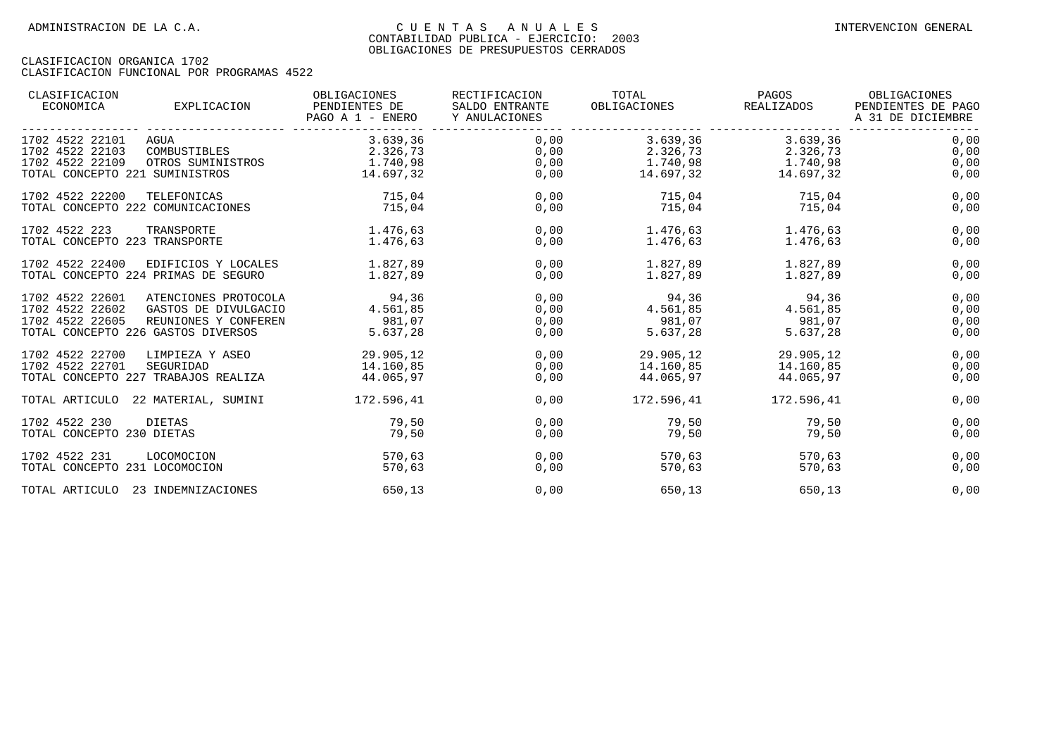ADMINISTRACION DE LA C.A.

INTERVENCION GENERAL

# CUENTAS ANUALES

CONTABILIDAD PUBLICA - EJERCICIO: 2003

OBLIGACIONES DE PRESUPUESTOS CERRADOS

CLASIFICACION ORGANICA 1702

CLASIFICACION FUNCIONAL POR PROGRAMAS 4522

| CLASIFICACION ECONOMICA | EXPLICACION | OBLIGACIONES PENDIENTES DE PAGO A 1 - ENERO | RECTIFICACION SALDO ENTRANTE Y ANULACIONES | TOTAL OBLIGACIONES | PAGOS REALIZADOS | OBLIGACIONES PENDIENTES DE PAGO A 31 DE DICIEMBRE |
|---|---|---|---|---|---|---|
| 1702 4522 22101 | AGUA | 3.639,36 | 0,00 | 3.639,36 | 3.639,36 | 0,00 |
| 1702 4522 22103 | COMBUSTIBLES | 2.326,73 | 0,00 | 2.326,73 | 2.326,73 | 0,00 |
| 1702 4522 22109 | OTROS SUMINISTROS | 1.740,98 | 0,00 | 1.740,98 | 1.740,98 | 0,00 |
| TOTAL CONCEPTO 221 SUMINISTROS | | 14.697,32 | 0,00 | 14.697,32 | 14.697,32 | 0,00 |
| 1702 4522 22200 | TELEFONICAS | 715,04 | 0,00 | 715,04 | 715,04 | 0,00 |
| TOTAL CONCEPTO 222 COMUNICACIONES | | 715,04 | 0,00 | 715,04 | 715,04 | 0,00 |
| 1702 4522 223 | TRANSPORTE | 1.476,63 | 0,00 | 1.476,63 | 1.476,63 | 0,00 |
| TOTAL CONCEPTO 223 TRANSPORTE | | 1.476,63 | 0,00 | 1.476,63 | 1.476,63 | 0,00 |
| 1702 4522 22400 | EDIFICIOS Y LOCALES | 1.827,89 | 0,00 | 1.827,89 | 1.827,89 | 0,00 |
| TOTAL CONCEPTO 224 PRIMAS DE SEGURO | | 1.827,89 | 0,00 | 1.827,89 | 1.827,89 | 0,00 |
| 1702 4522 22601 | ATENCIONES PROTOCOLA | 94,36 | 0,00 | 94,36 | 94,36 | 0,00 |
| 1702 4522 22602 | GASTOS DE DIVULGACIO | 4.561,85 | 0,00 | 4.561,85 | 4.561,85 | 0,00 |
| 1702 4522 22605 | REUNIONES Y CONFEREN | 981,07 | 0,00 | 981,07 | 981,07 | 0,00 |
| TOTAL CONCEPTO 226 GASTOS DIVERSOS | | 5.637,28 | 0,00 | 5.637,28 | 5.637,28 | 0,00 |
| 1702 4522 22700 | LIMPIEZA Y ASEO | 29.905,12 | 0,00 | 29.905,12 | 29.905,12 | 0,00 |
| 1702 4522 22701 | SEGURIDAD | 14.160,85 | 0,00 | 14.160,85 | 14.160,85 | 0,00 |
| TOTAL CONCEPTO 227 TRABAJOS REALIZA | | 44.065,97 | 0,00 | 44.065,97 | 44.065,97 | 0,00 |
| TOTAL ARTICULO 22 MATERIAL, SUMINI | | 172.596,41 | 0,00 | 172.596,41 | 172.596,41 | 0,00 |
| 1702 4522 230 | DIETAS | 79,50 | 0,00 | 79,50 | 79,50 | 0,00 |
| TOTAL CONCEPTO 230 DIETAS | | 79,50 | 0,00 | 79,50 | 79,50 | 0,00 |
| 1702 4522 231 | LOCOMOCION | 570,63 | 0,00 | 570,63 | 570,63 | 0,00 |
| TOTAL CONCEPTO 231 LOCOMOCION | | 570,63 | 0,00 | 570,63 | 570,63 | 0,00 |
| TOTAL ARTICULO 23 INDEMNIZACIONES | | 650,13 | 0,00 | 650,13 | 650,13 | 0,00 |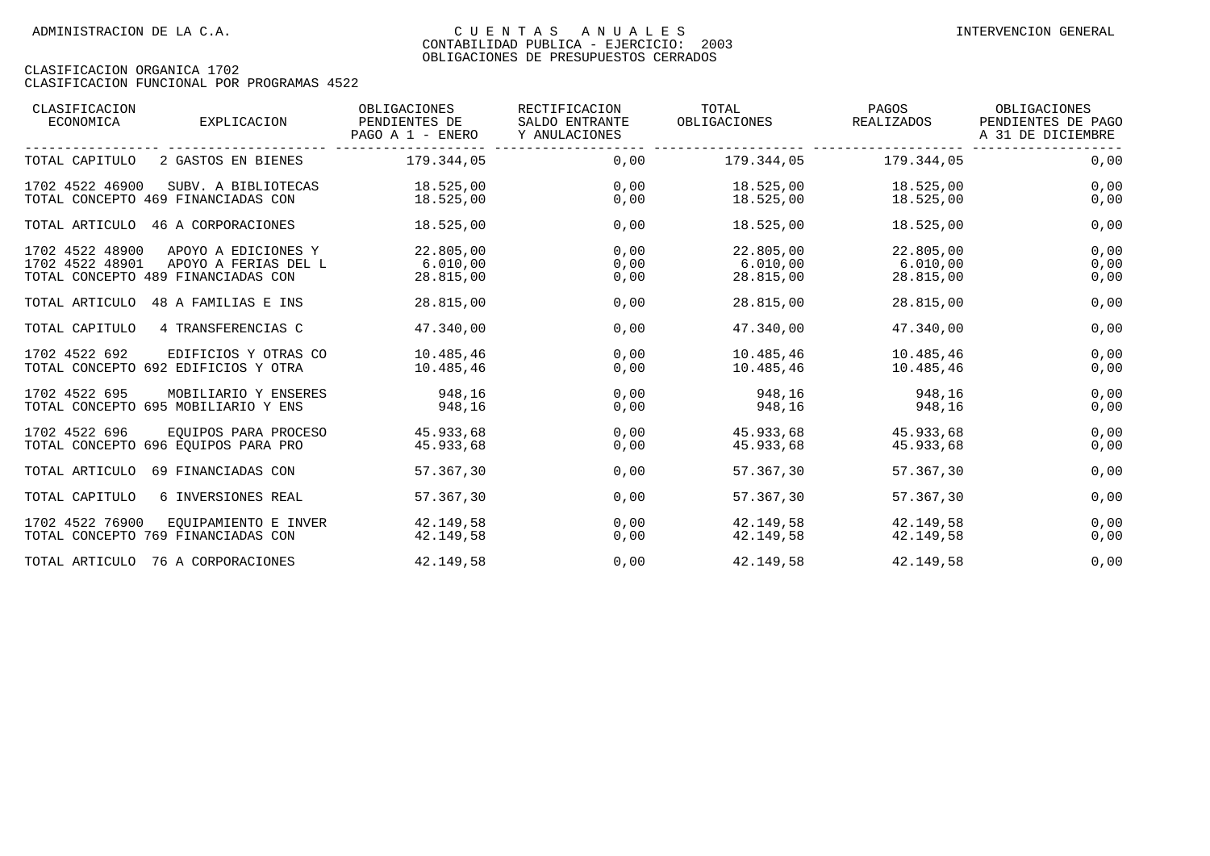ADMINISTRACION DE LA C.A. — CUENTAS ANUALES — INTERVENCION GENERAL

CONTABILIDAD PUBLICA - EJERCICIO: 2003

OBLIGACIONES DE PRESUPUESTOS CERRADOS

CLASIFICACION ORGANICA 1702

CLASIFICACION FUNCIONAL POR PROGRAMAS 4522

| CLASIFICACION ECONOMICA | EXPLICACION | OBLIGACIONES PENDIENTES DE PAGO A 1 - ENERO | RECTIFICACION SALDO ENTRANTE Y ANULACIONES | TOTAL OBLIGACIONES | PAGOS REALIZADOS | OBLIGACIONES PENDIENTES DE PAGO A 31 DE DICIEMBRE |
|---|---|---|---|---|---|---|
| TOTAL CAPITULO | 2 GASTOS EN BIENES | 179.344,05 | 0,00 | 179.344,05 | 179.344,05 | 0,00 |
| 1702 4522 46900 | SUBV. A BIBLIOTECAS | 18.525,00 | 0,00 | 18.525,00 | 18.525,00 | 0,00 |
| TOTAL CONCEPTO 469 | FINANCIADAS CON | 18.525,00 | 0,00 | 18.525,00 | 18.525,00 | 0,00 |
| TOTAL ARTICULO | 46 A CORPORACIONES | 18.525,00 | 0,00 | 18.525,00 | 18.525,00 | 0,00 |
| 1702 4522 48900 | APOYO A EDICIONES Y | 22.805,00 | 0,00 | 22.805,00 | 22.805,00 | 0,00 |
| 1702 4522 48901 | APOYO A FERIAS DEL L | 6.010,00 | 0,00 | 6.010,00 | 6.010,00 | 0,00 |
| TOTAL CONCEPTO 489 | FINANCIADAS CON | 28.815,00 | 0,00 | 28.815,00 | 28.815,00 | 0,00 |
| TOTAL ARTICULO | 48 A FAMILIAS E INS | 28.815,00 | 0,00 | 28.815,00 | 28.815,00 | 0,00 |
| TOTAL CAPITULO | 4 TRANSFERENCIAS C | 47.340,00 | 0,00 | 47.340,00 | 47.340,00 | 0,00 |
| 1702 4522 692 | EDIFICIOS Y OTRAS CO | 10.485,46 | 0,00 | 10.485,46 | 10.485,46 | 0,00 |
| TOTAL CONCEPTO 692 | EDIFICIOS Y OTRA | 10.485,46 | 0,00 | 10.485,46 | 10.485,46 | 0,00 |
| 1702 4522 695 | MOBILIARIO Y ENSERES | 948,16 | 0,00 | 948,16 | 948,16 | 0,00 |
| TOTAL CONCEPTO 695 | MOBILIARIO Y ENS | 948,16 | 0,00 | 948,16 | 948,16 | 0,00 |
| 1702 4522 696 | EQUIPOS PARA PROCESO | 45.933,68 | 0,00 | 45.933,68 | 45.933,68 | 0,00 |
| TOTAL CONCEPTO 696 | EQUIPOS PARA PRO | 45.933,68 | 0,00 | 45.933,68 | 45.933,68 | 0,00 |
| TOTAL ARTICULO | 69 FINANCIADAS CON | 57.367,30 | 0,00 | 57.367,30 | 57.367,30 | 0,00 |
| TOTAL CAPITULO | 6 INVERSIONES REAL | 57.367,30 | 0,00 | 57.367,30 | 57.367,30 | 0,00 |
| 1702 4522 76900 | EQUIPAMIENTO E INVER | 42.149,58 | 0,00 | 42.149,58 | 42.149,58 | 0,00 |
| TOTAL CONCEPTO 769 | FINANCIADAS CON | 42.149,58 | 0,00 | 42.149,58 | 42.149,58 | 0,00 |
| TOTAL ARTICULO | 76 A CORPORACIONES | 42.149,58 | 0,00 | 42.149,58 | 42.149,58 | 0,00 |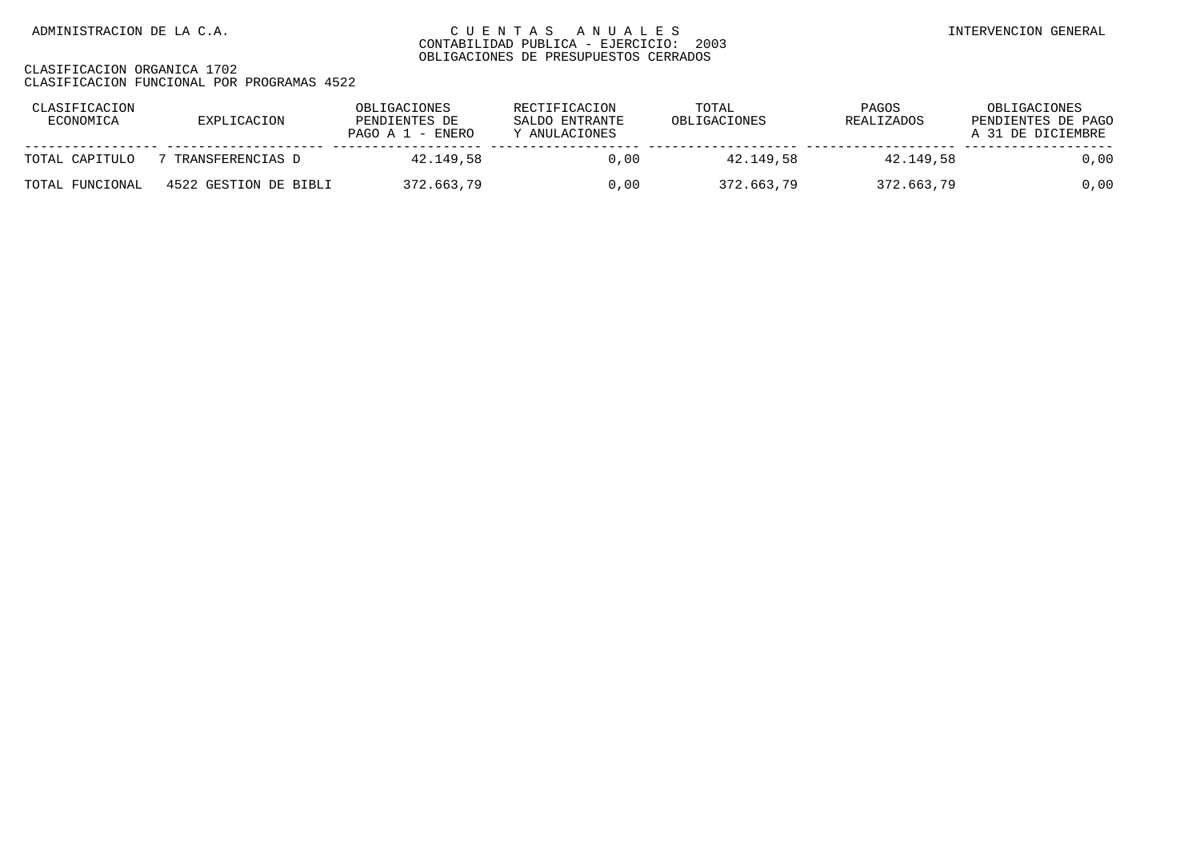ADMINISTRACION DE LA C.A.

CUENTAS ANUALES

CONTABILIDAD PUBLICA - EJERCICIO: 2003

OBLIGACIONES DE PRESUPUESTOS CERRADOS

INTERVENCION GENERAL

CLASIFICACION ORGANICA 1702

CLASIFICACION FUNCIONAL POR PROGRAMAS 4522

| CLASIFICACION ECONOMICA | EXPLICACION | OBLIGACIONES PENDIENTES DE PAGO A 1 - ENERO | RECTIFICACION SALDO ENTRANTE Y ANULACIONES | TOTAL OBLIGACIONES | PAGOS REALIZADOS | OBLIGACIONES PENDIENTES DE PAGO A 31 DE DICIEMBRE |
|---|---|---|---|---|---|---|
| TOTAL CAPITULO | 7 TRANSFERENCIAS D | 42.149,58 | 0,00 | 42.149,58 | 42.149,58 | 0,00 |
| TOTAL FUNCIONAL | 4522 GESTION DE BIBLI | 372.663,79 | 0,00 | 372.663,79 | 372.663,79 | 0,00 |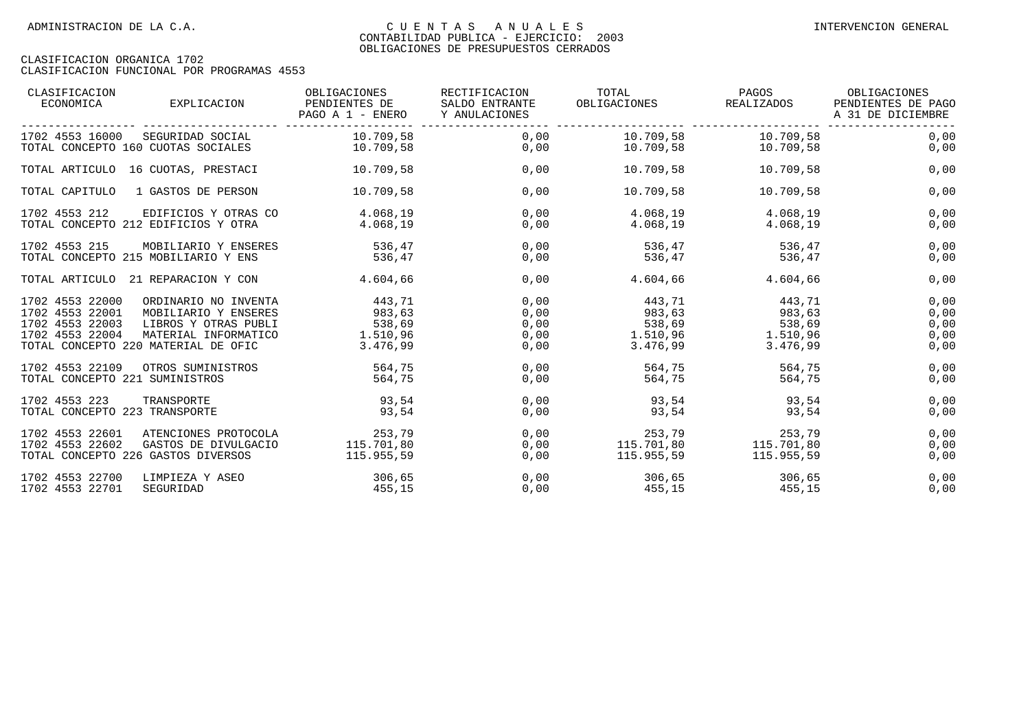ADMINISTRACION DE LA C.A.

# CUENTAS ANUALES

CONTABILIDAD PUBLICA - EJERCICIO: 2003

OBLIGACIONES DE PRESUPUESTOS CERRADOS

INTERVENCION GENERAL

CLASIFICACION ORGANICA 1702
CLASIFICACION FUNCIONAL POR PROGRAMAS 4553

| CLASIFICACION ECONOMICA | EXPLICACION | OBLIGACIONES PENDIENTES DE PAGO A 1 - ENERO | RECTIFICACION SALDO ENTRANTE Y ANULACIONES | TOTAL OBLIGACIONES | PAGOS REALIZADOS | OBLIGACIONES PENDIENTES DE PAGO A 31 DE DICIEMBRE |
|---|---|---|---|---|---|---|
| 1702 4553 16000 | SEGURIDAD SOCIAL | 10.709,58 | 0,00 | 10.709,58 | 10.709,58 | 0,00 |
| TOTAL CONCEPTO 160 | CUOTAS SOCIALES | 10.709,58 | 0,00 | 10.709,58 | 10.709,58 | 0,00 |
| TOTAL ARTICULO | 16 CUOTAS, PRESTACI | 10.709,58 | 0,00 | 10.709,58 | 10.709,58 | 0,00 |
| TOTAL CAPITULO | 1 GASTOS DE PERSON | 10.709,58 | 0,00 | 10.709,58 | 10.709,58 | 0,00 |
| 1702 4553 212 | EDIFICIOS Y OTRAS CO | 4.068,19 | 0,00 | 4.068,19 | 4.068,19 | 0,00 |
| TOTAL CONCEPTO 212 | EDIFICIOS Y OTRA | 4.068,19 | 0,00 | 4.068,19 | 4.068,19 | 0,00 |
| 1702 4553 215 | MOBILIARIO Y ENSERES | 536,47 | 0,00 | 536,47 | 536,47 | 0,00 |
| TOTAL CONCEPTO 215 | MOBILIARIO Y ENS | 536,47 | 0,00 | 536,47 | 536,47 | 0,00 |
| TOTAL ARTICULO | 21 REPARACION Y CON | 4.604,66 | 0,00 | 4.604,66 | 4.604,66 | 0,00 |
| 1702 4553 22000 | ORDINARIO NO INVENTA | 443,71 | 0,00 | 443,71 | 443,71 | 0,00 |
| 1702 4553 22001 | MOBILIARIO Y ENSERES | 983,63 | 0,00 | 983,63 | 983,63 | 0,00 |
| 1702 4553 22003 | LIBROS Y OTRAS PUBLI | 538,69 | 0,00 | 538,69 | 538,69 | 0,00 |
| 1702 4553 22004 | MATERIAL INFORMATICO | 1.510,96 | 0,00 | 1.510,96 | 1.510,96 | 0,00 |
| TOTAL CONCEPTO 220 | MATERIAL DE OFIC | 3.476,99 | 0,00 | 3.476,99 | 3.476,99 | 0,00 |
| 1702 4553 22109 | OTROS SUMINISTROS | 564,75 | 0,00 | 564,75 | 564,75 | 0,00 |
| TOTAL CONCEPTO 221 | SUMINISTROS | 564,75 | 0,00 | 564,75 | 564,75 | 0,00 |
| 1702 4553 223 | TRANSPORTE | 93,54 | 0,00 | 93,54 | 93,54 | 0,00 |
| TOTAL CONCEPTO 223 | TRANSPORTE | 93,54 | 0,00 | 93,54 | 93,54 | 0,00 |
| 1702 4553 22601 | ATENCIONES PROTOCOLA | 253,79 | 0,00 | 253,79 | 253,79 | 0,00 |
| 1702 4553 22602 | GASTOS DE DIVULGACIO | 115.701,80 | 0,00 | 115.701,80 | 115.701,80 | 0,00 |
| TOTAL CONCEPTO 226 | GASTOS DIVERSOS | 115.955,59 | 0,00 | 115.955,59 | 115.955,59 | 0,00 |
| 1702 4553 22700 | LIMPIEZA Y ASEO | 306,65 | 0,00 | 306,65 | 306,65 | 0,00 |
| 1702 4553 22701 | SEGURIDAD | 455,15 | 0,00 | 455,15 | 455,15 | 0,00 |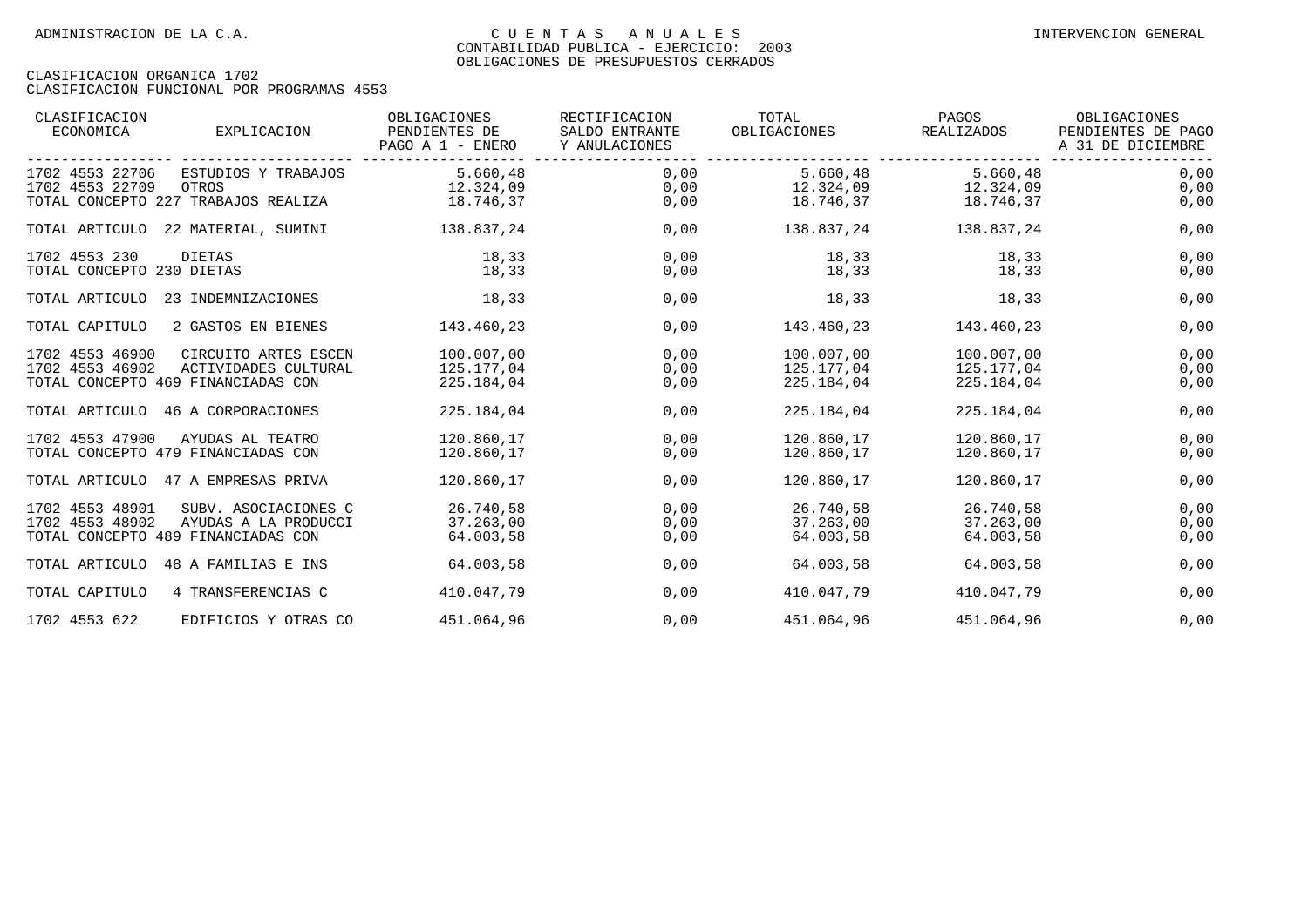ADMINISTRACION DE LA C.A.

CUENTAS ANUALES
CONTABILIDAD PUBLICA - EJERCICIO: 2003
OBLIGACIONES DE PRESUPUESTOS CERRADOS

INTERVENCION GENERAL

CLASIFICACION ORGANICA 1702
CLASIFICACION FUNCIONAL POR PROGRAMAS 4553

| CLASIFICACION ECONOMICA | EXPLICACION | OBLIGACIONES PENDIENTES DE PAGO A 1 - ENERO | RECTIFICACION SALDO ENTRANTE Y ANULACIONES | TOTAL OBLIGACIONES | PAGOS REALIZADOS | OBLIGACIONES PENDIENTES DE PAGO A 31 DE DICIEMBRE |
|---|---|---|---|---|---|---|
| 1702 4553 22706 | ESTUDIOS Y TRABAJOS | 5.660,48 | 0,00 | 5.660,48 | 5.660,48 | 0,00 |
| 1702 4553 22709 | OTROS | 12.324,09 | 0,00 | 12.324,09 | 12.324,09 | 0,00 |
| TOTAL CONCEPTO 227 | TRABAJOS REALIZA | 18.746,37 | 0,00 | 18.746,37 | 18.746,37 | 0,00 |
| TOTAL ARTICULO | 22 MATERIAL, SUMINI | 138.837,24 | 0,00 | 138.837,24 | 138.837,24 | 0,00 |
| 1702 4553 230 | DIETAS | 18,33 | 0,00 | 18,33 | 18,33 | 0,00 |
| TOTAL CONCEPTO 230 | DIETAS | 18,33 | 0,00 | 18,33 | 18,33 | 0,00 |
| TOTAL ARTICULO | 23 INDEMNIZACIONES | 18,33 | 0,00 | 18,33 | 18,33 | 0,00 |
| TOTAL CAPITULO | 2 GASTOS EN BIENES | 143.460,23 | 0,00 | 143.460,23 | 143.460,23 | 0,00 |
| 1702 4553 46900 | CIRCUITO ARTES ESCEN | 100.007,00 | 0,00 | 100.007,00 | 100.007,00 | 0,00 |
| 1702 4553 46902 | ACTIVIDADES CULTURAL | 125.177,04 | 0,00 | 125.177,04 | 125.177,04 | 0,00 |
| TOTAL CONCEPTO 469 | FINANCIADAS CON | 225.184,04 | 0,00 | 225.184,04 | 225.184,04 | 0,00 |
| TOTAL ARTICULO | 46 A CORPORACIONES | 225.184,04 | 0,00 | 225.184,04 | 225.184,04 | 0,00 |
| 1702 4553 47900 | AYUDAS AL TEATRO | 120.860,17 | 0,00 | 120.860,17 | 120.860,17 | 0,00 |
| TOTAL CONCEPTO 479 | FINANCIADAS CON | 120.860,17 | 0,00 | 120.860,17 | 120.860,17 | 0,00 |
| TOTAL ARTICULO | 47 A EMPRESAS PRIVA | 120.860,17 | 0,00 | 120.860,17 | 120.860,17 | 0,00 |
| 1702 4553 48901 | SUBV. ASOCIACIONES C | 26.740,58 | 0,00 | 26.740,58 | 26.740,58 | 0,00 |
| 1702 4553 48902 | AYUDAS A LA PRODUCCI | 37.263,00 | 0,00 | 37.263,00 | 37.263,00 | 0,00 |
| TOTAL CONCEPTO 489 | FINANCIADAS CON | 64.003,58 | 0,00 | 64.003,58 | 64.003,58 | 0,00 |
| TOTAL ARTICULO | 48 A FAMILIAS E INS | 64.003,58 | 0,00 | 64.003,58 | 64.003,58 | 0,00 |
| TOTAL CAPITULO | 4 TRANSFERENCIAS C | 410.047,79 | 0,00 | 410.047,79 | 410.047,79 | 0,00 |
| 1702 4553 622 | EDIFICIOS Y OTRAS CO | 451.064,96 | 0,00 | 451.064,96 | 451.064,96 | 0,00 |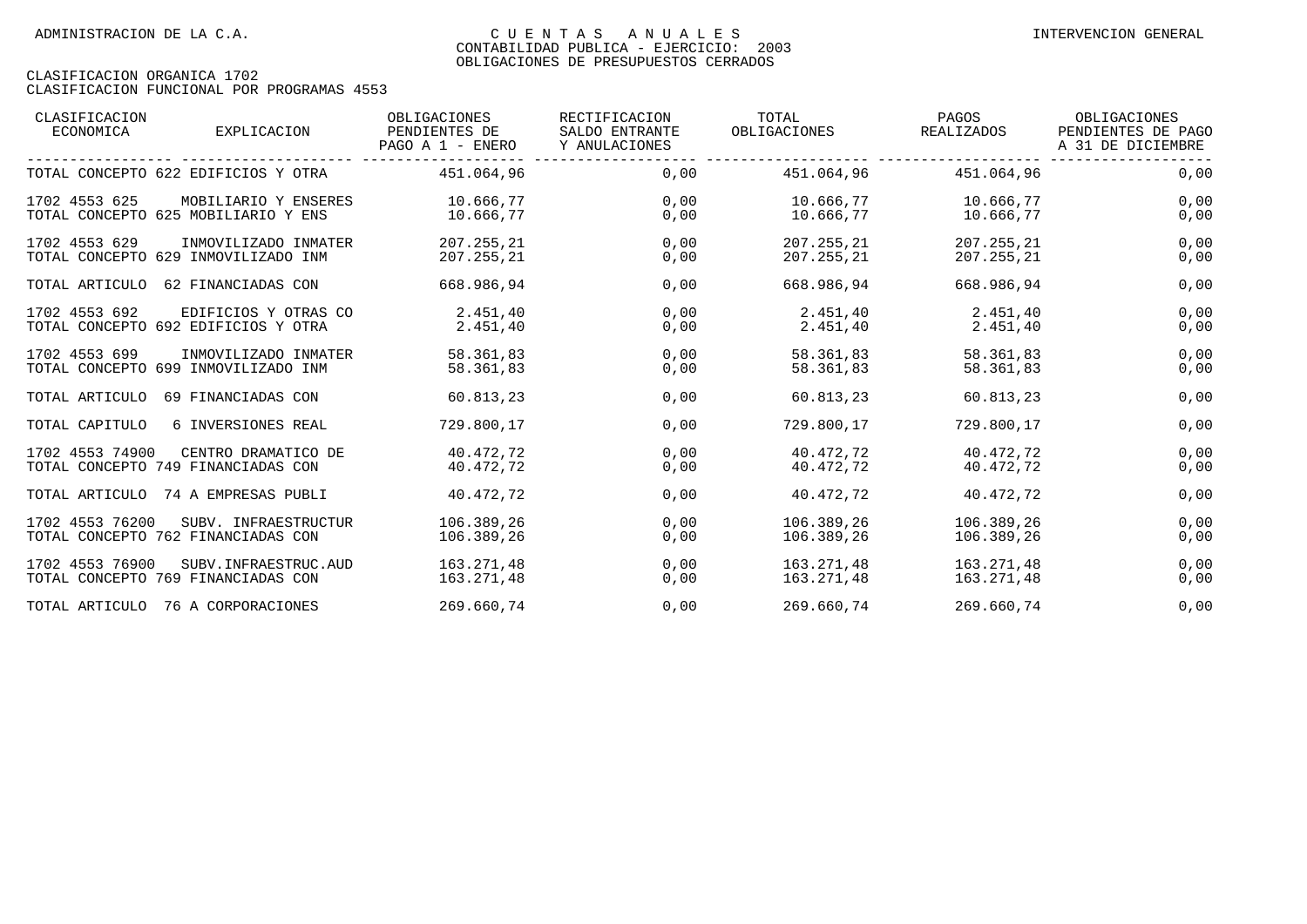ADMINISTRACION DE LA C.A.

CUENTAS ANUALES
CONTABILIDAD PUBLICA - EJERCICIO: 2003
OBLIGACIONES DE PRESUPUESTOS CERRADOS

INTERVENCION GENERAL

CLASIFICACION ORGANICA 1702
CLASIFICACION FUNCIONAL POR PROGRAMAS 4553

| CLASIFICACION ECONOMICA | EXPLICACION | OBLIGACIONES PENDIENTES DE PAGO A 1 - ENERO | RECTIFICACION SALDO ENTRANTE Y ANULACIONES | TOTAL OBLIGACIONES | PAGOS REALIZADOS | OBLIGACIONES PENDIENTES DE PAGO A 31 DE DICIEMBRE |
|---|---|---|---|---|---|---|
| TOTAL CONCEPTO 622 | EDIFICIOS Y OTRA | 451.064,96 | 0,00 | 451.064,96 | 451.064,96 | 0,00 |
| 1702 4553 625 | MOBILIARIO Y ENSERES | 10.666,77 | 0,00 | 10.666,77 | 10.666,77 | 0,00 |
| TOTAL CONCEPTO 625 | MOBILIARIO Y ENS | 10.666,77 | 0,00 | 10.666,77 | 10.666,77 | 0,00 |
| 1702 4553 629 | INMOVILIZADO INMATER | 207.255,21 | 0,00 | 207.255,21 | 207.255,21 | 0,00 |
| TOTAL CONCEPTO 629 | INMOVILIZADO INM | 207.255,21 | 0,00 | 207.255,21 | 207.255,21 | 0,00 |
| TOTAL ARTICULO 62 | FINANCIADAS CON | 668.986,94 | 0,00 | 668.986,94 | 668.986,94 | 0,00 |
| 1702 4553 692 | EDIFICIOS Y OTRAS CO | 2.451,40 | 0,00 | 2.451,40 | 2.451,40 | 0,00 |
| TOTAL CONCEPTO 692 | EDIFICIOS Y OTRA | 2.451,40 | 0,00 | 2.451,40 | 2.451,40 | 0,00 |
| 1702 4553 699 | INMOVILIZADO INMATER | 58.361,83 | 0,00 | 58.361,83 | 58.361,83 | 0,00 |
| TOTAL CONCEPTO 699 | INMOVILIZADO INM | 58.361,83 | 0,00 | 58.361,83 | 58.361,83 | 0,00 |
| TOTAL ARTICULO 69 | FINANCIADAS CON | 60.813,23 | 0,00 | 60.813,23 | 60.813,23 | 0,00 |
| TOTAL CAPITULO 6 | INVERSIONES REAL | 729.800,17 | 0,00 | 729.800,17 | 729.800,17 | 0,00 |
| 1702 4553 74900 | CENTRO DRAMATICO DE | 40.472,72 | 0,00 | 40.472,72 | 40.472,72 | 0,00 |
| TOTAL CONCEPTO 749 | FINANCIADAS CON | 40.472,72 | 0,00 | 40.472,72 | 40.472,72 | 0,00 |
| TOTAL ARTICULO 74 | A EMPRESAS PUBLI | 40.472,72 | 0,00 | 40.472,72 | 40.472,72 | 0,00 |
| 1702 4553 76200 | SUBV. INFRAESTRUCTUR | 106.389,26 | 0,00 | 106.389,26 | 106.389,26 | 0,00 |
| TOTAL CONCEPTO 762 | FINANCIADAS CON | 106.389,26 | 0,00 | 106.389,26 | 106.389,26 | 0,00 |
| 1702 4553 76900 | SUBV.INFRAESTRUC.AUD | 163.271,48 | 0,00 | 163.271,48 | 163.271,48 | 0,00 |
| TOTAL CONCEPTO 769 | FINANCIADAS CON | 163.271,48 | 0,00 | 163.271,48 | 163.271,48 | 0,00 |
| TOTAL ARTICULO 76 | A CORPORACIONES | 269.660,74 | 0,00 | 269.660,74 | 269.660,74 | 0,00 |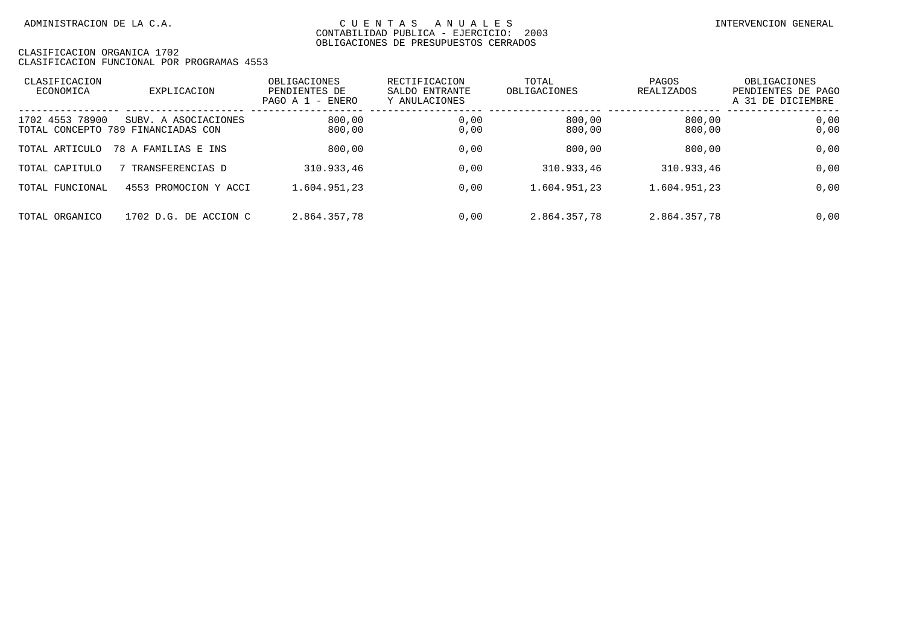ADMINISTRACION DE LA C.A.

CUENTAS ANUALES
CONTABILIDAD PUBLICA - EJERCICIO: 2003
OBLIGACIONES DE PRESUPUESTOS CERRADOS

INTERVENCION GENERAL

CLASIFICACION ORGANICA 1702
CLASIFICACION FUNCIONAL POR PROGRAMAS 4553

| CLASIFICACION ECONOMICA | EXPLICACION | OBLIGACIONES PENDIENTES DE PAGO A 1 - ENERO | RECTIFICACION SALDO ENTRANTE Y ANULACIONES | TOTAL OBLIGACIONES | PAGOS REALIZADOS | OBLIGACIONES PENDIENTES DE PAGO A 31 DE DICIEMBRE |
|---|---|---|---|---|---|---|
| 1702 4553 78900 | SUBV. A ASOCIACIONES | 800,00 | 0,00 | 800,00 | 800,00 | 0,00 |
| TOTAL CONCEPTO 789 | FINANCIADAS CON | 800,00 | 0,00 | 800,00 | 800,00 | 0,00 |
| TOTAL ARTICULO | 78 A FAMILIAS E INS | 800,00 | 0,00 | 800,00 | 800,00 | 0,00 |
| TOTAL CAPITULO | 7 TRANSFERENCIAS D | 310.933,46 | 0,00 | 310.933,46 | 310.933,46 | 0,00 |
| TOTAL FUNCIONAL | 4553 PROMOCION Y ACCI | 1.604.951,23 | 0,00 | 1.604.951,23 | 1.604.951,23 | 0,00 |
| TOTAL ORGANICO | 1702 D.G. DE ACCION C | 2.864.357,78 | 0,00 | 2.864.357,78 | 2.864.357,78 | 0,00 |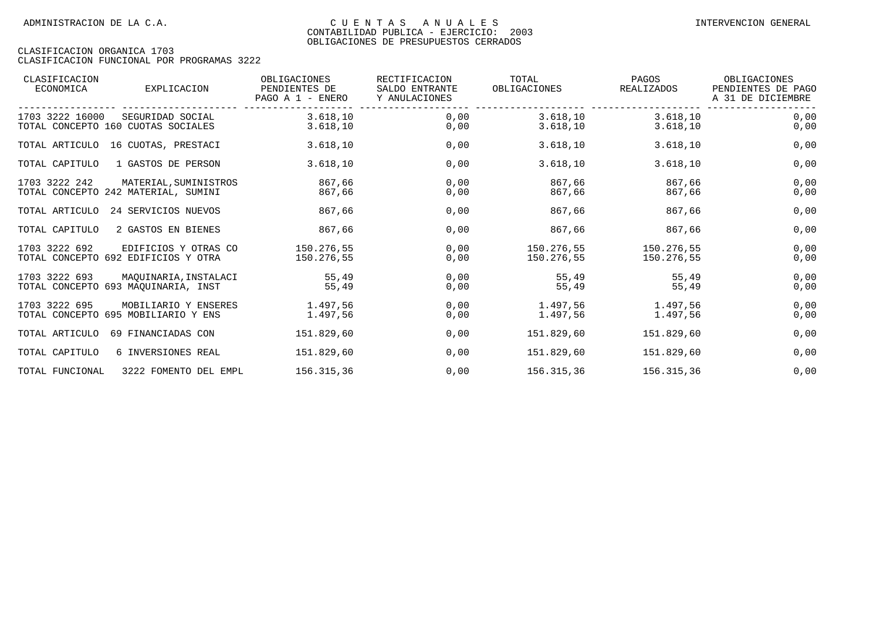ADMINISTRACION DE LA C.A.

CUENTAS ANUALES
CONTABILIDAD PUBLICA - EJERCICIO: 2003
OBLIGACIONES DE PRESUPUESTOS CERRADOS

INTERVENCION GENERAL

CLASIFICACION ORGANICA 1703
CLASIFICACION FUNCIONAL POR PROGRAMAS 3222

| CLASIFICACION ECONOMICA | EXPLICACION | OBLIGACIONES PENDIENTES DE PAGO A 1 - ENERO | RECTIFICACION SALDO ENTRANTE Y ANULACIONES | TOTAL OBLIGACIONES | PAGOS REALIZADOS | OBLIGACIONES PENDIENTES DE PAGO A 31 DE DICIEMBRE |
|---|---|---|---|---|---|---|
| 1703 3222 16000 | SEGURIDAD SOCIAL | 3.618,10 | 0,00 | 3.618,10 | 3.618,10 | 0,00 |
| TOTAL CONCEPTO 160 | CUOTAS SOCIALES | 3.618,10 | 0,00 | 3.618,10 | 3.618,10 | 0,00 |
| TOTAL ARTICULO | 16 CUOTAS, PRESTACI | 3.618,10 | 0,00 | 3.618,10 | 3.618,10 | 0,00 |
| TOTAL CAPITULO | 1 GASTOS DE PERSON | 3.618,10 | 0,00 | 3.618,10 | 3.618,10 | 0,00 |
| 1703 3222 242 | MATERIAL,SUMINISTROS | 867,66 | 0,00 | 867,66 | 867,66 | 0,00 |
| TOTAL CONCEPTO 242 | MATERIAL, SUMINI | 867,66 | 0,00 | 867,66 | 867,66 | 0,00 |
| TOTAL ARTICULO | 24 SERVICIOS NUEVOS | 867,66 | 0,00 | 867,66 | 867,66 | 0,00 |
| TOTAL CAPITULO | 2 GASTOS EN BIENES | 867,66 | 0,00 | 867,66 | 867,66 | 0,00 |
| 1703 3222 692 | EDIFICIOS Y OTRAS CO | 150.276,55 | 0,00 | 150.276,55 | 150.276,55 | 0,00 |
| TOTAL CONCEPTO 692 | EDIFICIOS Y OTRA | 150.276,55 | 0,00 | 150.276,55 | 150.276,55 | 0,00 |
| 1703 3222 693 | MAQUINARIA,INSTALACI | 55,49 | 0,00 | 55,49 | 55,49 | 0,00 |
| TOTAL CONCEPTO 693 | MAQUINARIA, INST | 55,49 | 0,00 | 55,49 | 55,49 | 0,00 |
| 1703 3222 695 | MOBILIARIO Y ENSERES | 1.497,56 | 0,00 | 1.497,56 | 1.497,56 | 0,00 |
| TOTAL CONCEPTO 695 | MOBILIARIO Y ENS | 1.497,56 | 0,00 | 1.497,56 | 1.497,56 | 0,00 |
| TOTAL ARTICULO | 69 FINANCIADAS CON | 151.829,60 | 0,00 | 151.829,60 | 151.829,60 | 0,00 |
| TOTAL CAPITULO | 6 INVERSIONES REAL | 151.829,60 | 0,00 | 151.829,60 | 151.829,60 | 0,00 |
| TOTAL FUNCIONAL | 3222 FOMENTO DEL EMPL | 156.315,36 | 0,00 | 156.315,36 | 156.315,36 | 0,00 |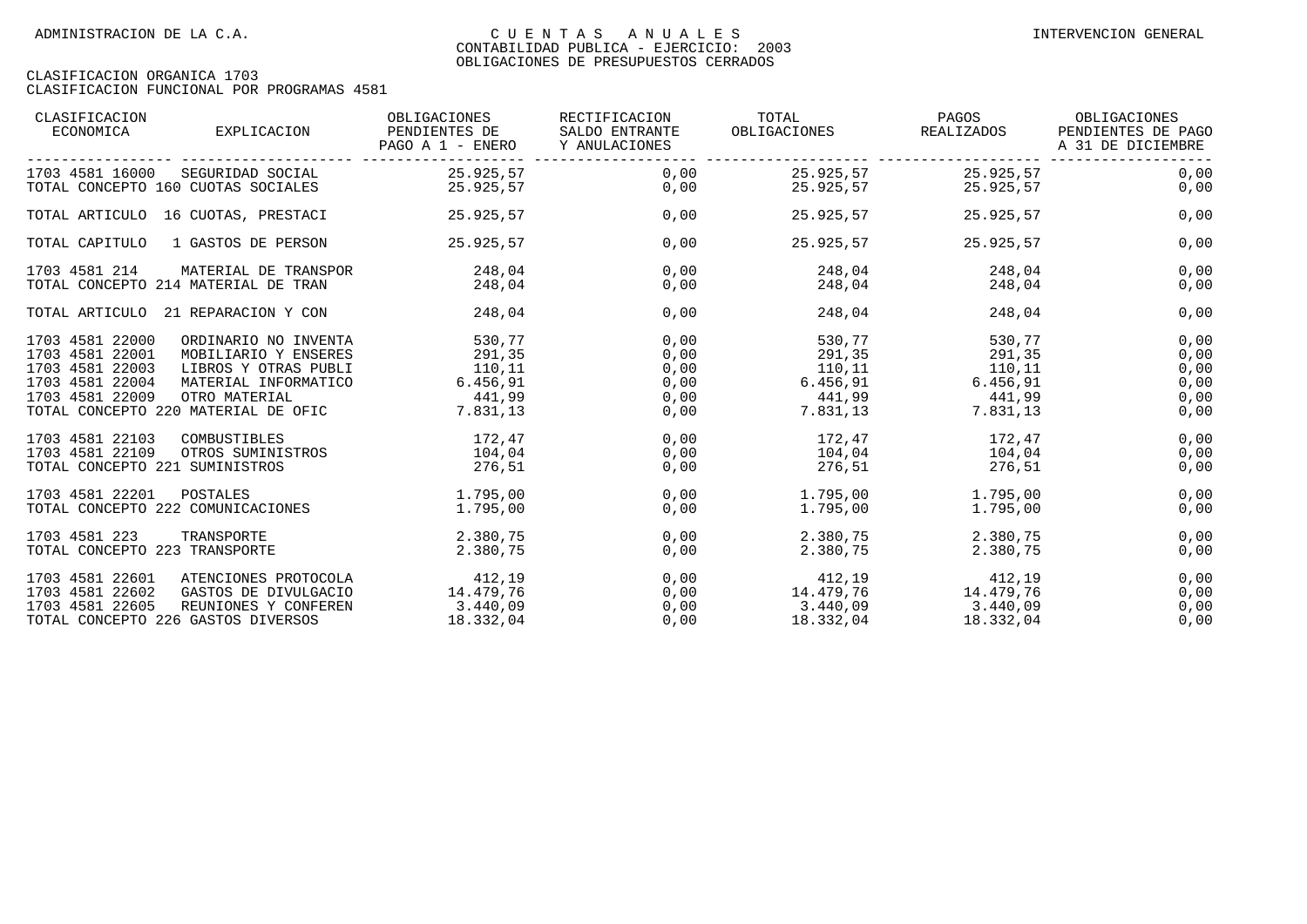ADMINISTRACION DE LA C.A.

# CUENTAS ANUALES

CONTABILIDAD PUBLICA - EJERCICIO: 2003

OBLIGACIONES DE PRESUPUESTOS CERRADOS

INTERVENCION GENERAL

CLASIFICACION ORGANICA 1703

CLASIFICACION FUNCIONAL POR PROGRAMAS 4581

| CLASIFICACION ECONOMICA | EXPLICACION | OBLIGACIONES PENDIENTES DE PAGO A 1 - ENERO | RECTIFICACION SALDO ENTRANTE Y ANULACIONES | TOTAL OBLIGACIONES | PAGOS REALIZADOS | OBLIGACIONES PENDIENTES DE PAGO A 31 DE DICIEMBRE |
|---|---|---|---|---|---|---|
| 1703 4581 16000 | SEGURIDAD SOCIAL | 25.925,57 | 0,00 | 25.925,57 | 25.925,57 | 0,00 |
| TOTAL CONCEPTO 160 CUOTAS SOCIALES | | 25.925,57 | 0,00 | 25.925,57 | 25.925,57 | 0,00 |
| TOTAL ARTICULO | 16 CUOTAS, PRESTACI | 25.925,57 | 0,00 | 25.925,57 | 25.925,57 | 0,00 |
| TOTAL CAPITULO | 1 GASTOS DE PERSON | 25.925,57 | 0,00 | 25.925,57 | 25.925,57 | 0,00 |
| 1703 4581 214 | MATERIAL DE TRANSPOR | 248,04 | 0,00 | 248,04 | 248,04 | 0,00 |
| TOTAL CONCEPTO 214 MATERIAL DE TRAN | | 248,04 | 0,00 | 248,04 | 248,04 | 0,00 |
| TOTAL ARTICULO | 21 REPARACION Y CON | 248,04 | 0,00 | 248,04 | 248,04 | 0,00 |
| 1703 4581 22000 | ORDINARIO NO INVENTA | 530,77 | 0,00 | 530,77 | 530,77 | 0,00 |
| 1703 4581 22001 | MOBILIARIO Y ENSERES | 291,35 | 0,00 | 291,35 | 291,35 | 0,00 |
| 1703 4581 22003 | LIBROS Y OTRAS PUBLI | 110,11 | 0,00 | 110,11 | 110,11 | 0,00 |
| 1703 4581 22004 | MATERIAL INFORMATICO | 6.456,91 | 0,00 | 6.456,91 | 6.456,91 | 0,00 |
| 1703 4581 22009 | OTRO MATERIAL | 441,99 | 0,00 | 441,99 | 441,99 | 0,00 |
| TOTAL CONCEPTO 220 MATERIAL DE OFIC | | 7.831,13 | 0,00 | 7.831,13 | 7.831,13 | 0,00 |
| 1703 4581 22103 | COMBUSTIBLES | 172,47 | 0,00 | 172,47 | 172,47 | 0,00 |
| 1703 4581 22109 | OTROS SUMINISTROS | 104,04 | 0,00 | 104,04 | 104,04 | 0,00 |
| TOTAL CONCEPTO 221 SUMINISTROS | | 276,51 | 0,00 | 276,51 | 276,51 | 0,00 |
| 1703 4581 22201 | POSTALES | 1.795,00 | 0,00 | 1.795,00 | 1.795,00 | 0,00 |
| TOTAL CONCEPTO 222 COMUNICACIONES | | 1.795,00 | 0,00 | 1.795,00 | 1.795,00 | 0,00 |
| 1703 4581 223 | TRANSPORTE | 2.380,75 | 0,00 | 2.380,75 | 2.380,75 | 0,00 |
| TOTAL CONCEPTO 223 TRANSPORTE | | 2.380,75 | 0,00 | 2.380,75 | 2.380,75 | 0,00 |
| 1703 4581 22601 | ATENCIONES PROTOCOLA | 412,19 | 0,00 | 412,19 | 412,19 | 0,00 |
| 1703 4581 22602 | GASTOS DE DIVULGACIO | 14.479,76 | 0,00 | 14.479,76 | 14.479,76 | 0,00 |
| 1703 4581 22605 | REUNIONES Y CONFEREN | 3.440,09 | 0,00 | 3.440,09 | 3.440,09 | 0,00 |
| TOTAL CONCEPTO 226 GASTOS DIVERSOS | | 18.332,04 | 0,00 | 18.332,04 | 18.332,04 | 0,00 |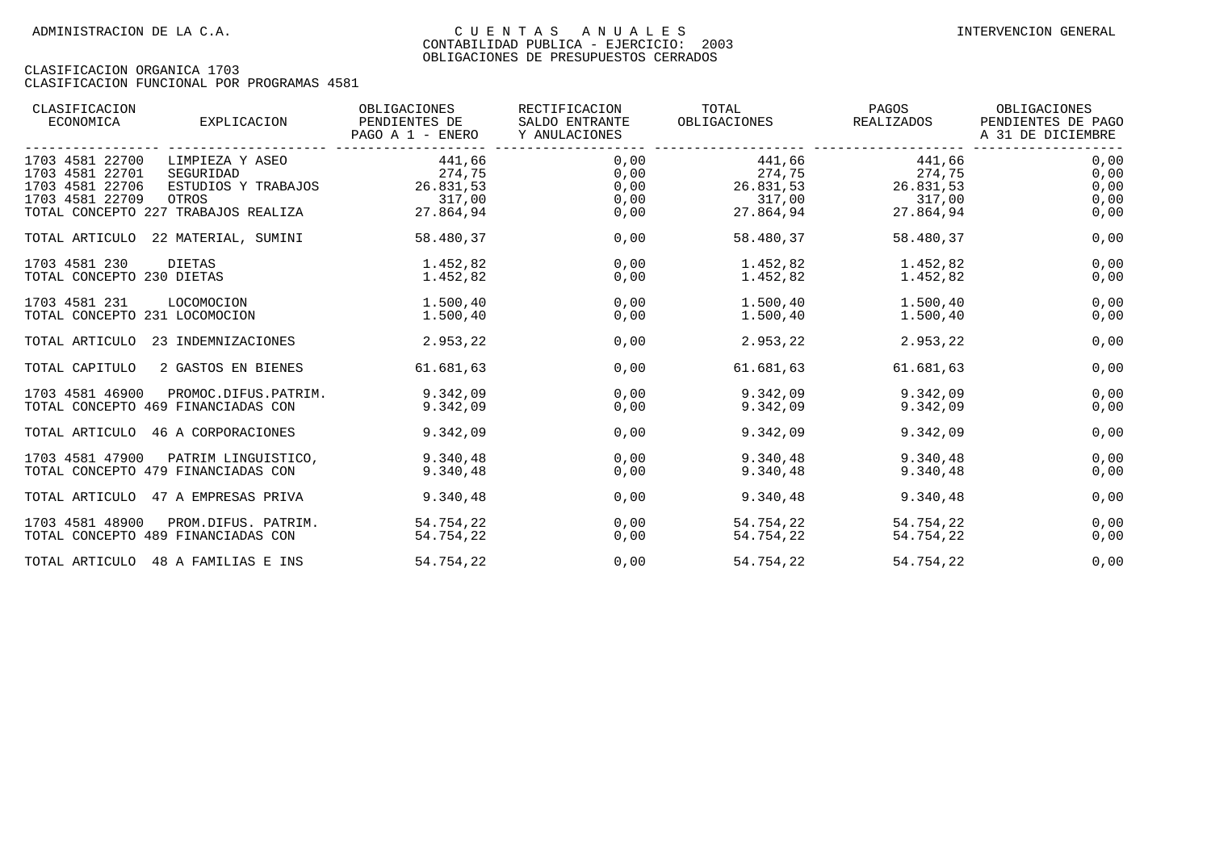ADMINISTRACION DE LA C.A.

CUENTAS ANUALES
CONTABILIDAD PUBLICA - EJERCICIO: 2003
OBLIGACIONES DE PRESUPUESTOS CERRADOS

INTERVENCION GENERAL

CLASIFICACION ORGANICA 1703
CLASIFICACION FUNCIONAL POR PROGRAMAS 4581

| CLASIFICACION ECONOMICA | EXPLICACION | OBLIGACIONES PENDIENTES DE PAGO A 1 - ENERO | RECTIFICACION SALDO ENTRANTE Y ANULACIONES | TOTAL OBLIGACIONES | PAGOS REALIZADOS | OBLIGACIONES PENDIENTES DE PAGO A 31 DE DICIEMBRE |
|---|---|---|---|---|---|---|
| 1703 4581 22700 | LIMPIEZA Y ASEO | 441,66 | 0,00 | 441,66 | 441,66 | 0,00 |
| 1703 4581 22701 | SEGURIDAD | 274,75 | 0,00 | 274,75 | 274,75 | 0,00 |
| 1703 4581 22706 | ESTUDIOS Y TRABAJOS | 26.831,53 | 0,00 | 26.831,53 | 26.831,53 | 0,00 |
| 1703 4581 22709 | OTROS | 317,00 | 0,00 | 317,00 | 317,00 | 0,00 |
| TOTAL CONCEPTO 227 | TRABAJOS REALIZA | 27.864,94 | 0,00 | 27.864,94 | 27.864,94 | 0,00 |
| TOTAL ARTICULO 22 | MATERIAL, SUMINI | 58.480,37 | 0,00 | 58.480,37 | 58.480,37 | 0,00 |
| 1703 4581 230 | DIETAS | 1.452,82 | 0,00 | 1.452,82 | 1.452,82 | 0,00 |
| TOTAL CONCEPTO 230 | DIETAS | 1.452,82 | 0,00 | 1.452,82 | 1.452,82 | 0,00 |
| 1703 4581 231 | LOCOMOCION | 1.500,40 | 0,00 | 1.500,40 | 1.500,40 | 0,00 |
| TOTAL CONCEPTO 231 | LOCOMOCION | 1.500,40 | 0,00 | 1.500,40 | 1.500,40 | 0,00 |
| TOTAL ARTICULO 23 | INDEMNIZACIONES | 2.953,22 | 0,00 | 2.953,22 | 2.953,22 | 0,00 |
| TOTAL CAPITULO 2 | GASTOS EN BIENES | 61.681,63 | 0,00 | 61.681,63 | 61.681,63 | 0,00 |
| 1703 4581 46900 | PROMOC.DIFUS.PATRIM. | 9.342,09 | 0,00 | 9.342,09 | 9.342,09 | 0,00 |
| TOTAL CONCEPTO 469 | FINANCIADAS CON | 9.342,09 | 0,00 | 9.342,09 | 9.342,09 | 0,00 |
| TOTAL ARTICULO 46 | A CORPORACIONES | 9.342,09 | 0,00 | 9.342,09 | 9.342,09 | 0,00 |
| 1703 4581 47900 | PATRIM LINGUISTICO, | 9.340,48 | 0,00 | 9.340,48 | 9.340,48 | 0,00 |
| TOTAL CONCEPTO 479 | FINANCIADAS CON | 9.340,48 | 0,00 | 9.340,48 | 9.340,48 | 0,00 |
| TOTAL ARTICULO 47 | A EMPRESAS PRIVA | 9.340,48 | 0,00 | 9.340,48 | 9.340,48 | 0,00 |
| 1703 4581 48900 | PROM.DIFUS. PATRIM. | 54.754,22 | 0,00 | 54.754,22 | 54.754,22 | 0,00 |
| TOTAL CONCEPTO 489 | FINANCIADAS CON | 54.754,22 | 0,00 | 54.754,22 | 54.754,22 | 0,00 |
| TOTAL ARTICULO 48 | A FAMILIAS E INS | 54.754,22 | 0,00 | 54.754,22 | 54.754,22 | 0,00 |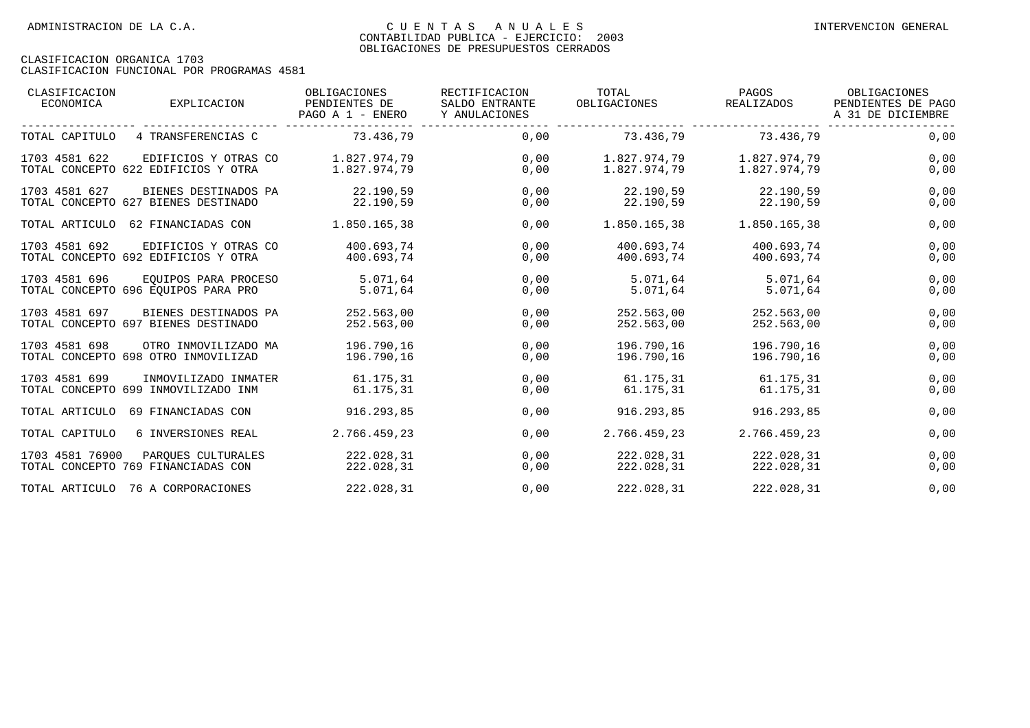ADMINISTRACION DE LA C.A.

CUENTAS ANUALES
CONTABILIDAD PUBLICA - EJERCICIO: 2003
OBLIGACIONES DE PRESUPUESTOS CERRADOS

INTERVENCION GENERAL

CLASIFICACION ORGANICA 1703
CLASIFICACION FUNCIONAL POR PROGRAMAS 4581

| CLASIFICACION ECONOMICA | EXPLICACION | OBLIGACIONES PENDIENTES DE PAGO A 1 - ENERO | RECTIFICACION SALDO ENTRANTE Y ANULACIONES | TOTAL OBLIGACIONES | PAGOS REALIZADOS | OBLIGACIONES PENDIENTES DE PAGO A 31 DE DICIEMBRE |
|---|---|---|---|---|---|---|
| TOTAL CAPITULO | 4 TRANSFERENCIAS C | 73.436,79 | 0,00 | 73.436,79 | 73.436,79 | 0,00 |
| 1703 4581 622 | EDIFICIOS Y OTRAS CO | 1.827.974,79 | 0,00 | 1.827.974,79 | 1.827.974,79 | 0,00 |
| TOTAL CONCEPTO 622 | EDIFICIOS Y OTRA | 1.827.974,79 | 0,00 | 1.827.974,79 | 1.827.974,79 | 0,00 |
| 1703 4581 627 | BIENES DESTINADOS PA | 22.190,59 | 0,00 | 22.190,59 | 22.190,59 | 0,00 |
| TOTAL CONCEPTO 627 | BIENES DESTINADO | 22.190,59 | 0,00 | 22.190,59 | 22.190,59 | 0,00 |
| TOTAL ARTICULO | 62 FINANCIADAS CON | 1.850.165,38 | 0,00 | 1.850.165,38 | 1.850.165,38 | 0,00 |
| 1703 4581 692 | EDIFICIOS Y OTRAS CO | 400.693,74 | 0,00 | 400.693,74 | 400.693,74 | 0,00 |
| TOTAL CONCEPTO 692 | EDIFICIOS Y OTRA | 400.693,74 | 0,00 | 400.693,74 | 400.693,74 | 0,00 |
| 1703 4581 696 | EQUIPOS PARA PROCESO | 5.071,64 | 0,00 | 5.071,64 | 5.071,64 | 0,00 |
| TOTAL CONCEPTO 696 | EQUIPOS PARA PRO | 5.071,64 | 0,00 | 5.071,64 | 5.071,64 | 0,00 |
| 1703 4581 697 | BIENES DESTINADOS PA | 252.563,00 | 0,00 | 252.563,00 | 252.563,00 | 0,00 |
| TOTAL CONCEPTO 697 | BIENES DESTINADO | 252.563,00 | 0,00 | 252.563,00 | 252.563,00 | 0,00 |
| 1703 4581 698 | OTRO INMOVILIZADO MA | 196.790,16 | 0,00 | 196.790,16 | 196.790,16 | 0,00 |
| TOTAL CONCEPTO 698 | OTRO INMOVILIZAD | 196.790,16 | 0,00 | 196.790,16 | 196.790,16 | 0,00 |
| 1703 4581 699 | INMOVILIZADO INMATER | 61.175,31 | 0,00 | 61.175,31 | 61.175,31 | 0,00 |
| TOTAL CONCEPTO 699 | INMOVILIZADO INM | 61.175,31 | 0,00 | 61.175,31 | 61.175,31 | 0,00 |
| TOTAL ARTICULO | 69 FINANCIADAS CON | 916.293,85 | 0,00 | 916.293,85 | 916.293,85 | 0,00 |
| TOTAL CAPITULO | 6 INVERSIONES REAL | 2.766.459,23 | 0,00 | 2.766.459,23 | 2.766.459,23 | 0,00 |
| 1703 4581 76900 | PARQUES CULTURALES | 222.028,31 | 0,00 | 222.028,31 | 222.028,31 | 0,00 |
| TOTAL CONCEPTO 769 | FINANCIADAS CON | 222.028,31 | 0,00 | 222.028,31 | 222.028,31 | 0,00 |
| TOTAL ARTICULO | 76 A CORPORACIONES | 222.028,31 | 0,00 | 222.028,31 | 222.028,31 | 0,00 |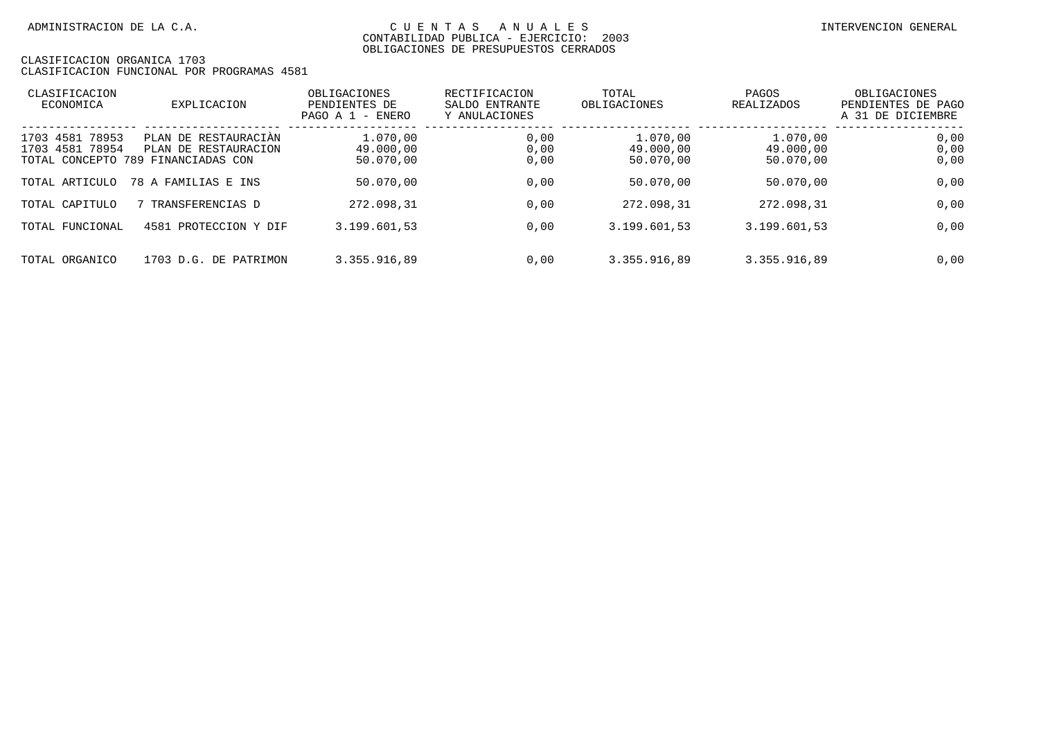ADMINISTRACION DE LA C.A.

CUENTAS ANUALES
CONTABILIDAD PUBLICA - EJERCICIO: 2003
OBLIGACIONES DE PRESUPUESTOS CERRADOS

INTERVENCION GENERAL

CLASIFICACION ORGANICA 1703
CLASIFICACION FUNCIONAL POR PROGRAMAS 4581

| CLASIFICACION ECONOMICA | EXPLICACION | OBLIGACIONES PENDIENTES DE PAGO A 1 - ENERO | RECTIFICACION SALDO ENTRANTE Y ANULACIONES | TOTAL OBLIGACIONES | PAGOS REALIZADOS | OBLIGACIONES PENDIENTES DE PAGO A 31 DE DICIEMBRE |
|---|---|---|---|---|---|---|
| 1703 4581 78953 | PLAN DE RESTAURACIÀN | 1.070,00 | 0,00 | 1.070,00 | 1.070,00 | 0,00 |
| 1703 4581 78954 | PLAN DE RESTAURACION | 49.000,00 | 0,00 | 49.000,00 | 49.000,00 | 0,00 |
| TOTAL CONCEPTO 789 | FINANCIADAS CON | 50.070,00 | 0,00 | 50.070,00 | 50.070,00 | 0,00 |
| TOTAL ARTICULO | 78 A FAMILIAS E INS | 50.070,00 | 0,00 | 50.070,00 | 50.070,00 | 0,00 |
| TOTAL CAPITULO | 7 TRANSFERENCIAS D | 272.098,31 | 0,00 | 272.098,31 | 272.098,31 | 0,00 |
| TOTAL FUNCIONAL | 4581 PROTECCION Y DIF | 3.199.601,53 | 0,00 | 3.199.601,53 | 3.199.601,53 | 0,00 |
| TOTAL ORGANICO | 1703 D.G. DE PATRIMON | 3.355.916,89 | 0,00 | 3.355.916,89 | 3.355.916,89 | 0,00 |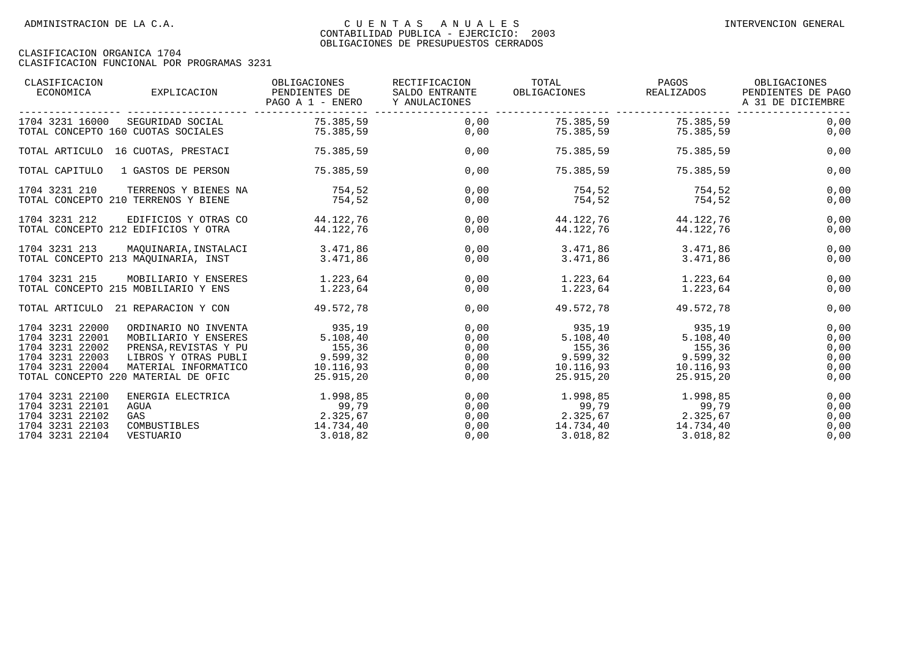ADMINISTRACION DE LA C.A. — CUENTAS ANUALES — INTERVENCION GENERAL

CONTABILIDAD PUBLICA - EJERCICIO: 2003

OBLIGACIONES DE PRESUPUESTOS CERRADOS

CLASIFICACION ORGANICA 1704
CLASIFICACION FUNCIONAL POR PROGRAMAS 3231

| CLASIFICACION ECONOMICA | EXPLICACION | OBLIGACIONES PENDIENTES DE PAGO A 1 - ENERO | RECTIFICACION SALDO ENTRANTE Y ANULACIONES | TOTAL OBLIGACIONES | PAGOS REALIZADOS | OBLIGACIONES PENDIENTES DE PAGO A 31 DE DICIEMBRE |
|---|---|---|---|---|---|---|
| 1704 3231 16000 | SEGURIDAD SOCIAL | 75.385,59 | 0,00 | 75.385,59 | 75.385,59 | 0,00 |
| TOTAL CONCEPTO 160 | CUOTAS SOCIALES | 75.385,59 | 0,00 | 75.385,59 | 75.385,59 | 0,00 |
| TOTAL ARTICULO | 16 CUOTAS, PRESTACI | 75.385,59 | 0,00 | 75.385,59 | 75.385,59 | 0,00 |
| TOTAL CAPITULO | 1 GASTOS DE PERSON | 75.385,59 | 0,00 | 75.385,59 | 75.385,59 | 0,00 |
| 1704 3231 210 | TERRENOS Y BIENES NA | 754,52 | 0,00 | 754,52 | 754,52 | 0,00 |
| TOTAL CONCEPTO 210 | TERRENOS Y BIENE | 754,52 | 0,00 | 754,52 | 754,52 | 0,00 |
| 1704 3231 212 | EDIFICIOS Y OTRAS CO | 44.122,76 | 0,00 | 44.122,76 | 44.122,76 | 0,00 |
| TOTAL CONCEPTO 212 | EDIFICIOS Y OTRA | 44.122,76 | 0,00 | 44.122,76 | 44.122,76 | 0,00 |
| 1704 3231 213 | MAQUINARIA,INSTALACI | 3.471,86 | 0,00 | 3.471,86 | 3.471,86 | 0,00 |
| TOTAL CONCEPTO 213 | MAQUINARIA, INST | 3.471,86 | 0,00 | 3.471,86 | 3.471,86 | 0,00 |
| 1704 3231 215 | MOBILIARIO Y ENSERES | 1.223,64 | 0,00 | 1.223,64 | 1.223,64 | 0,00 |
| TOTAL CONCEPTO 215 | MOBILIARIO Y ENS | 1.223,64 | 0,00 | 1.223,64 | 1.223,64 | 0,00 |
| TOTAL ARTICULO | 21 REPARACION Y CON | 49.572,78 | 0,00 | 49.572,78 | 49.572,78 | 0,00 |
| 1704 3231 22000 | ORDINARIO NO INVENTA | 935,19 | 0,00 | 935,19 | 935,19 | 0,00 |
| 1704 3231 22001 | MOBILIARIO Y ENSERES | 5.108,40 | 0,00 | 5.108,40 | 5.108,40 | 0,00 |
| 1704 3231 22002 | PRENSA,REVISTAS Y PU | 155,36 | 0,00 | 155,36 | 155,36 | 0,00 |
| 1704 3231 22003 | LIBROS Y OTRAS PUBLI | 9.599,32 | 0,00 | 9.599,32 | 9.599,32 | 0,00 |
| 1704 3231 22004 | MATERIAL INFORMATICO | 10.116,93 | 0,00 | 10.116,93 | 10.116,93 | 0,00 |
| TOTAL CONCEPTO 220 | MATERIAL DE OFIC | 25.915,20 | 0,00 | 25.915,20 | 25.915,20 | 0,00 |
| 1704 3231 22100 | ENERGIA ELECTRICA | 1.998,85 | 0,00 | 1.998,85 | 1.998,85 | 0,00 |
| 1704 3231 22101 | AGUA | 99,79 | 0,00 | 99,79 | 99,79 | 0,00 |
| 1704 3231 22102 | GAS | 2.325,67 | 0,00 | 2.325,67 | 2.325,67 | 0,00 |
| 1704 3231 22103 | COMBUSTIBLES | 14.734,40 | 0,00 | 14.734,40 | 14.734,40 | 0,00 |
| 1704 3231 22104 | VESTUARIO | 3.018,82 | 0,00 | 3.018,82 | 3.018,82 | 0,00 |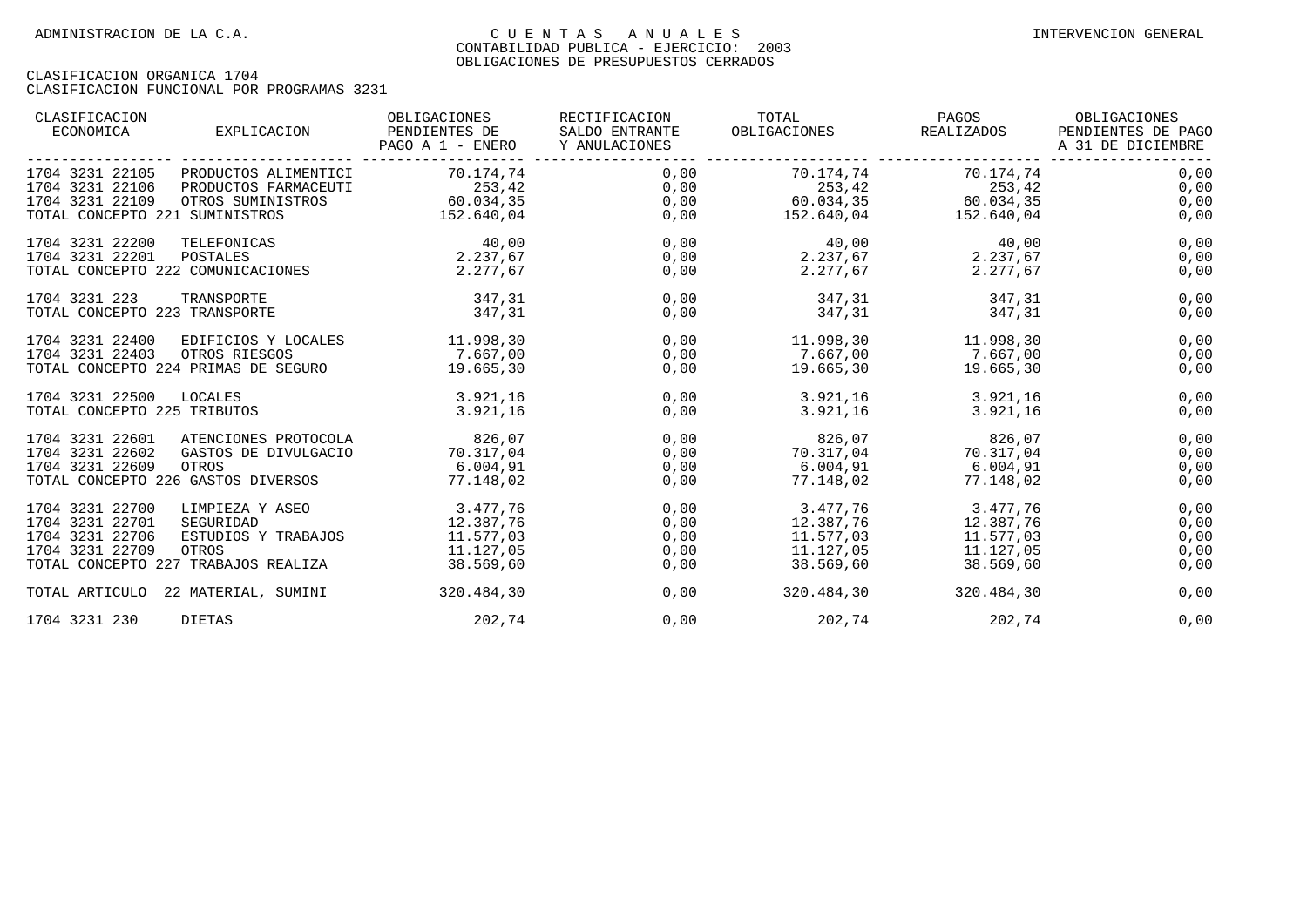ADMINISTRACION DE LA C.A.

CUENTAS ANUALES
CONTABILIDAD PUBLICA - EJERCICIO: 2003
OBLIGACIONES DE PRESUPUESTOS CERRADOS

INTERVENCION GENERAL

CLASIFICACION ORGANICA 1704
CLASIFICACION FUNCIONAL POR PROGRAMAS 3231

| CLASIFICACION ECONOMICA | EXPLICACION | OBLIGACIONES PENDIENTES DE PAGO A 1 - ENERO | RECTIFICACION SALDO ENTRANTE Y ANULACIONES | TOTAL OBLIGACIONES | PAGOS REALIZADOS | OBLIGACIONES PENDIENTES DE PAGO A 31 DE DICIEMBRE |
|---|---|---|---|---|---|---|
| 1704 3231 22105 | PRODUCTOS ALIMENTICI | 70.174,74 | 0,00 | 70.174,74 | 70.174,74 | 0,00 |
| 1704 3231 22106 | PRODUCTOS FARMACEUTI | 253,42 | 0,00 | 253,42 | 253,42 | 0,00 |
| 1704 3231 22109 | OTROS SUMINISTROS | 60.034,35 | 0,00 | 60.034,35 | 60.034,35 | 0,00 |
| TOTAL CONCEPTO 221 SUMINISTROS | | 152.640,04 | 0,00 | 152.640,04 | 152.640,04 | 0,00 |
| 1704 3231 22200 | TELEFONICAS | 40,00 | 0,00 | 40,00 | 40,00 | 0,00 |
| 1704 3231 22201 | POSTALES | 2.237,67 | 0,00 | 2.237,67 | 2.237,67 | 0,00 |
| TOTAL CONCEPTO 222 COMUNICACIONES | | 2.277,67 | 0,00 | 2.277,67 | 2.277,67 | 0,00 |
| 1704 3231 223 | TRANSPORTE | 347,31 | 0,00 | 347,31 | 347,31 | 0,00 |
| TOTAL CONCEPTO 223 TRANSPORTE | | 347,31 | 0,00 | 347,31 | 347,31 | 0,00 |
| 1704 3231 22400 | EDIFICIOS Y LOCALES | 11.998,30 | 0,00 | 11.998,30 | 11.998,30 | 0,00 |
| 1704 3231 22403 | OTROS RIESGOS | 7.667,00 | 0,00 | 7.667,00 | 7.667,00 | 0,00 |
| TOTAL CONCEPTO 224 PRIMAS DE SEGURO | | 19.665,30 | 0,00 | 19.665,30 | 19.665,30 | 0,00 |
| 1704 3231 22500 | LOCALES | 3.921,16 | 0,00 | 3.921,16 | 3.921,16 | 0,00 |
| TOTAL CONCEPTO 225 TRIBUTOS | | 3.921,16 | 0,00 | 3.921,16 | 3.921,16 | 0,00 |
| 1704 3231 22601 | ATENCIONES PROTOCOLA | 826,07 | 0,00 | 826,07 | 826,07 | 0,00 |
| 1704 3231 22602 | GASTOS DE DIVULGACIO | 70.317,04 | 0,00 | 70.317,04 | 70.317,04 | 0,00 |
| 1704 3231 22609 | OTROS | 6.004,91 | 0,00 | 6.004,91 | 6.004,91 | 0,00 |
| TOTAL CONCEPTO 226 GASTOS DIVERSOS | | 77.148,02 | 0,00 | 77.148,02 | 77.148,02 | 0,00 |
| 1704 3231 22700 | LIMPIEZA Y ASEO | 3.477,76 | 0,00 | 3.477,76 | 3.477,76 | 0,00 |
| 1704 3231 22701 | SEGURIDAD | 12.387,76 | 0,00 | 12.387,76 | 12.387,76 | 0,00 |
| 1704 3231 22706 | ESTUDIOS Y TRABAJOS | 11.577,03 | 0,00 | 11.577,03 | 11.577,03 | 0,00 |
| 1704 3231 22709 | OTROS | 11.127,05 | 0,00 | 11.127,05 | 11.127,05 | 0,00 |
| TOTAL CONCEPTO 227 TRABAJOS REALIZA | | 38.569,60 | 0,00 | 38.569,60 | 38.569,60 | 0,00 |
| TOTAL ARTICULO 22 MATERIAL, SUMINI | | 320.484,30 | 0,00 | 320.484,30 | 320.484,30 | 0,00 |
| 1704 3231 230 | DIETAS | 202,74 | 0,00 | 202,74 | 202,74 | 0,00 |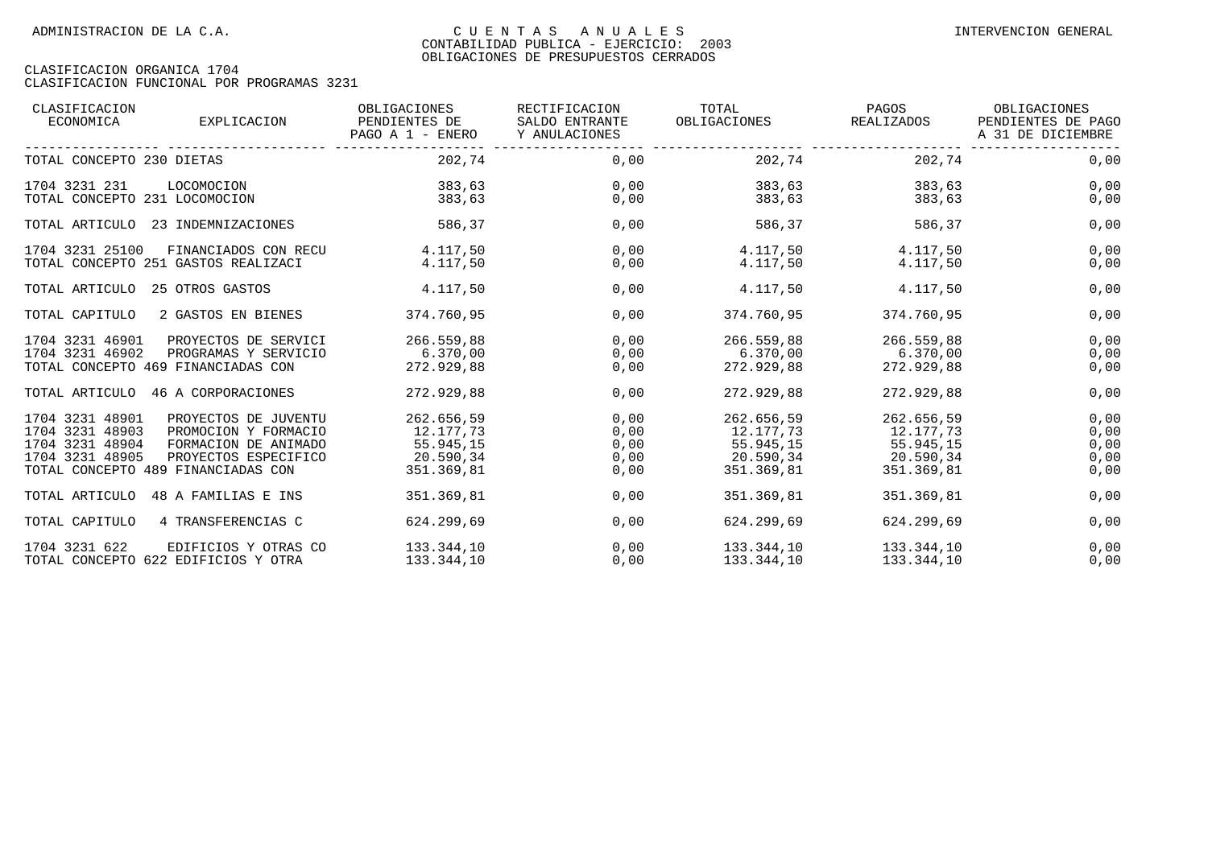ADMINISTRACION DE LA C.A.

CUENTAS ANUALES
CONTABILIDAD PUBLICA - EJERCICIO: 2003
OBLIGACIONES DE PRESUPUESTOS CERRADOS

INTERVENCION GENERAL

CLASIFICACION ORGANICA 1704
CLASIFICACION FUNCIONAL POR PROGRAMAS 3231

| CLASIFICACION ECONOMICA | EXPLICACION | OBLIGACIONES PENDIENTES DE PAGO A 1 - ENERO | RECTIFICACION SALDO ENTRANTE Y ANULACIONES | TOTAL OBLIGACIONES | PAGOS REALIZADOS | OBLIGACIONES PENDIENTES DE PAGO A 31 DE DICIEMBRE |
|---|---|---|---|---|---|---|
| TOTAL CONCEPTO 230 DIETAS | | 202,74 | 0,00 | 202,74 | 202,74 | 0,00 |
| 1704 3231 231 | LOCOMOCION | 383,63 | 0,00 | 383,63 | 383,63 | 0,00 |
| TOTAL CONCEPTO 231 LOCOMOCION | | 383,63 | 0,00 | 383,63 | 383,63 | 0,00 |
| TOTAL ARTICULO 23 INDEMNIZACIONES | | 586,37 | 0,00 | 586,37 | 586,37 | 0,00 |
| 1704 3231 25100 | FINANCIADOS CON RECU | 4.117,50 | 0,00 | 4.117,50 | 4.117,50 | 0,00 |
| TOTAL CONCEPTO 251 GASTOS REALIZACI | | 4.117,50 | 0,00 | 4.117,50 | 4.117,50 | 0,00 |
| TOTAL ARTICULO 25 OTROS GASTOS | | 4.117,50 | 0,00 | 4.117,50 | 4.117,50 | 0,00 |
| TOTAL CAPITULO 2 GASTOS EN BIENES | | 374.760,95 | 0,00 | 374.760,95 | 374.760,95 | 0,00 |
| 1704 3231 46901 | PROYECTOS DE SERVICI | 266.559,88 | 0,00 | 266.559,88 | 266.559,88 | 0,00 |
| 1704 3231 46902 | PROGRAMAS Y SERVICIO | 6.370,00 | 0,00 | 6.370,00 | 6.370,00 | 0,00 |
| TOTAL CONCEPTO 469 FINANCIADAS CON | | 272.929,88 | 0,00 | 272.929,88 | 272.929,88 | 0,00 |
| TOTAL ARTICULO 46 A CORPORACIONES | | 272.929,88 | 0,00 | 272.929,88 | 272.929,88 | 0,00 |
| 1704 3231 48901 | PROYECTOS DE JUVENTU | 262.656,59 | 0,00 | 262.656,59 | 262.656,59 | 0,00 |
| 1704 3231 48903 | PROMOCION Y FORMACIO | 12.177,73 | 0,00 | 12.177,73 | 12.177,73 | 0,00 |
| 1704 3231 48904 | FORMACION DE ANIMADO | 55.945,15 | 0,00 | 55.945,15 | 55.945,15 | 0,00 |
| 1704 3231 48905 | PROYECTOS ESPECIFICO | 20.590,34 | 0,00 | 20.590,34 | 20.590,34 | 0,00 |
| TOTAL CONCEPTO 489 FINANCIADAS CON | | 351.369,81 | 0,00 | 351.369,81 | 351.369,81 | 0,00 |
| TOTAL ARTICULO 48 A FAMILIAS E INS | | 351.369,81 | 0,00 | 351.369,81 | 351.369,81 | 0,00 |
| TOTAL CAPITULO 4 TRANSFERENCIAS C | | 624.299,69 | 0,00 | 624.299,69 | 624.299,69 | 0,00 |
| 1704 3231 622 | EDIFICIOS Y OTRAS CO | 133.344,10 | 0,00 | 133.344,10 | 133.344,10 | 0,00 |
| TOTAL CONCEPTO 622 EDIFICIOS Y OTRA | | 133.344,10 | 0,00 | 133.344,10 | 133.344,10 | 0,00 |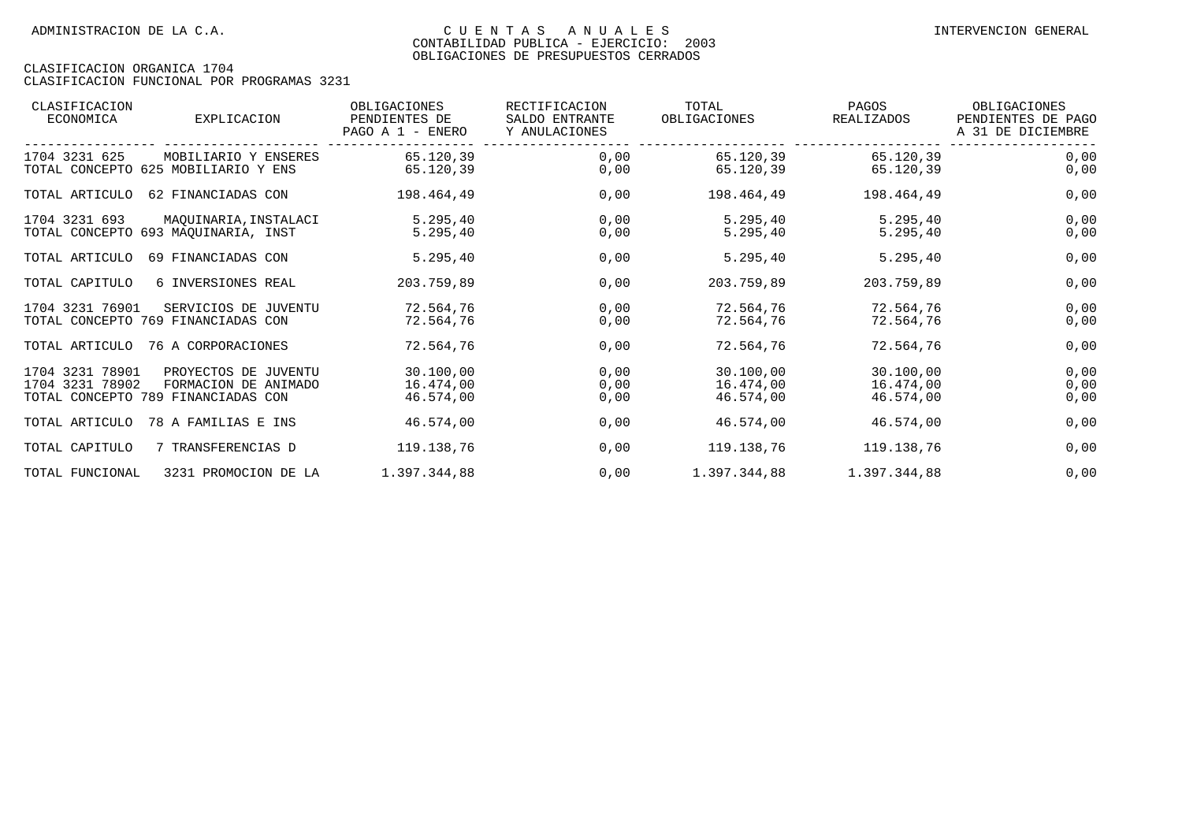ADMINISTRACION DE LA C.A.

CUENTAS ANUALES
CONTABILIDAD PUBLICA - EJERCICIO: 2003
OBLIGACIONES DE PRESUPUESTOS CERRADOS

INTERVENCION GENERAL

CLASIFICACION ORGANICA 1704
CLASIFICACION FUNCIONAL POR PROGRAMAS 3231

| CLASIFICACION ECONOMICA | EXPLICACION | OBLIGACIONES PENDIENTES DE PAGO A 1 - ENERO | RECTIFICACION SALDO ENTRANTE Y ANULACIONES | TOTAL OBLIGACIONES | PAGOS REALIZADOS | OBLIGACIONES PENDIENTES DE PAGO A 31 DE DICIEMBRE |
|---|---|---|---|---|---|---|
| 1704 3231 625 | MOBILIARIO Y ENSERES | 65.120,39 | 0,00 | 65.120,39 | 65.120,39 | 0,00 |
| TOTAL CONCEPTO 625 | MOBILIARIO Y ENS | 65.120,39 | 0,00 | 65.120,39 | 65.120,39 | 0,00 |
| TOTAL ARTICULO | 62 FINANCIADAS CON | 198.464,49 | 0,00 | 198.464,49 | 198.464,49 | 0,00 |
| 1704 3231 693 | MAQUINARIA,INSTALACI | 5.295,40 | 0,00 | 5.295,40 | 5.295,40 | 0,00 |
| TOTAL CONCEPTO 693 | MAQUINARIA, INST | 5.295,40 | 0,00 | 5.295,40 | 5.295,40 | 0,00 |
| TOTAL ARTICULO | 69 FINANCIADAS CON | 5.295,40 | 0,00 | 5.295,40 | 5.295,40 | 0,00 |
| TOTAL CAPITULO | 6 INVERSIONES REAL | 203.759,89 | 0,00 | 203.759,89 | 203.759,89 | 0,00 |
| 1704 3231 76901 | SERVICIOS DE JUVENTU | 72.564,76 | 0,00 | 72.564,76 | 72.564,76 | 0,00 |
| TOTAL CONCEPTO 769 | FINANCIADAS CON | 72.564,76 | 0,00 | 72.564,76 | 72.564,76 | 0,00 |
| TOTAL ARTICULO | 76 A CORPORACIONES | 72.564,76 | 0,00 | 72.564,76 | 72.564,76 | 0,00 |
| 1704 3231 78901 | PROYECTOS DE JUVENTU | 30.100,00 | 0,00 | 30.100,00 | 30.100,00 | 0,00 |
| 1704 3231 78902 | FORMACION DE ANIMADO | 16.474,00 | 0,00 | 16.474,00 | 16.474,00 | 0,00 |
| TOTAL CONCEPTO 789 | FINANCIADAS CON | 46.574,00 | 0,00 | 46.574,00 | 46.574,00 | 0,00 |
| TOTAL ARTICULO | 78 A FAMILIAS E INS | 46.574,00 | 0,00 | 46.574,00 | 46.574,00 | 0,00 |
| TOTAL CAPITULO | 7 TRANSFERENCIAS D | 119.138,76 | 0,00 | 119.138,76 | 119.138,76 | 0,00 |
| TOTAL FUNCIONAL | 3231 PROMOCION DE LA | 1.397.344,88 | 0,00 | 1.397.344,88 | 1.397.344,88 | 0,00 |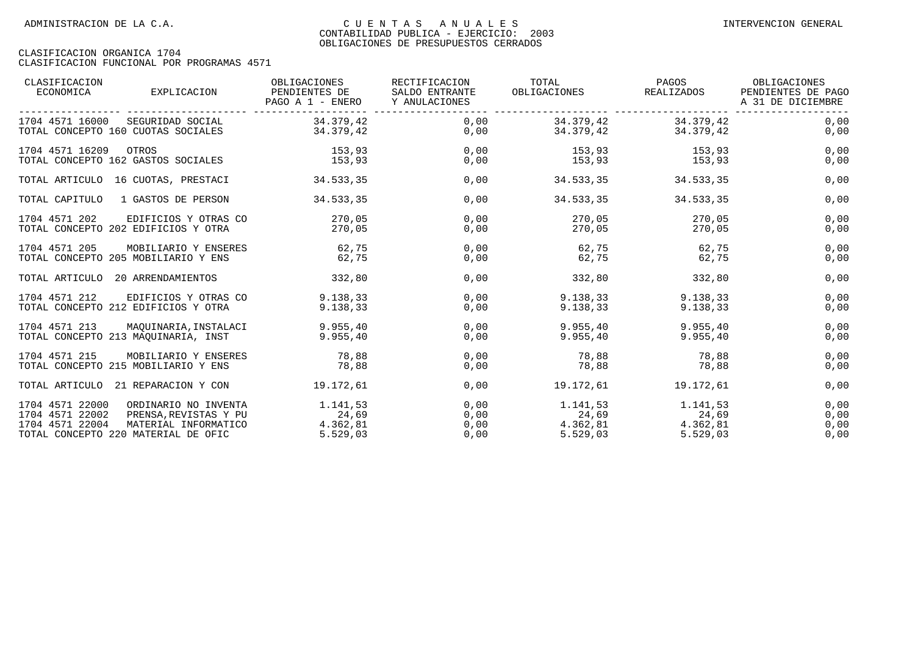ADMINISTRACION DE LA C.A.

CUENTAS ANUALES
CONTABILIDAD PUBLICA - EJERCICIO: 2003
OBLIGACIONES DE PRESUPUESTOS CERRADOS

INTERVENCION GENERAL

CLASIFICACION ORGANICA 1704
CLASIFICACION FUNCIONAL POR PROGRAMAS 4571

| CLASIFICACION ECONOMICA | EXPLICACION | OBLIGACIONES PENDIENTES DE PAGO A 1 - ENERO | RECTIFICACION SALDO ENTRANTE Y ANULACIONES | TOTAL OBLIGACIONES | PAGOS REALIZADOS | OBLIGACIONES PENDIENTES DE PAGO A 31 DE DICIEMBRE |
|---|---|---|---|---|---|---|
| 1704 4571 16000 | SEGURIDAD SOCIAL | 34.379,42 | 0,00 | 34.379,42 | 34.379,42 | 0,00 |
| TOTAL CONCEPTO 160 CUOTAS SOCIALES | | 34.379,42 | 0,00 | 34.379,42 | 34.379,42 | 0,00 |
| 1704 4571 16209 | OTROS | 153,93 | 0,00 | 153,93 | 153,93 | 0,00 |
| TOTAL CONCEPTO 162 GASTOS SOCIALES | | 153,93 | 0,00 | 153,93 | 153,93 | 0,00 |
| TOTAL ARTICULO 16 CUOTAS, PRESTACI | | 34.533,35 | 0,00 | 34.533,35 | 34.533,35 | 0,00 |
| TOTAL CAPITULO 1 GASTOS DE PERSON | | 34.533,35 | 0,00 | 34.533,35 | 34.533,35 | 0,00 |
| 1704 4571 202 | EDIFICIOS Y OTRAS CO | 270,05 | 0,00 | 270,05 | 270,05 | 0,00 |
| TOTAL CONCEPTO 202 EDIFICIOS Y OTRA | | 270,05 | 0,00 | 270,05 | 270,05 | 0,00 |
| 1704 4571 205 | MOBILIARIO Y ENSERES | 62,75 | 0,00 | 62,75 | 62,75 | 0,00 |
| TOTAL CONCEPTO 205 MOBILIARIO Y ENS | | 62,75 | 0,00 | 62,75 | 62,75 | 0,00 |
| TOTAL ARTICULO 20 ARRENDAMIENTOS | | 332,80 | 0,00 | 332,80 | 332,80 | 0,00 |
| 1704 4571 212 | EDIFICIOS Y OTRAS CO | 9.138,33 | 0,00 | 9.138,33 | 9.138,33 | 0,00 |
| TOTAL CONCEPTO 212 EDIFICIOS Y OTRA | | 9.138,33 | 0,00 | 9.138,33 | 9.138,33 | 0,00 |
| 1704 4571 213 | MAQUINARIA,INSTALACI | 9.955,40 | 0,00 | 9.955,40 | 9.955,40 | 0,00 |
| TOTAL CONCEPTO 213 MAQUINARIA, INST | | 9.955,40 | 0,00 | 9.955,40 | 9.955,40 | 0,00 |
| 1704 4571 215 | MOBILIARIO Y ENSERES | 78,88 | 0,00 | 78,88 | 78,88 | 0,00 |
| TOTAL CONCEPTO 215 MOBILIARIO Y ENS | | 78,88 | 0,00 | 78,88 | 78,88 | 0,00 |
| TOTAL ARTICULO 21 REPARACION Y CON | | 19.172,61 | 0,00 | 19.172,61 | 19.172,61 | 0,00 |
| 1704 4571 22000 | ORDINARIO NO INVENTA | 1.141,53 | 0,00 | 1.141,53 | 1.141,53 | 0,00 |
| 1704 4571 22002 | PRENSA,REVISTAS Y PU | 24,69 | 0,00 | 24,69 | 24,69 | 0,00 |
| 1704 4571 22004 | MATERIAL INFORMATICO | 4.362,81 | 0,00 | 4.362,81 | 4.362,81 | 0,00 |
| TOTAL CONCEPTO 220 MATERIAL DE OFIC | | 5.529,03 | 0,00 | 5.529,03 | 5.529,03 | 0,00 |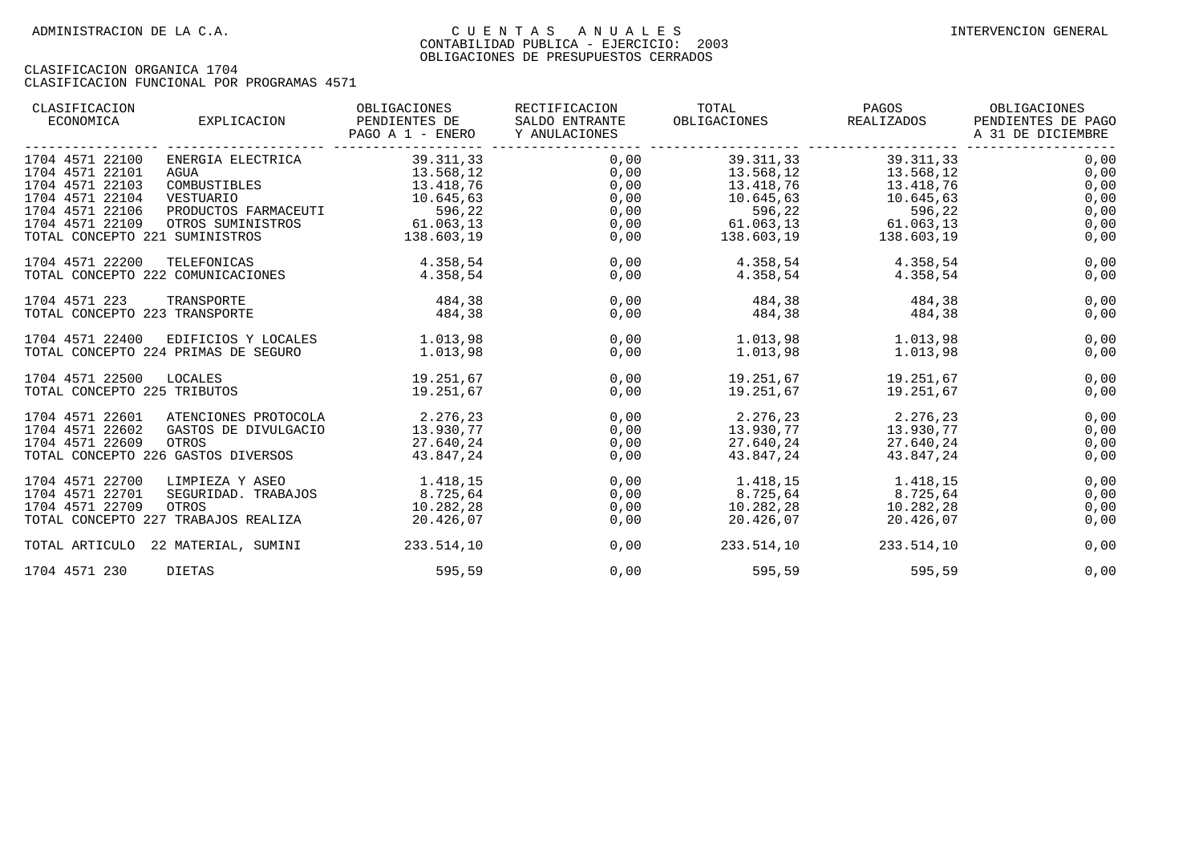ADMINISTRACION DE LA C.A.

# CUENTAS ANUALES

CONTABILIDAD PUBLICA - EJERCICIO: 2003

OBLIGACIONES DE PRESUPUESTOS CERRADOS

INTERVENCION GENERAL

CLASIFICACION ORGANICA 1704

CLASIFICACION FUNCIONAL POR PROGRAMAS 4571

| CLASIFICACION ECONOMICA | EXPLICACION | OBLIGACIONES PENDIENTES DE PAGO A 1 - ENERO | RECTIFICACION SALDO ENTRANTE Y ANULACIONES | TOTAL OBLIGACIONES | PAGOS REALIZADOS | OBLIGACIONES PENDIENTES DE PAGO A 31 DE DICIEMBRE |
|---|---|---|---|---|---|---|
| 1704 4571 22100 | ENERGIA ELECTRICA | 39.311,33 | 0,00 | 39.311,33 | 39.311,33 | 0,00 |
| 1704 4571 22101 | AGUA | 13.568,12 | 0,00 | 13.568,12 | 13.568,12 | 0,00 |
| 1704 4571 22103 | COMBUSTIBLES | 13.418,76 | 0,00 | 13.418,76 | 13.418,76 | 0,00 |
| 1704 4571 22104 | VESTUARIO | 10.645,63 | 0,00 | 10.645,63 | 10.645,63 | 0,00 |
| 1704 4571 22106 | PRODUCTOS FARMACEUTI | 596,22 | 0,00 | 596,22 | 596,22 | 0,00 |
| 1704 4571 22109 | OTROS SUMINISTROS | 61.063,13 | 0,00 | 61.063,13 | 61.063,13 | 0,00 |
| TOTAL CONCEPTO 221 SUMINISTROS | | 138.603,19 | 0,00 | 138.603,19 | 138.603,19 | 0,00 |
| 1704 4571 22200 | TELEFONICAS | 4.358,54 | 0,00 | 4.358,54 | 4.358,54 | 0,00 |
| TOTAL CONCEPTO 222 COMUNICACIONES | | 4.358,54 | 0,00 | 4.358,54 | 4.358,54 | 0,00 |
| 1704 4571 223 | TRANSPORTE | 484,38 | 0,00 | 484,38 | 484,38 | 0,00 |
| TOTAL CONCEPTO 223 TRANSPORTE | | 484,38 | 0,00 | 484,38 | 484,38 | 0,00 |
| 1704 4571 22400 | EDIFICIOS Y LOCALES | 1.013,98 | 0,00 | 1.013,98 | 1.013,98 | 0,00 |
| TOTAL CONCEPTO 224 PRIMAS DE SEGURO | | 1.013,98 | 0,00 | 1.013,98 | 1.013,98 | 0,00 |
| 1704 4571 22500 | LOCALES | 19.251,67 | 0,00 | 19.251,67 | 19.251,67 | 0,00 |
| TOTAL CONCEPTO 225 TRIBUTOS | | 19.251,67 | 0,00 | 19.251,67 | 19.251,67 | 0,00 |
| 1704 4571 22601 | ATENCIONES PROTOCOLA | 2.276,23 | 0,00 | 2.276,23 | 2.276,23 | 0,00 |
| 1704 4571 22602 | GASTOS DE DIVULGACIO | 13.930,77 | 0,00 | 13.930,77 | 13.930,77 | 0,00 |
| 1704 4571 22609 | OTROS | 27.640,24 | 0,00 | 27.640,24 | 27.640,24 | 0,00 |
| TOTAL CONCEPTO 226 GASTOS DIVERSOS | | 43.847,24 | 0,00 | 43.847,24 | 43.847,24 | 0,00 |
| 1704 4571 22700 | LIMPIEZA Y ASEO | 1.418,15 | 0,00 | 1.418,15 | 1.418,15 | 0,00 |
| 1704 4571 22701 | SEGURIDAD. TRABAJOS | 8.725,64 | 0,00 | 8.725,64 | 8.725,64 | 0,00 |
| 1704 4571 22709 | OTROS | 10.282,28 | 0,00 | 10.282,28 | 10.282,28 | 0,00 |
| TOTAL CONCEPTO 227 TRABAJOS REALIZA | | 20.426,07 | 0,00 | 20.426,07 | 20.426,07 | 0,00 |
| TOTAL ARTICULO 22 MATERIAL, SUMINI | | 233.514,10 | 0,00 | 233.514,10 | 233.514,10 | 0,00 |
| 1704 4571 230 | DIETAS | 595,59 | 0,00 | 595,59 | 595,59 | 0,00 |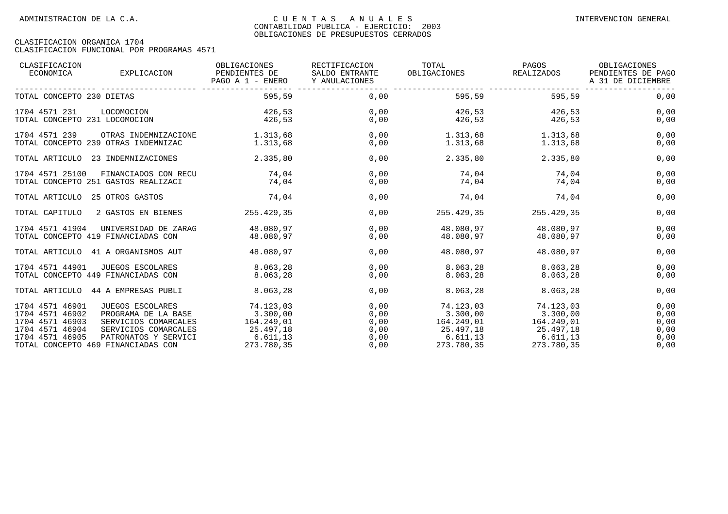CONTABILIDAD PUBLICA - EJERCICIO: 2003

OBLIGACIONES DE PRESUPUESTOS CERRADOS

CLASIFICACION ORGANICA 1704

CLASIFICACION FUNCIONAL POR PROGRAMAS 4571

| CLASIFICACION ECONOMICA | EXPLICACION | OBLIGACIONES PENDIENTES DE PAGO A 1 - ENERO | RECTIFICACION SALDO ENTRANTE Y ANULACIONES | TOTAL OBLIGACIONES | PAGOS REALIZADOS | OBLIGACIONES PENDIENTES DE PAGO A 31 DE DICIEMBRE |
|---|---|---|---|---|---|---|
| TOTAL CONCEPTO 230 DIETAS | | 595,59 | 0,00 | 595,59 | 595,59 | 0,00 |
| 1704 4571 231 | LOCOMOCION | 426,53 | 0,00 | 426,53 | 426,53 | 0,00 |
| TOTAL CONCEPTO 231 LOCOMOCION | | 426,53 | 0,00 | 426,53 | 426,53 | 0,00 |
| 1704 4571 239 | OTRAS INDEMNIZACIONE | 1.313,68 | 0,00 | 1.313,68 | 1.313,68 | 0,00 |
| TOTAL CONCEPTO 239 OTRAS INDEMNIZAC | | 1.313,68 | 0,00 | 1.313,68 | 1.313,68 | 0,00 |
| TOTAL ARTICULO 23 INDEMNIZACIONES | | 2.335,80 | 0,00 | 2.335,80 | 2.335,80 | 0,00 |
| 1704 4571 25100 | FINANCIADOS CON RECU | 74,04 | 0,00 | 74,04 | 74,04 | 0,00 |
| TOTAL CONCEPTO 251 GASTOS REALIZACI | | 74,04 | 0,00 | 74,04 | 74,04 | 0,00 |
| TOTAL ARTICULO 25 OTROS GASTOS | | 74,04 | 0,00 | 74,04 | 74,04 | 0,00 |
| TOTAL CAPITULO 2 GASTOS EN BIENES | | 255.429,35 | 0,00 | 255.429,35 | 255.429,35 | 0,00 |
| 1704 4571 41904 | UNIVERSIDAD DE ZARAG | 48.080,97 | 0,00 | 48.080,97 | 48.080,97 | 0,00 |
| TOTAL CONCEPTO 419 FINANCIADAS CON | | 48.080,97 | 0,00 | 48.080,97 | 48.080,97 | 0,00 |
| TOTAL ARTICULO 41 A ORGANISMOS AUT | | 48.080,97 | 0,00 | 48.080,97 | 48.080,97 | 0,00 |
| 1704 4571 44901 | JUEGOS ESCOLARES | 8.063,28 | 0,00 | 8.063,28 | 8.063,28 | 0,00 |
| TOTAL CONCEPTO 449 FINANCIADAS CON | | 8.063,28 | 0,00 | 8.063,28 | 8.063,28 | 0,00 |
| TOTAL ARTICULO 44 A EMPRESAS PUBLI | | 8.063,28 | 0,00 | 8.063,28 | 8.063,28 | 0,00 |
| 1704 4571 46901 | JUEGOS ESCOLARES | 74.123,03 | 0,00 | 74.123,03 | 74.123,03 | 0,00 |
| 1704 4571 46902 | PROGRAMA DE LA BASE | 3.300,00 | 0,00 | 3.300,00 | 3.300,00 | 0,00 |
| 1704 4571 46903 | SERVICIOS COMARCALES | 164.249,01 | 0,00 | 164.249,01 | 164.249,01 | 0,00 |
| 1704 4571 46904 | SERVICIOS COMARCALES | 25.497,18 | 0,00 | 25.497,18 | 25.497,18 | 0,00 |
| 1704 4571 46905 | PATRONATOS Y SERVICI | 6.611,13 | 0,00 | 6.611,13 | 6.611,13 | 0,00 |
| TOTAL CONCEPTO 469 FINANCIADAS CON | | 273.780,35 | 0,00 | 273.780,35 | 273.780,35 | 0,00 |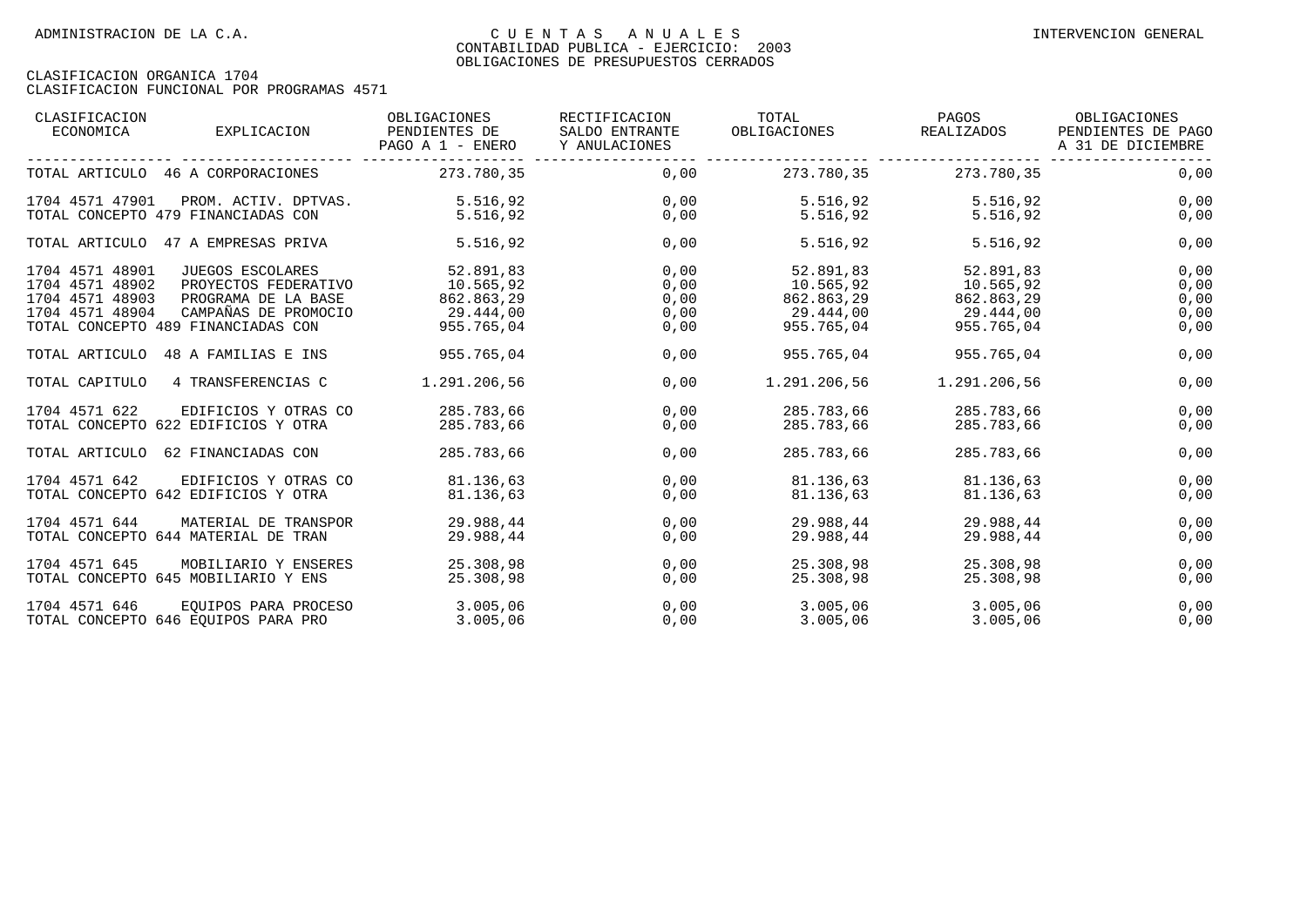ADMINISTRACION DE LA C.A.

CUENTAS ANUALES

CONTABILIDAD PUBLICA - EJERCICIO: 2003

OBLIGACIONES DE PRESUPUESTOS CERRADOS

INTERVENCION GENERAL

CLASIFICACION ORGANICA 1704
CLASIFICACION FUNCIONAL POR PROGRAMAS 4571

| CLASIFICACION ECONOMICA | EXPLICACION | OBLIGACIONES PENDIENTES DE PAGO A 1 - ENERO | RECTIFICACION SALDO ENTRANTE Y ANULACIONES | TOTAL OBLIGACIONES | PAGOS REALIZADOS | OBLIGACIONES PENDIENTES DE PAGO A 31 DE DICIEMBRE |
|---|---|---|---|---|---|---|
| TOTAL ARTICULO | 46 A CORPORACIONES | 273.780,35 | 0,00 | 273.780,35 | 273.780,35 | 0,00 |
| 1704 4571 47901 | PROM. ACTIV. DPTVAS. | 5.516,92 | 0,00 | 5.516,92 | 5.516,92 | 0,00 |
| TOTAL CONCEPTO 479 | FINANCIADAS CON | 5.516,92 | 0,00 | 5.516,92 | 5.516,92 | 0,00 |
| TOTAL ARTICULO | 47 A EMPRESAS PRIVA | 5.516,92 | 0,00 | 5.516,92 | 5.516,92 | 0,00 |
| 1704 4571 48901 | JUEGOS ESCOLARES | 52.891,83 | 0,00 | 52.891,83 | 52.891,83 | 0,00 |
| 1704 4571 48902 | PROYECTOS FEDERATIVO | 10.565,92 | 0,00 | 10.565,92 | 10.565,92 | 0,00 |
| 1704 4571 48903 | PROGRAMA DE LA BASE | 862.863,29 | 0,00 | 862.863,29 | 862.863,29 | 0,00 |
| 1704 4571 48904 | CAMPAÑAS DE PROMOCIO | 29.444,00 | 0,00 | 29.444,00 | 29.444,00 | 0,00 |
| TOTAL CONCEPTO 489 | FINANCIADAS CON | 955.765,04 | 0,00 | 955.765,04 | 955.765,04 | 0,00 |
| TOTAL ARTICULO | 48 A FAMILIAS E INS | 955.765,04 | 0,00 | 955.765,04 | 955.765,04 | 0,00 |
| TOTAL CAPITULO | 4 TRANSFERENCIAS C | 1.291.206,56 | 0,00 | 1.291.206,56 | 1.291.206,56 | 0,00 |
| 1704 4571 622 | EDIFICIOS Y OTRAS CO | 285.783,66 | 0,00 | 285.783,66 | 285.783,66 | 0,00 |
| TOTAL CONCEPTO 622 | EDIFICIOS Y OTRA | 285.783,66 | 0,00 | 285.783,66 | 285.783,66 | 0,00 |
| TOTAL ARTICULO | 62 FINANCIADAS CON | 285.783,66 | 0,00 | 285.783,66 | 285.783,66 | 0,00 |
| 1704 4571 642 | EDIFICIOS Y OTRAS CO | 81.136,63 | 0,00 | 81.136,63 | 81.136,63 | 0,00 |
| TOTAL CONCEPTO 642 | EDIFICIOS Y OTRA | 81.136,63 | 0,00 | 81.136,63 | 81.136,63 | 0,00 |
| 1704 4571 644 | MATERIAL DE TRANSPOR | 29.988,44 | 0,00 | 29.988,44 | 29.988,44 | 0,00 |
| TOTAL CONCEPTO 644 | MATERIAL DE TRAN | 29.988,44 | 0,00 | 29.988,44 | 29.988,44 | 0,00 |
| 1704 4571 645 | MOBILIARIO Y ENSERES | 25.308,98 | 0,00 | 25.308,98 | 25.308,98 | 0,00 |
| TOTAL CONCEPTO 645 | MOBILIARIO Y ENS | 25.308,98 | 0,00 | 25.308,98 | 25.308,98 | 0,00 |
| 1704 4571 646 | EQUIPOS PARA PROCESO | 3.005,06 | 0,00 | 3.005,06 | 3.005,06 | 0,00 |
| TOTAL CONCEPTO 646 | EQUIPOS PARA PRO | 3.005,06 | 0,00 | 3.005,06 | 3.005,06 | 0,00 |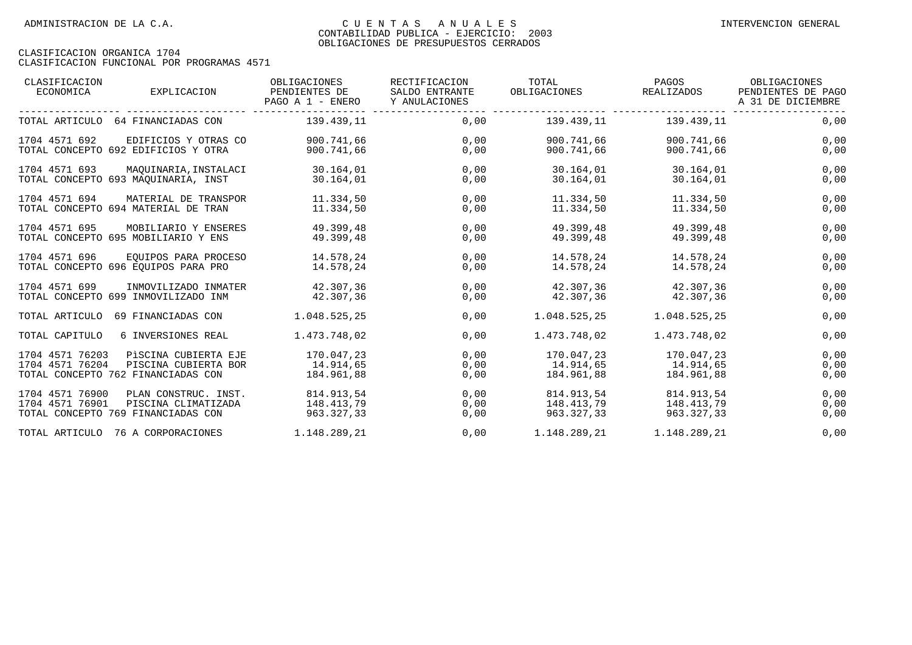CLASIFICACION ORGANICA 1704
CLASIFICACION FUNCIONAL POR PROGRAMAS 4571

| CLASIFICACION ECONOMICA | EXPLICACION | OBLIGACIONES PENDIENTES DE PAGO A 1 - ENERO | RECTIFICACION SALDO ENTRANTE Y ANULACIONES | TOTAL OBLIGACIONES | PAGOS REALIZADOS | OBLIGACIONES PENDIENTES DE PAGO A 31 DE DICIEMBRE |
|---|---|---|---|---|---|---|
| TOTAL ARTICULO | 64 FINANCIADAS CON | 139.439,11 | 0,00 | 139.439,11 | 139.439,11 | 0,00 |
| 1704 4571 692 | EDIFICIOS Y OTRAS CO | 900.741,66 | 0,00 | 900.741,66 | 900.741,66 | 0,00 |
| TOTAL CONCEPTO 692 | EDIFICIOS Y OTRA | 900.741,66 | 0,00 | 900.741,66 | 900.741,66 | 0,00 |
| 1704 4571 693 | MAQUINARIA,INSTALACI | 30.164,01 | 0,00 | 30.164,01 | 30.164,01 | 0,00 |
| TOTAL CONCEPTO 693 | MAQUINARIA, INST | 30.164,01 | 0,00 | 30.164,01 | 30.164,01 | 0,00 |
| 1704 4571 694 | MATERIAL DE TRANSPOR | 11.334,50 | 0,00 | 11.334,50 | 11.334,50 | 0,00 |
| TOTAL CONCEPTO 694 | MATERIAL DE TRAN | 11.334,50 | 0,00 | 11.334,50 | 11.334,50 | 0,00 |
| 1704 4571 695 | MOBILIARIO Y ENSERES | 49.399,48 | 0,00 | 49.399,48 | 49.399,48 | 0,00 |
| TOTAL CONCEPTO 695 | MOBILIARIO Y ENS | 49.399,48 | 0,00 | 49.399,48 | 49.399,48 | 0,00 |
| 1704 4571 696 | EQUIPOS PARA PROCESO | 14.578,24 | 0,00 | 14.578,24 | 14.578,24 | 0,00 |
| TOTAL CONCEPTO 696 | EQUIPOS PARA PRO | 14.578,24 | 0,00 | 14.578,24 | 14.578,24 | 0,00 |
| 1704 4571 699 | INMOVILIZADO INMATER | 42.307,36 | 0,00 | 42.307,36 | 42.307,36 | 0,00 |
| TOTAL CONCEPTO 699 | INMOVILIZADO INM | 42.307,36 | 0,00 | 42.307,36 | 42.307,36 | 0,00 |
| TOTAL ARTICULO | 69 FINANCIADAS CON | 1.048.525,25 | 0,00 | 1.048.525,25 | 1.048.525,25 | 0,00 |
| TOTAL CAPITULO | 6 INVERSIONES REAL | 1.473.748,02 | 0,00 | 1.473.748,02 | 1.473.748,02 | 0,00 |
| 1704 4571 76203 | PìSCINA CUBIERTA EJE | 170.047,23 | 0,00 | 170.047,23 | 170.047,23 | 0,00 |
| 1704 4571 76204 | PISCINA CUBIERTA BOR | 14.914,65 | 0,00 | 14.914,65 | 14.914,65 | 0,00 |
| TOTAL CONCEPTO 762 | FINANCIADAS CON | 184.961,88 | 0,00 | 184.961,88 | 184.961,88 | 0,00 |
| 1704 4571 76900 | PLAN CONSTRUC. INST. | 814.913,54 | 0,00 | 814.913,54 | 814.913,54 | 0,00 |
| 1704 4571 76901 | PISCINA CLIMATIZADA | 148.413,79 | 0,00 | 148.413,79 | 148.413,79 | 0,00 |
| TOTAL CONCEPTO 769 | FINANCIADAS CON | 963.327,33 | 0,00 | 963.327,33 | 963.327,33 | 0,00 |
| TOTAL ARTICULO | 76 A CORPORACIONES | 1.148.289,21 | 0,00 | 1.148.289,21 | 1.148.289,21 | 0,00 |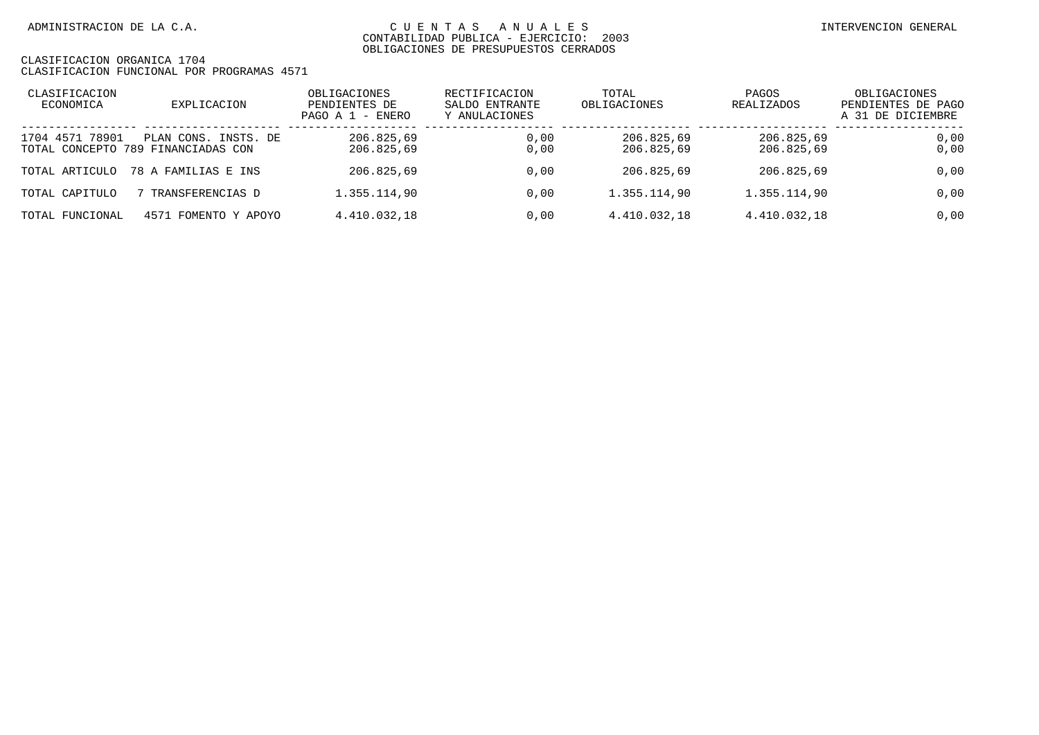ADMINISTRACION DE LA C.A. — CUENTAS ANUALES — INTERVENCION GENERAL

CONTABILIDAD PUBLICA - EJERCICIO: 2003

OBLIGACIONES DE PRESUPUESTOS CERRADOS

CLASIFICACION ORGANICA 1704

CLASIFICACION FUNCIONAL POR PROGRAMAS 4571

| CLASIFICACION ECONOMICA | EXPLICACION | OBLIGACIONES PENDIENTES DE PAGO A 1 - ENERO | RECTIFICACION SALDO ENTRANTE Y ANULACIONES | TOTAL OBLIGACIONES | PAGOS REALIZADOS | OBLIGACIONES PENDIENTES DE PAGO A 31 DE DICIEMBRE |
|---|---|---|---|---|---|---|
| 1704 4571 78901 | PLAN CONS. INSTS. DE | 206.825,69 | 0,00 | 206.825,69 | 206.825,69 | 0,00 |
| TOTAL CONCEPTO 789 | FINANCIADAS CON | 206.825,69 | 0,00 | 206.825,69 | 206.825,69 | 0,00 |
| TOTAL ARTICULO | 78 A FAMILIAS E INS | 206.825,69 | 0,00 | 206.825,69 | 206.825,69 | 0,00 |
| TOTAL CAPITULO | 7 TRANSFERENCIAS D | 1.355.114,90 | 0,00 | 1.355.114,90 | 1.355.114,90 | 0,00 |
| TOTAL FUNCIONAL | 4571 FOMENTO Y APOYO | 4.410.032,18 | 0,00 | 4.410.032,18 | 4.410.032,18 | 0,00 |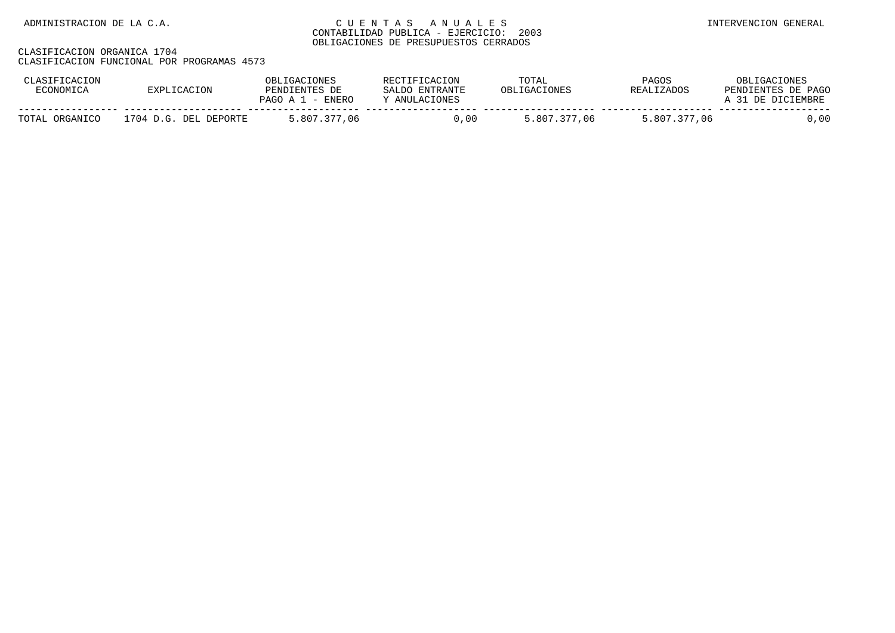ADMINISTRACION DE LA C.A.

C U E N T A S   A N U A L E S

CONTABILIDAD PUBLICA - EJERCICIO: 2003

OBLIGACIONES DE PRESUPUESTOS CERRADOS

INTERVENCION GENERAL

CLASIFICACION ORGANICA 1704

CLASIFICACION FUNCIONAL POR PROGRAMAS 4573

| CLASIFICACION ECONOMICA | EXPLICACION | OBLIGACIONES PENDIENTES DE PAGO A 1 - ENERO | RECTIFICACION SALDO ENTRANTE Y ANULACIONES | TOTAL OBLIGACIONES | PAGOS REALIZADOS | OBLIGACIONES PENDIENTES DE PAGO A 31 DE DICIEMBRE |
|---|---|---|---|---|---|---|
| TOTAL ORGANICO | 1704 D.G. DEL DEPORTE | 5.807.377,06 | 0,00 | 5.807.377,06 | 5.807.377,06 | 0,00 |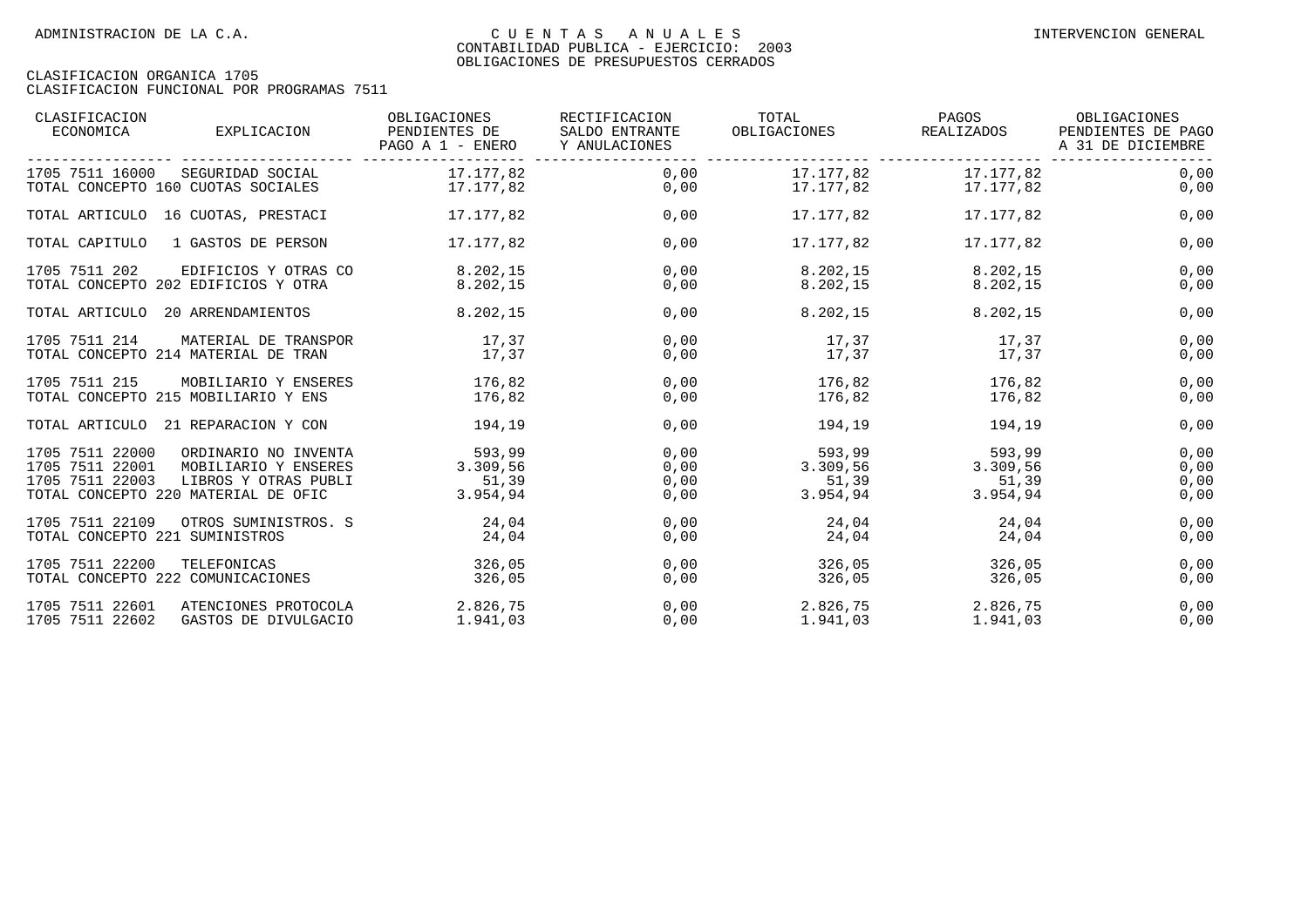ADMINISTRACION DE LA C.A.

CUENTAS ANUALES
CONTABILIDAD PUBLICA - EJERCICIO: 2003
OBLIGACIONES DE PRESUPUESTOS CERRADOS

INTERVENCION GENERAL

CLASIFICACION ORGANICA 1705
CLASIFICACION FUNCIONAL POR PROGRAMAS 7511

| CLASIFICACION ECONOMICA | EXPLICACION | OBLIGACIONES PENDIENTES DE PAGO A 1 - ENERO | RECTIFICACION SALDO ENTRANTE Y ANULACIONES | TOTAL OBLIGACIONES | PAGOS REALIZADOS | OBLIGACIONES PENDIENTES DE PAGO A 31 DE DICIEMBRE |
|---|---|---|---|---|---|---|
| 1705 7511 16000 | SEGURIDAD SOCIAL | 17.177,82 | 0,00 | 17.177,82 | 17.177,82 | 0,00 |
| TOTAL CONCEPTO 160 | CUOTAS SOCIALES | 17.177,82 | 0,00 | 17.177,82 | 17.177,82 | 0,00 |
| TOTAL ARTICULO 16 | CUOTAS, PRESTACI | 17.177,82 | 0,00 | 17.177,82 | 17.177,82 | 0,00 |
| TOTAL CAPITULO 1 | GASTOS DE PERSON | 17.177,82 | 0,00 | 17.177,82 | 17.177,82 | 0,00 |
| 1705 7511 202 | EDIFICIOS Y OTRAS CO | 8.202,15 | 0,00 | 8.202,15 | 8.202,15 | 0,00 |
| TOTAL CONCEPTO 202 | EDIFICIOS Y OTRA | 8.202,15 | 0,00 | 8.202,15 | 8.202,15 | 0,00 |
| TOTAL ARTICULO 20 | ARRENDAMIENTOS | 8.202,15 | 0,00 | 8.202,15 | 8.202,15 | 0,00 |
| 1705 7511 214 | MATERIAL DE TRANSPOR | 17,37 | 0,00 | 17,37 | 17,37 | 0,00 |
| TOTAL CONCEPTO 214 | MATERIAL DE TRAN | 17,37 | 0,00 | 17,37 | 17,37 | 0,00 |
| 1705 7511 215 | MOBILIARIO Y ENSERES | 176,82 | 0,00 | 176,82 | 176,82 | 0,00 |
| TOTAL CONCEPTO 215 | MOBILIARIO Y ENS | 176,82 | 0,00 | 176,82 | 176,82 | 0,00 |
| TOTAL ARTICULO 21 | REPARACION Y CON | 194,19 | 0,00 | 194,19 | 194,19 | 0,00 |
| 1705 7511 22000 | ORDINARIO NO INVENTA | 593,99 | 0,00 | 593,99 | 593,99 | 0,00 |
| 1705 7511 22001 | MOBILIARIO Y ENSERES | 3.309,56 | 0,00 | 3.309,56 | 3.309,56 | 0,00 |
| 1705 7511 22003 | LIBROS Y OTRAS PUBLI | 51,39 | 0,00 | 51,39 | 51,39 | 0,00 |
| TOTAL CONCEPTO 220 | MATERIAL DE OFIC | 3.954,94 | 0,00 | 3.954,94 | 3.954,94 | 0,00 |
| 1705 7511 22109 | OTROS SUMINISTROS. S | 24,04 | 0,00 | 24,04 | 24,04 | 0,00 |
| TOTAL CONCEPTO 221 | SUMINISTROS | 24,04 | 0,00 | 24,04 | 24,04 | 0,00 |
| 1705 7511 22200 | TELEFONICAS | 326,05 | 0,00 | 326,05 | 326,05 | 0,00 |
| TOTAL CONCEPTO 222 | COMUNICACIONES | 326,05 | 0,00 | 326,05 | 326,05 | 0,00 |
| 1705 7511 22601 | ATENCIONES PROTOCOLA | 2.826,75 | 0,00 | 2.826,75 | 2.826,75 | 0,00 |
| 1705 7511 22602 | GASTOS DE DIVULGACIO | 1.941,03 | 0,00 | 1.941,03 | 1.941,03 | 0,00 |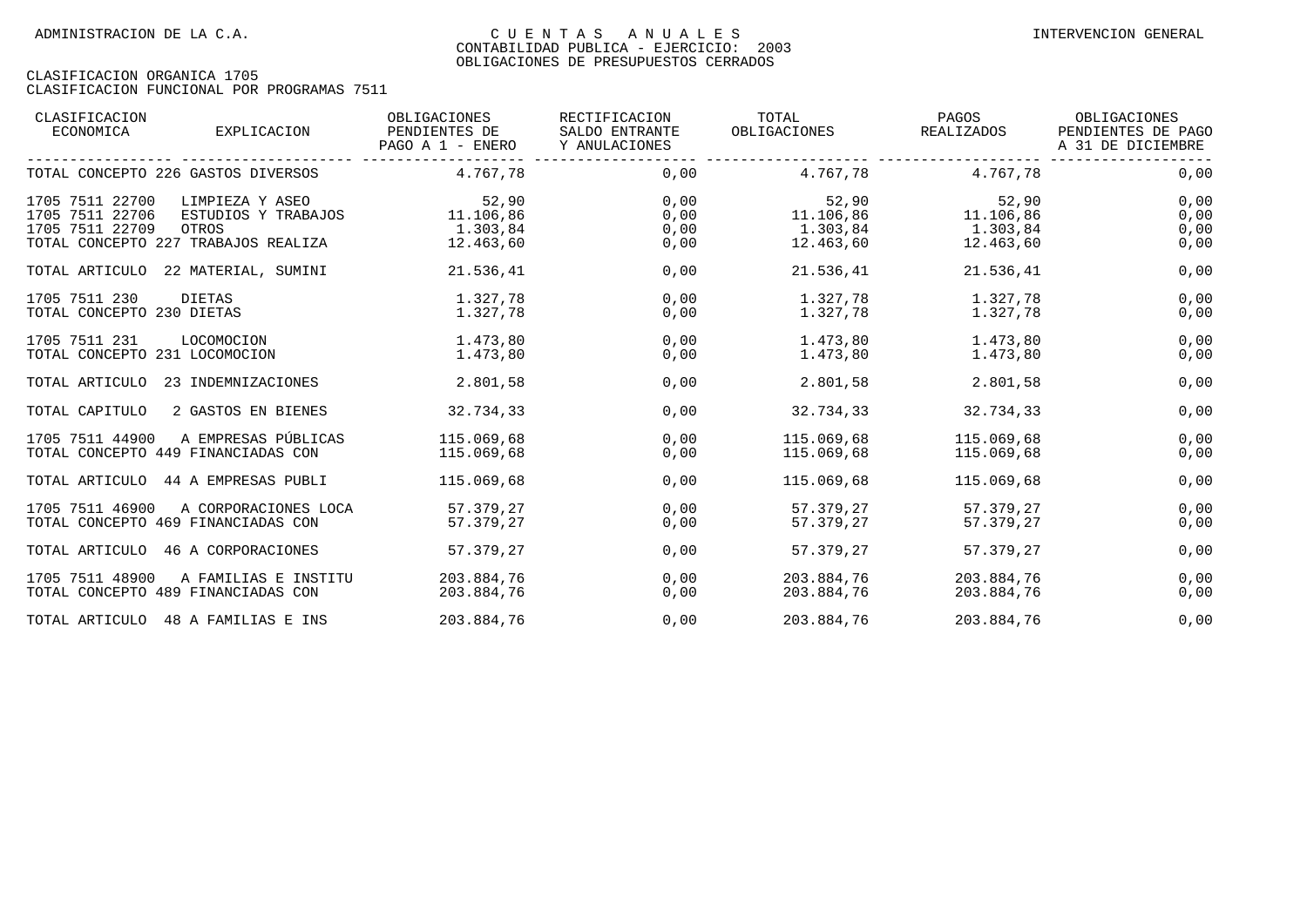ADMINISTRACION DE LA C.A.

CUENTAS ANUALES
CONTABILIDAD PUBLICA - EJERCICIO: 2003
OBLIGACIONES DE PRESUPUESTOS CERRADOS

INTERVENCION GENERAL

CLASIFICACION ORGANICA 1705
CLASIFICACION FUNCIONAL POR PROGRAMAS 7511

| CLASIFICACION ECONOMICA | EXPLICACION | OBLIGACIONES PENDIENTES DE PAGO A 1 - ENERO | RECTIFICACION SALDO ENTRANTE Y ANULACIONES | TOTAL OBLIGACIONES | PAGOS REALIZADOS | OBLIGACIONES PENDIENTES DE PAGO A 31 DE DICIEMBRE |
|---|---|---|---|---|---|---|
| TOTAL CONCEPTO 226 | GASTOS DIVERSOS | 4.767,78 | 0,00 | 4.767,78 | 4.767,78 | 0,00 |
| 1705 7511 22700 | LIMPIEZA Y ASEO | 52,90 | 0,00 | 52,90 | 52,90 | 0,00 |
| 1705 7511 22706 | ESTUDIOS Y TRABAJOS | 11.106,86 | 0,00 | 11.106,86 | 11.106,86 | 0,00 |
| 1705 7511 22709 | OTROS | 1.303,84 | 0,00 | 1.303,84 | 1.303,84 | 0,00 |
| TOTAL CONCEPTO 227 | TRABAJOS REALIZA | 12.463,60 | 0,00 | 12.463,60 | 12.463,60 | 0,00 |
| TOTAL ARTICULO | 22 MATERIAL, SUMINI | 21.536,41 | 0,00 | 21.536,41 | 21.536,41 | 0,00 |
| 1705 7511 230 | DIETAS | 1.327,78 | 0,00 | 1.327,78 | 1.327,78 | 0,00 |
| TOTAL CONCEPTO 230 | DIETAS | 1.327,78 | 0,00 | 1.327,78 | 1.327,78 | 0,00 |
| 1705 7511 231 | LOCOMOCION | 1.473,80 | 0,00 | 1.473,80 | 1.473,80 | 0,00 |
| TOTAL CONCEPTO 231 | LOCOMOCION | 1.473,80 | 0,00 | 1.473,80 | 1.473,80 | 0,00 |
| TOTAL ARTICULO | 23 INDEMNIZACIONES | 2.801,58 | 0,00 | 2.801,58 | 2.801,58 | 0,00 |
| TOTAL CAPITULO | 2 GASTOS EN BIENES | 32.734,33 | 0,00 | 32.734,33 | 32.734,33 | 0,00 |
| 1705 7511 44900 | A EMPRESAS PÚBLICAS | 115.069,68 | 0,00 | 115.069,68 | 115.069,68 | 0,00 |
| TOTAL CONCEPTO 449 | FINANCIADAS CON | 115.069,68 | 0,00 | 115.069,68 | 115.069,68 | 0,00 |
| TOTAL ARTICULO | 44 A EMPRESAS PUBLI | 115.069,68 | 0,00 | 115.069,68 | 115.069,68 | 0,00 |
| 1705 7511 46900 | A CORPORACIONES LOCA | 57.379,27 | 0,00 | 57.379,27 | 57.379,27 | 0,00 |
| TOTAL CONCEPTO 469 | FINANCIADAS CON | 57.379,27 | 0,00 | 57.379,27 | 57.379,27 | 0,00 |
| TOTAL ARTICULO | 46 A CORPORACIONES | 57.379,27 | 0,00 | 57.379,27 | 57.379,27 | 0,00 |
| 1705 7511 48900 | A FAMILIAS E INSTITU | 203.884,76 | 0,00 | 203.884,76 | 203.884,76 | 0,00 |
| TOTAL CONCEPTO 489 | FINANCIADAS CON | 203.884,76 | 0,00 | 203.884,76 | 203.884,76 | 0,00 |
| TOTAL ARTICULO | 48 A FAMILIAS E INS | 203.884,76 | 0,00 | 203.884,76 | 203.884,76 | 0,00 |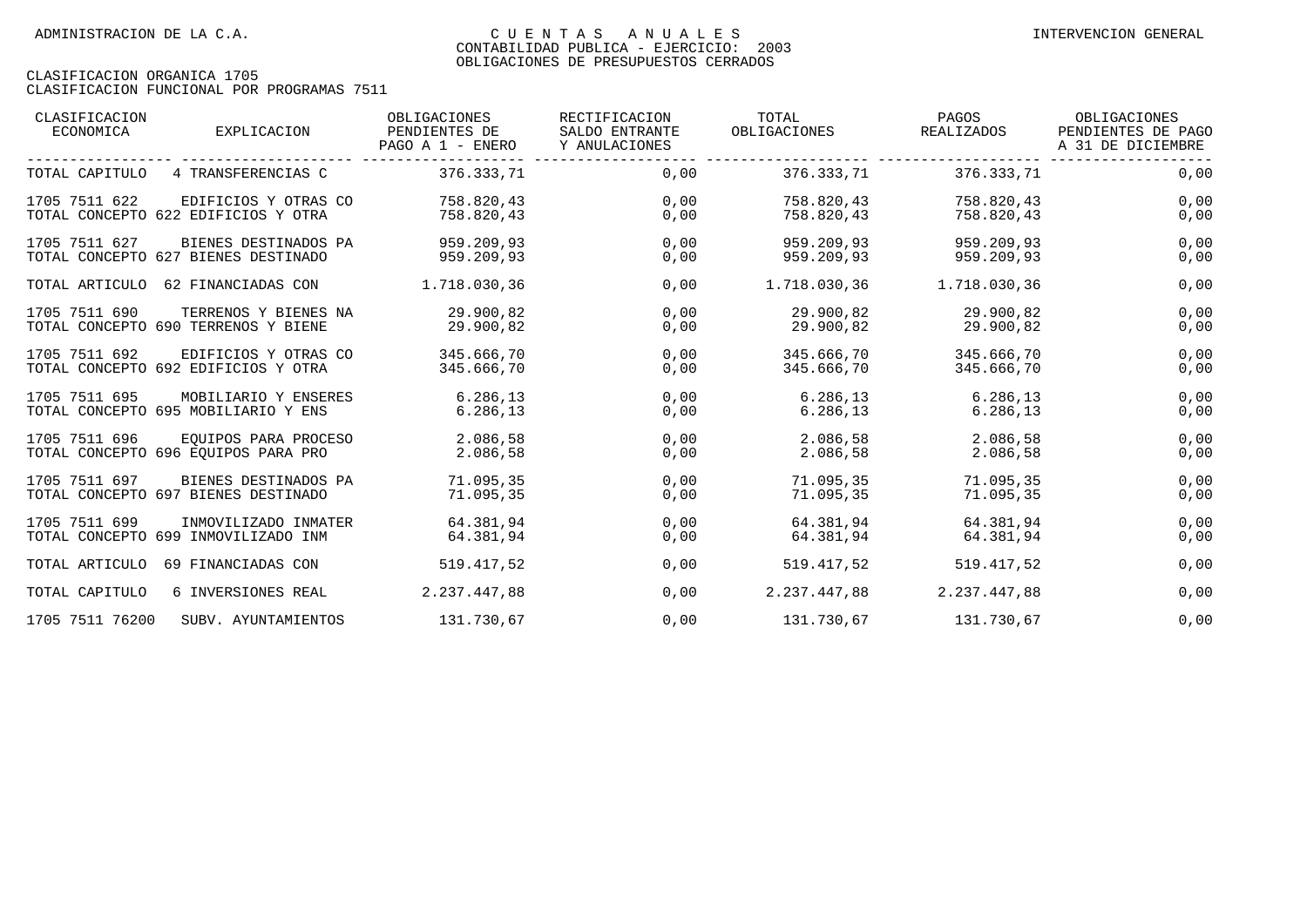ADMINISTRACION DE LA C.A. — CUENTAS ANUALES — INTERVENCION GENERAL

CONTABILIDAD PUBLICA - EJERCICIO: 2003

OBLIGACIONES DE PRESUPUESTOS CERRADOS

CLASIFICACION ORGANICA 1705

CLASIFICACION FUNCIONAL POR PROGRAMAS 7511

| CLASIFICACION ECONOMICA | EXPLICACION | OBLIGACIONES PENDIENTES DE PAGO A 1 - ENERO | RECTIFICACION SALDO ENTRANTE Y ANULACIONES | TOTAL OBLIGACIONES | PAGOS REALIZADOS | OBLIGACIONES PENDIENTES DE PAGO A 31 DE DICIEMBRE |
|---|---|---|---|---|---|---|
| TOTAL CAPITULO | 4 TRANSFERENCIAS C | 376.333,71 | 0,00 | 376.333,71 | 376.333,71 | 0,00 |
| 1705 7511 622 | EDIFICIOS Y OTRAS CO | 758.820,43 | 0,00 | 758.820,43 | 758.820,43 | 0,00 |
| TOTAL CONCEPTO 622 | EDIFICIOS Y OTRA | 758.820,43 | 0,00 | 758.820,43 | 758.820,43 | 0,00 |
| 1705 7511 627 | BIENES DESTINADOS PA | 959.209,93 | 0,00 | 959.209,93 | 959.209,93 | 0,00 |
| TOTAL CONCEPTO 627 | BIENES DESTINADO | 959.209,93 | 0,00 | 959.209,93 | 959.209,93 | 0,00 |
| TOTAL ARTICULO | 62 FINANCIADAS CON | 1.718.030,36 | 0,00 | 1.718.030,36 | 1.718.030,36 | 0,00 |
| 1705 7511 690 | TERRENOS Y BIENES NA | 29.900,82 | 0,00 | 29.900,82 | 29.900,82 | 0,00 |
| TOTAL CONCEPTO 690 | TERRENOS Y BIENE | 29.900,82 | 0,00 | 29.900,82 | 29.900,82 | 0,00 |
| 1705 7511 692 | EDIFICIOS Y OTRAS CO | 345.666,70 | 0,00 | 345.666,70 | 345.666,70 | 0,00 |
| TOTAL CONCEPTO 692 | EDIFICIOS Y OTRA | 345.666,70 | 0,00 | 345.666,70 | 345.666,70 | 0,00 |
| 1705 7511 695 | MOBILIARIO Y ENSERES | 6.286,13 | 0,00 | 6.286,13 | 6.286,13 | 0,00 |
| TOTAL CONCEPTO 695 | MOBILIARIO Y ENS | 6.286,13 | 0,00 | 6.286,13 | 6.286,13 | 0,00 |
| 1705 7511 696 | EQUIPOS PARA PROCESO | 2.086,58 | 0,00 | 2.086,58 | 2.086,58 | 0,00 |
| TOTAL CONCEPTO 696 | EQUIPOS PARA PRO | 2.086,58 | 0,00 | 2.086,58 | 2.086,58 | 0,00 |
| 1705 7511 697 | BIENES DESTINADOS PA | 71.095,35 | 0,00 | 71.095,35 | 71.095,35 | 0,00 |
| TOTAL CONCEPTO 697 | BIENES DESTINADO | 71.095,35 | 0,00 | 71.095,35 | 71.095,35 | 0,00 |
| 1705 7511 699 | INMOVILIZADO INMATER | 64.381,94 | 0,00 | 64.381,94 | 64.381,94 | 0,00 |
| TOTAL CONCEPTO 699 | INMOVILIZADO INM | 64.381,94 | 0,00 | 64.381,94 | 64.381,94 | 0,00 |
| TOTAL ARTICULO | 69 FINANCIADAS CON | 519.417,52 | 0,00 | 519.417,52 | 519.417,52 | 0,00 |
| TOTAL CAPITULO | 6 INVERSIONES REAL | 2.237.447,88 | 0,00 | 2.237.447,88 | 2.237.447,88 | 0,00 |
| 1705 7511 76200 | SUBV. AYUNTAMIENTOS | 131.730,67 | 0,00 | 131.730,67 | 131.730,67 | 0,00 |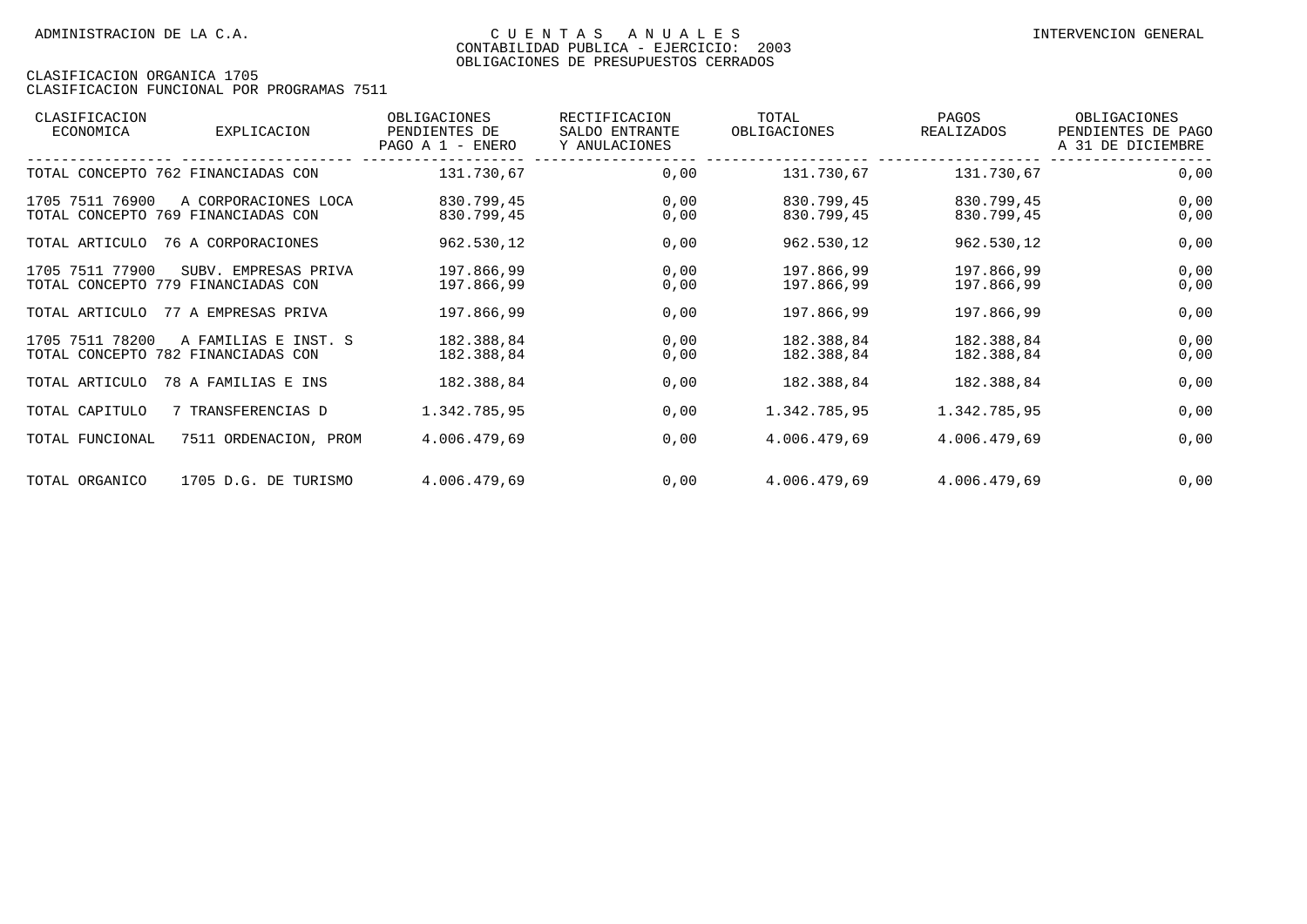ADMINISTRACION DE LA C.A.

CUENTAS ANUALES
CONTABILIDAD PUBLICA - EJERCICIO: 2003
OBLIGACIONES DE PRESUPUESTOS CERRADOS

INTERVENCION GENERAL

CLASIFICACION ORGANICA 1705
CLASIFICACION FUNCIONAL POR PROGRAMAS 7511

| CLASIFICACION ECONOMICA | EXPLICACION | OBLIGACIONES PENDIENTES DE PAGO A 1 - ENERO | RECTIFICACION SALDO ENTRANTE Y ANULACIONES | TOTAL OBLIGACIONES | PAGOS REALIZADOS | OBLIGACIONES PENDIENTES DE PAGO A 31 DE DICIEMBRE |
|---|---|---|---|---|---|---|
| TOTAL CONCEPTO 762 | FINANCIADAS CON | 131.730,67 | 0,00 | 131.730,67 | 131.730,67 | 0,00 |
| 1705 7511 76900 | A CORPORACIONES LOCA | 830.799,45 | 0,00 | 830.799,45 | 830.799,45 | 0,00 |
| TOTAL CONCEPTO 769 | FINANCIADAS CON | 830.799,45 | 0,00 | 830.799,45 | 830.799,45 | 0,00 |
| TOTAL ARTICULO | 76 A CORPORACIONES | 962.530,12 | 0,00 | 962.530,12 | 962.530,12 | 0,00 |
| 1705 7511 77900 | SUBV. EMPRESAS PRIVA | 197.866,99 | 0,00 | 197.866,99 | 197.866,99 | 0,00 |
| TOTAL CONCEPTO 779 | FINANCIADAS CON | 197.866,99 | 0,00 | 197.866,99 | 197.866,99 | 0,00 |
| TOTAL ARTICULO | 77 A EMPRESAS PRIVA | 197.866,99 | 0,00 | 197.866,99 | 197.866,99 | 0,00 |
| 1705 7511 78200 | A FAMILIAS E INST. S | 182.388,84 | 0,00 | 182.388,84 | 182.388,84 | 0,00 |
| TOTAL CONCEPTO 782 | FINANCIADAS CON | 182.388,84 | 0,00 | 182.388,84 | 182.388,84 | 0,00 |
| TOTAL ARTICULO | 78 A FAMILIAS E INS | 182.388,84 | 0,00 | 182.388,84 | 182.388,84 | 0,00 |
| TOTAL CAPITULO | 7 TRANSFERENCIAS D | 1.342.785,95 | 0,00 | 1.342.785,95 | 1.342.785,95 | 0,00 |
| TOTAL FUNCIONAL | 7511 ORDENACION, PROM | 4.006.479,69 | 0,00 | 4.006.479,69 | 4.006.479,69 | 0,00 |
| TOTAL ORGANICO | 1705 D.G. DE TURISMO | 4.006.479,69 | 0,00 | 4.006.479,69 | 4.006.479,69 | 0,00 |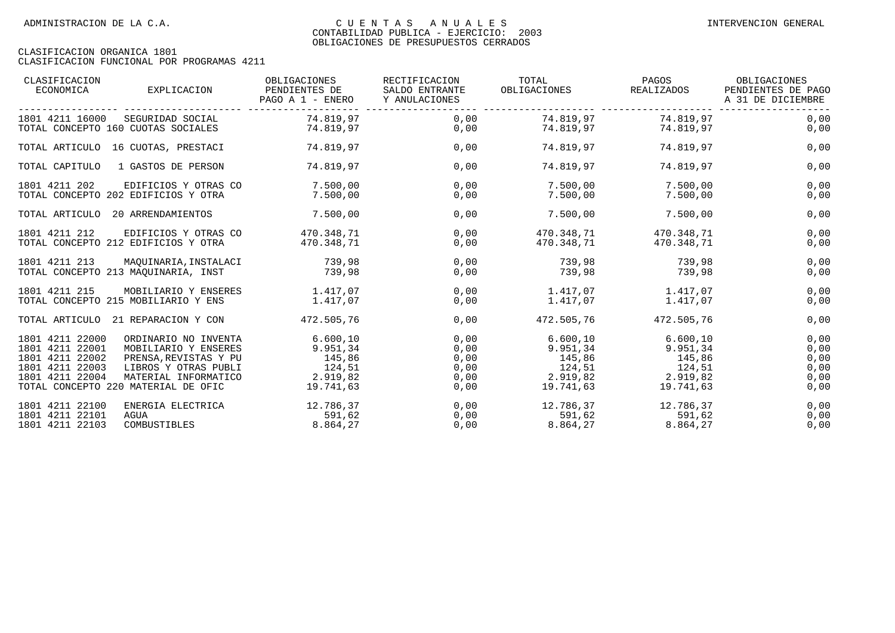ADMINISTRACION DE LA C.A.

# CUENTAS ANUALES

CONTABILIDAD PUBLICA - EJERCICIO: 2003

OBLIGACIONES DE PRESUPUESTOS CERRADOS

INTERVENCION GENERAL

CLASIFICACION ORGANICA 1801

CLASIFICACION FUNCIONAL POR PROGRAMAS 4211

| CLASIFICACION ECONOMICA | EXPLICACION | OBLIGACIONES PENDIENTES DE PAGO A 1 - ENERO | RECTIFICACION SALDO ENTRANTE Y ANULACIONES | TOTAL OBLIGACIONES | PAGOS REALIZADOS | OBLIGACIONES PENDIENTES DE PAGO A 31 DE DICIEMBRE |
|---|---|---|---|---|---|---|
| 1801 4211 16000 | SEGURIDAD SOCIAL | 74.819,97 | 0,00 | 74.819,97 | 74.819,97 | 0,00 |
| TOTAL CONCEPTO 160 | CUOTAS SOCIALES | 74.819,97 | 0,00 | 74.819,97 | 74.819,97 | 0,00 |
| TOTAL ARTICULO | 16 CUOTAS, PRESTACI | 74.819,97 | 0,00 | 74.819,97 | 74.819,97 | 0,00 |
| TOTAL CAPITULO | 1 GASTOS DE PERSON | 74.819,97 | 0,00 | 74.819,97 | 74.819,97 | 0,00 |
| 1801 4211 202 | EDIFICIOS Y OTRAS CO | 7.500,00 | 0,00 | 7.500,00 | 7.500,00 | 0,00 |
| TOTAL CONCEPTO 202 | EDIFICIOS Y OTRA | 7.500,00 | 0,00 | 7.500,00 | 7.500,00 | 0,00 |
| TOTAL ARTICULO | 20 ARRENDAMIENTOS | 7.500,00 | 0,00 | 7.500,00 | 7.500,00 | 0,00 |
| 1801 4211 212 | EDIFICIOS Y OTRAS CO | 470.348,71 | 0,00 | 470.348,71 | 470.348,71 | 0,00 |
| TOTAL CONCEPTO 212 | EDIFICIOS Y OTRA | 470.348,71 | 0,00 | 470.348,71 | 470.348,71 | 0,00 |
| 1801 4211 213 | MAQUINARIA,INSTALACI | 739,98 | 0,00 | 739,98 | 739,98 | 0,00 |
| TOTAL CONCEPTO 213 | MAQUINARIA, INST | 739,98 | 0,00 | 739,98 | 739,98 | 0,00 |
| 1801 4211 215 | MOBILIARIO Y ENSERES | 1.417,07 | 0,00 | 1.417,07 | 1.417,07 | 0,00 |
| TOTAL CONCEPTO 215 | MOBILIARIO Y ENS | 1.417,07 | 0,00 | 1.417,07 | 1.417,07 | 0,00 |
| TOTAL ARTICULO | 21 REPARACION Y CON | 472.505,76 | 0,00 | 472.505,76 | 472.505,76 | 0,00 |
| 1801 4211 22000 | ORDINARIO NO INVENTA | 6.600,10 | 0,00 | 6.600,10 | 6.600,10 | 0,00 |
| 1801 4211 22001 | MOBILIARIO Y ENSERES | 9.951,34 | 0,00 | 9.951,34 | 9.951,34 | 0,00 |
| 1801 4211 22002 | PRENSA,REVISTAS Y PU | 145,86 | 0,00 | 145,86 | 145,86 | 0,00 |
| 1801 4211 22003 | LIBROS Y OTRAS PUBLI | 124,51 | 0,00 | 124,51 | 124,51 | 0,00 |
| 1801 4211 22004 | MATERIAL INFORMATICO | 2.919,82 | 0,00 | 2.919,82 | 2.919,82 | 0,00 |
| TOTAL CONCEPTO 220 | MATERIAL DE OFIC | 19.741,63 | 0,00 | 19.741,63 | 19.741,63 | 0,00 |
| 1801 4211 22100 | ENERGIA ELECTRICA | 12.786,37 | 0,00 | 12.786,37 | 12.786,37 | 0,00 |
| 1801 4211 22101 | AGUA | 591,62 | 0,00 | 591,62 | 591,62 | 0,00 |
| 1801 4211 22103 | COMBUSTIBLES | 8.864,27 | 0,00 | 8.864,27 | 8.864,27 | 0,00 |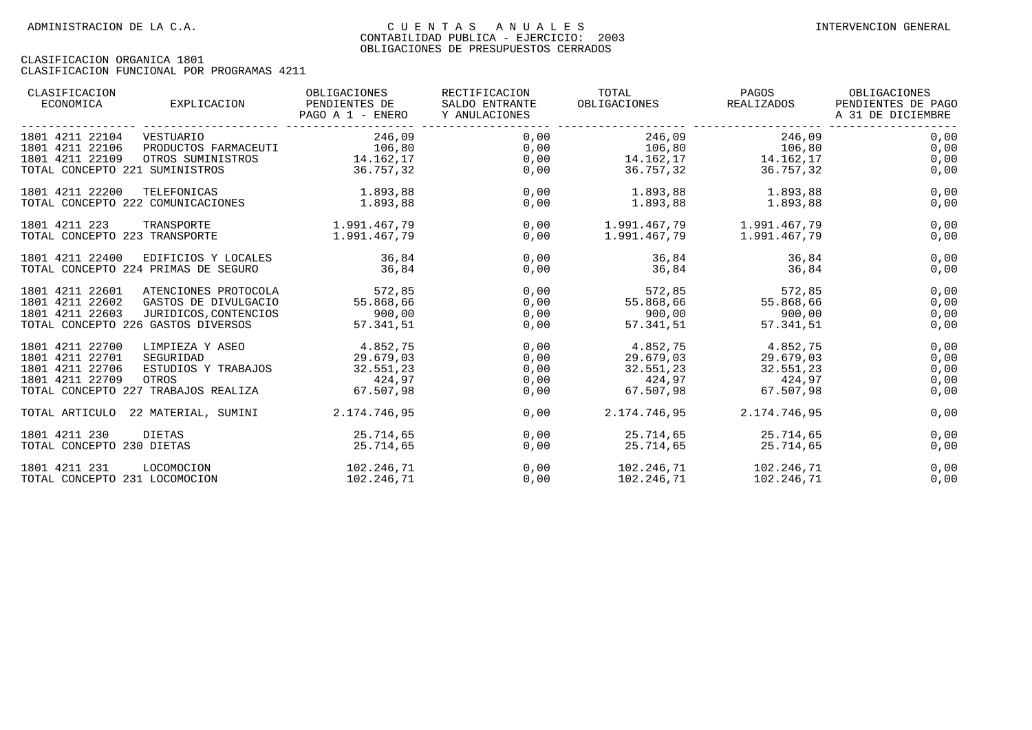ADMINISTRACION DE LA C.A.

# CUENTAS ANUALES

CONTABILIDAD PUBLICA - EJERCICIO: 2003

OBLIGACIONES DE PRESUPUESTOS CERRADOS

INTERVENCION GENERAL

CLASIFICACION ORGANICA 1801

CLASIFICACION FUNCIONAL POR PROGRAMAS 4211

| CLASIFICACION ECONOMICA | EXPLICACION | OBLIGACIONES PENDIENTES DE PAGO A 1 - ENERO | RECTIFICACION SALDO ENTRANTE Y ANULACIONES | TOTAL OBLIGACIONES | PAGOS REALIZADOS | OBLIGACIONES PENDIENTES DE PAGO A 31 DE DICIEMBRE |
|---|---|---|---|---|---|---|
| 1801 4211 22104 | VESTUARIO | 246,09 | 0,00 | 246,09 | 246,09 | 0,00 |
| 1801 4211 22106 | PRODUCTOS FARMACEUTI | 106,80 | 0,00 | 106,80 | 106,80 | 0,00 |
| 1801 4211 22109 | OTROS SUMINISTROS | 14.162,17 | 0,00 | 14.162,17 | 14.162,17 | 0,00 |
| TOTAL CONCEPTO 221 SUMINISTROS | | 36.757,32 | 0,00 | 36.757,32 | 36.757,32 | 0,00 |
| 1801 4211 22200 | TELEFONICAS | 1.893,88 | 0,00 | 1.893,88 | 1.893,88 | 0,00 |
| TOTAL CONCEPTO 222 COMUNICACIONES | | 1.893,88 | 0,00 | 1.893,88 | 1.893,88 | 0,00 |
| 1801 4211 223 | TRANSPORTE | 1.991.467,79 | 0,00 | 1.991.467,79 | 1.991.467,79 | 0,00 |
| TOTAL CONCEPTO 223 TRANSPORTE | | 1.991.467,79 | 0,00 | 1.991.467,79 | 1.991.467,79 | 0,00 |
| 1801 4211 22400 | EDIFICIOS Y LOCALES | 36,84 | 0,00 | 36,84 | 36,84 | 0,00 |
| TOTAL CONCEPTO 224 PRIMAS DE SEGURO | | 36,84 | 0,00 | 36,84 | 36,84 | 0,00 |
| 1801 4211 22601 | ATENCIONES PROTOCOLA | 572,85 | 0,00 | 572,85 | 572,85 | 0,00 |
| 1801 4211 22602 | GASTOS DE DIVULGACIO | 55.868,66 | 0,00 | 55.868,66 | 55.868,66 | 0,00 |
| 1801 4211 22603 | JURIDICOS,CONTENCIOS | 900,00 | 0,00 | 900,00 | 900,00 | 0,00 |
| TOTAL CONCEPTO 226 GASTOS DIVERSOS | | 57.341,51 | 0,00 | 57.341,51 | 57.341,51 | 0,00 |
| 1801 4211 22700 | LIMPIEZA Y ASEO | 4.852,75 | 0,00 | 4.852,75 | 4.852,75 | 0,00 |
| 1801 4211 22701 | SEGURIDAD | 29.679,03 | 0,00 | 29.679,03 | 29.679,03 | 0,00 |
| 1801 4211 22706 | ESTUDIOS Y TRABAJOS | 32.551,23 | 0,00 | 32.551,23 | 32.551,23 | 0,00 |
| 1801 4211 22709 | OTROS | 424,97 | 0,00 | 424,97 | 424,97 | 0,00 |
| TOTAL CONCEPTO 227 TRABAJOS REALIZA | | 67.507,98 | 0,00 | 67.507,98 | 67.507,98 | 0,00 |
| TOTAL ARTICULO 22 MATERIAL, SUMINI | | 2.174.746,95 | 0,00 | 2.174.746,95 | 2.174.746,95 | 0,00 |
| 1801 4211 230 | DIETAS | 25.714,65 | 0,00 | 25.714,65 | 25.714,65 | 0,00 |
| TOTAL CONCEPTO 230 DIETAS | | 25.714,65 | 0,00 | 25.714,65 | 25.714,65 | 0,00 |
| 1801 4211 231 | LOCOMOCION | 102.246,71 | 0,00 | 102.246,71 | 102.246,71 | 0,00 |
| TOTAL CONCEPTO 231 LOCOMOCION | | 102.246,71 | 0,00 | 102.246,71 | 102.246,71 | 0,00 |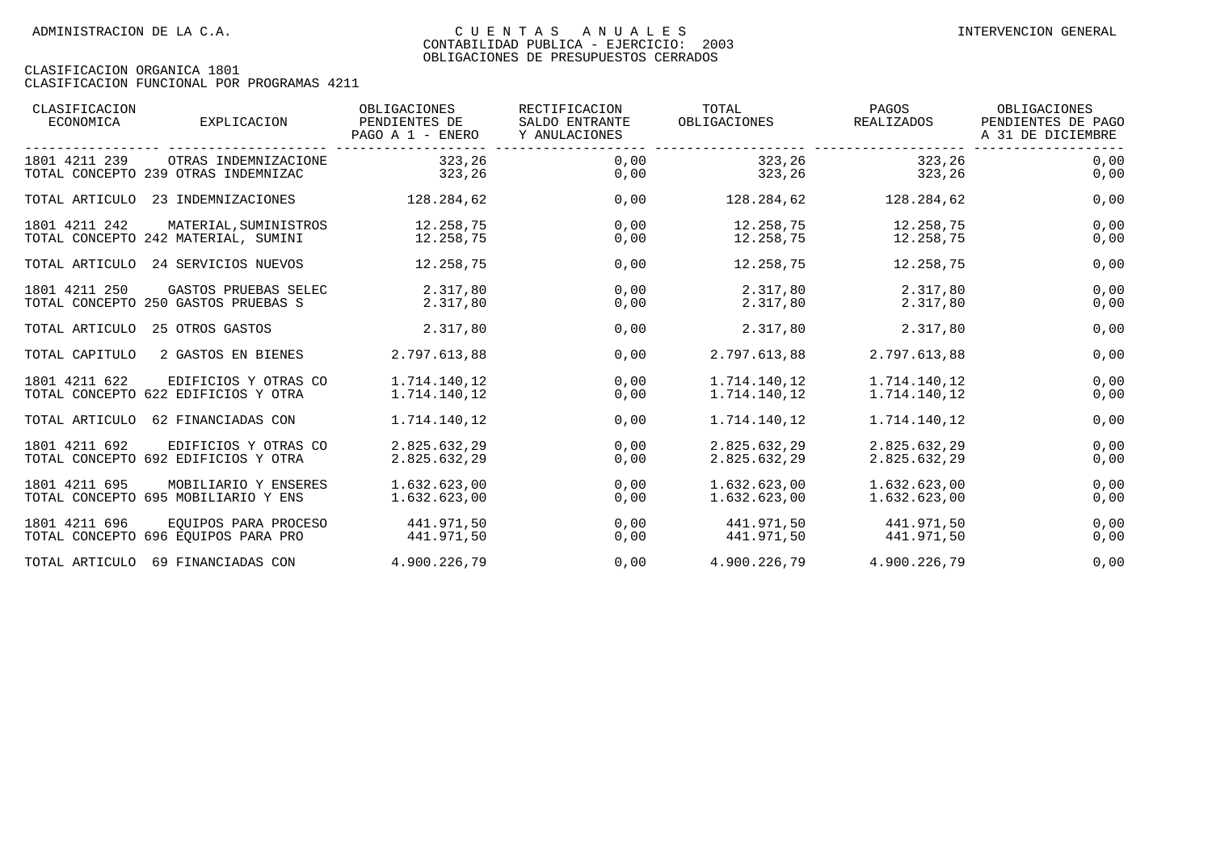ADMINISTRACION DE LA C.A.

CUENTAS ANUALES
CONTABILIDAD PUBLICA - EJERCICIO: 2003
OBLIGACIONES DE PRESUPUESTOS CERRADOS

INTERVENCION GENERAL

CLASIFICACION ORGANICA 1801
CLASIFICACION FUNCIONAL POR PROGRAMAS 4211

| CLASIFICACION ECONOMICA | EXPLICACION | OBLIGACIONES PENDIENTES DE PAGO A 1 - ENERO | RECTIFICACION SALDO ENTRANTE Y ANULACIONES | TOTAL OBLIGACIONES | PAGOS REALIZADOS | OBLIGACIONES PENDIENTES DE PAGO A 31 DE DICIEMBRE |
|---|---|---|---|---|---|---|
| 1801 4211 239 | OTRAS INDEMNIZACIONE | 323,26 | 0,00 | 323,26 | 323,26 | 0,00 |
| TOTAL CONCEPTO 239 | OTRAS INDEMNIZAC | 323,26 | 0,00 | 323,26 | 323,26 | 0,00 |
| TOTAL ARTICULO | 23 INDEMNIZACIONES | 128.284,62 | 0,00 | 128.284,62 | 128.284,62 | 0,00 |
| 1801 4211 242 | MATERIAL,SUMINISTROS | 12.258,75 | 0,00 | 12.258,75 | 12.258,75 | 0,00 |
| TOTAL CONCEPTO 242 | MATERIAL, SUMINI | 12.258,75 | 0,00 | 12.258,75 | 12.258,75 | 0,00 |
| TOTAL ARTICULO | 24 SERVICIOS NUEVOS | 12.258,75 | 0,00 | 12.258,75 | 12.258,75 | 0,00 |
| 1801 4211 250 | GASTOS PRUEBAS SELEC | 2.317,80 | 0,00 | 2.317,80 | 2.317,80 | 0,00 |
| TOTAL CONCEPTO 250 | GASTOS PRUEBAS S | 2.317,80 | 0,00 | 2.317,80 | 2.317,80 | 0,00 |
| TOTAL ARTICULO | 25 OTROS GASTOS | 2.317,80 | 0,00 | 2.317,80 | 2.317,80 | 0,00 |
| TOTAL CAPITULO | 2 GASTOS EN BIENES | 2.797.613,88 | 0,00 | 2.797.613,88 | 2.797.613,88 | 0,00 |
| 1801 4211 622 | EDIFICIOS Y OTRAS CO | 1.714.140,12 | 0,00 | 1.714.140,12 | 1.714.140,12 | 0,00 |
| TOTAL CONCEPTO 622 | EDIFICIOS Y OTRA | 1.714.140,12 | 0,00 | 1.714.140,12 | 1.714.140,12 | 0,00 |
| TOTAL ARTICULO | 62 FINANCIADAS CON | 1.714.140,12 | 0,00 | 1.714.140,12 | 1.714.140,12 | 0,00 |
| 1801 4211 692 | EDIFICIOS Y OTRAS CO | 2.825.632,29 | 0,00 | 2.825.632,29 | 2.825.632,29 | 0,00 |
| TOTAL CONCEPTO 692 | EDIFICIOS Y OTRA | 2.825.632,29 | 0,00 | 2.825.632,29 | 2.825.632,29 | 0,00 |
| 1801 4211 695 | MOBILIARIO Y ENSERES | 1.632.623,00 | 0,00 | 1.632.623,00 | 1.632.623,00 | 0,00 |
| TOTAL CONCEPTO 695 | MOBILIARIO Y ENS | 1.632.623,00 | 0,00 | 1.632.623,00 | 1.632.623,00 | 0,00 |
| 1801 4211 696 | EQUIPOS PARA PROCESO | 441.971,50 | 0,00 | 441.971,50 | 441.971,50 | 0,00 |
| TOTAL CONCEPTO 696 | EQUIPOS PARA PRO | 441.971,50 | 0,00 | 441.971,50 | 441.971,50 | 0,00 |
| TOTAL ARTICULO | 69 FINANCIADAS CON | 4.900.226,79 | 0,00 | 4.900.226,79 | 4.900.226,79 | 0,00 |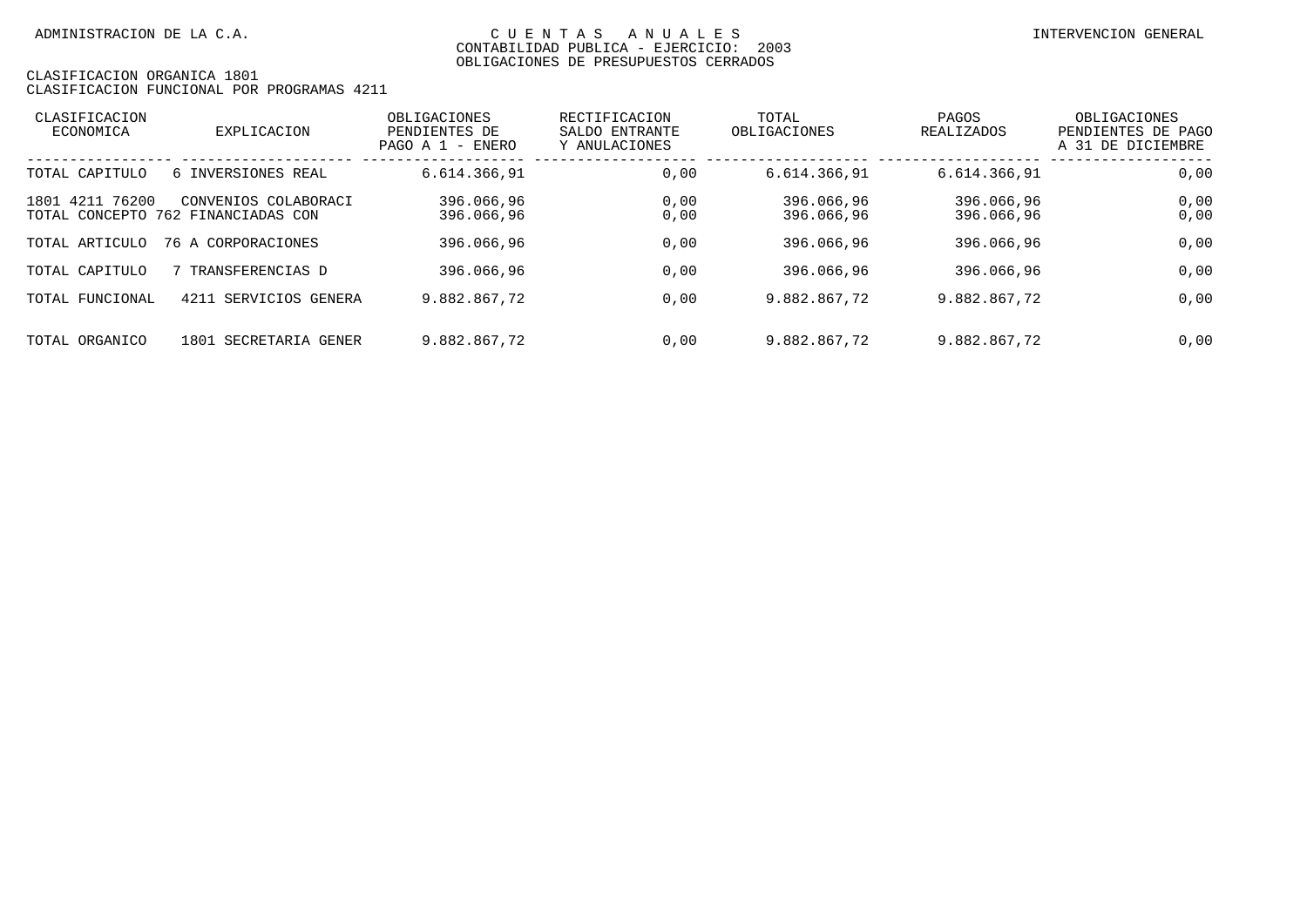ADMINISTRACION DE LA C.A.

CUENTAS ANUALES
CONTABILIDAD PUBLICA - EJERCICIO: 2003
OBLIGACIONES DE PRESUPUESTOS CERRADOS

INTERVENCION GENERAL

CLASIFICACION ORGANICA 1801
CLASIFICACION FUNCIONAL POR PROGRAMAS 4211

| CLASIFICACION ECONOMICA | EXPLICACION | OBLIGACIONES PENDIENTES DE PAGO A 1 - ENERO | RECTIFICACION SALDO ENTRANTE Y ANULACIONES | TOTAL OBLIGACIONES | PAGOS REALIZADOS | OBLIGACIONES PENDIENTES DE PAGO A 31 DE DICIEMBRE |
|---|---|---|---|---|---|---|
| TOTAL CAPITULO | 6 INVERSIONES REAL | 6.614.366,91 | 0,00 | 6.614.366,91 | 6.614.366,91 | 0,00 |
| 1801 4211 76200 | CONVENIOS COLABORACI | 396.066,96 | 0,00 | 396.066,96 | 396.066,96 | 0,00 |
| TOTAL CONCEPTO 762 | FINANCIADAS CON | 396.066,96 | 0,00 | 396.066,96 | 396.066,96 | 0,00 |
| TOTAL ARTICULO | 76 A CORPORACIONES | 396.066,96 | 0,00 | 396.066,96 | 396.066,96 | 0,00 |
| TOTAL CAPITULO | 7 TRANSFERENCIAS D | 396.066,96 | 0,00 | 396.066,96 | 396.066,96 | 0,00 |
| TOTAL FUNCIONAL | 4211 SERVICIOS GENERA | 9.882.867,72 | 0,00 | 9.882.867,72 | 9.882.867,72 | 0,00 |
| TOTAL ORGANICO | 1801 SECRETARIA GENER | 9.882.867,72 | 0,00 | 9.882.867,72 | 9.882.867,72 | 0,00 |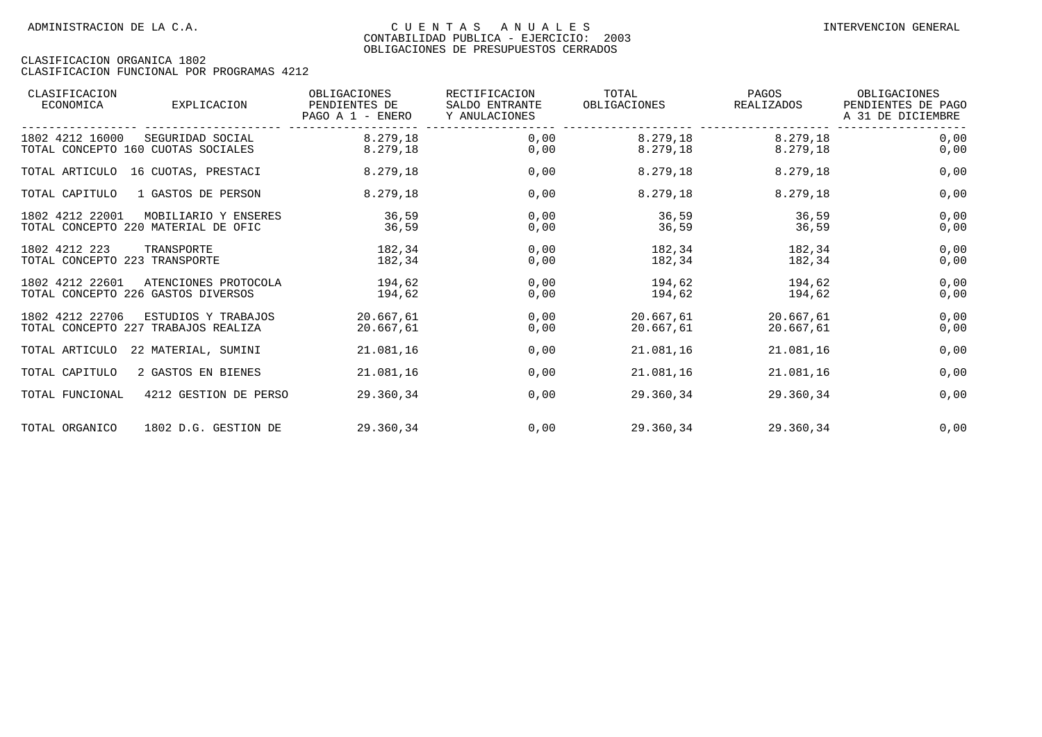ADMINISTRACION DE LA C.A.

# CUENTAS ANUALES

INTERVENCION GENERAL

CONTABILIDAD PUBLICA - EJERCICIO: 2003

OBLIGACIONES DE PRESUPUESTOS CERRADOS

CLASIFICACION ORGANICA 1802

CLASIFICACION FUNCIONAL POR PROGRAMAS 4212

| CLASIFICACION ECONOMICA | EXPLICACION | OBLIGACIONES PENDIENTES DE PAGO A 1 - ENERO | RECTIFICACION SALDO ENTRANTE Y ANULACIONES | TOTAL OBLIGACIONES | PAGOS REALIZADOS | OBLIGACIONES PENDIENTES DE PAGO A 31 DE DICIEMBRE |
|---|---|---|---|---|---|---|
| 1802 4212 16000 | SEGURIDAD SOCIAL | 8.279,18 | 0,00 | 8.279,18 | 8.279,18 | 0,00 |
| TOTAL CONCEPTO 160 | CUOTAS SOCIALES | 8.279,18 | 0,00 | 8.279,18 | 8.279,18 | 0,00 |
| TOTAL ARTICULO | 16 CUOTAS, PRESTACI | 8.279,18 | 0,00 | 8.279,18 | 8.279,18 | 0,00 |
| TOTAL CAPITULO | 1 GASTOS DE PERSON | 8.279,18 | 0,00 | 8.279,18 | 8.279,18 | 0,00 |
| 1802 4212 22001 | MOBILIARIO Y ENSERES | 36,59 | 0,00 | 36,59 | 36,59 | 0,00 |
| TOTAL CONCEPTO 220 | MATERIAL DE OFIC | 36,59 | 0,00 | 36,59 | 36,59 | 0,00 |
| 1802 4212 223 | TRANSPORTE | 182,34 | 0,00 | 182,34 | 182,34 | 0,00 |
| TOTAL CONCEPTO 223 | TRANSPORTE | 182,34 | 0,00 | 182,34 | 182,34 | 0,00 |
| 1802 4212 22601 | ATENCIONES PROTOCOLA | 194,62 | 0,00 | 194,62 | 194,62 | 0,00 |
| TOTAL CONCEPTO 226 | GASTOS DIVERSOS | 194,62 | 0,00 | 194,62 | 194,62 | 0,00 |
| 1802 4212 22706 | ESTUDIOS Y TRABAJOS | 20.667,61 | 0,00 | 20.667,61 | 20.667,61 | 0,00 |
| TOTAL CONCEPTO 227 | TRABAJOS REALIZA | 20.667,61 | 0,00 | 20.667,61 | 20.667,61 | 0,00 |
| TOTAL ARTICULO | 22 MATERIAL, SUMINI | 21.081,16 | 0,00 | 21.081,16 | 21.081,16 | 0,00 |
| TOTAL CAPITULO | 2 GASTOS EN BIENES | 21.081,16 | 0,00 | 21.081,16 | 21.081,16 | 0,00 |
| TOTAL FUNCIONAL | 4212 GESTION DE PERSO | 29.360,34 | 0,00 | 29.360,34 | 29.360,34 | 0,00 |
| TOTAL ORGANICO | 1802 D.G. GESTION DE | 29.360,34 | 0,00 | 29.360,34 | 29.360,34 | 0,00 |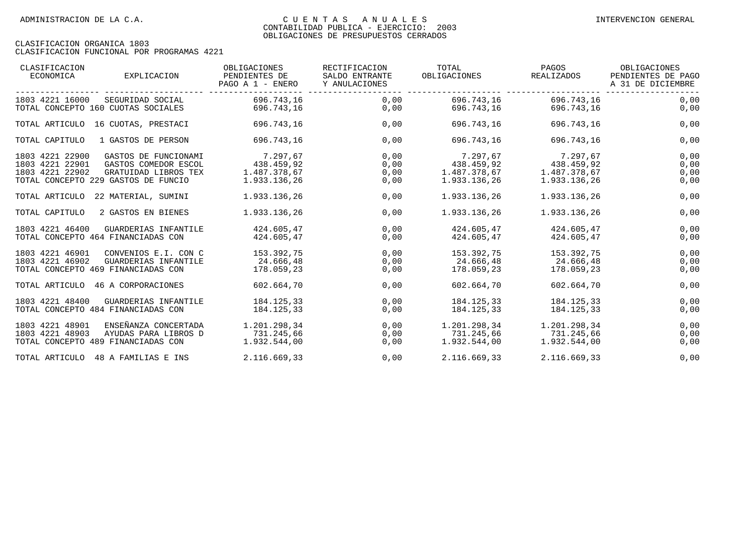ADMINISTRACION DE LA C.A.

CUENTAS ANUALES
CONTABILIDAD PUBLICA - EJERCICIO: 2003
OBLIGACIONES DE PRESUPUESTOS CERRADOS

INTERVENCION GENERAL

CLASIFICACION ORGANICA 1803
CLASIFICACION FUNCIONAL POR PROGRAMAS 4221

| CLASIFICACION ECONOMICA | EXPLICACION | OBLIGACIONES PENDIENTES DE PAGO A 1 - ENERO | RECTIFICACION SALDO ENTRANTE Y ANULACIONES | TOTAL OBLIGACIONES | PAGOS REALIZADOS | OBLIGACIONES PENDIENTES DE PAGO A 31 DE DICIEMBRE |
|---|---|---|---|---|---|---|
| 1803 4221 16000 | SEGURIDAD SOCIAL | 696.743,16 | 0,00 | 696.743,16 | 696.743,16 | 0,00 |
| TOTAL CONCEPTO 160 | CUOTAS SOCIALES | 696.743,16 | 0,00 | 696.743,16 | 696.743,16 | 0,00 |
| TOTAL ARTICULO | 16 CUOTAS, PRESTACI | 696.743,16 | 0,00 | 696.743,16 | 696.743,16 | 0,00 |
| TOTAL CAPITULO | 1 GASTOS DE PERSON | 696.743,16 | 0,00 | 696.743,16 | 696.743,16 | 0,00 |
| 1803 4221 22900 | GASTOS DE FUNCIONAMI | 7.297,67 | 0,00 | 7.297,67 | 7.297,67 | 0,00 |
| 1803 4221 22901 | GASTOS COMEDOR ESCOL | 438.459,92 | 0,00 | 438.459,92 | 438.459,92 | 0,00 |
| 1803 4221 22902 | GRATUIDAD LIBROS TEX | 1.487.378,67 | 0,00 | 1.487.378,67 | 1.487.378,67 | 0,00 |
| TOTAL CONCEPTO 229 | GASTOS DE FUNCIO | 1.933.136,26 | 0,00 | 1.933.136,26 | 1.933.136,26 | 0,00 |
| TOTAL ARTICULO | 22 MATERIAL, SUMINI | 1.933.136,26 | 0,00 | 1.933.136,26 | 1.933.136,26 | 0,00 |
| TOTAL CAPITULO | 2 GASTOS EN BIENES | 1.933.136,26 | 0,00 | 1.933.136,26 | 1.933.136,26 | 0,00 |
| 1803 4221 46400 | GUARDERIAS INFANTILE | 424.605,47 | 0,00 | 424.605,47 | 424.605,47 | 0,00 |
| TOTAL CONCEPTO 464 | FINANCIADAS CON | 424.605,47 | 0,00 | 424.605,47 | 424.605,47 | 0,00 |
| 1803 4221 46901 | CONVENIOS E.I. CON C | 153.392,75 | 0,00 | 153.392,75 | 153.392,75 | 0,00 |
| 1803 4221 46902 | GUARDERIAS INFANTILE | 24.666,48 | 0,00 | 24.666,48 | 24.666,48 | 0,00 |
| TOTAL CONCEPTO 469 | FINANCIADAS CON | 178.059,23 | 0,00 | 178.059,23 | 178.059,23 | 0,00 |
| TOTAL ARTICULO | 46 A CORPORACIONES | 602.664,70 | 0,00 | 602.664,70 | 602.664,70 | 0,00 |
| 1803 4221 48400 | GUARDERIAS INFANTILE | 184.125,33 | 0,00 | 184.125,33 | 184.125,33 | 0,00 |
| TOTAL CONCEPTO 484 | FINANCIADAS CON | 184.125,33 | 0,00 | 184.125,33 | 184.125,33 | 0,00 |
| 1803 4221 48901 | ENSEÑANZA CONCERTADA | 1.201.298,34 | 0,00 | 1.201.298,34 | 1.201.298,34 | 0,00 |
| 1803 4221 48903 | AYUDAS PARA LIBROS D | 731.245,66 | 0,00 | 731.245,66 | 731.245,66 | 0,00 |
| TOTAL CONCEPTO 489 | FINANCIADAS CON | 1.932.544,00 | 0,00 | 1.932.544,00 | 1.932.544,00 | 0,00 |
| TOTAL ARTICULO | 48 A FAMILIAS E INS | 2.116.669,33 | 0,00 | 2.116.669,33 | 2.116.669,33 | 0,00 |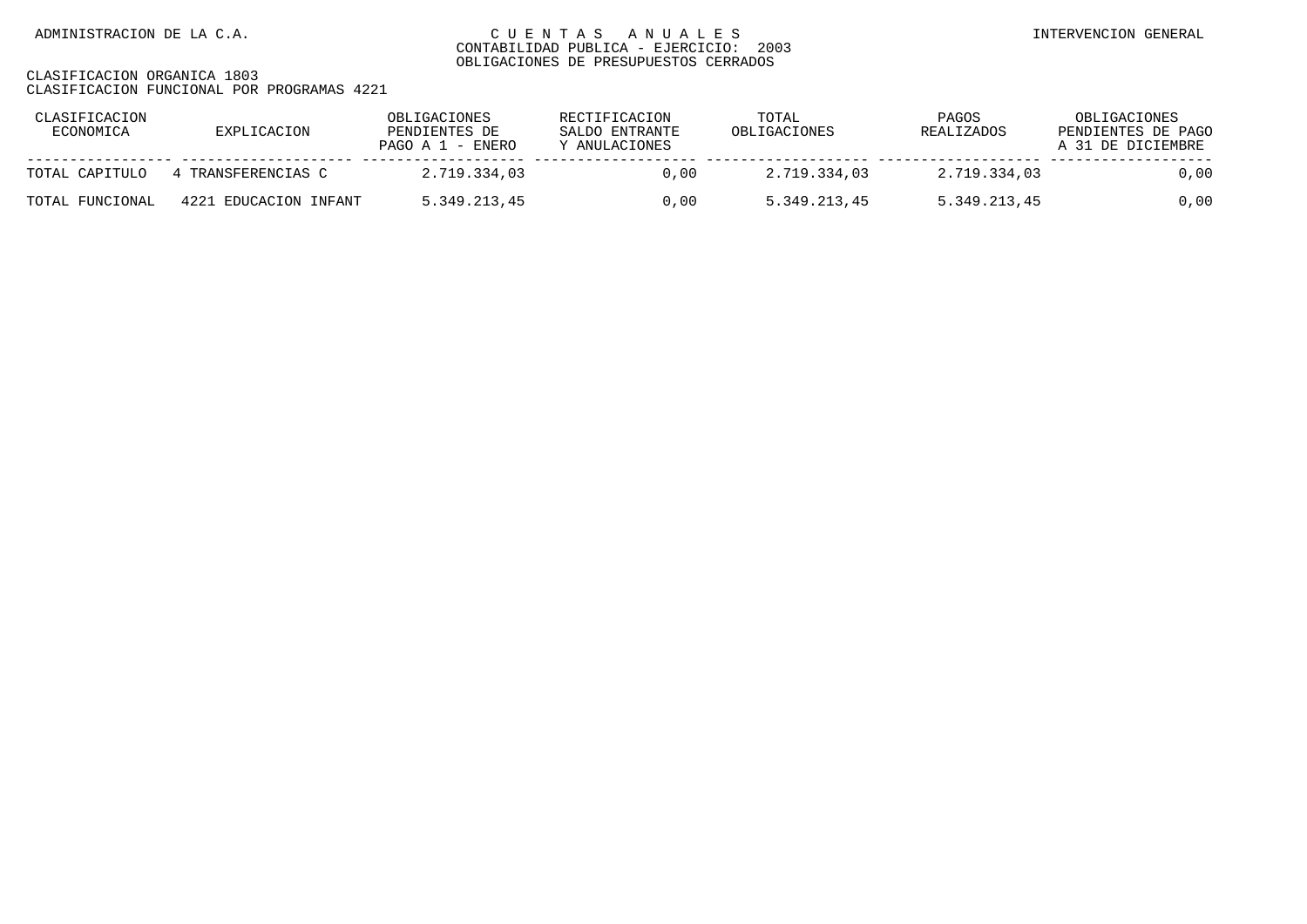ADMINISTRACION DE LA C.A.

CUENTAS ANUALES

CONTABILIDAD PUBLICA - EJERCICIO: 2003

OBLIGACIONES DE PRESUPUESTOS CERRADOS

INTERVENCION GENERAL

CLASIFICACION ORGANICA 1803

CLASIFICACION FUNCIONAL POR PROGRAMAS 4221

| CLASIFICACION ECONOMICA | EXPLICACION | OBLIGACIONES PENDIENTES DE PAGO A 1 - ENERO | RECTIFICACION SALDO ENTRANTE Y ANULACIONES | TOTAL OBLIGACIONES | PAGOS REALIZADOS | OBLIGACIONES PENDIENTES DE PAGO A 31 DE DICIEMBRE |
|---|---|---|---|---|---|---|
| TOTAL CAPITULO | 4 TRANSFERENCIAS C | 2.719.334,03 | 0,00 | 2.719.334,03 | 2.719.334,03 | 0,00 |
| TOTAL FUNCIONAL | 4221 EDUCACION INFANT | 5.349.213,45 | 0,00 | 5.349.213,45 | 5.349.213,45 | 0,00 |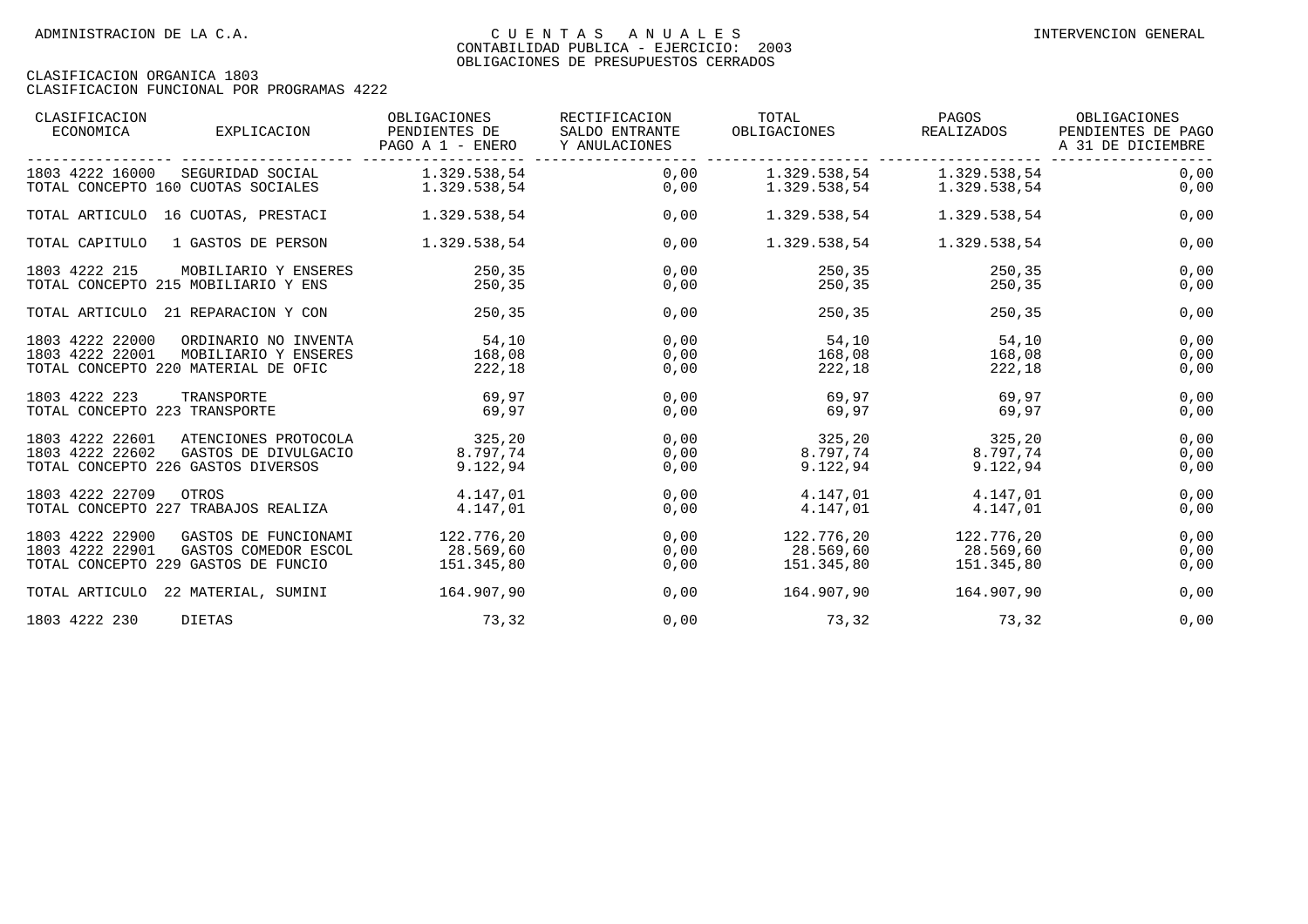ADMINISTRACION DE LA C.A. — CUENTAS ANUALES — INTERVENCION GENERAL

CONTABILIDAD PUBLICA - EJERCICIO: 2003

OBLIGACIONES DE PRESUPUESTOS CERRADOS

CLASIFICACION ORGANICA 1803

CLASIFICACION FUNCIONAL POR PROGRAMAS 4222

| CLASIFICACION ECONOMICA | EXPLICACION | OBLIGACIONES PENDIENTES DE PAGO A 1 - ENERO | RECTIFICACION SALDO ENTRANTE Y ANULACIONES | TOTAL OBLIGACIONES | PAGOS REALIZADOS | OBLIGACIONES PENDIENTES DE PAGO A 31 DE DICIEMBRE |
|---|---|---|---|---|---|---|
| 1803 4222 16000 | SEGURIDAD SOCIAL | 1.329.538,54 | 0,00 | 1.329.538,54 | 1.329.538,54 | 0,00 |
| TOTAL CONCEPTO 160 | CUOTAS SOCIALES | 1.329.538,54 | 0,00 | 1.329.538,54 | 1.329.538,54 | 0,00 |
| TOTAL ARTICULO | 16 CUOTAS, PRESTACI | 1.329.538,54 | 0,00 | 1.329.538,54 | 1.329.538,54 | 0,00 |
| TOTAL CAPITULO | 1 GASTOS DE PERSON | 1.329.538,54 | 0,00 | 1.329.538,54 | 1.329.538,54 | 0,00 |
| 1803 4222 215 | MOBILIARIO Y ENSERES | 250,35 | 0,00 | 250,35 | 250,35 | 0,00 |
| TOTAL CONCEPTO 215 | MOBILIARIO Y ENS | 250,35 | 0,00 | 250,35 | 250,35 | 0,00 |
| TOTAL ARTICULO | 21 REPARACION Y CON | 250,35 | 0,00 | 250,35 | 250,35 | 0,00 |
| 1803 4222 22000 | ORDINARIO NO INVENTA | 54,10 | 0,00 | 54,10 | 54,10 | 0,00 |
| 1803 4222 22001 | MOBILIARIO Y ENSERES | 168,08 | 0,00 | 168,08 | 168,08 | 0,00 |
| TOTAL CONCEPTO 220 | MATERIAL DE OFIC | 222,18 | 0,00 | 222,18 | 222,18 | 0,00 |
| 1803 4222 223 | TRANSPORTE | 69,97 | 0,00 | 69,97 | 69,97 | 0,00 |
| TOTAL CONCEPTO 223 | TRANSPORTE | 69,97 | 0,00 | 69,97 | 69,97 | 0,00 |
| 1803 4222 22601 | ATENCIONES PROTOCOLA | 325,20 | 0,00 | 325,20 | 325,20 | 0,00 |
| 1803 4222 22602 | GASTOS DE DIVULGACIO | 8.797,74 | 0,00 | 8.797,74 | 8.797,74 | 0,00 |
| TOTAL CONCEPTO 226 | GASTOS DIVERSOS | 9.122,94 | 0,00 | 9.122,94 | 9.122,94 | 0,00 |
| 1803 4222 22709 | OTROS | 4.147,01 | 0,00 | 4.147,01 | 4.147,01 | 0,00 |
| TOTAL CONCEPTO 227 | TRABAJOS REALIZA | 4.147,01 | 0,00 | 4.147,01 | 4.147,01 | 0,00 |
| 1803 4222 22900 | GASTOS DE FUNCIONAMI | 122.776,20 | 0,00 | 122.776,20 | 122.776,20 | 0,00 |
| 1803 4222 22901 | GASTOS COMEDOR ESCOL | 28.569,60 | 0,00 | 28.569,60 | 28.569,60 | 0,00 |
| TOTAL CONCEPTO 229 | GASTOS DE FUNCIO | 151.345,80 | 0,00 | 151.345,80 | 151.345,80 | 0,00 |
| TOTAL ARTICULO | 22 MATERIAL, SUMINI | 164.907,90 | 0,00 | 164.907,90 | 164.907,90 | 0,00 |
| 1803 4222 230 | DIETAS | 73,32 | 0,00 | 73,32 | 73,32 | 0,00 |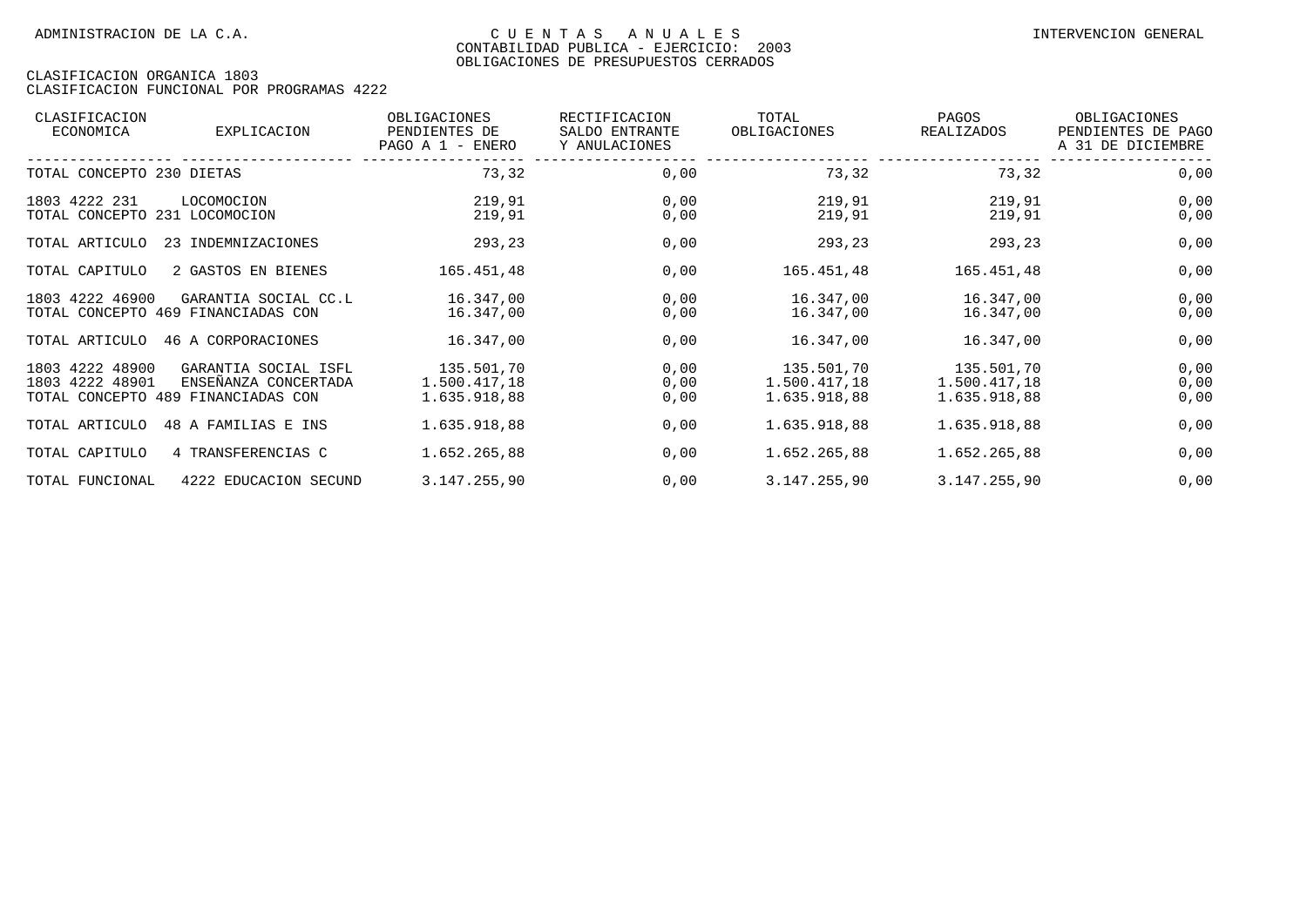ADMINISTRACION DE LA C.A.

CUENTAS ANUALES
CONTABILIDAD PUBLICA - EJERCICIO: 2003
OBLIGACIONES DE PRESUPUESTOS CERRADOS

INTERVENCION GENERAL

CLASIFICACION ORGANICA 1803
CLASIFICACION FUNCIONAL POR PROGRAMAS 4222

| CLASIFICACION ECONOMICA | EXPLICACION | OBLIGACIONES PENDIENTES DE PAGO A 1 - ENERO | RECTIFICACION SALDO ENTRANTE Y ANULACIONES | TOTAL OBLIGACIONES | PAGOS REALIZADOS | OBLIGACIONES PENDIENTES DE PAGO A 31 DE DICIEMBRE |
|---|---|---|---|---|---|---|
| TOTAL CONCEPTO 230 DIETAS | | 73,32 | 0,00 | 73,32 | 73,32 | 0,00 |
| 1803 4222 231 | LOCOMOCION | 219,91 | 0,00 | 219,91 | 219,91 | 0,00 |
| TOTAL CONCEPTO 231 LOCOMOCION | | 219,91 | 0,00 | 219,91 | 219,91 | 0,00 |
| TOTAL ARTICULO 23 INDEMNIZACIONES | | 293,23 | 0,00 | 293,23 | 293,23 | 0,00 |
| TOTAL CAPITULO 2 GASTOS EN BIENES | | 165.451,48 | 0,00 | 165.451,48 | 165.451,48 | 0,00 |
| 1803 4222 46900 | GARANTIA SOCIAL CC.L | 16.347,00 | 0,00 | 16.347,00 | 16.347,00 | 0,00 |
| TOTAL CONCEPTO 469 FINANCIADAS CON | | 16.347,00 | 0,00 | 16.347,00 | 16.347,00 | 0,00 |
| TOTAL ARTICULO 46 A CORPORACIONES | | 16.347,00 | 0,00 | 16.347,00 | 16.347,00 | 0,00 |
| 1803 4222 48900 | GARANTIA SOCIAL ISFL | 135.501,70 | 0,00 | 135.501,70 | 135.501,70 | 0,00 |
| 1803 4222 48901 | ENSEÑANZA CONCERTADA | 1.500.417,18 | 0,00 | 1.500.417,18 | 1.500.417,18 | 0,00 |
| TOTAL CONCEPTO 489 FINANCIADAS CON | | 1.635.918,88 | 0,00 | 1.635.918,88 | 1.635.918,88 | 0,00 |
| TOTAL ARTICULO 48 A FAMILIAS E INS | | 1.635.918,88 | 0,00 | 1.635.918,88 | 1.635.918,88 | 0,00 |
| TOTAL CAPITULO 4 TRANSFERENCIAS C | | 1.652.265,88 | 0,00 | 1.652.265,88 | 1.652.265,88 | 0,00 |
| TOTAL FUNCIONAL 4222 EDUCACION SECUND | | 3.147.255,90 | 0,00 | 3.147.255,90 | 3.147.255,90 | 0,00 |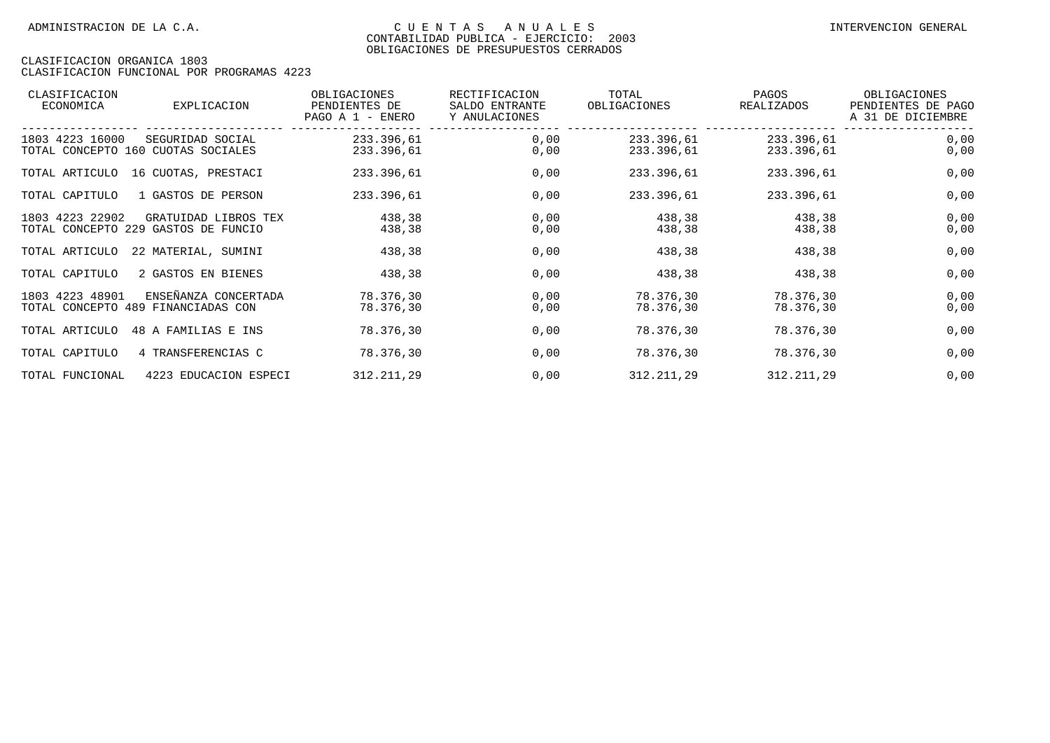ADMINISTRACION DE LA C.A.

# CUENTAS ANUALES

CONTABILIDAD PUBLICA - EJERCICIO: 2003

OBLIGACIONES DE PRESUPUESTOS CERRADOS

INTERVENCION GENERAL

CLASIFICACION ORGANICA 1803

CLASIFICACION FUNCIONAL POR PROGRAMAS 4223

| CLASIFICACION ECONOMICA | EXPLICACION | OBLIGACIONES PENDIENTES DE PAGO A 1 - ENERO | RECTIFICACION SALDO ENTRANTE Y ANULACIONES | TOTAL OBLIGACIONES | PAGOS REALIZADOS | OBLIGACIONES PENDIENTES DE PAGO A 31 DE DICIEMBRE |
|---|---|---|---|---|---|---|
| 1803 4223 16000 | SEGURIDAD SOCIAL | 233.396,61 | 0,00 | 233.396,61 | 233.396,61 | 0,00 |
| TOTAL CONCEPTO 160 | CUOTAS SOCIALES | 233.396,61 | 0,00 | 233.396,61 | 233.396,61 | 0,00 |
| TOTAL ARTICULO | 16 CUOTAS, PRESTACI | 233.396,61 | 0,00 | 233.396,61 | 233.396,61 | 0,00 |
| TOTAL CAPITULO | 1 GASTOS DE PERSON | 233.396,61 | 0,00 | 233.396,61 | 233.396,61 | 0,00 |
| 1803 4223 22902 | GRATUIDAD LIBROS TEX | 438,38 | 0,00 | 438,38 | 438,38 | 0,00 |
| TOTAL CONCEPTO 229 | GASTOS DE FUNCIO | 438,38 | 0,00 | 438,38 | 438,38 | 0,00 |
| TOTAL ARTICULO | 22 MATERIAL, SUMINI | 438,38 | 0,00 | 438,38 | 438,38 | 0,00 |
| TOTAL CAPITULO | 2 GASTOS EN BIENES | 438,38 | 0,00 | 438,38 | 438,38 | 0,00 |
| 1803 4223 48901 | ENSEÑANZA CONCERTADA | 78.376,30 | 0,00 | 78.376,30 | 78.376,30 | 0,00 |
| TOTAL CONCEPTO 489 | FINANCIADAS CON | 78.376,30 | 0,00 | 78.376,30 | 78.376,30 | 0,00 |
| TOTAL ARTICULO | 48 A FAMILIAS E INS | 78.376,30 | 0,00 | 78.376,30 | 78.376,30 | 0,00 |
| TOTAL CAPITULO | 4 TRANSFERENCIAS C | 78.376,30 | 0,00 | 78.376,30 | 78.376,30 | 0,00 |
| TOTAL FUNCIONAL | 4223 EDUCACION ESPECI | 312.211,29 | 0,00 | 312.211,29 | 312.211,29 | 0,00 |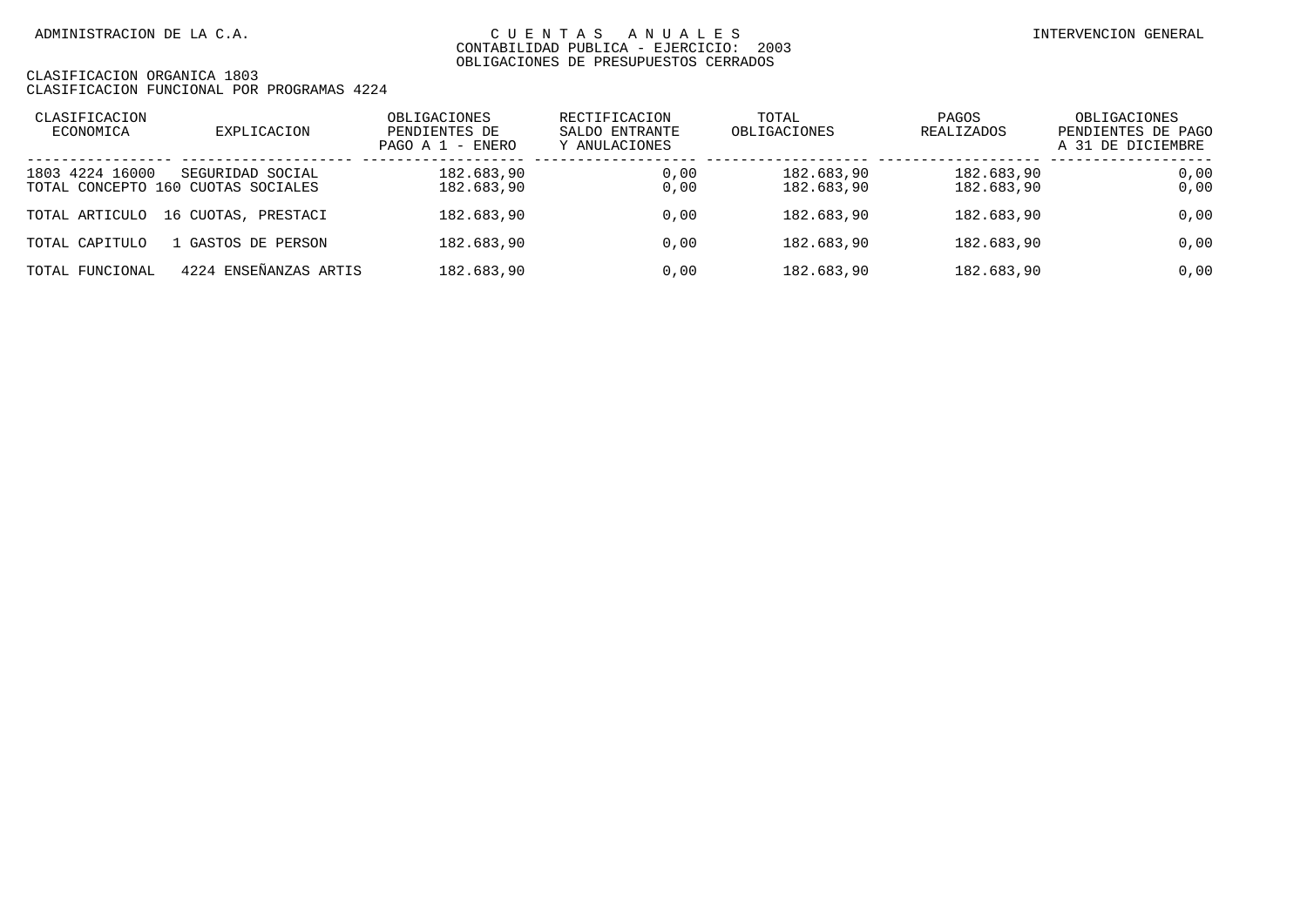ADMINISTRACION DE LA C.A.

# C U E N T A S   A N U A L E S

CONTABILIDAD PUBLICA - EJERCICIO: 2003

OBLIGACIONES DE PRESUPUESTOS CERRADOS

INTERVENCION GENERAL

CLASIFICACION ORGANICA 1803

CLASIFICACION FUNCIONAL POR PROGRAMAS 4224

| CLASIFICACION ECONOMICA | EXPLICACION | OBLIGACIONES PENDIENTES DE PAGO A 1 - ENERO | RECTIFICACION SALDO ENTRANTE Y ANULACIONES | TOTAL OBLIGACIONES | PAGOS REALIZADOS | OBLIGACIONES PENDIENTES DE PAGO A 31 DE DICIEMBRE |
|---|---|---|---|---|---|---|
| 1803 4224 16000 | SEGURIDAD SOCIAL | 182.683,90 | 0,00 | 182.683,90 | 182.683,90 | 0,00 |
| TOTAL CONCEPTO 160 | CUOTAS SOCIALES | 182.683,90 | 0,00 | 182.683,90 | 182.683,90 | 0,00 |
| TOTAL ARTICULO | 16 CUOTAS, PRESTACI | 182.683,90 | 0,00 | 182.683,90 | 182.683,90 | 0,00 |
| TOTAL CAPITULO | 1 GASTOS DE PERSON | 182.683,90 | 0,00 | 182.683,90 | 182.683,90 | 0,00 |
| TOTAL FUNCIONAL | 4224 ENSEÑANZAS ARTIS | 182.683,90 | 0,00 | 182.683,90 | 182.683,90 | 0,00 |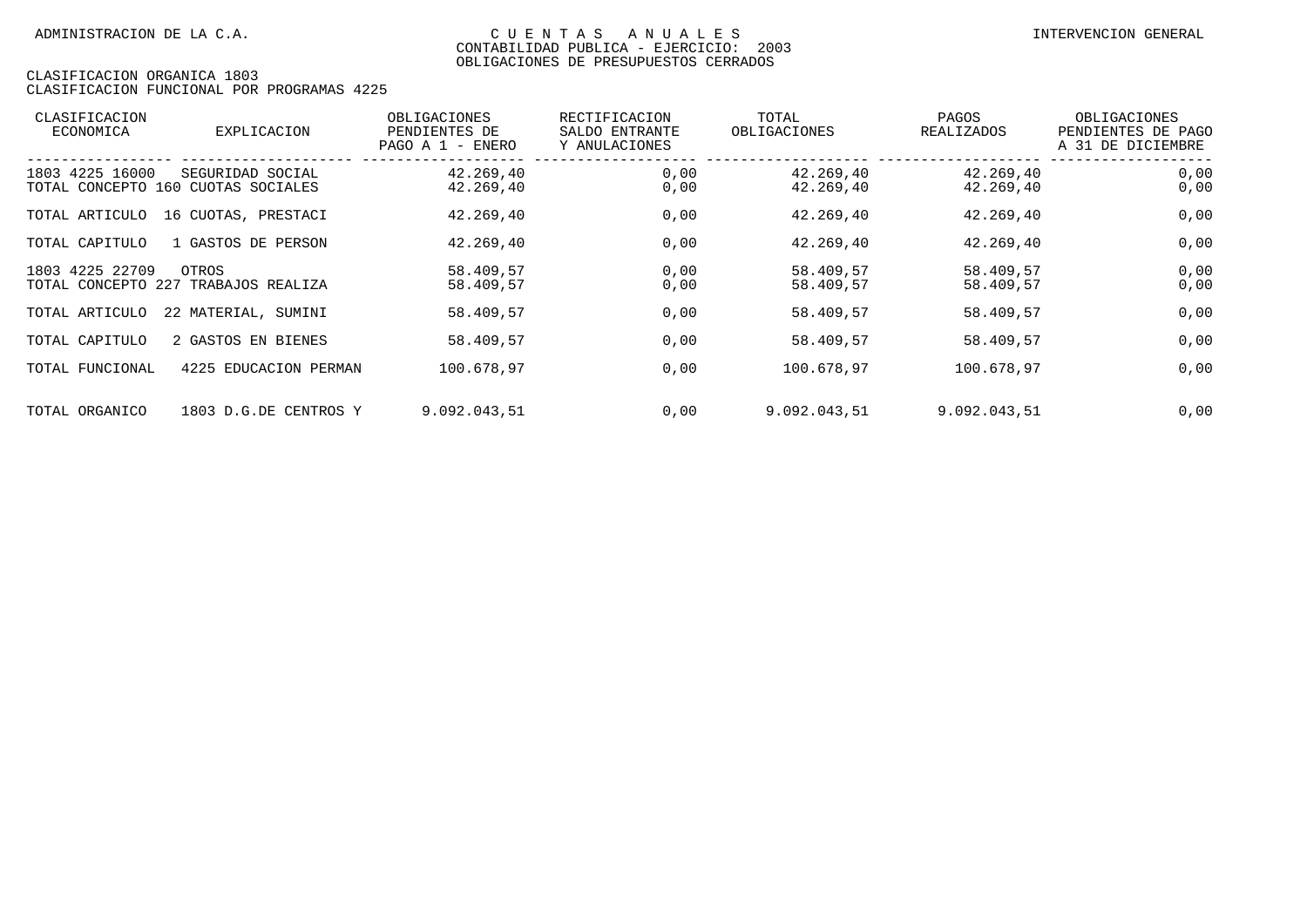CLASIFICACION ORGANICA 1803
CLASIFICACION FUNCIONAL POR PROGRAMAS 4225

| CLASIFICACION ECONOMICA | EXPLICACION | OBLIGACIONES PENDIENTES DE PAGO A 1 - ENERO | RECTIFICACION SALDO ENTRANTE Y ANULACIONES | TOTAL OBLIGACIONES | PAGOS REALIZADOS | OBLIGACIONES PENDIENTES DE PAGO A 31 DE DICIEMBRE |
|---|---|---|---|---|---|---|
| 1803 4225 16000 | SEGURIDAD SOCIAL | 42.269,40 | 0,00 | 42.269,40 | 42.269,40 | 0,00 |
| TOTAL CONCEPTO 160 | CUOTAS SOCIALES | 42.269,40 | 0,00 | 42.269,40 | 42.269,40 | 0,00 |
| TOTAL ARTICULO | 16 CUOTAS, PRESTACI | 42.269,40 | 0,00 | 42.269,40 | 42.269,40 | 0,00 |
| TOTAL CAPITULO | 1 GASTOS DE PERSON | 42.269,40 | 0,00 | 42.269,40 | 42.269,40 | 0,00 |
| 1803 4225 22709 | OTROS | 58.409,57 | 0,00 | 58.409,57 | 58.409,57 | 0,00 |
| TOTAL CONCEPTO 227 | TRABAJOS REALIZA | 58.409,57 | 0,00 | 58.409,57 | 58.409,57 | 0,00 |
| TOTAL ARTICULO | 22 MATERIAL, SUMINI | 58.409,57 | 0,00 | 58.409,57 | 58.409,57 | 0,00 |
| TOTAL CAPITULO | 2 GASTOS EN BIENES | 58.409,57 | 0,00 | 58.409,57 | 58.409,57 | 0,00 |
| TOTAL FUNCIONAL | 4225 EDUCACION PERMAN | 100.678,97 | 0,00 | 100.678,97 | 100.678,97 | 0,00 |
| TOTAL ORGANICO | 1803 D.G.DE CENTROS Y | 9.092.043,51 | 0,00 | 9.092.043,51 | 9.092.043,51 | 0,00 |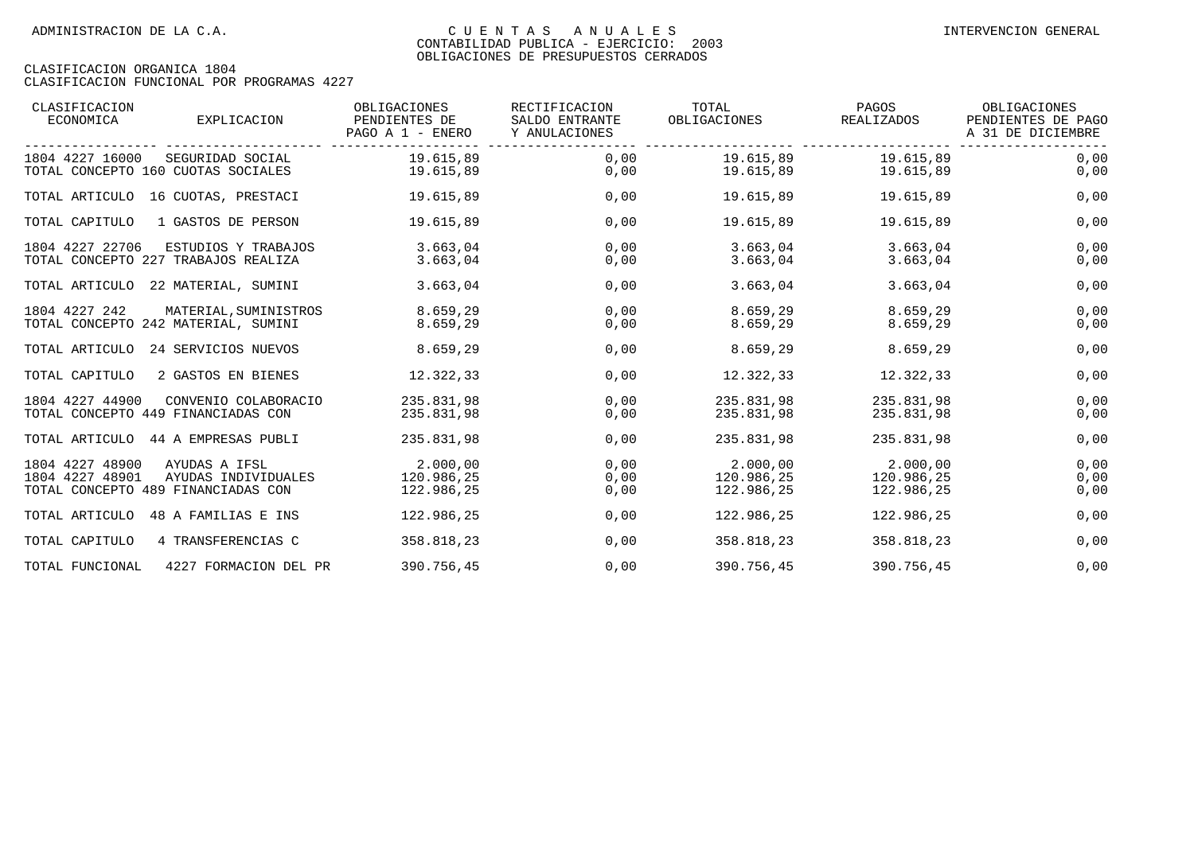ADMINISTRACION DE LA C.A.

CUENTAS ANUALES
CONTABILIDAD PUBLICA - EJERCICIO: 2003
OBLIGACIONES DE PRESUPUESTOS CERRADOS

INTERVENCION GENERAL

CLASIFICACION ORGANICA 1804
CLASIFICACION FUNCIONAL POR PROGRAMAS 4227

| CLASIFICACION ECONOMICA | EXPLICACION | OBLIGACIONES PENDIENTES DE PAGO A 1 - ENERO | RECTIFICACION SALDO ENTRANTE Y ANULACIONES | TOTAL OBLIGACIONES | PAGOS REALIZADOS | OBLIGACIONES PENDIENTES DE PAGO A 31 DE DICIEMBRE |
|---|---|---|---|---|---|---|
| 1804 4227 16000 | SEGURIDAD SOCIAL | 19.615,89 | 0,00 | 19.615,89 | 19.615,89 | 0,00 |
| TOTAL CONCEPTO 160 | CUOTAS SOCIALES | 19.615,89 | 0,00 | 19.615,89 | 19.615,89 | 0,00 |
| TOTAL ARTICULO | 16 CUOTAS, PRESTACI | 19.615,89 | 0,00 | 19.615,89 | 19.615,89 | 0,00 |
| TOTAL CAPITULO | 1 GASTOS DE PERSON | 19.615,89 | 0,00 | 19.615,89 | 19.615,89 | 0,00 |
| 1804 4227 22706 | ESTUDIOS Y TRABAJOS | 3.663,04 | 0,00 | 3.663,04 | 3.663,04 | 0,00 |
| TOTAL CONCEPTO 227 | TRABAJOS REALIZA | 3.663,04 | 0,00 | 3.663,04 | 3.663,04 | 0,00 |
| TOTAL ARTICULO | 22 MATERIAL, SUMINI | 3.663,04 | 0,00 | 3.663,04 | 3.663,04 | 0,00 |
| 1804 4227 242 | MATERIAL,SUMINISTROS | 8.659,29 | 0,00 | 8.659,29 | 8.659,29 | 0,00 |
| TOTAL CONCEPTO 242 | MATERIAL, SUMINI | 8.659,29 | 0,00 | 8.659,29 | 8.659,29 | 0,00 |
| TOTAL ARTICULO | 24 SERVICIOS NUEVOS | 8.659,29 | 0,00 | 8.659,29 | 8.659,29 | 0,00 |
| TOTAL CAPITULO | 2 GASTOS EN BIENES | 12.322,33 | 0,00 | 12.322,33 | 12.322,33 | 0,00 |
| 1804 4227 44900 | CONVENIO COLABORACIO | 235.831,98 | 0,00 | 235.831,98 | 235.831,98 | 0,00 |
| TOTAL CONCEPTO 449 | FINANCIADAS CON | 235.831,98 | 0,00 | 235.831,98 | 235.831,98 | 0,00 |
| TOTAL ARTICULO | 44 A EMPRESAS PUBLI | 235.831,98 | 0,00 | 235.831,98 | 235.831,98 | 0,00 |
| 1804 4227 48900 | AYUDAS A IFSL | 2.000,00 | 0,00 | 2.000,00 | 2.000,00 | 0,00 |
| 1804 4227 48901 | AYUDAS INDIVIDUALES | 120.986,25 | 0,00 | 120.986,25 | 120.986,25 | 0,00 |
| TOTAL CONCEPTO 489 | FINANCIADAS CON | 122.986,25 | 0,00 | 122.986,25 | 122.986,25 | 0,00 |
| TOTAL ARTICULO | 48 A FAMILIAS E INS | 122.986,25 | 0,00 | 122.986,25 | 122.986,25 | 0,00 |
| TOTAL CAPITULO | 4 TRANSFERENCIAS C | 358.818,23 | 0,00 | 358.818,23 | 358.818,23 | 0,00 |
| TOTAL FUNCIONAL | 4227 FORMACION DEL PR | 390.756,45 | 0,00 | 390.756,45 | 390.756,45 | 0,00 |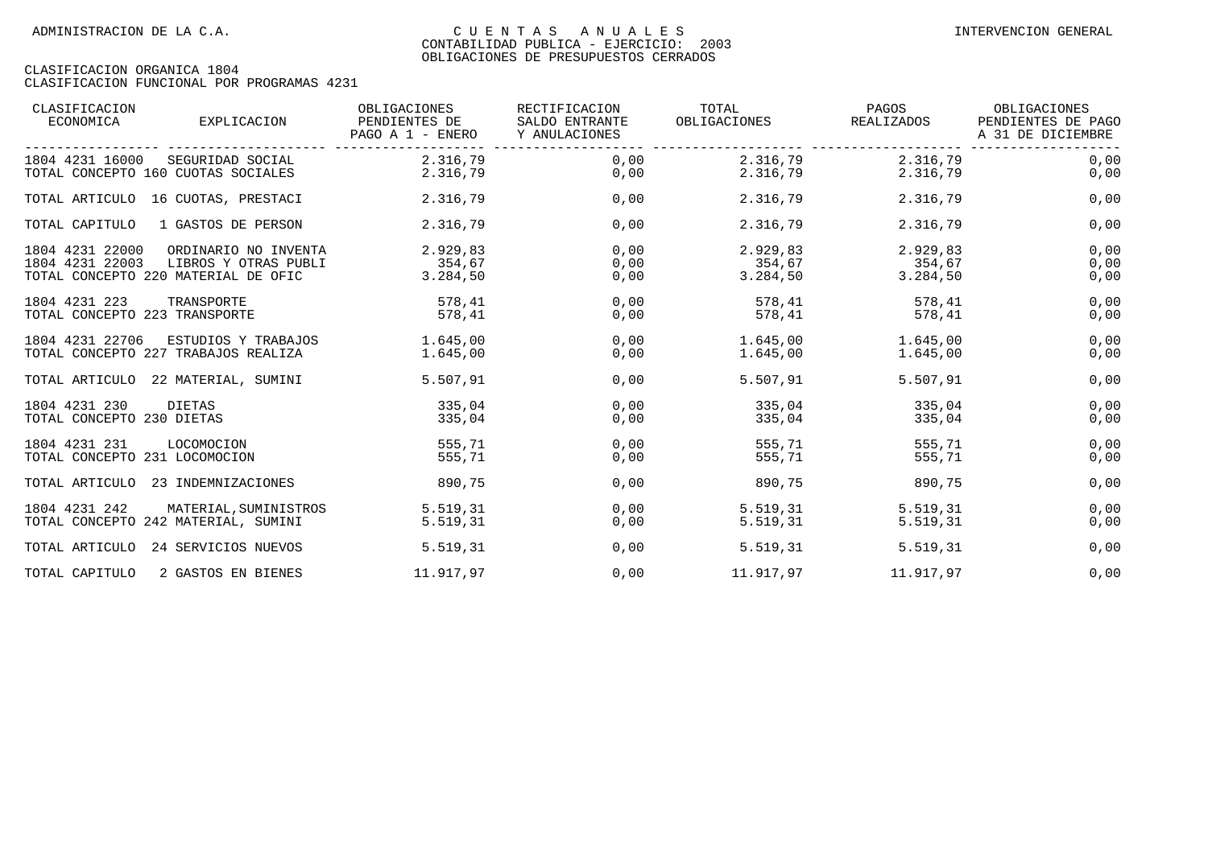ADMINISTRACION DE LA C.A.

CUENTAS ANUALES
CONTABILIDAD PUBLICA - EJERCICIO: 2003
OBLIGACIONES DE PRESUPUESTOS CERRADOS

INTERVENCION GENERAL

CLASIFICACION ORGANICA 1804
CLASIFICACION FUNCIONAL POR PROGRAMAS 4231

| CLASIFICACION ECONOMICA | EXPLICACION | OBLIGACIONES PENDIENTES DE PAGO A 1 - ENERO | RECTIFICACION SALDO ENTRANTE Y ANULACIONES | TOTAL OBLIGACIONES | PAGOS REALIZADOS | OBLIGACIONES PENDIENTES DE PAGO A 31 DE DICIEMBRE |
|---|---|---|---|---|---|---|
| 1804 4231 16000 | SEGURIDAD SOCIAL | 2.316,79 | 0,00 | 2.316,79 | 2.316,79 | 0,00 |
| TOTAL CONCEPTO 160 | CUOTAS SOCIALES | 2.316,79 | 0,00 | 2.316,79 | 2.316,79 | 0,00 |
| TOTAL ARTICULO | 16 CUOTAS, PRESTACI | 2.316,79 | 0,00 | 2.316,79 | 2.316,79 | 0,00 |
| TOTAL CAPITULO | 1 GASTOS DE PERSON | 2.316,79 | 0,00 | 2.316,79 | 2.316,79 | 0,00 |
| 1804 4231 22000 | ORDINARIO NO INVENTA | 2.929,83 | 0,00 | 2.929,83 | 2.929,83 | 0,00 |
| 1804 4231 22003 | LIBROS Y OTRAS PUBLI | 354,67 | 0,00 | 354,67 | 354,67 | 0,00 |
| TOTAL CONCEPTO 220 | MATERIAL DE OFIC | 3.284,50 | 0,00 | 3.284,50 | 3.284,50 | 0,00 |
| 1804 4231 223 | TRANSPORTE | 578,41 | 0,00 | 578,41 | 578,41 | 0,00 |
| TOTAL CONCEPTO 223 | TRANSPORTE | 578,41 | 0,00 | 578,41 | 578,41 | 0,00 |
| 1804 4231 22706 | ESTUDIOS Y TRABAJOS | 1.645,00 | 0,00 | 1.645,00 | 1.645,00 | 0,00 |
| TOTAL CONCEPTO 227 | TRABAJOS REALIZA | 1.645,00 | 0,00 | 1.645,00 | 1.645,00 | 0,00 |
| TOTAL ARTICULO | 22 MATERIAL, SUMINI | 5.507,91 | 0,00 | 5.507,91 | 5.507,91 | 0,00 |
| 1804 4231 230 | DIETAS | 335,04 | 0,00 | 335,04 | 335,04 | 0,00 |
| TOTAL CONCEPTO 230 | DIETAS | 335,04 | 0,00 | 335,04 | 335,04 | 0,00 |
| 1804 4231 231 | LOCOMOCION | 555,71 | 0,00 | 555,71 | 555,71 | 0,00 |
| TOTAL CONCEPTO 231 | LOCOMOCION | 555,71 | 0,00 | 555,71 | 555,71 | 0,00 |
| TOTAL ARTICULO | 23 INDEMNIZACIONES | 890,75 | 0,00 | 890,75 | 890,75 | 0,00 |
| 1804 4231 242 | MATERIAL,SUMINISTROS | 5.519,31 | 0,00 | 5.519,31 | 5.519,31 | 0,00 |
| TOTAL CONCEPTO 242 | MATERIAL, SUMINI | 5.519,31 | 0,00 | 5.519,31 | 5.519,31 | 0,00 |
| TOTAL ARTICULO | 24 SERVICIOS NUEVOS | 5.519,31 | 0,00 | 5.519,31 | 5.519,31 | 0,00 |
| TOTAL CAPITULO | 2 GASTOS EN BIENES | 11.917,97 | 0,00 | 11.917,97 | 11.917,97 | 0,00 |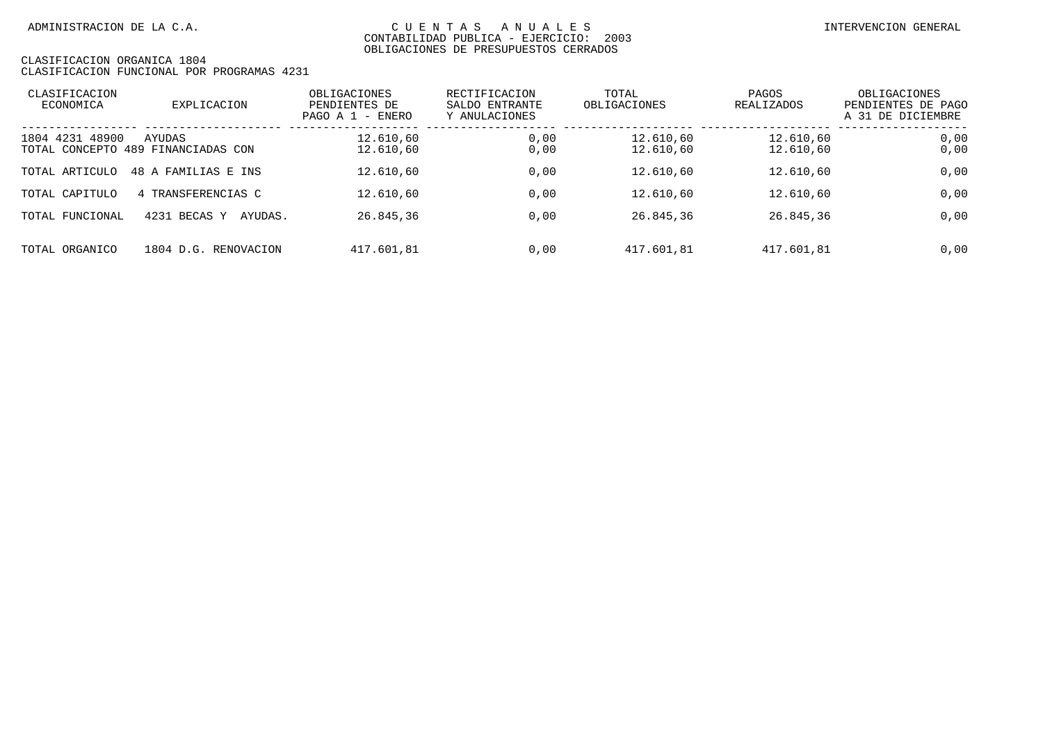ADMINISTRACION DE LA C.A.

CUENTAS ANUALES
CONTABILIDAD PUBLICA - EJERCICIO: 2003
OBLIGACIONES DE PRESUPUESTOS CERRADOS

INTERVENCION GENERAL

CLASIFICACION ORGANICA 1804
CLASIFICACION FUNCIONAL POR PROGRAMAS 4231

| CLASIFICACION ECONOMICA | EXPLICACION | OBLIGACIONES PENDIENTES DE PAGO A 1 - ENERO | RECTIFICACION SALDO ENTRANTE Y ANULACIONES | TOTAL OBLIGACIONES | PAGOS REALIZADOS | OBLIGACIONES PENDIENTES DE PAGO A 31 DE DICIEMBRE |
|---|---|---|---|---|---|---|
| 1804 4231 48900 | AYUDAS | 12.610,60 | 0,00 | 12.610,60 | 12.610,60 | 0,00 |
| TOTAL CONCEPTO 489 | FINANCIADAS CON | 12.610,60 | 0,00 | 12.610,60 | 12.610,60 | 0,00 |
| TOTAL ARTICULO | 48 A FAMILIAS E INS | 12.610,60 | 0,00 | 12.610,60 | 12.610,60 | 0,00 |
| TOTAL CAPITULO | 4 TRANSFERENCIAS C | 12.610,60 | 0,00 | 12.610,60 | 12.610,60 | 0,00 |
| TOTAL FUNCIONAL | 4231 BECAS Y AYUDAS. | 26.845,36 | 0,00 | 26.845,36 | 26.845,36 | 0,00 |
| TOTAL ORGANICO | 1804 D.G. RENOVACION | 417.601,81 | 0,00 | 417.601,81 | 417.601,81 | 0,00 |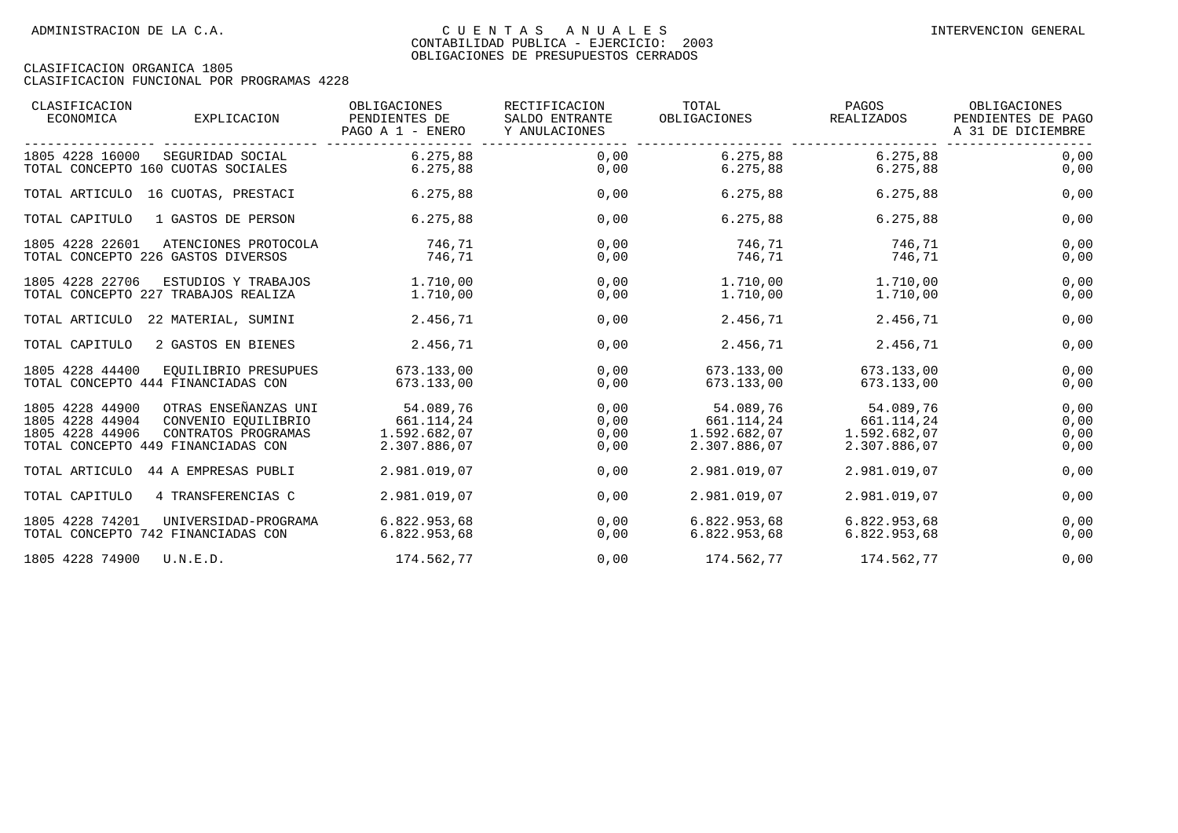ADMINISTRACION DE LA C.A.

CUENTAS ANUALES
CONTABILIDAD PUBLICA - EJERCICIO: 2003
OBLIGACIONES DE PRESUPUESTOS CERRADOS

INTERVENCION GENERAL

CLASIFICACION ORGANICA 1805
CLASIFICACION FUNCIONAL POR PROGRAMAS 4228

| CLASIFICACION ECONOMICA | EXPLICACION | OBLIGACIONES PENDIENTES DE PAGO A 1 - ENERO | RECTIFICACION SALDO ENTRANTE Y ANULACIONES | TOTAL OBLIGACIONES | PAGOS REALIZADOS | OBLIGACIONES PENDIENTES DE PAGO A 31 DE DICIEMBRE |
|---|---|---|---|---|---|---|
| 1805 4228 16000 | SEGURIDAD SOCIAL | 6.275,88 | 0,00 | 6.275,88 | 6.275,88 | 0,00 |
| TOTAL CONCEPTO 160 | CUOTAS SOCIALES | 6.275,88 | 0,00 | 6.275,88 | 6.275,88 | 0,00 |
| TOTAL ARTICULO | 16 CUOTAS, PRESTACI | 6.275,88 | 0,00 | 6.275,88 | 6.275,88 | 0,00 |
| TOTAL CAPITULO | 1 GASTOS DE PERSON | 6.275,88 | 0,00 | 6.275,88 | 6.275,88 | 0,00 |
| 1805 4228 22601 | ATENCIONES PROTOCOLA | 746,71 | 0,00 | 746,71 | 746,71 | 0,00 |
| TOTAL CONCEPTO 226 | GASTOS DIVERSOS | 746,71 | 0,00 | 746,71 | 746,71 | 0,00 |
| 1805 4228 22706 | ESTUDIOS Y TRABAJOS | 1.710,00 | 0,00 | 1.710,00 | 1.710,00 | 0,00 |
| TOTAL CONCEPTO 227 | TRABAJOS REALIZA | 1.710,00 | 0,00 | 1.710,00 | 1.710,00 | 0,00 |
| TOTAL ARTICULO | 22 MATERIAL, SUMINI | 2.456,71 | 0,00 | 2.456,71 | 2.456,71 | 0,00 |
| TOTAL CAPITULO | 2 GASTOS EN BIENES | 2.456,71 | 0,00 | 2.456,71 | 2.456,71 | 0,00 |
| 1805 4228 44400 | EQUILIBRIO PRESUPUES | 673.133,00 | 0,00 | 673.133,00 | 673.133,00 | 0,00 |
| TOTAL CONCEPTO 444 | FINANCIADAS CON | 673.133,00 | 0,00 | 673.133,00 | 673.133,00 | 0,00 |
| 1805 4228 44900 | OTRAS ENSEÑANZAS UNI | 54.089,76 | 0,00 | 54.089,76 | 54.089,76 | 0,00 |
| 1805 4228 44904 | CONVENIO EQUILIBRIO | 661.114,24 | 0,00 | 661.114,24 | 661.114,24 | 0,00 |
| 1805 4228 44906 | CONTRATOS PROGRAMAS | 1.592.682,07 | 0,00 | 1.592.682,07 | 1.592.682,07 | 0,00 |
| TOTAL CONCEPTO 449 | FINANCIADAS CON | 2.307.886,07 | 0,00 | 2.307.886,07 | 2.307.886,07 | 0,00 |
| TOTAL ARTICULO | 44 A EMPRESAS PUBLI | 2.981.019,07 | 0,00 | 2.981.019,07 | 2.981.019,07 | 0,00 |
| TOTAL CAPITULO | 4 TRANSFERENCIAS C | 2.981.019,07 | 0,00 | 2.981.019,07 | 2.981.019,07 | 0,00 |
| 1805 4228 74201 | UNIVERSIDAD-PROGRAMA | 6.822.953,68 | 0,00 | 6.822.953,68 | 6.822.953,68 | 0,00 |
| TOTAL CONCEPTO 742 | FINANCIADAS CON | 6.822.953,68 | 0,00 | 6.822.953,68 | 6.822.953,68 | 0,00 |
| 1805 4228 74900 | U.N.E.D. | 174.562,77 | 0,00 | 174.562,77 | 174.562,77 | 0,00 |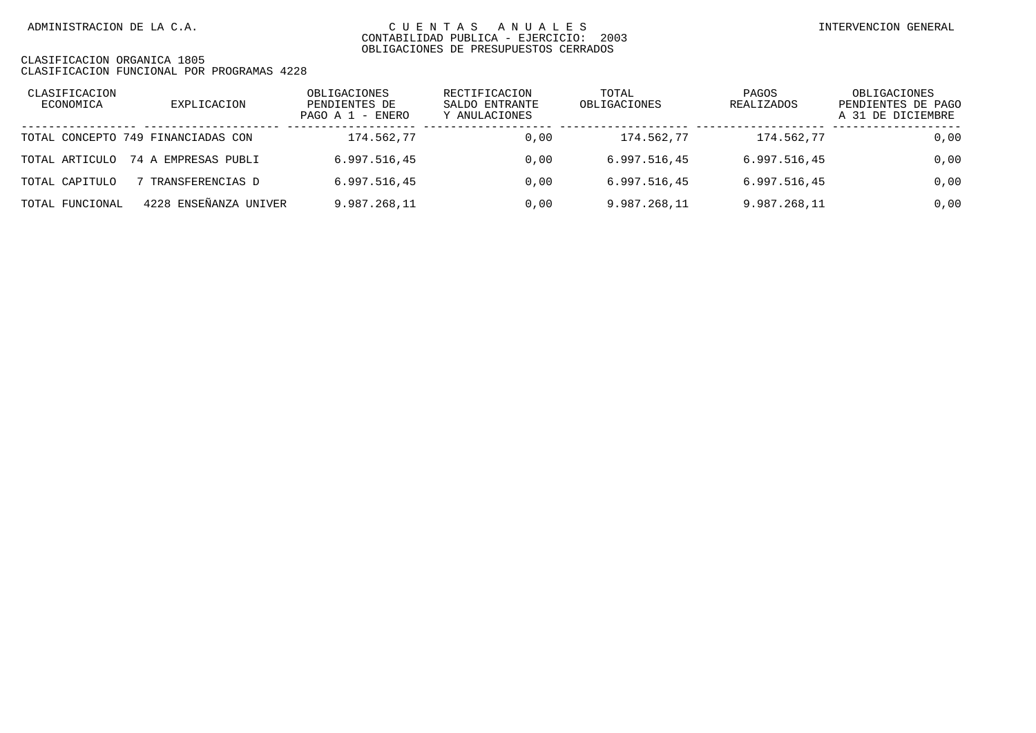ADMINISTRACION DE LA C.A.

# C U E N T A S   A N U A L E S

CONTABILIDAD PUBLICA - EJERCICIO: 2003

OBLIGACIONES DE PRESUPUESTOS CERRADOS

INTERVENCION GENERAL

CLASIFICACION ORGANICA 1805

CLASIFICACION FUNCIONAL POR PROGRAMAS 4228

| CLASIFICACION ECONOMICA | EXPLICACION | OBLIGACIONES PENDIENTES DE PAGO A 1 - ENERO | RECTIFICACION SALDO ENTRANTE Y ANULACIONES | TOTAL OBLIGACIONES | PAGOS REALIZADOS | OBLIGACIONES PENDIENTES DE PAGO A 31 DE DICIEMBRE |
|---|---|---|---|---|---|---|
| TOTAL CONCEPTO | 749 FINANCIADAS CON | 174.562,77 | 0,00 | 174.562,77 | 174.562,77 | 0,00 |
| TOTAL ARTICULO | 74 A EMPRESAS PUBLI | 6.997.516,45 | 0,00 | 6.997.516,45 | 6.997.516,45 | 0,00 |
| TOTAL CAPITULO | 7 TRANSFERENCIAS D | 6.997.516,45 | 0,00 | 6.997.516,45 | 6.997.516,45 | 0,00 |
| TOTAL FUNCIONAL | 4228 ENSEÑANZA UNIVER | 9.987.268,11 | 0,00 | 9.987.268,11 | 9.987.268,11 | 0,00 |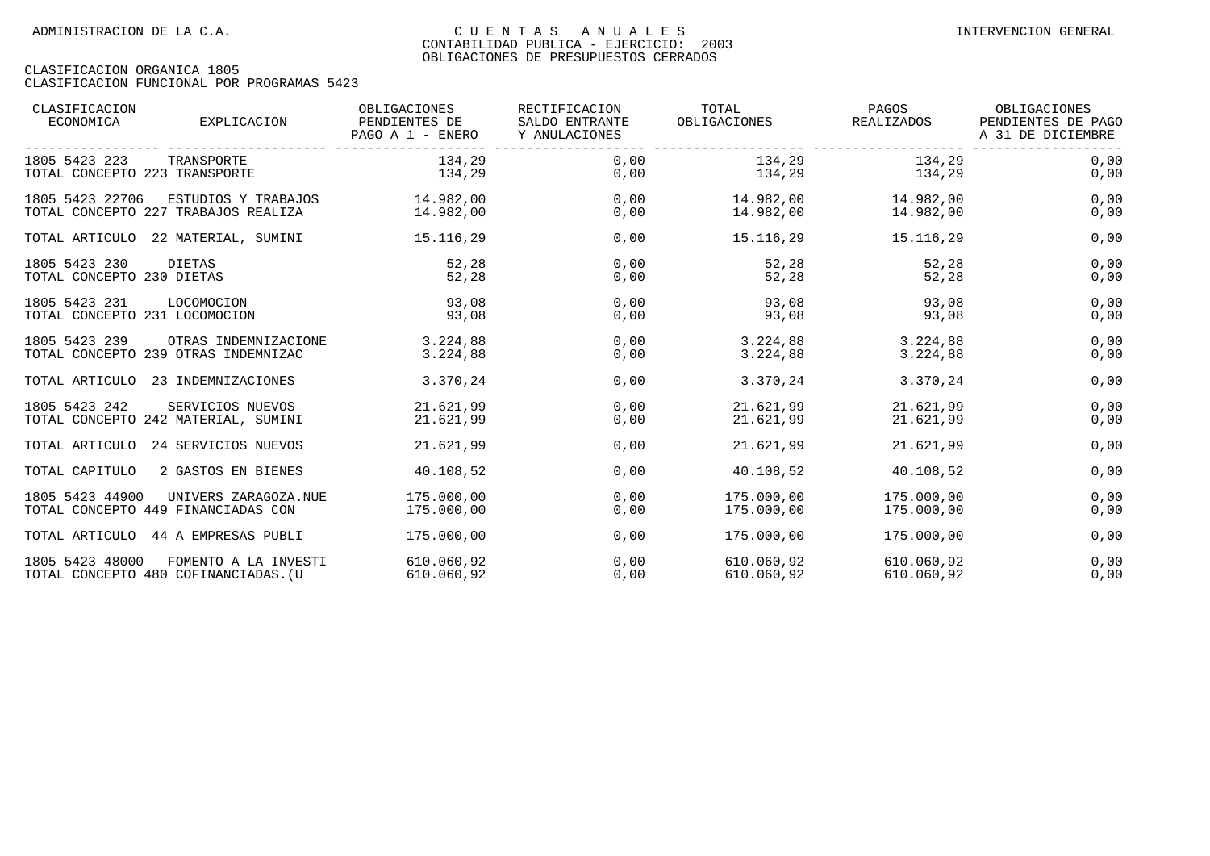ADMINISTRACION DE LA C.A.

# CUENTAS ANUALES

CONTABILIDAD PUBLICA - EJERCICIO: 2003

OBLIGACIONES DE PRESUPUESTOS CERRADOS

INTERVENCION GENERAL

CLASIFICACION ORGANICA 1805

CLASIFICACION FUNCIONAL POR PROGRAMAS 5423

| CLASIFICACION ECONOMICA | EXPLICACION | OBLIGACIONES PENDIENTES DE PAGO A 1 - ENERO | RECTIFICACION SALDO ENTRANTE Y ANULACIONES | TOTAL OBLIGACIONES | PAGOS REALIZADOS | OBLIGACIONES PENDIENTES DE PAGO A 31 DE DICIEMBRE |
|---|---|---|---|---|---|---|
| 1805 5423 223 | TRANSPORTE | 134,29 | 0,00 | 134,29 | 134,29 | 0,00 |
| TOTAL CONCEPTO 223 TRANSPORTE | | 134,29 | 0,00 | 134,29 | 134,29 | 0,00 |
| 1805 5423 22706 | ESTUDIOS Y TRABAJOS | 14.982,00 | 0,00 | 14.982,00 | 14.982,00 | 0,00 |
| TOTAL CONCEPTO 227 TRABAJOS REALIZA | | 14.982,00 | 0,00 | 14.982,00 | 14.982,00 | 0,00 |
| TOTAL ARTICULO 22 MATERIAL, SUMINI | | 15.116,29 | 0,00 | 15.116,29 | 15.116,29 | 0,00 |
| 1805 5423 230 | DIETAS | 52,28 | 0,00 | 52,28 | 52,28 | 0,00 |
| TOTAL CONCEPTO 230 DIETAS | | 52,28 | 0,00 | 52,28 | 52,28 | 0,00 |
| 1805 5423 231 | LOCOMOCION | 93,08 | 0,00 | 93,08 | 93,08 | 0,00 |
| TOTAL CONCEPTO 231 LOCOMOCION | | 93,08 | 0,00 | 93,08 | 93,08 | 0,00 |
| 1805 5423 239 | OTRAS INDEMNIZACIONE | 3.224,88 | 0,00 | 3.224,88 | 3.224,88 | 0,00 |
| TOTAL CONCEPTO 239 OTRAS INDEMNIZAC | | 3.224,88 | 0,00 | 3.224,88 | 3.224,88 | 0,00 |
| TOTAL ARTICULO 23 INDEMNIZACIONES | | 3.370,24 | 0,00 | 3.370,24 | 3.370,24 | 0,00 |
| 1805 5423 242 | SERVICIOS NUEVOS | 21.621,99 | 0,00 | 21.621,99 | 21.621,99 | 0,00 |
| TOTAL CONCEPTO 242 MATERIAL, SUMINI | | 21.621,99 | 0,00 | 21.621,99 | 21.621,99 | 0,00 |
| TOTAL ARTICULO 24 SERVICIOS NUEVOS | | 21.621,99 | 0,00 | 21.621,99 | 21.621,99 | 0,00 |
| TOTAL CAPITULO 2 GASTOS EN BIENES | | 40.108,52 | 0,00 | 40.108,52 | 40.108,52 | 0,00 |
| 1805 5423 44900 | UNIVERS ZARAGOZA.NUE | 175.000,00 | 0,00 | 175.000,00 | 175.000,00 | 0,00 |
| TOTAL CONCEPTO 449 FINANCIADAS CON | | 175.000,00 | 0,00 | 175.000,00 | 175.000,00 | 0,00 |
| TOTAL ARTICULO 44 A EMPRESAS PUBLI | | 175.000,00 | 0,00 | 175.000,00 | 175.000,00 | 0,00 |
| 1805 5423 48000 | FOMENTO A LA INVESTI | 610.060,92 | 0,00 | 610.060,92 | 610.060,92 | 0,00 |
| TOTAL CONCEPTO 480 COFINANCIADAS.(U | | 610.060,92 | 0,00 | 610.060,92 | 610.060,92 | 0,00 |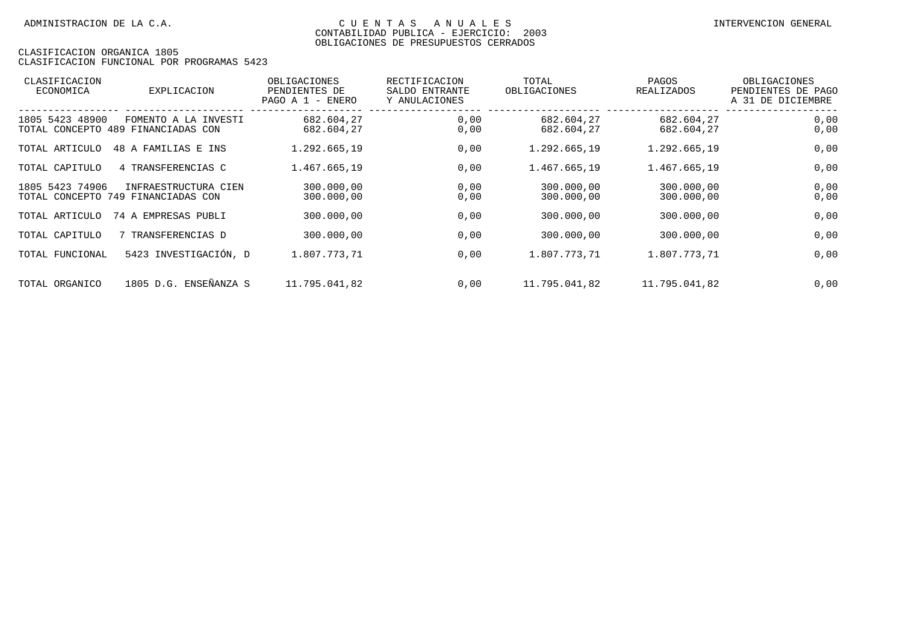ADMINISTRACION DE LA C.A.

CUENTAS ANUALES
CONTABILIDAD PUBLICA - EJERCICIO: 2003
OBLIGACIONES DE PRESUPUESTOS CERRADOS

INTERVENCION GENERAL

CLASIFICACION ORGANICA 1805
CLASIFICACION FUNCIONAL POR PROGRAMAS 5423

| CLASIFICACION ECONOMICA | EXPLICACION | OBLIGACIONES PENDIENTES DE PAGO A 1 - ENERO | RECTIFICACION SALDO ENTRANTE Y ANULACIONES | TOTAL OBLIGACIONES | PAGOS REALIZADOS | OBLIGACIONES PENDIENTES DE PAGO A 31 DE DICIEMBRE |
|---|---|---|---|---|---|---|
| 1805 5423 48900 | FOMENTO A LA INVESTI | 682.604,27 | 0,00 | 682.604,27 | 682.604,27 | 0,00 |
| TOTAL CONCEPTO 489 | FINANCIADAS CON | 682.604,27 | 0,00 | 682.604,27 | 682.604,27 | 0,00 |
| TOTAL ARTICULO | 48 A FAMILIAS E INS | 1.292.665,19 | 0,00 | 1.292.665,19 | 1.292.665,19 | 0,00 |
| TOTAL CAPITULO | 4 TRANSFERENCIAS C | 1.467.665,19 | 0,00 | 1.467.665,19 | 1.467.665,19 | 0,00 |
| 1805 5423 74906 | INFRAESTRUCTURA CIEN | 300.000,00 | 0,00 | 300.000,00 | 300.000,00 | 0,00 |
| TOTAL CONCEPTO 749 | FINANCIADAS CON | 300.000,00 | 0,00 | 300.000,00 | 300.000,00 | 0,00 |
| TOTAL ARTICULO | 74 A EMPRESAS PUBLI | 300.000,00 | 0,00 | 300.000,00 | 300.000,00 | 0,00 |
| TOTAL CAPITULO | 7 TRANSFERENCIAS D | 300.000,00 | 0,00 | 300.000,00 | 300.000,00 | 0,00 |
| TOTAL FUNCIONAL | 5423 INVESTIGACIÓN, D | 1.807.773,71 | 0,00 | 1.807.773,71 | 1.807.773,71 | 0,00 |
| TOTAL ORGANICO | 1805 D.G. ENSEÑANZA S | 11.795.041,82 | 0,00 | 11.795.041,82 | 11.795.041,82 | 0,00 |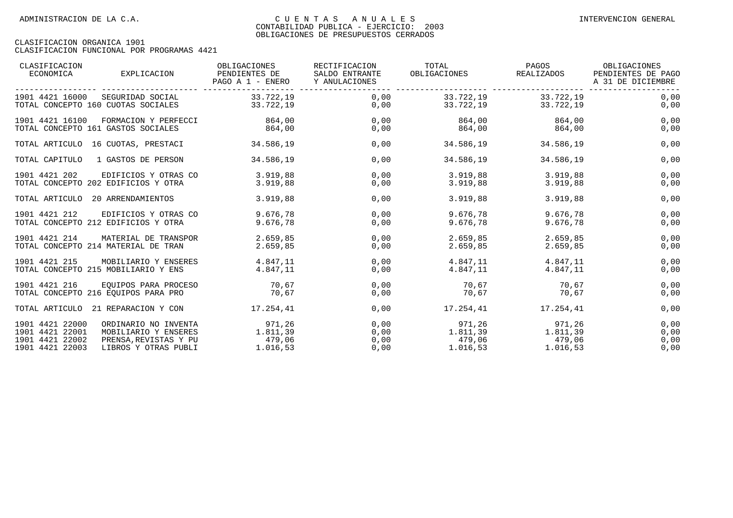ADMINISTRACION DE LA C.A.

CUENTAS ANUALES
CONTABILIDAD PUBLICA - EJERCICIO: 2003
OBLIGACIONES DE PRESUPUESTOS CERRADOS

INTERVENCION GENERAL

CLASIFICACION ORGANICA 1901
CLASIFICACION FUNCIONAL POR PROGRAMAS 4421

| CLASIFICACION ECONOMICA | EXPLICACION | OBLIGACIONES PENDIENTES DE PAGO A 1 - ENERO | RECTIFICACION SALDO ENTRANTE Y ANULACIONES | TOTAL OBLIGACIONES | PAGOS REALIZADOS | OBLIGACIONES PENDIENTES DE PAGO A 31 DE DICIEMBRE |
|---|---|---|---|---|---|---|
| 1901 4421 16000 | SEGURIDAD SOCIAL | 33.722,19 | 0,00 | 33.722,19 | 33.722,19 | 0,00 |
| TOTAL CONCEPTO 160 | CUOTAS SOCIALES | 33.722,19 | 0,00 | 33.722,19 | 33.722,19 | 0,00 |
| 1901 4421 16100 | FORMACION Y PERFECCI | 864,00 | 0,00 | 864,00 | 864,00 | 0,00 |
| TOTAL CONCEPTO 161 | GASTOS SOCIALES | 864,00 | 0,00 | 864,00 | 864,00 | 0,00 |
| TOTAL ARTICULO | 16 CUOTAS, PRESTACI | 34.586,19 | 0,00 | 34.586,19 | 34.586,19 | 0,00 |
| TOTAL CAPITULO | 1 GASTOS DE PERSON | 34.586,19 | 0,00 | 34.586,19 | 34.586,19 | 0,00 |
| 1901 4421 202 | EDIFICIOS Y OTRAS CO | 3.919,88 | 0,00 | 3.919,88 | 3.919,88 | 0,00 |
| TOTAL CONCEPTO 202 | EDIFICIOS Y OTRA | 3.919,88 | 0,00 | 3.919,88 | 3.919,88 | 0,00 |
| TOTAL ARTICULO | 20 ARRENDAMIENTOS | 3.919,88 | 0,00 | 3.919,88 | 3.919,88 | 0,00 |
| 1901 4421 212 | EDIFICIOS Y OTRAS CO | 9.676,78 | 0,00 | 9.676,78 | 9.676,78 | 0,00 |
| TOTAL CONCEPTO 212 | EDIFICIOS Y OTRA | 9.676,78 | 0,00 | 9.676,78 | 9.676,78 | 0,00 |
| 1901 4421 214 | MATERIAL DE TRANSPOR | 2.659,85 | 0,00 | 2.659,85 | 2.659,85 | 0,00 |
| TOTAL CONCEPTO 214 | MATERIAL DE TRAN | 2.659,85 | 0,00 | 2.659,85 | 2.659,85 | 0,00 |
| 1901 4421 215 | MOBILIARIO Y ENSERES | 4.847,11 | 0,00 | 4.847,11 | 4.847,11 | 0,00 |
| TOTAL CONCEPTO 215 | MOBILIARIO Y ENS | 4.847,11 | 0,00 | 4.847,11 | 4.847,11 | 0,00 |
| 1901 4421 216 | EQUIPOS PARA PROCESO | 70,67 | 0,00 | 70,67 | 70,67 | 0,00 |
| TOTAL CONCEPTO 216 | EQUIPOS PARA PRO | 70,67 | 0,00 | 70,67 | 70,67 | 0,00 |
| TOTAL ARTICULO | 21 REPARACION Y CON | 17.254,41 | 0,00 | 17.254,41 | 17.254,41 | 0,00 |
| 1901 4421 22000 | ORDINARIO NO INVENTA | 971,26 | 0,00 | 971,26 | 971,26 | 0,00 |
| 1901 4421 22001 | MOBILIARIO Y ENSERES | 1.811,39 | 0,00 | 1.811,39 | 1.811,39 | 0,00 |
| 1901 4421 22002 | PRENSA,REVISTAS Y PU | 479,06 | 0,00 | 479,06 | 479,06 | 0,00 |
| 1901 4421 22003 | LIBROS Y OTRAS PUBLI | 1.016,53 | 0,00 | 1.016,53 | 1.016,53 | 0,00 |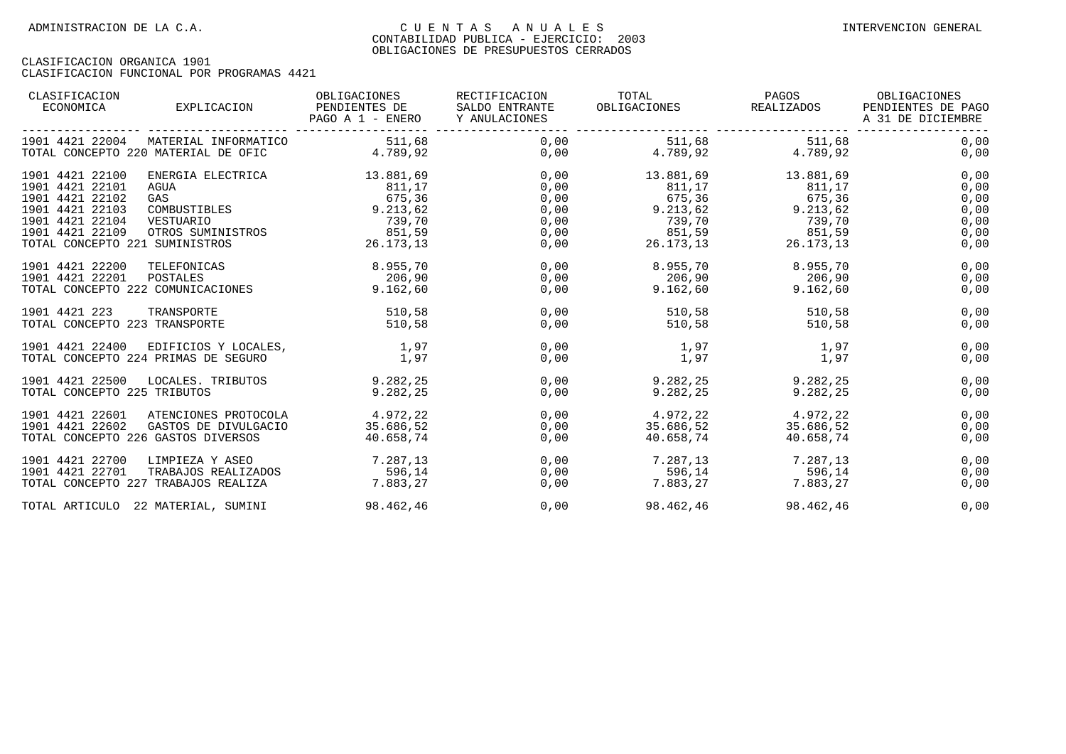ADMINISTRACION DE LA C.A.

CUENTAS ANUALES
CONTABILIDAD PUBLICA - EJERCICIO: 2003
OBLIGACIONES DE PRESUPUESTOS CERRADOS

INTERVENCION GENERAL

CLASIFICACION ORGANICA 1901
CLASIFICACION FUNCIONAL POR PROGRAMAS 4421

| CLASIFICACION ECONOMICA | EXPLICACION | OBLIGACIONES PENDIENTES DE PAGO A 1 - ENERO | RECTIFICACION SALDO ENTRANTE Y ANULACIONES | TOTAL OBLIGACIONES | PAGOS REALIZADOS | OBLIGACIONES PENDIENTES DE PAGO A 31 DE DICIEMBRE |
|---|---|---|---|---|---|---|
| 1901 4421 22004 | MATERIAL INFORMATICO | 511,68 | 0,00 | 511,68 | 511,68 | 0,00 |
| TOTAL CONCEPTO 220 MATERIAL DE OFIC | | 4.789,92 | 0,00 | 4.789,92 | 4.789,92 | 0,00 |
| 1901 4421 22100 | ENERGIA ELECTRICA | 13.881,69 | 0,00 | 13.881,69 | 13.881,69 | 0,00 |
| 1901 4421 22101 | AGUA | 811,17 | 0,00 | 811,17 | 811,17 | 0,00 |
| 1901 4421 22102 | GAS | 675,36 | 0,00 | 675,36 | 675,36 | 0,00 |
| 1901 4421 22103 | COMBUSTIBLES | 9.213,62 | 0,00 | 9.213,62 | 9.213,62 | 0,00 |
| 1901 4421 22104 | VESTUARIO | 739,70 | 0,00 | 739,70 | 739,70 | 0,00 |
| 1901 4421 22109 | OTROS SUMINISTROS | 851,59 | 0,00 | 851,59 | 851,59 | 0,00 |
| TOTAL CONCEPTO 221 SUMINISTROS | | 26.173,13 | 0,00 | 26.173,13 | 26.173,13 | 0,00 |
| 1901 4421 22200 | TELEFONICAS | 8.955,70 | 0,00 | 8.955,70 | 8.955,70 | 0,00 |
| 1901 4421 22201 | POSTALES | 206,90 | 0,00 | 206,90 | 206,90 | 0,00 |
| TOTAL CONCEPTO 222 COMUNICACIONES | | 9.162,60 | 0,00 | 9.162,60 | 9.162,60 | 0,00 |
| 1901 4421 223 | TRANSPORTE | 510,58 | 0,00 | 510,58 | 510,58 | 0,00 |
| TOTAL CONCEPTO 223 TRANSPORTE | | 510,58 | 0,00 | 510,58 | 510,58 | 0,00 |
| 1901 4421 22400 | EDIFICIOS Y LOCALES, | 1,97 | 0,00 | 1,97 | 1,97 | 0,00 |
| TOTAL CONCEPTO 224 PRIMAS DE SEGURO | | 1,97 | 0,00 | 1,97 | 1,97 | 0,00 |
| 1901 4421 22500 | LOCALES. TRIBUTOS | 9.282,25 | 0,00 | 9.282,25 | 9.282,25 | 0,00 |
| TOTAL CONCEPTO 225 TRIBUTOS | | 9.282,25 | 0,00 | 9.282,25 | 9.282,25 | 0,00 |
| 1901 4421 22601 | ATENCIONES PROTOCOLA | 4.972,22 | 0,00 | 4.972,22 | 4.972,22 | 0,00 |
| 1901 4421 22602 | GASTOS DE DIVULGACIO | 35.686,52 | 0,00 | 35.686,52 | 35.686,52 | 0,00 |
| TOTAL CONCEPTO 226 GASTOS DIVERSOS | | 40.658,74 | 0,00 | 40.658,74 | 40.658,74 | 0,00 |
| 1901 4421 22700 | LIMPIEZA Y ASEO | 7.287,13 | 0,00 | 7.287,13 | 7.287,13 | 0,00 |
| 1901 4421 22701 | TRABAJOS REALIZADOS | 596,14 | 0,00 | 596,14 | 596,14 | 0,00 |
| TOTAL CONCEPTO 227 TRABAJOS REALIZA | | 7.883,27 | 0,00 | 7.883,27 | 7.883,27 | 0,00 |
| TOTAL ARTICULO 22 MATERIAL, SUMINI | | 98.462,46 | 0,00 | 98.462,46 | 98.462,46 | 0,00 |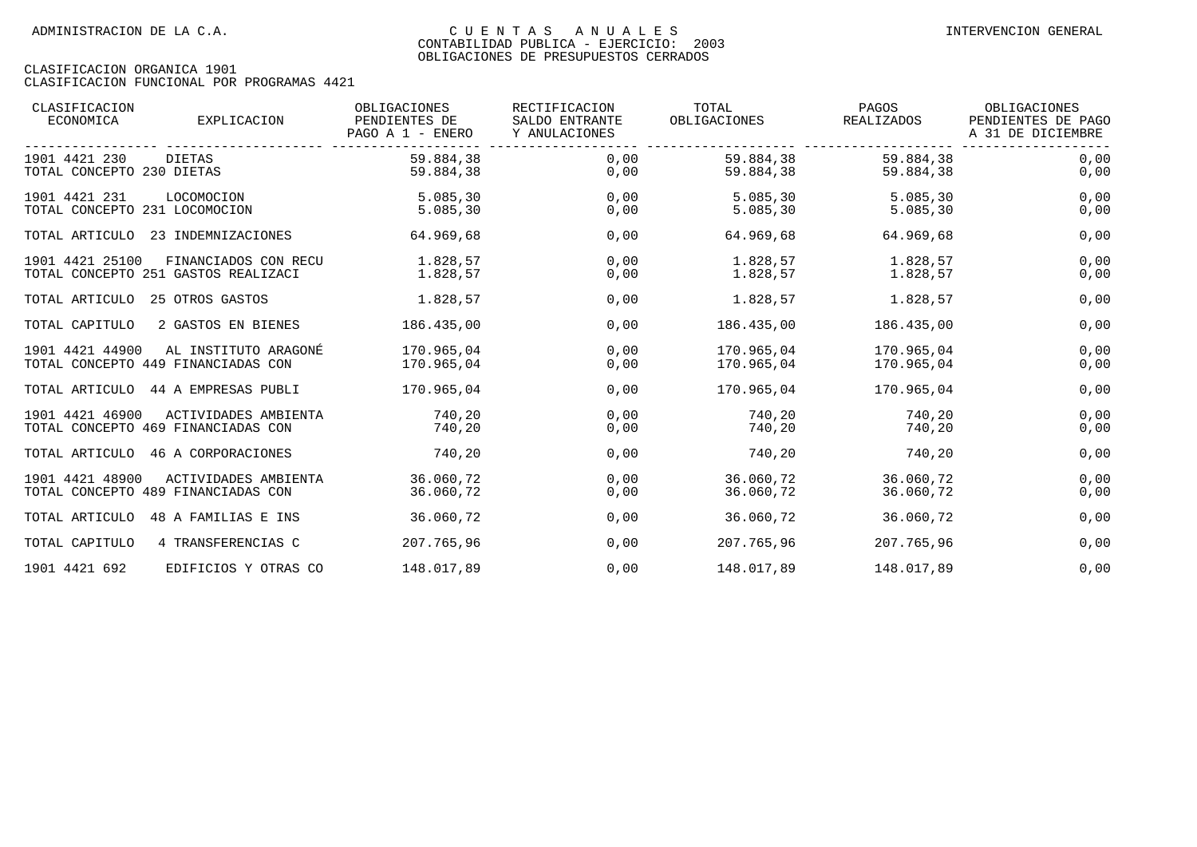ADMINISTRACION DE LA C.A. — CUENTAS ANUALES — INTERVENCION GENERAL

CONTABILIDAD PUBLICA - EJERCICIO: 2003

OBLIGACIONES DE PRESUPUESTOS CERRADOS

CLASIFICACION ORGANICA 1901

CLASIFICACION FUNCIONAL POR PROGRAMAS 4421

| CLASIFICACION ECONOMICA | EXPLICACION | OBLIGACIONES PENDIENTES DE PAGO A 1 - ENERO | RECTIFICACION SALDO ENTRANTE Y ANULACIONES | TOTAL OBLIGACIONES | PAGOS REALIZADOS | OBLIGACIONES PENDIENTES DE PAGO A 31 DE DICIEMBRE |
|---|---|---|---|---|---|---|
| 1901 4421 230 | DIETAS | 59.884,38 | 0,00 | 59.884,38 | 59.884,38 | 0,00 |
| TOTAL CONCEPTO 230 DIETAS | | 59.884,38 | 0,00 | 59.884,38 | 59.884,38 | 0,00 |
| 1901 4421 231 | LOCOMOCION | 5.085,30 | 0,00 | 5.085,30 | 5.085,30 | 0,00 |
| TOTAL CONCEPTO 231 LOCOMOCION | | 5.085,30 | 0,00 | 5.085,30 | 5.085,30 | 0,00 |
| TOTAL ARTICULO 23 INDEMNIZACIONES | | 64.969,68 | 0,00 | 64.969,68 | 64.969,68 | 0,00 |
| 1901 4421 25100 | FINANCIADOS CON RECU | 1.828,57 | 0,00 | 1.828,57 | 1.828,57 | 0,00 |
| TOTAL CONCEPTO 251 GASTOS REALIZACI | | 1.828,57 | 0,00 | 1.828,57 | 1.828,57 | 0,00 |
| TOTAL ARTICULO 25 OTROS GASTOS | | 1.828,57 | 0,00 | 1.828,57 | 1.828,57 | 0,00 |
| TOTAL CAPITULO 2 GASTOS EN BIENES | | 186.435,00 | 0,00 | 186.435,00 | 186.435,00 | 0,00 |
| 1901 4421 44900 | AL INSTITUTO ARAGONÉ | 170.965,04 | 0,00 | 170.965,04 | 170.965,04 | 0,00 |
| TOTAL CONCEPTO 449 FINANCIADAS CON | | 170.965,04 | 0,00 | 170.965,04 | 170.965,04 | 0,00 |
| TOTAL ARTICULO 44 A EMPRESAS PUBLI | | 170.965,04 | 0,00 | 170.965,04 | 170.965,04 | 0,00 |
| 1901 4421 46900 | ACTIVIDADES AMBIENTA | 740,20 | 0,00 | 740,20 | 740,20 | 0,00 |
| TOTAL CONCEPTO 469 FINANCIADAS CON | | 740,20 | 0,00 | 740,20 | 740,20 | 0,00 |
| TOTAL ARTICULO 46 A CORPORACIONES | | 740,20 | 0,00 | 740,20 | 740,20 | 0,00 |
| 1901 4421 48900 | ACTIVIDADES AMBIENTA | 36.060,72 | 0,00 | 36.060,72 | 36.060,72 | 0,00 |
| TOTAL CONCEPTO 489 FINANCIADAS CON | | 36.060,72 | 0,00 | 36.060,72 | 36.060,72 | 0,00 |
| TOTAL ARTICULO 48 A FAMILIAS E INS | | 36.060,72 | 0,00 | 36.060,72 | 36.060,72 | 0,00 |
| TOTAL CAPITULO 4 TRANSFERENCIAS C | | 207.765,96 | 0,00 | 207.765,96 | 207.765,96 | 0,00 |
| 1901 4421 692 | EDIFICIOS Y OTRAS CO | 148.017,89 | 0,00 | 148.017,89 | 148.017,89 | 0,00 |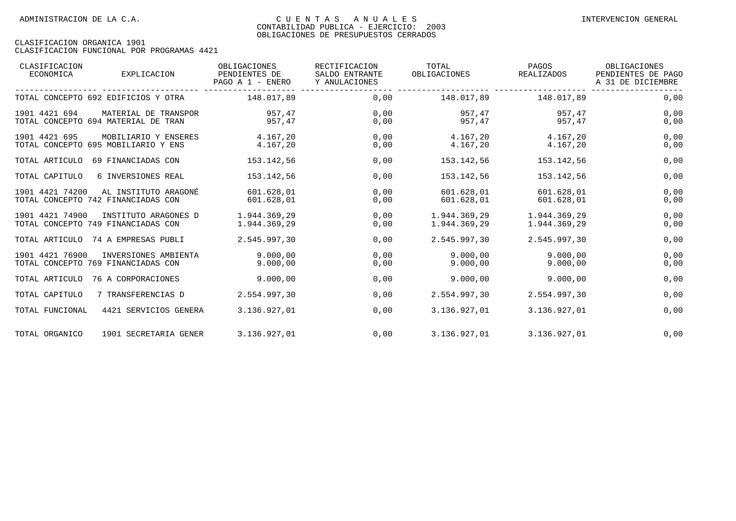ADMINISTRACION DE LA C.A.

# C U E N T A S   A N U A L E S

CONTABILIDAD PUBLICA - EJERCICIO: 2003

OBLIGACIONES DE PRESUPUESTOS CERRADOS

INTERVENCION GENERAL

CLASIFICACION ORGANICA 1901

CLASIFICACION FUNCIONAL POR PROGRAMAS 4421

| CLASIFICACION ECONOMICA | EXPLICACION | OBLIGACIONES PENDIENTES DE PAGO A 1 - ENERO | RECTIFICACION SALDO ENTRANTE Y ANULACIONES | TOTAL OBLIGACIONES | PAGOS REALIZADOS | OBLIGACIONES PENDIENTES DE PAGO A 31 DE DICIEMBRE |
|---|---|---|---|---|---|---|
| TOTAL CONCEPTO 692 | EDIFICIOS Y OTRA | 148.017,89 | 0,00 | 148.017,89 | 148.017,89 | 0,00 |
| 1901 4421 694 | MATERIAL DE TRANSPOR | 957,47 | 0,00 | 957,47 | 957,47 | 0,00 |
| TOTAL CONCEPTO 694 | MATERIAL DE TRAN | 957,47 | 0,00 | 957,47 | 957,47 | 0,00 |
| 1901 4421 695 | MOBILIARIO Y ENSERES | 4.167,20 | 0,00 | 4.167,20 | 4.167,20 | 0,00 |
| TOTAL CONCEPTO 695 | MOBILIARIO Y ENS | 4.167,20 | 0,00 | 4.167,20 | 4.167,20 | 0,00 |
| TOTAL ARTICULO | 69 FINANCIADAS CON | 153.142,56 | 0,00 | 153.142,56 | 153.142,56 | 0,00 |
| TOTAL CAPITULO | 6 INVERSIONES REAL | 153.142,56 | 0,00 | 153.142,56 | 153.142,56 | 0,00 |
| 1901 4421 74200 | AL INSTITUTO ARAGONÉ | 601.628,01 | 0,00 | 601.628,01 | 601.628,01 | 0,00 |
| TOTAL CONCEPTO 742 | FINANCIADAS CON | 601.628,01 | 0,00 | 601.628,01 | 601.628,01 | 0,00 |
| 1901 4421 74900 | INSTITUTO ARAGONES D | 1.944.369,29 | 0,00 | 1.944.369,29 | 1.944.369,29 | 0,00 |
| TOTAL CONCEPTO 749 | FINANCIADAS CON | 1.944.369,29 | 0,00 | 1.944.369,29 | 1.944.369,29 | 0,00 |
| TOTAL ARTICULO | 74 A EMPRESAS PUBLI | 2.545.997,30 | 0,00 | 2.545.997,30 | 2.545.997,30 | 0,00 |
| 1901 4421 76900 | INVERSIONES AMBIENTA | 9.000,00 | 0,00 | 9.000,00 | 9.000,00 | 0,00 |
| TOTAL CONCEPTO 769 | FINANCIADAS CON | 9.000,00 | 0,00 | 9.000,00 | 9.000,00 | 0,00 |
| TOTAL ARTICULO | 76 A CORPORACIONES | 9.000,00 | 0,00 | 9.000,00 | 9.000,00 | 0,00 |
| TOTAL CAPITULO | 7 TRANSFERENCIAS D | 2.554.997,30 | 0,00 | 2.554.997,30 | 2.554.997,30 | 0,00 |
| TOTAL FUNCIONAL | 4421 SERVICIOS GENERA | 3.136.927,01 | 0,00 | 3.136.927,01 | 3.136.927,01 | 0,00 |
| TOTAL ORGANICO | 1901 SECRETARIA GENER | 3.136.927,01 | 0,00 | 3.136.927,01 | 3.136.927,01 | 0,00 |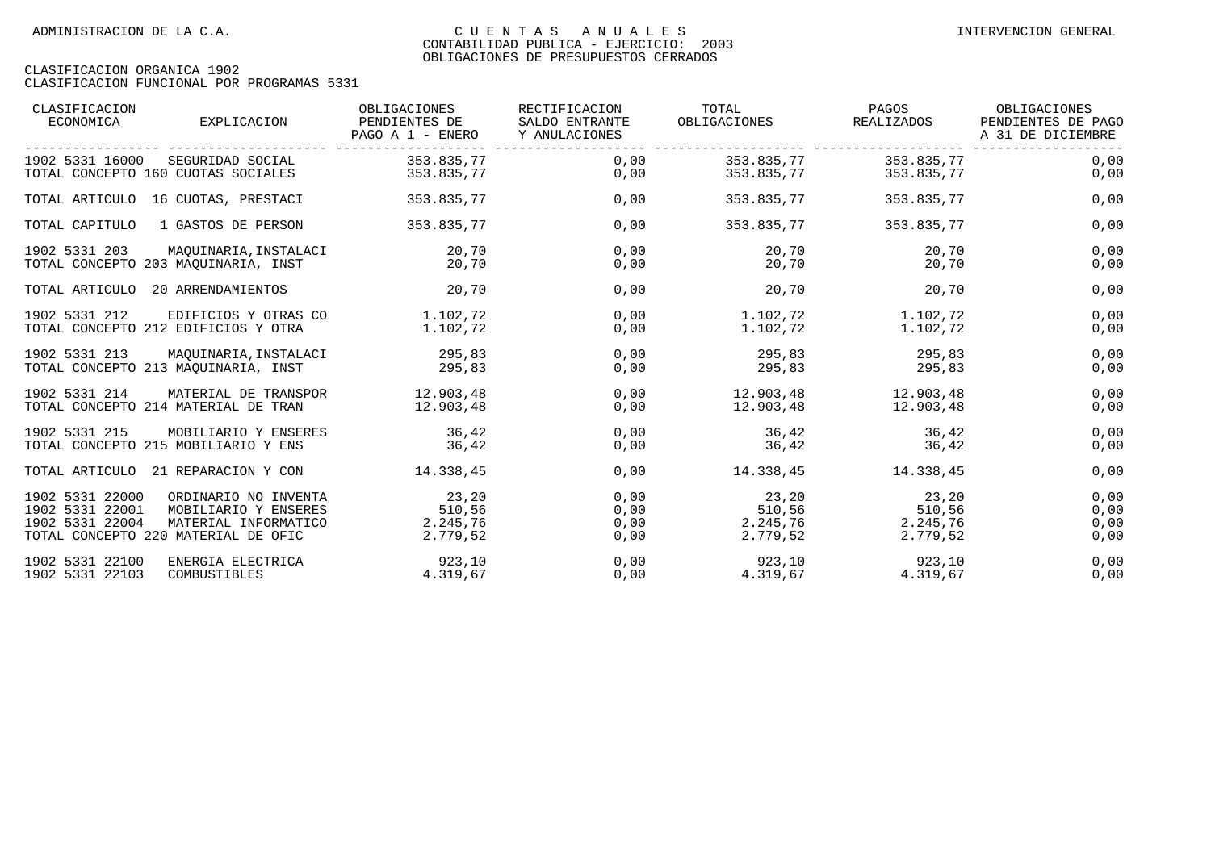ADMINISTRACION DE LA C.A.

CUENTAS ANUALES
CONTABILIDAD PUBLICA - EJERCICIO: 2003
OBLIGACIONES DE PRESUPUESTOS CERRADOS

INTERVENCION GENERAL

CLASIFICACION ORGANICA 1902
CLASIFICACION FUNCIONAL POR PROGRAMAS 5331

| CLASIFICACION ECONOMICA | EXPLICACION | OBLIGACIONES PENDIENTES DE PAGO A 1 - ENERO | RECTIFICACION SALDO ENTRANTE Y ANULACIONES | TOTAL OBLIGACIONES | PAGOS REALIZADOS | OBLIGACIONES PENDIENTES DE PAGO A 31 DE DICIEMBRE |
|---|---|---|---|---|---|---|
| 1902 5331 16000 | SEGURIDAD SOCIAL | 353.835,77 | 0,00 | 353.835,77 | 353.835,77 | 0,00 |
| TOTAL CONCEPTO 160 | CUOTAS SOCIALES | 353.835,77 | 0,00 | 353.835,77 | 353.835,77 | 0,00 |
| TOTAL ARTICULO 16 | CUOTAS, PRESTACI | 353.835,77 | 0,00 | 353.835,77 | 353.835,77 | 0,00 |
| TOTAL CAPITULO 1 | GASTOS DE PERSON | 353.835,77 | 0,00 | 353.835,77 | 353.835,77 | 0,00 |
| 1902 5331 203 | MAQUINARIA,INSTALACI | 20,70 | 0,00 | 20,70 | 20,70 | 0,00 |
| TOTAL CONCEPTO 203 | MAQUINARIA, INST | 20,70 | 0,00 | 20,70 | 20,70 | 0,00 |
| TOTAL ARTICULO 20 | ARRENDAMIENTOS | 20,70 | 0,00 | 20,70 | 20,70 | 0,00 |
| 1902 5331 212 | EDIFICIOS Y OTRAS CO | 1.102,72 | 0,00 | 1.102,72 | 1.102,72 | 0,00 |
| TOTAL CONCEPTO 212 | EDIFICIOS Y OTRA | 1.102,72 | 0,00 | 1.102,72 | 1.102,72 | 0,00 |
| 1902 5331 213 | MAQUINARIA,INSTALACI | 295,83 | 0,00 | 295,83 | 295,83 | 0,00 |
| TOTAL CONCEPTO 213 | MAQUINARIA, INST | 295,83 | 0,00 | 295,83 | 295,83 | 0,00 |
| 1902 5331 214 | MATERIAL DE TRANSPOR | 12.903,48 | 0,00 | 12.903,48 | 12.903,48 | 0,00 |
| TOTAL CONCEPTO 214 | MATERIAL DE TRAN | 12.903,48 | 0,00 | 12.903,48 | 12.903,48 | 0,00 |
| 1902 5331 215 | MOBILIARIO Y ENSERES | 36,42 | 0,00 | 36,42 | 36,42 | 0,00 |
| TOTAL CONCEPTO 215 | MOBILIARIO Y ENS | 36,42 | 0,00 | 36,42 | 36,42 | 0,00 |
| TOTAL ARTICULO 21 | REPARACION Y CON | 14.338,45 | 0,00 | 14.338,45 | 14.338,45 | 0,00 |
| 1902 5331 22000 | ORDINARIO NO INVENTA | 23,20 | 0,00 | 23,20 | 23,20 | 0,00 |
| 1902 5331 22001 | MOBILIARIO Y ENSERES | 510,56 | 0,00 | 510,56 | 510,56 | 0,00 |
| 1902 5331 22004 | MATERIAL INFORMATICO | 2.245,76 | 0,00 | 2.245,76 | 2.245,76 | 0,00 |
| TOTAL CONCEPTO 220 | MATERIAL DE OFIC | 2.779,52 | 0,00 | 2.779,52 | 2.779,52 | 0,00 |
| 1902 5331 22100 | ENERGIA ELECTRICA | 923,10 | 0,00 | 923,10 | 923,10 | 0,00 |
| 1902 5331 22103 | COMBUSTIBLES | 4.319,67 | 0,00 | 4.319,67 | 4.319,67 | 0,00 |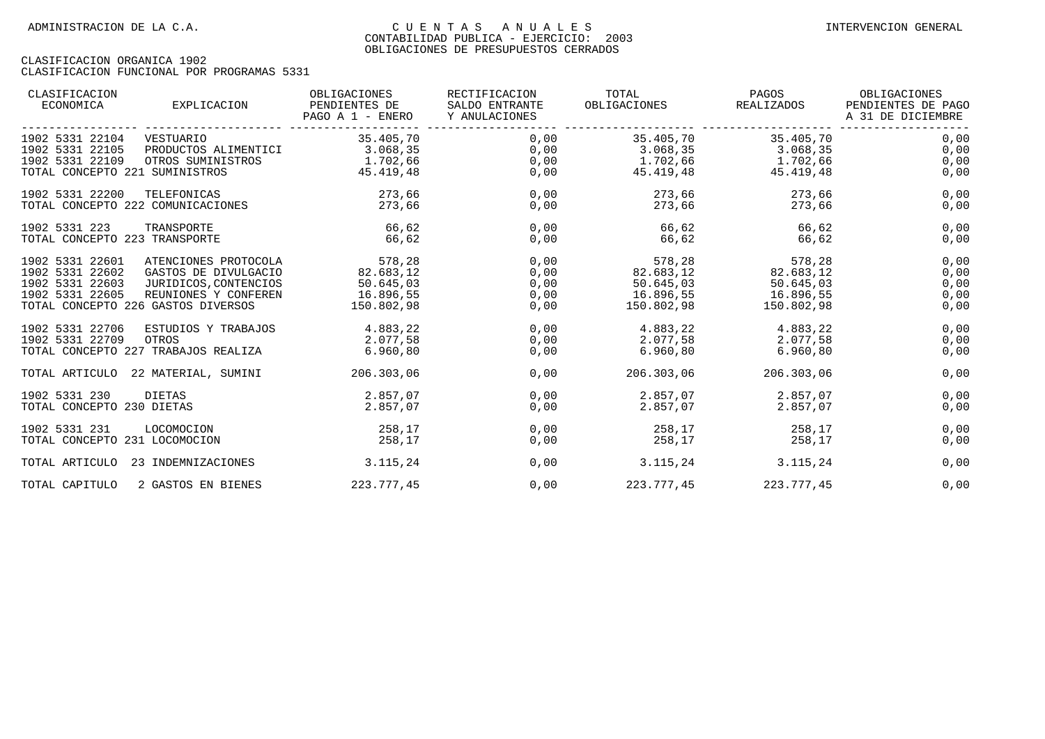ADMINISTRACION DE LA C.A.

# CUENTAS ANUALES

CONTABILIDAD PUBLICA - EJERCICIO: 2003

OBLIGACIONES DE PRESUPUESTOS CERRADOS

INTERVENCION GENERAL

CLASIFICACION ORGANICA 1902

CLASIFICACION FUNCIONAL POR PROGRAMAS 5331

| CLASIFICACION ECONOMICA | EXPLICACION | OBLIGACIONES PENDIENTES DE PAGO A 1 - ENERO | RECTIFICACION SALDO ENTRANTE Y ANULACIONES | TOTAL OBLIGACIONES | PAGOS REALIZADOS | OBLIGACIONES PENDIENTES DE PAGO A 31 DE DICIEMBRE |
|---|---|---|---|---|---|---|
| 1902 5331 22104 | VESTUARIO | 35.405,70 | 0,00 | 35.405,70 | 35.405,70 | 0,00 |
| 1902 5331 22105 | PRODUCTOS ALIMENTICI | 3.068,35 | 0,00 | 3.068,35 | 3.068,35 | 0,00 |
| 1902 5331 22109 | OTROS SUMINISTROS | 1.702,66 | 0,00 | 1.702,66 | 1.702,66 | 0,00 |
| TOTAL CONCEPTO 221 SUMINISTROS | | 45.419,48 | 0,00 | 45.419,48 | 45.419,48 | 0,00 |
| 1902 5331 22200 | TELEFONICAS | 273,66 | 0,00 | 273,66 | 273,66 | 0,00 |
| TOTAL CONCEPTO 222 COMUNICACIONES | | 273,66 | 0,00 | 273,66 | 273,66 | 0,00 |
| 1902 5331 223 | TRANSPORTE | 66,62 | 0,00 | 66,62 | 66,62 | 0,00 |
| TOTAL CONCEPTO 223 TRANSPORTE | | 66,62 | 0,00 | 66,62 | 66,62 | 0,00 |
| 1902 5331 22601 | ATENCIONES PROTOCOLA | 578,28 | 0,00 | 578,28 | 578,28 | 0,00 |
| 1902 5331 22602 | GASTOS DE DIVULGACIO | 82.683,12 | 0,00 | 82.683,12 | 82.683,12 | 0,00 |
| 1902 5331 22603 | JURIDICOS,CONTENCIOS | 50.645,03 | 0,00 | 50.645,03 | 50.645,03 | 0,00 |
| 1902 5331 22605 | REUNIONES Y CONFEREN | 16.896,55 | 0,00 | 16.896,55 | 16.896,55 | 0,00 |
| TOTAL CONCEPTO 226 GASTOS DIVERSOS | | 150.802,98 | 0,00 | 150.802,98 | 150.802,98 | 0,00 |
| 1902 5331 22706 | ESTUDIOS Y TRABAJOS | 4.883,22 | 0,00 | 4.883,22 | 4.883,22 | 0,00 |
| 1902 5331 22709 | OTROS | 2.077,58 | 0,00 | 2.077,58 | 2.077,58 | 0,00 |
| TOTAL CONCEPTO 227 TRABAJOS REALIZA | | 6.960,80 | 0,00 | 6.960,80 | 6.960,80 | 0,00 |
| TOTAL ARTICULO | 22 MATERIAL, SUMINI | 206.303,06 | 0,00 | 206.303,06 | 206.303,06 | 0,00 |
| 1902 5331 230 | DIETAS | 2.857,07 | 0,00 | 2.857,07 | 2.857,07 | 0,00 |
| TOTAL CONCEPTO 230 DIETAS | | 2.857,07 | 0,00 | 2.857,07 | 2.857,07 | 0,00 |
| 1902 5331 231 | LOCOMOCION | 258,17 | 0,00 | 258,17 | 258,17 | 0,00 |
| TOTAL CONCEPTO 231 LOCOMOCION | | 258,17 | 0,00 | 258,17 | 258,17 | 0,00 |
| TOTAL ARTICULO | 23 INDEMNIZACIONES | 3.115,24 | 0,00 | 3.115,24 | 3.115,24 | 0,00 |
| TOTAL CAPITULO | 2 GASTOS EN BIENES | 223.777,45 | 0,00 | 223.777,45 | 223.777,45 | 0,00 |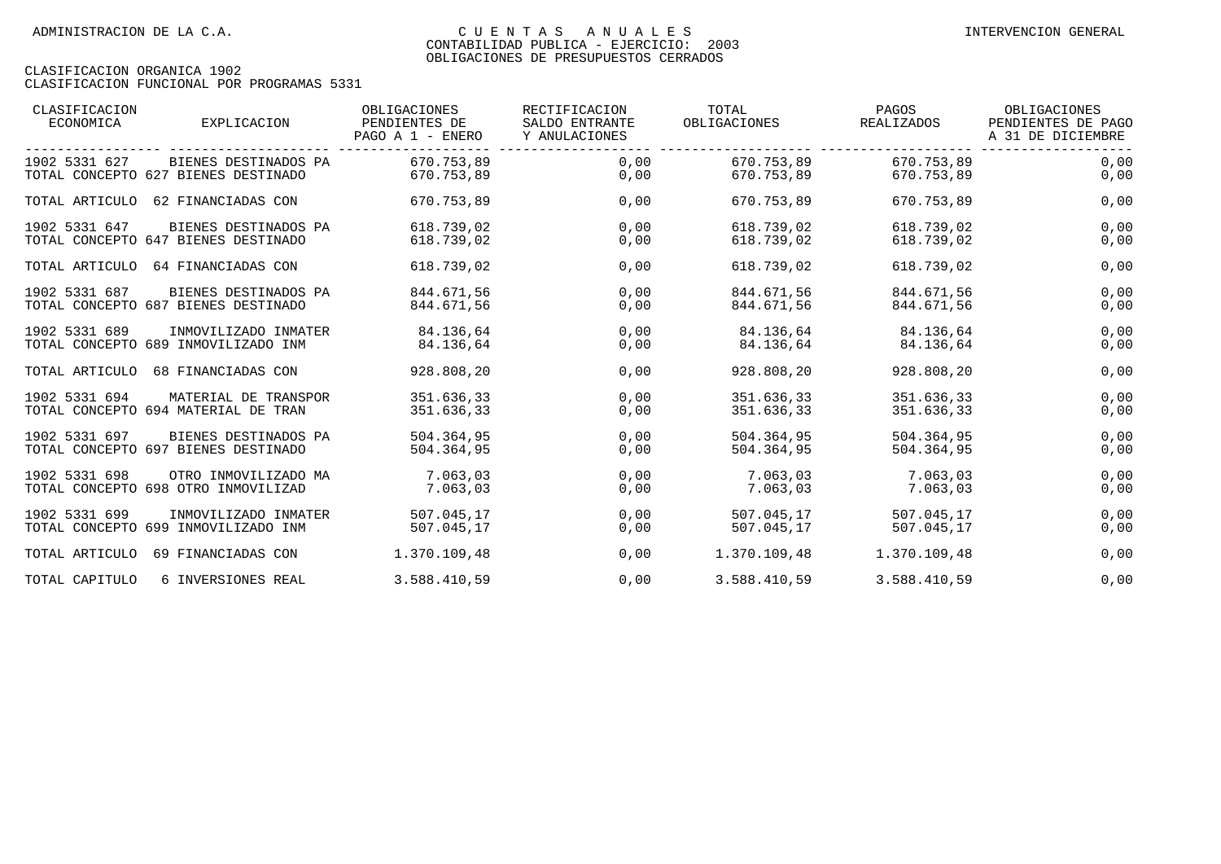ADMINISTRACION DE LA C.A.

CUENTAS ANUALES
CONTABILIDAD PUBLICA - EJERCICIO: 2003
OBLIGACIONES DE PRESUPUESTOS CERRADOS

INTERVENCION GENERAL

CLASIFICACION ORGANICA 1902
CLASIFICACION FUNCIONAL POR PROGRAMAS 5331

| CLASIFICACION ECONOMICA | EXPLICACION | OBLIGACIONES PENDIENTES DE PAGO A 1 - ENERO | RECTIFICACION SALDO ENTRANTE Y ANULACIONES | TOTAL OBLIGACIONES | PAGOS REALIZADOS | OBLIGACIONES PENDIENTES DE PAGO A 31 DE DICIEMBRE |
|---|---|---|---|---|---|---|
| 1902 5331 627 | BIENES DESTINADOS PA | 670.753,89 | 0,00 | 670.753,89 | 670.753,89 | 0,00 |
| TOTAL CONCEPTO 627 | BIENES DESTINADO | 670.753,89 | 0,00 | 670.753,89 | 670.753,89 | 0,00 |
| TOTAL ARTICULO | 62 FINANCIADAS CON | 670.753,89 | 0,00 | 670.753,89 | 670.753,89 | 0,00 |
| 1902 5331 647 | BIENES DESTINADOS PA | 618.739,02 | 0,00 | 618.739,02 | 618.739,02 | 0,00 |
| TOTAL CONCEPTO 647 | BIENES DESTINADO | 618.739,02 | 0,00 | 618.739,02 | 618.739,02 | 0,00 |
| TOTAL ARTICULO | 64 FINANCIADAS CON | 618.739,02 | 0,00 | 618.739,02 | 618.739,02 | 0,00 |
| 1902 5331 687 | BIENES DESTINADOS PA | 844.671,56 | 0,00 | 844.671,56 | 844.671,56 | 0,00 |
| TOTAL CONCEPTO 687 | BIENES DESTINADO | 844.671,56 | 0,00 | 844.671,56 | 844.671,56 | 0,00 |
| 1902 5331 689 | INMOVILIZADO INMATER | 84.136,64 | 0,00 | 84.136,64 | 84.136,64 | 0,00 |
| TOTAL CONCEPTO 689 | INMOVILIZADO INM | 84.136,64 | 0,00 | 84.136,64 | 84.136,64 | 0,00 |
| TOTAL ARTICULO | 68 FINANCIADAS CON | 928.808,20 | 0,00 | 928.808,20 | 928.808,20 | 0,00 |
| 1902 5331 694 | MATERIAL DE TRANSPOR | 351.636,33 | 0,00 | 351.636,33 | 351.636,33 | 0,00 |
| TOTAL CONCEPTO 694 | MATERIAL DE TRAN | 351.636,33 | 0,00 | 351.636,33 | 351.636,33 | 0,00 |
| 1902 5331 697 | BIENES DESTINADOS PA | 504.364,95 | 0,00 | 504.364,95 | 504.364,95 | 0,00 |
| TOTAL CONCEPTO 697 | BIENES DESTINADO | 504.364,95 | 0,00 | 504.364,95 | 504.364,95 | 0,00 |
| 1902 5331 698 | OTRO INMOVILIZADO MA | 7.063,03 | 0,00 | 7.063,03 | 7.063,03 | 0,00 |
| TOTAL CONCEPTO 698 | OTRO INMOVILIZAD | 7.063,03 | 0,00 | 7.063,03 | 7.063,03 | 0,00 |
| 1902 5331 699 | INMOVILIZADO INMATER | 507.045,17 | 0,00 | 507.045,17 | 507.045,17 | 0,00 |
| TOTAL CONCEPTO 699 | INMOVILIZADO INM | 507.045,17 | 0,00 | 507.045,17 | 507.045,17 | 0,00 |
| TOTAL ARTICULO | 69 FINANCIADAS CON | 1.370.109,48 | 0,00 | 1.370.109,48 | 1.370.109,48 | 0,00 |
| TOTAL CAPITULO | 6 INVERSIONES REAL | 3.588.410,59 | 0,00 | 3.588.410,59 | 3.588.410,59 | 0,00 |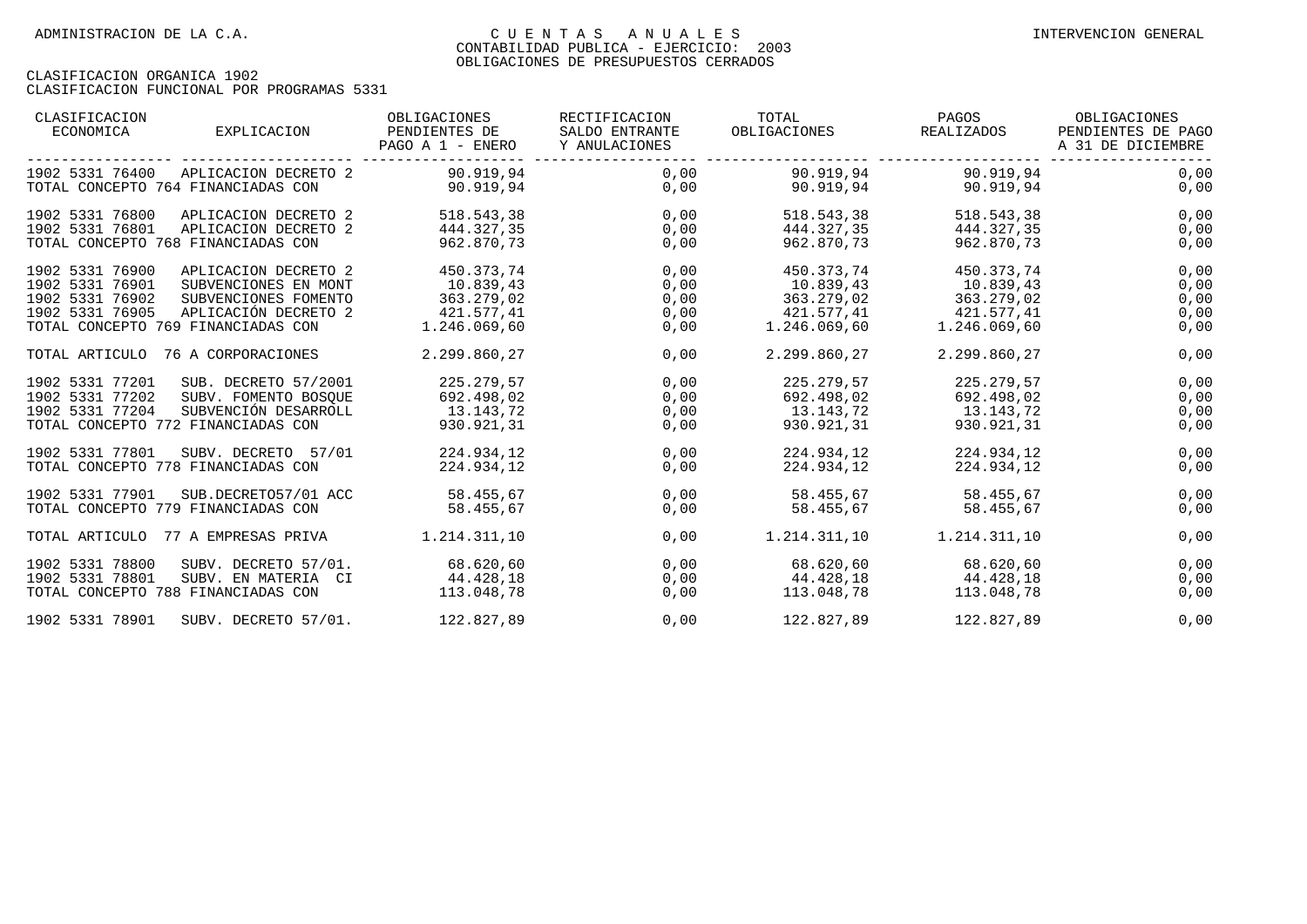ADMINISTRACION DE LA C.A. — CUENTAS ANUALES — INTERVENCION GENERAL

CONTABILIDAD PUBLICA - EJERCICIO: 2003

OBLIGACIONES DE PRESUPUESTOS CERRADOS

CLASIFICACION ORGANICA 1902

CLASIFICACION FUNCIONAL POR PROGRAMAS 5331

| CLASIFICACION ECONOMICA | EXPLICACION | OBLIGACIONES PENDIENTES DE PAGO A 1 - ENERO | RECTIFICACION SALDO ENTRANTE Y ANULACIONES | TOTAL OBLIGACIONES | PAGOS REALIZADOS | OBLIGACIONES PENDIENTES DE PAGO A 31 DE DICIEMBRE |
|---|---|---|---|---|---|---|
| 1902 5331 76400 | APLICACION DECRETO 2 | 90.919,94 | 0,00 | 90.919,94 | 90.919,94 | 0,00 |
| TOTAL CONCEPTO 764 FINANCIADAS CON | | 90.919,94 | 0,00 | 90.919,94 | 90.919,94 | 0,00 |
| 1902 5331 76800 | APLICACION DECRETO 2 | 518.543,38 | 0,00 | 518.543,38 | 518.543,38 | 0,00 |
| 1902 5331 76801 | APLICACION DECRETO 2 | 444.327,35 | 0,00 | 444.327,35 | 444.327,35 | 0,00 |
| TOTAL CONCEPTO 768 FINANCIADAS CON | | 962.870,73 | 0,00 | 962.870,73 | 962.870,73 | 0,00 |
| 1902 5331 76900 | APLICACION DECRETO 2 | 450.373,74 | 0,00 | 450.373,74 | 450.373,74 | 0,00 |
| 1902 5331 76901 | SUBVENCIONES EN MONT | 10.839,43 | 0,00 | 10.839,43 | 10.839,43 | 0,00 |
| 1902 5331 76902 | SUBVENCIONES FOMENTO | 363.279,02 | 0,00 | 363.279,02 | 363.279,02 | 0,00 |
| 1902 5331 76905 | APLICACIÓN DECRETO 2 | 421.577,41 | 0,00 | 421.577,41 | 421.577,41 | 0,00 |
| TOTAL CONCEPTO 769 FINANCIADAS CON | | 1.246.069,60 | 0,00 | 1.246.069,60 | 1.246.069,60 | 0,00 |
| TOTAL ARTICULO 76 A CORPORACIONES | | 2.299.860,27 | 0,00 | 2.299.860,27 | 2.299.860,27 | 0,00 |
| 1902 5331 77201 | SUB. DECRETO 57/2001 | 225.279,57 | 0,00 | 225.279,57 | 225.279,57 | 0,00 |
| 1902 5331 77202 | SUBV. FOMENTO BOSQUE | 692.498,02 | 0,00 | 692.498,02 | 692.498,02 | 0,00 |
| 1902 5331 77204 | SUBVENCIÓN DESARROLL | 13.143,72 | 0,00 | 13.143,72 | 13.143,72 | 0,00 |
| TOTAL CONCEPTO 772 FINANCIADAS CON | | 930.921,31 | 0,00 | 930.921,31 | 930.921,31 | 0,00 |
| 1902 5331 77801 | SUBV. DECRETO 57/01 | 224.934,12 | 0,00 | 224.934,12 | 224.934,12 | 0,00 |
| TOTAL CONCEPTO 778 FINANCIADAS CON | | 224.934,12 | 0,00 | 224.934,12 | 224.934,12 | 0,00 |
| 1902 5331 77901 | SUB.DECRETO57/01 ACC | 58.455,67 | 0,00 | 58.455,67 | 58.455,67 | 0,00 |
| TOTAL CONCEPTO 779 FINANCIADAS CON | | 58.455,67 | 0,00 | 58.455,67 | 58.455,67 | 0,00 |
| TOTAL ARTICULO 77 A EMPRESAS PRIVA | | 1.214.311,10 | 0,00 | 1.214.311,10 | 1.214.311,10 | 0,00 |
| 1902 5331 78800 | SUBV. DECRETO 57/01. | 68.620,60 | 0,00 | 68.620,60 | 68.620,60 | 0,00 |
| 1902 5331 78801 | SUBV. EN MATERIA CI | 44.428,18 | 0,00 | 44.428,18 | 44.428,18 | 0,00 |
| TOTAL CONCEPTO 788 FINANCIADAS CON | | 113.048,78 | 0,00 | 113.048,78 | 113.048,78 | 0,00 |
| 1902 5331 78901 | SUBV. DECRETO 57/01. | 122.827,89 | 0,00 | 122.827,89 | 122.827,89 | 0,00 |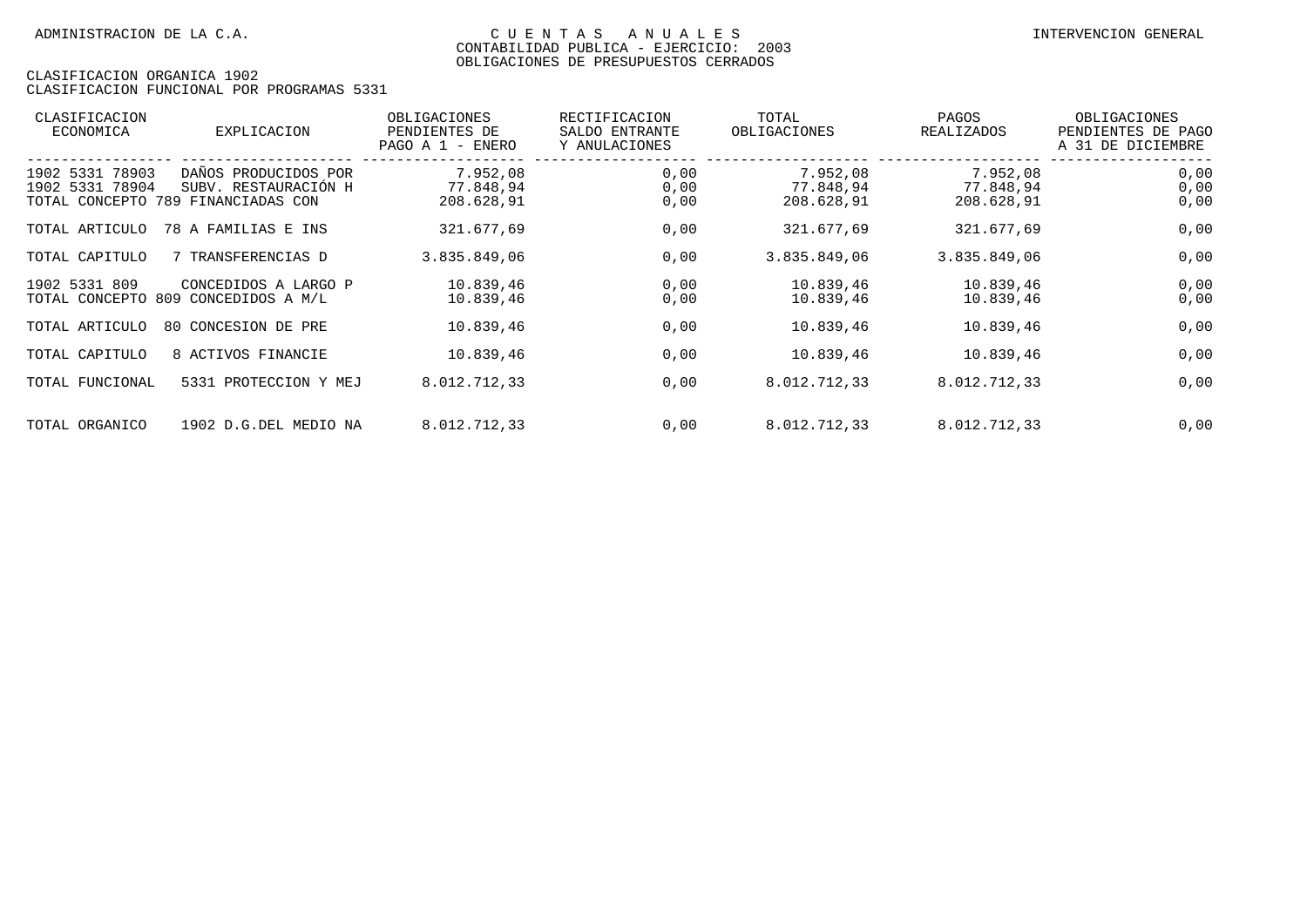ADMINISTRACION DE LA C.A.

# C U E N T A S   A N U A L E S

CONTABILIDAD PUBLICA - EJERCICIO: 2003

OBLIGACIONES DE PRESUPUESTOS CERRADOS

INTERVENCION GENERAL

CLASIFICACION ORGANICA 1902
CLASIFICACION FUNCIONAL POR PROGRAMAS 5331

| CLASIFICACION ECONOMICA | EXPLICACION | OBLIGACIONES PENDIENTES DE PAGO A 1 - ENERO | RECTIFICACION SALDO ENTRANTE Y ANULACIONES | TOTAL OBLIGACIONES | PAGOS REALIZADOS | OBLIGACIONES PENDIENTES DE PAGO A 31 DE DICIEMBRE |
|---|---|---|---|---|---|---|
| 1902 5331 78903 | DAÑOS PRODUCIDOS POR | 7.952,08 | 0,00 | 7.952,08 | 7.952,08 | 0,00 |
| 1902 5331 78904 | SUBV. RESTAURACIÓN H | 77.848,94 | 0,00 | 77.848,94 | 77.848,94 | 0,00 |
| TOTAL CONCEPTO 789 | FINANCIADAS CON | 208.628,91 | 0,00 | 208.628,91 | 208.628,91 | 0,00 |
| TOTAL ARTICULO | 78 A FAMILIAS E INS | 321.677,69 | 0,00 | 321.677,69 | 321.677,69 | 0,00 |
| TOTAL CAPITULO | 7 TRANSFERENCIAS D | 3.835.849,06 | 0,00 | 3.835.849,06 | 3.835.849,06 | 0,00 |
| 1902 5331 809 | CONCEDIDOS A LARGO P | 10.839,46 | 0,00 | 10.839,46 | 10.839,46 | 0,00 |
| TOTAL CONCEPTO 809 | CONCEDIDOS A M/L | 10.839,46 | 0,00 | 10.839,46 | 10.839,46 | 0,00 |
| TOTAL ARTICULO | 80 CONCESION DE PRE | 10.839,46 | 0,00 | 10.839,46 | 10.839,46 | 0,00 |
| TOTAL CAPITULO | 8 ACTIVOS FINANCIE | 10.839,46 | 0,00 | 10.839,46 | 10.839,46 | 0,00 |
| TOTAL FUNCIONAL | 5331 PROTECCION Y MEJ | 8.012.712,33 | 0,00 | 8.012.712,33 | 8.012.712,33 | 0,00 |
| TOTAL ORGANICO | 1902 D.G.DEL MEDIO NA | 8.012.712,33 | 0,00 | 8.012.712,33 | 8.012.712,33 | 0,00 |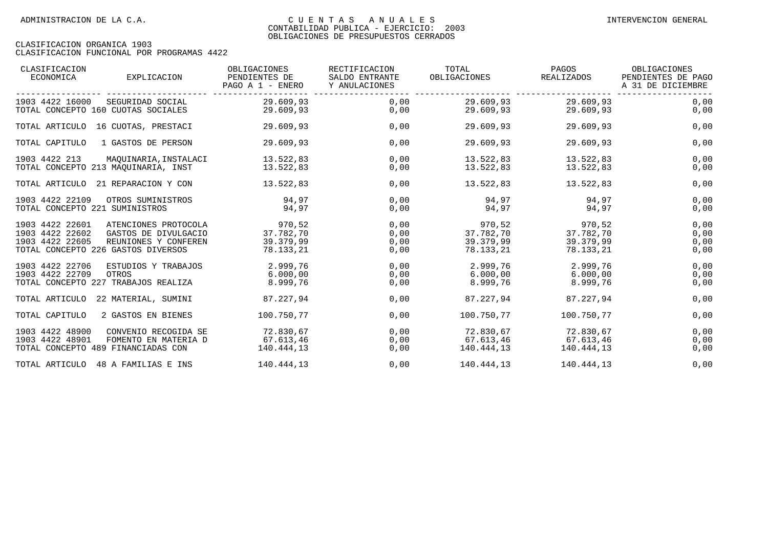ADMINISTRACION DE LA C.A.

CUENTAS ANUALES
CONTABILIDAD PUBLICA - EJERCICIO: 2003
OBLIGACIONES DE PRESUPUESTOS CERRADOS

INTERVENCION GENERAL

CLASIFICACION ORGANICA 1903
CLASIFICACION FUNCIONAL POR PROGRAMAS 4422

| CLASIFICACION ECONOMICA | EXPLICACION | OBLIGACIONES PENDIENTES DE PAGO A 1 - ENERO | RECTIFICACION SALDO ENTRANTE Y ANULACIONES | TOTAL OBLIGACIONES | PAGOS REALIZADOS | OBLIGACIONES PENDIENTES DE PAGO A 31 DE DICIEMBRE |
|---|---|---|---|---|---|---|
| 1903 4422 16000 | SEGURIDAD SOCIAL | 29.609,93 | 0,00 | 29.609,93 | 29.609,93 | 0,00 |
| TOTAL CONCEPTO 160 | CUOTAS SOCIALES | 29.609,93 | 0,00 | 29.609,93 | 29.609,93 | 0,00 |
| TOTAL ARTICULO 16 | CUOTAS, PRESTACI | 29.609,93 | 0,00 | 29.609,93 | 29.609,93 | 0,00 |
| TOTAL CAPITULO 1 | GASTOS DE PERSON | 29.609,93 | 0,00 | 29.609,93 | 29.609,93 | 0,00 |
| 1903 4422 213 | MAQUINARIA,INSTALACI | 13.522,83 | 0,00 | 13.522,83 | 13.522,83 | 0,00 |
| TOTAL CONCEPTO 213 | MAQUINARIA, INST | 13.522,83 | 0,00 | 13.522,83 | 13.522,83 | 0,00 |
| TOTAL ARTICULO 21 | REPARACION Y CON | 13.522,83 | 0,00 | 13.522,83 | 13.522,83 | 0,00 |
| 1903 4422 22109 | OTROS SUMINISTROS | 94,97 | 0,00 | 94,97 | 94,97 | 0,00 |
| TOTAL CONCEPTO 221 | SUMINISTROS | 94,97 | 0,00 | 94,97 | 94,97 | 0,00 |
| 1903 4422 22601 | ATENCIONES PROTOCOLA | 970,52 | 0,00 | 970,52 | 970,52 | 0,00 |
| 1903 4422 22602 | GASTOS DE DIVULGACIO | 37.782,70 | 0,00 | 37.782,70 | 37.782,70 | 0,00 |
| 1903 4422 22605 | REUNIONES Y CONFEREN | 39.379,99 | 0,00 | 39.379,99 | 39.379,99 | 0,00 |
| TOTAL CONCEPTO 226 | GASTOS DIVERSOS | 78.133,21 | 0,00 | 78.133,21 | 78.133,21 | 0,00 |
| 1903 4422 22706 | ESTUDIOS Y TRABAJOS | 2.999,76 | 0,00 | 2.999,76 | 2.999,76 | 0,00 |
| 1903 4422 22709 | OTROS | 6.000,00 | 0,00 | 6.000,00 | 6.000,00 | 0,00 |
| TOTAL CONCEPTO 227 | TRABAJOS REALIZA | 8.999,76 | 0,00 | 8.999,76 | 8.999,76 | 0,00 |
| TOTAL ARTICULO 22 | MATERIAL, SUMINI | 87.227,94 | 0,00 | 87.227,94 | 87.227,94 | 0,00 |
| TOTAL CAPITULO 2 | GASTOS EN BIENES | 100.750,77 | 0,00 | 100.750,77 | 100.750,77 | 0,00 |
| 1903 4422 48900 | CONVENIO RECOGIDA SE | 72.830,67 | 0,00 | 72.830,67 | 72.830,67 | 0,00 |
| 1903 4422 48901 | FOMENTO EN MATERIA D | 67.613,46 | 0,00 | 67.613,46 | 67.613,46 | 0,00 |
| TOTAL CONCEPTO 489 | FINANCIADAS CON | 140.444,13 | 0,00 | 140.444,13 | 140.444,13 | 0,00 |
| TOTAL ARTICULO 48 | A FAMILIAS E INS | 140.444,13 | 0,00 | 140.444,13 | 140.444,13 | 0,00 |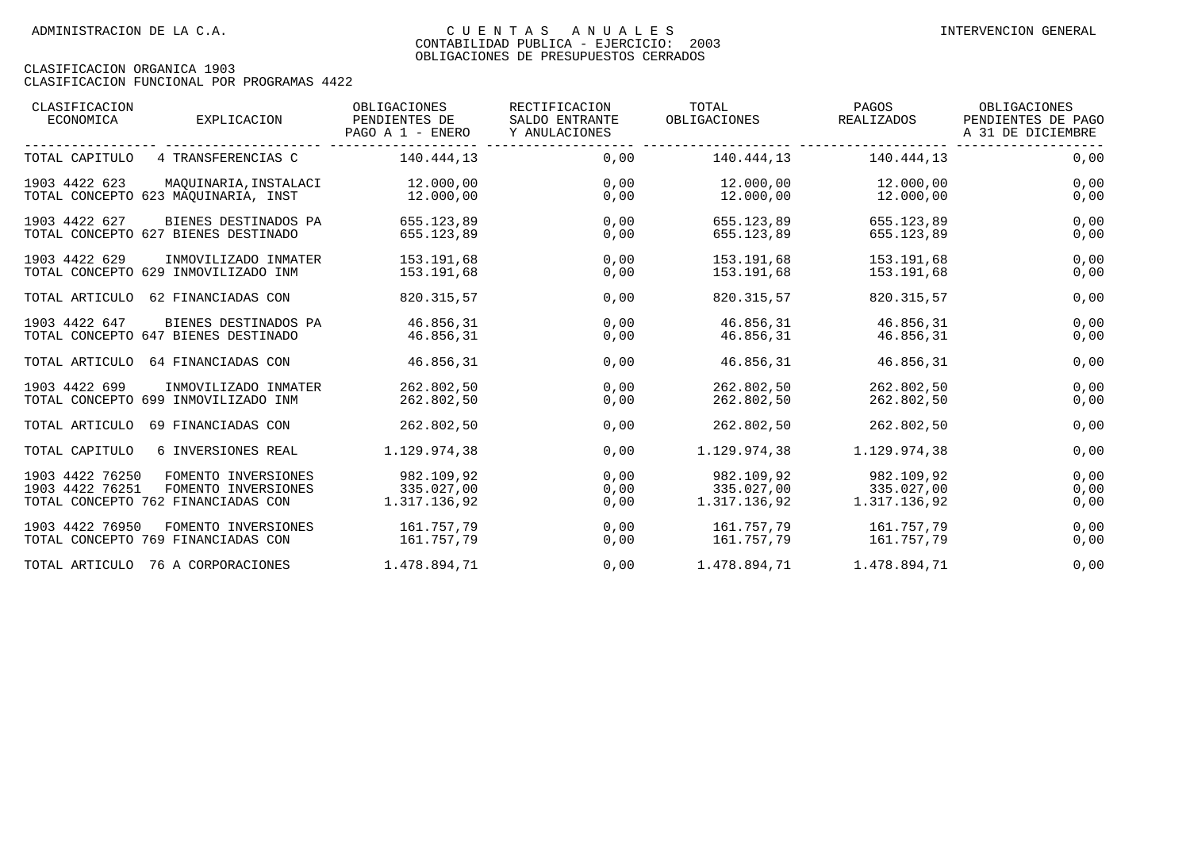ADMINISTRACION DE LA C.A.

# CUENTAS ANUALES
CONTABILIDAD PUBLICA - EJERCICIO: 2003
OBLIGACIONES DE PRESUPUESTOS CERRADOS

INTERVENCION GENERAL

CLASIFICACION ORGANICA 1903
CLASIFICACION FUNCIONAL POR PROGRAMAS 4422

| CLASIFICACION ECONOMICA | EXPLICACION | OBLIGACIONES PENDIENTES DE PAGO A 1 - ENERO | RECTIFICACION SALDO ENTRANTE Y ANULACIONES | TOTAL OBLIGACIONES | PAGOS REALIZADOS | OBLIGACIONES PENDIENTES DE PAGO A 31 DE DICIEMBRE |
|---|---|---|---|---|---|---|
| TOTAL CAPITULO | 4 TRANSFERENCIAS C | 140.444,13 | 0,00 | 140.444,13 | 140.444,13 | 0,00 |
| 1903 4422 623 | MAQUINARIA,INSTALACI | 12.000,00 | 0,00 | 12.000,00 | 12.000,00 | 0,00 |
| TOTAL CONCEPTO 623 | MAQUINARIA, INST | 12.000,00 | 0,00 | 12.000,00 | 12.000,00 | 0,00 |
| 1903 4422 627 | BIENES DESTINADOS PA | 655.123,89 | 0,00 | 655.123,89 | 655.123,89 | 0,00 |
| TOTAL CONCEPTO 627 | BIENES DESTINADO | 655.123,89 | 0,00 | 655.123,89 | 655.123,89 | 0,00 |
| 1903 4422 629 | INMOVILIZADO INMATER | 153.191,68 | 0,00 | 153.191,68 | 153.191,68 | 0,00 |
| TOTAL CONCEPTO 629 | INMOVILIZADO INM | 153.191,68 | 0,00 | 153.191,68 | 153.191,68 | 0,00 |
| TOTAL ARTICULO | 62 FINANCIADAS CON | 820.315,57 | 0,00 | 820.315,57 | 820.315,57 | 0,00 |
| 1903 4422 647 | BIENES DESTINADOS PA | 46.856,31 | 0,00 | 46.856,31 | 46.856,31 | 0,00 |
| TOTAL CONCEPTO 647 | BIENES DESTINADO | 46.856,31 | 0,00 | 46.856,31 | 46.856,31 | 0,00 |
| TOTAL ARTICULO | 64 FINANCIADAS CON | 46.856,31 | 0,00 | 46.856,31 | 46.856,31 | 0,00 |
| 1903 4422 699 | INMOVILIZADO INMATER | 262.802,50 | 0,00 | 262.802,50 | 262.802,50 | 0,00 |
| TOTAL CONCEPTO 699 | INMOVILIZADO INM | 262.802,50 | 0,00 | 262.802,50 | 262.802,50 | 0,00 |
| TOTAL ARTICULO | 69 FINANCIADAS CON | 262.802,50 | 0,00 | 262.802,50 | 262.802,50 | 0,00 |
| TOTAL CAPITULO | 6 INVERSIONES REAL | 1.129.974,38 | 0,00 | 1.129.974,38 | 1.129.974,38 | 0,00 |
| 1903 4422 76250 | FOMENTO INVERSIONES | 982.109,92 | 0,00 | 982.109,92 | 982.109,92 | 0,00 |
| 1903 4422 76251 | FOMENTO INVERSIONES | 335.027,00 | 0,00 | 335.027,00 | 335.027,00 | 0,00 |
| TOTAL CONCEPTO 762 | FINANCIADAS CON | 1.317.136,92 | 0,00 | 1.317.136,92 | 1.317.136,92 | 0,00 |
| 1903 4422 76950 | FOMENTO INVERSIONES | 161.757,79 | 0,00 | 161.757,79 | 161.757,79 | 0,00 |
| TOTAL CONCEPTO 769 | FINANCIADAS CON | 161.757,79 | 0,00 | 161.757,79 | 161.757,79 | 0,00 |
| TOTAL ARTICULO | 76 A CORPORACIONES | 1.478.894,71 | 0,00 | 1.478.894,71 | 1.478.894,71 | 0,00 |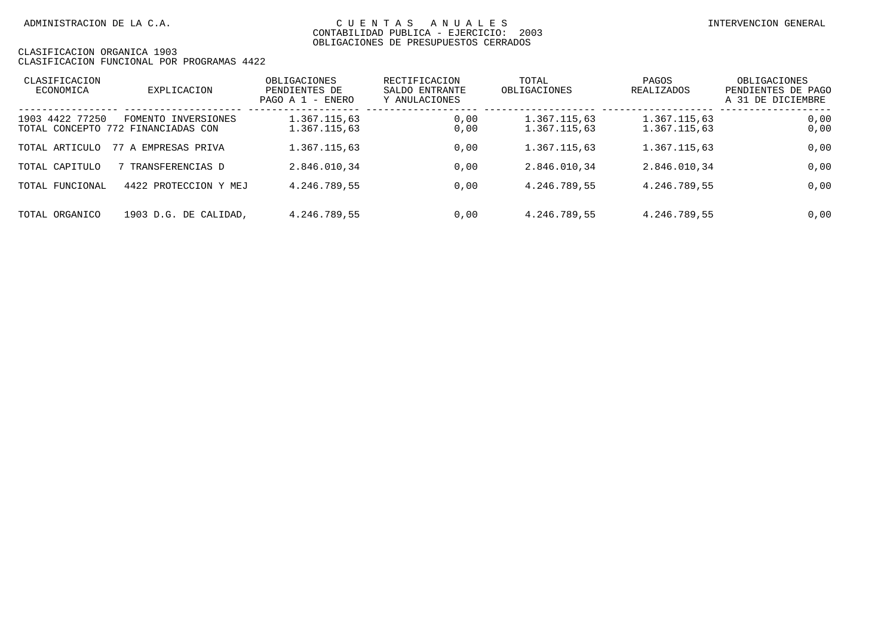ADMINISTRACION DE LA C.A.

CUENTAS ANUALES
CONTABILIDAD PUBLICA - EJERCICIO: 2003
OBLIGACIONES DE PRESUPUESTOS CERRADOS

INTERVENCION GENERAL

CLASIFICACION ORGANICA 1903
CLASIFICACION FUNCIONAL POR PROGRAMAS 4422

| CLASIFICACION ECONOMICA | EXPLICACION | OBLIGACIONES PENDIENTES DE PAGO A 1 - ENERO | RECTIFICACION SALDO ENTRANTE Y ANULACIONES | TOTAL OBLIGACIONES | PAGOS REALIZADOS | OBLIGACIONES PENDIENTES DE PAGO A 31 DE DICIEMBRE |
|---|---|---|---|---|---|---|
| 1903 4422 77250 | FOMENTO INVERSIONES | 1.367.115,63 | 0,00 | 1.367.115,63 | 1.367.115,63 | 0,00 |
| TOTAL CONCEPTO 772 | FINANCIADAS CON | 1.367.115,63 | 0,00 | 1.367.115,63 | 1.367.115,63 | 0,00 |
| TOTAL ARTICULO | 77 A EMPRESAS PRIVA | 1.367.115,63 | 0,00 | 1.367.115,63 | 1.367.115,63 | 0,00 |
| TOTAL CAPITULO | 7 TRANSFERENCIAS D | 2.846.010,34 | 0,00 | 2.846.010,34 | 2.846.010,34 | 0,00 |
| TOTAL FUNCIONAL | 4422 PROTECCION Y MEJ | 4.246.789,55 | 0,00 | 4.246.789,55 | 4.246.789,55 | 0,00 |
| TOTAL ORGANICO | 1903 D.G. DE CALIDAD, | 4.246.789,55 | 0,00 | 4.246.789,55 | 4.246.789,55 | 0,00 |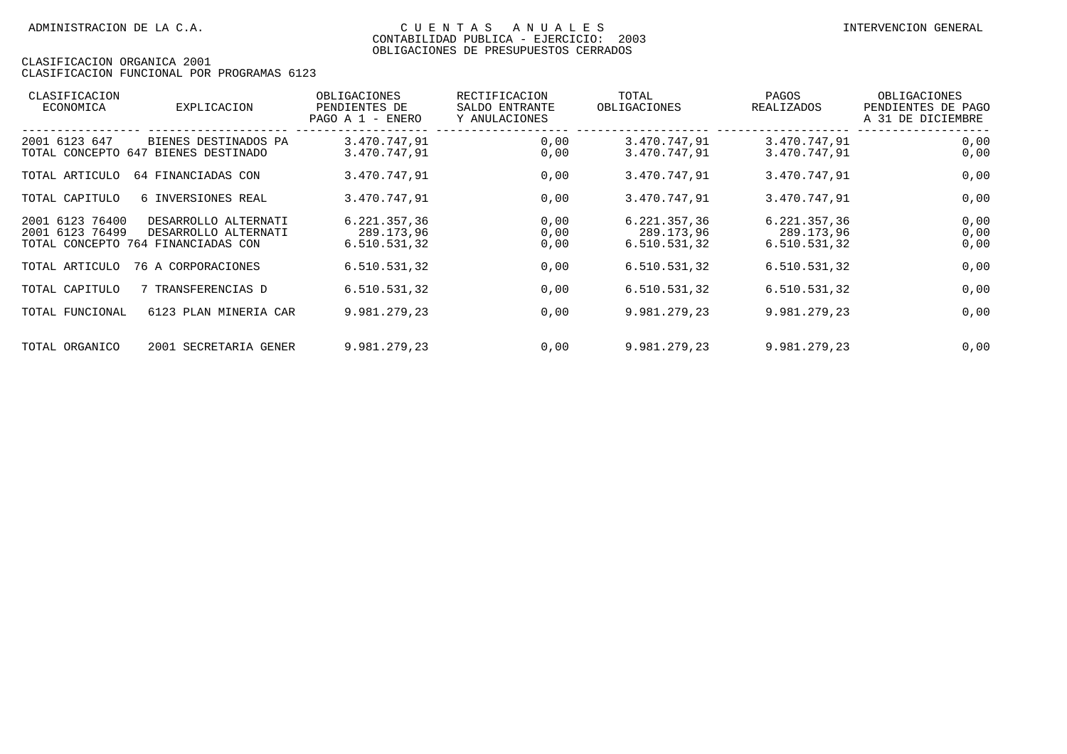ADMINISTRACION DE LA C.A. — CUENTAS ANUALES — INTERVENCION GENERAL

CONTABILIDAD PUBLICA - EJERCICIO: 2003

OBLIGACIONES DE PRESUPUESTOS CERRADOS

CLASIFICACION ORGANICA 2001

CLASIFICACION FUNCIONAL POR PROGRAMAS 6123

| CLASIFICACION ECONOMICA | EXPLICACION | OBLIGACIONES PENDIENTES DE PAGO A 1 - ENERO | RECTIFICACION SALDO ENTRANTE Y ANULACIONES | TOTAL OBLIGACIONES | PAGOS REALIZADOS | OBLIGACIONES PENDIENTES DE PAGO A 31 DE DICIEMBRE |
|---|---|---|---|---|---|---|
| 2001 6123 647 | BIENES DESTINADOS PA | 3.470.747,91 | 0,00 | 3.470.747,91 | 3.470.747,91 | 0,00 |
| TOTAL CONCEPTO 647 | BIENES DESTINADO | 3.470.747,91 | 0,00 | 3.470.747,91 | 3.470.747,91 | 0,00 |
| TOTAL ARTICULO | 64 FINANCIADAS CON | 3.470.747,91 | 0,00 | 3.470.747,91 | 3.470.747,91 | 0,00 |
| TOTAL CAPITULO | 6 INVERSIONES REAL | 3.470.747,91 | 0,00 | 3.470.747,91 | 3.470.747,91 | 0,00 |
| 2001 6123 76400 | DESARROLLO ALTERNATI | 6.221.357,36 | 0,00 | 6.221.357,36 | 6.221.357,36 | 0,00 |
| 2001 6123 76499 | DESARROLLO ALTERNATI | 289.173,96 | 0,00 | 289.173,96 | 289.173,96 | 0,00 |
| TOTAL CONCEPTO 764 | FINANCIADAS CON | 6.510.531,32 | 0,00 | 6.510.531,32 | 6.510.531,32 | 0,00 |
| TOTAL ARTICULO | 76 A CORPORACIONES | 6.510.531,32 | 0,00 | 6.510.531,32 | 6.510.531,32 | 0,00 |
| TOTAL CAPITULO | 7 TRANSFERENCIAS D | 6.510.531,32 | 0,00 | 6.510.531,32 | 6.510.531,32 | 0,00 |
| TOTAL FUNCIONAL | 6123 PLAN MINERIA CAR | 9.981.279,23 | 0,00 | 9.981.279,23 | 9.981.279,23 | 0,00 |
| TOTAL ORGANICO | 2001 SECRETARIA GENER | 9.981.279,23 | 0,00 | 9.981.279,23 | 9.981.279,23 | 0,00 |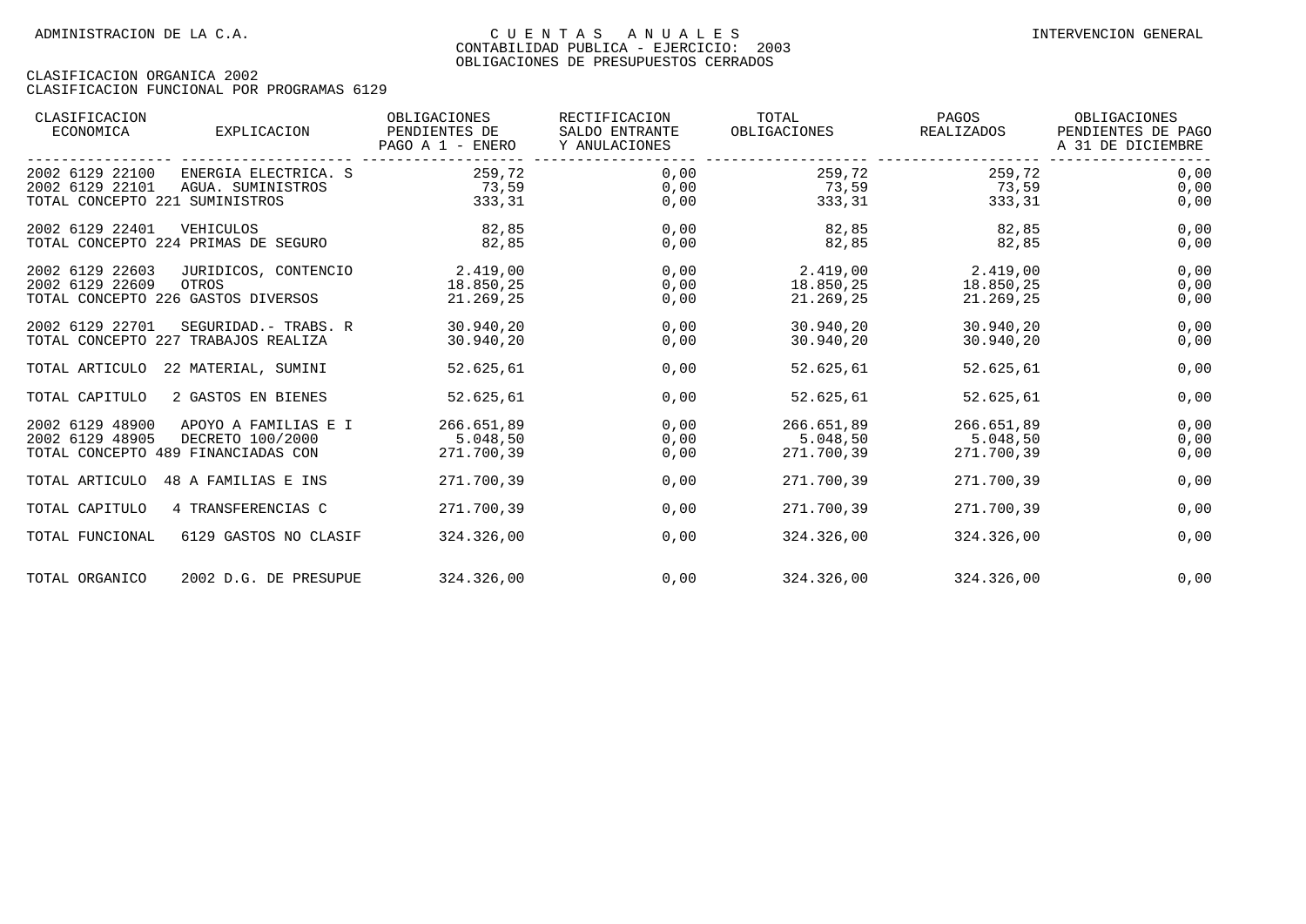ADMINISTRACION DE LA C.A. — CUENTAS ANUALES — INTERVENCION GENERAL

CONTABILIDAD PUBLICA - EJERCICIO: 2003

OBLIGACIONES DE PRESUPUESTOS CERRADOS

CLASIFICACION ORGANICA 2002

CLASIFICACION FUNCIONAL POR PROGRAMAS 6129

| CLASIFICACION ECONOMICA | EXPLICACION | OBLIGACIONES PENDIENTES DE PAGO A 1 - ENERO | RECTIFICACION SALDO ENTRANTE Y ANULACIONES | TOTAL OBLIGACIONES | PAGOS REALIZADOS | OBLIGACIONES PENDIENTES DE PAGO A 31 DE DICIEMBRE |
|---|---|---|---|---|---|---|
| 2002 6129 22100 | ENERGIA ELECTRICA. S | 259,72 | 0,00 | 259,72 | 259,72 | 0,00 |
| 2002 6129 22101 | AGUA. SUMINISTROS | 73,59 | 0,00 | 73,59 | 73,59 | 0,00 |
| TOTAL CONCEPTO 221 SUMINISTROS | | 333,31 | 0,00 | 333,31 | 333,31 | 0,00 |
| 2002 6129 22401 | VEHICULOS | 82,85 | 0,00 | 82,85 | 82,85 | 0,00 |
| TOTAL CONCEPTO 224 PRIMAS DE SEGURO | | 82,85 | 0,00 | 82,85 | 82,85 | 0,00 |
| 2002 6129 22603 | JURIDICOS, CONTENCIO | 2.419,00 | 0,00 | 2.419,00 | 2.419,00 | 0,00 |
| 2002 6129 22609 | OTROS | 18.850,25 | 0,00 | 18.850,25 | 18.850,25 | 0,00 |
| TOTAL CONCEPTO 226 GASTOS DIVERSOS | | 21.269,25 | 0,00 | 21.269,25 | 21.269,25 | 0,00 |
| 2002 6129 22701 | SEGURIDAD.- TRABS. R | 30.940,20 | 0,00 | 30.940,20 | 30.940,20 | 0,00 |
| TOTAL CONCEPTO 227 TRABAJOS REALIZA | | 30.940,20 | 0,00 | 30.940,20 | 30.940,20 | 0,00 |
| TOTAL ARTICULO | 22 MATERIAL, SUMINI | 52.625,61 | 0,00 | 52.625,61 | 52.625,61 | 0,00 |
| TOTAL CAPITULO | 2 GASTOS EN BIENES | 52.625,61 | 0,00 | 52.625,61 | 52.625,61 | 0,00 |
| 2002 6129 48900 | APOYO A FAMILIAS E I | 266.651,89 | 0,00 | 266.651,89 | 266.651,89 | 0,00 |
| 2002 6129 48905 | DECRETO 100/2000 | 5.048,50 | 0,00 | 5.048,50 | 5.048,50 | 0,00 |
| TOTAL CONCEPTO 489 FINANCIADAS CON | | 271.700,39 | 0,00 | 271.700,39 | 271.700,39 | 0,00 |
| TOTAL ARTICULO | 48 A FAMILIAS E INS | 271.700,39 | 0,00 | 271.700,39 | 271.700,39 | 0,00 |
| TOTAL CAPITULO | 4 TRANSFERENCIAS C | 271.700,39 | 0,00 | 271.700,39 | 271.700,39 | 0,00 |
| TOTAL FUNCIONAL | 6129 GASTOS NO CLASIF | 324.326,00 | 0,00 | 324.326,00 | 324.326,00 | 0,00 |
| TOTAL ORGANICO | 2002 D.G. DE PRESUPUE | 324.326,00 | 0,00 | 324.326,00 | 324.326,00 | 0,00 |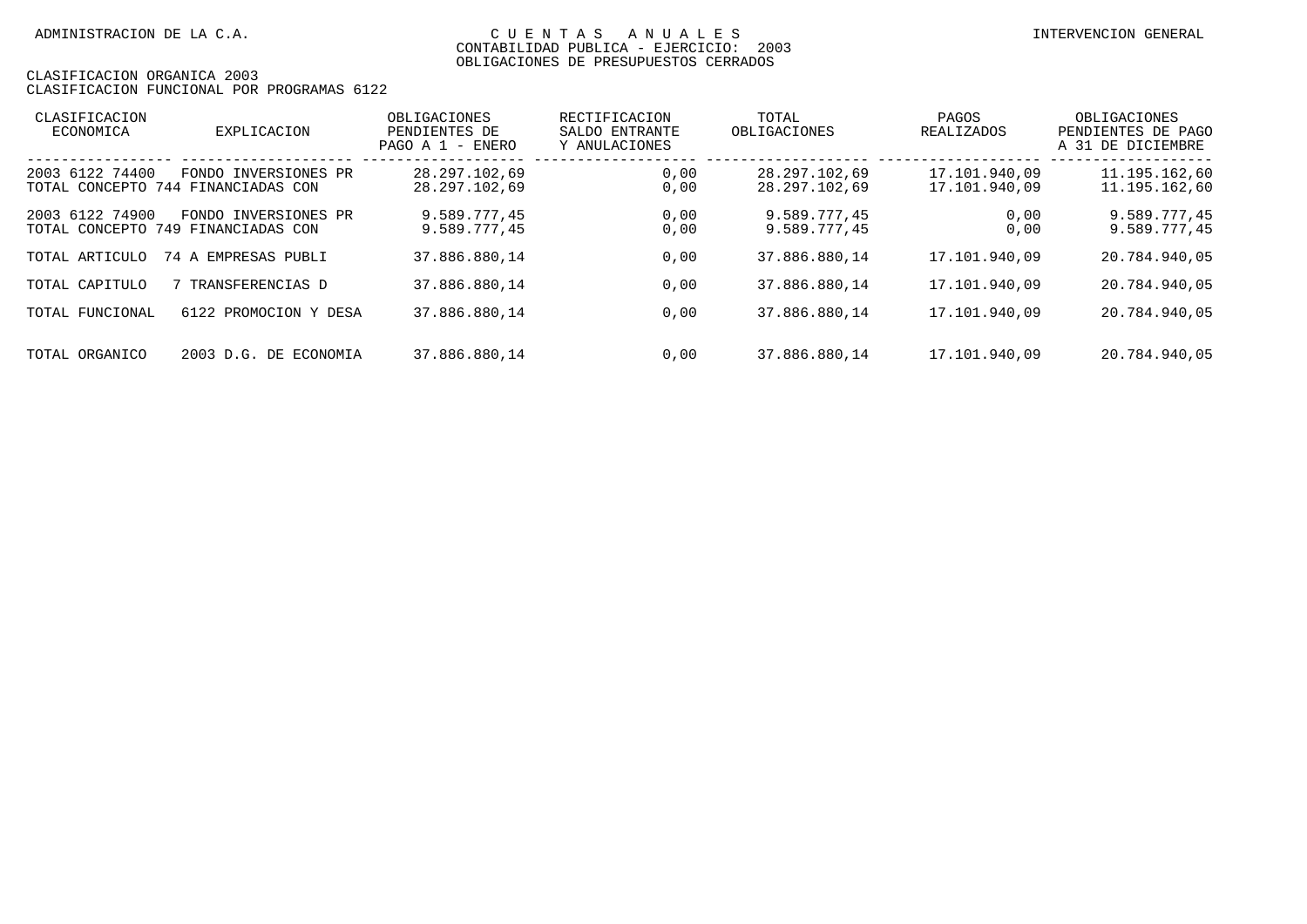ADMINISTRACION DE LA C.A.

CUENTAS ANUALES
CONTABILIDAD PUBLICA - EJERCICIO: 2003
OBLIGACIONES DE PRESUPUESTOS CERRADOS

INTERVENCION GENERAL

CLASIFICACION ORGANICA 2003
CLASIFICACION FUNCIONAL POR PROGRAMAS 6122

| CLASIFICACION ECONOMICA | EXPLICACION | OBLIGACIONES PENDIENTES DE PAGO A 1 - ENERO | RECTIFICACION SALDO ENTRANTE Y ANULACIONES | TOTAL OBLIGACIONES | PAGOS REALIZADOS | OBLIGACIONES PENDIENTES DE PAGO A 31 DE DICIEMBRE |
|---|---|---|---|---|---|---|
| 2003 6122 74400 | FONDO INVERSIONES PR | 28.297.102,69 | 0,00 | 28.297.102,69 | 17.101.940,09 | 11.195.162,60 |
| TOTAL CONCEPTO 744 | FINANCIADAS CON | 28.297.102,69 | 0,00 | 28.297.102,69 | 17.101.940,09 | 11.195.162,60 |
| 2003 6122 74900 | FONDO INVERSIONES PR | 9.589.777,45 | 0,00 | 9.589.777,45 | 0,00 | 9.589.777,45 |
| TOTAL CONCEPTO 749 | FINANCIADAS CON | 9.589.777,45 | 0,00 | 9.589.777,45 | 0,00 | 9.589.777,45 |
| TOTAL ARTICULO | 74 A EMPRESAS PUBLI | 37.886.880,14 | 0,00 | 37.886.880,14 | 17.101.940,09 | 20.784.940,05 |
| TOTAL CAPITULO | 7 TRANSFERENCIAS D | 37.886.880,14 | 0,00 | 37.886.880,14 | 17.101.940,09 | 20.784.940,05 |
| TOTAL FUNCIONAL | 6122 PROMOCION Y DESA | 37.886.880,14 | 0,00 | 37.886.880,14 | 17.101.940,09 | 20.784.940,05 |
| TOTAL ORGANICO | 2003 D.G. DE ECONOMIA | 37.886.880,14 | 0,00 | 37.886.880,14 | 17.101.940,09 | 20.784.940,05 |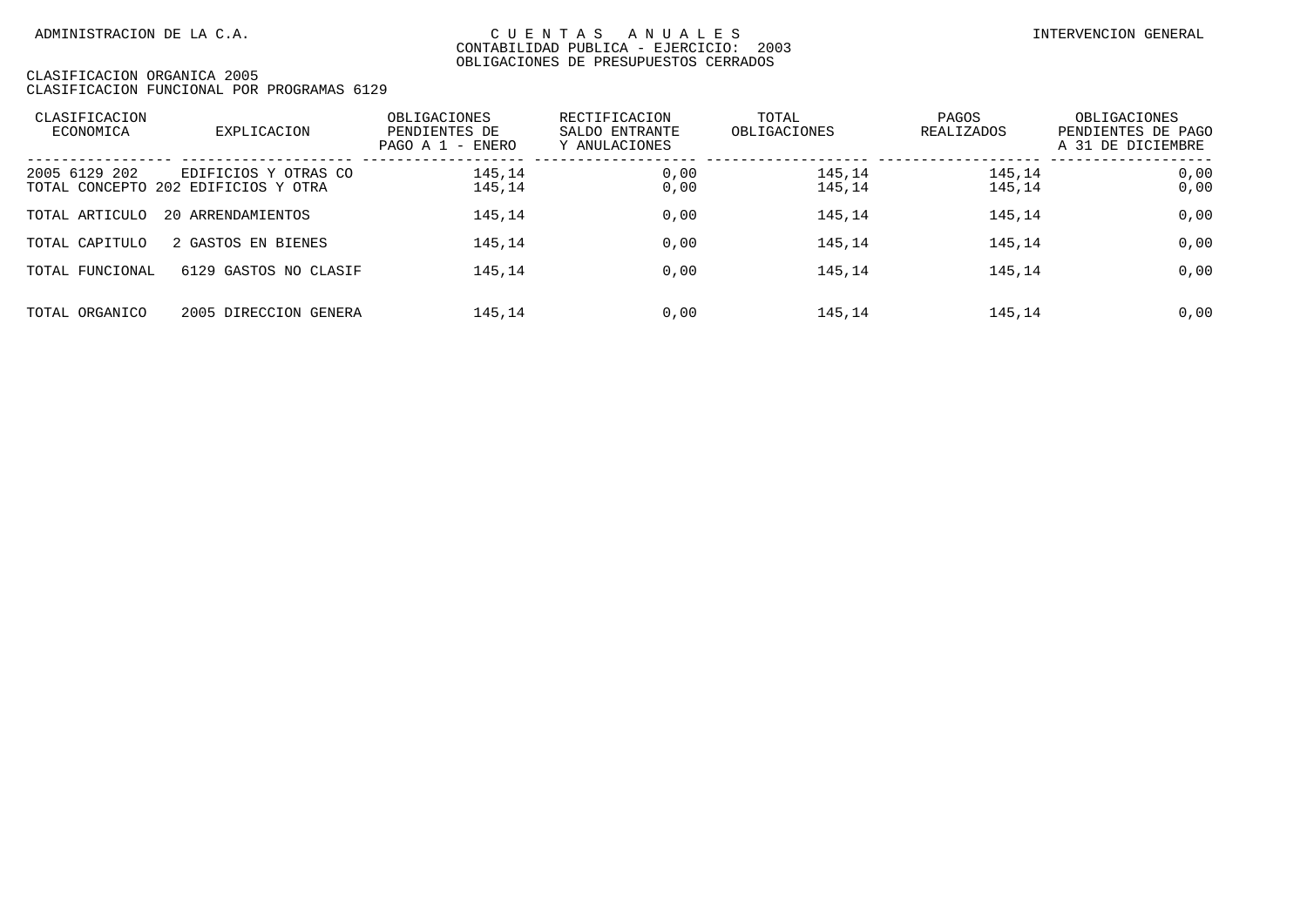ADMINISTRACION DE LA C.A.

CUENTAS ANUALES
CONTABILIDAD PUBLICA - EJERCICIO: 2003
OBLIGACIONES DE PRESUPUESTOS CERRADOS

INTERVENCION GENERAL

CLASIFICACION ORGANICA 2005
CLASIFICACION FUNCIONAL POR PROGRAMAS 6129

| CLASIFICACION ECONOMICA | EXPLICACION | OBLIGACIONES PENDIENTES DE PAGO A 1 - ENERO | RECTIFICACION SALDO ENTRANTE Y ANULACIONES | TOTAL OBLIGACIONES | PAGOS REALIZADOS | OBLIGACIONES PENDIENTES DE PAGO A 31 DE DICIEMBRE |
|---|---|---|---|---|---|---|
| 2005 6129 202 | EDIFICIOS Y OTRAS CO | 145,14 | 0,00 | 145,14 | 145,14 | 0,00 |
| TOTAL CONCEPTO | 202 EDIFICIOS Y OTRA | 145,14 | 0,00 | 145,14 | 145,14 | 0,00 |
| TOTAL ARTICULO | 20 ARRENDAMIENTOS | 145,14 | 0,00 | 145,14 | 145,14 | 0,00 |
| TOTAL CAPITULO | 2 GASTOS EN BIENES | 145,14 | 0,00 | 145,14 | 145,14 | 0,00 |
| TOTAL FUNCIONAL | 6129 GASTOS NO CLASIF | 145,14 | 0,00 | 145,14 | 145,14 | 0,00 |
| TOTAL ORGANICO | 2005 DIRECCION GENERA | 145,14 | 0,00 | 145,14 | 145,14 | 0,00 |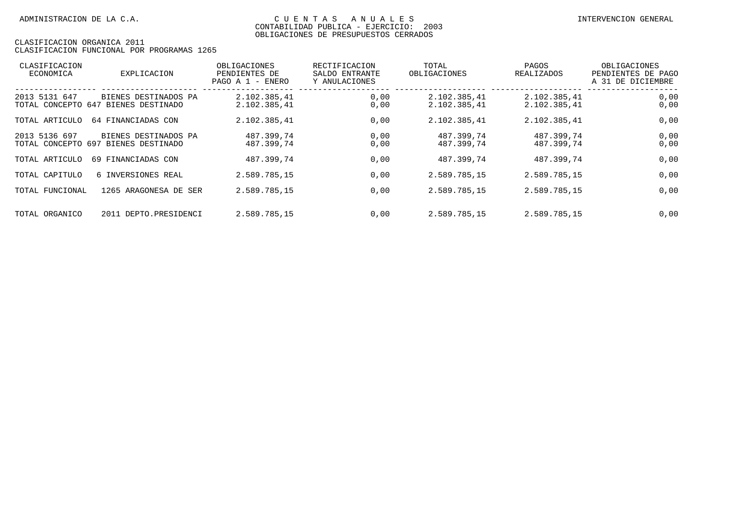ADMINISTRACION DE LA C.A.

CUENTAS ANUALES
CONTABILIDAD PUBLICA - EJERCICIO: 2003
OBLIGACIONES DE PRESUPUESTOS CERRADOS

INTERVENCION GENERAL

CLASIFICACION ORGANICA 2011
CLASIFICACION FUNCIONAL POR PROGRAMAS 1265

| CLASIFICACION ECONOMICA | EXPLICACION | OBLIGACIONES PENDIENTES DE PAGO A 1 - ENERO | RECTIFICACION SALDO ENTRANTE Y ANULACIONES | TOTAL OBLIGACIONES | PAGOS REALIZADOS | OBLIGACIONES PENDIENTES DE PAGO A 31 DE DICIEMBRE |
|---|---|---|---|---|---|---|
| 2013 5131 647 | BIENES DESTINADOS PA | 2.102.385,41 | 0,00 | 2.102.385,41 | 2.102.385,41 | 0,00 |
| TOTAL CONCEPTO 647 | BIENES DESTINADO | 2.102.385,41 | 0,00 | 2.102.385,41 | 2.102.385,41 | 0,00 |
| TOTAL ARTICULO | 64 FINANCIADAS CON | 2.102.385,41 | 0,00 | 2.102.385,41 | 2.102.385,41 | 0,00 |
| 2013 5136 697 | BIENES DESTINADOS PA | 487.399,74 | 0,00 | 487.399,74 | 487.399,74 | 0,00 |
| TOTAL CONCEPTO 697 | BIENES DESTINADO | 487.399,74 | 0,00 | 487.399,74 | 487.399,74 | 0,00 |
| TOTAL ARTICULO | 69 FINANCIADAS CON | 487.399,74 | 0,00 | 487.399,74 | 487.399,74 | 0,00 |
| TOTAL CAPITULO | 6 INVERSIONES REAL | 2.589.785,15 | 0,00 | 2.589.785,15 | 2.589.785,15 | 0,00 |
| TOTAL FUNCIONAL | 1265 ARAGONESA DE SER | 2.589.785,15 | 0,00 | 2.589.785,15 | 2.589.785,15 | 0,00 |
| TOTAL ORGANICO | 2011 DEPTO.PRESIDENCI | 2.589.785,15 | 0,00 | 2.589.785,15 | 2.589.785,15 | 0,00 |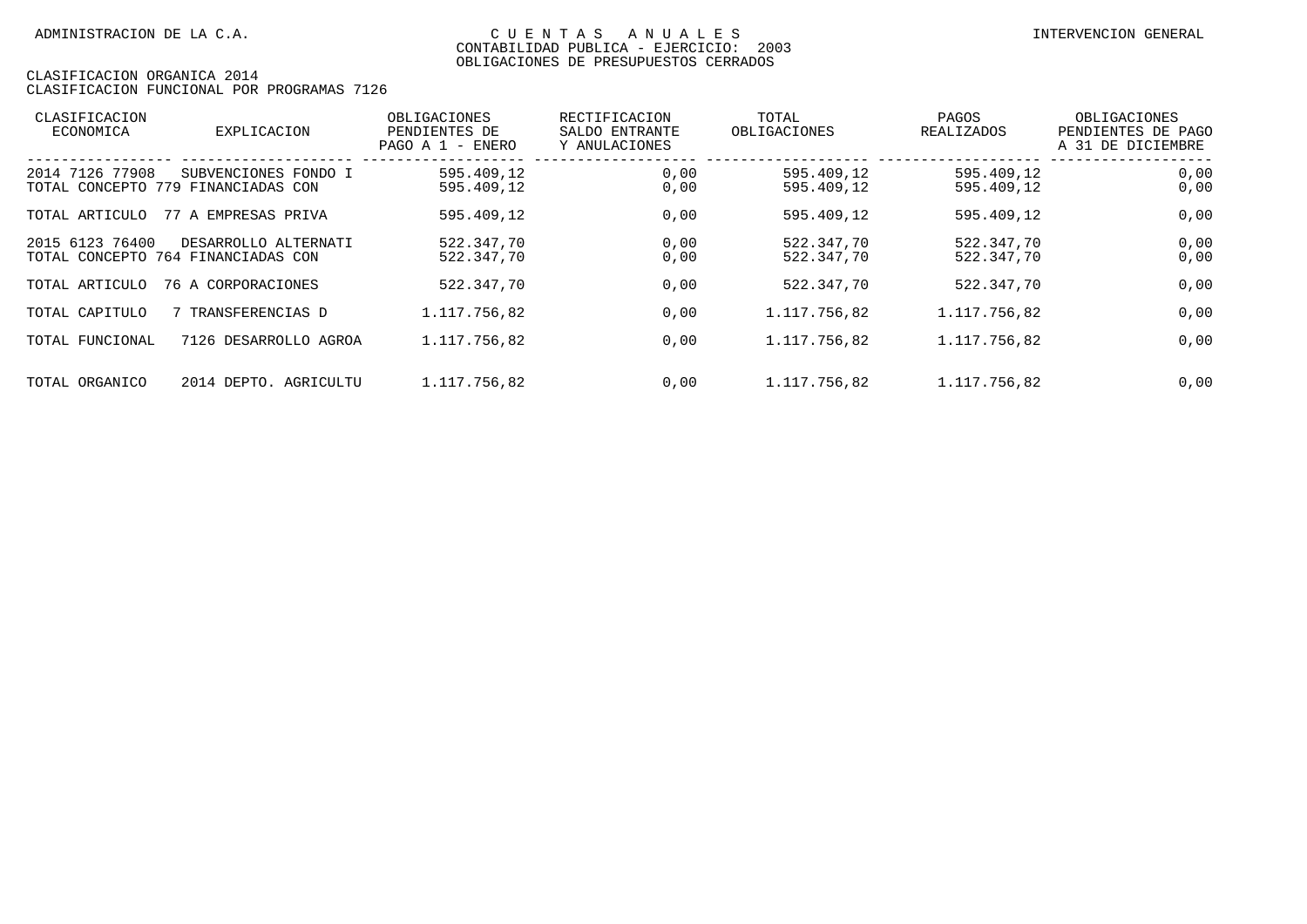ADMINISTRACION DE LA C.A. — CUENTAS ANUALES — INTERVENCION GENERAL

CONTABILIDAD PUBLICA - EJERCICIO: 2003

OBLIGACIONES DE PRESUPUESTOS CERRADOS

CLASIFICACION ORGANICA 2014

CLASIFICACION FUNCIONAL POR PROGRAMAS 7126

| CLASIFICACION ECONOMICA | EXPLICACION | OBLIGACIONES PENDIENTES DE PAGO A 1 - ENERO | RECTIFICACION SALDO ENTRANTE Y ANULACIONES | TOTAL OBLIGACIONES | PAGOS REALIZADOS | OBLIGACIONES PENDIENTES DE PAGO A 31 DE DICIEMBRE |
|---|---|---|---|---|---|---|
| 2014 7126 77908 | SUBVENCIONES FONDO I | 595.409,12 | 0,00 | 595.409,12 | 595.409,12 | 0,00 |
| TOTAL CONCEPTO 779 | FINANCIADAS CON | 595.409,12 | 0,00 | 595.409,12 | 595.409,12 | 0,00 |
| TOTAL ARTICULO | 77 A EMPRESAS PRIVA | 595.409,12 | 0,00 | 595.409,12 | 595.409,12 | 0,00 |
| 2015 6123 76400 | DESARROLLO ALTERNATI | 522.347,70 | 0,00 | 522.347,70 | 522.347,70 | 0,00 |
| TOTAL CONCEPTO 764 | FINANCIADAS CON | 522.347,70 | 0,00 | 522.347,70 | 522.347,70 | 0,00 |
| TOTAL ARTICULO | 76 A CORPORACIONES | 522.347,70 | 0,00 | 522.347,70 | 522.347,70 | 0,00 |
| TOTAL CAPITULO | 7 TRANSFERENCIAS D | 1.117.756,82 | 0,00 | 1.117.756,82 | 1.117.756,82 | 0,00 |
| TOTAL FUNCIONAL | 7126 DESARROLLO AGROA | 1.117.756,82 | 0,00 | 1.117.756,82 | 1.117.756,82 | 0,00 |
| TOTAL ORGANICO | 2014 DEPTO. AGRICULTU | 1.117.756,82 | 0,00 | 1.117.756,82 | 1.117.756,82 | 0,00 |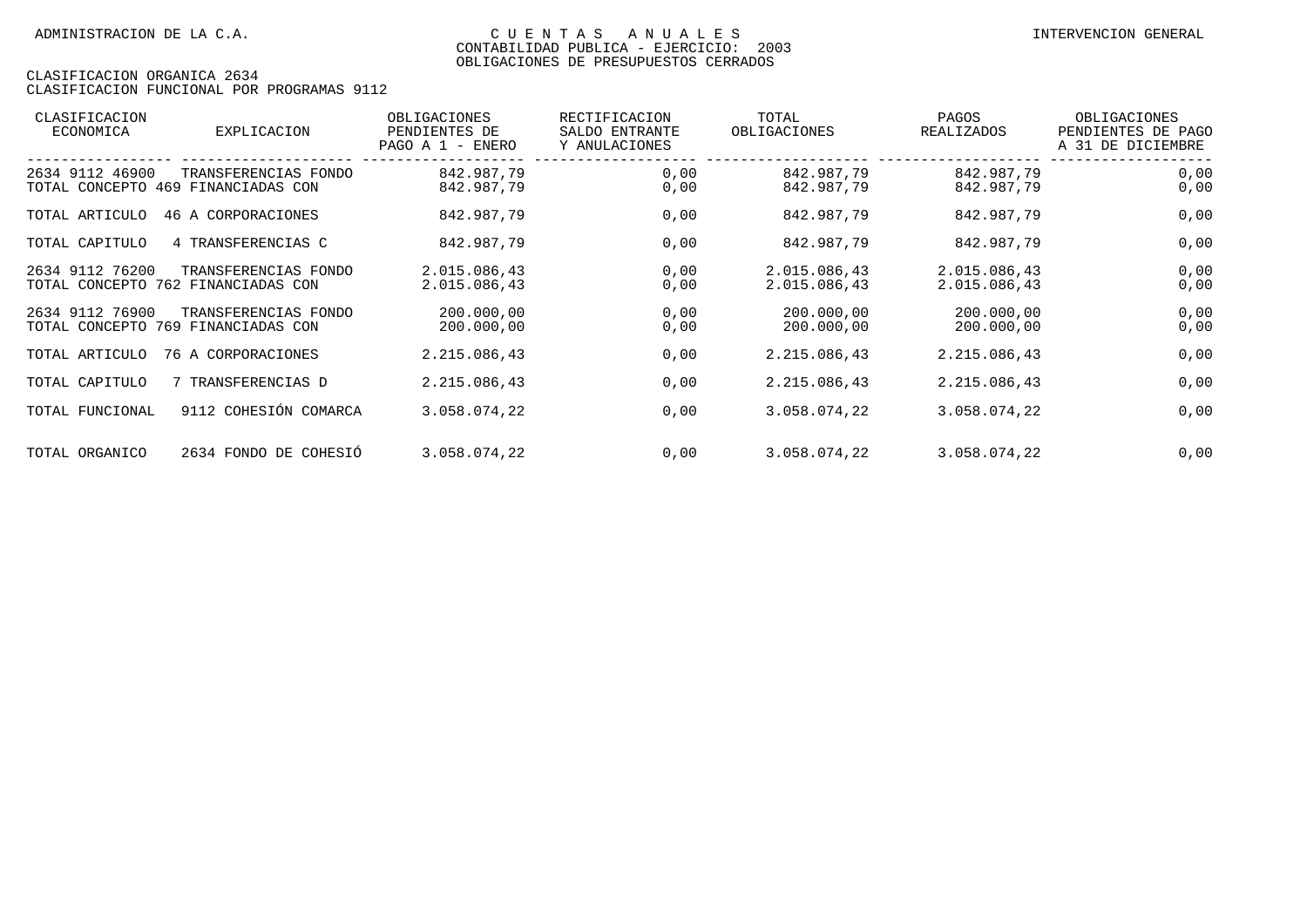CLASIFICACION ORGANICA 2634
CLASIFICACION FUNCIONAL POR PROGRAMAS 9112

| CLASIFICACION ECONOMICA | EXPLICACION | OBLIGACIONES PENDIENTES DE PAGO A 1 - ENERO | RECTIFICACION SALDO ENTRANTE Y ANULACIONES | TOTAL OBLIGACIONES | PAGOS REALIZADOS | OBLIGACIONES PENDIENTES DE PAGO A 31 DE DICIEMBRE |
|---|---|---|---|---|---|---|
| 2634 9112 46900 | TRANSFERENCIAS FONDO | 842.987,79 | 0,00 | 842.987,79 | 842.987,79 | 0,00 |
| TOTAL CONCEPTO 469 | FINANCIADAS CON | 842.987,79 | 0,00 | 842.987,79 | 842.987,79 | 0,00 |
| TOTAL ARTICULO | 46 A CORPORACIONES | 842.987,79 | 0,00 | 842.987,79 | 842.987,79 | 0,00 |
| TOTAL CAPITULO | 4 TRANSFERENCIAS C | 842.987,79 | 0,00 | 842.987,79 | 842.987,79 | 0,00 |
| 2634 9112 76200 | TRANSFERENCIAS FONDO | 2.015.086,43 | 0,00 | 2.015.086,43 | 2.015.086,43 | 0,00 |
| TOTAL CONCEPTO 762 | FINANCIADAS CON | 2.015.086,43 | 0,00 | 2.015.086,43 | 2.015.086,43 | 0,00 |
| 2634 9112 76900 | TRANSFERENCIAS FONDO | 200.000,00 | 0,00 | 200.000,00 | 200.000,00 | 0,00 |
| TOTAL CONCEPTO 769 | FINANCIADAS CON | 200.000,00 | 0,00 | 200.000,00 | 200.000,00 | 0,00 |
| TOTAL ARTICULO | 76 A CORPORACIONES | 2.215.086,43 | 0,00 | 2.215.086,43 | 2.215.086,43 | 0,00 |
| TOTAL CAPITULO | 7 TRANSFERENCIAS D | 2.215.086,43 | 0,00 | 2.215.086,43 | 2.215.086,43 | 0,00 |
| TOTAL FUNCIONAL | 9112 COHESIÓN COMARCA | 3.058.074,22 | 0,00 | 3.058.074,22 | 3.058.074,22 | 0,00 |
| TOTAL ORGANICO | 2634 FONDO DE COHESIÓ | 3.058.074,22 | 0,00 | 3.058.074,22 | 3.058.074,22 | 0,00 |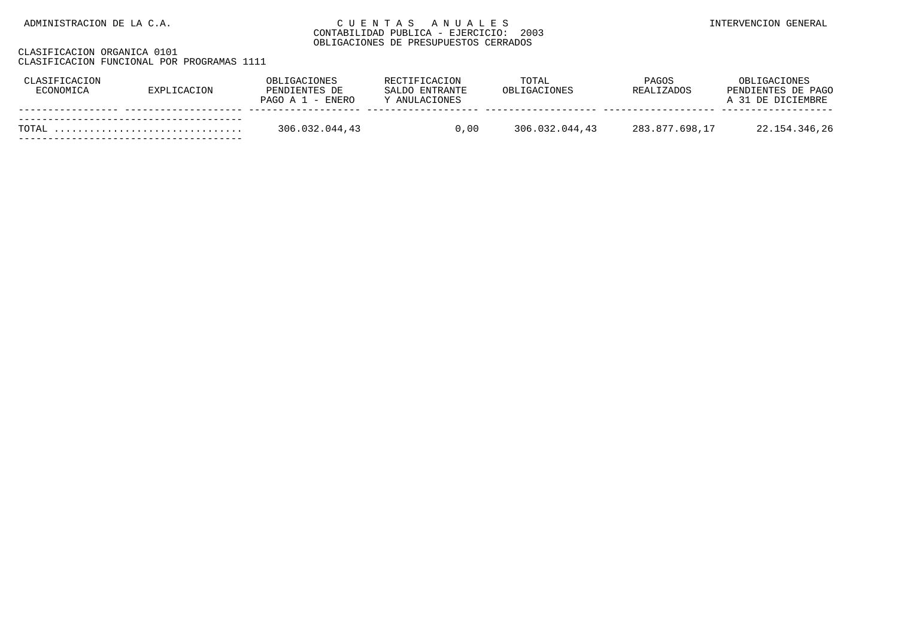ADMINISTRACION DE LA C.A.

# CUENTAS ANUALES

CONTABILIDAD PUBLICA - EJERCICIO: 2003

OBLIGACIONES DE PRESUPUESTOS CERRADOS

INTERVENCION GENERAL

CLASIFICACION ORGANICA 0101

CLASIFICACION FUNCIONAL POR PROGRAMAS 1111

| CLASIFICACION ECONOMICA | EXPLICACION | OBLIGACIONES PENDIENTES DE PAGO A 1 - ENERO | RECTIFICACION SALDO ENTRANTE Y ANULACIONES | TOTAL OBLIGACIONES | PAGOS REALIZADOS | OBLIGACIONES PENDIENTES DE PAGO A 31 DE DICIEMBRE |
|---|---|---|---|---|---|---|
| TOTAL ................................ | | 306.032.044,43 | 0,00 | 306.032.044,43 | 283.877.698,17 | 22.154.346,26 |